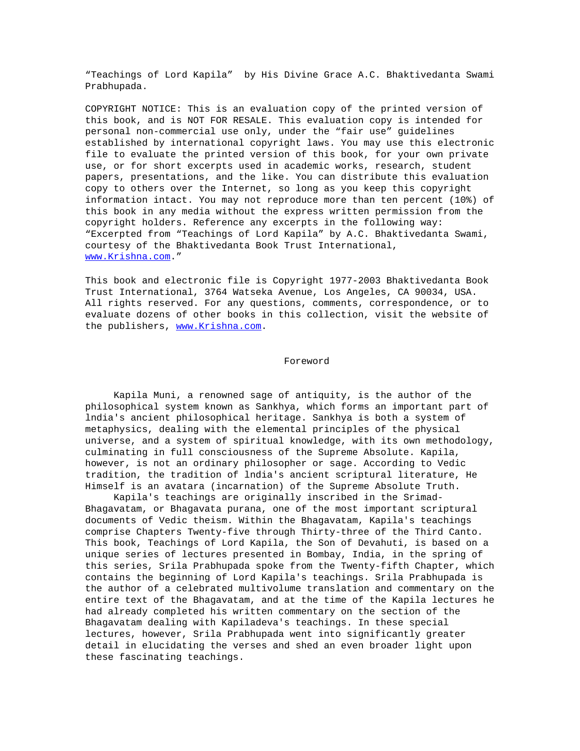"Teachings of Lord Kapila" by His Divine Grace A.C. Bhaktivedanta Swami Prabhupada.

COPYRIGHT NOTICE: This is an evaluation copy of the printed version of this book, and is NOT FOR RESALE. This evaluation copy is intended for personal non-commercial use only, under the "fair use" guidelines established by international copyright laws. You may use this electronic file to evaluate the printed version of this book, for your own private use, or for short excerpts used in academic works, research, student papers, presentations, and the like. You can distribute this evaluation copy to others over the Internet, so long as you keep this copyright information intact. You may not reproduce more than ten percent (10%) of this book in any media without the express written permission from the copyright holders. Reference any excerpts in the following way: "Excerpted from "Teachings of Lord Kapila" by A.C. Bhaktivedanta Swami, courtesy of the Bhaktivedanta Book Trust International, www.Krishna.com."

This book and electronic file is Copyright 1977-2003 Bhaktivedanta Book Trust International, 3764 Watseka Avenue, Los Angeles, CA 90034, USA. All rights reserved. For any questions, comments, correspondence, or to evaluate dozens of other books in this collection, visit the website of the publishers, www.Krishna.com.

## Foreword

Kapila Muni, a renowned sage of antiquity, is the author of the philosophical system known as Sankhya, which forms an important part of India's ancient philosophical heritage. Sankhya is both a system of metaphysics, dealing with the elemental principles of the physical universe, and a system of spiritual knowledge, with its own methodology, culminating in full consciousness of the Supreme Absolute. Kapila, however, is not an ordinary philosopher or sage. According to Vedic tradition, the tradition of India's ancient scriptural literature, He Himself is an avatara (incarnation) of the Supreme Absolute Truth.

Kapila's teachings are originally inscribed in the Srimad-Bhagavatam, or Bhagavata purana, one of the most important scriptural documents of Vedic theism. Within the Bhagavatam, Kapila's teachings comprise Chapters Twenty-five through Thirty-three of the Third Canto. This book, Teachings of Lord Kapila, the Son of Devahuti, is based on a unique series of lectures presented in Bombay, India, in the spring of this series, Srila Prabhupada spoke from the Twenty-fifth Chapter, which contains the beginning of Lord Kapila's teachings. Srila Prabhupada is the author of a celebrated multivolume translation and commentary on the entire text of the Bhagavatam, and at the time of the Kapila lectures he had already completed his written commentary on the section of the Bhagavatam dealing with Kapiladeva's teachings. In these special lectures, however, Srila Prabhupada went into significantly greater detail in elucidating the verses and shed an even broader light upon these fascinating teachings.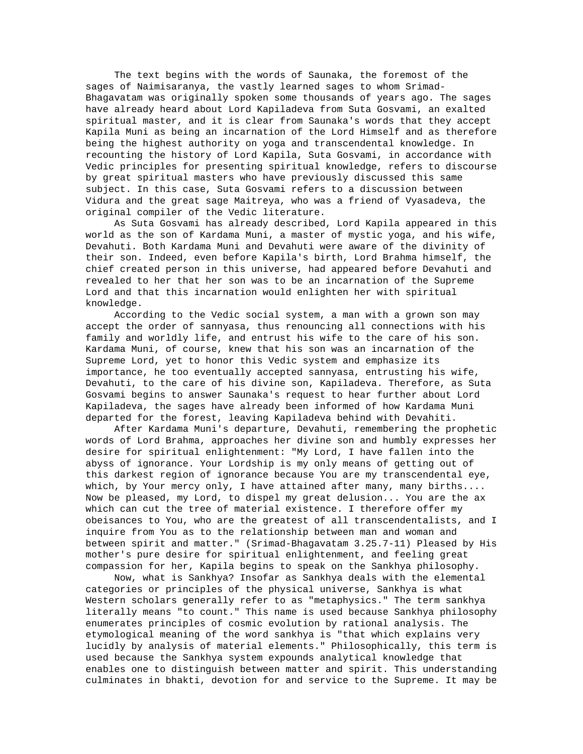The text begins with the words of Saunaka, the foremost of the sages of Naimisaranya, the vastly learned sages to whom Srimad-Bhagavatam was originally spoken some thousands of years ago. The sages have already heard about Lord Kapiladeva from Suta Gosvami, an exalted spiritual master, and it is clear from Saunaka's words that they accept Kapila Muni as being an incarnation of the Lord Himself and as therefore being the highest authority on yoga and transcendental knowledge. In recounting the history of Lord Kapila, Suta Gosvami, in accordance with Vedic principles for presenting spiritual knowledge, refers to discourse by great spiritual masters who have previously discussed this same subject. In this case, Suta Gosvami refers to a discussion between Vidura and the great sage Maitreya, who was a friend of Vyasadeva, the original compiler of the Vedic literature.

As Suta Gosvami has already described, Lord Kapila appeared in this world as the son of Kardama Muni, a master of mystic yoga, and his wife, Devahuti. Both Kardama Muni and Devahuti were aware of the divinity of their son. Indeed, even before Kapila's birth, Lord Brahma himself, the chief created person in this universe, had appeared before Devahuti and revealed to her that her son was to be an incarnation of the Supreme Lord and that this incarnation would enlighten her with spiritual knowledge.

According to the Vedic social system, a man with a grown son may accept the order of sannyasa, thus renouncing all connections with his family and worldly life, and entrust his wife to the care of his son. Kardama Muni, of course, knew that his son was an incarnation of the Supreme Lord, yet to honor this Vedic system and emphasize its importance, he too eventually accepted sannyasa, entrusting his wife, Devahuti, to the care of his divine son, Kapiladeva. Therefore, as Suta Gosvami begins to answer Saunaka's request to hear further about Lord Kapiladeva, the sages have already been informed of how Kardama Muni departed for the forest, leaving Kapiladeva behind with Devahiti.

After Kardama Muni's departure, Devahuti, remembering the prophetic words of Lord Brahma, approaches her divine son and humbly expresses her desire for spiritual enlightenment: "My Lord, I have fallen into the abyss of ignorance. Your Lordship is my only means of getting out of this darkest region of ignorance because You are my transcendental eye, which, by Your mercy only, I have attained after many, many births.... Now be pleased, my Lord, to dispel my great delusion... You are the ax which can cut the tree of material existence. I therefore offer my obeisances to You, who are the greatest of all transcendentalists, and I inquire from You as to the relationship between man and woman and between spirit and matter." (Srimad-Bhagavatam 3.25.7-11) Pleased by His mother's pure desire for spiritual enlightenment, and feeling great compassion for her, Kapila begins to speak on the Sankhya philosophy.

Now, what is Sankhya? Insofar as Sankhya deals with the elemental categories or principles of the physical universe, Sankhya is what Western scholars generally refer to as "metaphysics." The term sankhya literally means "to count." This name is used because Sankhya philosophy enumerates principles of cosmic evolution by rational analysis. The etymological meaning of the word sankhya is "that which explains very lucidly by analysis of material elements." Philosophically, this term is used because the Sankhya system expounds analytical knowledge that enables one to distinguish between matter and spirit. This understanding culminates in bhakti, devotion for and service to the Supreme. It may be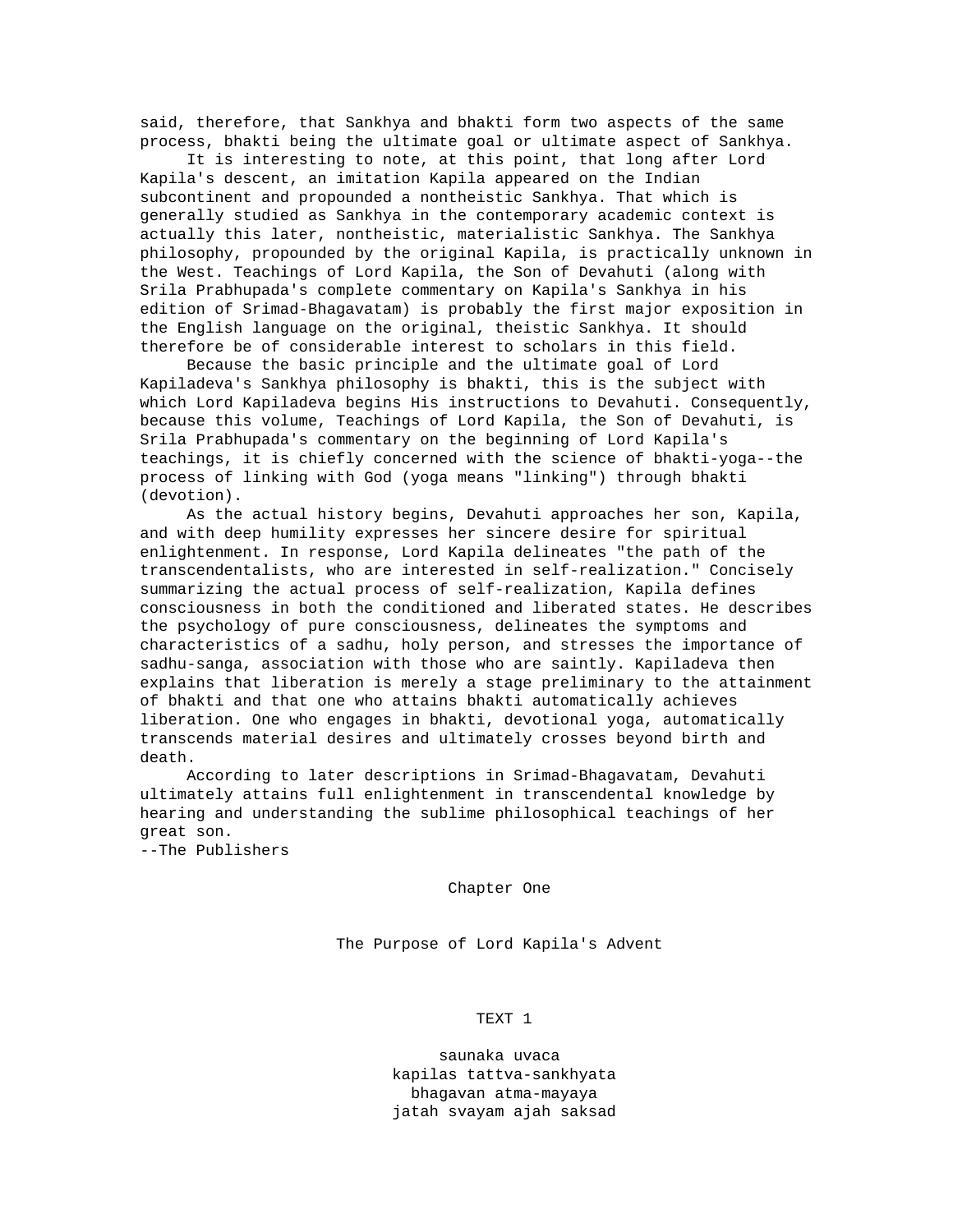said, therefore, that Sankhya and bhakti form two aspects of the same process, bhakti being the ultimate goal or ultimate aspect of Sankhya.

It is interesting to note, at this point, that long after Lord Kapila's descent, an imitation Kapila appeared on the Indian subcontinent and propounded a nontheistic Sankhya. That which is generally studied as Sankhya in the contemporary academic context is actually this later, nontheistic, materialistic Sankhya. The Sankhya philosophy, propounded by the original Kapila, is practically unknown in the West. Teachings of Lord Kapila, the Son of Devahuti (along with Srila Prabhupada's complete commentary on Kapila's Sankhya in his edition of Srimad-Bhagavatam) is probably the first major exposition in the English language on the original, theistic Sankhya. It should therefore be of considerable interest to scholars in this field.

Because the basic principle and the ultimate goal of Lord Kapiladeva's Sankhya philosophy is bhakti, this is the subject with which Lord Kapiladeva begins His instructions to Devahuti. Consequently, because this volume, Teachings of Lord Kapila, the Son of Devahuti, is Srila Prabhupada's commentary on the beginning of Lord Kapila's teachings, it is chiefly concerned with the science of bhakti-yoga--the process of linking with God (yoga means "linking") through bhakti (devotion).

As the actual history begins, Devahuti approaches her son, Kapila, and with deep humility expresses her sincere desire for spiritual enlightenment. In response, Lord Kapila delineates "the path of the transcendentalists, who are interested in self-realization." Concisely summarizing the actual process of self-realization, Kapila defines consciousness in both the conditioned and liberated states. He describes the psychology of pure consciousness, delineates the symptoms and characteristics of a sadhu, holy person, and stresses the importance of sadhu-sanga, association with those who are saintly. Kapiladeva then explains that liberation is merely a stage preliminary to the attainment of bhakti and that one who attains bhakti automatically achieves liberation. One who engages in bhakti, devotional yoga, automatically transcends material desires and ultimately crosses beyond birth and death.

According to later descriptions in Srimad-Bhagavatam, Devahuti ultimately attains full enlightenment in transcendental knowledge by hearing and understanding the sublime philosophical teachings of her great son.

--The Publishers

# Chapter One

## The Purpose of Lord Kapila's Advent

### TEXT 1

saunaka uvaca
kapilas tattva-sankhyata
bhagavan atma-mayaya
jatah svayam ajah saksad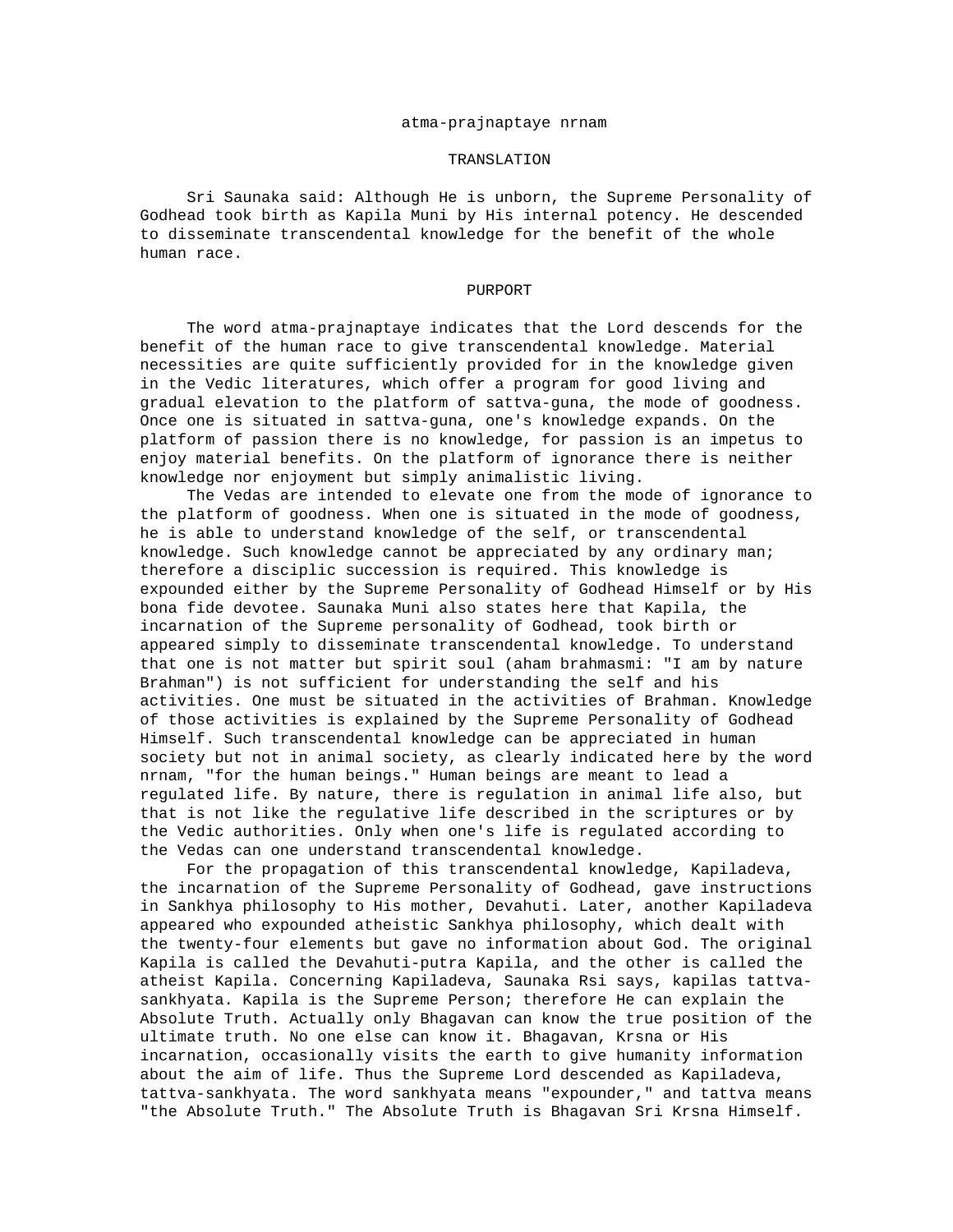atma-prajnaptaye nrnam

TRANSLATION

Sri Saunaka said: Although He is unborn, the Supreme Personality of Godhead took birth as Kapila Muni by His internal potency. He descended to disseminate transcendental knowledge for the benefit of the whole human race.

PURPORT

The word atma-prajnaptaye indicates that the Lord descends for the benefit of the human race to give transcendental knowledge. Material necessities are quite sufficiently provided for in the knowledge given in the Vedic literatures, which offer a program for good living and gradual elevation to the platform of sattva-guna, the mode of goodness. Once one is situated in sattva-guna, one's knowledge expands. On the platform of passion there is no knowledge, for passion is an impetus to enjoy material benefits. On the platform of ignorance there is neither knowledge nor enjoyment but simply animalistic living.

The Vedas are intended to elevate one from the mode of ignorance to the platform of goodness. When one is situated in the mode of goodness, he is able to understand knowledge of the self, or transcendental knowledge. Such knowledge cannot be appreciated by any ordinary man; therefore a disciplic succession is required. This knowledge is expounded either by the Supreme Personality of Godhead Himself or by His bona fide devotee. Saunaka Muni also states here that Kapila, the incarnation of the Supreme personality of Godhead, took birth or appeared simply to disseminate transcendental knowledge. To understand that one is not matter but spirit soul (aham brahmasmi: "I am by nature Brahman") is not sufficient for understanding the self and his activities. One must be situated in the activities of Brahman. Knowledge of those activities is explained by the Supreme Personality of Godhead Himself. Such transcendental knowledge can be appreciated in human society but not in animal society, as clearly indicated here by the word nrnam, "for the human beings." Human beings are meant to lead a regulated life. By nature, there is regulation in animal life also, but that is not like the regulative life described in the scriptures or by the Vedic authorities. Only when one's life is regulated according to the Vedas can one understand transcendental knowledge.

For the propagation of this transcendental knowledge, Kapiladeva, the incarnation of the Supreme Personality of Godhead, gave instructions in Sankhya philosophy to His mother, Devahuti. Later, another Kapiladeva appeared who expounded atheistic Sankhya philosophy, which dealt with the twenty-four elements but gave no information about God. The original Kapila is called the Devahuti-putra Kapila, and the other is called the atheist Kapila. Concerning Kapiladeva, Saunaka Rsi says, kapilas tattva-sankhyata. Kapila is the Supreme Person; therefore He can explain the Absolute Truth. Actually only Bhagavan can know the true position of the ultimate truth. No one else can know it. Bhagavan, Krsna or His incarnation, occasionally visits the earth to give humanity information about the aim of life. Thus the Supreme Lord descended as Kapiladeva, tattva-sankhyata. The word sankhyata means "expounder," and tattva means "the Absolute Truth." The Absolute Truth is Bhagavan Sri Krsna Himself.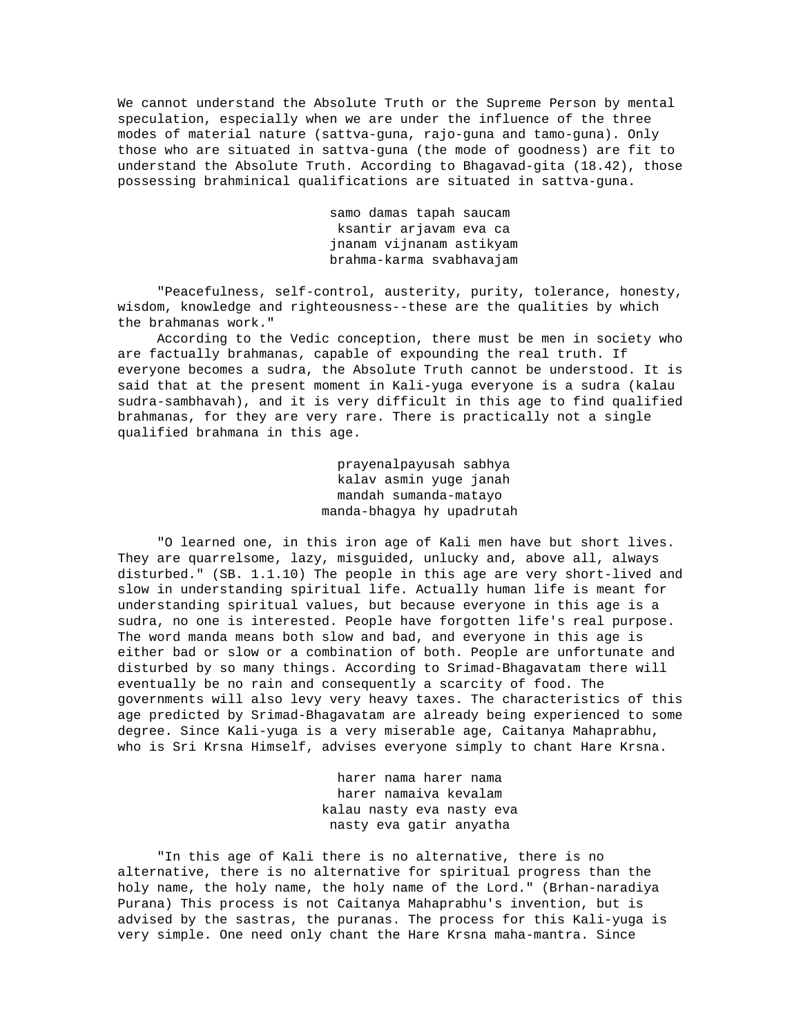We cannot understand the Absolute Truth or the Supreme Person by mental speculation, especially when we are under the influence of the three modes of material nature (sattva-guna, rajo-guna and tamo-guna). Only those who are situated in sattva-guna (the mode of goodness) are fit to understand the Absolute Truth. According to Bhagavad-gita (18.42), those possessing brahminical qualifications are situated in sattva-guna.

samo damas tapah saucam  
ksantir arjavam eva ca  
jnanam vijnanam astikyam  
brahma-karma svabhavajam

"Peacefulness, self-control, austerity, purity, tolerance, honesty, wisdom, knowledge and righteousness--these are the qualities by which the brahmanas work."

According to the Vedic conception, there must be men in society who are factually brahmanas, capable of expounding the real truth. If everyone becomes a sudra, the Absolute Truth cannot be understood. It is said that at the present moment in Kali-yuga everyone is a sudra (kalau sudra-sambhavah), and it is very difficult in this age to find qualified brahmanas, for they are very rare. There is practically not a single qualified brahmana in this age.

prayenalpayusah sabhya  
kalav asmin yuge janah  
mandah sumanda-matayo  
manda-bhagya hy upadrutah

"O learned one, in this iron age of Kali men have but short lives. They are quarrelsome, lazy, misguided, unlucky and, above all, always disturbed." (SB. 1.1.10) The people in this age are very short-lived and slow in understanding spiritual life. Actually human life is meant for understanding spiritual values, but because everyone in this age is a sudra, no one is interested. People have forgotten life's real purpose. The word manda means both slow and bad, and everyone in this age is either bad or slow or a combination of both. People are unfortunate and disturbed by so many things. According to Srimad-Bhagavatam there will eventually be no rain and consequently a scarcity of food. The governments will also levy very heavy taxes. The characteristics of this age predicted by Srimad-Bhagavatam are already being experienced to some degree. Since Kali-yuga is a very miserable age, Caitanya Mahaprabhu, who is Sri Krsna Himself, advises everyone simply to chant Hare Krsna.

harer nama harer nama  
harer namaiva kevalam  
kalau nasty eva nasty eva  
nasty eva gatir anyatha

"In this age of Kali there is no alternative, there is no alternative, there is no alternative for spiritual progress than the holy name, the holy name, the holy name of the Lord." (Brhan-naradiya Purana) This process is not Caitanya Mahaprabhu's invention, but is advised by the sastras, the puranas. The process for this Kali-yuga is very simple. One need only chant the Hare Krsna maha-mantra. Since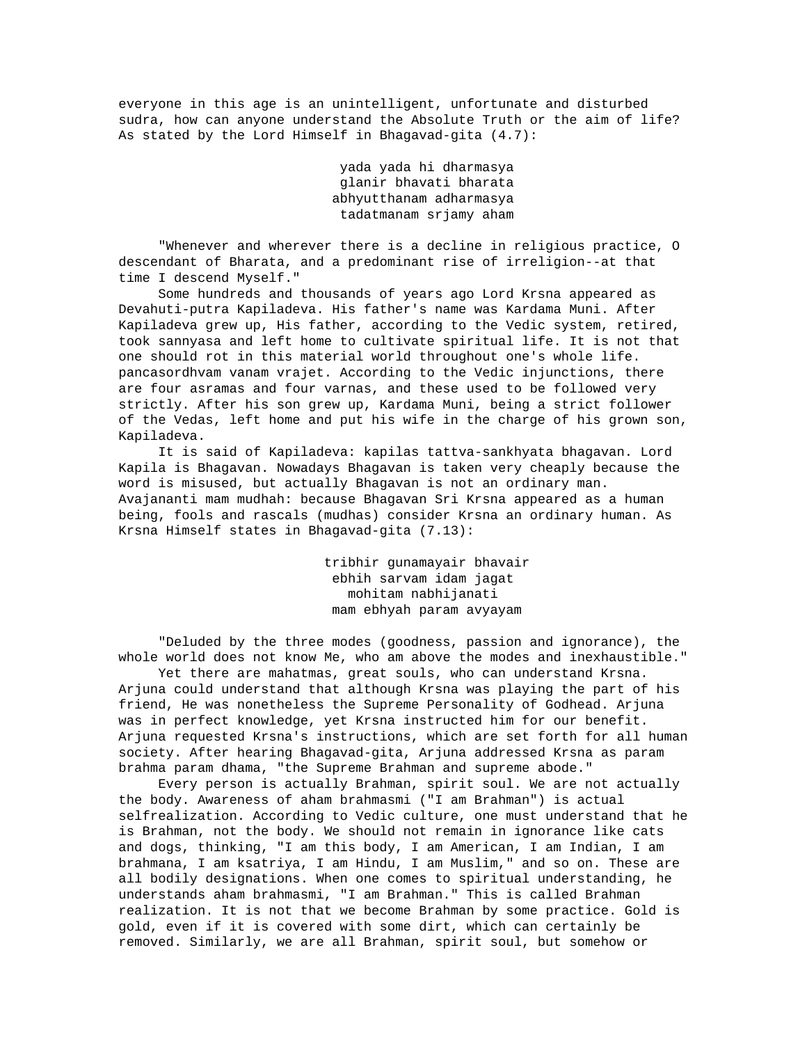everyone in this age is an unintelligent, unfortunate and disturbed sudra, how can anyone understand the Absolute Truth or the aim of life? As stated by the Lord Himself in Bhagavad-gita (4.7):

> yada yada hi dharmasya  
> glanir bhavati bharata  
> abhyutthanam adharmasya  
> tadatmanam srjamy aham

"Whenever and wherever there is a decline in religious practice, O descendant of Bharata, and a predominant rise of irreligion--at that time I descend Myself."

Some hundreds and thousands of years ago Lord Krsna appeared as Devahuti-putra Kapiladeva. His father's name was Kardama Muni. After Kapiladeva grew up, His father, according to the Vedic system, retired, took sannyasa and left home to cultivate spiritual life. It is not that one should rot in this material world throughout one's whole life. pancasordhvam vanam vrajet. According to the Vedic injunctions, there are four asramas and four varnas, and these used to be followed very strictly. After his son grew up, Kardama Muni, being a strict follower of the Vedas, left home and put his wife in the charge of his grown son, Kapiladeva.

It is said of Kapiladeva: kapilas tattva-sankhyata bhagavan. Lord Kapila is Bhagavan. Nowadays Bhagavan is taken very cheaply because the word is misused, but actually Bhagavan is not an ordinary man. Avajananti mam mudhah: because Bhagavan Sri Krsna appeared as a human being, fools and rascals (mudhas) consider Krsna an ordinary human. As Krsna Himself states in Bhagavad-gita (7.13):

> tribhir gunamayair bhavair  
> ebhih sarvam idam jagat  
> mohitam nabhijanati  
> mam ebhyah param avyayam

"Deluded by the three modes (goodness, passion and ignorance), the whole world does not know Me, who am above the modes and inexhaustible."

Yet there are mahatmas, great souls, who can understand Krsna. Arjuna could understand that although Krsna was playing the part of his friend, He was nonetheless the Supreme Personality of Godhead. Arjuna was in perfect knowledge, yet Krsna instructed him for our benefit. Arjuna requested Krsna's instructions, which are set forth for all human society. After hearing Bhagavad-gita, Arjuna addressed Krsna as param brahma param dhama, "the Supreme Brahman and supreme abode."

Every person is actually Brahman, spirit soul. We are not actually the body. Awareness of aham brahmasmi ("I am Brahman") is actual selfrealization. According to Vedic culture, one must understand that he is Brahman, not the body. We should not remain in ignorance like cats and dogs, thinking, "I am this body, I am American, I am Indian, I am brahmana, I am ksatriya, I am Hindu, I am Muslim," and so on. These are all bodily designations. When one comes to spiritual understanding, he understands aham brahmasmi, "I am Brahman." This is called Brahman realization. It is not that we become Brahman by some practice. Gold is gold, even if it is covered with some dirt, which can certainly be removed. Similarly, we are all Brahman, spirit soul, but somehow or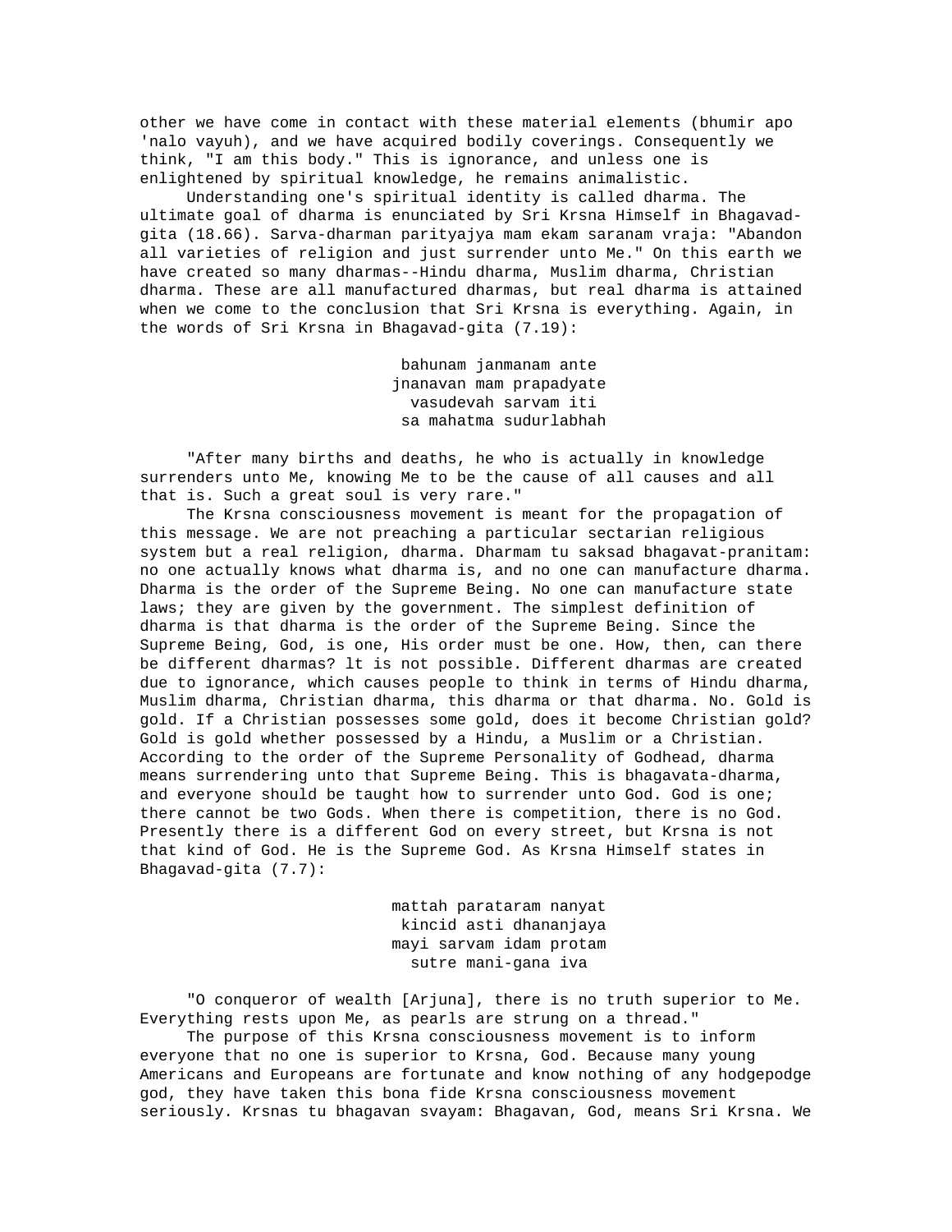other we have come in contact with these material elements (bhumir apo 'nalo vayuh), and we have acquired bodily coverings. Consequently we think, "I am this body." This is ignorance, and unless one is enlightened by spiritual knowledge, he remains animalistic.

Understanding one's spiritual identity is called dharma. The ultimate goal of dharma is enunciated by Sri Krsna Himself in Bhagavad-gita (18.66). Sarva-dharman parityajya mam ekam saranam vraja: "Abandon all varieties of religion and just surrender unto Me." On this earth we have created so many dharmas--Hindu dharma, Muslim dharma, Christian dharma. These are all manufactured dharmas, but real dharma is attained when we come to the conclusion that Sri Krsna is everything. Again, in the words of Sri Krsna in Bhagavad-gita (7.19):

> bahunam janmanam ante
> jnanavan mam prapadyate
> vasudevah sarvam iti
> sa mahatma sudurlabhah

"After many births and deaths, he who is actually in knowledge surrenders unto Me, knowing Me to be the cause of all causes and all that is. Such a great soul is very rare."

The Krsna consciousness movement is meant for the propagation of this message. We are not preaching a particular sectarian religious system but a real religion, dharma. Dharmam tu saksad bhagavat-pranitam: no one actually knows what dharma is, and no one can manufacture dharma. Dharma is the order of the Supreme Being. No one can manufacture state laws; they are given by the government. The simplest definition of dharma is that dharma is the order of the Supreme Being. Since the Supreme Being, God, is one, His order must be one. How, then, can there be different dharmas? lt is not possible. Different dharmas are created due to ignorance, which causes people to think in terms of Hindu dharma, Muslim dharma, Christian dharma, this dharma or that dharma. No. Gold is gold. If a Christian possesses some gold, does it become Christian gold? Gold is gold whether possessed by a Hindu, a Muslim or a Christian. According to the order of the Supreme Personality of Godhead, dharma means surrendering unto that Supreme Being. This is bhagavata-dharma, and everyone should be taught how to surrender unto God. God is one; there cannot be two Gods. When there is competition, there is no God. Presently there is a different God on every street, but Krsna is not that kind of God. He is the Supreme God. As Krsna Himself states in Bhagavad-gita (7.7):

> mattah parataram nanyat
> kincid asti dhananjaya
> mayi sarvam idam protam
> sutre mani-gana iva

"O conqueror of wealth [Arjuna], there is no truth superior to Me. Everything rests upon Me, as pearls are strung on a thread."

The purpose of this Krsna consciousness movement is to inform everyone that no one is superior to Krsna, God. Because many young Americans and Europeans are fortunate and know nothing of any hodgepodge god, they have taken this bona fide Krsna consciousness movement seriously. Krsnas tu bhagavan svayam: Bhagavan, God, means Sri Krsna. We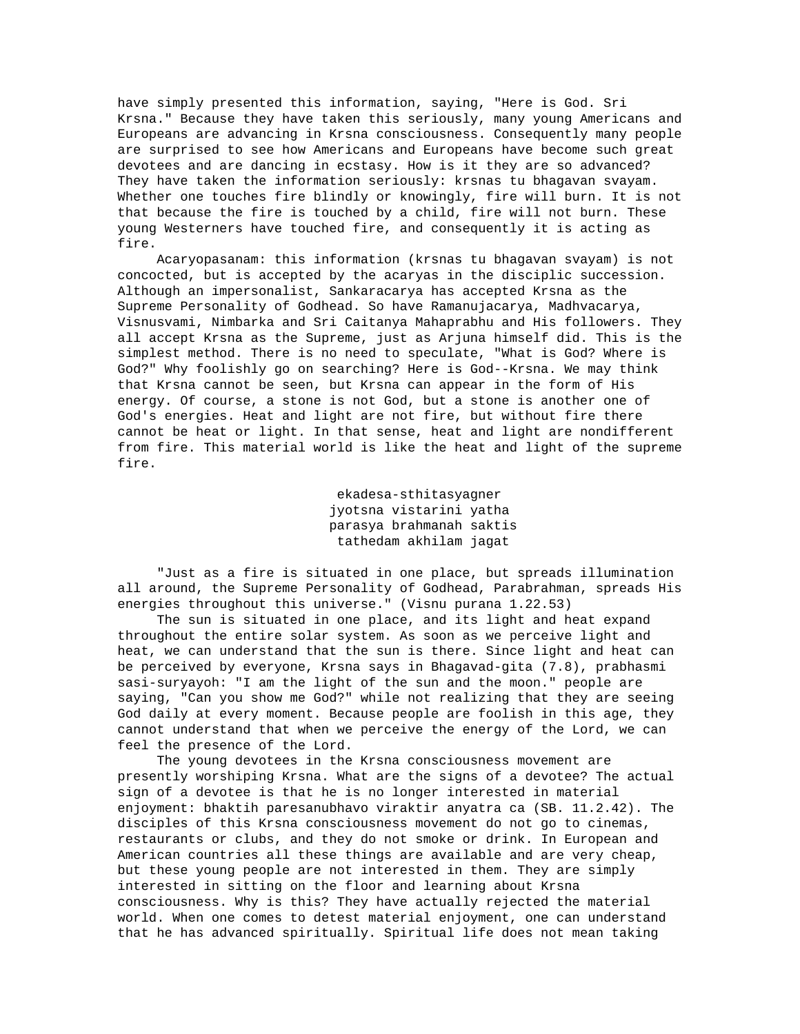have simply presented this information, saying, "Here is God. Sri Krsna." Because they have taken this seriously, many young Americans and Europeans are advancing in Krsna consciousness. Consequently many people are surprised to see how Americans and Europeans have become such great devotees and are dancing in ecstasy. How is it they are so advanced? They have taken the information seriously: krsnas tu bhagavan svayam. Whether one touches fire blindly or knowingly, fire will burn. It is not that because the fire is touched by a child, fire will not burn. These young Westerners have touched fire, and consequently it is acting as fire.

Acaryopasanam: this information (krsnas tu bhagavan svayam) is not concocted, but is accepted by the acaryas in the disciplic succession. Although an impersonalist, Sankaracarya has accepted Krsna as the Supreme Personality of Godhead. So have Ramanujacarya, Madhvacarya, Visnusvami, Nimbarka and Sri Caitanya Mahaprabhu and His followers. They all accept Krsna as the Supreme, just as Arjuna himself did. This is the simplest method. There is no need to speculate, "What is God? Where is God?" Why foolishly go on searching? Here is God--Krsna. We may think that Krsna cannot be seen, but Krsna can appear in the form of His energy. Of course, a stone is not God, but a stone is another one of God's energies. Heat and light are not fire, but without fire there cannot be heat or light. In that sense, heat and light are nondifferent from fire. This material world is like the heat and light of the supreme fire.

ekadesa-sthitasyagner
jyotsna vistarini yatha
parasya brahmanah saktis
tathedam akhilam jagat

"Just as a fire is situated in one place, but spreads illumination all around, the Supreme Personality of Godhead, Parabrahman, spreads His energies throughout this universe." (Visnu purana 1.22.53)

The sun is situated in one place, and its light and heat expand throughout the entire solar system. As soon as we perceive light and heat, we can understand that the sun is there. Since light and heat can be perceived by everyone, Krsna says in Bhagavad-gita (7.8), prabhasmi sasi-suryayoh: "I am the light of the sun and the moon." people are saying, "Can you show me God?" while not realizing that they are seeing God daily at every moment. Because people are foolish in this age, they cannot understand that when we perceive the energy of the Lord, we can feel the presence of the Lord.

The young devotees in the Krsna consciousness movement are presently worshiping Krsna. What are the signs of a devotee? The actual sign of a devotee is that he is no longer interested in material enjoyment: bhaktih paresanubhavo viraktir anyatra ca (SB. 11.2.42). The disciples of this Krsna consciousness movement do not go to cinemas, restaurants or clubs, and they do not smoke or drink. In European and American countries all these things are available and are very cheap, but these young people are not interested in them. They are simply interested in sitting on the floor and learning about Krsna consciousness. Why is this? They have actually rejected the material world. When one comes to detest material enjoyment, one can understand that he has advanced spiritually. Spiritual life does not mean taking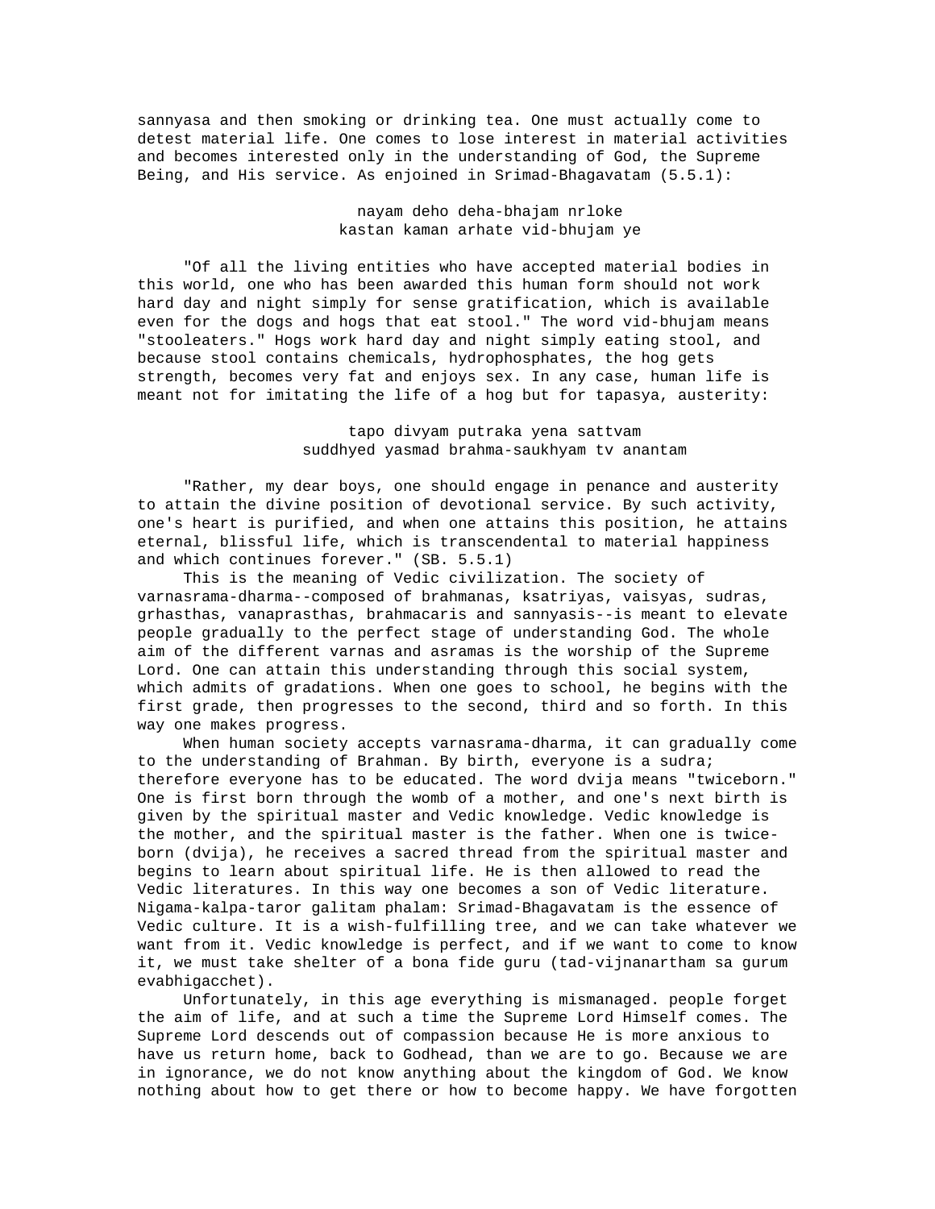sannyasa and then smoking or drinking tea. One must actually come to detest material life. One comes to lose interest in material activities and becomes interested only in the understanding of God, the Supreme Being, and His service. As enjoined in Srimad-Bhagavatam (5.5.1):

> nayam deho deha-bhajam nrloke
> kastan kaman arhate vid-bhujam ye

"Of all the living entities who have accepted material bodies in this world, one who has been awarded this human form should not work hard day and night simply for sense gratification, which is available even for the dogs and hogs that eat stool." The word vid-bhujam means "stooleaters." Hogs work hard day and night simply eating stool, and because stool contains chemicals, hydrophosphates, the hog gets strength, becomes very fat and enjoys sex. In any case, human life is meant not for imitating the life of a hog but for tapasya, austerity:

> tapo divyam putraka yena sattvam
> suddhyed yasmad brahma-saukhyam tv anantam

"Rather, my dear boys, one should engage in penance and austerity to attain the divine position of devotional service. By such activity, one's heart is purified, and when one attains this position, he attains eternal, blissful life, which is transcendental to material happiness and which continues forever." (SB. 5.5.1)

This is the meaning of Vedic civilization. The society of varnasrama-dharma--composed of brahmanas, ksatriyas, vaisyas, sudras, grhasthas, vanaprasthas, brahmacaris and sannyasis--is meant to elevate people gradually to the perfect stage of understanding God. The whole aim of the different varnas and asramas is the worship of the Supreme Lord. One can attain this understanding through this social system, which admits of gradations. When one goes to school, he begins with the first grade, then progresses to the second, third and so forth. In this way one makes progress.

When human society accepts varnasrama-dharma, it can gradually come to the understanding of Brahman. By birth, everyone is a sudra; therefore everyone has to be educated. The word dvija means "twiceborn." One is first born through the womb of a mother, and one's next birth is given by the spiritual master and Vedic knowledge. Vedic knowledge is the mother, and the spiritual master is the father. When one is twice-born (dvija), he receives a sacred thread from the spiritual master and begins to learn about spiritual life. He is then allowed to read the Vedic literatures. In this way one becomes a son of Vedic literature. Nigama-kalpa-taror galitam phalam: Srimad-Bhagavatam is the essence of Vedic culture. It is a wish-fulfilling tree, and we can take whatever we want from it. Vedic knowledge is perfect, and if we want to come to know it, we must take shelter of a bona fide guru (tad-vijnanartham sa gurum evabhigacchet).

Unfortunately, in this age everything is mismanaged. people forget the aim of life, and at such a time the Supreme Lord Himself comes. The Supreme Lord descends out of compassion because He is more anxious to have us return home, back to Godhead, than we are to go. Because we are in ignorance, we do not know anything about the kingdom of God. We know nothing about how to get there or how to become happy. We have forgotten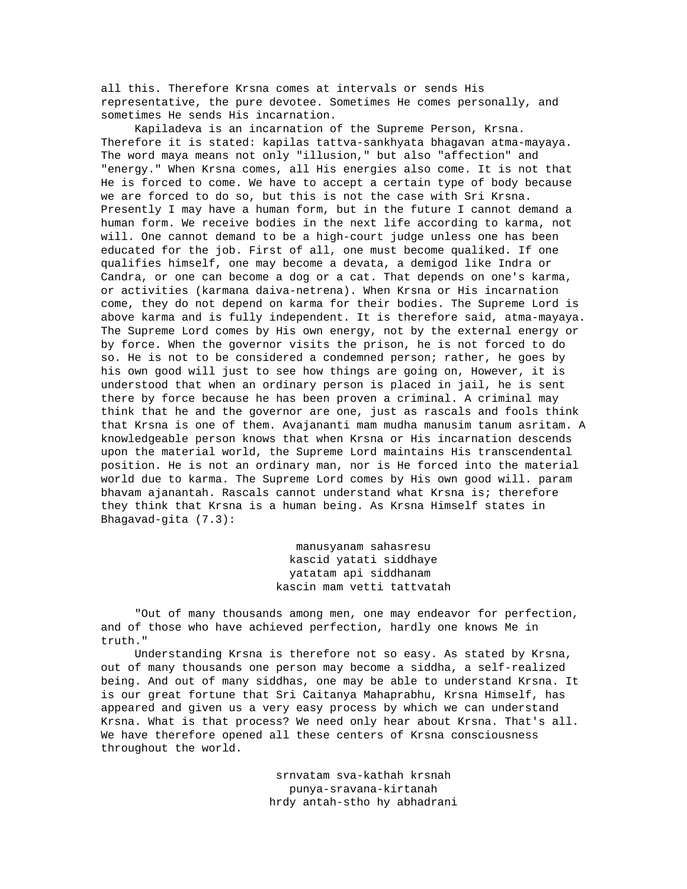all this. Therefore Krsna comes at intervals or sends His representative, the pure devotee. Sometimes He comes personally, and sometimes He sends His incarnation.

Kapiladeva is an incarnation of the Supreme Person, Krsna. Therefore it is stated: kapilas tattva-sankhyata bhagavan atma-mayaya. The word maya means not only "illusion," but also "affection" and "energy." When Krsna comes, all His energies also come. It is not that He is forced to come. We have to accept a certain type of body because we are forced to do so, but this is not the case with Sri Krsna. Presently I may have a human form, but in the future I cannot demand a human form. We receive bodies in the next life according to karma, not will. One cannot demand to be a high-court judge unless one has been educated for the job. First of all, one must become qualiked. If one qualifies himself, one may become a devata, a demigod like Indra or Candra, or one can become a dog or a cat. That depends on one's karma, or activities (karmana daiva-netrena). When Krsna or His incarnation come, they do not depend on karma for their bodies. The Supreme Lord is above karma and is fully independent. It is therefore said, atma-mayaya. The Supreme Lord comes by His own energy, not by the external energy or by force. When the governor visits the prison, he is not forced to do so. He is not to be considered a condemned person; rather, he goes by his own good will just to see how things are going on, However, it is understood that when an ordinary person is placed in jail, he is sent there by force because he has been proven a criminal. A criminal may think that he and the governor are one, just as rascals and fools think that Krsna is one of them. Avajananti mam mudha manusim tanum asritam. A knowledgeable person knows that when Krsna or His incarnation descends upon the material world, the Supreme Lord maintains His transcendental position. He is not an ordinary man, nor is He forced into the material world due to karma. The Supreme Lord comes by His own good will. param bhavam ajanantah. Rascals cannot understand what Krsna is; therefore they think that Krsna is a human being. As Krsna Himself states in Bhagavad-gita (7.3):

manusyanam sahasresu
kascid yatati siddhaye
yatatam api siddhanam
kascin mam vetti tattvatah

"Out of many thousands among men, one may endeavor for perfection, and of those who have achieved perfection, hardly one knows Me in truth."

Understanding Krsna is therefore not so easy. As stated by Krsna, out of many thousands one person may become a siddha, a self-realized being. And out of many siddhas, one may be able to understand Krsna. It is our great fortune that Sri Caitanya Mahaprabhu, Krsna Himself, has appeared and given us a very easy process by which we can understand Krsna. What is that process? We need only hear about Krsna. That's all. We have therefore opened all these centers of Krsna consciousness throughout the world.

srnvatam sva-kathah krsnah
punya-sravana-kirtanah
hrdy antah-stho hy abhadrani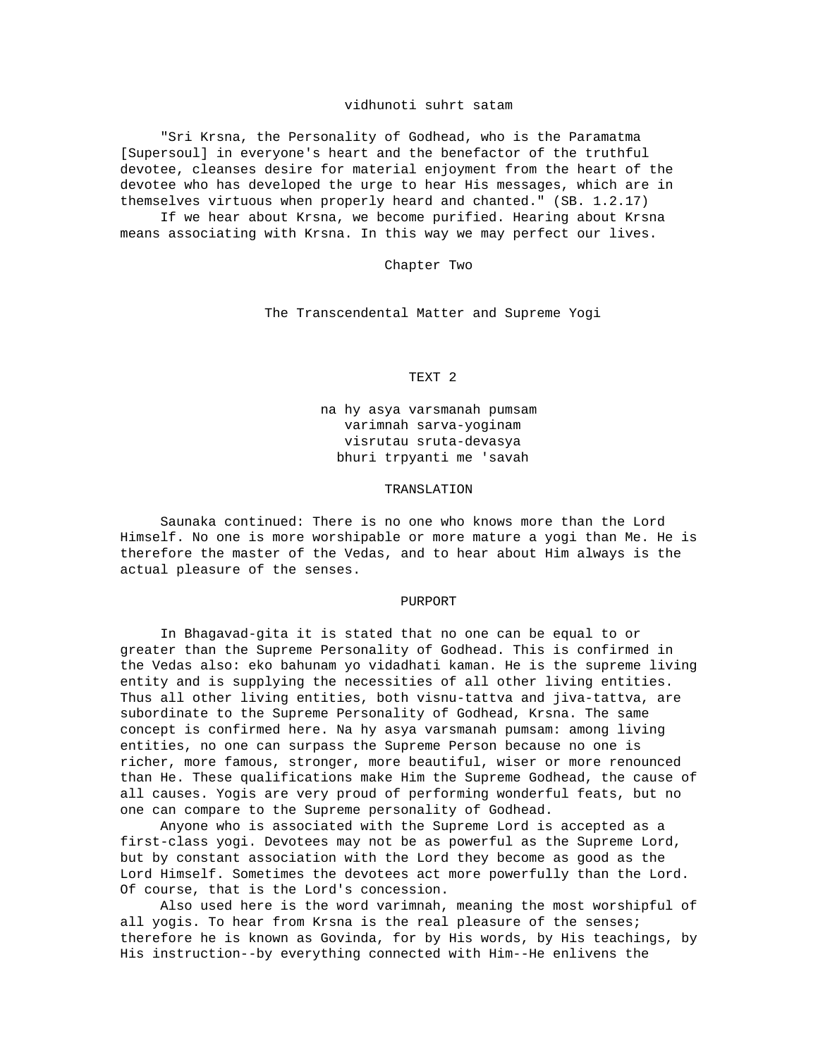vidhunoti suhrt satam

"Sri Krsna, the Personality of Godhead, who is the Paramatma [Supersoul] in everyone's heart and the benefactor of the truthful devotee, cleanses desire for material enjoyment from the heart of the devotee who has developed the urge to hear His messages, which are in themselves virtuous when properly heard and chanted." (SB. 1.2.17)

If we hear about Krsna, we become purified. Hearing about Krsna means associating with Krsna. In this way we may perfect our lives.

## Chapter Two

## The Transcendental Matter and Supreme Yogi

### TEXT 2

na hy asya varsmanah pumsam
varimnah sarva-yoginam
visrutau sruta-devasya
bhuri trpyanti me 'savah

### TRANSLATION

Saunaka continued: There is no one who knows more than the Lord Himself. No one is more worshipable or more mature a yogi than Me. He is therefore the master of the Vedas, and to hear about Him always is the actual pleasure of the senses.

### PURPORT

In Bhagavad-gita it is stated that no one can be equal to or greater than the Supreme Personality of Godhead. This is confirmed in the Vedas also: eko bahunam yo vidadhati kaman. He is the supreme living entity and is supplying the necessities of all other living entities. Thus all other living entities, both visnu-tattva and jiva-tattva, are subordinate to the Supreme Personality of Godhead, Krsna. The same concept is confirmed here. Na hy asya varsmanah pumsam: among living entities, no one can surpass the Supreme Person because no one is richer, more famous, stronger, more beautiful, wiser or more renounced than He. These qualifications make Him the Supreme Godhead, the cause of all causes. Yogis are very proud of performing wonderful feats, but no one can compare to the Supreme personality of Godhead.

Anyone who is associated with the Supreme Lord is accepted as a first-class yogi. Devotees may not be as powerful as the Supreme Lord, but by constant association with the Lord they become as good as the Lord Himself. Sometimes the devotees act more powerfully than the Lord. Of course, that is the Lord's concession.

Also used here is the word varimnah, meaning the most worshipful of all yogis. To hear from Krsna is the real pleasure of the senses; therefore he is known as Govinda, for by His words, by His teachings, by His instruction--by everything connected with Him--He enlivens the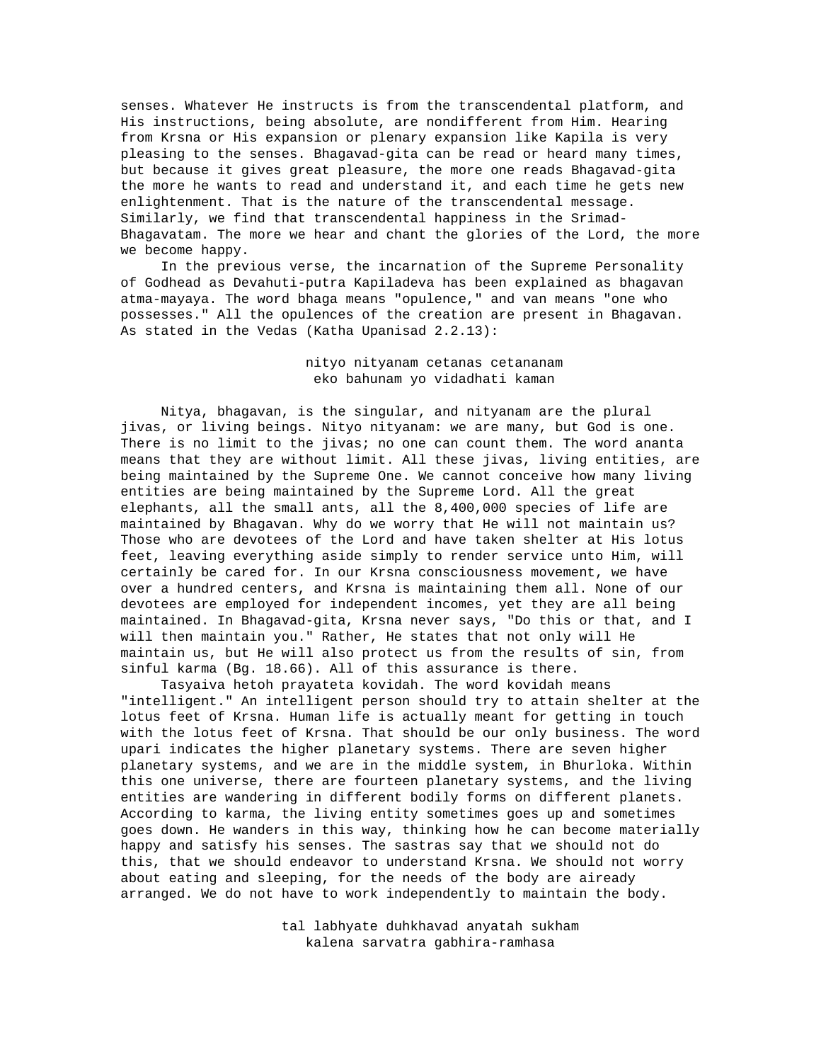senses. Whatever He instructs is from the transcendental platform, and His instructions, being absolute, are nondifferent from Him. Hearing from Krsna or His expansion or plenary expansion like Kapila is very pleasing to the senses. Bhagavad-gita can be read or heard many times, but because it gives great pleasure, the more one reads Bhagavad-gita the more he wants to read and understand it, and each time he gets new enlightenment. That is the nature of the transcendental message. Similarly, we find that transcendental happiness in the Srimad-Bhagavatam. The more we hear and chant the glories of the Lord, the more we become happy.

In the previous verse, the incarnation of the Supreme Personality of Godhead as Devahuti-putra Kapiladeva has been explained as bhagavan atma-mayaya. The word bhaga means "opulence," and van means "one who possesses." All the opulences of the creation are present in Bhagavan. As stated in the Vedas (Katha Upanisad 2.2.13):

> nityo nityanam cetanas cetananam
> eko bahunam yo vidadhati kaman

Nitya, bhagavan, is the singular, and nityanam are the plural jivas, or living beings. Nityo nityanam: we are many, but God is one. There is no limit to the jivas; no one can count them. The word ananta means that they are without limit. All these jivas, living entities, are being maintained by the Supreme One. We cannot conceive how many living entities are being maintained by the Supreme Lord. All the great elephants, all the small ants, all the 8,400,000 species of life are maintained by Bhagavan. Why do we worry that He will not maintain us? Those who are devotees of the Lord and have taken shelter at His lotus feet, leaving everything aside simply to render service unto Him, will certainly be cared for. In our Krsna consciousness movement, we have over a hundred centers, and Krsna is maintaining them all. None of our devotees are employed for independent incomes, yet they are all being maintained. In Bhagavad-gita, Krsna never says, "Do this or that, and I will then maintain you." Rather, He states that not only will He maintain us, but He will also protect us from the results of sin, from sinful karma (Bg. 18.66). All of this assurance is there.

Tasyaiva hetoh prayateta kovidah. The word kovidah means "intelligent." An intelligent person should try to attain shelter at the lotus feet of Krsna. Human life is actually meant for getting in touch with the lotus feet of Krsna. That should be our only business. The word upari indicates the higher planetary systems. There are seven higher planetary systems, and we are in the middle system, in Bhurloka. Within this one universe, there are fourteen planetary systems, and the living entities are wandering in different bodily forms on different planets. According to karma, the living entity sometimes goes up and sometimes goes down. He wanders in this way, thinking how he can become materially happy and satisfy his senses. The sastras say that we should not do this, that we should endeavor to understand Krsna. We should not worry about eating and sleeping, for the needs of the body are already arranged. We do not have to work independently to maintain the body.

> tal labhyate duhkhavad anyatah sukham
> kalena sarvatra gabhira-ramhasa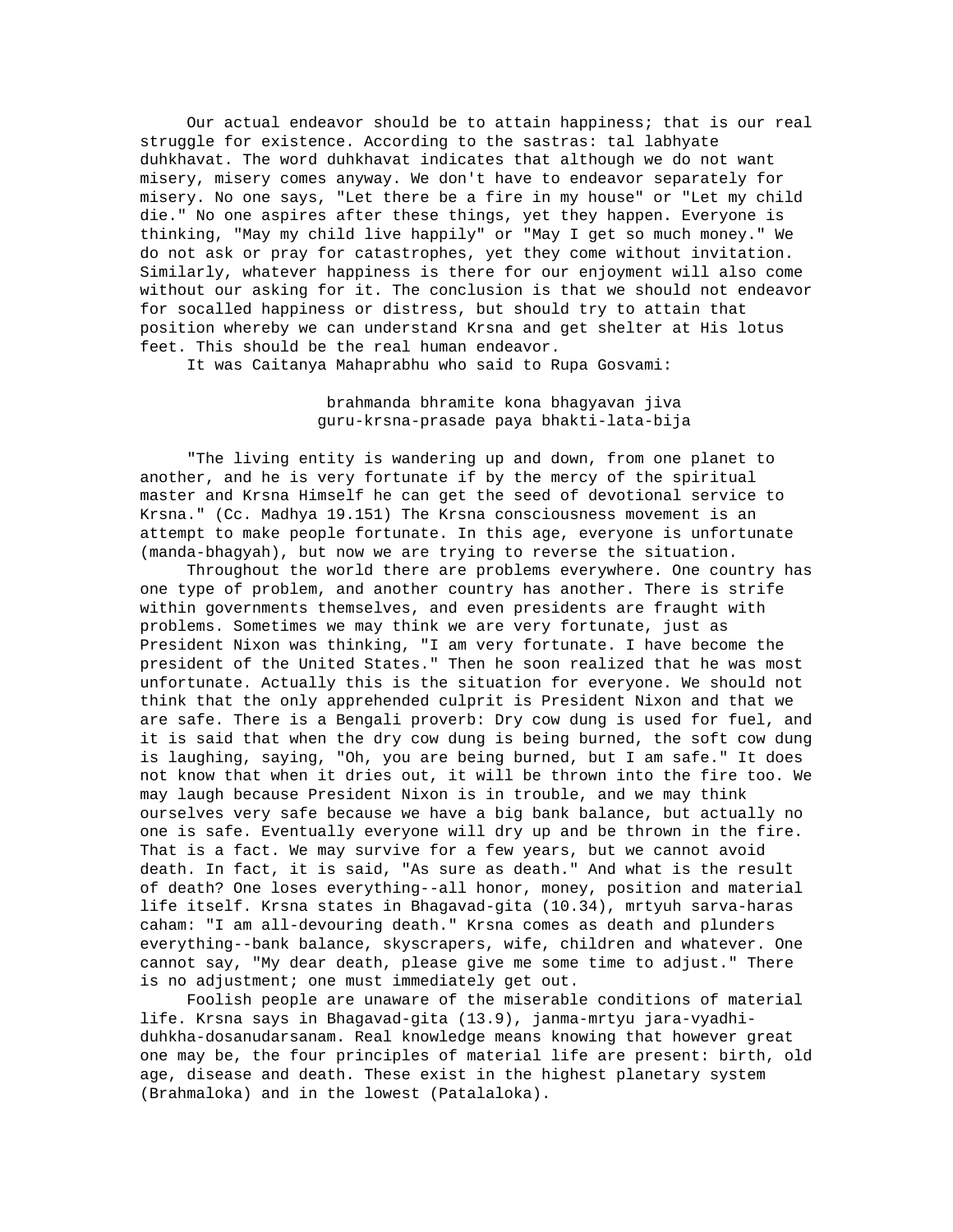Our actual endeavor should be to attain happiness; that is our real struggle for existence. According to the sastras: tal labhyate duhkhavat. The word duhkhavat indicates that although we do not want misery, misery comes anyway. We don't have to endeavor separately for misery. No one says, "Let there be a fire in my house" or "Let my child die." No one aspires after these things, yet they happen. Everyone is thinking, "May my child live happily" or "May I get so much money." We do not ask or pray for catastrophes, yet they come without invitation. Similarly, whatever happiness is there for our enjoyment will also come without our asking for it. The conclusion is that we should not endeavor for socalled happiness or distress, but should try to attain that position whereby we can understand Krsna and get shelter at His lotus feet. This should be the real human endeavor.

It was Caitanya Mahaprabhu who said to Rupa Gosvami:

> brahmanda bhramite kona bhagyavan jiva
> guru-krsna-prasade paya bhakti-lata-bija

"The living entity is wandering up and down, from one planet to another, and he is very fortunate if by the mercy of the spiritual master and Krsna Himself he can get the seed of devotional service to Krsna." (Cc. Madhya 19.151) The Krsna consciousness movement is an attempt to make people fortunate. In this age, everyone is unfortunate (manda-bhagyah), but now we are trying to reverse the situation.

Throughout the world there are problems everywhere. One country has one type of problem, and another country has another. There is strife within governments themselves, and even presidents are fraught with problems. Sometimes we may think we are very fortunate, just as President Nixon was thinking, "I am very fortunate. I have become the president of the United States." Then he soon realized that he was most unfortunate. Actually this is the situation for everyone. We should not think that the only apprehended culprit is President Nixon and that we are safe. There is a Bengali proverb: Dry cow dung is used for fuel, and it is said that when the dry cow dung is being burned, the soft cow dung is laughing, saying, "Oh, you are being burned, but I am safe." It does not know that when it dries out, it will be thrown into the fire too. We may laugh because President Nixon is in trouble, and we may think ourselves very safe because we have a big bank balance, but actually no one is safe. Eventually everyone will dry up and be thrown in the fire. That is a fact. We may survive for a few years, but we cannot avoid death. In fact, it is said, "As sure as death." And what is the result of death? One loses everything--all honor, money, position and material life itself. Krsna states in Bhagavad-gita (10.34), mrtyuh sarva-haras caham: "I am all-devouring death." Krsna comes as death and plunders everything--bank balance, skyscrapers, wife, children and whatever. One cannot say, "My dear death, please give me some time to adjust." There is no adjustment; one must immediately get out.

Foolish people are unaware of the miserable conditions of material life. Krsna says in Bhagavad-gita (13.9), janma-mrtyu jara-vyadhi-duhkha-dosanudarsanam. Real knowledge means knowing that however great one may be, the four principles of material life are present: birth, old age, disease and death. These exist in the highest planetary system (Brahmaloka) and in the lowest (Patalaloka).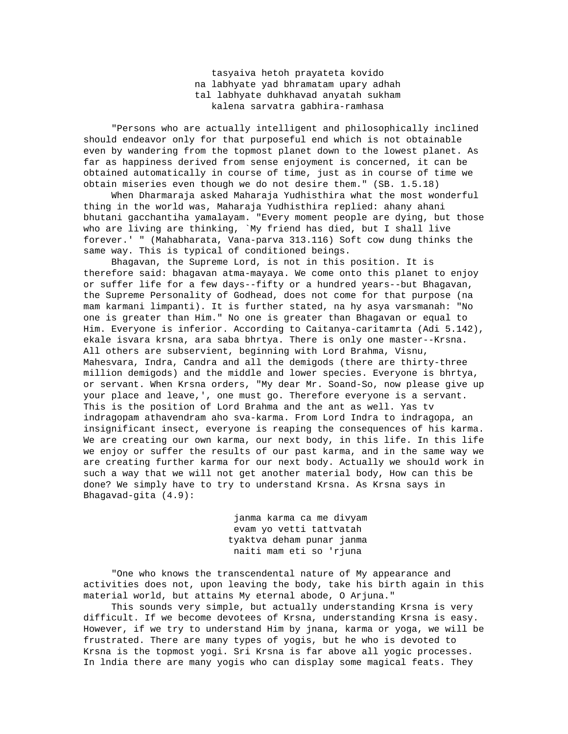tasyaiva hetoh prayateta kovido
na labhyate yad bhramatam upary adhah
tal labhyate duhkhavad anyatah sukham
kalena sarvatra gabhira-ramhasa

"Persons who are actually intelligent and philosophically inclined should endeavor only for that purposeful end which is not obtainable even by wandering from the topmost planet down to the lowest planet. As far as happiness derived from sense enjoyment is concerned, it can be obtained automatically in course of time, just as in course of time we obtain miseries even though we do not desire them." (SB. 1.5.18)

When Dharmaraja asked Maharaja Yudhisthira what the most wonderful thing in the world was, Maharaja Yudhisthira replied: ahany ahani bhutani gacchantiha yamalayam. "Every moment people are dying, but those who are living are thinking, `My friend has died, but I shall live forever.' " (Mahabharata, Vana-parva 313.116) Soft cow dung thinks the same way. This is typical of conditioned beings.

Bhagavan, the Supreme Lord, is not in this position. It is therefore said: bhagavan atma-mayaya. We come onto this planet to enjoy or suffer life for a few days--fifty or a hundred years--but Bhagavan, the Supreme Personality of Godhead, does not come for that purpose (na mam karmani limpanti). It is further stated, na hy asya varsmanah: "No one is greater than Him." No one is greater than Bhagavan or equal to Him. Everyone is inferior. According to Caitanya-caritamrta (Adi 5.142), ekale isvara krsna, ara saba bhrtya. There is only one master--Krsna. All others are subservient, beginning with Lord Brahma, Visnu, Mahesvara, Indra, Candra and all the demigods (there are thirty-three million demigods) and the middle and lower species. Everyone is bhrtya, or servant. When Krsna orders, "My dear Mr. Soand-So, now please give up your place and leave,', one must go. Therefore everyone is a servant. This is the position of Lord Brahma and the ant as well. Yas tv indragopam athavendram aho sva-karma. From Lord Indra to indragopa, an insignificant insect, everyone is reaping the consequences of his karma. We are creating our own karma, our next body, in this life. In this life we enjoy or suffer the results of our past karma, and in the same way we are creating further karma for our next body. Actually we should work in such a way that we will not get another material body, How can this be done? We simply have to try to understand Krsna. As Krsna says in Bhagavad-gita (4.9):

janma karma ca me divyam
evam yo vetti tattvatah
tyaktva deham punar janma
naiti mam eti so 'rjuna

"One who knows the transcendental nature of My appearance and activities does not, upon leaving the body, take his birth again in this material world, but attains My eternal abode, O Arjuna."

This sounds very simple, but actually understanding Krsna is very difficult. If we become devotees of Krsna, understanding Krsna is easy. However, if we try to understand Him by jnana, karma or yoga, we will be frustrated. There are many types of yogis, but he who is devoted to Krsna is the topmost yogi. Sri Krsna is far above all yogic processes. In lndia there are many yogis who can display some magical feats. They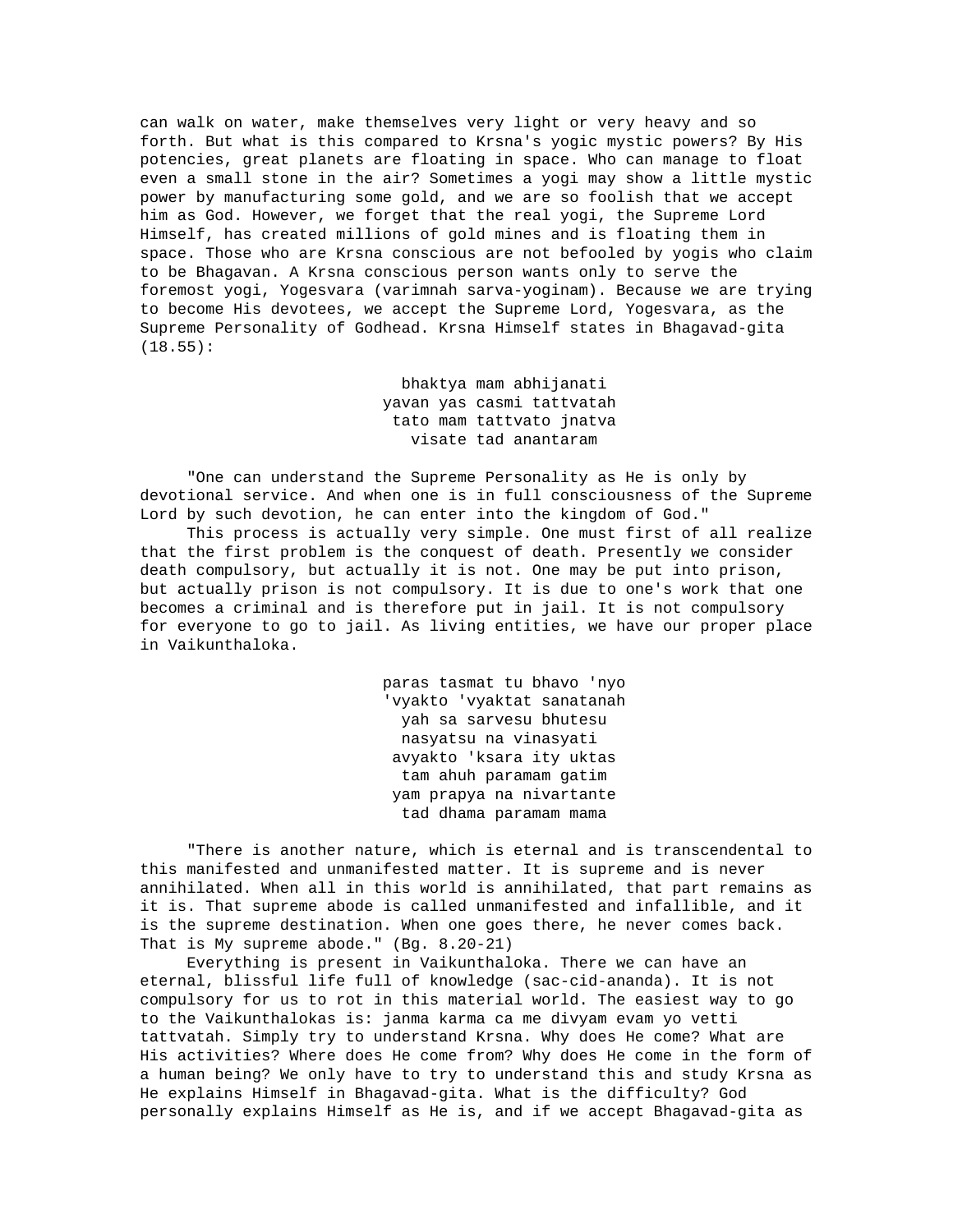can walk on water, make themselves very light or very heavy and so forth. But what is this compared to Krsna's yogic mystic powers? By His potencies, great planets are floating in space. Who can manage to float even a small stone in the air? Sometimes a yogi may show a little mystic power by manufacturing some gold, and we are so foolish that we accept him as God. However, we forget that the real yogi, the Supreme Lord Himself, has created millions of gold mines and is floating them in space. Those who are Krsna conscious are not befooled by yogis who claim to be Bhagavan. A Krsna conscious person wants only to serve the foremost yogi, Yogesvara (varimnah sarva-yoginam). Because we are trying to become His devotees, we accept the Supreme Lord, Yogesvara, as the Supreme Personality of Godhead. Krsna Himself states in Bhagavad-gita (18.55):

> bhaktya mam abhijanati
> yavan yas casmi tattvatah
> tato mam tattvato jnatva
> visate tad anantaram

"One can understand the Supreme Personality as He is only by devotional service. And when one is in full consciousness of the Supreme Lord by such devotion, he can enter into the kingdom of God."

This process is actually very simple. One must first of all realize that the first problem is the conquest of death. Presently we consider death compulsory, but actually it is not. One may be put into prison, but actually prison is not compulsory. It is due to one's work that one becomes a criminal and is therefore put in jail. It is not compulsory for everyone to go to jail. As living entities, we have our proper place in Vaikunthaloka.

> paras tasmat tu bhavo 'nyo
> 'vyakto 'vyaktat sanatanah
> yah sa sarvesu bhutesu
> nasyatsu na vinasyati
> avyakto 'ksara ity uktas
> tam ahuh paramam gatim
> yam prapya na nivartante
> tad dhama paramam mama

"There is another nature, which is eternal and is transcendental to this manifested and unmanifested matter. It is supreme and is never annihilated. When all in this world is annihilated, that part remains as it is. That supreme abode is called unmanifested and infallible, and it is the supreme destination. When one goes there, he never comes back. That is My supreme abode." (Bg. 8.20-21)

Everything is present in Vaikunthaloka. There we can have an eternal, blissful life full of knowledge (sac-cid-ananda). It is not compulsory for us to rot in this material world. The easiest way to go to the Vaikunthalokas is: janma karma ca me divyam evam yo vetti tattvatah. Simply try to understand Krsna. Why does He come? What are His activities? Where does He come from? Why does He come in the form of a human being? We only have to try to understand this and study Krsna as He explains Himself in Bhagavad-gita. What is the difficulty? God personally explains Himself as He is, and if we accept Bhagavad-gita as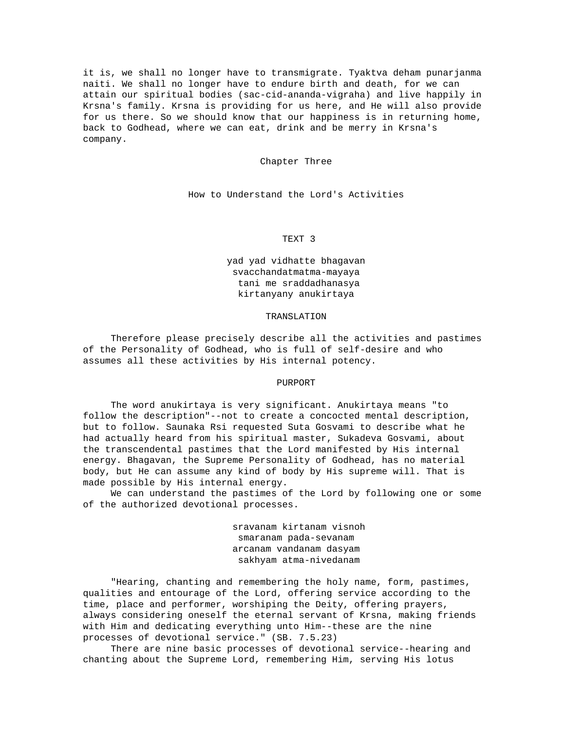it is, we shall no longer have to transmigrate. Tyaktva deham punarjanma naiti. We shall no longer have to endure birth and death, for we can attain our spiritual bodies (sac-cid-ananda-vigraha) and live happily in Krsna's family. Krsna is providing for us here, and He will also provide for us there. So we should know that our happiness is in returning home, back to Godhead, where we can eat, drink and be merry in Krsna's company.

# Chapter Three

## How to Understand the Lord's Activities

### TEXT 3

yad yad vidhatte bhagavan
svacchandatmatma-mayaya
tani me sraddadhanasya
kirtanyany anukirtaya

### TRANSLATION

Therefore please precisely describe all the activities and pastimes of the Personality of Godhead, who is full of self-desire and who assumes all these activities by His internal potency.

### PURPORT

The word anukirtaya is very significant. Anukirtaya means "to follow the description"--not to create a concocted mental description, but to follow. Saunaka Rsi requested Suta Gosvami to describe what he had actually heard from his spiritual master, Sukadeva Gosvami, about the transcendental pastimes that the Lord manifested by His internal energy. Bhagavan, the Supreme Personality of Godhead, has no material body, but He can assume any kind of body by His supreme will. That is made possible by His internal energy.

We can understand the pastimes of the Lord by following one or some of the authorized devotional processes.

sravanam kirtanam visnoh
smaranam pada-sevanam
arcanam vandanam dasyam
sakhyam atma-nivedanam

"Hearing, chanting and remembering the holy name, form, pastimes, qualities and entourage of the Lord, offering service according to the time, place and performer, worshiping the Deity, offering prayers, always considering oneself the eternal servant of Krsna, making friends with Him and dedicating everything unto Him--these are the nine processes of devotional service." (SB. 7.5.23)

There are nine basic processes of devotional service--hearing and chanting about the Supreme Lord, remembering Him, serving His lotus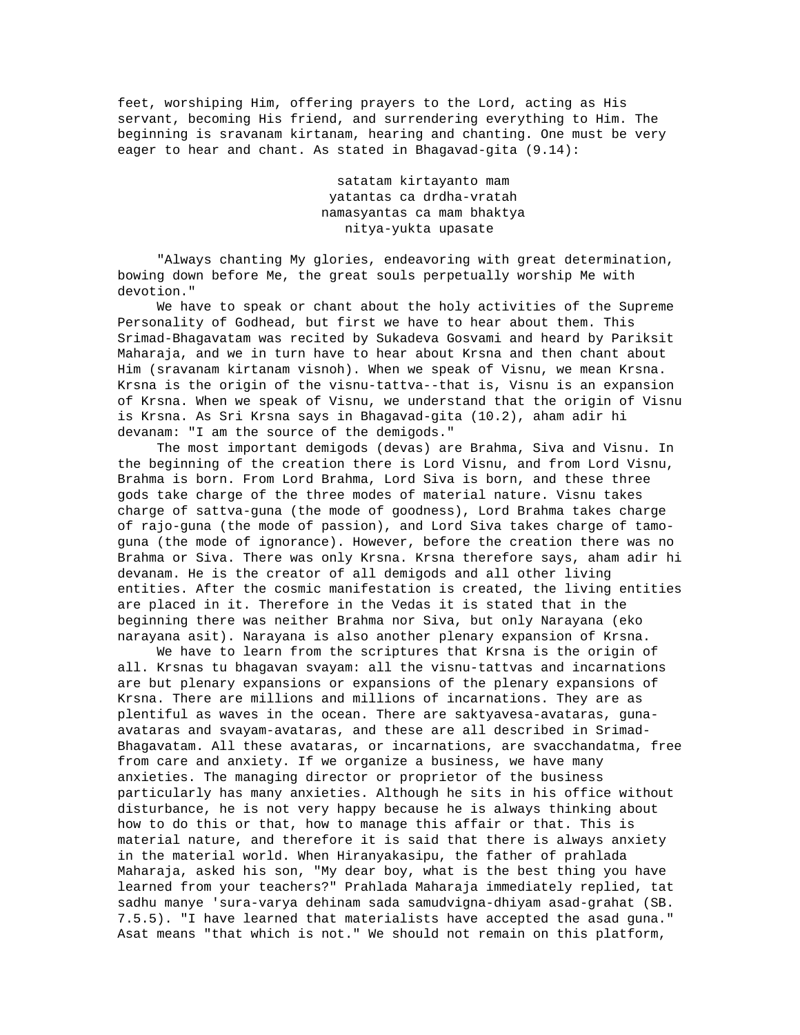feet, worshiping Him, offering prayers to the Lord, acting as His servant, becoming His friend, and surrendering everything to Him. The beginning is sravanam kirtanam, hearing and chanting. One must be very eager to hear and chant. As stated in Bhagavad-gita (9.14):

> satatam kirtayanto mam
> yatantas ca drdha-vratah
> namasyantas ca mam bhaktya
> nitya-yukta upasate

"Always chanting My glories, endeavoring with great determination, bowing down before Me, the great souls perpetually worship Me with devotion."

We have to speak or chant about the holy activities of the Supreme Personality of Godhead, but first we have to hear about them. This Srimad-Bhagavatam was recited by Sukadeva Gosvami and heard by Pariksit Maharaja, and we in turn have to hear about Krsna and then chant about Him (sravanam kirtanam visnoh). When we speak of Visnu, we mean Krsna. Krsna is the origin of the visnu-tattva--that is, Visnu is an expansion of Krsna. When we speak of Visnu, we understand that the origin of Visnu is Krsna. As Sri Krsna says in Bhagavad-gita (10.2), aham adir hi devanam: "I am the source of the demigods."

The most important demigods (devas) are Brahma, Siva and Visnu. In the beginning of the creation there is Lord Visnu, and from Lord Visnu, Brahma is born. From Lord Brahma, Lord Siva is born, and these three gods take charge of the three modes of material nature. Visnu takes charge of sattva-guna (the mode of goodness), Lord Brahma takes charge of rajo-guna (the mode of passion), and Lord Siva takes charge of tamo-guna (the mode of ignorance). However, before the creation there was no Brahma or Siva. There was only Krsna. Krsna therefore says, aham adir hi devanam. He is the creator of all demigods and all other living entities. After the cosmic manifestation is created, the living entities are placed in it. Therefore in the Vedas it is stated that in the beginning there was neither Brahma nor Siva, but only Narayana (eko narayana asit). Narayana is also another plenary expansion of Krsna.

We have to learn from the scriptures that Krsna is the origin of all. Krsnas tu bhagavan svayam: all the visnu-tattvas and incarnations are but plenary expansions or expansions of the plenary expansions of Krsna. There are millions and millions of incarnations. They are as plentiful as waves in the ocean. There are saktyavesa-avataras, guna-avataras and svayam-avataras, and these are all described in Srimad-Bhagavatam. All these avataras, or incarnations, are svacchandatma, free from care and anxiety. If we organize a business, we have many anxieties. The managing director or proprietor of the business particularly has many anxieties. Although he sits in his office without disturbance, he is not very happy because he is always thinking about how to do this or that, how to manage this affair or that. This is material nature, and therefore it is said that there is always anxiety in the material world. When Hiranyakasipu, the father of prahlada Maharaja, asked his son, "My dear boy, what is the best thing you have learned from your teachers?" Prahlada Maharaja immediately replied, tat sadhu manye 'sura-varya dehinam sada samudvigna-dhiyam asad-grahat (SB. 7.5.5). "I have learned that materialists have accepted the asad guna." Asat means "that which is not." We should not remain on this platform,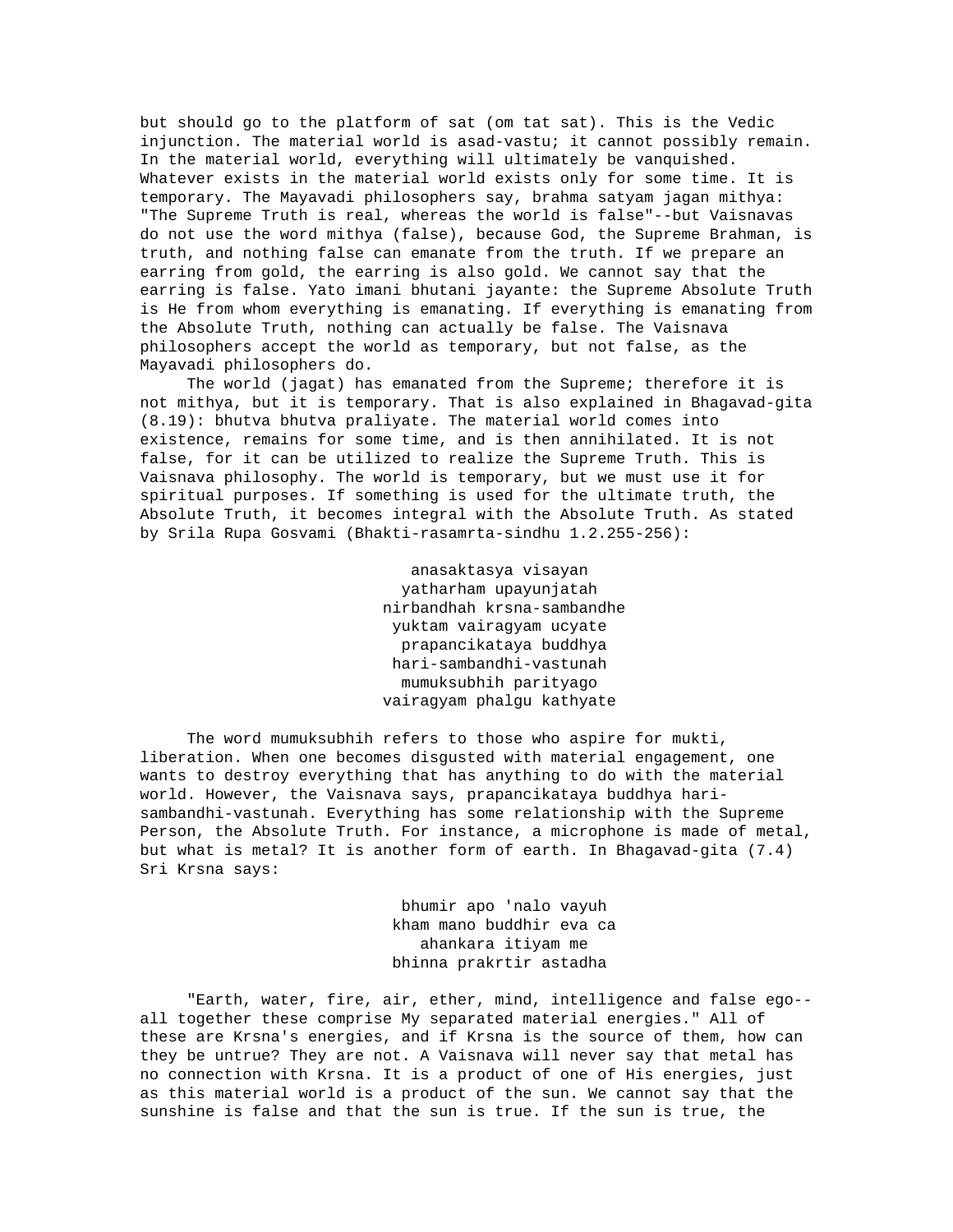but should go to the platform of sat (om tat sat). This is the Vedic injunction. The material world is asad-vastu; it cannot possibly remain. In the material world, everything will ultimately be vanquished. Whatever exists in the material world exists only for some time. It is temporary. The Mayavadi philosophers say, brahma satyam jagan mithya: "The Supreme Truth is real, whereas the world is false"--but Vaisnavas do not use the word mithya (false), because God, the Supreme Brahman, is truth, and nothing false can emanate from the truth. If we prepare an earring from gold, the earring is also gold. We cannot say that the earring is false. Yato imani bhutani jayante: the Supreme Absolute Truth is He from whom everything is emanating. If everything is emanating from the Absolute Truth, nothing can actually be false. The Vaisnava philosophers accept the world as temporary, but not false, as the Mayavadi philosophers do.

The world (jagat) has emanated from the Supreme; therefore it is not mithya, but it is temporary. That is also explained in Bhagavad-gita (8.19): bhutva bhutva praliyate. The material world comes into existence, remains for some time, and is then annihilated. It is not false, for it can be utilized to realize the Supreme Truth. This is Vaisnava philosophy. The world is temporary, but we must use it for spiritual purposes. If something is used for the ultimate truth, the Absolute Truth, it becomes integral with the Absolute Truth. As stated by Srila Rupa Gosvami (Bhakti-rasamrta-sindhu 1.2.255-256):

> anasaktasya visayan
> yatharham upayunjatah
> nirbandhah krsna-sambandhe
> yuktam vairagyam ucyate
> prapancikataya buddhya
> hari-sambandhi-vastunah
> mumuksubhih parityago
> vairagyam phalgu kathyate

The word mumuksubhih refers to those who aspire for mukti, liberation. When one becomes disgusted with material engagement, one wants to destroy everything that has anything to do with the material world. However, the Vaisnava says, prapancikataya buddhya hari-sambandhi-vastunah. Everything has some relationship with the Supreme Person, the Absolute Truth. For instance, a microphone is made of metal, but what is metal? It is another form of earth. In Bhagavad-gita (7.4) Sri Krsna says:

> bhumir apo 'nalo vayuh
> kham mano buddhir eva ca
> ahankara itiyam me
> bhinna prakrtir astadha

"Earth, water, fire, air, ether, mind, intelligence and false ego--all together these comprise My separated material energies." All of these are Krsna's energies, and if Krsna is the source of them, how can they be untrue? They are not. A Vaisnava will never say that metal has no connection with Krsna. It is a product of one of His energies, just as this material world is a product of the sun. We cannot say that the sunshine is false and that the sun is true. If the sun is true, the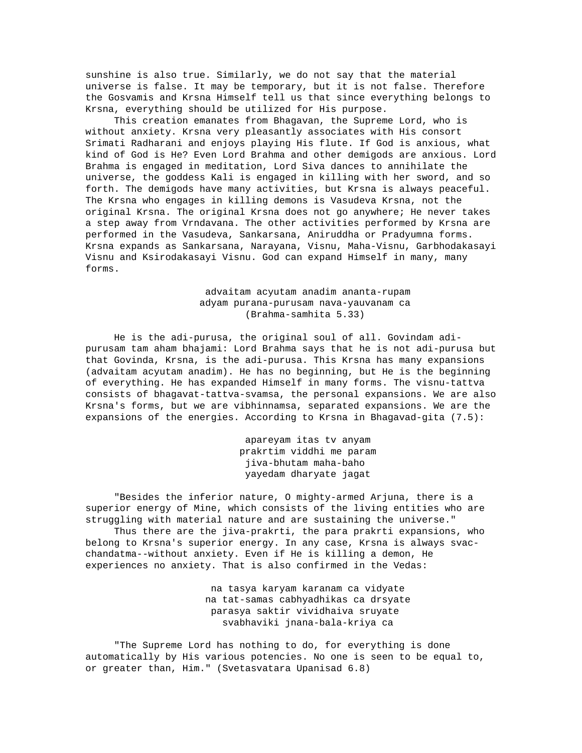sunshine is also true. Similarly, we do not say that the material universe is false. It may be temporary, but it is not false. Therefore the Gosvamis and Krsna Himself tell us that since everything belongs to Krsna, everything should be utilized for His purpose.

This creation emanates from Bhagavan, the Supreme Lord, who is without anxiety. Krsna very pleasantly associates with His consort Srimati Radharani and enjoys playing His flute. If God is anxious, what kind of God is He? Even Lord Brahma and other demigods are anxious. Lord Brahma is engaged in meditation, Lord Siva dances to annihilate the universe, the goddess Kali is engaged in killing with her sword, and so forth. The demigods have many activities, but Krsna is always peaceful. The Krsna who engages in killing demons is Vasudeva Krsna, not the original Krsna. The original Krsna does not go anywhere; He never takes a step away from Vrndavana. The other activities performed by Krsna are performed in the Vasudeva, Sankarsana, Aniruddha or Pradyumna forms. Krsna expands as Sankarsana, Narayana, Visnu, Maha-Visnu, Garbhodakasayi Visnu and Ksirodakasayi Visnu. God can expand Himself in many, many forms.

advaitam acyutam anadim ananta-rupam
adyam purana-purusam nava-yauvanam ca
(Brahma-samhita 5.33)

He is the adi-purusa, the original soul of all. Govindam adi-purusam tam aham bhajami: Lord Brahma says that he is not adi-purusa but that Govinda, Krsna, is the adi-purusa. This Krsna has many expansions (advaitam acyutam anadim). He has no beginning, but He is the beginning of everything. He has expanded Himself in many forms. The visnu-tattva consists of bhagavat-tattva-svamsa, the personal expansions. We are also Krsna's forms, but we are vibhinnamsa, separated expansions. We are the expansions of the energies. According to Krsna in Bhagavad-gita (7.5):

apareyam itas tv anyam
prakrtim viddhi me param
jiva-bhutam maha-baho
yayedam dharyate jagat

"Besides the inferior nature, O mighty-armed Arjuna, there is a superior energy of Mine, which consists of the living entities who are struggling with material nature and are sustaining the universe."

Thus there are the jiva-prakrti, the para prakrti expansions, who belong to Krsna's superior energy. In any case, Krsna is always svac-chandatma--without anxiety. Even if He is killing a demon, He experiences no anxiety. That is also confirmed in the Vedas:

na tasya karyam karanam ca vidyate
na tat-samas cabhyadhikas ca drsyate
parasya saktir vividhaiva sruyate
svabhaviki jnana-bala-kriya ca

"The Supreme Lord has nothing to do, for everything is done automatically by His various potencies. No one is seen to be equal to, or greater than, Him." (Svetasvatara Upanisad 6.8)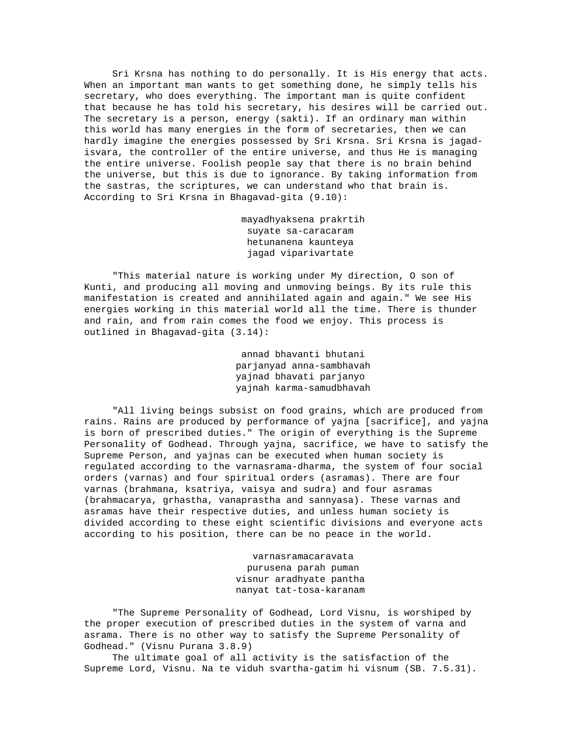Sri Krsna has nothing to do personally. It is His energy that acts. When an important man wants to get something done, he simply tells his secretary, who does everything. The important man is quite confident that because he has told his secretary, his desires will be carried out. The secretary is a person, energy (sakti). If an ordinary man within this world has many energies in the form of secretaries, then we can hardly imagine the energies possessed by Sri Krsna. Sri Krsna is jagad-isvara, the controller of the entire universe, and thus He is managing the entire universe. Foolish people say that there is no brain behind the universe, but this is due to ignorance. By taking information from the sastras, the scriptures, we can understand who that brain is. According to Sri Krsna in Bhagavad-gita (9.10):

mayadhyaksena prakrtih  
suyate sa-caracaram  
hetunanena kaunteya  
jagad viparivartate

"This material nature is working under My direction, O son of Kunti, and producing all moving and unmoving beings. By its rule this manifestation is created and annihilated again and again." We see His energies working in this material world all the time. There is thunder and rain, and from rain comes the food we enjoy. This process is outlined in Bhagavad-gita (3.14):

annad bhavanti bhutani  
parjanyad anna-sambhavah  
yajnad bhavati parjanyo  
yajnah karma-samudbhavah

"All living beings subsist on food grains, which are produced from rains. Rains are produced by performance of yajna [sacrifice], and yajna is born of prescribed duties." The origin of everything is the Supreme Personality of Godhead. Through yajna, sacrifice, we have to satisfy the Supreme Person, and yajnas can be executed when human society is regulated according to the varnasrama-dharma, the system of four social orders (varnas) and four spiritual orders (asramas). There are four varnas (brahmana, ksatriya, vaisya and sudra) and four asramas (brahmacarya, grhastha, vanaprastha and sannyasa). These varnas and asramas have their respective duties, and unless human society is divided according to these eight scientific divisions and everyone acts according to his position, there can be no peace in the world.

varnasramacaravata  
purusena parah puman  
visnur aradhyate pantha  
nanyat tat-tosa-karanam

"The Supreme Personality of Godhead, Lord Visnu, is worshiped by the proper execution of prescribed duties in the system of varna and asrama. There is no other way to satisfy the Supreme Personality of Godhead." (Visnu Purana 3.8.9)

The ultimate goal of all activity is the satisfaction of the Supreme Lord, Visnu. Na te viduh svartha-gatim hi visnum (SB. 7.5.31).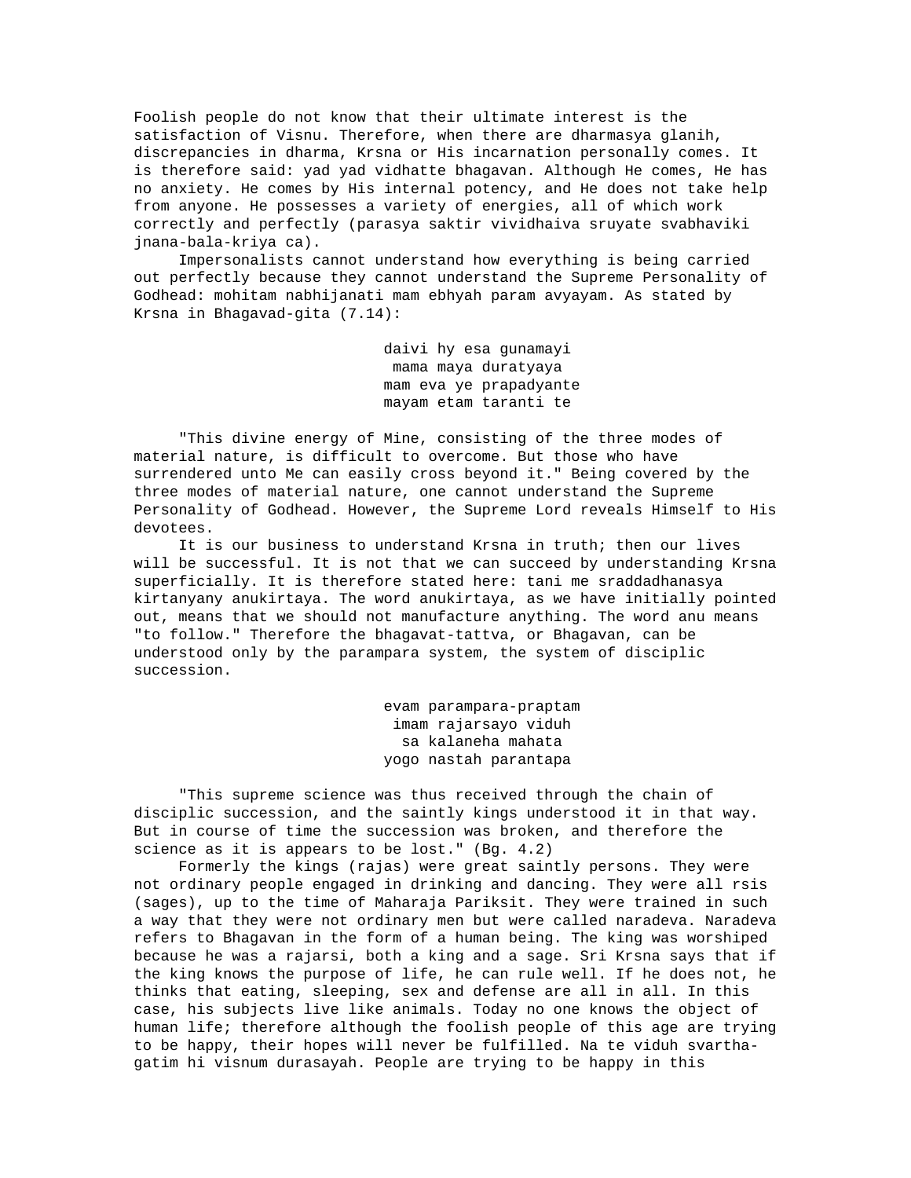Foolish people do not know that their ultimate interest is the satisfaction of Visnu. Therefore, when there are dharmasya glanih, discrepancies in dharma, Krsna or His incarnation personally comes. It is therefore said: yad yad vidhatte bhagavan. Although He comes, He has no anxiety. He comes by His internal potency, and He does not take help from anyone. He possesses a variety of energies, all of which work correctly and perfectly (parasya saktir vividhaiva sruyate svabhaviki jnana-bala-kriya ca).

Impersonalists cannot understand how everything is being carried out perfectly because they cannot understand the Supreme Personality of Godhead: mohitam nabhijanati mam ebhyah param avyayam. As stated by Krsna in Bhagavad-gita (7.14):

daivi hy esa gunamayi
mama maya duratyaya
mam eva ye prapadyante
mayam etam taranti te

"This divine energy of Mine, consisting of the three modes of material nature, is difficult to overcome. But those who have surrendered unto Me can easily cross beyond it." Being covered by the three modes of material nature, one cannot understand the Supreme Personality of Godhead. However, the Supreme Lord reveals Himself to His devotees.

It is our business to understand Krsna in truth; then our lives will be successful. It is not that we can succeed by understanding Krsna superficially. It is therefore stated here: tani me sraddadhanasya kirtanyany anukirtaya. The word anukirtaya, as we have initially pointed out, means that we should not manufacture anything. The word anu means "to follow." Therefore the bhagavat-tattva, or Bhagavan, can be understood only by the parampara system, the system of disciplic succession.

evam parampara-praptam
imam rajarsayo viduh
sa kalaneha mahata
yogo nastah parantapa

"This supreme science was thus received through the chain of disciplic succession, and the saintly kings understood it in that way. But in course of time the succession was broken, and therefore the science as it is appears to be lost." (Bg. 4.2)

Formerly the kings (rajas) were great saintly persons. They were not ordinary people engaged in drinking and dancing. They were all rsis (sages), up to the time of Maharaja Pariksit. They were trained in such a way that they were not ordinary men but were called naradeva. Naradeva refers to Bhagavan in the form of a human being. The king was worshiped because he was a rajarsi, both a king and a sage. Sri Krsna says that if the king knows the purpose of life, he can rule well. If he does not, he thinks that eating, sleeping, sex and defense are all in all. In this case, his subjects live like animals. Today no one knows the object of human life; therefore although the foolish people of this age are trying to be happy, their hopes will never be fulfilled. Na te viduh svartha-gatim hi visnum durasayah. People are trying to be happy in this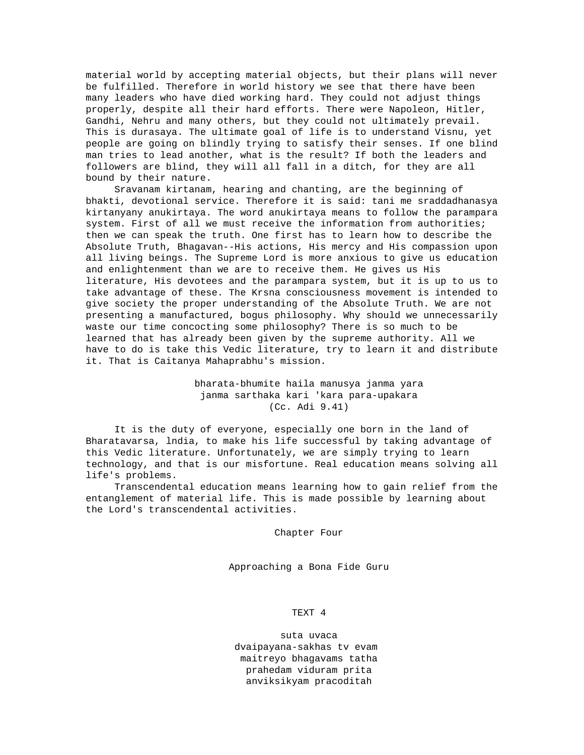material world by accepting material objects, but their plans will never be fulfilled. Therefore in world history we see that there have been many leaders who have died working hard. They could not adjust things properly, despite all their hard efforts. There were Napoleon, Hitler, Gandhi, Nehru and many others, but they could not ultimately prevail. This is durasaya. The ultimate goal of life is to understand Visnu, yet people are going on blindly trying to satisfy their senses. If one blind man tries to lead another, what is the result? If both the leaders and followers are blind, they will all fall in a ditch, for they are all bound by their nature.

Sravanam kirtanam, hearing and chanting, are the beginning of bhakti, devotional service. Therefore it is said: tani me sraddadhanasya kirtanyany anukirtaya. The word anukirtaya means to follow the parampara system. First of all we must receive the information from authorities; then we can speak the truth. One first has to learn how to describe the Absolute Truth, Bhagavan--His actions, His mercy and His compassion upon all living beings. The Supreme Lord is more anxious to give us education and enlightenment than we are to receive them. He gives us His literature, His devotees and the parampara system, but it is up to us to take advantage of these. The Krsna consciousness movement is intended to give society the proper understanding of the Absolute Truth. We are not presenting a manufactured, bogus philosophy. Why should we unnecessarily waste our time concocting some philosophy? There is so much to be learned that has already been given by the supreme authority. All we have to do is take this Vedic literature, try to learn it and distribute it. That is Caitanya Mahaprabhu's mission.

bharata-bhumite haila manusya janma yara
janma sarthaka kari 'kara para-upakara
(Cc. Adi 9.41)

It is the duty of everyone, especially one born in the land of Bharatavarsa, lndia, to make his life successful by taking advantage of this Vedic literature. Unfortunately, we are simply trying to learn technology, and that is our misfortune. Real education means solving all life's problems.

Transcendental education means learning how to gain relief from the entanglement of material life. This is made possible by learning about the Lord's transcendental activities.

# Chapter Four

## Approaching a Bona Fide Guru

### TEXT 4

suta uvaca
dvaipayana-sakhas tv evam
maitreyo bhagavams tatha
prahedam viduram prita
anviksikyam pracoditah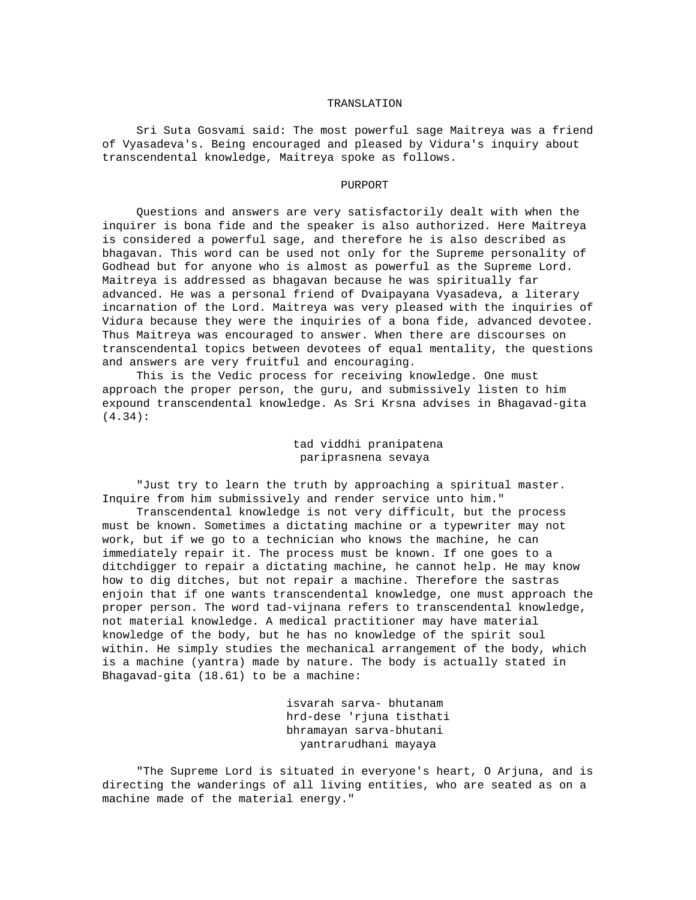### TRANSLATION

Sri Suta Gosvami said: The most powerful sage Maitreya was a friend of Vyasadeva's. Being encouraged and pleased by Vidura's inquiry about transcendental knowledge, Maitreya spoke as follows.

### PURPORT

Questions and answers are very satisfactorily dealt with when the inquirer is bona fide and the speaker is also authorized. Here Maitreya is considered a powerful sage, and therefore he is also described as bhagavan. This word can be used not only for the Supreme personality of Godhead but for anyone who is almost as powerful as the Supreme Lord. Maitreya is addressed as bhagavan because he was spiritually far advanced. He was a personal friend of Dvaipayana Vyasadeva, a literary incarnation of the Lord. Maitreya was very pleased with the inquiries of Vidura because they were the inquiries of a bona fide, advanced devotee. Thus Maitreya was encouraged to answer. When there are discourses on transcendental topics between devotees of equal mentality, the questions and answers are very fruitful and encouraging.

This is the Vedic process for receiving knowledge. One must approach the proper person, the guru, and submissively listen to him expound transcendental knowledge. As Sri Krsna advises in Bhagavad-gita (4.34):

> tad viddhi pranipatena
> pariprasnena sevaya

"Just try to learn the truth by approaching a spiritual master. Inquire from him submissively and render service unto him."

Transcendental knowledge is not very difficult, but the process must be known. Sometimes a dictating machine or a typewriter may not work, but if we go to a technician who knows the machine, he can immediately repair it. The process must be known. If one goes to a ditchdigger to repair a dictating machine, he cannot help. He may know how to dig ditches, but not repair a machine. Therefore the sastras enjoin that if one wants transcendental knowledge, one must approach the proper person. The word tad-vijnana refers to transcendental knowledge, not material knowledge. A medical practitioner may have material knowledge of the body, but he has no knowledge of the spirit soul within. He simply studies the mechanical arrangement of the body, which is a machine (yantra) made by nature. The body is actually stated in Bhagavad-gita (18.61) to be a machine:

> isvarah sarva- bhutanam
> hrd-dese 'rjuna tisthati
> bhramayan sarva-bhutani
> yantrarudhani mayaya

"The Supreme Lord is situated in everyone's heart, O Arjuna, and is directing the wanderings of all living entities, who are seated as on a machine made of the material energy."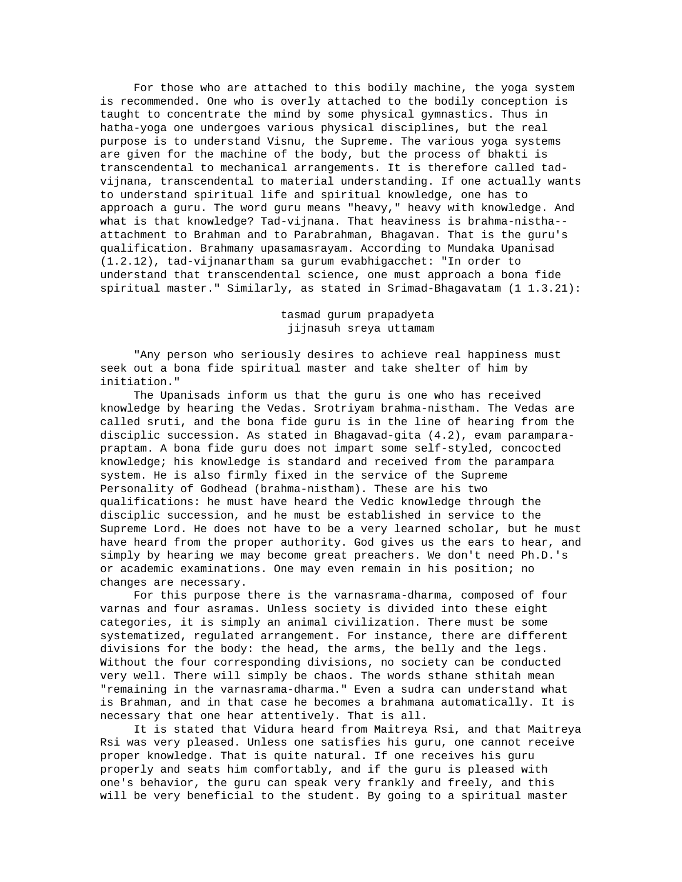For those who are attached to this bodily machine, the yoga system is recommended. One who is overly attached to the bodily conception is taught to concentrate the mind by some physical gymnastics. Thus in hatha-yoga one undergoes various physical disciplines, but the real purpose is to understand Visnu, the Supreme. The various yoga systems are given for the machine of the body, but the process of bhakti is transcendental to mechanical arrangements. It is therefore called tad-vijnana, transcendental to material understanding. If one actually wants to understand spiritual life and spiritual knowledge, one has to approach a guru. The word guru means "heavy," heavy with knowledge. And what is that knowledge? Tad-vijnana. That heaviness is brahma-nistha--attachment to Brahman and to Parabrahman, Bhagavan. That is the guru's qualification. Brahmany upasamasrayam. According to Mundaka Upanisad (1.2.12), tad-vijnanartham sa gurum evabhigacchet: "In order to understand that transcendental science, one must approach a bona fide spiritual master." Similarly, as stated in Srimad-Bhagavatam (1 1.3.21):

tasmad gurum prapadyeta
jijnasuh sreya uttamam

"Any person who seriously desires to achieve real happiness must seek out a bona fide spiritual master and take shelter of him by initiation."

The Upanisads inform us that the guru is one who has received knowledge by hearing the Vedas. Srotriyam brahma-nistham. The Vedas are called sruti, and the bona fide guru is in the line of hearing from the disciplic succession. As stated in Bhagavad-gita (4.2), evam parampara-praptam. A bona fide guru does not impart some self-styled, concocted knowledge; his knowledge is standard and received from the parampara system. He is also firmly fixed in the service of the Supreme Personality of Godhead (brahma-nistham). These are his two qualifications: he must have heard the Vedic knowledge through the disciplic succession, and he must be established in service to the Supreme Lord. He does not have to be a very learned scholar, but he must have heard from the proper authority. God gives us the ears to hear, and simply by hearing we may become great preachers. We don't need Ph.D.'s or academic examinations. One may even remain in his position; no changes are necessary.

For this purpose there is the varnasrama-dharma, composed of four varnas and four asramas. Unless society is divided into these eight categories, it is simply an animal civilization. There must be some systematized, regulated arrangement. For instance, there are different divisions for the body: the head, the arms, the belly and the legs. Without the four corresponding divisions, no society can be conducted very well. There will simply be chaos. The words sthane sthitah mean "remaining in the varnasrama-dharma." Even a sudra can understand what is Brahman, and in that case he becomes a brahmana automatically. It is necessary that one hear attentively. That is all.

It is stated that Vidura heard from Maitreya Rsi, and that Maitreya Rsi was very pleased. Unless one satisfies his guru, one cannot receive proper knowledge. That is quite natural. If one receives his guru properly and seats him comfortably, and if the guru is pleased with one's behavior, the guru can speak very frankly and freely, and this will be very beneficial to the student. By going to a spiritual master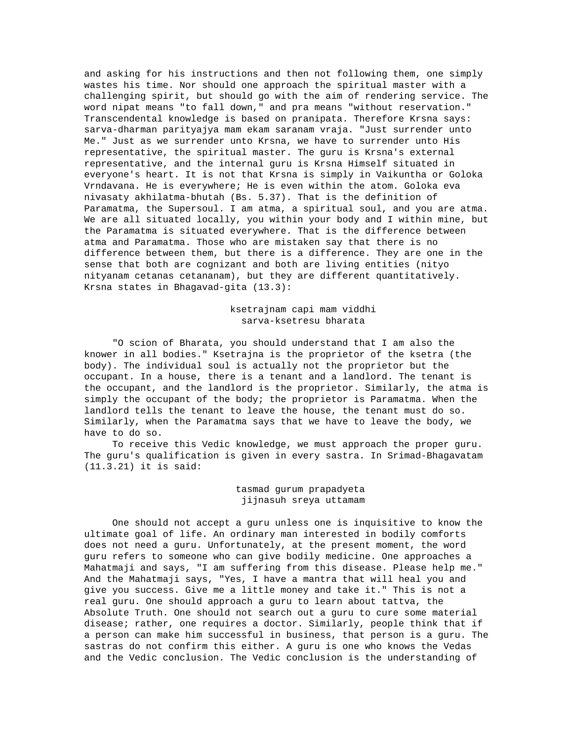and asking for his instructions and then not following them, one simply wastes his time. Nor should one approach the spiritual master with a challenging spirit, but should go with the aim of rendering service. The word nipat means "to fall down," and pra means "without reservation." Transcendental knowledge is based on pranipata. Therefore Krsna says: sarva-dharman parityajya mam ekam saranam vraja. "Just surrender unto Me." Just as we surrender unto Krsna, we have to surrender unto His representative, the spiritual master. The guru is Krsna's external representative, and the internal guru is Krsna Himself situated in everyone's heart. It is not that Krsna is simply in Vaikuntha or Goloka Vrndavana. He is everywhere; He is even within the atom. Goloka eva nivasaty akhilatma-bhutah (Bs. 5.37). That is the definition of Paramatma, the Supersoul. I am atma, a spiritual soul, and you are atma. We are all situated locally, you within your body and I within mine, but the Paramatma is situated everywhere. That is the difference between atma and Paramatma. Those who are mistaken say that there is no difference between them, but there is a difference. They are one in the sense that both are cognizant and both are living entities (nityo nityanam cetanas cetananam), but they are different quantitatively. Krsna states in Bhagavad-gita (13.3):

ksetrajnam capi mam viddhi
sarva-ksetresu bharata

"O scion of Bharata, you should understand that I am also the knower in all bodies." Ksetrajna is the proprietor of the ksetra (the body). The individual soul is actually not the proprietor but the occupant. In a house, there is a tenant and a landlord. The tenant is the occupant, and the landlord is the proprietor. Similarly, the atma is simply the occupant of the body; the proprietor is Paramatma. When the landlord tells the tenant to leave the house, the tenant must do so. Similarly, when the Paramatma says that we have to leave the body, we have to do so.

To receive this Vedic knowledge, we must approach the proper guru. The guru's qualification is given in every sastra. In Srimad-Bhagavatam (11.3.21) it is said:

tasmad gurum prapadyeta
jijnasuh sreya uttamam

One should not accept a guru unless one is inquisitive to know the ultimate goal of life. An ordinary man interested in bodily comforts does not need a guru. Unfortunately, at the present moment, the word guru refers to someone who can give bodily medicine. One approaches a Mahatmaji and says, "I am suffering from this disease. Please help me." And the Mahatmaji says, "Yes, I have a mantra that will heal you and give you success. Give me a little money and take it." This is not a real guru. One should approach a guru to learn about tattva, the Absolute Truth. One should not search out a guru to cure some material disease; rather, one requires a doctor. Similarly, people think that if a person can make him successful in business, that person is a guru. The sastras do not confirm this either. A guru is one who knows the Vedas and the Vedic conclusion. The Vedic conclusion is the understanding of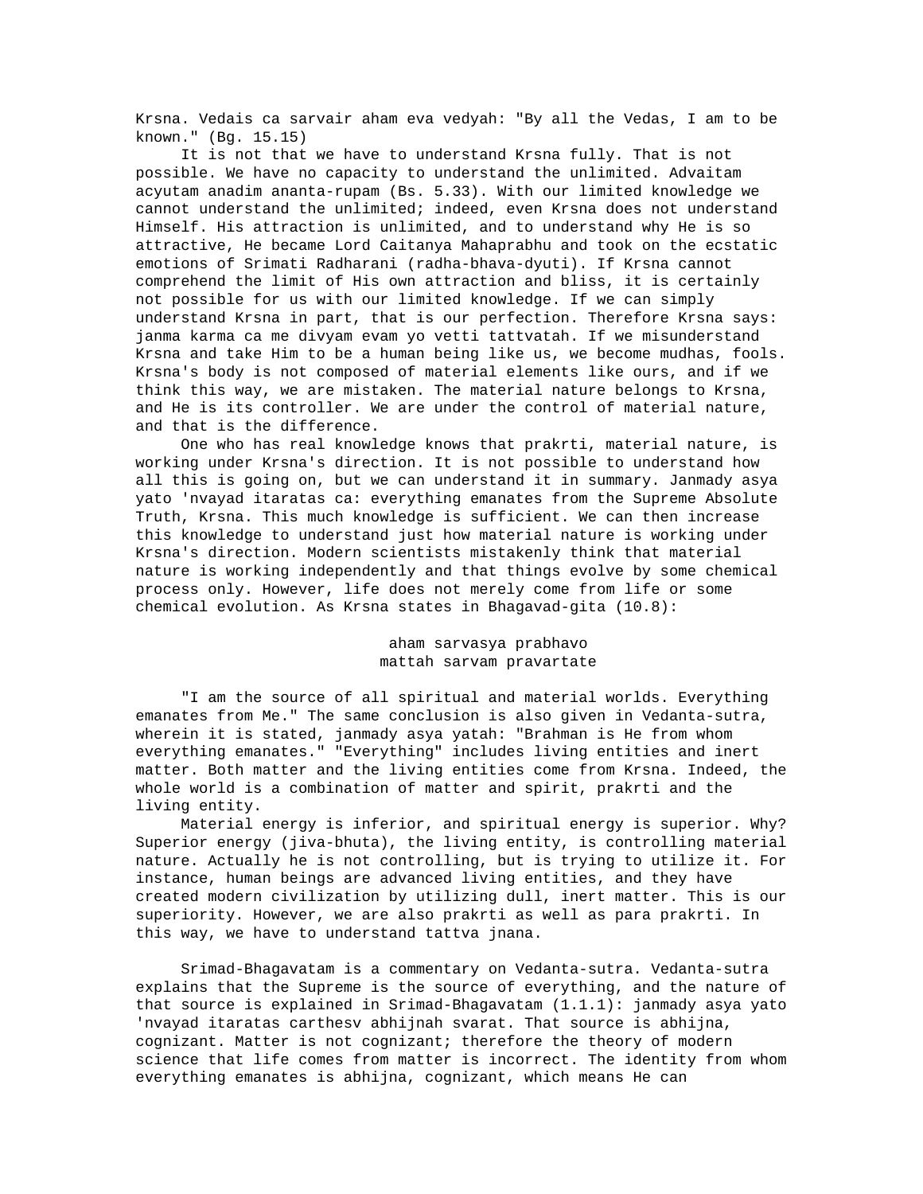Krsna. Vedais ca sarvair aham eva vedyah: "By all the Vedas, I am to be known." (Bg. 15.15)

It is not that we have to understand Krsna fully. That is not possible. We have no capacity to understand the unlimited. Advaitam acyutam anadim ananta-rupam (Bs. 5.33). With our limited knowledge we cannot understand the unlimited; indeed, even Krsna does not understand Himself. His attraction is unlimited, and to understand why He is so attractive, He became Lord Caitanya Mahaprabhu and took on the ecstatic emotions of Srimati Radharani (radha-bhava-dyuti). If Krsna cannot comprehend the limit of His own attraction and bliss, it is certainly not possible for us with our limited knowledge. If we can simply understand Krsna in part, that is our perfection. Therefore Krsna says: janma karma ca me divyam evam yo vetti tattvatah. If we misunderstand Krsna and take Him to be a human being like us, we become mudhas, fools. Krsna's body is not composed of material elements like ours, and if we think this way, we are mistaken. The material nature belongs to Krsna, and He is its controller. We are under the control of material nature, and that is the difference.

One who has real knowledge knows that prakrti, material nature, is working under Krsna's direction. It is not possible to understand how all this is going on, but we can understand it in summary. Janmady asya yato 'nvayad itaratas ca: everything emanates from the Supreme Absolute Truth, Krsna. This much knowledge is sufficient. We can then increase this knowledge to understand just how material nature is working under Krsna's direction. Modern scientists mistakenly think that material nature is working independently and that things evolve by some chemical process only. However, life does not merely come from life or some chemical evolution. As Krsna states in Bhagavad-gita (10.8):

aham sarvasya prabhavo
mattah sarvam pravartate

"I am the source of all spiritual and material worlds. Everything emanates from Me." The same conclusion is also given in Vedanta-sutra, wherein it is stated, janmady asya yatah: "Brahman is He from whom everything emanates." "Everything" includes living entities and inert matter. Both matter and the living entities come from Krsna. Indeed, the whole world is a combination of matter and spirit, prakrti and the living entity.

Material energy is inferior, and spiritual energy is superior. Why? Superior energy (jiva-bhuta), the living entity, is controlling material nature. Actually he is not controlling, but is trying to utilize it. For instance, human beings are advanced living entities, and they have created modern civilization by utilizing dull, inert matter. This is our superiority. However, we are also prakrti as well as para prakrti. In this way, we have to understand tattva jnana.

Srimad-Bhagavatam is a commentary on Vedanta-sutra. Vedanta-sutra explains that the Supreme is the source of everything, and the nature of that source is explained in Srimad-Bhagavatam (1.1.1): janmady asya yato 'nvayad itaratas carthesv abhijnah svarat. That source is abhijna, cognizant. Matter is not cognizant; therefore the theory of modern science that life comes from matter is incorrect. The identity from whom everything emanates is abhijna, cognizant, which means He can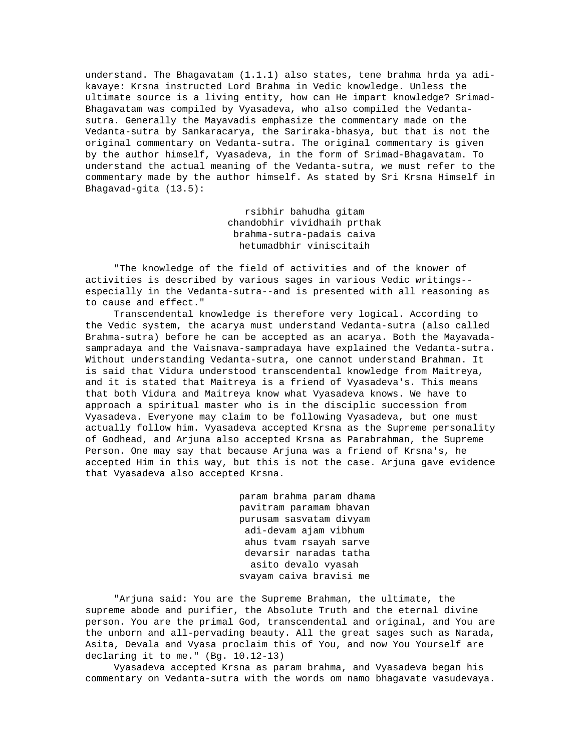understand. The Bhagavatam (1.1.1) also states, tene brahma hrda ya adi-kavaye: Krsna instructed Lord Brahma in Vedic knowledge. Unless the ultimate source is a living entity, how can He impart knowledge? Srimad-Bhagavatam was compiled by Vyasadeva, who also compiled the Vedanta-sutra. Generally the Mayavadis emphasize the commentary made on the Vedanta-sutra by Sankaracarya, the Sariraka-bhasya, but that is not the original commentary on Vedanta-sutra. The original commentary is given by the author himself, Vyasadeva, in the form of Srimad-Bhagavatam. To understand the actual meaning of the Vedanta-sutra, we must refer to the commentary made by the author himself. As stated by Sri Krsna Himself in Bhagavad-gita (13.5):

rsibhir bahudha gitam
chandobhir vividhaih prthak
brahma-sutra-padais caiva
hetumadbhir viniscitaih

"The knowledge of the field of activities and of the knower of activities is described by various sages in various Vedic writings--especially in the Vedanta-sutra--and is presented with all reasoning as to cause and effect."

Transcendental knowledge is therefore very logical. According to the Vedic system, the acarya must understand Vedanta-sutra (also called Brahma-sutra) before he can be accepted as an acarya. Both the Mayavada-sampradaya and the Vaisnava-sampradaya have explained the Vedanta-sutra. Without understanding Vedanta-sutra, one cannot understand Brahman. It is said that Vidura understood transcendental knowledge from Maitreya, and it is stated that Maitreya is a friend of Vyasadeva's. This means that both Vidura and Maitreya know what Vyasadeva knows. We have to approach a spiritual master who is in the disciplic succession from Vyasadeva. Everyone may claim to be following Vyasadeva, but one must actually follow him. Vyasadeva accepted Krsna as the Supreme personality of Godhead, and Arjuna also accepted Krsna as Parabrahman, the Supreme Person. One may say that because Arjuna was a friend of Krsna's, he accepted Him in this way, but this is not the case. Arjuna gave evidence that Vyasadeva also accepted Krsna.

param brahma param dhama
pavitram paramam bhavan
purusam sasvatam divyam
adi-devam ajam vibhum
ahus tvam rsayah sarve
devarsir naradas tatha
asito devalo vyasah
svayam caiva bravisi me

"Arjuna said: You are the Supreme Brahman, the ultimate, the supreme abode and purifier, the Absolute Truth and the eternal divine person. You are the primal God, transcendental and original, and You are the unborn and all-pervading beauty. All the great sages such as Narada, Asita, Devala and Vyasa proclaim this of You, and now You Yourself are declaring it to me." (Bg. 10.12-13)

Vyasadeva accepted Krsna as param brahma, and Vyasadeva began his commentary on Vedanta-sutra with the words om namo bhagavate vasudevaya.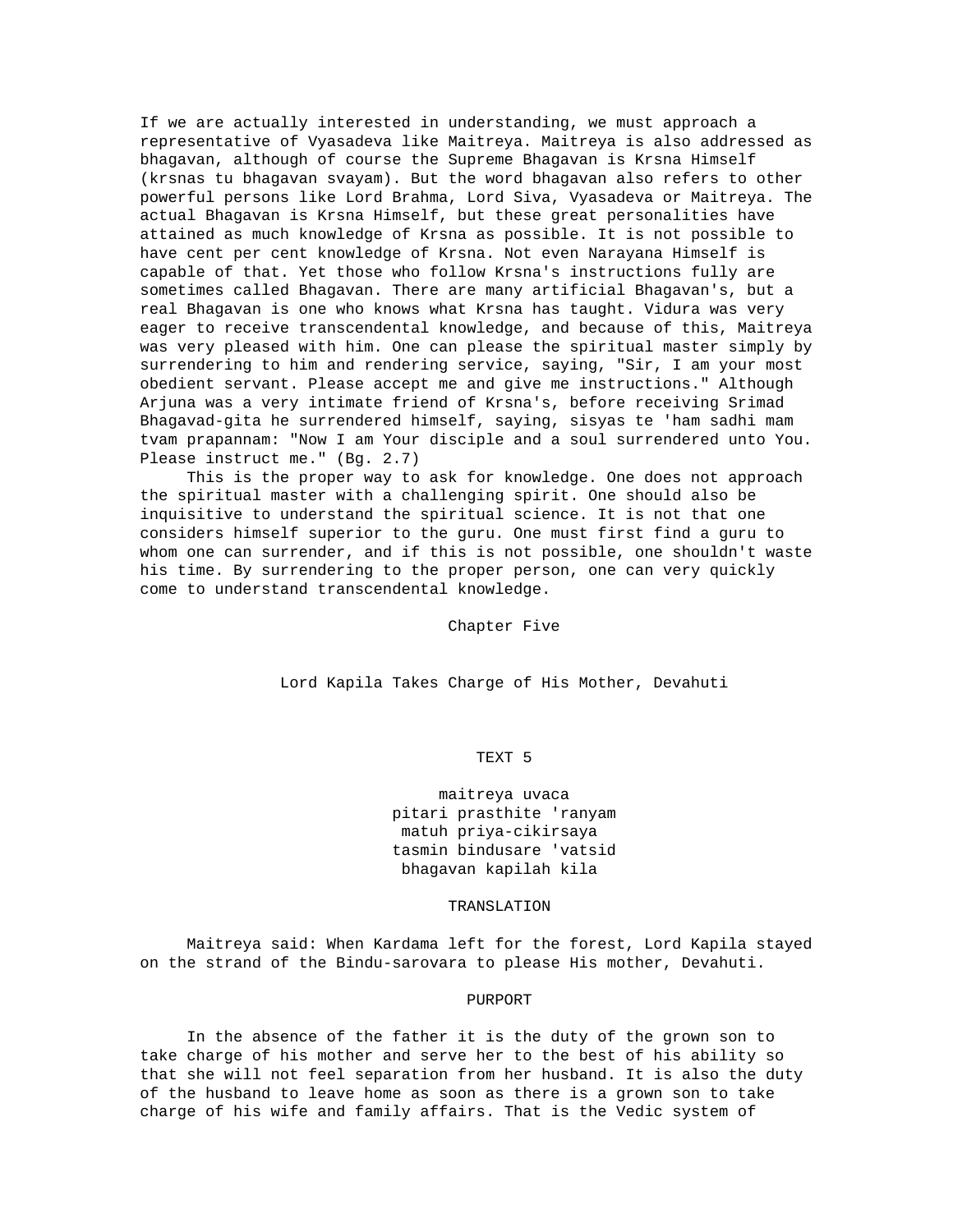If we are actually interested in understanding, we must approach a representative of Vyasadeva like Maitreya. Maitreya is also addressed as bhagavan, although of course the Supreme Bhagavan is Krsna Himself (krsnas tu bhagavan svayam). But the word bhagavan also refers to other powerful persons like Lord Brahma, Lord Siva, Vyasadeva or Maitreya. The actual Bhagavan is Krsna Himself, but these great personalities have attained as much knowledge of Krsna as possible. It is not possible to have cent per cent knowledge of Krsna. Not even Narayana Himself is capable of that. Yet those who follow Krsna's instructions fully are sometimes called Bhagavan. There are many artificial Bhagavan's, but a real Bhagavan is one who knows what Krsna has taught. Vidura was very eager to receive transcendental knowledge, and because of this, Maitreya was very pleased with him. One can please the spiritual master simply by surrendering to him and rendering service, saying, "Sir, I am your most obedient servant. Please accept me and give me instructions." Although Arjuna was a very intimate friend of Krsna's, before receiving Srimad Bhagavad-gita he surrendered himself, saying, sisyas te 'ham sadhi mam tvam prapannam: "Now I am Your disciple and a soul surrendered unto You. Please instruct me." (Bg. 2.7)

This is the proper way to ask for knowledge. One does not approach the spiritual master with a challenging spirit. One should also be inquisitive to understand the spiritual science. It is not that one considers himself superior to the guru. One must first find a guru to whom one can surrender, and if this is not possible, one shouldn't waste his time. By surrendering to the proper person, one can very quickly come to understand transcendental knowledge.

# Chapter Five

## Lord Kapila Takes Charge of His Mother, Devahuti

### TEXT 5

maitreya uvaca
pitari prasthite 'ranyam
matuh priya-cikirsaya
tasmin bindusare 'vatsid
bhagavan kapilah kila

### TRANSLATION

Maitreya said: When Kardama left for the forest, Lord Kapila stayed on the strand of the Bindu-sarovara to please His mother, Devahuti.

### PURPORT

In the absence of the father it is the duty of the grown son to take charge of his mother and serve her to the best of his ability so that she will not feel separation from her husband. It is also the duty of the husband to leave home as soon as there is a grown son to take charge of his wife and family affairs. That is the Vedic system of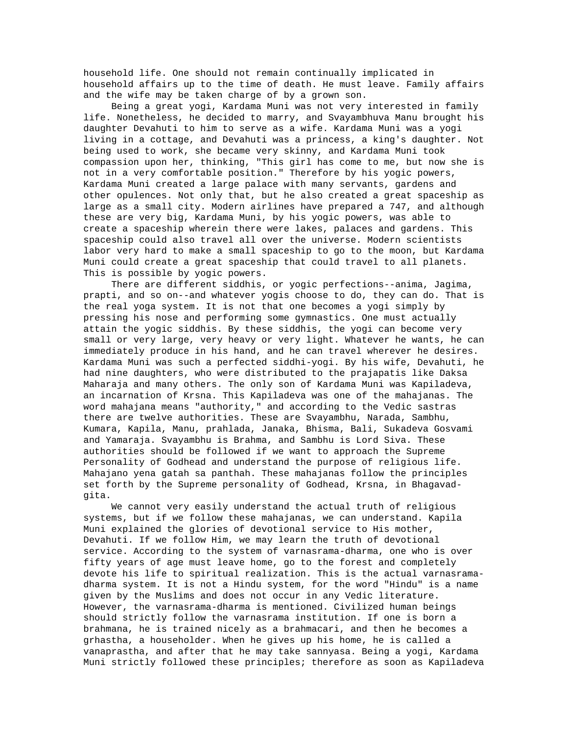household life. One should not remain continually implicated in household affairs up to the time of death. He must leave. Family affairs and the wife may be taken charge of by a grown son.

Being a great yogi, Kardama Muni was not very interested in family life. Nonetheless, he decided to marry, and Svayambhuva Manu brought his daughter Devahuti to him to serve as a wife. Kardama Muni was a yogi living in a cottage, and Devahuti was a princess, a king's daughter. Not being used to work, she became very skinny, and Kardama Muni took compassion upon her, thinking, "This girl has come to me, but now she is not in a very comfortable position." Therefore by his yogic powers, Kardama Muni created a large palace with many servants, gardens and other opulences. Not only that, but he also created a great spaceship as large as a small city. Modern airlines have prepared a 747, and although these are very big, Kardama Muni, by his yogic powers, was able to create a spaceship wherein there were lakes, palaces and gardens. This spaceship could also travel all over the universe. Modern scientists labor very hard to make a small spaceship to go to the moon, but Kardama Muni could create a great spaceship that could travel to all planets. This is possible by yogic powers.

There are different siddhis, or yogic perfections--anima, Jagima, prapti, and so on--and whatever yogis choose to do, they can do. That is the real yoga system. It is not that one becomes a yogi simply by pressing his nose and performing some gymnastics. One must actually attain the yogic siddhis. By these siddhis, the yogi can become very small or very large, very heavy or very light. Whatever he wants, he can immediately produce in his hand, and he can travel wherever he desires. Kardama Muni was such a perfected siddhi-yogi. By his wife, Devahuti, he had nine daughters, who were distributed to the prajapatis like Daksa Maharaja and many others. The only son of Kardama Muni was Kapiladeva, an incarnation of Krsna. This Kapiladeva was one of the mahajanas. The word mahajana means "authority," and according to the Vedic sastras there are twelve authorities. These are Svayambhu, Narada, Sambhu, Kumara, Kapila, Manu, prahlada, Janaka, Bhisma, Bali, Sukadeva Gosvami and Yamaraja. Svayambhu is Brahma, and Sambhu is Lord Siva. These authorities should be followed if we want to approach the Supreme Personality of Godhead and understand the purpose of religious life. Mahajano yena gatah sa panthah. These mahajanas follow the principles set forth by the Supreme personality of Godhead, Krsna, in Bhagavad-gita.

We cannot very easily understand the actual truth of religious systems, but if we follow these mahajanas, we can understand. Kapila Muni explained the glories of devotional service to His mother, Devahuti. If we follow Him, we may learn the truth of devotional service. According to the system of varnasrama-dharma, one who is over fifty years of age must leave home, go to the forest and completely devote his life to spiritual realization. This is the actual varnasrama-dharma system. It is not a Hindu system, for the word "Hindu" is a name given by the Muslims and does not occur in any Vedic literature. However, the varnasrama-dharma is mentioned. Civilized human beings should strictly follow the varnasrama institution. If one is born a brahmana, he is trained nicely as a brahmacari, and then he becomes a grhastha, a householder. When he gives up his home, he is called a vanaprastha, and after that he may take sannyasa. Being a yogi, Kardama Muni strictly followed these principles; therefore as soon as Kapiladeva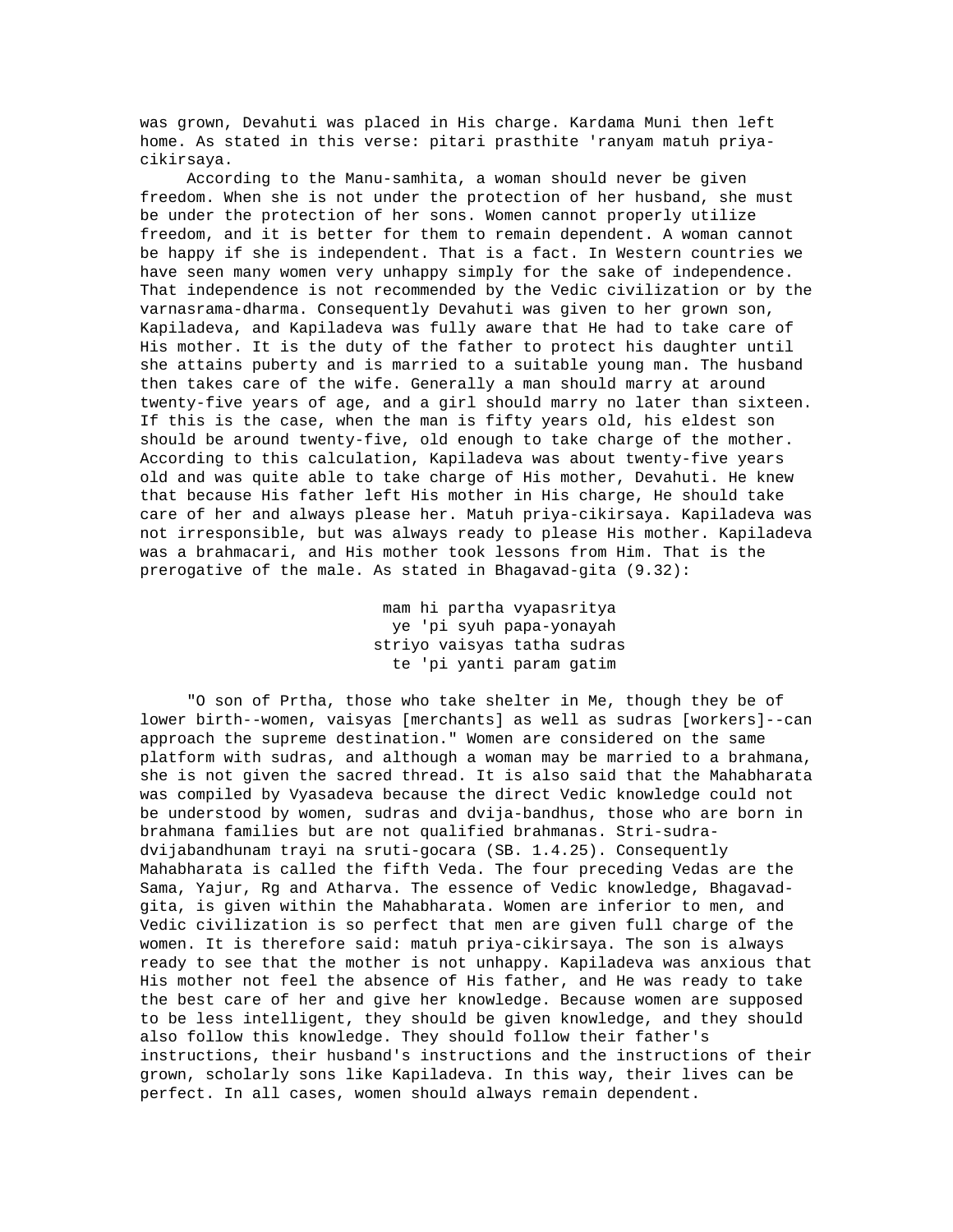was grown, Devahuti was placed in His charge. Kardama Muni then left home. As stated in this verse: pitari prasthite 'ranyam matuh priya-cikirsaya.

According to the Manu-samhita, a woman should never be given freedom. When she is not under the protection of her husband, she must be under the protection of her sons. Women cannot properly utilize freedom, and it is better for them to remain dependent. A woman cannot be happy if she is independent. That is a fact. In Western countries we have seen many women very unhappy simply for the sake of independence. That independence is not recommended by the Vedic civilization or by the varnasrama-dharma. Consequently Devahuti was given to her grown son, Kapiladeva, and Kapiladeva was fully aware that He had to take care of His mother. It is the duty of the father to protect his daughter until she attains puberty and is married to a suitable young man. The husband then takes care of the wife. Generally a man should marry at around twenty-five years of age, and a girl should marry no later than sixteen. If this is the case, when the man is fifty years old, his eldest son should be around twenty-five, old enough to take charge of the mother. According to this calculation, Kapiladeva was about twenty-five years old and was quite able to take charge of His mother, Devahuti. He knew that because His father left His mother in His charge, He should take care of her and always please her. Matuh priya-cikirsaya. Kapiladeva was not irresponsible, but was always ready to please His mother. Kapiladeva was a brahmacari, and His mother took lessons from Him. That is the prerogative of the male. As stated in Bhagavad-gita (9.32):

mam hi partha vyapasritya
ye 'pi syuh papa-yonayah
striyo vaisyas tatha sudras
te 'pi yanti param gatim

"O son of Prtha, those who take shelter in Me, though they be of lower birth--women, vaisyas [merchants] as well as sudras [workers]--can approach the supreme destination." Women are considered on the same platform with sudras, and although a woman may be married to a brahmana, she is not given the sacred thread. It is also said that the Mahabharata was compiled by Vyasadeva because the direct Vedic knowledge could not be understood by women, sudras and dvija-bandhus, those who are born in brahmana families but are not qualified brahmanas. Stri-sudra-dvijabandhunam trayi na sruti-gocara (SB. 1.4.25). Consequently Mahabharata is called the fifth Veda. The four preceding Vedas are the Sama, Yajur, Rg and Atharva. The essence of Vedic knowledge, Bhagavad-gita, is given within the Mahabharata. Women are inferior to men, and Vedic civilization is so perfect that men are given full charge of the women. It is therefore said: matuh priya-cikirsaya. The son is always ready to see that the mother is not unhappy. Kapiladeva was anxious that His mother not feel the absence of His father, and He was ready to take the best care of her and give her knowledge. Because women are supposed to be less intelligent, they should be given knowledge, and they should also follow this knowledge. They should follow their father's instructions, their husband's instructions and the instructions of their grown, scholarly sons like Kapiladeva. In this way, their lives can be perfect. In all cases, women should always remain dependent.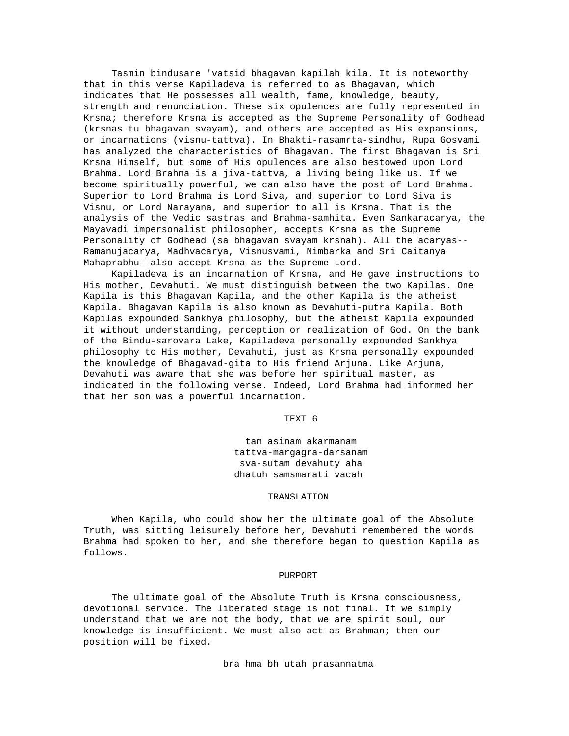Tasmin bindusare 'vatsid bhagavan kapilah kila. It is noteworthy that in this verse Kapiladeva is referred to as Bhagavan, which indicates that He possesses all wealth, fame, knowledge, beauty, strength and renunciation. These six opulences are fully represented in Krsna; therefore Krsna is accepted as the Supreme Personality of Godhead (krsnas tu bhagavan svayam), and others are accepted as His expansions, or incarnations (visnu-tattva). In Bhakti-rasamrta-sindhu, Rupa Gosvami has analyzed the characteristics of Bhagavan. The first Bhagavan is Sri Krsna Himself, but some of His opulences are also bestowed upon Lord Brahma. Lord Brahma is a jiva-tattva, a living being like us. If we become spiritually powerful, we can also have the post of Lord Brahma. Superior to Lord Brahma is Lord Siva, and superior to Lord Siva is Visnu, or Lord Narayana, and superior to all is Krsna. That is the analysis of the Vedic sastras and Brahma-samhita. Even Sankaracarya, the Mayavadi impersonalist philosopher, accepts Krsna as the Supreme Personality of Godhead (sa bhagavan svayam krsnah). All the acaryas--Ramanujacarya, Madhvacarya, Visnusvami, Nimbarka and Sri Caitanya Mahaprabhu--also accept Krsna as the Supreme Lord.

Kapiladeva is an incarnation of Krsna, and He gave instructions to His mother, Devahuti. We must distinguish between the two Kapilas. One Kapila is this Bhagavan Kapila, and the other Kapila is the atheist Kapila. Bhagavan Kapila is also known as Devahuti-putra Kapila. Both Kapilas expounded Sankhya philosophy, but the atheist Kapila expounded it without understanding, perception or realization of God. On the bank of the Bindu-sarovara Lake, Kapiladeva personally expounded Sankhya philosophy to His mother, Devahuti, just as Krsna personally expounded the knowledge of Bhagavad-gita to His friend Arjuna. Like Arjuna, Devahuti was aware that she was before her spiritual master, as indicated in the following verse. Indeed, Lord Brahma had informed her that her son was a powerful incarnation.

TEXT 6

tam asinam akarmanam
tattva-margagra-darsanam
sva-sutam devahuty aha
dhatuh samsmarati vacah

TRANSLATION

When Kapila, who could show her the ultimate goal of the Absolute Truth, was sitting leisurely before her, Devahuti remembered the words Brahma had spoken to her, and she therefore began to question Kapila as follows.

PURPORT

The ultimate goal of the Absolute Truth is Krsna consciousness, devotional service. The liberated stage is not final. If we simply understand that we are not the body, that we are spirit soul, our knowledge is insufficient. We must also act as Brahman; then our position will be fixed.

bra hma bh utah prasannatma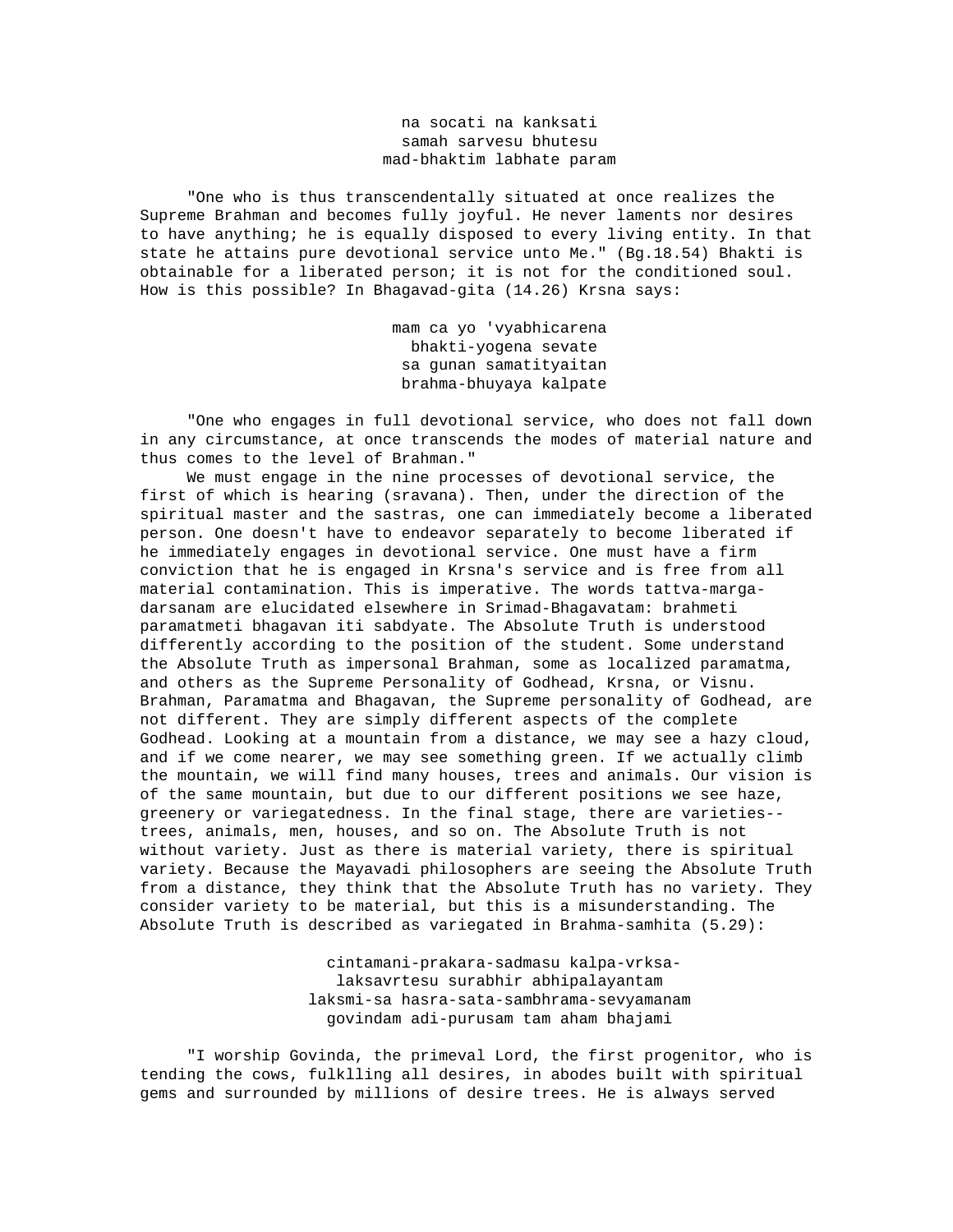na socati na kanksati
samah sarvesu bhutesu
mad-bhaktim labhate param

"One who is thus transcendentally situated at once realizes the Supreme Brahman and becomes fully joyful. He never laments nor desires to have anything; he is equally disposed to every living entity. In that state he attains pure devotional service unto Me." (Bg.18.54) Bhakti is obtainable for a liberated person; it is not for the conditioned soul. How is this possible? In Bhagavad-gita (14.26) Krsna says:

mam ca yo 'vyabhicarena
bhakti-yogena sevate
sa gunan samatityaitan
brahma-bhuyaya kalpate

"One who engages in full devotional service, who does not fall down in any circumstance, at once transcends the modes of material nature and thus comes to the level of Brahman."

We must engage in the nine processes of devotional service, the first of which is hearing (sravana). Then, under the direction of the spiritual master and the sastras, one can immediately become a liberated person. One doesn't have to endeavor separately to become liberated if he immediately engages in devotional service. One must have a firm conviction that he is engaged in Krsna's service and is free from all material contamination. This is imperative. The words tattva-marga-darsanam are elucidated elsewhere in Srimad-Bhagavatam: brahmeti paramatmeti bhagavan iti sabdyate. The Absolute Truth is understood differently according to the position of the student. Some understand the Absolute Truth as impersonal Brahman, some as localized paramatma, and others as the Supreme Personality of Godhead, Krsna, or Visnu. Brahman, Paramatma and Bhagavan, the Supreme personality of Godhead, are not different. They are simply different aspects of the complete Godhead. Looking at a mountain from a distance, we may see a hazy cloud, and if we come nearer, we may see something green. If we actually climb the mountain, we will find many houses, trees and animals. Our vision is of the same mountain, but due to our different positions we see haze, greenery or variegatedness. In the final stage, there are varieties--trees, animals, men, houses, and so on. The Absolute Truth is not without variety. Just as there is material variety, there is spiritual variety. Because the Mayavadi philosophers are seeing the Absolute Truth from a distance, they think that the Absolute Truth has no variety. They consider variety to be material, but this is a misunderstanding. The Absolute Truth is described as variegated in Brahma-samhita (5.29):

cintamani-prakara-sadmasu kalpa-vrksa-
laksavrtesu surabhir abhipalayantam
laksmi-sa hasra-sata-sambhrama-sevyamanam
govindam adi-purusam tam aham bhajami

"I worship Govinda, the primeval Lord, the first progenitor, who is tending the cows, fulklling all desires, in abodes built with spiritual gems and surrounded by millions of desire trees. He is always served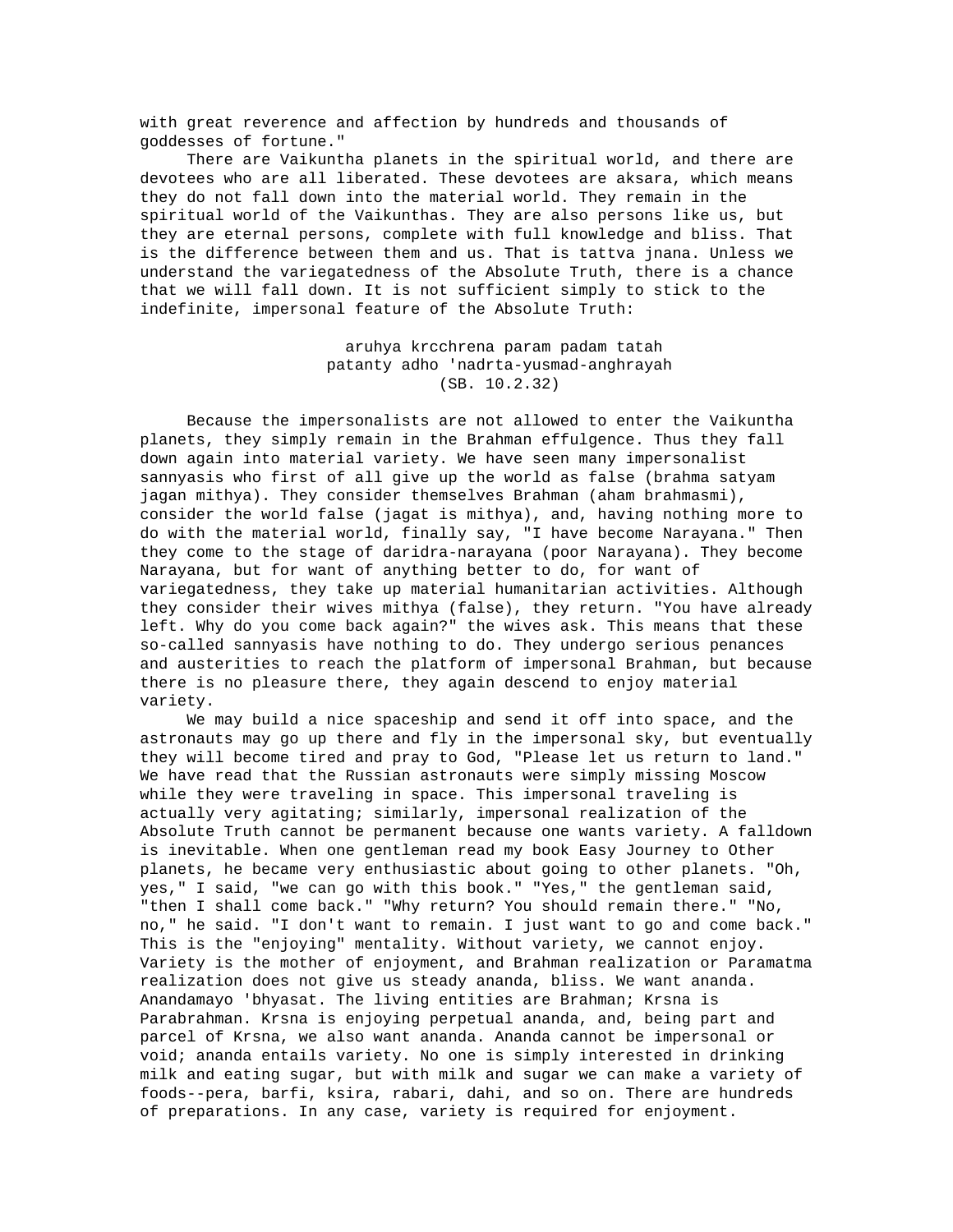with great reverence and affection by hundreds and thousands of goddesses of fortune."

There are Vaikuntha planets in the spiritual world, and there are devotees who are all liberated. These devotees are aksara, which means they do not fall down into the material world. They remain in the spiritual world of the Vaikunthas. They are also persons like us, but they are eternal persons, complete with full knowledge and bliss. That is the difference between them and us. That is tattva jnana. Unless we understand the variegatedness of the Absolute Truth, there is a chance that we will fall down. It is not sufficient simply to stick to the indefinite, impersonal feature of the Absolute Truth:

aruhya krcchrena param padam tatah
patanty adho 'nadrta-yusmad-anghrayah
(SB. 10.2.32)

Because the impersonalists are not allowed to enter the Vaikuntha planets, they simply remain in the Brahman effulgence. Thus they fall down again into material variety. We have seen many impersonalist sannyasis who first of all give up the world as false (brahma satyam jagan mithya). They consider themselves Brahman (aham brahmasmi), consider the world false (jagat is mithya), and, having nothing more to do with the material world, finally say, "I have become Narayana." Then they come to the stage of daridra-narayana (poor Narayana). They become Narayana, but for want of anything better to do, for want of variegatedness, they take up material humanitarian activities. Although they consider their wives mithya (false), they return. "You have already left. Why do you come back again?" the wives ask. This means that these so-called sannyasis have nothing to do. They undergo serious penances and austerities to reach the platform of impersonal Brahman, but because there is no pleasure there, they again descend to enjoy material variety.

We may build a nice spaceship and send it off into space, and the astronauts may go up there and fly in the impersonal sky, but eventually they will become tired and pray to God, "Please let us return to land." We have read that the Russian astronauts were simply missing Moscow while they were traveling in space. This impersonal traveling is actually very agitating; similarly, impersonal realization of the Absolute Truth cannot be permanent because one wants variety. A falldown is inevitable. When one gentleman read my book Easy Journey to Other planets, he became very enthusiastic about going to other planets. "Oh, yes," I said, "we can go with this book." "Yes," the gentleman said, "then I shall come back." "Why return? You should remain there." "No, no," he said. "I don't want to remain. I just want to go and come back." This is the "enjoying" mentality. Without variety, we cannot enjoy. Variety is the mother of enjoyment, and Brahman realization or Paramatma realization does not give us steady ananda, bliss. We want ananda. Anandamayo 'bhyasat. The living entities are Brahman; Krsna is Parabrahman. Krsna is enjoying perpetual ananda, and, being part and parcel of Krsna, we also want ananda. Ananda cannot be impersonal or void; ananda entails variety. No one is simply interested in drinking milk and eating sugar, but with milk and sugar we can make a variety of foods--pera, barfi, ksira, rabari, dahi, and so on. There are hundreds of preparations. In any case, variety is required for enjoyment.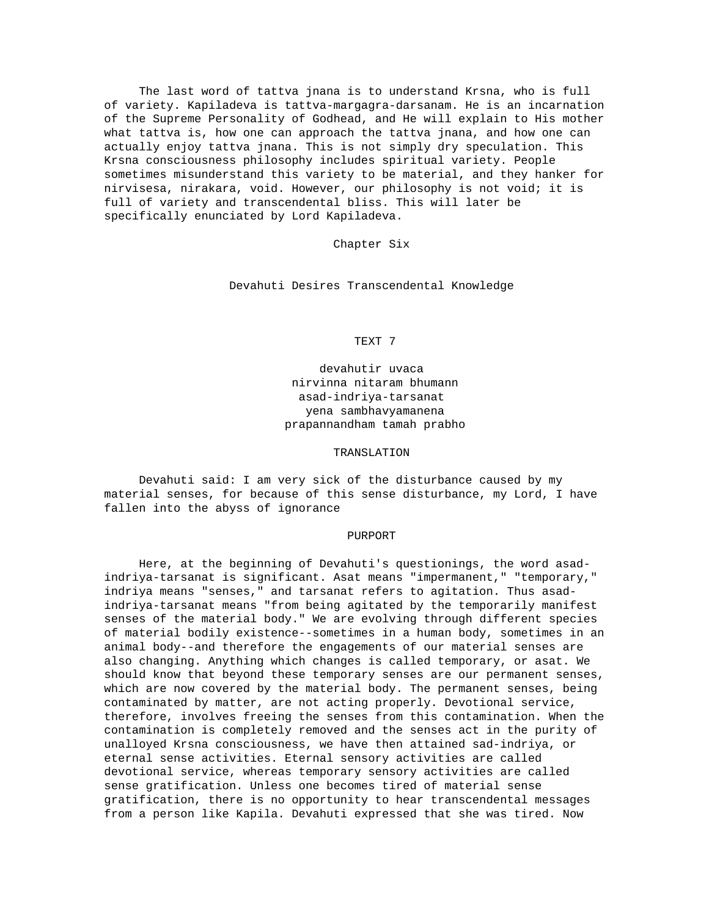The last word of tattva jnana is to understand Krsna, who is full of variety. Kapiladeva is tattva-margagra-darsanam. He is an incarnation of the Supreme Personality of Godhead, and He will explain to His mother what tattva is, how one can approach the tattva jnana, and how one can actually enjoy tattva jnana. This is not simply dry speculation. This Krsna consciousness philosophy includes spiritual variety. People sometimes misunderstand this variety to be material, and they hanker for nirvisesa, nirakara, void. However, our philosophy is not void; it is full of variety and transcendental bliss. This will later be specifically enunciated by Lord Kapiladeva.

# Chapter Six

## Devahuti Desires Transcendental Knowledge

### TEXT 7

devahutir uvaca
nirvinna nitaram bhumann
asad-indriya-tarsanat
yena sambhavyamanena
prapannandham tamah prabho

### TRANSLATION

Devahuti said: I am very sick of the disturbance caused by my material senses, for because of this sense disturbance, my Lord, I have fallen into the abyss of ignorance

### PURPORT

Here, at the beginning of Devahuti's questionings, the word asad-indriya-tarsanat is significant. Asat means "impermanent," "temporary," indriya means "senses," and tarsanat refers to agitation. Thus asad-indriya-tarsanat means "from being agitated by the temporarily manifest senses of the material body." We are evolving through different species of material bodily existence--sometimes in a human body, sometimes in an animal body--and therefore the engagements of our material senses are also changing. Anything which changes is called temporary, or asat. We should know that beyond these temporary senses are our permanent senses, which are now covered by the material body. The permanent senses, being contaminated by matter, are not acting properly. Devotional service, therefore, involves freeing the senses from this contamination. When the contamination is completely removed and the senses act in the purity of unalloyed Krsna consciousness, we have then attained sad-indriya, or eternal sense activities. Eternal sensory activities are called devotional service, whereas temporary sensory activities are called sense gratification. Unless one becomes tired of material sense gratification, there is no opportunity to hear transcendental messages from a person like Kapila. Devahuti expressed that she was tired. Now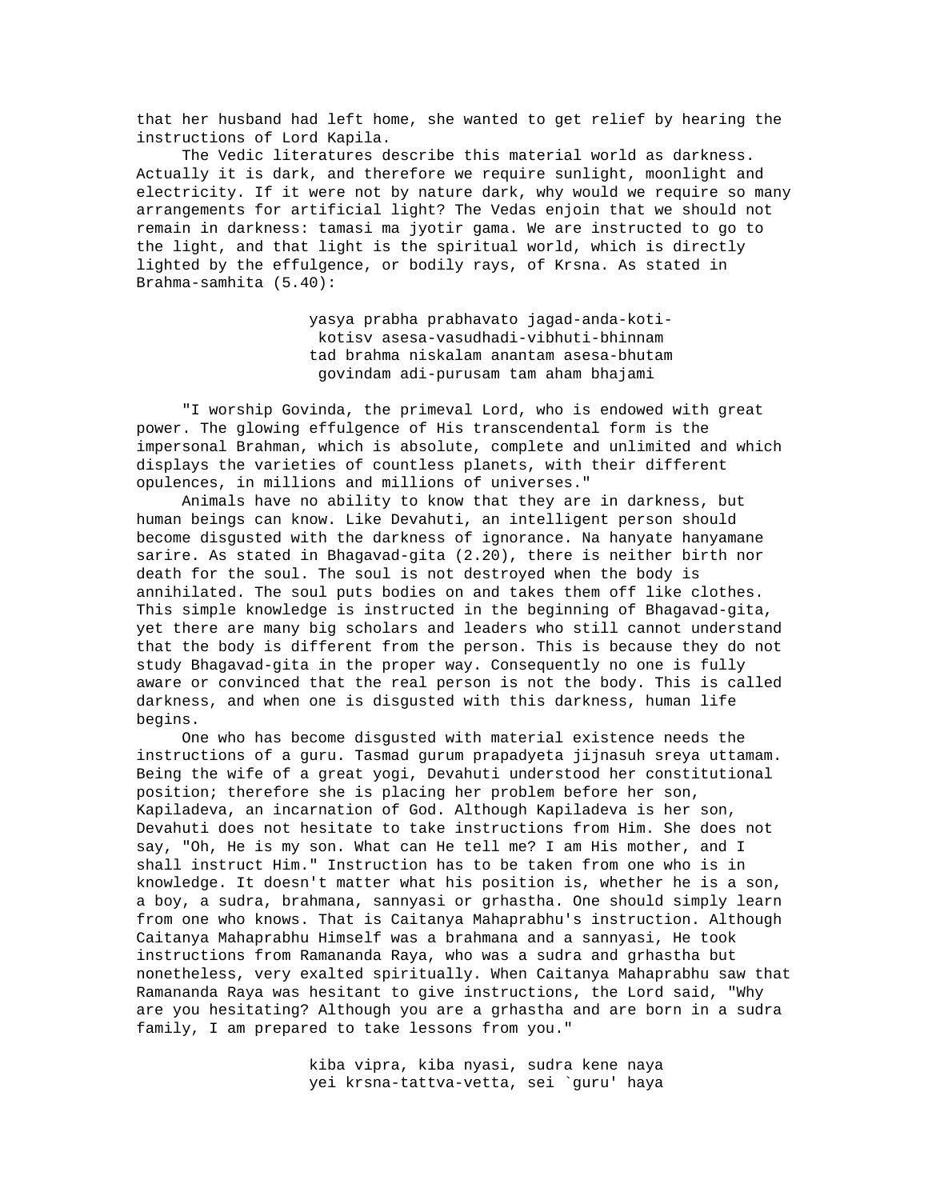that her husband had left home, she wanted to get relief by hearing the instructions of Lord Kapila.

The Vedic literatures describe this material world as darkness. Actually it is dark, and therefore we require sunlight, moonlight and electricity. If it were not by nature dark, why would we require so many arrangements for artificial light? The Vedas enjoin that we should not remain in darkness: tamasi ma jyotir gama. We are instructed to go to the light, and that light is the spiritual world, which is directly lighted by the effulgence, or bodily rays, of Krsna. As stated in Brahma-samhita (5.40):

> yasya prabha prabhavato jagad-anda-koti-
> kotisv asesa-vasudhadi-vibhuti-bhinnam
> tad brahma niskalam anantam asesa-bhutam
> govindam adi-purusam tam aham bhajami

"I worship Govinda, the primeval Lord, who is endowed with great power. The glowing effulgence of His transcendental form is the impersonal Brahman, which is absolute, complete and unlimited and which displays the varieties of countless planets, with their different opulences, in millions and millions of universes."

Animals have no ability to know that they are in darkness, but human beings can know. Like Devahuti, an intelligent person should become disgusted with the darkness of ignorance. Na hanyate hanyamane sarire. As stated in Bhagavad-gita (2.20), there is neither birth nor death for the soul. The soul is not destroyed when the body is annihilated. The soul puts bodies on and takes them off like clothes. This simple knowledge is instructed in the beginning of Bhagavad-gita, yet there are many big scholars and leaders who still cannot understand that the body is different from the person. This is because they do not study Bhagavad-gita in the proper way. Consequently no one is fully aware or convinced that the real person is not the body. This is called darkness, and when one is disgusted with this darkness, human life begins.

One who has become disgusted with material existence needs the instructions of a guru. Tasmad gurum prapadyeta jijnasuh sreya uttamam. Being the wife of a great yogi, Devahuti understood her constitutional position; therefore she is placing her problem before her son, Kapiladeva, an incarnation of God. Although Kapiladeva is her son, Devahuti does not hesitate to take instructions from Him. She does not say, "Oh, He is my son. What can He tell me? I am His mother, and I shall instruct Him." Instruction has to be taken from one who is in knowledge. It doesn't matter what his position is, whether he is a son, a boy, a sudra, brahmana, sannyasi or grhastha. One should simply learn from one who knows. That is Caitanya Mahaprabhu's instruction. Although Caitanya Mahaprabhu Himself was a brahmana and a sannyasi, He took instructions from Ramananda Raya, who was a sudra and grhastha but nonetheless, very exalted spiritually. When Caitanya Mahaprabhu saw that Ramananda Raya was hesitant to give instructions, the Lord said, "Why are you hesitating? Although you are a grhastha and are born in a sudra family, I am prepared to take lessons from you."

> kiba vipra, kiba nyasi, sudra kene naya
> yei krsna-tattva-vetta, sei `guru' haya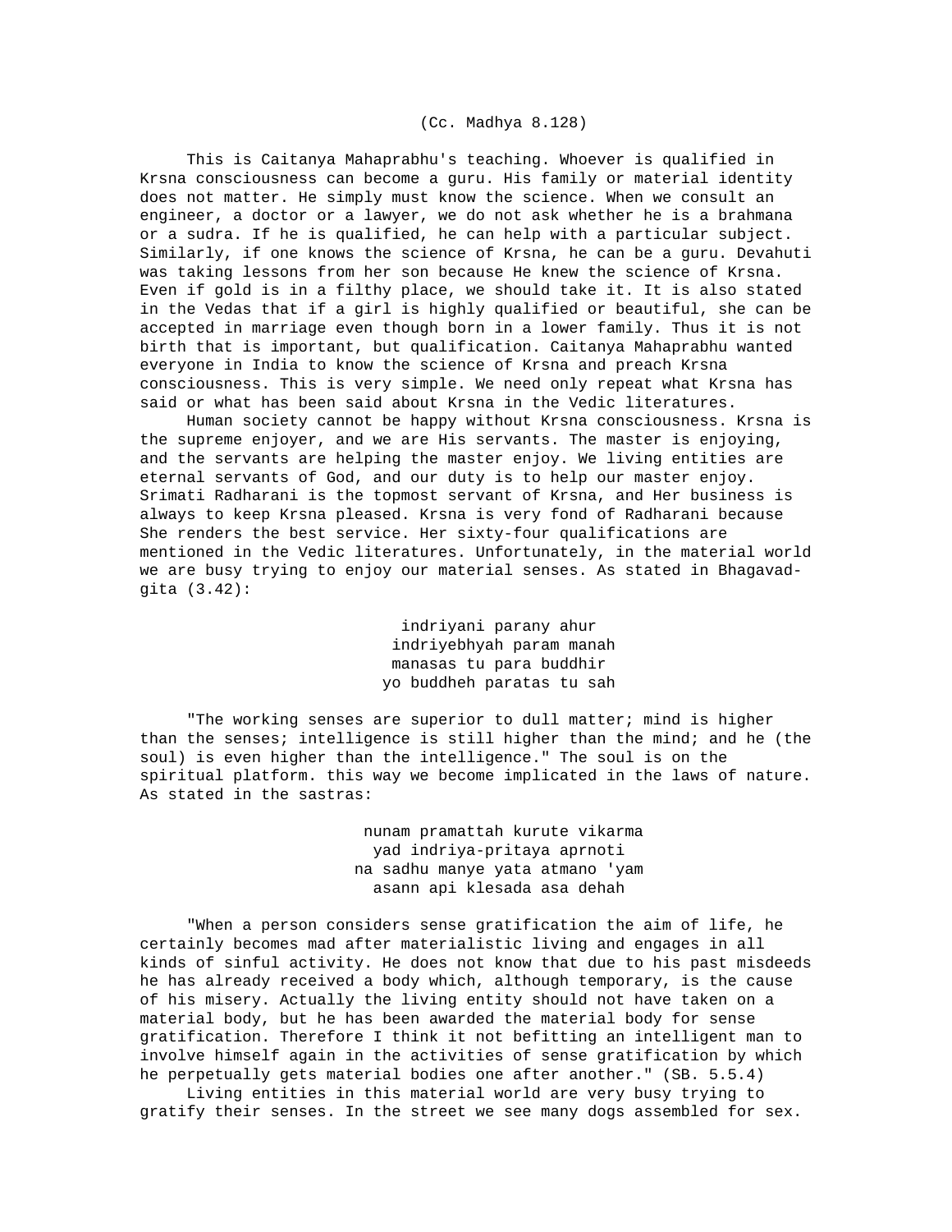(Cc. Madhya 8.128)

This is Caitanya Mahaprabhu's teaching. Whoever is qualified in Krsna consciousness can become a guru. His family or material identity does not matter. He simply must know the science. When we consult an engineer, a doctor or a lawyer, we do not ask whether he is a brahmana or a sudra. If he is qualified, he can help with a particular subject. Similarly, if one knows the science of Krsna, he can be a guru. Devahuti was taking lessons from her son because He knew the science of Krsna. Even if gold is in a filthy place, we should take it. It is also stated in the Vedas that if a girl is highly qualified or beautiful, she can be accepted in marriage even though born in a lower family. Thus it is not birth that is important, but qualification. Caitanya Mahaprabhu wanted everyone in India to know the science of Krsna and preach Krsna consciousness. This is very simple. We need only repeat what Krsna has said or what has been said about Krsna in the Vedic literatures.

Human society cannot be happy without Krsna consciousness. Krsna is the supreme enjoyer, and we are His servants. The master is enjoying, and the servants are helping the master enjoy. We living entities are eternal servants of God, and our duty is to help our master enjoy. Srimati Radharani is the topmost servant of Krsna, and Her business is always to keep Krsna pleased. Krsna is very fond of Radharani because She renders the best service. Her sixty-four qualifications are mentioned in the Vedic literatures. Unfortunately, in the material world we are busy trying to enjoy our material senses. As stated in Bhagavad-gita (3.42):

indriyani parany ahur
indriyebhyah param manah
manasas tu para buddhir
yo buddheh paratas tu sah

"The working senses are superior to dull matter; mind is higher than the senses; intelligence is still higher than the mind; and he (the soul) is even higher than the intelligence." The soul is on the spiritual platform. this way we become implicated in the laws of nature. As stated in the sastras:

nunam pramattah kurute vikarma
yad indriya-pritaya aprnoti
na sadhu manye yata atmano 'yam
asann api klesada asa dehah

"When a person considers sense gratification the aim of life, he certainly becomes mad after materialistic living and engages in all kinds of sinful activity. He does not know that due to his past misdeeds he has already received a body which, although temporary, is the cause of his misery. Actually the living entity should not have taken on a material body, but he has been awarded the material body for sense gratification. Therefore I think it not befitting an intelligent man to involve himself again in the activities of sense gratification by which he perpetually gets material bodies one after another." (SB. 5.5.4)

Living entities in this material world are very busy trying to gratify their senses. In the street we see many dogs assembled for sex.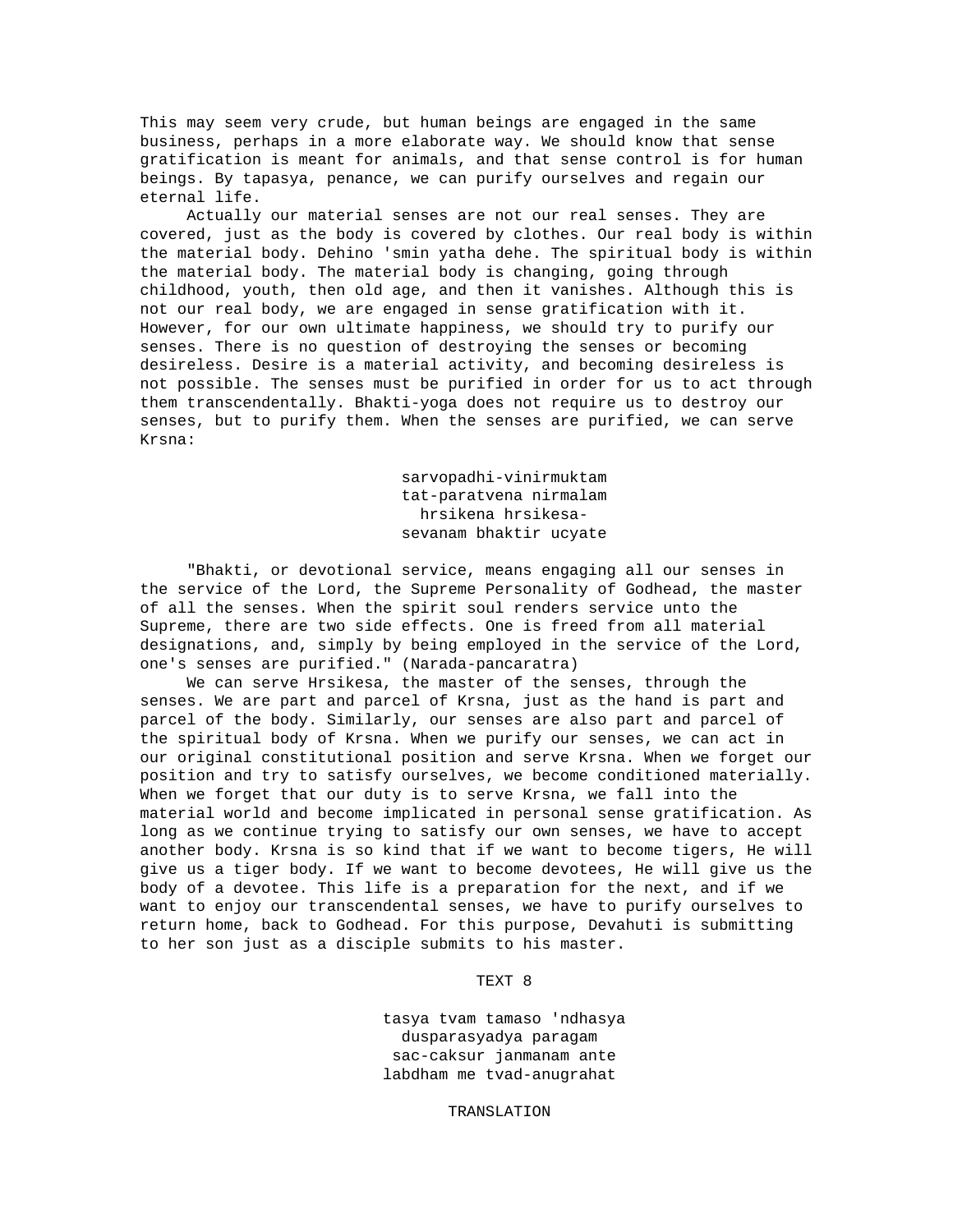This may seem very crude, but human beings are engaged in the same business, perhaps in a more elaborate way. We should know that sense gratification is meant for animals, and that sense control is for human beings. By tapasya, penance, we can purify ourselves and regain our eternal life.

Actually our material senses are not our real senses. They are covered, just as the body is covered by clothes. Our real body is within the material body. Dehino 'smin yatha dehe. The spiritual body is within the material body. The material body is changing, going through childhood, youth, then old age, and then it vanishes. Although this is not our real body, we are engaged in sense gratification with it. However, for our own ultimate happiness, we should try to purify our senses. There is no question of destroying the senses or becoming desireless. Desire is a material activity, and becoming desireless is not possible. The senses must be purified in order for us to act through them transcendentally. Bhakti-yoga does not require us to destroy our senses, but to purify them. When the senses are purified, we can serve Krsna:

sarvopadhi-vinirmuktam
tat-paratvena nirmalam
hrsikena hrsikesa-
sevanam bhaktir ucyate

"Bhakti, or devotional service, means engaging all our senses in the service of the Lord, the Supreme Personality of Godhead, the master of all the senses. When the spirit soul renders service unto the Supreme, there are two side effects. One is freed from all material designations, and, simply by being employed in the service of the Lord, one's senses are purified." (Narada-pancaratra)

We can serve Hrsikesa, the master of the senses, through the senses. We are part and parcel of Krsna, just as the hand is part and parcel of the body. Similarly, our senses are also part and parcel of the spiritual body of Krsna. When we purify our senses, we can act in our original constitutional position and serve Krsna. When we forget our position and try to satisfy ourselves, we become conditioned materially. When we forget that our duty is to serve Krsna, we fall into the material world and become implicated in personal sense gratification. As long as we continue trying to satisfy our own senses, we have to accept another body. Krsna is so kind that if we want to become tigers, He will give us a tiger body. If we want to become devotees, He will give us the body of a devotee. This life is a preparation for the next, and if we want to enjoy our transcendental senses, we have to purify ourselves to return home, back to Godhead. For this purpose, Devahuti is submitting to her son just as a disciple submits to his master.

TEXT 8

tasya tvam tamaso 'ndhasya
dusparasyadya paragam
sac-caksur janmanam ante
labdham me tvad-anugrahat

TRANSLATION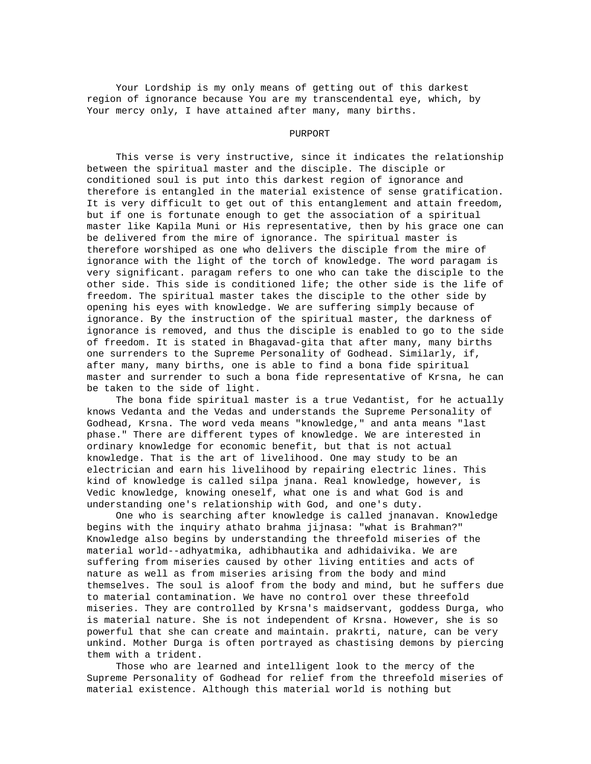Your Lordship is my only means of getting out of this darkest region of ignorance because You are my transcendental eye, which, by Your mercy only, I have attained after many, many births.

PURPORT

This verse is very instructive, since it indicates the relationship between the spiritual master and the disciple. The disciple or conditioned soul is put into this darkest region of ignorance and therefore is entangled in the material existence of sense gratification. It is very difficult to get out of this entanglement and attain freedom, but if one is fortunate enough to get the association of a spiritual master like Kapila Muni or His representative, then by his grace one can be delivered from the mire of ignorance. The spiritual master is therefore worshiped as one who delivers the disciple from the mire of ignorance with the light of the torch of knowledge. The word paragam is very significant. paragam refers to one who can take the disciple to the other side. This side is conditioned life; the other side is the life of freedom. The spiritual master takes the disciple to the other side by opening his eyes with knowledge. We are suffering simply because of ignorance. By the instruction of the spiritual master, the darkness of ignorance is removed, and thus the disciple is enabled to go to the side of freedom. It is stated in Bhagavad-gita that after many, many births one surrenders to the Supreme Personality of Godhead. Similarly, if, after many, many births, one is able to find a bona fide spiritual master and surrender to such a bona fide representative of Krsna, he can be taken to the side of light.

The bona fide spiritual master is a true Vedantist, for he actually knows Vedanta and the Vedas and understands the Supreme Personality of Godhead, Krsna. The word veda means "knowledge," and anta means "last phase." There are different types of knowledge. We are interested in ordinary knowledge for economic benefit, but that is not actual knowledge. That is the art of livelihood. One may study to be an electrician and earn his livelihood by repairing electric lines. This kind of knowledge is called silpa jnana. Real knowledge, however, is Vedic knowledge, knowing oneself, what one is and what God is and understanding one's relationship with God, and one's duty.

One who is searching after knowledge is called jnanavan. Knowledge begins with the inquiry athato brahma jijnasa: "what is Brahman?" Knowledge also begins by understanding the threefold miseries of the material world--adhyatmika, adhibhautika and adhidaivika. We are suffering from miseries caused by other living entities and acts of nature as well as from miseries arising from the body and mind themselves. The soul is aloof from the body and mind, but he suffers due to material contamination. We have no control over these threefold miseries. They are controlled by Krsna's maidservant, goddess Durga, who is material nature. She is not independent of Krsna. However, she is so powerful that she can create and maintain. prakrti, nature, can be very unkind. Mother Durga is often portrayed as chastising demons by piercing them with a trident.

Those who are learned and intelligent look to the mercy of the Supreme Personality of Godhead for relief from the threefold miseries of material existence. Although this material world is nothing but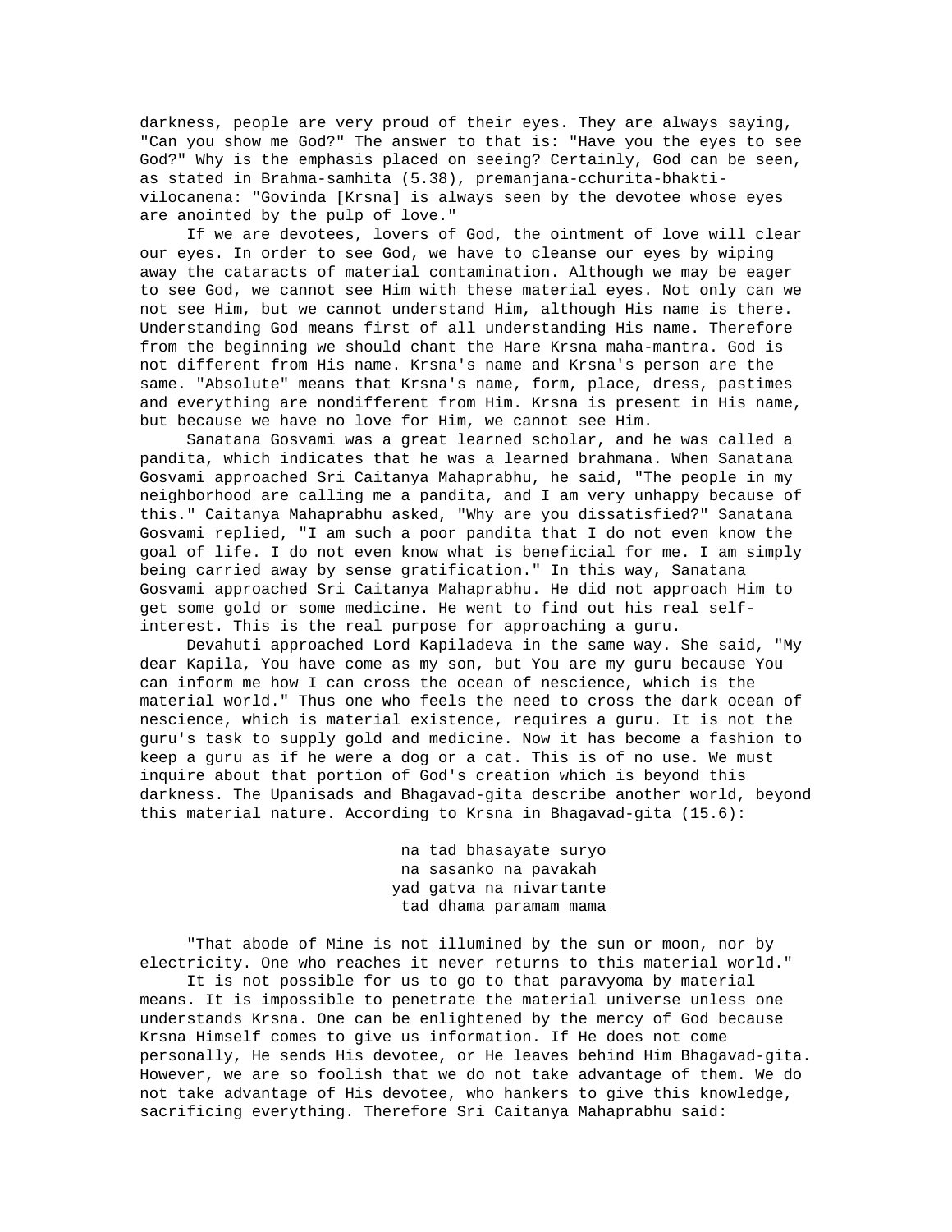darkness, people are very proud of their eyes. They are always saying, "Can you show me God?" The answer to that is: "Have you the eyes to see God?" Why is the emphasis placed on seeing? Certainly, God can be seen, as stated in Brahma-samhita (5.38), premanjana-cchurita-bhakti-vilocanena: "Govinda [Krsna] is always seen by the devotee whose eyes are anointed by the pulp of love."

If we are devotees, lovers of God, the ointment of love will clear our eyes. In order to see God, we have to cleanse our eyes by wiping away the cataracts of material contamination. Although we may be eager to see God, we cannot see Him with these material eyes. Not only can we not see Him, but we cannot understand Him, although His name is there. Understanding God means first of all understanding His name. Therefore from the beginning we should chant the Hare Krsna maha-mantra. God is not different from His name. Krsna's name and Krsna's person are the same. "Absolute" means that Krsna's name, form, place, dress, pastimes and everything are nondifferent from Him. Krsna is present in His name, but because we have no love for Him, we cannot see Him.

Sanatana Gosvami was a great learned scholar, and he was called a pandita, which indicates that he was a learned brahmana. When Sanatana Gosvami approached Sri Caitanya Mahaprabhu, he said, "The people in my neighborhood are calling me a pandita, and I am very unhappy because of this." Caitanya Mahaprabhu asked, "Why are you dissatisfied?" Sanatana Gosvami replied, "I am such a poor pandita that I do not even know the goal of life. I do not even know what is beneficial for me. I am simply being carried away by sense gratification." In this way, Sanatana Gosvami approached Sri Caitanya Mahaprabhu. He did not approach Him to get some gold or some medicine. He went to find out his real self-interest. This is the real purpose for approaching a guru.

Devahuti approached Lord Kapiladeva in the same way. She said, "My dear Kapila, You have come as my son, but You are my guru because You can inform me how I can cross the ocean of nescience, which is the material world." Thus one who feels the need to cross the dark ocean of nescience, which is material existence, requires a guru. It is not the guru's task to supply gold and medicine. Now it has become a fashion to keep a guru as if he were a dog or a cat. This is of no use. We must inquire about that portion of God's creation which is beyond this darkness. The Upanisads and Bhagavad-gita describe another world, beyond this material nature. According to Krsna in Bhagavad-gita (15.6):

na tad bhasayate suryo
na sasanko na pavakah
yad gatva na nivartante
tad dhama paramam mama

"That abode of Mine is not illumined by the sun or moon, nor by electricity. One who reaches it never returns to this material world."

It is not possible for us to go to that paravyoma by material means. It is impossible to penetrate the material universe unless one understands Krsna. One can be enlightened by the mercy of God because Krsna Himself comes to give us information. If He does not come personally, He sends His devotee, or He leaves behind Him Bhagavad-gita. However, we are so foolish that we do not take advantage of them. We do not take advantage of His devotee, who hankers to give this knowledge, sacrificing everything. Therefore Sri Caitanya Mahaprabhu said: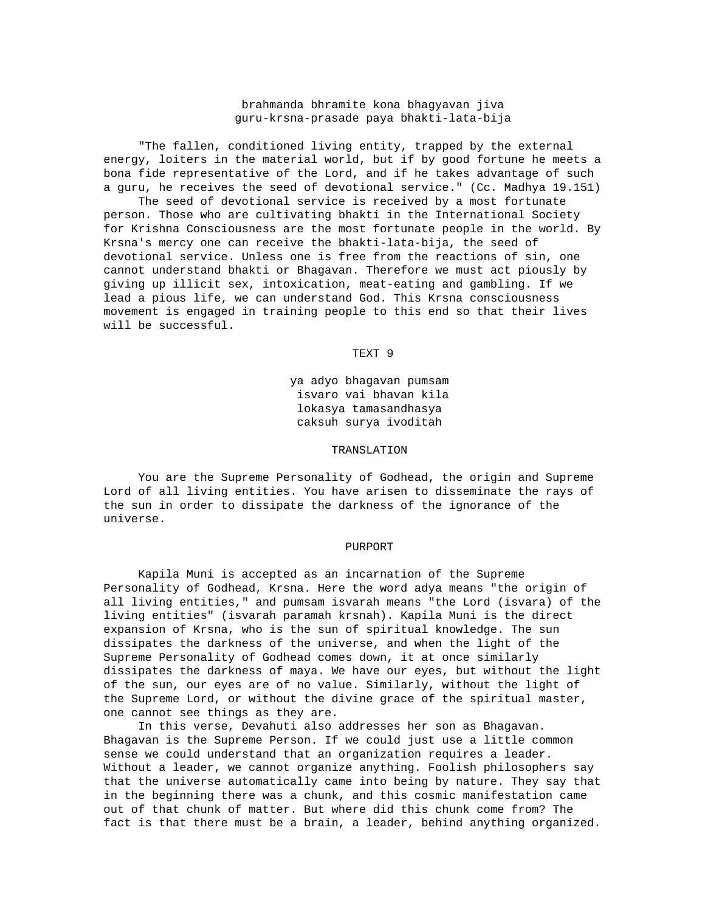brahmanda bhramite kona bhagyavan jiva
guru-krsna-prasade paya bhakti-lata-bija

"The fallen, conditioned living entity, trapped by the external energy, loiters in the material world, but if by good fortune he meets a bona fide representative of the Lord, and if he takes advantage of such a guru, he receives the seed of devotional service." (Cc. Madhya 19.151)

The seed of devotional service is received by a most fortunate person. Those who are cultivating bhakti in the International Society for Krishna Consciousness are the most fortunate people in the world. By Krsna's mercy one can receive the bhakti-lata-bija, the seed of devotional service. Unless one is free from the reactions of sin, one cannot understand bhakti or Bhagavan. Therefore we must act piously by giving up illicit sex, intoxication, meat-eating and gambling. If we lead a pious life, we can understand God. This Krsna consciousness movement is engaged in training people to this end so that their lives will be successful.

## TEXT 9

ya adyo bhagavan pumsam
isvaro vai bhavan kila
lokasya tamasandhasya
caksuh surya ivoditah

## TRANSLATION

You are the Supreme Personality of Godhead, the origin and Supreme Lord of all living entities. You have arisen to disseminate the rays of the sun in order to dissipate the darkness of the ignorance of the universe.

## PURPORT

Kapila Muni is accepted as an incarnation of the Supreme Personality of Godhead, Krsna. Here the word adya means "the origin of all living entities," and pumsam isvarah means "the Lord (isvara) of the living entities" (isvarah paramah krsnah). Kapila Muni is the direct expansion of Krsna, who is the sun of spiritual knowledge. The sun dissipates the darkness of the universe, and when the light of the Supreme Personality of Godhead comes down, it at once similarly dissipates the darkness of maya. We have our eyes, but without the light of the sun, our eyes are of no value. Similarly, without the light of the Supreme Lord, or without the divine grace of the spiritual master, one cannot see things as they are.

In this verse, Devahuti also addresses her son as Bhagavan. Bhagavan is the Supreme Person. If we could just use a little common sense we could understand that an organization requires a leader. Without a leader, we cannot organize anything. Foolish philosophers say that the universe automatically came into being by nature. They say that in the beginning there was a chunk, and this cosmic manifestation came out of that chunk of matter. But where did this chunk come from? The fact is that there must be a brain, a leader, behind anything organized.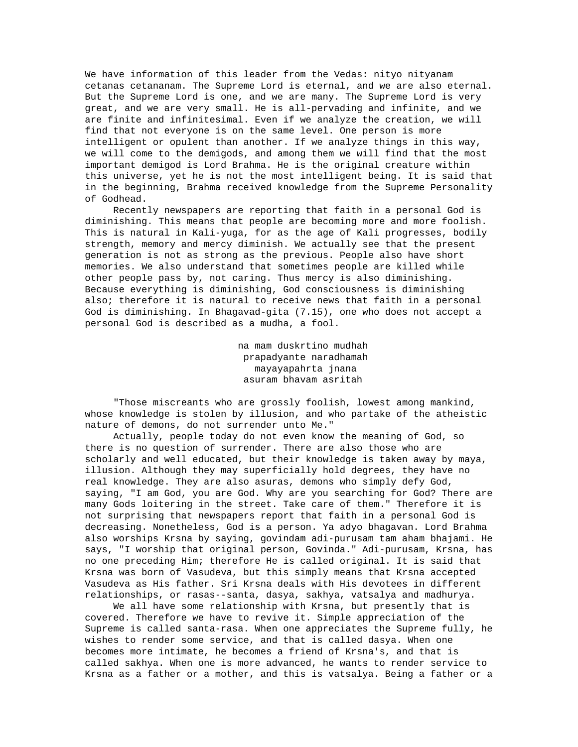We have information of this leader from the Vedas: nityo nityanam cetanas cetananam. The Supreme Lord is eternal, and we are also eternal. But the Supreme Lord is one, and we are many. The Supreme Lord is very great, and we are very small. He is all-pervading and infinite, and we are finite and infinitesimal. Even if we analyze the creation, we will find that not everyone is on the same level. One person is more intelligent or opulent than another. If we analyze things in this way, we will come to the demigods, and among them we will find that the most important demigod is Lord Brahma. He is the original creature within this universe, yet he is not the most intelligent being. It is said that in the beginning, Brahma received knowledge from the Supreme Personality of Godhead.

Recently newspapers are reporting that faith in a personal God is diminishing. This means that people are becoming more and more foolish. This is natural in Kali-yuga, for as the age of Kali progresses, bodily strength, memory and mercy diminish. We actually see that the present generation is not as strong as the previous. People also have short memories. We also understand that sometimes people are killed while other people pass by, not caring. Thus mercy is also diminishing. Because everything is diminishing, God consciousness is diminishing also; therefore it is natural to receive news that faith in a personal God is diminishing. In Bhagavad-gita (7.15), one who does not accept a personal God is described as a mudha, a fool.

na mam duskrtino mudhah  
prapadyante naradhamah  
mayayapahrta jnana  
asuram bhavam asritah

"Those miscreants who are grossly foolish, lowest among mankind, whose knowledge is stolen by illusion, and who partake of the atheistic nature of demons, do not surrender unto Me."

Actually, people today do not even know the meaning of God, so there is no question of surrender. There are also those who are scholarly and well educated, but their knowledge is taken away by maya, illusion. Although they may superficially hold degrees, they have no real knowledge. They are also asuras, demons who simply defy God, saying, "I am God, you are God. Why are you searching for God? There are many Gods loitering in the street. Take care of them." Therefore it is not surprising that newspapers report that faith in a personal God is decreasing. Nonetheless, God is a person. Ya adyo bhagavan. Lord Brahma also worships Krsna by saying, govindam adi-purusam tam aham bhajami. He says, "I worship that original person, Govinda." Adi-purusam, Krsna, has no one preceding Him; therefore He is called original. It is said that Krsna was born of Vasudeva, but this simply means that Krsna accepted Vasudeva as His father. Sri Krsna deals with His devotees in different relationships, or rasas--santa, dasya, sakhya, vatsalya and madhurya.

We all have some relationship with Krsna, but presently that is covered. Therefore we have to revive it. Simple appreciation of the Supreme is called santa-rasa. When one appreciates the Supreme fully, he wishes to render some service, and that is called dasya. When one becomes more intimate, he becomes a friend of Krsna's, and that is called sakhya. When one is more advanced, he wants to render service to Krsna as a father or a mother, and this is vatsalya. Being a father or a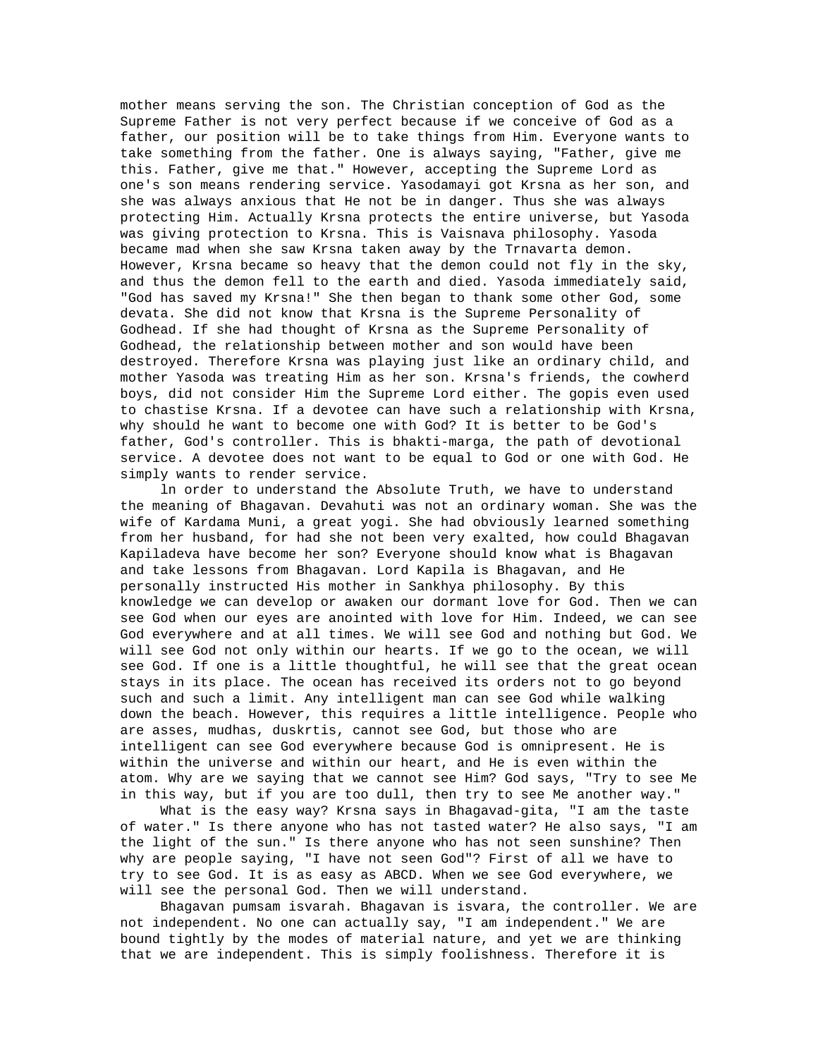mother means serving the son. The Christian conception of God as the Supreme Father is not very perfect because if we conceive of God as a father, our position will be to take things from Him. Everyone wants to take something from the father. One is always saying, "Father, give me this. Father, give me that." However, accepting the Supreme Lord as one's son means rendering service. Yasodamayi got Krsna as her son, and she was always anxious that He not be in danger. Thus she was always protecting Him. Actually Krsna protects the entire universe, but Yasoda was giving protection to Krsna. This is Vaisnava philosophy. Yasoda became mad when she saw Krsna taken away by the Trnavarta demon. However, Krsna became so heavy that the demon could not fly in the sky, and thus the demon fell to the earth and died. Yasoda immediately said, "God has saved my Krsna!" She then began to thank some other God, some devata. She did not know that Krsna is the Supreme Personality of Godhead. If she had thought of Krsna as the Supreme Personality of Godhead, the relationship between mother and son would have been destroyed. Therefore Krsna was playing just like an ordinary child, and mother Yasoda was treating Him as her son. Krsna's friends, the cowherd boys, did not consider Him the Supreme Lord either. The gopis even used to chastise Krsna. If a devotee can have such a relationship with Krsna, why should he want to become one with God? It is better to be God's father, God's controller. This is bhakti-marga, the path of devotional service. A devotee does not want to be equal to God or one with God. He simply wants to render service.

In order to understand the Absolute Truth, we have to understand the meaning of Bhagavan. Devahuti was not an ordinary woman. She was the wife of Kardama Muni, a great yogi. She had obviously learned something from her husband, for had she not been very exalted, how could Bhagavan Kapiladeva have become her son? Everyone should know what is Bhagavan and take lessons from Bhagavan. Lord Kapila is Bhagavan, and He personally instructed His mother in Sankhya philosophy. By this knowledge we can develop or awaken our dormant love for God. Then we can see God when our eyes are anointed with love for Him. Indeed, we can see God everywhere and at all times. We will see God and nothing but God. We will see God not only within our hearts. If we go to the ocean, we will see God. If one is a little thoughtful, he will see that the great ocean stays in its place. The ocean has received its orders not to go beyond such and such a limit. Any intelligent man can see God while walking down the beach. However, this requires a little intelligence. People who are asses, mudhas, duskrtis, cannot see God, but those who are intelligent can see God everywhere because God is omnipresent. He is within the universe and within our heart, and He is even within the atom. Why are we saying that we cannot see Him? God says, "Try to see Me in this way, but if you are too dull, then try to see Me another way."

What is the easy way? Krsna says in Bhagavad-gita, "I am the taste of water." Is there anyone who has not tasted water? He also says, "I am the light of the sun." Is there anyone who has not seen sunshine? Then why are people saying, "I have not seen God"? First of all we have to try to see God. It is as easy as ABCD. When we see God everywhere, we will see the personal God. Then we will understand.

Bhagavan pumsam isvarah. Bhagavan is isvara, the controller. We are not independent. No one can actually say, "I am independent." We are bound tightly by the modes of material nature, and yet we are thinking that we are independent. This is simply foolishness. Therefore it is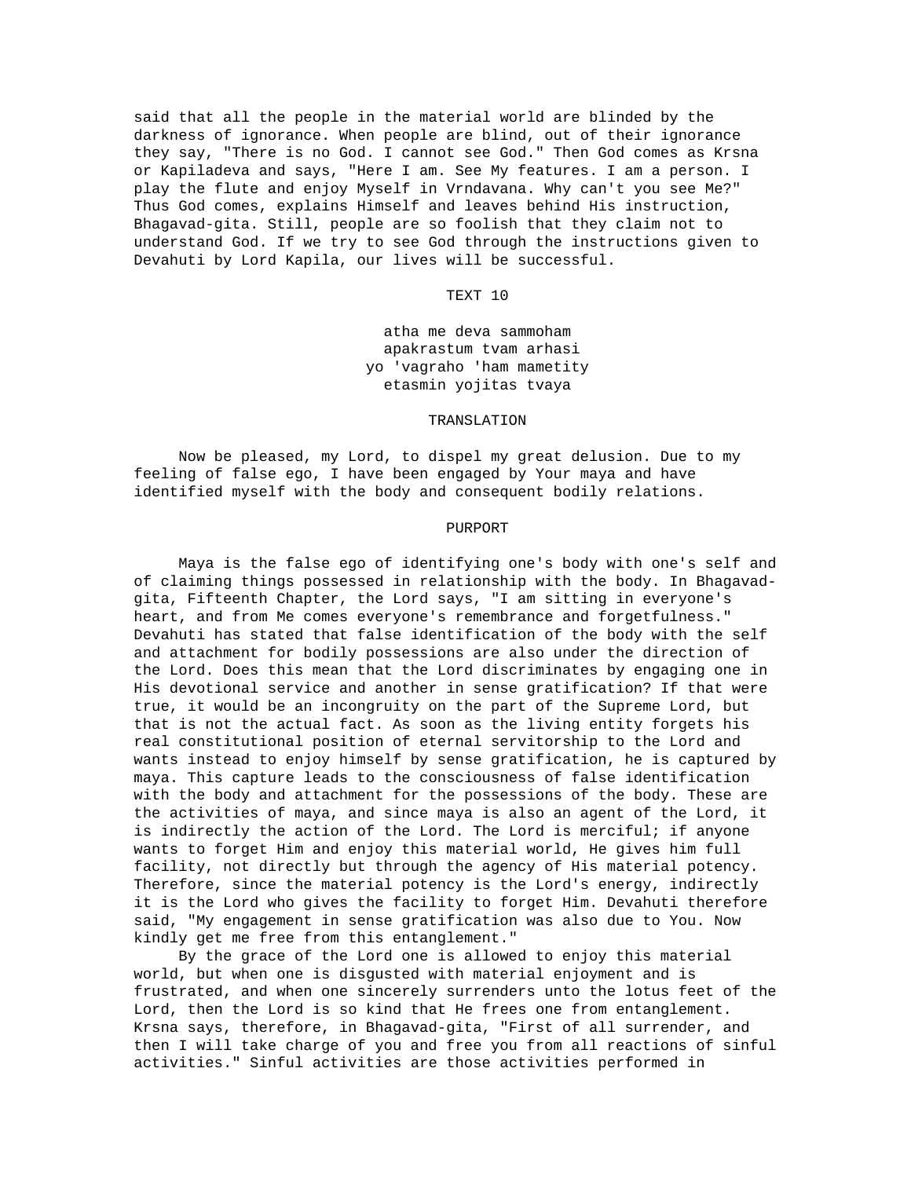said that all the people in the material world are blinded by the darkness of ignorance. When people are blind, out of their ignorance they say, "There is no God. I cannot see God." Then God comes as Krsna or Kapiladeva and says, "Here I am. See My features. I am a person. I play the flute and enjoy Myself in Vrndavana. Why can't you see Me?" Thus God comes, explains Himself and leaves behind His instruction, Bhagavad-gita. Still, people are so foolish that they claim not to understand God. If we try to see God through the instructions given to Devahuti by Lord Kapila, our lives will be successful.

### TEXT 10

atha me deva sammoham  
apakrastum tvam arhasi  
yo 'vagraho 'ham mametity  
etasmin yojitas tvaya

### TRANSLATION

Now be pleased, my Lord, to dispel my great delusion. Due to my feeling of false ego, I have been engaged by Your maya and have identified myself with the body and consequent bodily relations.

### PURPORT

Maya is the false ego of identifying one's body with one's self and of claiming things possessed in relationship with the body. In Bhagavad-gita, Fifteenth Chapter, the Lord says, "I am sitting in everyone's heart, and from Me comes everyone's remembrance and forgetfulness." Devahuti has stated that false identification of the body with the self and attachment for bodily possessions are also under the direction of the Lord. Does this mean that the Lord discriminates by engaging one in His devotional service and another in sense gratification? If that were true, it would be an incongruity on the part of the Supreme Lord, but that is not the actual fact. As soon as the living entity forgets his real constitutional position of eternal servitorship to the Lord and wants instead to enjoy himself by sense gratification, he is captured by maya. This capture leads to the consciousness of false identification with the body and attachment for the possessions of the body. These are the activities of maya, and since maya is also an agent of the Lord, it is indirectly the action of the Lord. The Lord is merciful; if anyone wants to forget Him and enjoy this material world, He gives him full facility, not directly but through the agency of His material potency. Therefore, since the material potency is the Lord's energy, indirectly it is the Lord who gives the facility to forget Him. Devahuti therefore said, "My engagement in sense gratification was also due to You. Now kindly get me free from this entanglement."

By the grace of the Lord one is allowed to enjoy this material world, but when one is disgusted with material enjoyment and is frustrated, and when one sincerely surrenders unto the lotus feet of the Lord, then the Lord is so kind that He frees one from entanglement. Krsna says, therefore, in Bhagavad-gita, "First of all surrender, and then I will take charge of you and free you from all reactions of sinful activities." Sinful activities are those activities performed in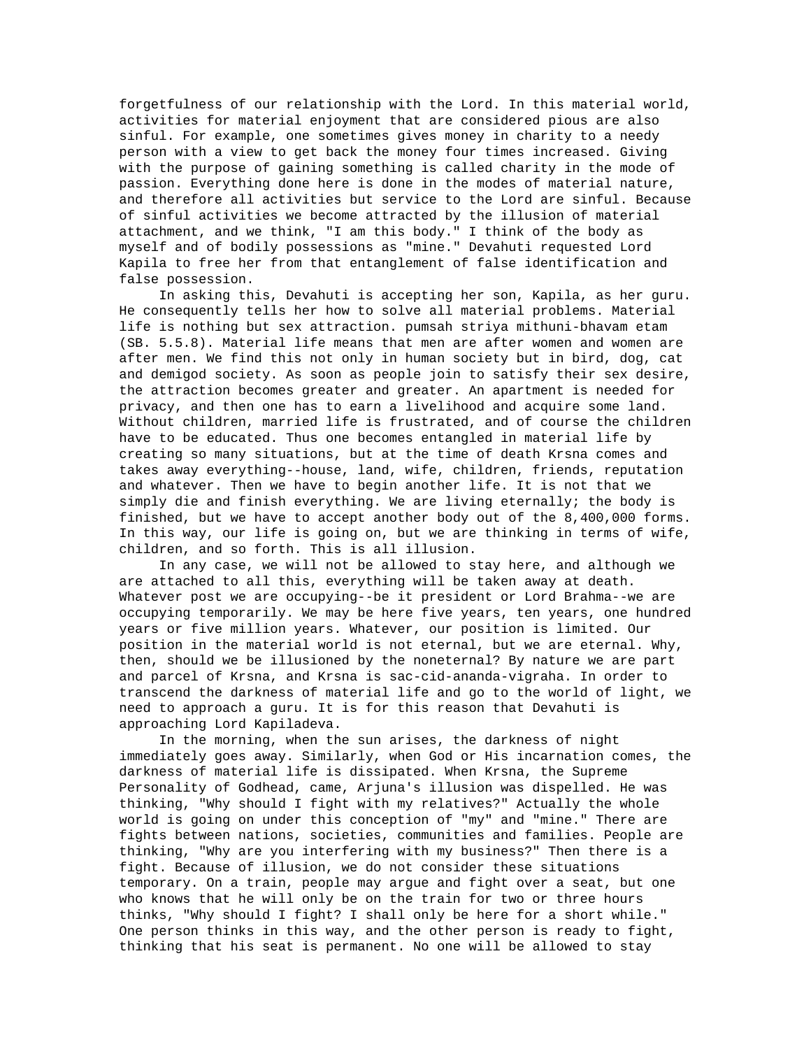forgetfulness of our relationship with the Lord. In this material world, activities for material enjoyment that are considered pious are also sinful. For example, one sometimes gives money in charity to a needy person with a view to get back the money four times increased. Giving with the purpose of gaining something is called charity in the mode of passion. Everything done here is done in the modes of material nature, and therefore all activities but service to the Lord are sinful. Because of sinful activities we become attracted by the illusion of material attachment, and we think, "I am this body." I think of the body as myself and of bodily possessions as "mine." Devahuti requested Lord Kapila to free her from that entanglement of false identification and false possession.

In asking this, Devahuti is accepting her son, Kapila, as her guru. He consequently tells her how to solve all material problems. Material life is nothing but sex attraction. pumsah striya mithuni-bhavam etam (SB. 5.5.8). Material life means that men are after women and women are after men. We find this not only in human society but in bird, dog, cat and demigod society. As soon as people join to satisfy their sex desire, the attraction becomes greater and greater. An apartment is needed for privacy, and then one has to earn a livelihood and acquire some land. Without children, married life is frustrated, and of course the children have to be educated. Thus one becomes entangled in material life by creating so many situations, but at the time of death Krsna comes and takes away everything--house, land, wife, children, friends, reputation and whatever. Then we have to begin another life. It is not that we simply die and finish everything. We are living eternally; the body is finished, but we have to accept another body out of the 8,400,000 forms. In this way, our life is going on, but we are thinking in terms of wife, children, and so forth. This is all illusion.

In any case, we will not be allowed to stay here, and although we are attached to all this, everything will be taken away at death. Whatever post we are occupying--be it president or Lord Brahma--we are occupying temporarily. We may be here five years, ten years, one hundred years or five million years. Whatever, our position is limited. Our position in the material world is not eternal, but we are eternal. Why, then, should we be illusioned by the noneternal? By nature we are part and parcel of Krsna, and Krsna is sac-cid-ananda-vigraha. In order to transcend the darkness of material life and go to the world of light, we need to approach a guru. It is for this reason that Devahuti is approaching Lord Kapiladeva.

In the morning, when the sun arises, the darkness of night immediately goes away. Similarly, when God or His incarnation comes, the darkness of material life is dissipated. When Krsna, the Supreme Personality of Godhead, came, Arjuna's illusion was dispelled. He was thinking, "Why should I fight with my relatives?" Actually the whole world is going on under this conception of "my" and "mine." There are fights between nations, societies, communities and families. People are thinking, "Why are you interfering with my business?" Then there is a fight. Because of illusion, we do not consider these situations temporary. On a train, people may argue and fight over a seat, but one who knows that he will only be on the train for two or three hours thinks, "Why should I fight? I shall only be here for a short while." One person thinks in this way, and the other person is ready to fight, thinking that his seat is permanent. No one will be allowed to stay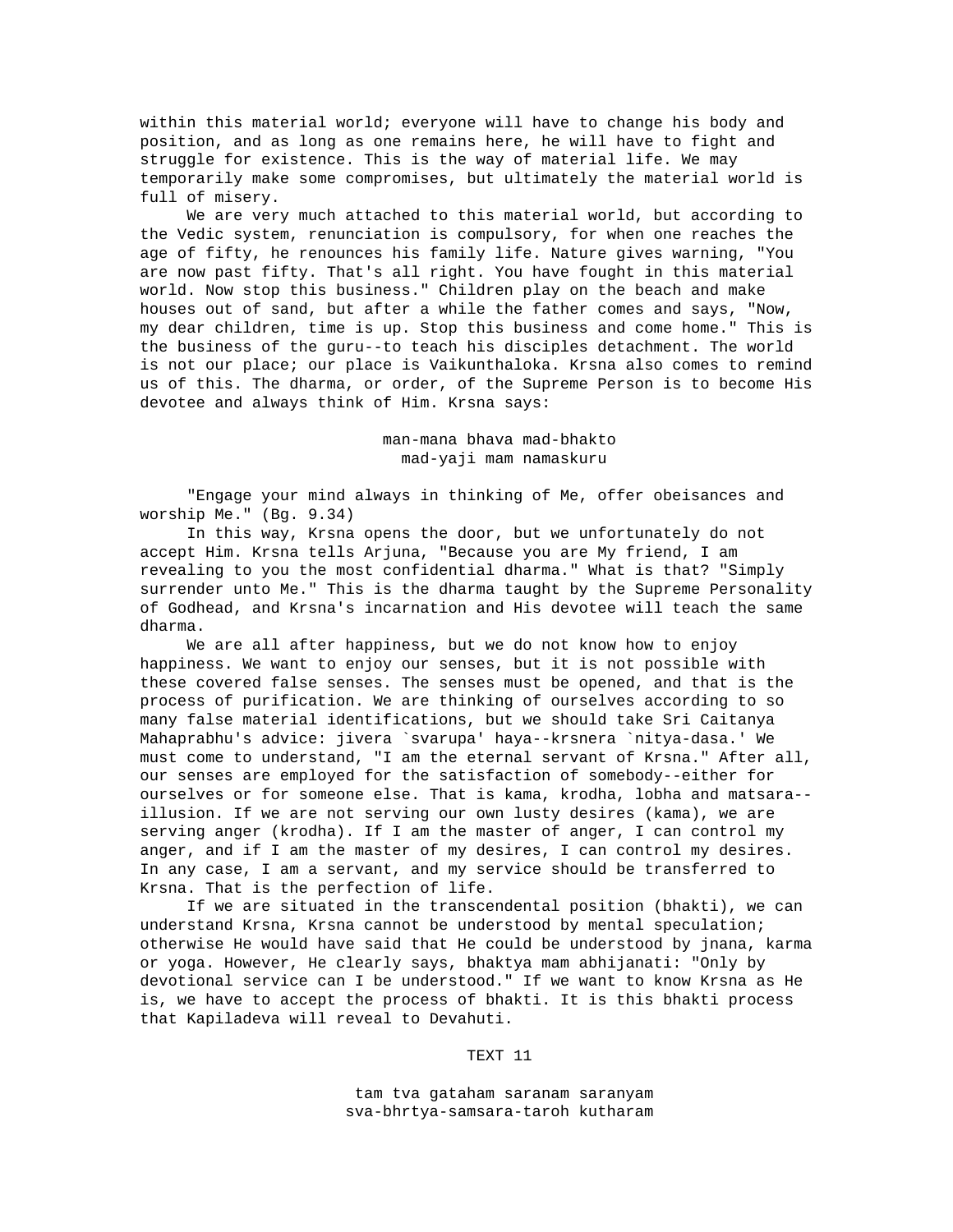within this material world; everyone will have to change his body and position, and as long as one remains here, he will have to fight and struggle for existence. This is the way of material life. We may temporarily make some compromises, but ultimately the material world is full of misery.

We are very much attached to this material world, but according to the Vedic system, renunciation is compulsory, for when one reaches the age of fifty, he renounces his family life. Nature gives warning, "You are now past fifty. That's all right. You have fought in this material world. Now stop this business." Children play on the beach and make houses out of sand, but after a while the father comes and says, "Now, my dear children, time is up. Stop this business and come home." This is the business of the guru--to teach his disciples detachment. The world is not our place; our place is Vaikunthaloka. Krsna also comes to remind us of this. The dharma, or order, of the Supreme Person is to become His devotee and always think of Him. Krsna says:

man-mana bhava mad-bhakto
mad-yaji mam namaskuru

"Engage your mind always in thinking of Me, offer obeisances and worship Me." (Bg. 9.34)

In this way, Krsna opens the door, but we unfortunately do not accept Him. Krsna tells Arjuna, "Because you are My friend, I am revealing to you the most confidential dharma." What is that? "Simply surrender unto Me." This is the dharma taught by the Supreme Personality of Godhead, and Krsna's incarnation and His devotee will teach the same dharma.

We are all after happiness, but we do not know how to enjoy happiness. We want to enjoy our senses, but it is not possible with these covered false senses. The senses must be opened, and that is the process of purification. We are thinking of ourselves according to so many false material identifications, but we should take Sri Caitanya Mahaprabhu's advice: jivera `svarupa' haya--krsnera `nitya-dasa.' We must come to understand, "I am the eternal servant of Krsna." After all, our senses are employed for the satisfaction of somebody--either for ourselves or for someone else. That is kama, krodha, lobha and matsara--illusion. If we are not serving our own lusty desires (kama), we are serving anger (krodha). If I am the master of anger, I can control my anger, and if I am the master of my desires, I can control my desires. In any case, I am a servant, and my service should be transferred to Krsna. That is the perfection of life.

If we are situated in the transcendental position (bhakti), we can understand Krsna, Krsna cannot be understood by mental speculation; otherwise He would have said that He could be understood by jnana, karma or yoga. However, He clearly says, bhaktya mam abhijanati: "Only by devotional service can I be understood." If we want to know Krsna as He is, we have to accept the process of bhakti. It is this bhakti process that Kapiladeva will reveal to Devahuti.

TEXT 11

tam tva gataham saranam saranyam
sva-bhrtya-samsara-taroh kutharam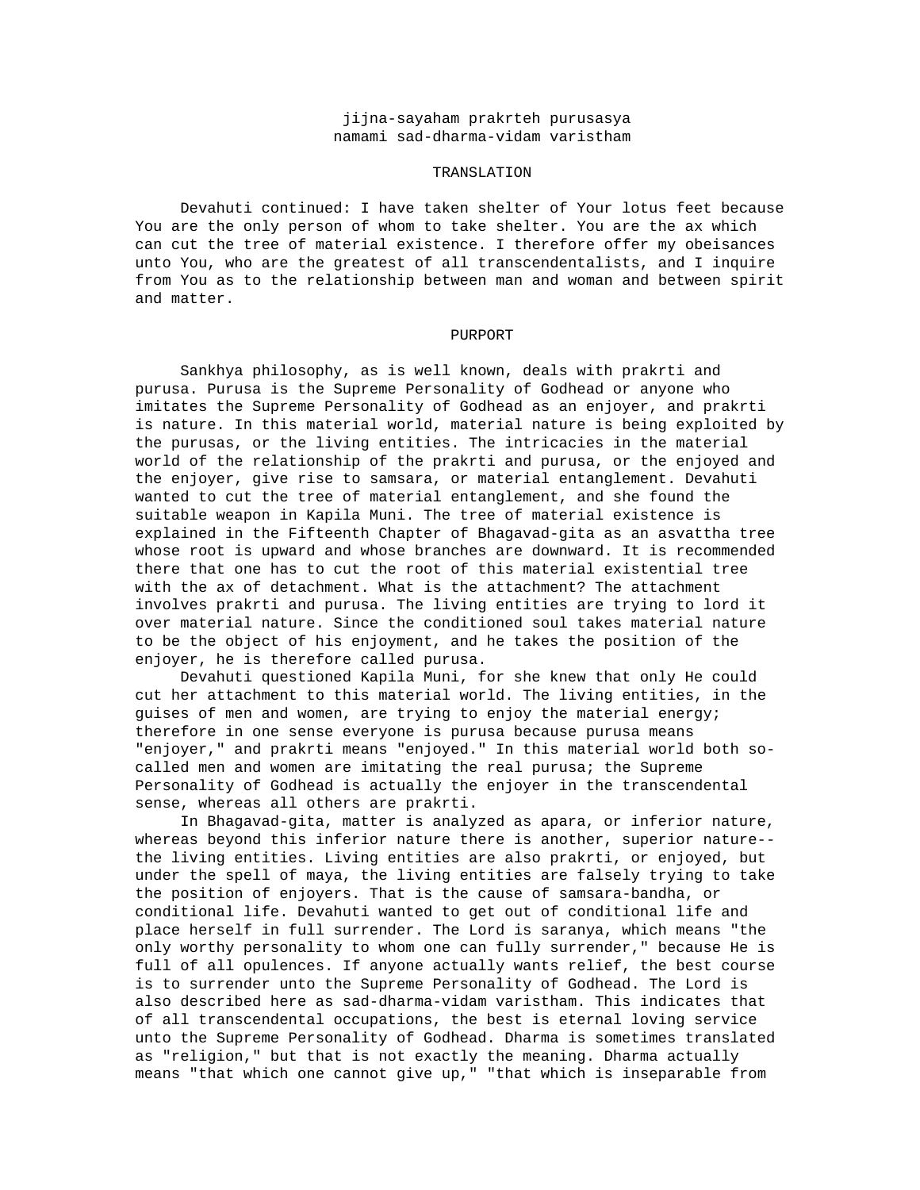jijna-sayaham prakrteh purusasya
namami sad-dharma-vidam varistham

TRANSLATION

Devahuti continued: I have taken shelter of Your lotus feet because You are the only person of whom to take shelter. You are the ax which can cut the tree of material existence. I therefore offer my obeisances unto You, who are the greatest of all transcendentalists, and I inquire from You as to the relationship between man and woman and between spirit and matter.

PURPORT

Sankhya philosophy, as is well known, deals with prakrti and purusa. Purusa is the Supreme Personality of Godhead or anyone who imitates the Supreme Personality of Godhead as an enjoyer, and prakrti is nature. In this material world, material nature is being exploited by the purusas, or the living entities. The intricacies in the material world of the relationship of the prakrti and purusa, or the enjoyed and the enjoyer, give rise to samsara, or material entanglement. Devahuti wanted to cut the tree of material entanglement, and she found the suitable weapon in Kapila Muni. The tree of material existence is explained in the Fifteenth Chapter of Bhagavad-gita as an asvattha tree whose root is upward and whose branches are downward. It is recommended there that one has to cut the root of this material existential tree with the ax of detachment. What is the attachment? The attachment involves prakrti and purusa. The living entities are trying to lord it over material nature. Since the conditioned soul takes material nature to be the object of his enjoyment, and he takes the position of the enjoyer, he is therefore called purusa.

Devahuti questioned Kapila Muni, for she knew that only He could cut her attachment to this material world. The living entities, in the guises of men and women, are trying to enjoy the material energy; therefore in one sense everyone is purusa because purusa means "enjoyer," and prakrti means "enjoyed." In this material world both so-called men and women are imitating the real purusa; the Supreme Personality of Godhead is actually the enjoyer in the transcendental sense, whereas all others are prakrti.

In Bhagavad-gita, matter is analyzed as apara, or inferior nature, whereas beyond this inferior nature there is another, superior nature--the living entities. Living entities are also prakrti, or enjoyed, but under the spell of maya, the living entities are falsely trying to take the position of enjoyers. That is the cause of samsara-bandha, or conditional life. Devahuti wanted to get out of conditional life and place herself in full surrender. The Lord is saranya, which means "the only worthy personality to whom one can fully surrender," because He is full of all opulences. If anyone actually wants relief, the best course is to surrender unto the Supreme Personality of Godhead. The Lord is also described here as sad-dharma-vidam varistham. This indicates that of all transcendental occupations, the best is eternal loving service unto the Supreme Personality of Godhead. Dharma is sometimes translated as "religion," but that is not exactly the meaning. Dharma actually means "that which one cannot give up," "that which is inseparable from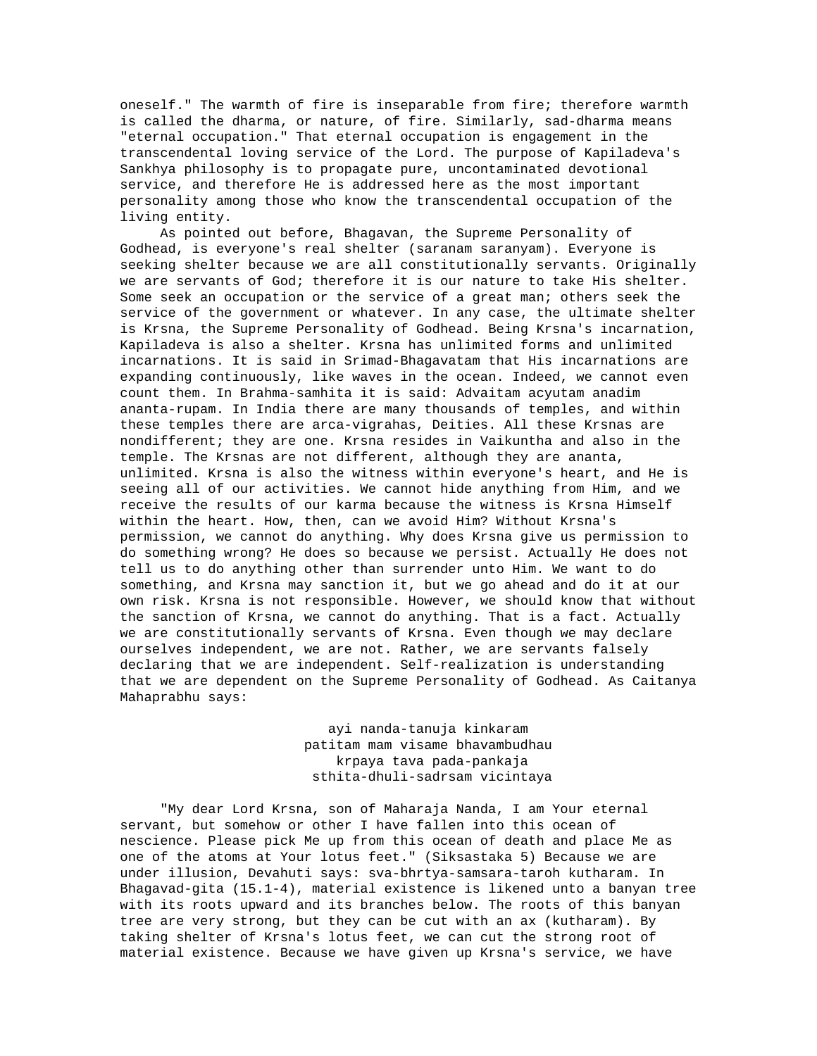oneself." The warmth of fire is inseparable from fire; therefore warmth is called the dharma, or nature, of fire. Similarly, sad-dharma means "eternal occupation." That eternal occupation is engagement in the transcendental loving service of the Lord. The purpose of Kapiladeva's Sankhya philosophy is to propagate pure, uncontaminated devotional service, and therefore He is addressed here as the most important personality among those who know the transcendental occupation of the living entity.

As pointed out before, Bhagavan, the Supreme Personality of Godhead, is everyone's real shelter (saranam saranyam). Everyone is seeking shelter because we are all constitutionally servants. Originally we are servants of God; therefore it is our nature to take His shelter. Some seek an occupation or the service of a great man; others seek the service of the government or whatever. In any case, the ultimate shelter is Krsna, the Supreme Personality of Godhead. Being Krsna's incarnation, Kapiladeva is also a shelter. Krsna has unlimited forms and unlimited incarnations. It is said in Srimad-Bhagavatam that His incarnations are expanding continuously, like waves in the ocean. Indeed, we cannot even count them. In Brahma-samhita it is said: Advaitam acyutam anadim ananta-rupam. In India there are many thousands of temples, and within these temples there are arca-vigrahas, Deities. All these Krsnas are nondifferent; they are one. Krsna resides in Vaikuntha and also in the temple. The Krsnas are not different, although they are ananta, unlimited. Krsna is also the witness within everyone's heart, and He is seeing all of our activities. We cannot hide anything from Him, and we receive the results of our karma because the witness is Krsna Himself within the heart. How, then, can we avoid Him? Without Krsna's permission, we cannot do anything. Why does Krsna give us permission to do something wrong? He does so because we persist. Actually He does not tell us to do anything other than surrender unto Him. We want to do something, and Krsna may sanction it, but we go ahead and do it at our own risk. Krsna is not responsible. However, we should know that without the sanction of Krsna, we cannot do anything. That is a fact. Actually we are constitutionally servants of Krsna. Even though we may declare ourselves independent, we are not. Rather, we are servants falsely declaring that we are independent. Self-realization is understanding that we are dependent on the Supreme Personality of Godhead. As Caitanya Mahaprabhu says:

> ayi nanda-tanuja kinkaram
> patitam mam visame bhavambudhau
> krpaya tava pada-pankaja
> sthita-dhuli-sadrsam vicintaya

"My dear Lord Krsna, son of Maharaja Nanda, I am Your eternal servant, but somehow or other I have fallen into this ocean of nescience. Please pick Me up from this ocean of death and place Me as one of the atoms at Your lotus feet." (Siksastaka 5) Because we are under illusion, Devahuti says: sva-bhrtya-samsara-taroh kutharam. In Bhagavad-gita (15.1-4), material existence is likened unto a banyan tree with its roots upward and its branches below. The roots of this banyan tree are very strong, but they can be cut with an ax (kutharam). By taking shelter of Krsna's lotus feet, we can cut the strong root of material existence. Because we have given up Krsna's service, we have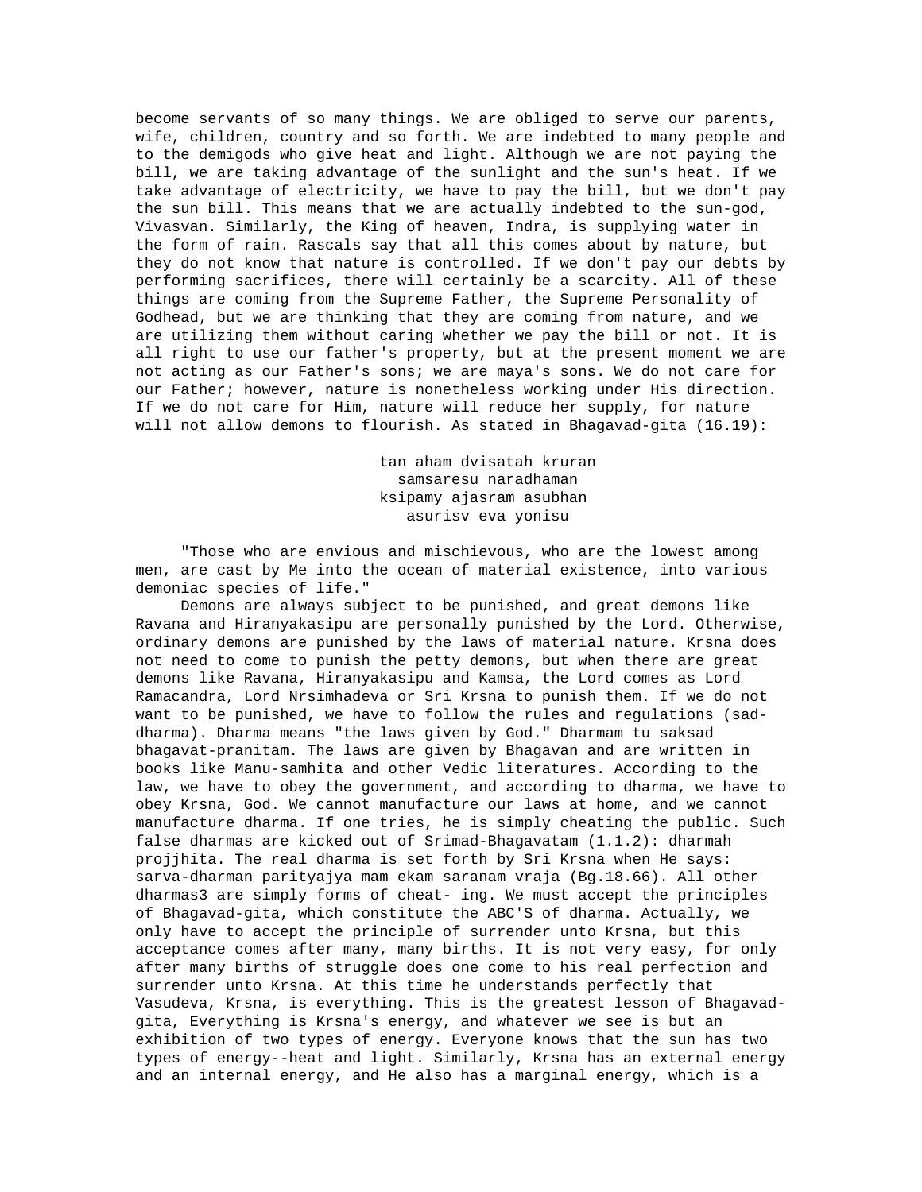become servants of so many things. We are obliged to serve our parents, wife, children, country and so forth. We are indebted to many people and to the demigods who give heat and light. Although we are not paying the bill, we are taking advantage of the sunlight and the sun's heat. If we take advantage of electricity, we have to pay the bill, but we don't pay the sun bill. This means that we are actually indebted to the sun-god, Vivasvan. Similarly, the King of heaven, Indra, is supplying water in the form of rain. Rascals say that all this comes about by nature, but they do not know that nature is controlled. If we don't pay our debts by performing sacrifices, there will certainly be a scarcity. All of these things are coming from the Supreme Father, the Supreme Personality of Godhead, but we are thinking that they are coming from nature, and we are utilizing them without caring whether we pay the bill or not. It is all right to use our father's property, but at the present moment we are not acting as our Father's sons; we are maya's sons. We do not care for our Father; however, nature is nonetheless working under His direction. If we do not care for Him, nature will reduce her supply, for nature will not allow demons to flourish. As stated in Bhagavad-gita (16.19):

> tan aham dvisatah kruran
> samsaresu naradhaman
> ksipamy ajasram asubhan
> asurisv eva yonisu

"Those who are envious and mischievous, who are the lowest among men, are cast by Me into the ocean of material existence, into various demoniac species of life."

Demons are always subject to be punished, and great demons like Ravana and Hiranyakasipu are personally punished by the Lord. Otherwise, ordinary demons are punished by the laws of material nature. Krsna does not need to come to punish the petty demons, but when there are great demons like Ravana, Hiranyakasipu and Kamsa, the Lord comes as Lord Ramacandra, Lord Nrsimhadeva or Sri Krsna to punish them. If we do not want to be punished, we have to follow the rules and regulations (sad-dharma). Dharma means "the laws given by God." Dharmam tu saksad bhagavat-pranitam. The laws are given by Bhagavan and are written in books like Manu-samhita and other Vedic literatures. According to the law, we have to obey the government, and according to dharma, we have to obey Krsna, God. We cannot manufacture our laws at home, and we cannot manufacture dharma. If one tries, he is simply cheating the public. Such false dharmas are kicked out of Srimad-Bhagavatam (1.1.2): dharmah projjhita. The real dharma is set forth by Sri Krsna when He says: sarva-dharman parityajya mam ekam saranam vraja (Bg.18.66). All other dharmas3 are simply forms of cheat- ing. We must accept the principles of Bhagavad-gita, which constitute the ABC'S of dharma. Actually, we only have to accept the principle of surrender unto Krsna, but this acceptance comes after many, many births. It is not very easy, for only after many births of struggle does one come to his real perfection and surrender unto Krsna. At this time he understands perfectly that Vasudeva, Krsna, is everything. This is the greatest lesson of Bhagavad-gita, Everything is Krsna's energy, and whatever we see is but an exhibition of two types of energy. Everyone knows that the sun has two types of energy--heat and light. Similarly, Krsna has an external energy and an internal energy, and He also has a marginal energy, which is a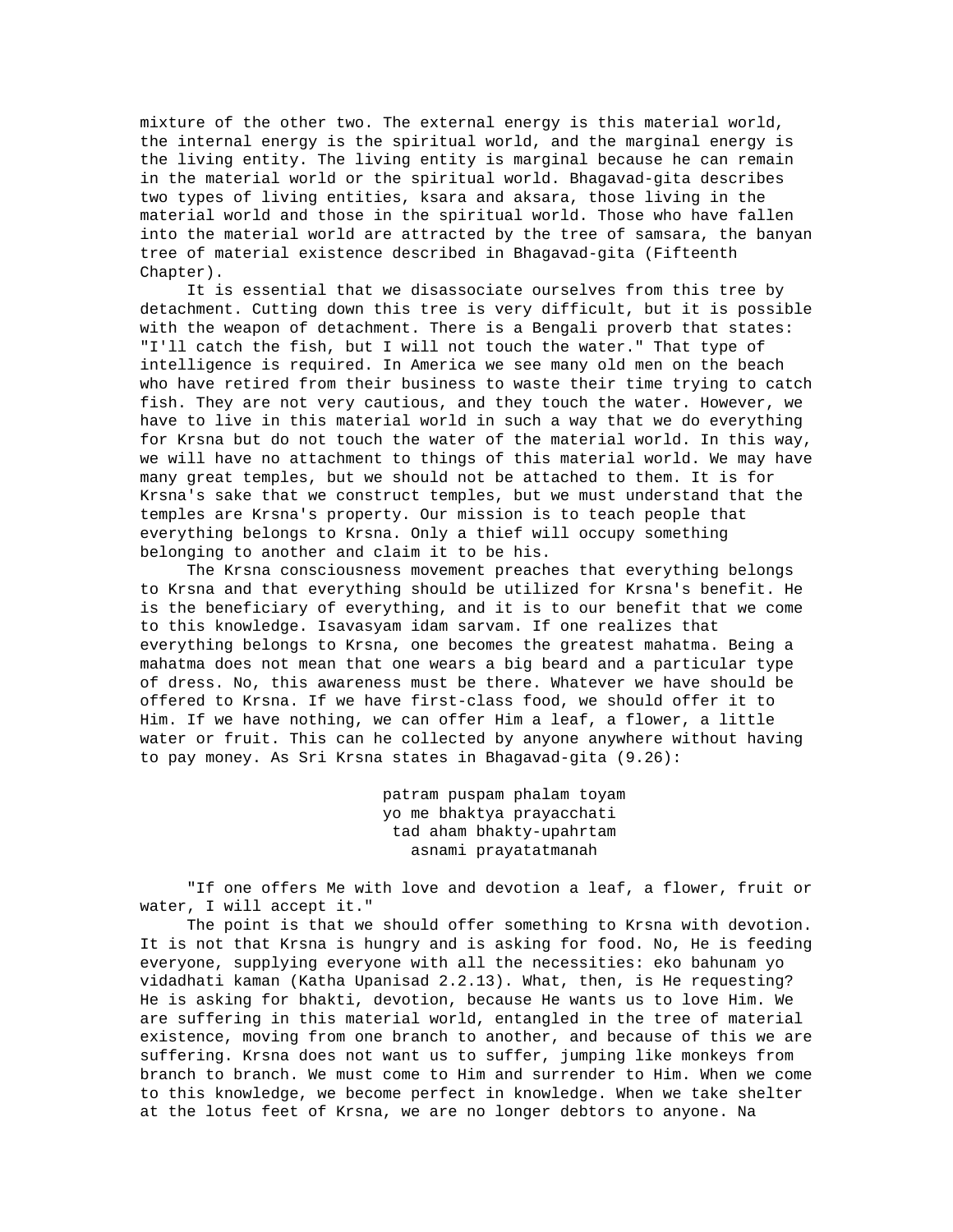mixture of the other two. The external energy is this material world, the internal energy is the spiritual world, and the marginal energy is the living entity. The living entity is marginal because he can remain in the material world or the spiritual world. Bhagavad-gita describes two types of living entities, ksara and aksara, those living in the material world and those in the spiritual world. Those who have fallen into the material world are attracted by the tree of samsara, the banyan tree of material existence described in Bhagavad-gita (Fifteenth Chapter).

It is essential that we disassociate ourselves from this tree by detachment. Cutting down this tree is very difficult, but it is possible with the weapon of detachment. There is a Bengali proverb that states: "I'll catch the fish, but I will not touch the water." That type of intelligence is required. In America we see many old men on the beach who have retired from their business to waste their time trying to catch fish. They are not very cautious, and they touch the water. However, we have to live in this material world in such a way that we do everything for Krsna but do not touch the water of the material world. In this way, we will have no attachment to things of this material world. We may have many great temples, but we should not be attached to them. It is for Krsna's sake that we construct temples, but we must understand that the temples are Krsna's property. Our mission is to teach people that everything belongs to Krsna. Only a thief will occupy something belonging to another and claim it to be his.

The Krsna consciousness movement preaches that everything belongs to Krsna and that everything should be utilized for Krsna's benefit. He is the beneficiary of everything, and it is to our benefit that we come to this knowledge. Isavasyam idam sarvam. If one realizes that everything belongs to Krsna, one becomes the greatest mahatma. Being a mahatma does not mean that one wears a big beard and a particular type of dress. No, this awareness must be there. Whatever we have should be offered to Krsna. If we have first-class food, we should offer it to Him. If we have nothing, we can offer Him a leaf, a flower, a little water or fruit. This can he collected by anyone anywhere without having to pay money. As Sri Krsna states in Bhagavad-gita (9.26):

> patram puspam phalam toyam
> yo me bhaktya prayacchati
> tad aham bhakty-upahrtam
> asnami prayatatmanah

"If one offers Me with love and devotion a leaf, a flower, fruit or water, I will accept it."

The point is that we should offer something to Krsna with devotion. It is not that Krsna is hungry and is asking for food. No, He is feeding everyone, supplying everyone with all the necessities: eko bahunam yo vidadhati kaman (Katha Upanisad 2.2.13). What, then, is He requesting? He is asking for bhakti, devotion, because He wants us to love Him. We are suffering in this material world, entangled in the tree of material existence, moving from one branch to another, and because of this we are suffering. Krsna does not want us to suffer, jumping like monkeys from branch to branch. We must come to Him and surrender to Him. When we come to this knowledge, we become perfect in knowledge. When we take shelter at the lotus feet of Krsna, we are no longer debtors to anyone. Na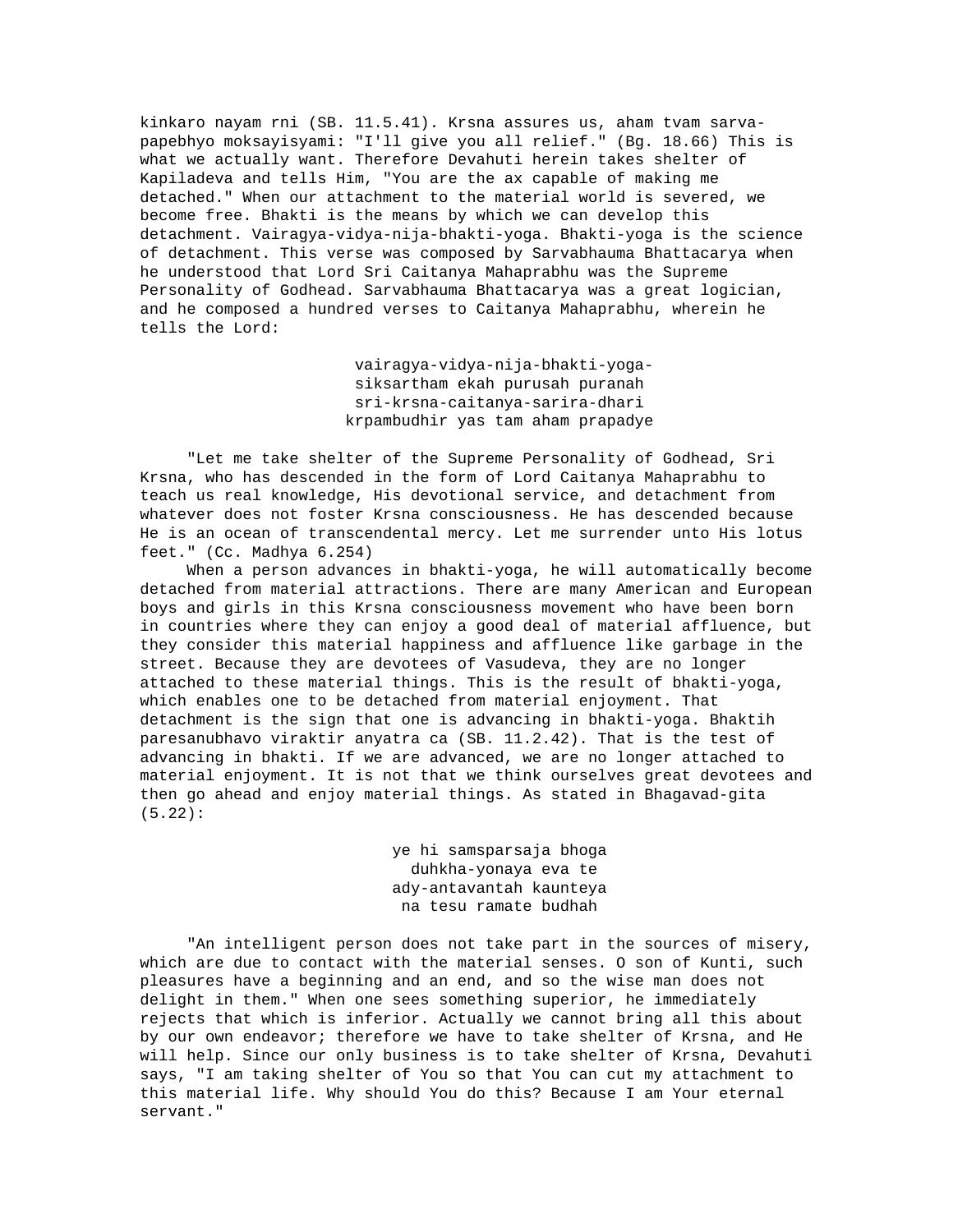kinkaro nayam rni (SB. 11.5.41). Krsna assures us, aham tvam sarva-papebhyo moksayisyami: "I'll give you all relief." (Bg. 18.66) This is what we actually want. Therefore Devahuti herein takes shelter of Kapiladeva and tells Him, "You are the ax capable of making me detached." When our attachment to the material world is severed, we become free. Bhakti is the means by which we can develop this detachment. Vairagya-vidya-nija-bhakti-yoga. Bhakti-yoga is the science of detachment. This verse was composed by Sarvabhauma Bhattacarya when he understood that Lord Sri Caitanya Mahaprabhu was the Supreme Personality of Godhead. Sarvabhauma Bhattacarya was a great logician, and he composed a hundred verses to Caitanya Mahaprabhu, wherein he tells the Lord:

> vairagya-vidya-nija-bhakti-yoga-
> siksartham ekah purusah puranah
> sri-krsna-caitanya-sarira-dhari
> krpambudhir yas tam aham prapadye

"Let me take shelter of the Supreme Personality of Godhead, Sri Krsna, who has descended in the form of Lord Caitanya Mahaprabhu to teach us real knowledge, His devotional service, and detachment from whatever does not foster Krsna consciousness. He has descended because He is an ocean of transcendental mercy. Let me surrender unto His lotus feet." (Cc. Madhya 6.254)

When a person advances in bhakti-yoga, he will automatically become detached from material attractions. There are many American and European boys and girls in this Krsna consciousness movement who have been born in countries where they can enjoy a good deal of material affluence, but they consider this material happiness and affluence like garbage in the street. Because they are devotees of Vasudeva, they are no longer attached to these material things. This is the result of bhakti-yoga, which enables one to be detached from material enjoyment. That detachment is the sign that one is advancing in bhakti-yoga. Bhaktih paresanubhavo viraktir anyatra ca (SB. 11.2.42). That is the test of advancing in bhakti. If we are advanced, we are no longer attached to material enjoyment. It is not that we think ourselves great devotees and then go ahead and enjoy material things. As stated in Bhagavad-gita (5.22):

> ye hi samsparsaja bhoga
> duhkha-yonaya eva te
> ady-antavantah kaunteya
> na tesu ramate budhah

"An intelligent person does not take part in the sources of misery, which are due to contact with the material senses. O son of Kunti, such pleasures have a beginning and an end, and so the wise man does not delight in them." When one sees something superior, he immediately rejects that which is inferior. Actually we cannot bring all this about by our own endeavor; therefore we have to take shelter of Krsna, and He will help. Since our only business is to take shelter of Krsna, Devahuti says, "I am taking shelter of You so that You can cut my attachment to this material life. Why should You do this? Because I am Your eternal servant."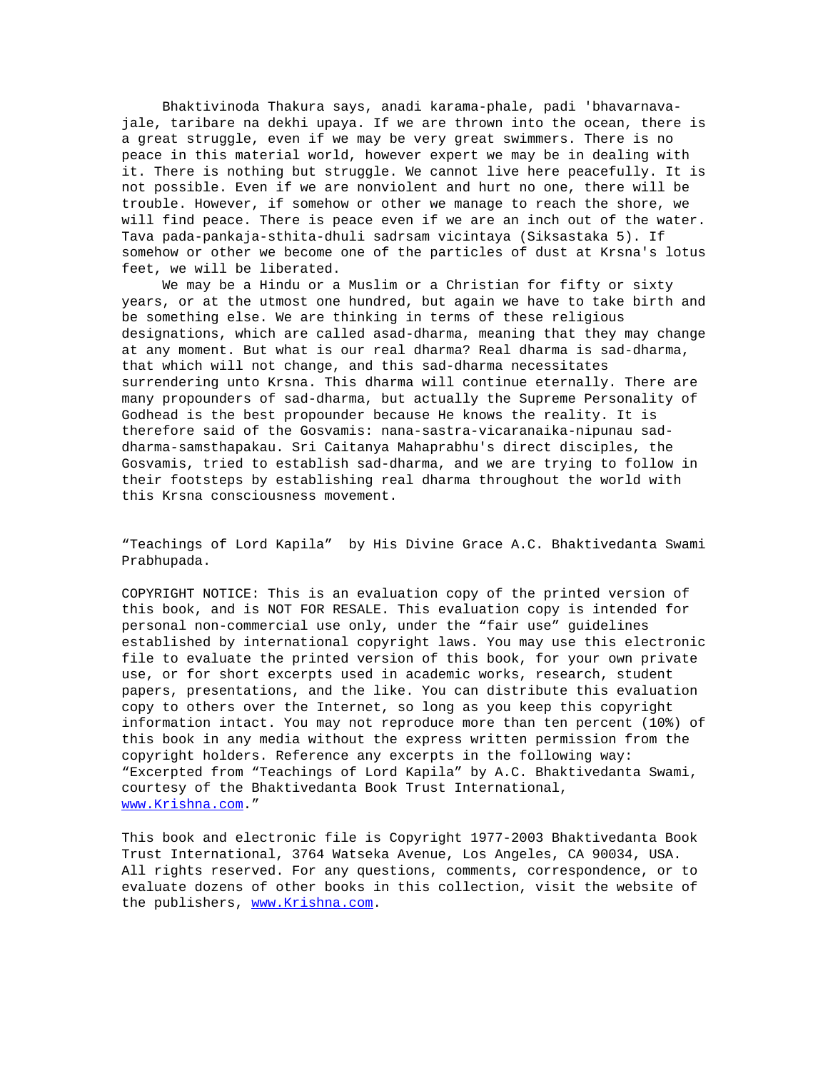Bhaktivinoda Thakura says, anadi karama-phale, padi 'bhavarnava-jale, taribare na dekhi upaya. If we are thrown into the ocean, there is a great struggle, even if we may be very great swimmers. There is no peace in this material world, however expert we may be in dealing with it. There is nothing but struggle. We cannot live here peacefully. It is not possible. Even if we are nonviolent and hurt no one, there will be trouble. However, if somehow or other we manage to reach the shore, we will find peace. There is peace even if we are an inch out of the water. Tava pada-pankaja-sthita-dhuli sadrsam vicintaya (Siksastaka 5). If somehow or other we become one of the particles of dust at Krsna's lotus feet, we will be liberated.

We may be a Hindu or a Muslim or a Christian for fifty or sixty years, or at the utmost one hundred, but again we have to take birth and be something else. We are thinking in terms of these religious designations, which are called asad-dharma, meaning that they may change at any moment. But what is our real dharma? Real dharma is sad-dharma, that which will not change, and this sad-dharma necessitates surrendering unto Krsna. This dharma will continue eternally. There are many propounders of sad-dharma, but actually the Supreme Personality of Godhead is the best propounder because He knows the reality. It is therefore said of the Gosvamis: nana-sastra-vicaranaika-nipunau sad-dharma-samsthapakau. Sri Caitanya Mahaprabhu's direct disciples, the Gosvamis, tried to establish sad-dharma, and we are trying to follow in their footsteps by establishing real dharma throughout the world with this Krsna consciousness movement.

"Teachings of Lord Kapila" by His Divine Grace A.C. Bhaktivedanta Swami Prabhupada.

COPYRIGHT NOTICE: This is an evaluation copy of the printed version of this book, and is NOT FOR RESALE. This evaluation copy is intended for personal non-commercial use only, under the "fair use" guidelines established by international copyright laws. You may use this electronic file to evaluate the printed version of this book, for your own private use, or for short excerpts used in academic works, research, student papers, presentations, and the like. You can distribute this evaluation copy to others over the Internet, so long as you keep this copyright information intact. You may not reproduce more than ten percent (10%) of this book in any media without the express written permission from the copyright holders. Reference any excerpts in the following way: "Excerpted from "Teachings of Lord Kapila" by A.C. Bhaktivedanta Swami, courtesy of the Bhaktivedanta Book Trust International, www.Krishna.com."

This book and electronic file is Copyright 1977-2003 Bhaktivedanta Book Trust International, 3764 Watseka Avenue, Los Angeles, CA 90034, USA. All rights reserved. For any questions, comments, correspondence, or to evaluate dozens of other books in this collection, visit the website of the publishers, www.Krishna.com.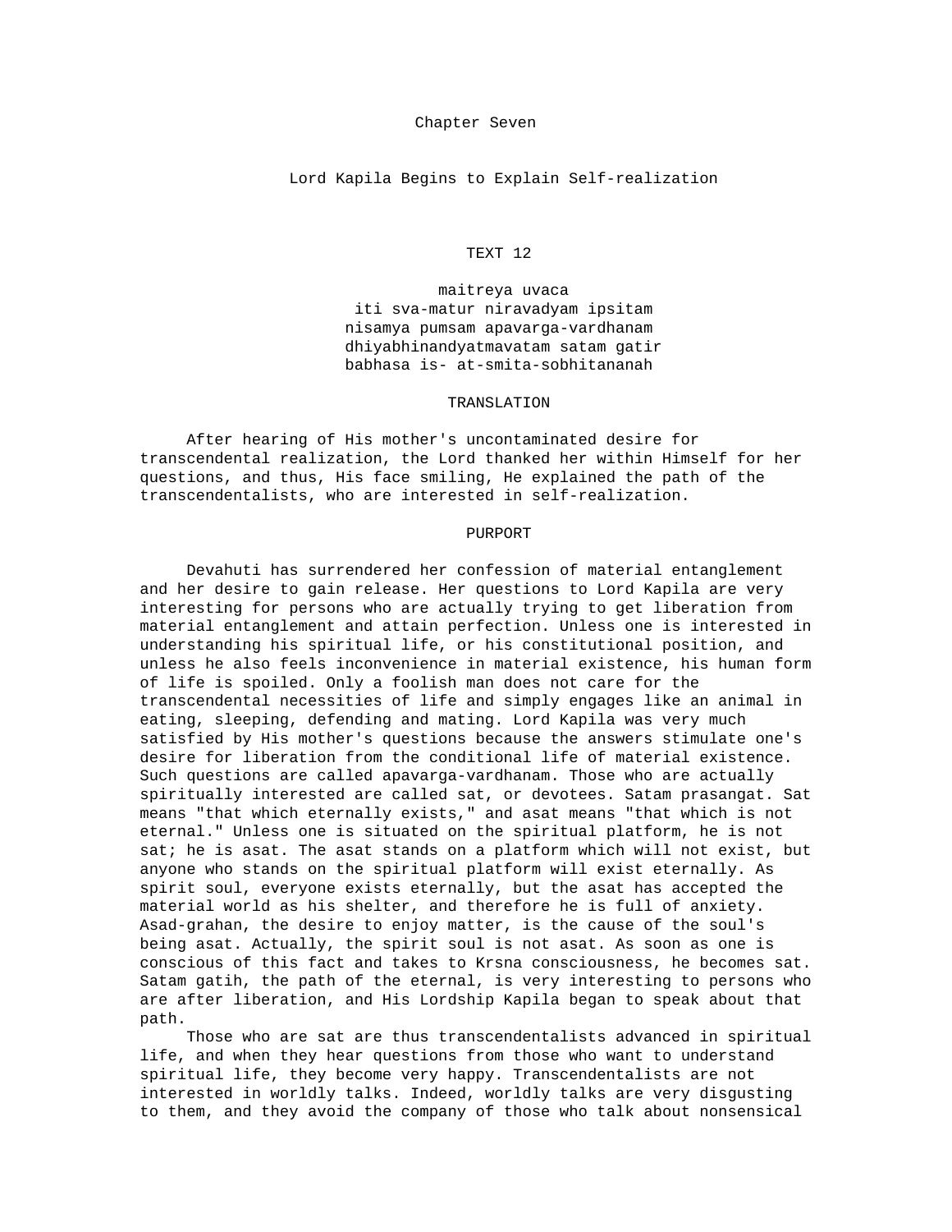# Chapter Seven

## Lord Kapila Begins to Explain Self-realization

### TEXT 12

maitreya uvaca
iti sva-matur niravadyam ipsitam
nisamya pumsam apavarga-vardhanam
dhiyabhinandyatmavatam satam gatir
babhasa is- at-smita-sobhitananah

### TRANSLATION

After hearing of His mother's uncontaminated desire for transcendental realization, the Lord thanked her within Himself for her questions, and thus, His face smiling, He explained the path of the transcendentalists, who are interested in self-realization.

### PURPORT

Devahuti has surrendered her confession of material entanglement and her desire to gain release. Her questions to Lord Kapila are very interesting for persons who are actually trying to get liberation from material entanglement and attain perfection. Unless one is interested in understanding his spiritual life, or his constitutional position, and unless he also feels inconvenience in material existence, his human form of life is spoiled. Only a foolish man does not care for the transcendental necessities of life and simply engages like an animal in eating, sleeping, defending and mating. Lord Kapila was very much satisfied by His mother's questions because the answers stimulate one's desire for liberation from the conditional life of material existence. Such questions are called apavarga-vardhanam. Those who are actually spiritually interested are called sat, or devotees. Satam prasangat. Sat means "that which eternally exists," and asat means "that which is not eternal." Unless one is situated on the spiritual platform, he is not sat; he is asat. The asat stands on a platform which will not exist, but anyone who stands on the spiritual platform will exist eternally. As spirit soul, everyone exists eternally, but the asat has accepted the material world as his shelter, and therefore he is full of anxiety. Asad-grahan, the desire to enjoy matter, is the cause of the soul's being asat. Actually, the spirit soul is not asat. As soon as one is conscious of this fact and takes to Krsna consciousness, he becomes sat. Satam gatih, the path of the eternal, is very interesting to persons who are after liberation, and His Lordship Kapila began to speak about that path.

Those who are sat are thus transcendentalists advanced in spiritual life, and when they hear questions from those who want to understand spiritual life, they become very happy. Transcendentalists are not interested in worldly talks. Indeed, worldly talks are very disgusting to them, and they avoid the company of those who talk about nonsensical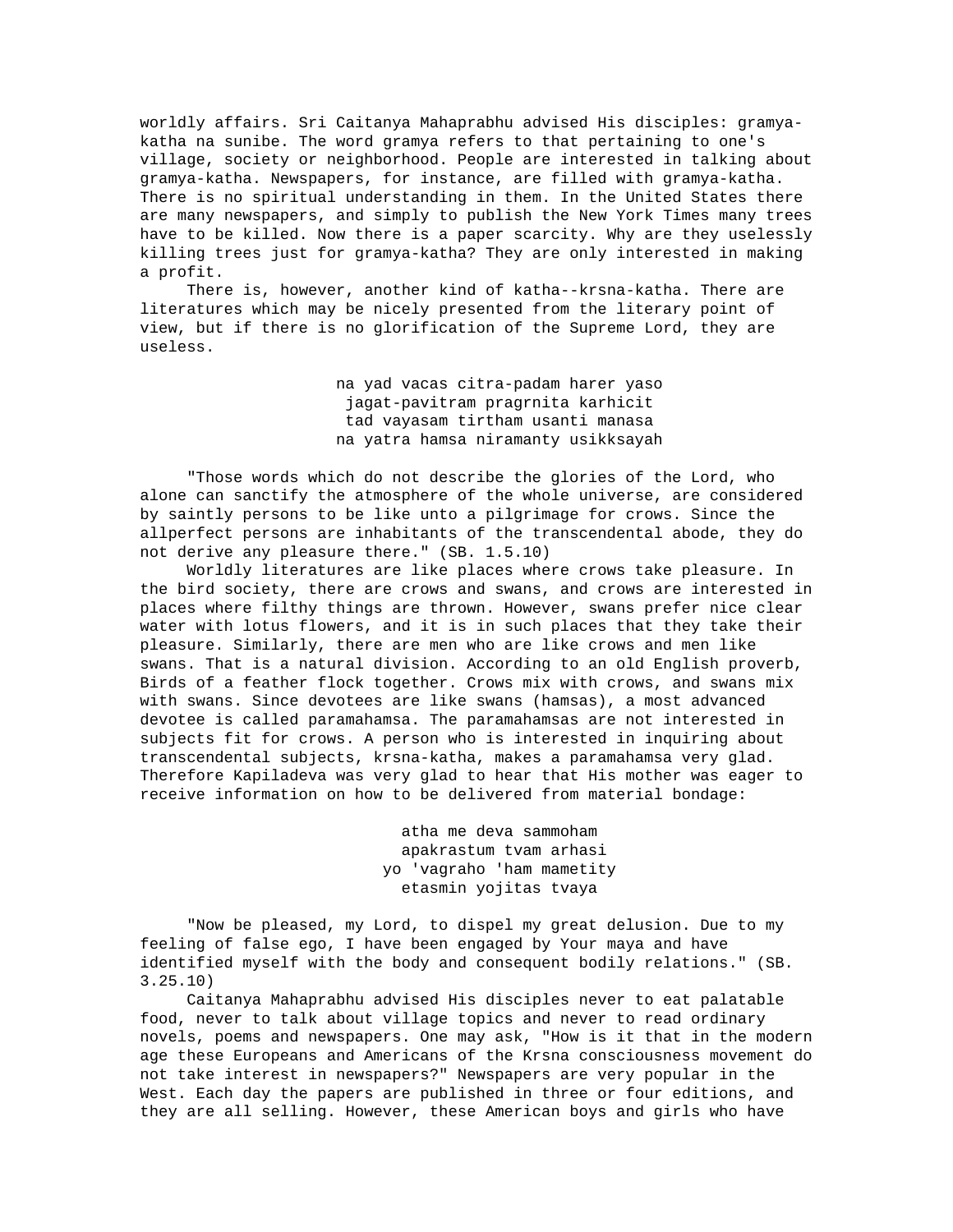worldly affairs. Sri Caitanya Mahaprabhu advised His disciples: gramya-katha na sunibe. The word gramya refers to that pertaining to one's village, society or neighborhood. People are interested in talking about gramya-katha. Newspapers, for instance, are filled with gramya-katha. There is no spiritual understanding in them. In the United States there are many newspapers, and simply to publish the New York Times many trees have to be killed. Now there is a paper scarcity. Why are they uselessly killing trees just for gramya-katha? They are only interested in making a profit.

There is, however, another kind of katha--krsna-katha. There are literatures which may be nicely presented from the literary point of view, but if there is no glorification of the Supreme Lord, they are useless.

> na yad vacas citra-padam harer yaso
> jagat-pavitram pragrnita karhicit
> tad vayasam tirtham usanti manasa
> na yatra hamsa niramanty usikksayah

"Those words which do not describe the glories of the Lord, who alone can sanctify the atmosphere of the whole universe, are considered by saintly persons to be like unto a pilgrimage for crows. Since the allperfect persons are inhabitants of the transcendental abode, they do not derive any pleasure there." (SB. 1.5.10)

Worldly literatures are like places where crows take pleasure. In the bird society, there are crows and swans, and crows are interested in places where filthy things are thrown. However, swans prefer nice clear water with lotus flowers, and it is in such places that they take their pleasure. Similarly, there are men who are like crows and men like swans. That is a natural division. According to an old English proverb, Birds of a feather flock together. Crows mix with crows, and swans mix with swans. Since devotees are like swans (hamsas), a most advanced devotee is called paramahamsa. The paramahamsas are not interested in subjects fit for crows. A person who is interested in inquiring about transcendental subjects, krsna-katha, makes a paramahamsa very glad. Therefore Kapiladeva was very glad to hear that His mother was eager to receive information on how to be delivered from material bondage:

> atha me deva sammoham
> apakrastum tvam arhasi
> yo 'vagraho 'ham mametity
> etasmin yojitas tvaya

"Now be pleased, my Lord, to dispel my great delusion. Due to my feeling of false ego, I have been engaged by Your maya and have identified myself with the body and consequent bodily relations." (SB. 3.25.10)

Caitanya Mahaprabhu advised His disciples never to eat palatable food, never to talk about village topics and never to read ordinary novels, poems and newspapers. One may ask, "How is it that in the modern age these Europeans and Americans of the Krsna consciousness movement do not take interest in newspapers?" Newspapers are very popular in the West. Each day the papers are published in three or four editions, and they are all selling. However, these American boys and girls who have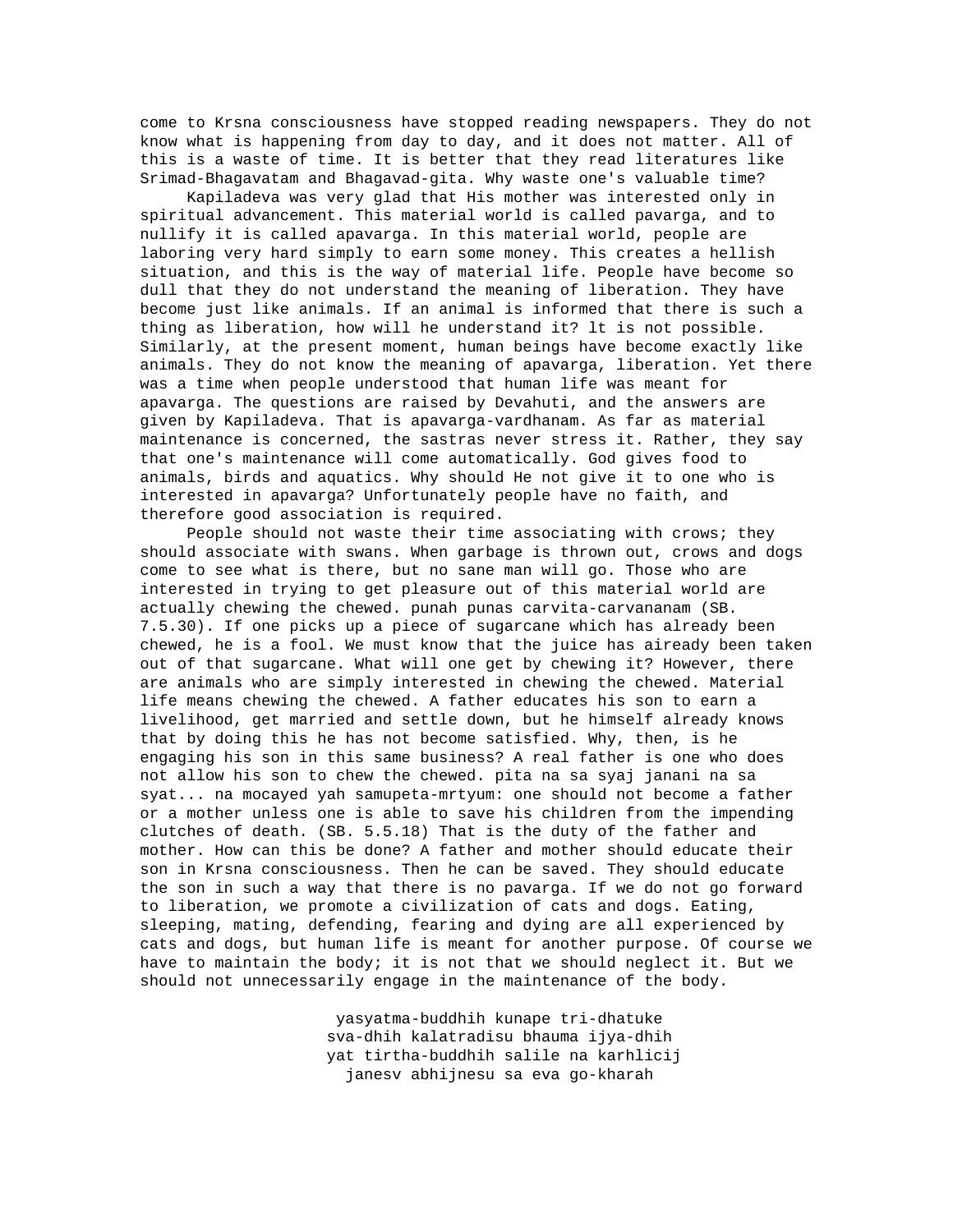come to Krsna consciousness have stopped reading newspapers. They do not know what is happening from day to day, and it does not matter. All of this is a waste of time. It is better that they read literatures like Srimad-Bhagavatam and Bhagavad-gita. Why waste one's valuable time?

Kapiladeva was very glad that His mother was interested only in spiritual advancement. This material world is called pavarga, and to nullify it is called apavarga. In this material world, people are laboring very hard simply to earn some money. This creates a hellish situation, and this is the way of material life. People have become so dull that they do not understand the meaning of liberation. They have become just like animals. If an animal is informed that there is such a thing as liberation, how will he understand it? lt is not possible. Similarly, at the present moment, human beings have become exactly like animals. They do not know the meaning of apavarga, liberation. Yet there was a time when people understood that human life was meant for apavarga. The questions are raised by Devahuti, and the answers are given by Kapiladeva. That is apavarga-vardhanam. As far as material maintenance is concerned, the sastras never stress it. Rather, they say that one's maintenance will come automatically. God gives food to animals, birds and aquatics. Why should He not give it to one who is interested in apavarga? Unfortunately people have no faith, and therefore good association is required.

People should not waste their time associating with crows; they should associate with swans. When garbage is thrown out, crows and dogs come to see what is there, but no sane man will go. Those who are interested in trying to get pleasure out of this material world are actually chewing the chewed. punah punas carvita-carvananam (SB. 7.5.30). If one picks up a piece of sugarcane which has already been chewed, he is a fool. We must know that the juice has already been taken out of that sugarcane. What will one get by chewing it? However, there are animals who are simply interested in chewing the chewed. Material life means chewing the chewed. A father educates his son to earn a livelihood, get married and settle down, but he himself already knows that by doing this he has not become satisfied. Why, then, is he engaging his son in this same business? A real father is one who does not allow his son to chew the chewed. pita na sa syaj janani na sa syat... na mocayed yah samupeta-mrtyum: one should not become a father or a mother unless one is able to save his children from the impending clutches of death. (SB. 5.5.18) That is the duty of the father and mother. How can this be done? A father and mother should educate their son in Krsna consciousness. Then he can be saved. They should educate the son in such a way that there is no pavarga. If we do not go forward to liberation, we promote a civilization of cats and dogs. Eating, sleeping, mating, defending, fearing and dying are all experienced by cats and dogs, but human life is meant for another purpose. Of course we have to maintain the body; it is not that we should neglect it. But we should not unnecessarily engage in the maintenance of the body.

yasyatma-buddhih kunape tri-dhatuke
sva-dhih kalatradisu bhauma ijya-dhih
yat tirtha-buddhih salile na karhicij
janesv abhijnesu sa eva go-kharah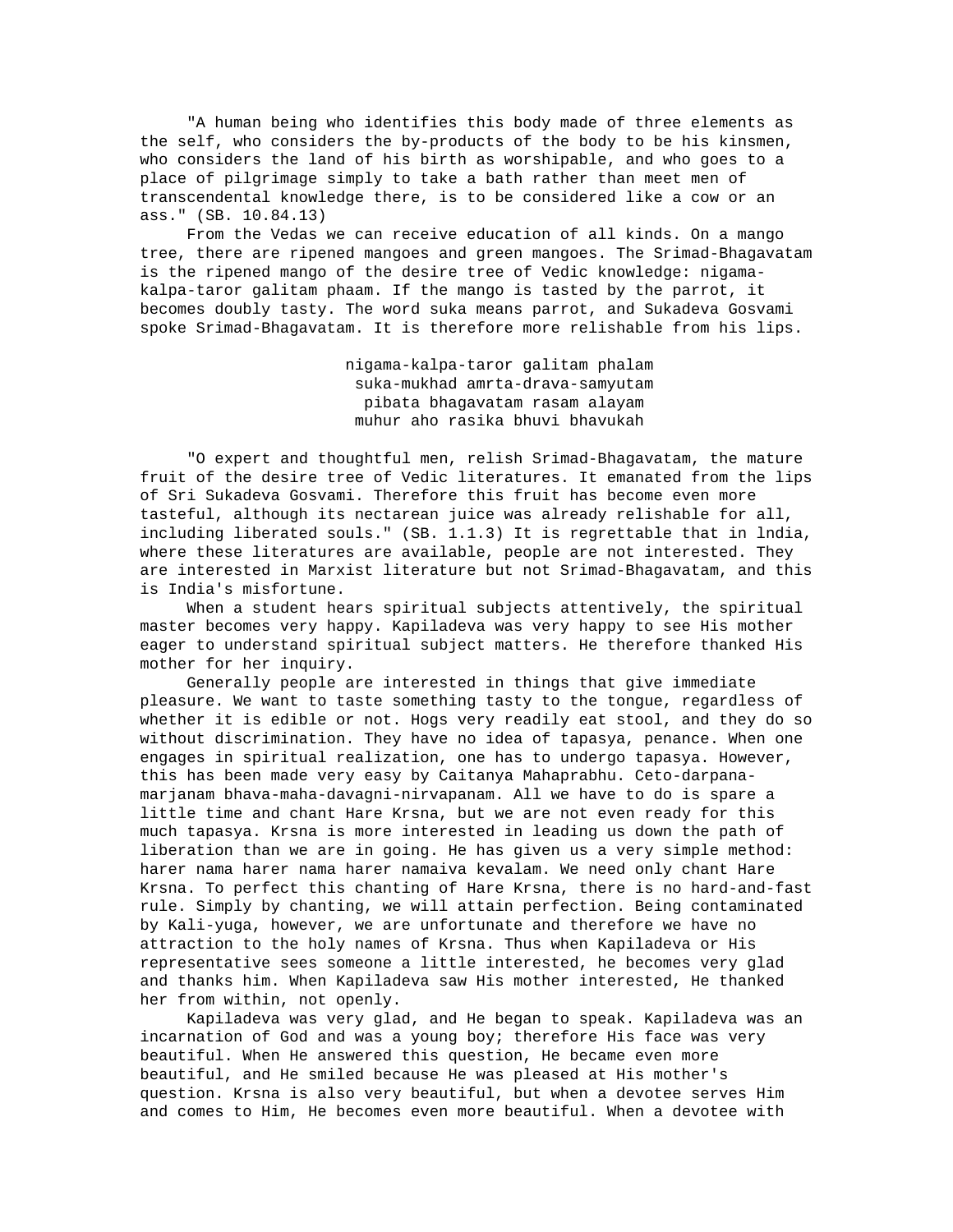"A human being who identifies this body made of three elements as the self, who considers the by-products of the body to be his kinsmen, who considers the land of his birth as worshipable, and who goes to a place of pilgrimage simply to take a bath rather than meet men of transcendental knowledge there, is to be considered like a cow or an ass." (SB. 10.84.13)

From the Vedas we can receive education of all kinds. On a mango tree, there are ripened mangoes and green mangoes. The Srimad-Bhagavatam is the ripened mango of the desire tree of Vedic knowledge: nigama-kalpa-taror galitam phaam. If the mango is tasted by the parrot, it becomes doubly tasty. The word suka means parrot, and Sukadeva Gosvami spoke Srimad-Bhagavatam. It is therefore more relishable from his lips.

nigama-kalpa-taror galitam phalam
suka-mukhad amrta-drava-samyutam
pibata bhagavatam rasam alayam
muhur aho rasika bhuvi bhavukah

"O expert and thoughtful men, relish Srimad-Bhagavatam, the mature fruit of the desire tree of Vedic literatures. It emanated from the lips of Sri Sukadeva Gosvami. Therefore this fruit has become even more tasteful, although its nectarean juice was already relishable for all, including liberated souls." (SB. 1.1.3) It is regrettable that in lndia, where these literatures are available, people are not interested. They are interested in Marxist literature but not Srimad-Bhagavatam, and this is India's misfortune.

When a student hears spiritual subjects attentively, the spiritual master becomes very happy. Kapiladeva was very happy to see His mother eager to understand spiritual subject matters. He therefore thanked His mother for her inquiry.

Generally people are interested in things that give immediate pleasure. We want to taste something tasty to the tongue, regardless of whether it is edible or not. Hogs very readily eat stool, and they do so without discrimination. They have no idea of tapasya, penance. When one engages in spiritual realization, one has to undergo tapasya. However, this has been made very easy by Caitanya Mahaprabhu. Ceto-darpana-marjanam bhava-maha-davagni-nirvapanam. All we have to do is spare a little time and chant Hare Krsna, but we are not even ready for this much tapasya. Krsna is more interested in leading us down the path of liberation than we are in going. He has given us a very simple method: harer nama harer nama harer namaiva kevalam. We need only chant Hare Krsna. To perfect this chanting of Hare Krsna, there is no hard-and-fast rule. Simply by chanting, we will attain perfection. Being contaminated by Kali-yuga, however, we are unfortunate and therefore we have no attraction to the holy names of Krsna. Thus when Kapiladeva or His representative sees someone a little interested, he becomes very glad and thanks him. When Kapiladeva saw His mother interested, He thanked her from within, not openly.

Kapiladeva was very glad, and He began to speak. Kapiladeva was an incarnation of God and was a young boy; therefore His face was very beautiful. When He answered this question, He became even more beautiful, and He smiled because He was pleased at His mother's question. Krsna is also very beautiful, but when a devotee serves Him and comes to Him, He becomes even more beautiful. When a devotee with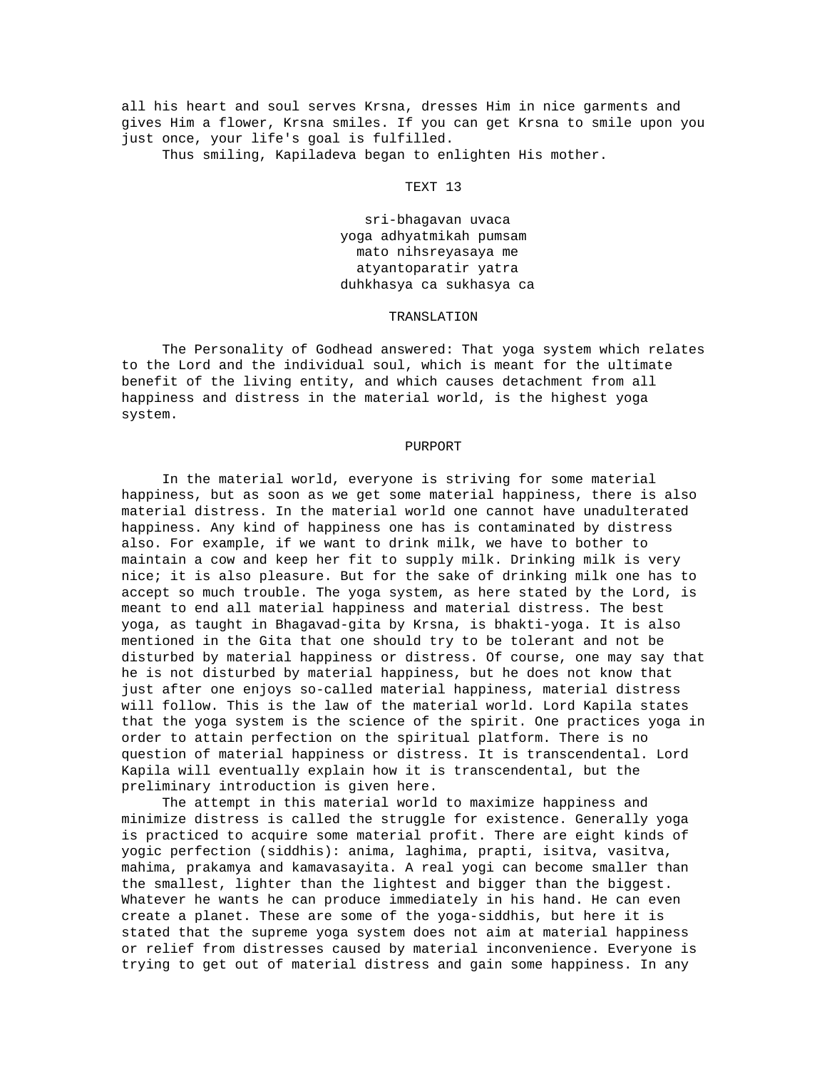all his heart and soul serves Krsna, dresses Him in nice garments and gives Him a flower, Krsna smiles. If you can get Krsna to smile upon you just once, your life's goal is fulfilled.

Thus smiling, Kapiladeva began to enlighten His mother.

### TEXT 13

sri-bhagavan uvaca
yoga adhyatmikah pumsam
mato nihsreyasaya me
atyantoparatir yatra
duhkhasya ca sukhasya ca

### TRANSLATION

The Personality of Godhead answered: That yoga system which relates to the Lord and the individual soul, which is meant for the ultimate benefit of the living entity, and which causes detachment from all happiness and distress in the material world, is the highest yoga system.

### PURPORT

In the material world, everyone is striving for some material happiness, but as soon as we get some material happiness, there is also material distress. In the material world one cannot have unadulterated happiness. Any kind of happiness one has is contaminated by distress also. For example, if we want to drink milk, we have to bother to maintain a cow and keep her fit to supply milk. Drinking milk is very nice; it is also pleasure. But for the sake of drinking milk one has to accept so much trouble. The yoga system, as here stated by the Lord, is meant to end all material happiness and material distress. The best yoga, as taught in Bhagavad-gita by Krsna, is bhakti-yoga. It is also mentioned in the Gita that one should try to be tolerant and not be disturbed by material happiness or distress. Of course, one may say that he is not disturbed by material happiness, but he does not know that just after one enjoys so-called material happiness, material distress will follow. This is the law of the material world. Lord Kapila states that the yoga system is the science of the spirit. One practices yoga in order to attain perfection on the spiritual platform. There is no question of material happiness or distress. It is transcendental. Lord Kapila will eventually explain how it is transcendental, but the preliminary introduction is given here.

The attempt in this material world to maximize happiness and minimize distress is called the struggle for existence. Generally yoga is practiced to acquire some material profit. There are eight kinds of yogic perfection (siddhis): anima, laghima, prapti, isitva, vasitva, mahima, prakamya and kamavasayita. A real yogi can become smaller than the smallest, lighter than the lightest and bigger than the biggest. Whatever he wants he can produce immediately in his hand. He can even create a planet. These are some of the yoga-siddhis, but here it is stated that the supreme yoga system does not aim at material happiness or relief from distresses caused by material inconvenience. Everyone is trying to get out of material distress and gain some happiness. In any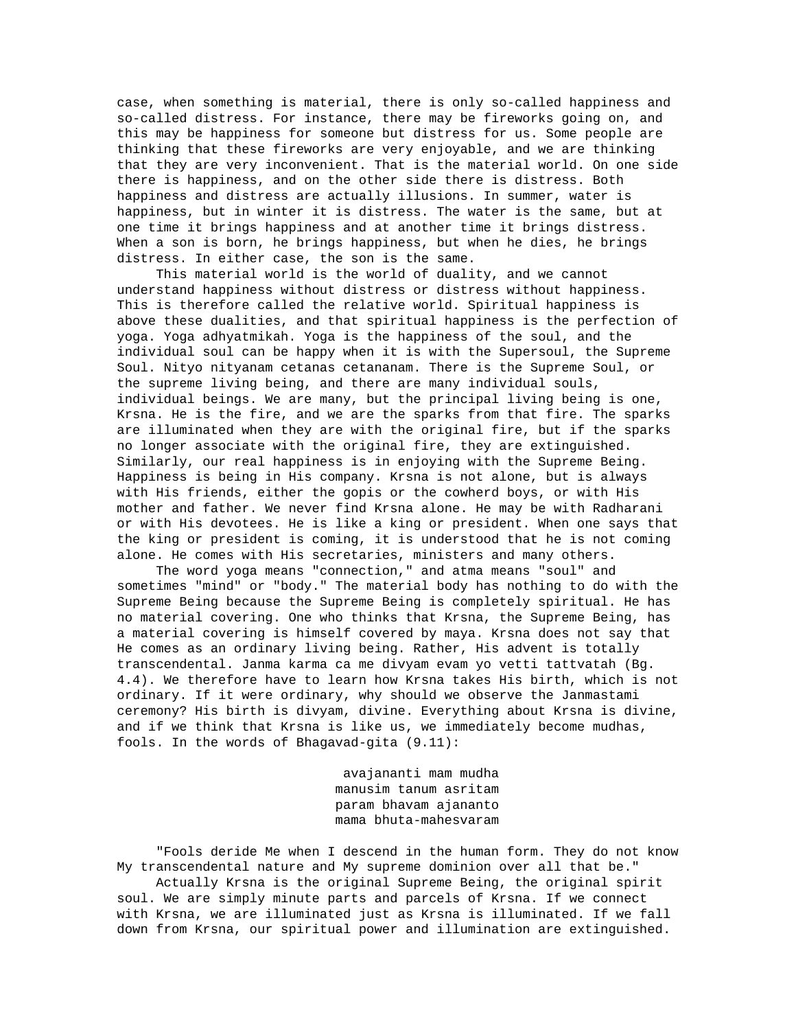case, when something is material, there is only so-called happiness and so-called distress. For instance, there may be fireworks going on, and this may be happiness for someone but distress for us. Some people are thinking that these fireworks are very enjoyable, and we are thinking that they are very inconvenient. That is the material world. On one side there is happiness, and on the other side there is distress. Both happiness and distress are actually illusions. In summer, water is happiness, but in winter it is distress. The water is the same, but at one time it brings happiness and at another time it brings distress. When a son is born, he brings happiness, but when he dies, he brings distress. In either case, the son is the same.

This material world is the world of duality, and we cannot understand happiness without distress or distress without happiness. This is therefore called the relative world. Spiritual happiness is above these dualities, and that spiritual happiness is the perfection of yoga. Yoga adhyatmikah. Yoga is the happiness of the soul, and the individual soul can be happy when it is with the Supersoul, the Supreme Soul. Nityo nityanam cetanas cetananam. There is the Supreme Soul, or the supreme living being, and there are many individual souls, individual beings. We are many, but the principal living being is one, Krsna. He is the fire, and we are the sparks from that fire. The sparks are illuminated when they are with the original fire, but if the sparks no longer associate with the original fire, they are extinguished. Similarly, our real happiness is in enjoying with the Supreme Being. Happiness is being in His company. Krsna is not alone, but is always with His friends, either the gopis or the cowherd boys, or with His mother and father. We never find Krsna alone. He may be with Radharani or with His devotees. He is like a king or president. When one says that the king or president is coming, it is understood that he is not coming alone. He comes with His secretaries, ministers and many others.

The word yoga means "connection," and atma means "soul" and sometimes "mind" or "body." The material body has nothing to do with the Supreme Being because the Supreme Being is completely spiritual. He has no material covering. One who thinks that Krsna, the Supreme Being, has a material covering is himself covered by maya. Krsna does not say that He comes as an ordinary living being. Rather, His advent is totally transcendental. Janma karma ca me divyam evam yo vetti tattvatah (Bg. 4.4). We therefore have to learn how Krsna takes His birth, which is not ordinary. If it were ordinary, why should we observe the Janmastami ceremony? His birth is divyam, divine. Everything about Krsna is divine, and if we think that Krsna is like us, we immediately become mudhas, fools. In the words of Bhagavad-gita (9.11):

> avajananti mam mudha
> manusim tanum asritam
> param bhavam ajananto
> mama bhuta-mahesvaram

"Fools deride Me when I descend in the human form. They do not know My transcendental nature and My supreme dominion over all that be."

Actually Krsna is the original Supreme Being, the original spirit soul. We are simply minute parts and parcels of Krsna. If we connect with Krsna, we are illuminated just as Krsna is illuminated. If we fall down from Krsna, our spiritual power and illumination are extinguished.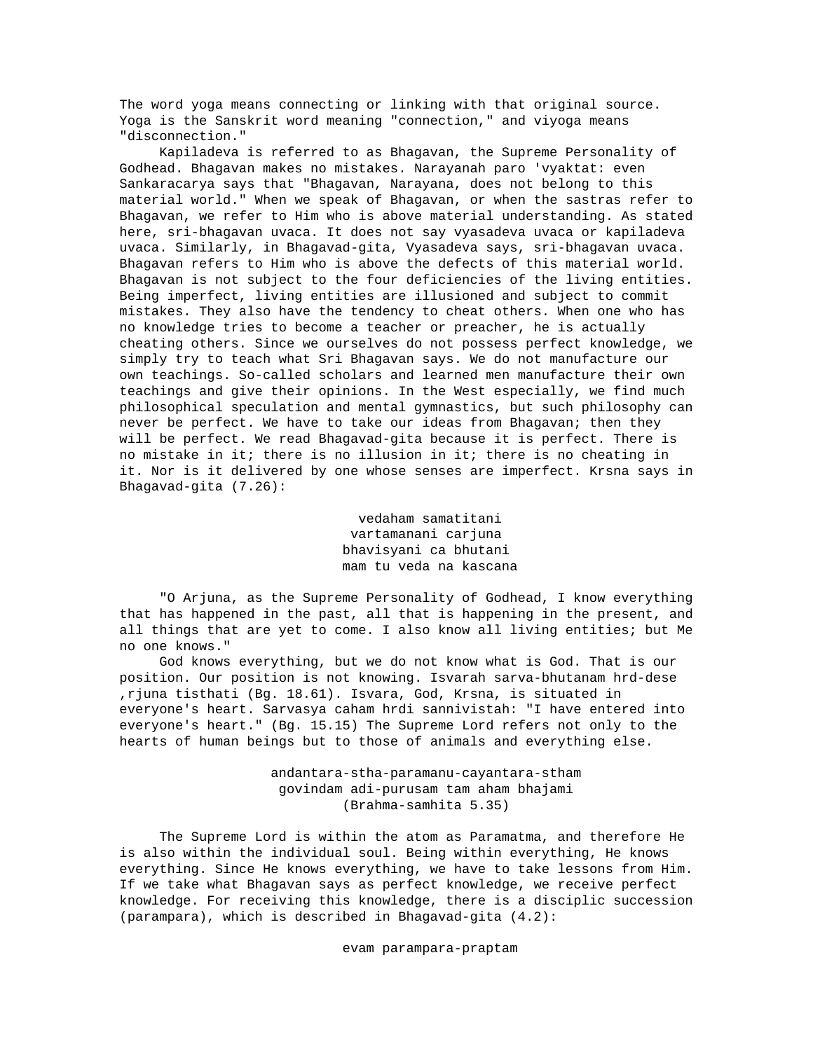The word yoga means connecting or linking with that original source. Yoga is the Sanskrit word meaning "connection," and viyoga means "disconnection."

Kapiladeva is referred to as Bhagavan, the Supreme Personality of Godhead. Bhagavan makes no mistakes. Narayanah paro 'vyaktat: even Sankaracarya says that "Bhagavan, Narayana, does not belong to this material world." When we speak of Bhagavan, or when the sastras refer to Bhagavan, we refer to Him who is above material understanding. As stated here, sri-bhagavan uvaca. It does not say vyasadeva uvaca or kapiladeva uvaca. Similarly, in Bhagavad-gita, Vyasadeva says, sri-bhagavan uvaca. Bhagavan refers to Him who is above the defects of this material world. Bhagavan is not subject to the four deficiencies of the living entities. Being imperfect, living entities are illusioned and subject to commit mistakes. They also have the tendency to cheat others. When one who has no knowledge tries to become a teacher or preacher, he is actually cheating others. Since we ourselves do not possess perfect knowledge, we simply try to teach what Sri Bhagavan says. We do not manufacture our own teachings. So-called scholars and learned men manufacture their own teachings and give their opinions. In the West especially, we find much philosophical speculation and mental gymnastics, but such philosophy can never be perfect. We have to take our ideas from Bhagavan; then they will be perfect. We read Bhagavad-gita because it is perfect. There is no mistake in it; there is no illusion in it; there is no cheating in it. Nor is it delivered by one whose senses are imperfect. Krsna says in Bhagavad-gita (7.26):

vedaham samatitani
vartamanani carjuna
bhavisyani ca bhutani
mam tu veda na kascana

"O Arjuna, as the Supreme Personality of Godhead, I know everything that has happened in the past, all that is happening in the present, and all things that are yet to come. I also know all living entities; but Me no one knows."

God knows everything, but we do not know what is God. That is our position. Our position is not knowing. Isvarah sarva-bhutanam hrd-dese ,rjuna tisthati (Bg. 18.61). Isvara, God, Krsna, is situated in everyone's heart. Sarvasya caham hrdi sannivistah: "I have entered into everyone's heart." (Bg. 15.15) The Supreme Lord refers not only to the hearts of human beings but to those of animals and everything else.

andantara-stha-paramanu-cayantara-stham
govindam adi-purusam tam aham bhajami
(Brahma-samhita 5.35)

The Supreme Lord is within the atom as Paramatma, and therefore He is also within the individual soul. Being within everything, He knows everything. Since He knows everything, we have to take lessons from Him. If we take what Bhagavan says as perfect knowledge, we receive perfect knowledge. For receiving this knowledge, there is a disciplic succession (parampara), which is described in Bhagavad-gita (4.2):

evam parampara-praptam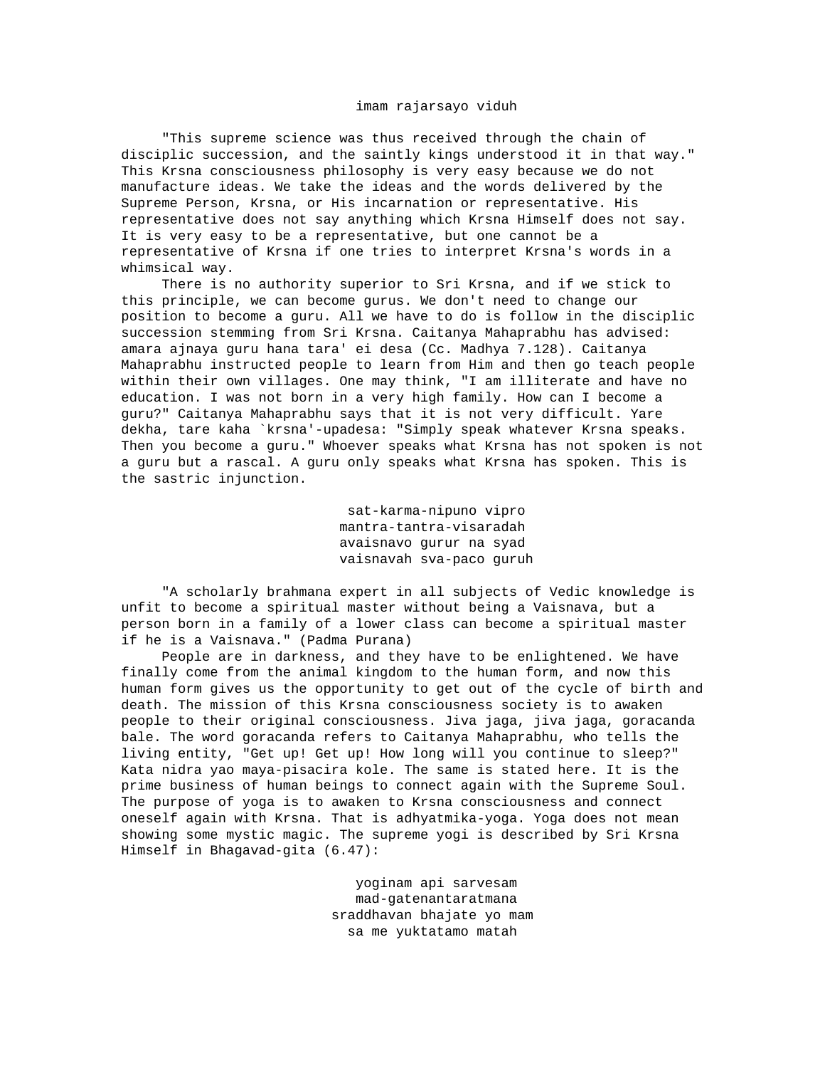imam rajarsayo viduh

"This supreme science was thus received through the chain of disciplic succession, and the saintly kings understood it in that way." This Krsna consciousness philosophy is very easy because we do not manufacture ideas. We take the ideas and the words delivered by the Supreme Person, Krsna, or His incarnation or representative. His representative does not say anything which Krsna Himself does not say. It is very easy to be a representative, but one cannot be a representative of Krsna if one tries to interpret Krsna's words in a whimsical way.

There is no authority superior to Sri Krsna, and if we stick to this principle, we can become gurus. We don't need to change our position to become a guru. All we have to do is follow in the disciplic succession stemming from Sri Krsna. Caitanya Mahaprabhu has advised: amara ajnaya guru hana tara' ei desa (Cc. Madhya 7.128). Caitanya Mahaprabhu instructed people to learn from Him and then go teach people within their own villages. One may think, "I am illiterate and have no education. I was not born in a very high family. How can I become a guru?" Caitanya Mahaprabhu says that it is not very difficult. Yare dekha, tare kaha `krsna'-upadesa: "Simply speak whatever Krsna speaks. Then you become a guru." Whoever speaks what Krsna has not spoken is not a guru but a rascal. A guru only speaks what Krsna has spoken. This is the sastric injunction.

sat-karma-nipuno vipro  
mantra-tantra-visaradah  
avaisnavo gurur na syad  
vaisnavah sva-paco guruh

"A scholarly brahmana expert in all subjects of Vedic knowledge is unfit to become a spiritual master without being a Vaisnava, but a person born in a family of a lower class can become a spiritual master if he is a Vaisnava." (Padma Purana)

People are in darkness, and they have to be enlightened. We have finally come from the animal kingdom to the human form, and now this human form gives us the opportunity to get out of the cycle of birth and death. The mission of this Krsna consciousness society is to awaken people to their original consciousness. Jiva jaga, jiva jaga, goracanda bale. The word goracanda refers to Caitanya Mahaprabhu, who tells the living entity, "Get up! Get up! How long will you continue to sleep?" Kata nidra yao maya-pisacira kole. The same is stated here. It is the prime business of human beings to connect again with the Supreme Soul. The purpose of yoga is to awaken to Krsna consciousness and connect oneself again with Krsna. That is adhyatmika-yoga. Yoga does not mean showing some mystic magic. The supreme yogi is described by Sri Krsna Himself in Bhagavad-gita (6.47):

yoginam api sarvesam  
mad-gatenantaratmana  
sraddhavan bhajate yo mam  
sa me yuktatamo matah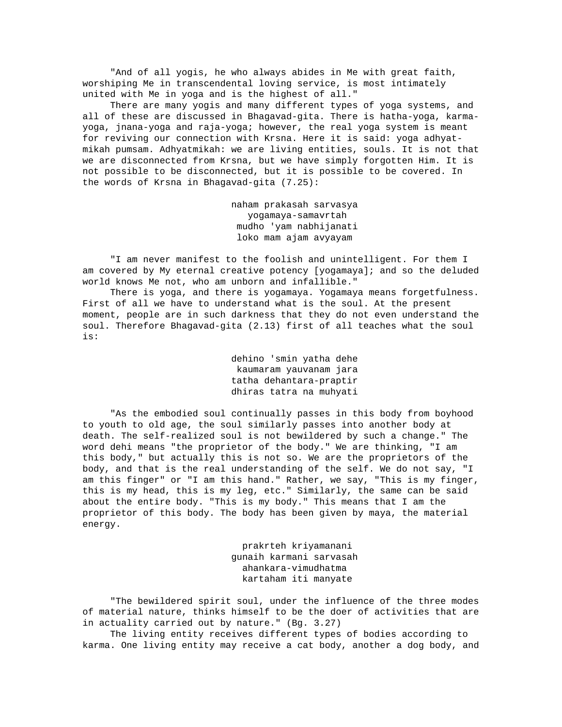"And of all yogis, he who always abides in Me with great faith, worshiping Me in transcendental loving service, is most intimately united with Me in yoga and is the highest of all."

There are many yogis and many different types of yoga systems, and all of these are discussed in Bhagavad-gita. There is hatha-yoga, karma-yoga, jnana-yoga and raja-yoga; however, the real yoga system is meant for reviving our connection with Krsna. Here it is said: yoga adhyat-mikah pumsam. Adhyatmikah: we are living entities, souls. It is not that we are disconnected from Krsna, but we have simply forgotten Him. It is not possible to be disconnected, but it is possible to be covered. In the words of Krsna in Bhagavad-gita (7.25):

> naham prakasah sarvasya
> yogamaya-samavrtah
> mudho 'yam nabhijanati
> loko mam ajam avyayam

"I am never manifest to the foolish and unintelligent. For them I am covered by My eternal creative potency [yogamaya]; and so the deluded world knows Me not, who am unborn and infallible."

There is yoga, and there is yogamaya. Yogamaya means forgetfulness. First of all we have to understand what is the soul. At the present moment, people are in such darkness that they do not even understand the soul. Therefore Bhagavad-gita (2.13) first of all teaches what the soul is:

> dehino 'smin yatha dehe
> kaumaram yauvanam jara
> tatha dehantara-praptir
> dhiras tatra na muhyati

"As the embodied soul continually passes in this body from boyhood to youth to old age, the soul similarly passes into another body at death. The self-realized soul is not bewildered by such a change." The word dehi means "the proprietor of the body." We are thinking, "I am this body," but actually this is not so. We are the proprietors of the body, and that is the real understanding of the self. We do not say, "I am this finger" or "I am this hand." Rather, we say, "This is my finger, this is my head, this is my leg, etc." Similarly, the same can be said about the entire body. "This is my body." This means that I am the proprietor of this body. The body has been given by maya, the material energy.

> prakrteh kriyamanani
> gunaih karmani sarvasah
> ahankara-vimudhatma
> kartaham iti manyate

"The bewildered spirit soul, under the influence of the three modes of material nature, thinks himself to be the doer of activities that are in actuality carried out by nature." (Bg. 3.27)

The living entity receives different types of bodies according to karma. One living entity may receive a cat body, another a dog body, and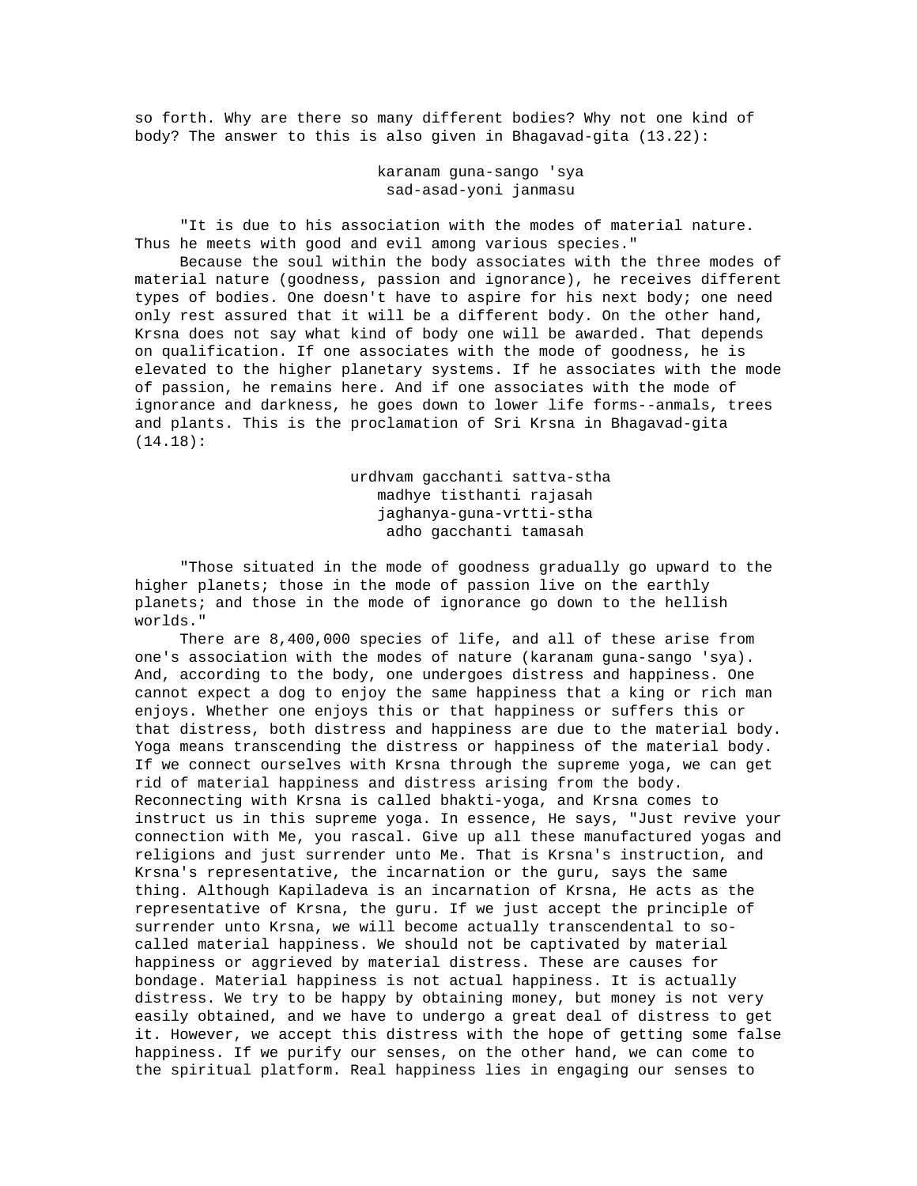so forth. Why are there so many different bodies? Why not one kind of body? The answer to this is also given in Bhagavad-gita (13.22):

> karanam guna-sango 'sya
> sad-asad-yoni janmasu

"It is due to his association with the modes of material nature. Thus he meets with good and evil among various species."

Because the soul within the body associates with the three modes of material nature (goodness, passion and ignorance), he receives different types of bodies. One doesn't have to aspire for his next body; one need only rest assured that it will be a different body. On the other hand, Krsna does not say what kind of body one will be awarded. That depends on qualification. If one associates with the mode of goodness, he is elevated to the higher planetary systems. If he associates with the mode of passion, he remains here. And if one associates with the mode of ignorance and darkness, he goes down to lower life forms--anmals, trees and plants. This is the proclamation of Sri Krsna in Bhagavad-gita (14.18):

> urdhvam gacchanti sattva-stha
> madhye tisthanti rajasah
> jaghanya-guna-vrtti-stha
> adho gacchanti tamasah

"Those situated in the mode of goodness gradually go upward to the higher planets; those in the mode of passion live on the earthly planets; and those in the mode of ignorance go down to the hellish worlds."

There are 8,400,000 species of life, and all of these arise from one's association with the modes of nature (karanam guna-sango 'sya). And, according to the body, one undergoes distress and happiness. One cannot expect a dog to enjoy the same happiness that a king or rich man enjoys. Whether one enjoys this or that happiness or suffers this or that distress, both distress and happiness are due to the material body. Yoga means transcending the distress or happiness of the material body. If we connect ourselves with Krsna through the supreme yoga, we can get rid of material happiness and distress arising from the body. Reconnecting with Krsna is called bhakti-yoga, and Krsna comes to instruct us in this supreme yoga. In essence, He says, "Just revive your connection with Me, you rascal. Give up all these manufactured yogas and religions and just surrender unto Me. That is Krsna's instruction, and Krsna's representative, the incarnation or the guru, says the same thing. Although Kapiladeva is an incarnation of Krsna, He acts as the representative of Krsna, the guru. If we just accept the principle of surrender unto Krsna, we will become actually transcendental to so-called material happiness. We should not be captivated by material happiness or aggrieved by material distress. These are causes for bondage. Material happiness is not actual happiness. It is actually distress. We try to be happy by obtaining money, but money is not very easily obtained, and we have to undergo a great deal of distress to get it. However, we accept this distress with the hope of getting some false happiness. If we purify our senses, on the other hand, we can come to the spiritual platform. Real happiness lies in engaging our senses to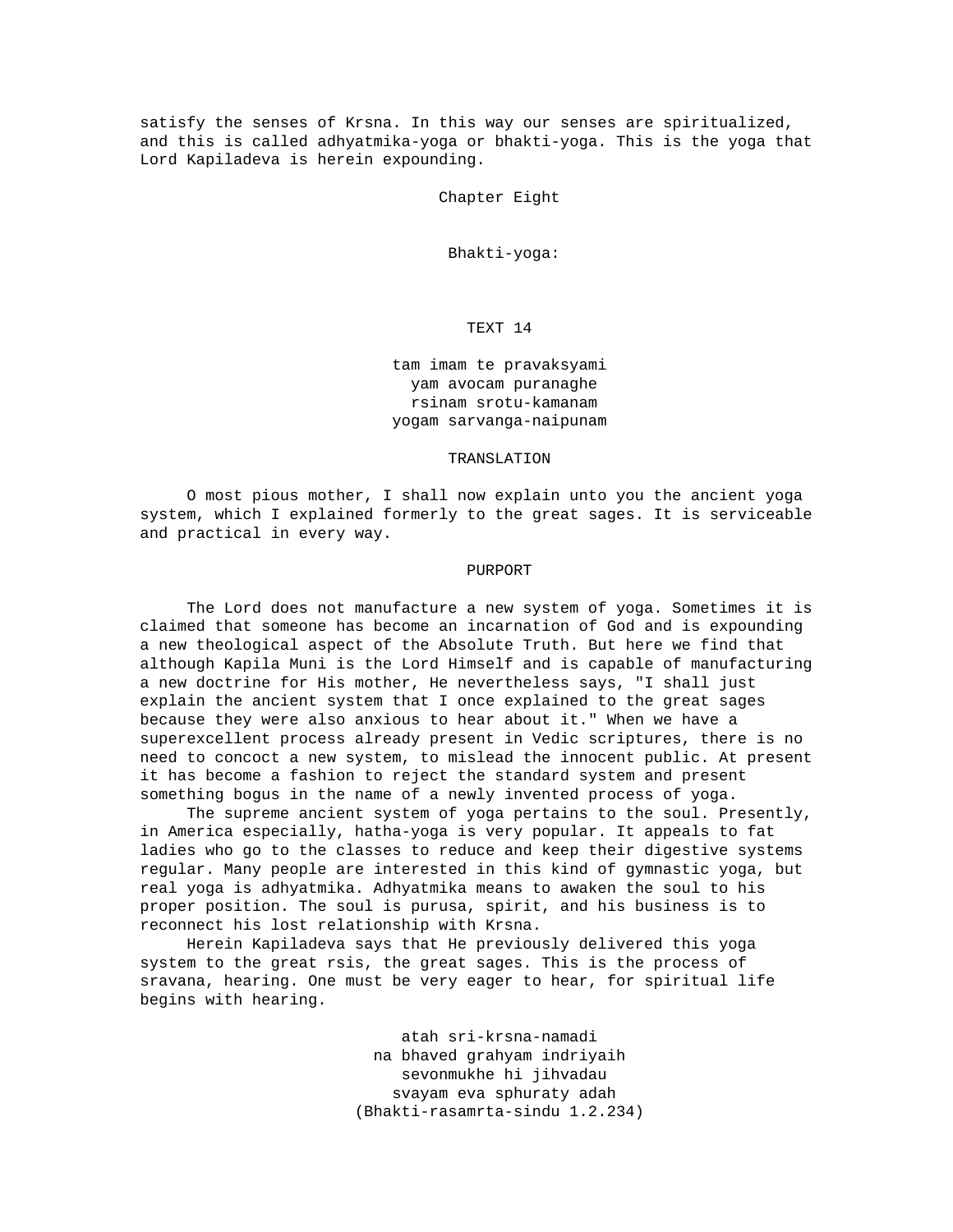satisfy the senses of Krsna. In this way our senses are spiritualized, and this is called adhyatmika-yoga or bhakti-yoga. This is the yoga that Lord Kapiladeva is herein expounding.

## Chapter Eight

### Bhakti-yoga:

TEXT 14

tam imam te pravaksyami
yam avocam puranaghe
rsinam srotu-kamanam
yogam sarvanga-naipunam

TRANSLATION

O most pious mother, I shall now explain unto you the ancient yoga system, which I explained formerly to the great sages. It is serviceable and practical in every way.

PURPORT

The Lord does not manufacture a new system of yoga. Sometimes it is claimed that someone has become an incarnation of God and is expounding a new theological aspect of the Absolute Truth. But here we find that although Kapila Muni is the Lord Himself and is capable of manufacturing a new doctrine for His mother, He nevertheless says, "I shall just explain the ancient system that I once explained to the great sages because they were also anxious to hear about it." When we have a superexcellent process already present in Vedic scriptures, there is no need to concoct a new system, to mislead the innocent public. At present it has become a fashion to reject the standard system and present something bogus in the name of a newly invented process of yoga.

The supreme ancient system of yoga pertains to the soul. Presently, in America especially, hatha-yoga is very popular. It appeals to fat ladies who go to the classes to reduce and keep their digestive systems regular. Many people are interested in this kind of gymnastic yoga, but real yoga is adhyatmika. Adhyatmika means to awaken the soul to his proper position. The soul is purusa, spirit, and his business is to reconnect his lost relationship with Krsna.

Herein Kapiladeva says that He previously delivered this yoga system to the great rsis, the great sages. This is the process of sravana, hearing. One must be very eager to hear, for spiritual life begins with hearing.

atah sri-krsna-namadi
na bhaved grahyam indriyaih
sevonmukhe hi jihvadau
svayam eva sphuraty adah
(Bhakti-rasamrta-sindu 1.2.234)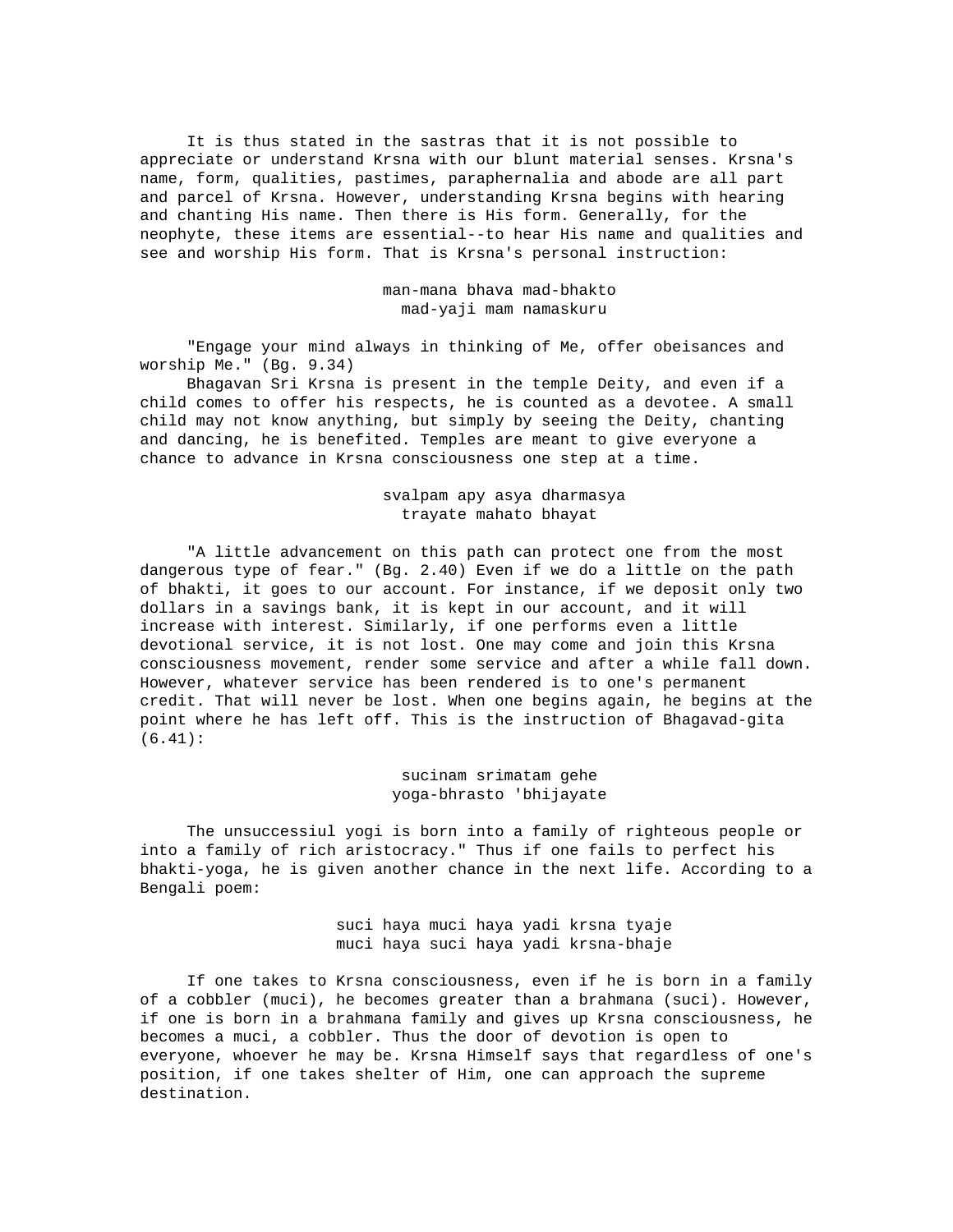It is thus stated in the sastras that it is not possible to appreciate or understand Krsna with our blunt material senses. Krsna's name, form, qualities, pastimes, paraphernalia and abode are all part and parcel of Krsna. However, understanding Krsna begins with hearing and chanting His name. Then there is His form. Generally, for the neophyte, these items are essential--to hear His name and qualities and see and worship His form. That is Krsna's personal instruction:

> man-mana bhava mad-bhakto
> mad-yaji mam namaskuru

"Engage your mind always in thinking of Me, offer obeisances and worship Me." (Bg. 9.34)

Bhagavan Sri Krsna is present in the temple Deity, and even if a child comes to offer his respects, he is counted as a devotee. A small child may not know anything, but simply by seeing the Deity, chanting and dancing, he is benefited. Temples are meant to give everyone a chance to advance in Krsna consciousness one step at a time.

> svalpam apy asya dharmasya
> trayate mahato bhayat

"A little advancement on this path can protect one from the most dangerous type of fear." (Bg. 2.40) Even if we do a little on the path of bhakti, it goes to our account. For instance, if we deposit only two dollars in a savings bank, it is kept in our account, and it will increase with interest. Similarly, if one performs even a little devotional service, it is not lost. One may come and join this Krsna consciousness movement, render some service and after a while fall down. However, whatever service has been rendered is to one's permanent credit. That will never be lost. When one begins again, he begins at the point where he has left off. This is the instruction of Bhagavad-gita (6.41):

> sucinam srimatam gehe
> yoga-bhrasto 'bhijayate

The unsuccessiul yogi is born into a family of righteous people or into a family of rich aristocracy." Thus if one fails to perfect his bhakti-yoga, he is given another chance in the next life. According to a Bengali poem:

> suci haya muci haya yadi krsna tyaje
> muci haya suci haya yadi krsna-bhaje

If one takes to Krsna consciousness, even if he is born in a family of a cobbler (muci), he becomes greater than a brahmana (suci). However, if one is born in a brahmana family and gives up Krsna consciousness, he becomes a muci, a cobbler. Thus the door of devotion is open to everyone, whoever he may be. Krsna Himself says that regardless of one's position, if one takes shelter of Him, one can approach the supreme destination.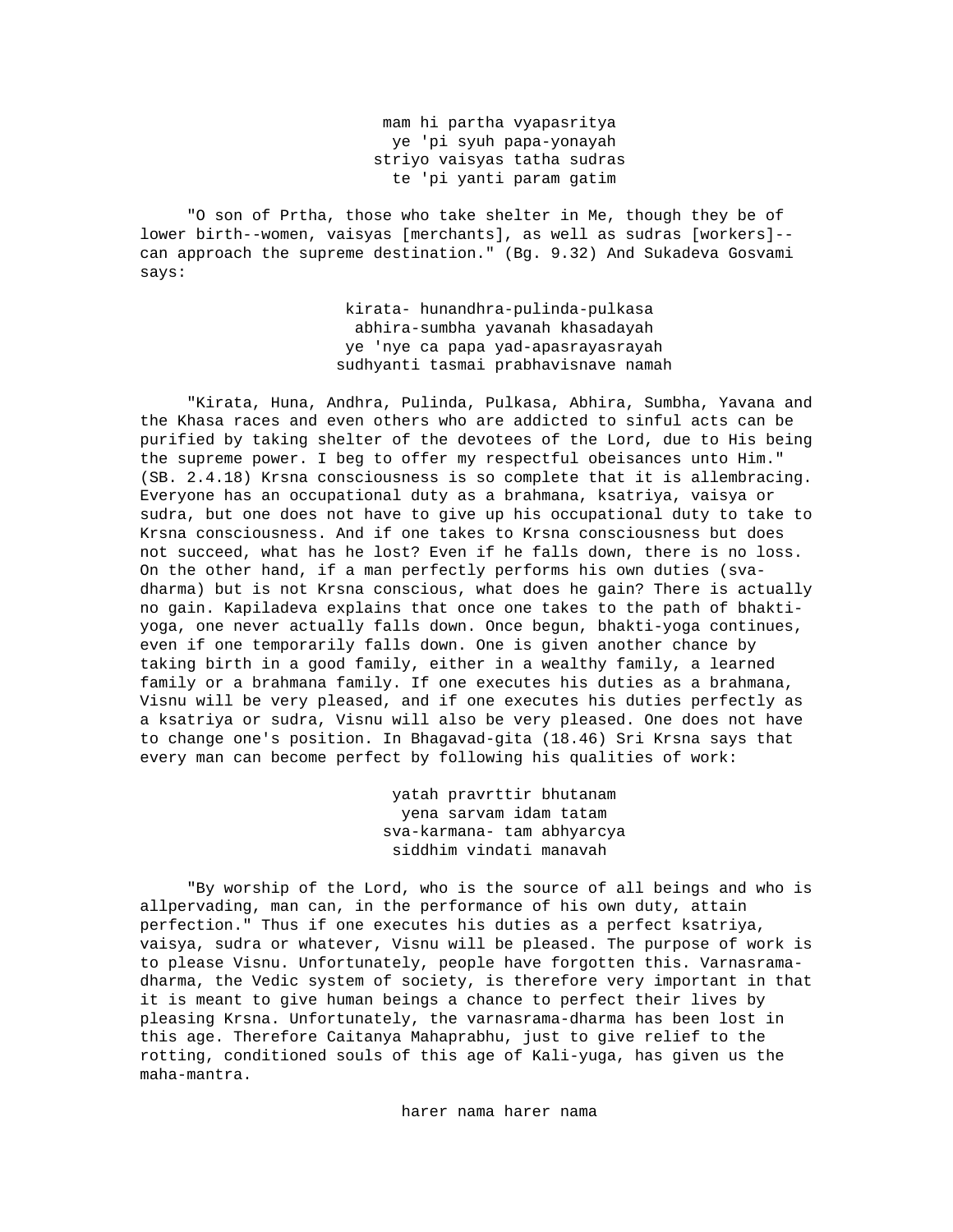mam hi partha vyapasritya
ye 'pi syuh papa-yonayah
striyo vaisyas tatha sudras
te 'pi yanti param gatim

"O son of Prtha, those who take shelter in Me, though they be of lower birth--women, vaisyas [merchants], as well as sudras [workers]--can approach the supreme destination." (Bg. 9.32) And Sukadeva Gosvami says:

kirata- hunandhra-pulinda-pulkasa
abhira-sumbha yavanah khasadayah
ye 'nye ca papa yad-apasrayasrayah
sudhyanti tasmai prabhavisnave namah

"Kirata, Huna, Andhra, Pulinda, Pulkasa, Abhira, Sumbha, Yavana and the Khasa races and even others who are addicted to sinful acts can be purified by taking shelter of the devotees of the Lord, due to His being the supreme power. I beg to offer my respectful obeisances unto Him." (SB. 2.4.18) Krsna consciousness is so complete that it is allembracing. Everyone has an occupational duty as a brahmana, ksatriya, vaisya or sudra, but one does not have to give up his occupational duty to take to Krsna consciousness. And if one takes to Krsna consciousness but does not succeed, what has he lost? Even if he falls down, there is no loss. On the other hand, if a man perfectly performs his own duties (sva-dharma) but is not Krsna conscious, what does he gain? There is actually no gain. Kapiladeva explains that once one takes to the path of bhakti-yoga, one never actually falls down. Once begun, bhakti-yoga continues, even if one temporarily falls down. One is given another chance by taking birth in a good family, either in a wealthy family, a learned family or a brahmana family. If one executes his duties as a brahmana, Visnu will be very pleased, and if one executes his duties perfectly as a ksatriya or sudra, Visnu will also be very pleased. One does not have to change one's position. In Bhagavad-gita (18.46) Sri Krsna says that every man can become perfect by following his qualities of work:

yatah pravrttir bhutanam
yena sarvam idam tatam
sva-karmana- tam abhyarcya
siddhim vindati manavah

"By worship of the Lord, who is the source of all beings and who is allpervading, man can, in the performance of his own duty, attain perfection." Thus if one executes his duties as a perfect ksatriya, vaisya, sudra or whatever, Visnu will be pleased. The purpose of work is to please Visnu. Unfortunately, people have forgotten this. Varnasrama-dharma, the Vedic system of society, is therefore very important in that it is meant to give human beings a chance to perfect their lives by pleasing Krsna. Unfortunately, the varnasrama-dharma has been lost in this age. Therefore Caitanya Mahaprabhu, just to give relief to the rotting, conditioned souls of this age of Kali-yuga, has given us the maha-mantra.

harer nama harer nama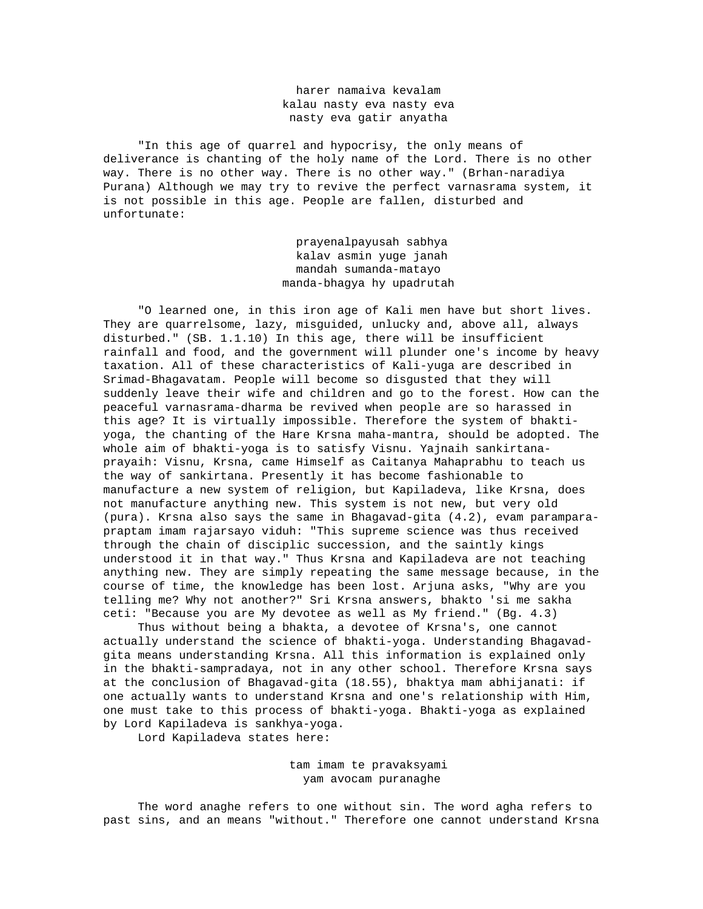harer namaiva kevalam
kalau nasty eva nasty eva
nasty eva gatir anyatha

"In this age of quarrel and hypocrisy, the only means of deliverance is chanting of the holy name of the Lord. There is no other way. There is no other way. There is no other way." (Brhan-naradiya Purana) Although we may try to revive the perfect varnasrama system, it is not possible in this age. People are fallen, disturbed and unfortunate:

prayenalpayusah sabhya
kalav asmin yuge janah
mandah sumanda-matayo
manda-bhagya hy upadrutah

"O learned one, in this iron age of Kali men have but short lives. They are quarrelsome, lazy, misguided, unlucky and, above all, always disturbed." (SB. 1.1.10) In this age, there will be insufficient rainfall and food, and the government will plunder one's income by heavy taxation. All of these characteristics of Kali-yuga are described in Srimad-Bhagavatam. People will become so disgusted that they will suddenly leave their wife and children and go to the forest. How can the peaceful varnasrama-dharma be revived when people are so harassed in this age? It is virtually impossible. Therefore the system of bhakti-yoga, the chanting of the Hare Krsna maha-mantra, should be adopted. The whole aim of bhakti-yoga is to satisfy Visnu. Yajnaih sankirtana-prayaih: Visnu, Krsna, came Himself as Caitanya Mahaprabhu to teach us the way of sankirtana. Presently it has become fashionable to manufacture a new system of religion, but Kapiladeva, like Krsna, does not manufacture anything new. This system is not new, but very old (pura). Krsna also says the same in Bhagavad-gita (4.2), evam parampara-praptam imam rajarsayo viduh: "This supreme science was thus received through the chain of disciplic succession, and the saintly kings understood it in that way." Thus Krsna and Kapiladeva are not teaching anything new. They are simply repeating the same message because, in the course of time, the knowledge has been lost. Arjuna asks, "Why are you telling me? Why not another?" Sri Krsna answers, bhakto 'si me sakha ceti: "Because you are My devotee as well as My friend." (Bg. 4.3)

Thus without being a bhakta, a devotee of Krsna's, one cannot actually understand the science of bhakti-yoga. Understanding Bhagavad-gita means understanding Krsna. All this information is explained only in the bhakti-sampradaya, not in any other school. Therefore Krsna says at the conclusion of Bhagavad-gita (18.55), bhaktya mam abhijanati: if one actually wants to understand Krsna and one's relationship with Him, one must take to this process of bhakti-yoga. Bhakti-yoga as explained by Lord Kapiladeva is sankhya-yoga.

Lord Kapiladeva states here:

tam imam te pravaksyami
yam avocam puranaghe

The word anaghe refers to one without sin. The word agha refers to past sins, and an means "without." Therefore one cannot understand Krsna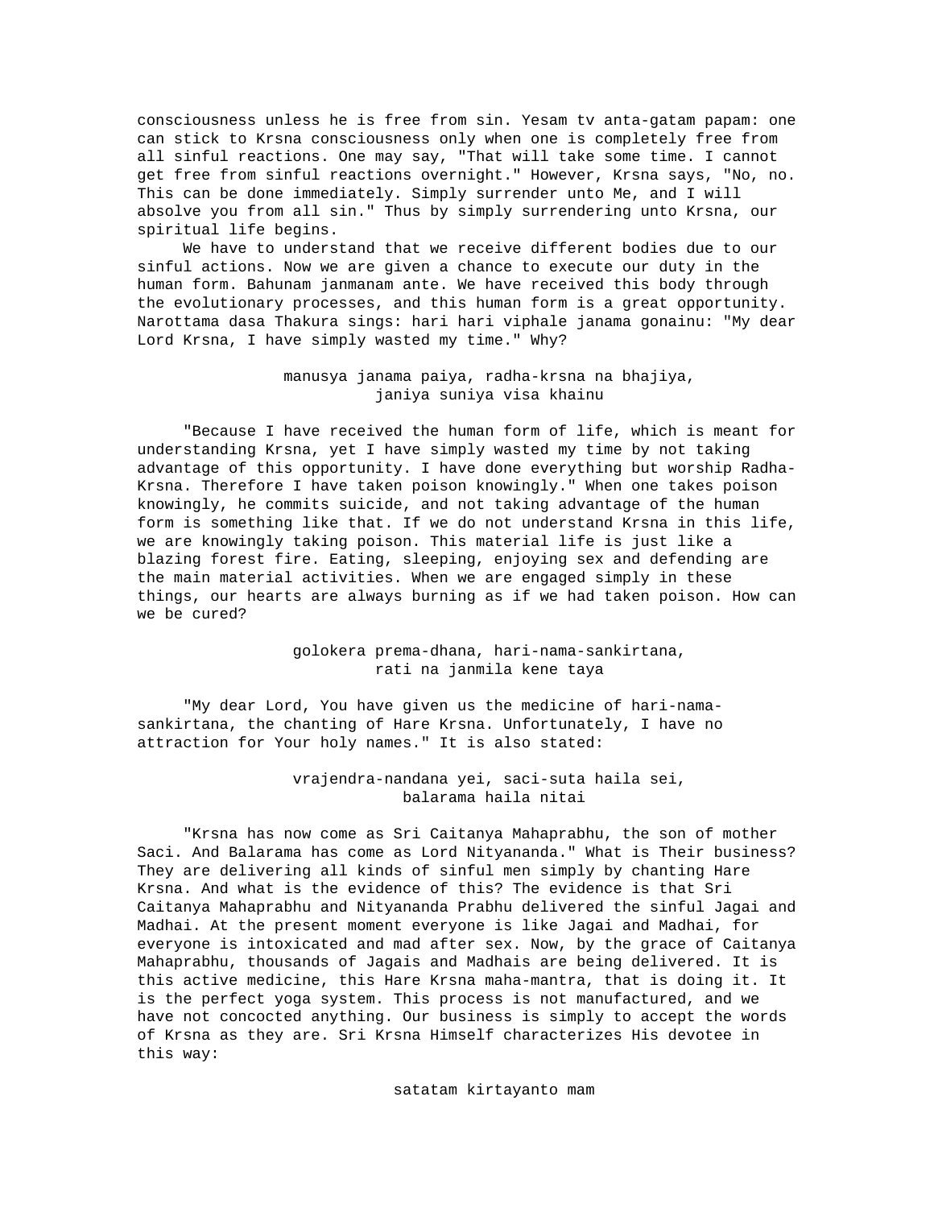consciousness unless he is free from sin. Yesam tv anta-gatam papam: one can stick to Krsna consciousness only when one is completely free from all sinful reactions. One may say, "That will take some time. I cannot get free from sinful reactions overnight." However, Krsna says, "No, no. This can be done immediately. Simply surrender unto Me, and I will absolve you from all sin." Thus by simply surrendering unto Krsna, our spiritual life begins.

We have to understand that we receive different bodies due to our sinful actions. Now we are given a chance to execute our duty in the human form. Bahunam janmanam ante. We have received this body through the evolutionary processes, and this human form is a great opportunity. Narottama dasa Thakura sings: hari hari viphale janama gonainu: "My dear Lord Krsna, I have simply wasted my time." Why?

> manusya janama paiya, radha-krsna na bhajiya,
> janiya suniya visa khainu

"Because I have received the human form of life, which is meant for understanding Krsna, yet I have simply wasted my time by not taking advantage of this opportunity. I have done everything but worship Radha-Krsna. Therefore I have taken poison knowingly." When one takes poison knowingly, he commits suicide, and not taking advantage of the human form is something like that. If we do not understand Krsna in this life, we are knowingly taking poison. This material life is just like a blazing forest fire. Eating, sleeping, enjoying sex and defending are the main material activities. When we are engaged simply in these things, our hearts are always burning as if we had taken poison. How can we be cured?

> golokera prema-dhana, hari-nama-sankirtana,
> rati na janmila kene taya

"My dear Lord, You have given us the medicine of hari-nama-sankirtana, the chanting of Hare Krsna. Unfortunately, I have no attraction for Your holy names." It is also stated:

> vrajendra-nandana yei, saci-suta haila sei,
> balarama haila nitai

"Krsna has now come as Sri Caitanya Mahaprabhu, the son of mother Saci. And Balarama has come as Lord Nityananda." What is Their business? They are delivering all kinds of sinful men simply by chanting Hare Krsna. And what is the evidence of this? The evidence is that Sri Caitanya Mahaprabhu and Nityananda Prabhu delivered the sinful Jagai and Madhai. At the present moment everyone is like Jagai and Madhai, for everyone is intoxicated and mad after sex. Now, by the grace of Caitanya Mahaprabhu, thousands of Jagais and Madhais are being delivered. It is this active medicine, this Hare Krsna maha-mantra, that is doing it. It is the perfect yoga system. This process is not manufactured, and we have not concocted anything. Our business is simply to accept the words of Krsna as they are. Sri Krsna Himself characterizes His devotee in this way:

> satatam kirtayanto mam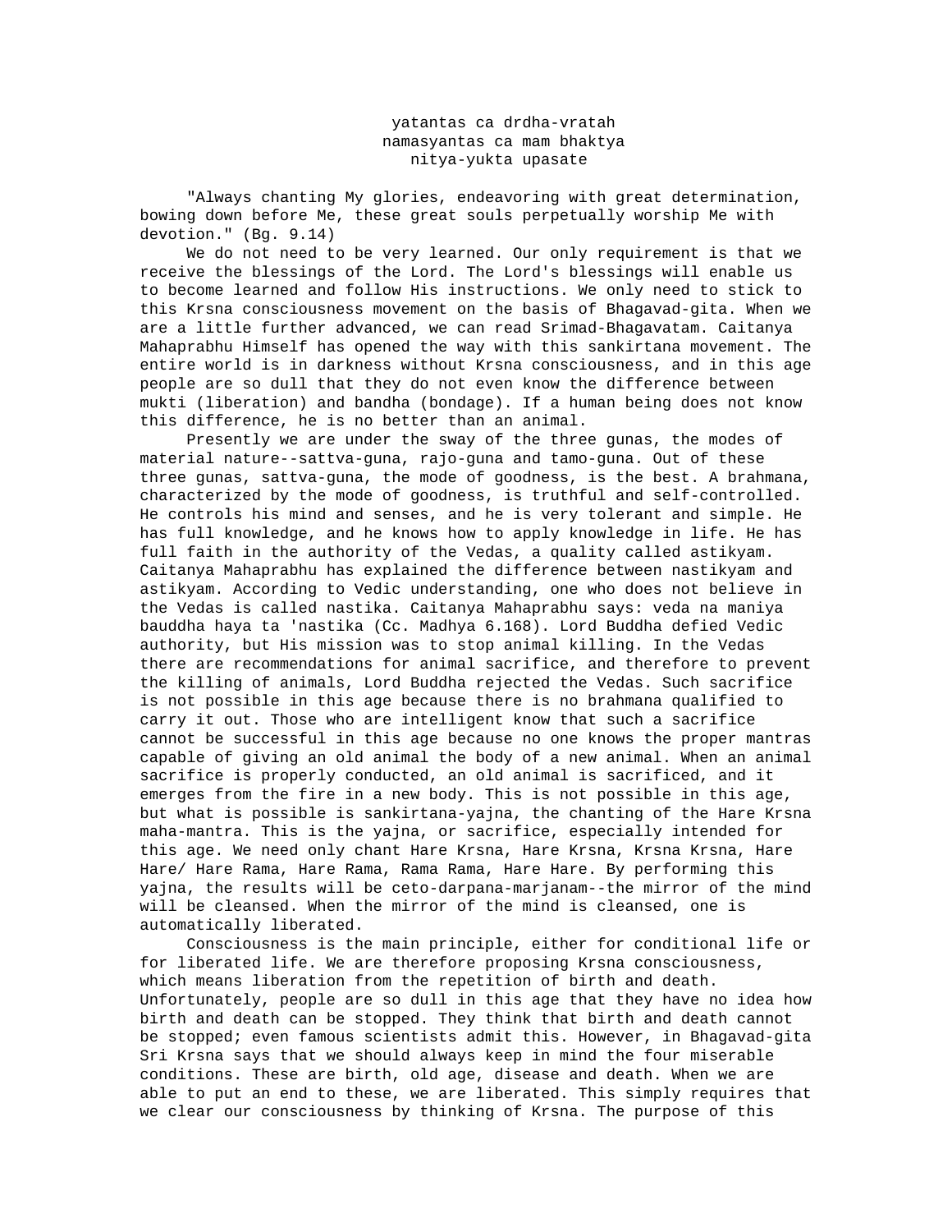yatantas ca drdha-vratah
namasyantas ca mam bhaktya
nitya-yukta upasate

"Always chanting My glories, endeavoring with great determination, bowing down before Me, these great souls perpetually worship Me with devotion." (Bg. 9.14)

We do not need to be very learned. Our only requirement is that we receive the blessings of the Lord. The Lord's blessings will enable us to become learned and follow His instructions. We only need to stick to this Krsna consciousness movement on the basis of Bhagavad-gita. When we are a little further advanced, we can read Srimad-Bhagavatam. Caitanya Mahaprabhu Himself has opened the way with this sankirtana movement. The entire world is in darkness without Krsna consciousness, and in this age people are so dull that they do not even know the difference between mukti (liberation) and bandha (bondage). If a human being does not know this difference, he is no better than an animal.

Presently we are under the sway of the three gunas, the modes of material nature--sattva-guna, rajo-guna and tamo-guna. Out of these three gunas, sattva-guna, the mode of goodness, is the best. A brahmana, characterized by the mode of goodness, is truthful and self-controlled. He controls his mind and senses, and he is very tolerant and simple. He has full knowledge, and he knows how to apply knowledge in life. He has full faith in the authority of the Vedas, a quality called astikyam. Caitanya Mahaprabhu has explained the difference between nastikyam and astikyam. According to Vedic understanding, one who does not believe in the Vedas is called nastika. Caitanya Mahaprabhu says: veda na maniya bauddha haya ta 'nastika (Cc. Madhya 6.168). Lord Buddha defied Vedic authority, but His mission was to stop animal killing. In the Vedas there are recommendations for animal sacrifice, and therefore to prevent the killing of animals, Lord Buddha rejected the Vedas. Such sacrifice is not possible in this age because there is no brahmana qualified to carry it out. Those who are intelligent know that such a sacrifice cannot be successful in this age because no one knows the proper mantras capable of giving an old animal the body of a new animal. When an animal sacrifice is properly conducted, an old animal is sacrificed, and it emerges from the fire in a new body. This is not possible in this age, but what is possible is sankirtana-yajna, the chanting of the Hare Krsna maha-mantra. This is the yajna, or sacrifice, especially intended for this age. We need only chant Hare Krsna, Hare Krsna, Krsna Krsna, Hare Hare/ Hare Rama, Hare Rama, Rama Rama, Hare Hare. By performing this yajna, the results will be ceto-darpana-marjanam--the mirror of the mind will be cleansed. When the mirror of the mind is cleansed, one is automatically liberated.

Consciousness is the main principle, either for conditional life or for liberated life. We are therefore proposing Krsna consciousness, which means liberation from the repetition of birth and death. Unfortunately, people are so dull in this age that they have no idea how birth and death can be stopped. They think that birth and death cannot be stopped; even famous scientists admit this. However, in Bhagavad-gita Sri Krsna says that we should always keep in mind the four miserable conditions. These are birth, old age, disease and death. When we are able to put an end to these, we are liberated. This simply requires that we clear our consciousness by thinking of Krsna. The purpose of this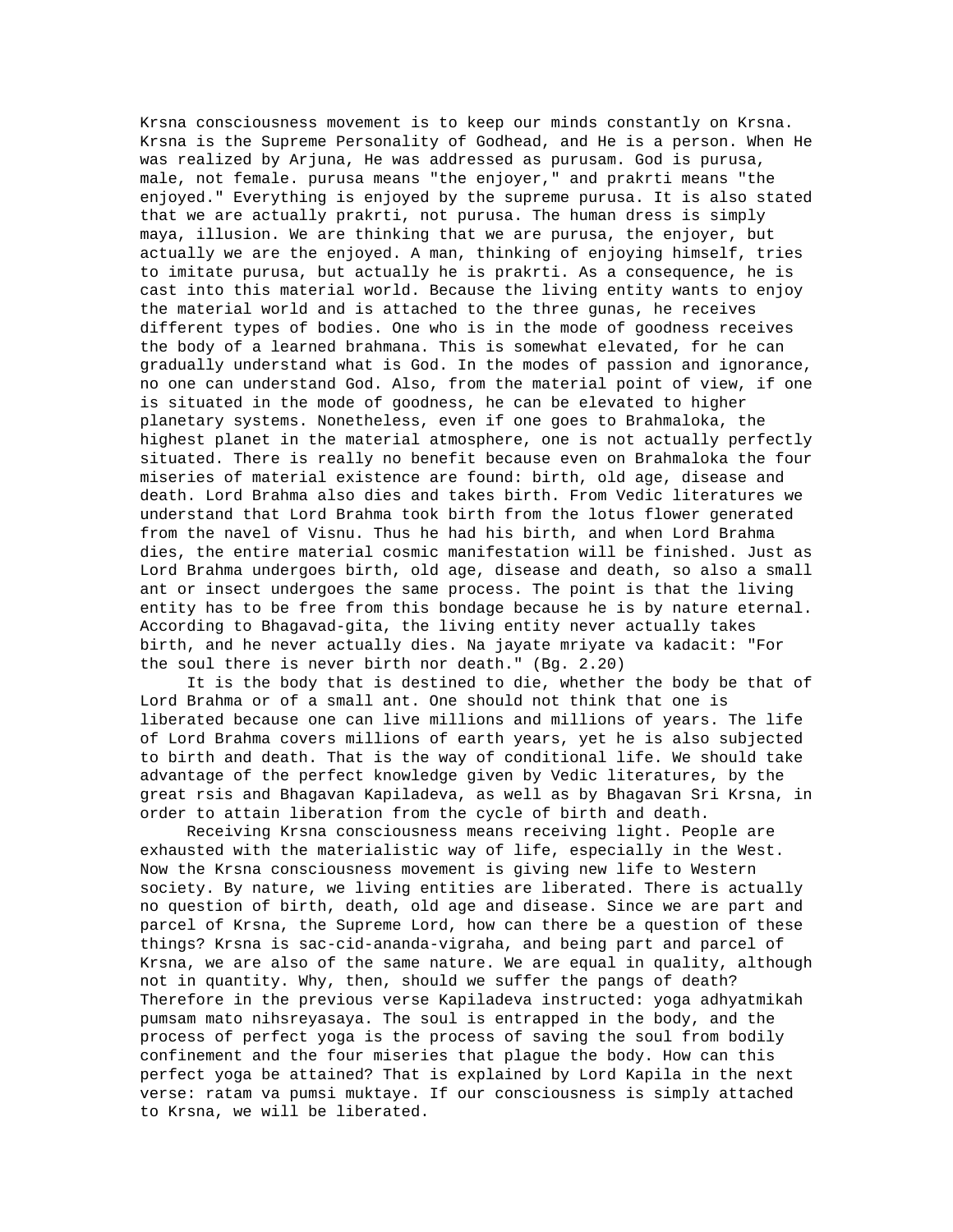Krsna consciousness movement is to keep our minds constantly on Krsna. Krsna is the Supreme Personality of Godhead, and He is a person. When He was realized by Arjuna, He was addressed as purusam. God is purusa, male, not female. purusa means "the enjoyer," and prakrti means "the enjoyed." Everything is enjoyed by the supreme purusa. It is also stated that we are actually prakrti, not purusa. The human dress is simply maya, illusion. We are thinking that we are purusa, the enjoyer, but actually we are the enjoyed. A man, thinking of enjoying himself, tries to imitate purusa, but actually he is prakrti. As a consequence, he is cast into this material world. Because the living entity wants to enjoy the material world and is attached to the three gunas, he receives different types of bodies. One who is in the mode of goodness receives the body of a learned brahmana. This is somewhat elevated, for he can gradually understand what is God. In the modes of passion and ignorance, no one can understand God. Also, from the material point of view, if one is situated in the mode of goodness, he can be elevated to higher planetary systems. Nonetheless, even if one goes to Brahmaloka, the highest planet in the material atmosphere, one is not actually perfectly situated. There is really no benefit because even on Brahmaloka the four miseries of material existence are found: birth, old age, disease and death. Lord Brahma also dies and takes birth. From Vedic literatures we understand that Lord Brahma took birth from the lotus flower generated from the navel of Visnu. Thus he had his birth, and when Lord Brahma dies, the entire material cosmic manifestation will be finished. Just as Lord Brahma undergoes birth, old age, disease and death, so also a small ant or insect undergoes the same process. The point is that the living entity has to be free from this bondage because he is by nature eternal. According to Bhagavad-gita, the living entity never actually takes birth, and he never actually dies. Na jayate mriyate va kadacit: "For the soul there is never birth nor death." (Bg. 2.20)

It is the body that is destined to die, whether the body be that of Lord Brahma or of a small ant. One should not think that one is liberated because one can live millions and millions of years. The life of Lord Brahma covers millions of earth years, yet he is also subjected to birth and death. That is the way of conditional life. We should take advantage of the perfect knowledge given by Vedic literatures, by the great rsis and Bhagavan Kapiladeva, as well as by Bhagavan Sri Krsna, in order to attain liberation from the cycle of birth and death.

Receiving Krsna consciousness means receiving light. People are exhausted with the materialistic way of life, especially in the West. Now the Krsna consciousness movement is giving new life to Western society. By nature, we living entities are liberated. There is actually no question of birth, death, old age and disease. Since we are part and parcel of Krsna, the Supreme Lord, how can there be a question of these things? Krsna is sac-cid-ananda-vigraha, and being part and parcel of Krsna, we are also of the same nature. We are equal in quality, although not in quantity. Why, then, should we suffer the pangs of death? Therefore in the previous verse Kapiladeva instructed: yoga adhyatmikah pumsam mato nihsreyasaya. The soul is entrapped in the body, and the process of perfect yoga is the process of saving the soul from bodily confinement and the four miseries that plague the body. How can this perfect yoga be attained? That is explained by Lord Kapila in the next verse: ratam va pumsi muktaye. If our consciousness is simply attached to Krsna, we will be liberated.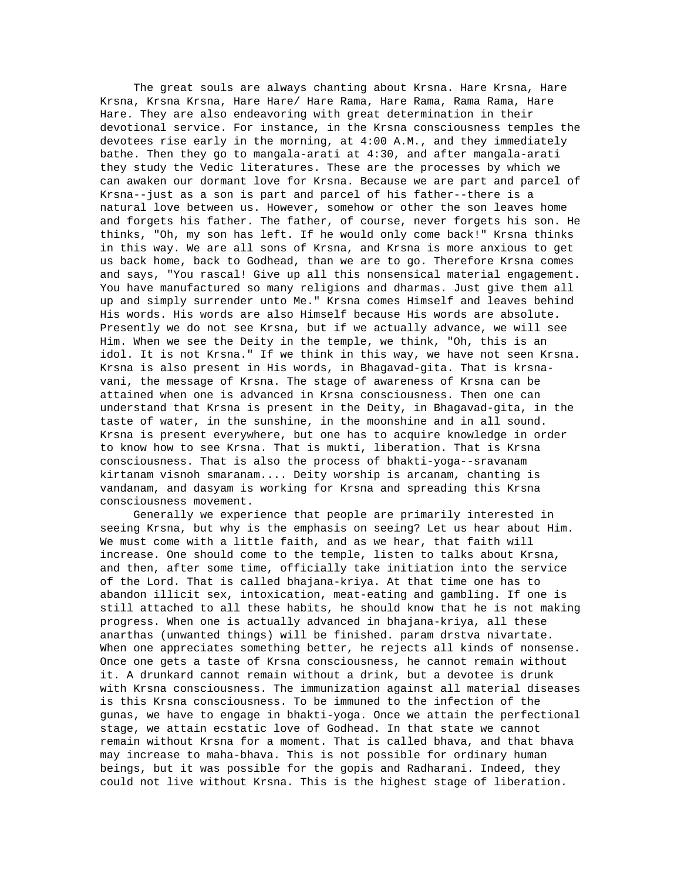The great souls are always chanting about Krsna. Hare Krsna, Hare Krsna, Krsna Krsna, Hare Hare/ Hare Rama, Hare Rama, Rama Rama, Hare Hare. They are also endeavoring with great determination in their devotional service. For instance, in the Krsna consciousness temples the devotees rise early in the morning, at 4:00 A.M., and they immediately bathe. Then they go to mangala-arati at 4:30, and after mangala-arati they study the Vedic literatures. These are the processes by which we can awaken our dormant love for Krsna. Because we are part and parcel of Krsna--just as a son is part and parcel of his father--there is a natural love between us. However, somehow or other the son leaves home and forgets his father. The father, of course, never forgets his son. He thinks, "Oh, my son has left. If he would only come back!" Krsna thinks in this way. We are all sons of Krsna, and Krsna is more anxious to get us back home, back to Godhead, than we are to go. Therefore Krsna comes and says, "You rascal! Give up all this nonsensical material engagement. You have manufactured so many religions and dharmas. Just give them all up and simply surrender unto Me." Krsna comes Himself and leaves behind His words. His words are also Himself because His words are absolute. Presently we do not see Krsna, but if we actually advance, we will see Him. When we see the Deity in the temple, we think, "Oh, this is an idol. It is not Krsna." If we think in this way, we have not seen Krsna. Krsna is also present in His words, in Bhagavad-gita. That is krsna-vani, the message of Krsna. The stage of awareness of Krsna can be attained when one is advanced in Krsna consciousness. Then one can understand that Krsna is present in the Deity, in Bhagavad-gita, in the taste of water, in the sunshine, in the moonshine and in all sound. Krsna is present everywhere, but one has to acquire knowledge in order to know how to see Krsna. That is mukti, liberation. That is Krsna consciousness. That is also the process of bhakti-yoga--sravanam kirtanam visnoh smaranam.... Deity worship is arcanam, chanting is vandanam, and dasyam is working for Krsna and spreading this Krsna consciousness movement.

Generally we experience that people are primarily interested in seeing Krsna, but why is the emphasis on seeing? Let us hear about Him. We must come with a little faith, and as we hear, that faith will increase. One should come to the temple, listen to talks about Krsna, and then, after some time, officially take initiation into the service of the Lord. That is called bhajana-kriya. At that time one has to abandon illicit sex, intoxication, meat-eating and gambling. If one is still attached to all these habits, he should know that he is not making progress. When one is actually advanced in bhajana-kriya, all these anarthas (unwanted things) will be finished. param drstva nivartate. When one appreciates something better, he rejects all kinds of nonsense. Once one gets a taste of Krsna consciousness, he cannot remain without it. A drunkard cannot remain without a drink, but a devotee is drunk with Krsna consciousness. The immunization against all material diseases is this Krsna consciousness. To be immuned to the infection of the gunas, we have to engage in bhakti-yoga. Once we attain the perfectional stage, we attain ecstatic love of Godhead. In that state we cannot remain without Krsna for a moment. That is called bhava, and that bhava may increase to maha-bhava. This is not possible for ordinary human beings, but it was possible for the gopis and Radharani. Indeed, they could not live without Krsna. This is the highest stage of liberation.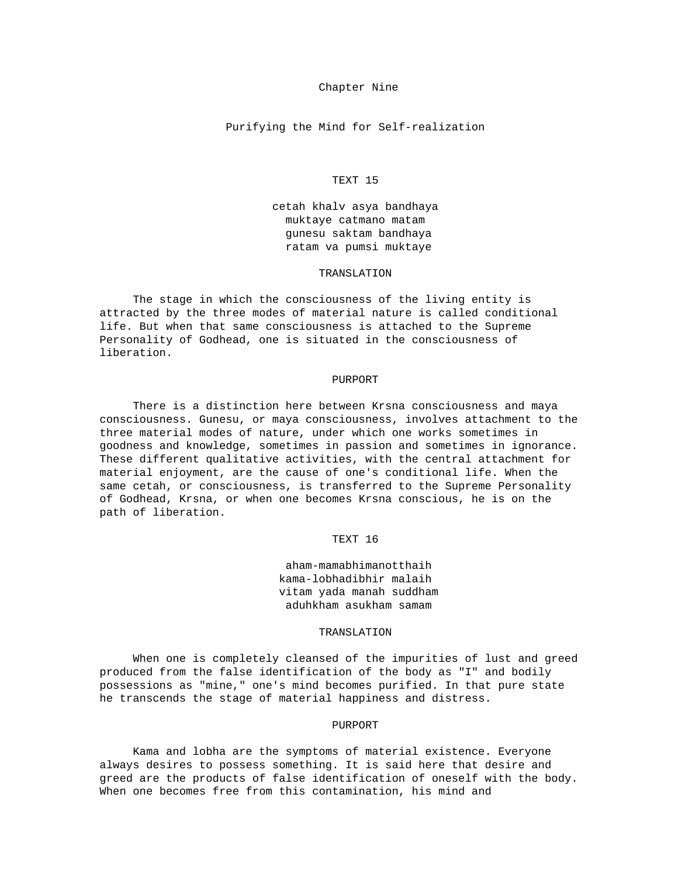# Chapter Nine

## Purifying the Mind for Self-realization

### TEXT 15

cetah khalv asya bandhaya
muktaye catmano matam
gunesu saktam bandhaya
ratam va pumsi muktaye

#### TRANSLATION

The stage in which the consciousness of the living entity is attracted by the three modes of material nature is called conditional life. But when that same consciousness is attached to the Supreme Personality of Godhead, one is situated in the consciousness of liberation.

#### PURPORT

There is a distinction here between Krsna consciousness and maya consciousness. Gunesu, or maya consciousness, involves attachment to the three material modes of nature, under which one works sometimes in goodness and knowledge, sometimes in passion and sometimes in ignorance. These different qualitative activities, with the central attachment for material enjoyment, are the cause of one's conditional life. When the same cetah, or consciousness, is transferred to the Supreme Personality of Godhead, Krsna, or when one becomes Krsna conscious, he is on the path of liberation.

### TEXT 16

aham-mamabhimanotthaih
kama-lobhadibhir malaih
vitam yada manah suddham
aduhkham asukham samam

#### TRANSLATION

When one is completely cleansed of the impurities of lust and greed produced from the false identification of the body as "I" and bodily possessions as "mine," one's mind becomes purified. In that pure state he transcends the stage of material happiness and distress.

#### PURPORT

Kama and lobha are the symptoms of material existence. Everyone always desires to possess something. It is said here that desire and greed are the products of false identification of oneself with the body. When one becomes free from this contamination, his mind and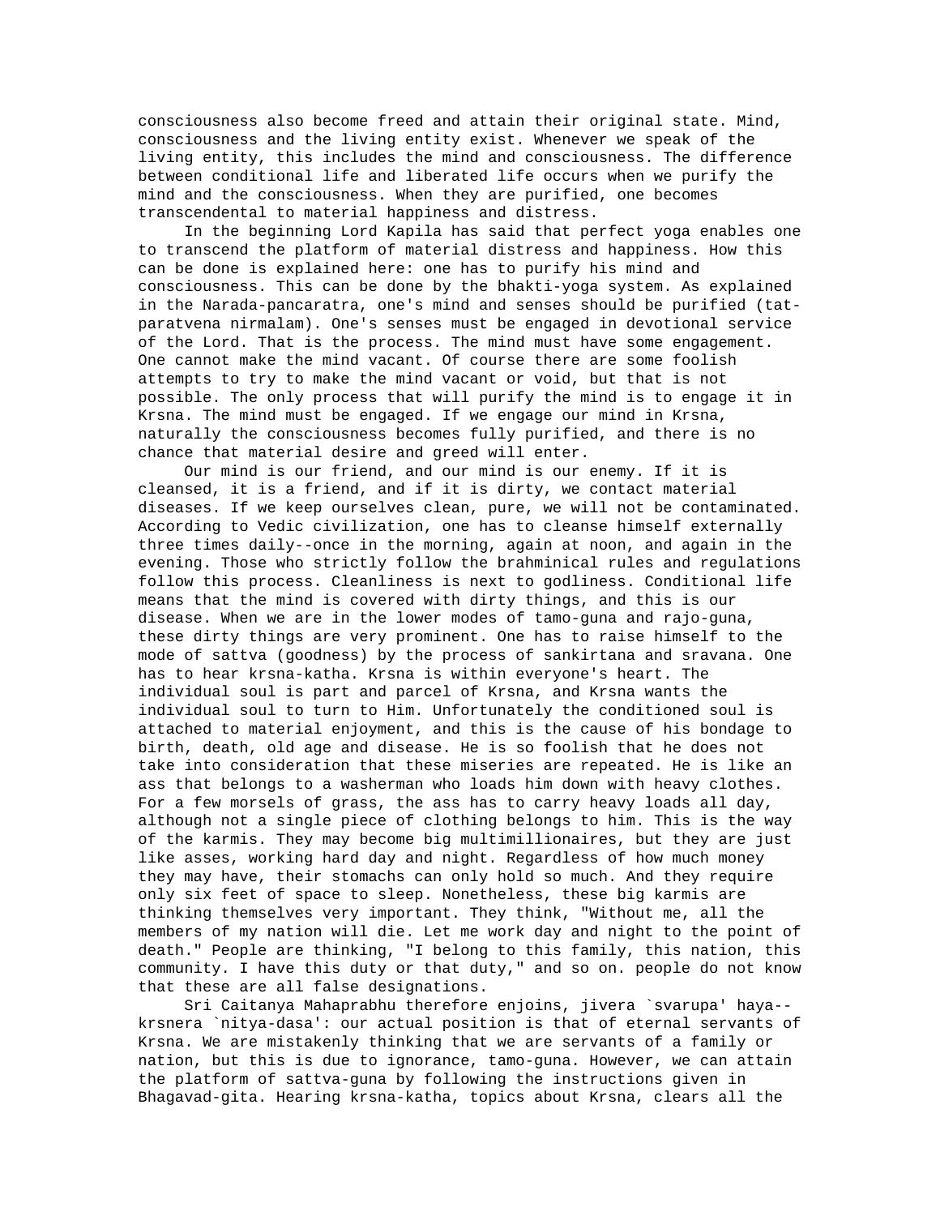consciousness also become freed and attain their original state. Mind, consciousness and the living entity exist. Whenever we speak of the living entity, this includes the mind and consciousness. The difference between conditional life and liberated life occurs when we purify the mind and the consciousness. When they are purified, one becomes transcendental to material happiness and distress.

In the beginning Lord Kapila has said that perfect yoga enables one to transcend the platform of material distress and happiness. How this can be done is explained here: one has to purify his mind and consciousness. This can be done by the bhakti-yoga system. As explained in the Narada-pancaratra, one's mind and senses should be purified (tat-paratvena nirmalam). One's senses must be engaged in devotional service of the Lord. That is the process. The mind must have some engagement. One cannot make the mind vacant. Of course there are some foolish attempts to try to make the mind vacant or void, but that is not possible. The only process that will purify the mind is to engage it in Krsna. The mind must be engaged. If we engage our mind in Krsna, naturally the consciousness becomes fully purified, and there is no chance that material desire and greed will enter.

Our mind is our friend, and our mind is our enemy. If it is cleansed, it is a friend, and if it is dirty, we contact material diseases. If we keep ourselves clean, pure, we will not be contaminated. According to Vedic civilization, one has to cleanse himself externally three times daily--once in the morning, again at noon, and again in the evening. Those who strictly follow the brahminical rules and regulations follow this process. Cleanliness is next to godliness. Conditional life means that the mind is covered with dirty things, and this is our disease. When we are in the lower modes of tamo-guna and rajo-guna, these dirty things are very prominent. One has to raise himself to the mode of sattva (goodness) by the process of sankirtana and sravana. One has to hear krsna-katha. Krsna is within everyone's heart. The individual soul is part and parcel of Krsna, and Krsna wants the individual soul to turn to Him. Unfortunately the conditioned soul is attached to material enjoyment, and this is the cause of his bondage to birth, death, old age and disease. He is so foolish that he does not take into consideration that these miseries are repeated. He is like an ass that belongs to a washerman who loads him down with heavy clothes. For a few morsels of grass, the ass has to carry heavy loads all day, although not a single piece of clothing belongs to him. This is the way of the karmis. They may become big multimillionaires, but they are just like asses, working hard day and night. Regardless of how much money they may have, their stomachs can only hold so much. And they require only six feet of space to sleep. Nonetheless, these big karmis are thinking themselves very important. They think, "Without me, all the members of my nation will die. Let me work day and night to the point of death." People are thinking, "I belong to this family, this nation, this community. I have this duty or that duty," and so on. people do not know that these are all false designations.

Sri Caitanya Mahaprabhu therefore enjoins, jivera `svarupa' haya--krsnera `nitya-dasa': our actual position is that of eternal servants of Krsna. We are mistakenly thinking that we are servants of a family or nation, but this is due to ignorance, tamo-guna. However, we can attain the platform of sattva-guna by following the instructions given in Bhagavad-gita. Hearing krsna-katha, topics about Krsna, clears all the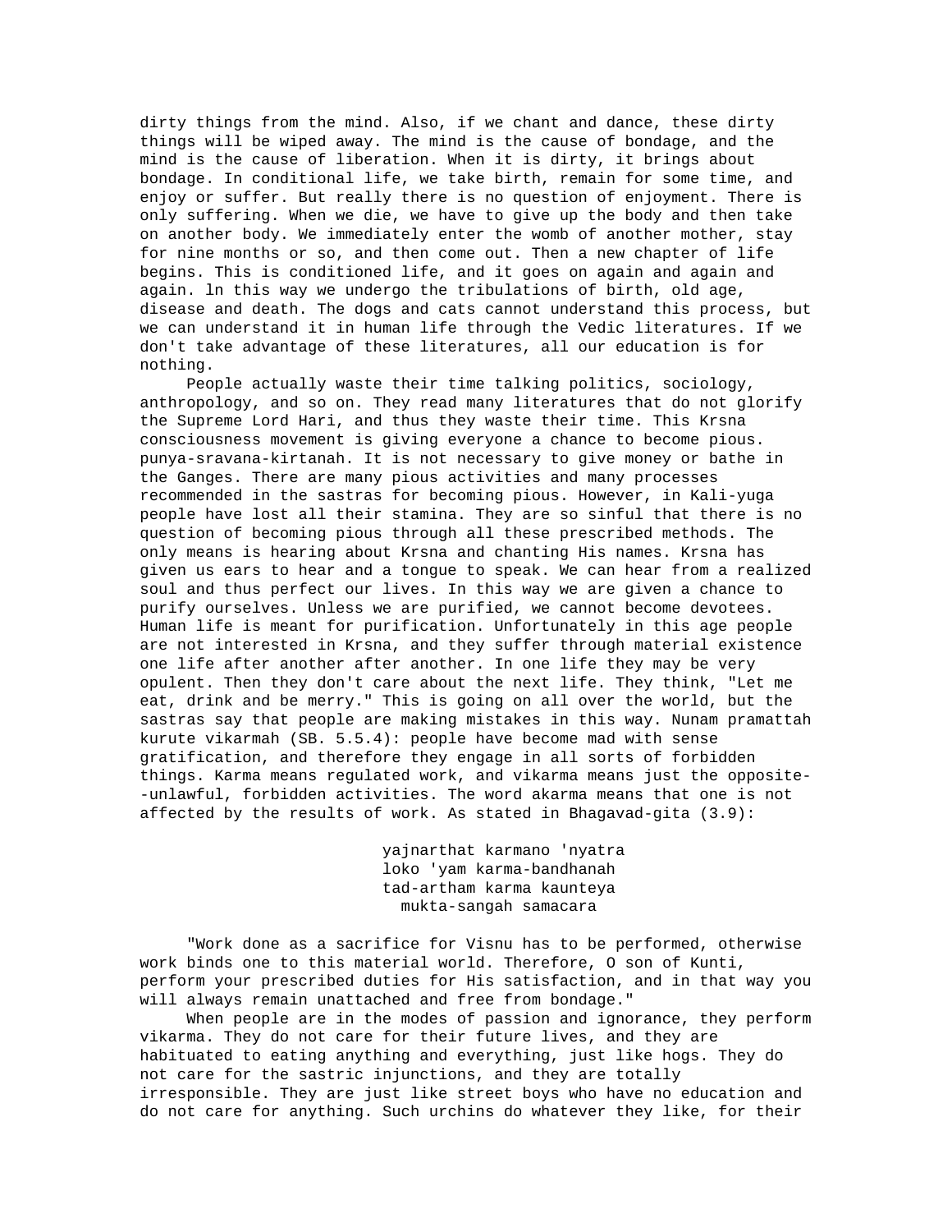dirty things from the mind. Also, if we chant and dance, these dirty things will be wiped away. The mind is the cause of bondage, and the mind is the cause of liberation. When it is dirty, it brings about bondage. In conditional life, we take birth, remain for some time, and enjoy or suffer. But really there is no question of enjoyment. There is only suffering. When we die, we have to give up the body and then take on another body. We immediately enter the womb of another mother, stay for nine months or so, and then come out. Then a new chapter of life begins. This is conditioned life, and it goes on again and again and again. ln this way we undergo the tribulations of birth, old age, disease and death. The dogs and cats cannot understand this process, but we can understand it in human life through the Vedic literatures. If we don't take advantage of these literatures, all our education is for nothing.

People actually waste their time talking politics, sociology, anthropology, and so on. They read many literatures that do not glorify the Supreme Lord Hari, and thus they waste their time. This Krsna consciousness movement is giving everyone a chance to become pious. punya-sravana-kirtanah. It is not necessary to give money or bathe in the Ganges. There are many pious activities and many processes recommended in the sastras for becoming pious. However, in Kali-yuga people have lost all their stamina. They are so sinful that there is no question of becoming pious through all these prescribed methods. The only means is hearing about Krsna and chanting His names. Krsna has given us ears to hear and a tongue to speak. We can hear from a realized soul and thus perfect our lives. In this way we are given a chance to purify ourselves. Unless we are purified, we cannot become devotees. Human life is meant for purification. Unfortunately in this age people are not interested in Krsna, and they suffer through material existence one life after another after another. In one life they may be very opulent. Then they don't care about the next life. They think, "Let me eat, drink and be merry." This is going on all over the world, but the sastras say that people are making mistakes in this way. Nunam pramattah kurute vikarmah (SB. 5.5.4): people have become mad with sense gratification, and therefore they engage in all sorts of forbidden things. Karma means regulated work, and vikarma means just the opposite--unlawful, forbidden activities. The word akarma means that one is not affected by the results of work. As stated in Bhagavad-gita (3.9):

> yajnarthat karmano 'nyatra
> loko 'yam karma-bandhanah
> tad-artham karma kaunteya
> mukta-sangah samacara

"Work done as a sacrifice for Visnu has to be performed, otherwise work binds one to this material world. Therefore, O son of Kunti, perform your prescribed duties for His satisfaction, and in that way you will always remain unattached and free from bondage."

When people are in the modes of passion and ignorance, they perform vikarma. They do not care for their future lives, and they are habituated to eating anything and everything, just like hogs. They do not care for the sastric injunctions, and they are totally irresponsible. They are just like street boys who have no education and do not care for anything. Such urchins do whatever they like, for their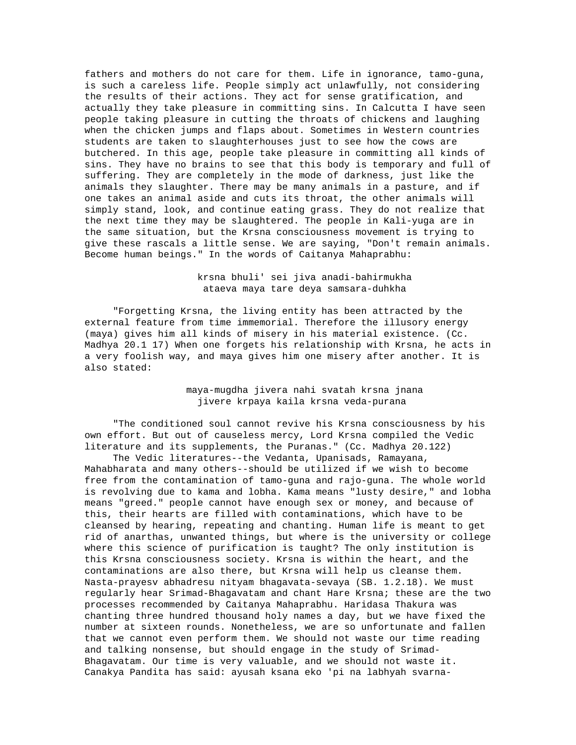fathers and mothers do not care for them. Life in ignorance, tamo-guna, is such a careless life. People simply act unlawfully, not considering the results of their actions. They act for sense gratification, and actually they take pleasure in committing sins. In Calcutta I have seen people taking pleasure in cutting the throats of chickens and laughing when the chicken jumps and flaps about. Sometimes in Western countries students are taken to slaughterhouses just to see how the cows are butchered. In this age, people take pleasure in committing all kinds of sins. They have no brains to see that this body is temporary and full of suffering. They are completely in the mode of darkness, just like the animals they slaughter. There may be many animals in a pasture, and if one takes an animal aside and cuts its throat, the other animals will simply stand, look, and continue eating grass. They do not realize that the next time they may be slaughtered. The people in Kali-yuga are in the same situation, but the Krsna consciousness movement is trying to give these rascals a little sense. We are saying, "Don't remain animals. Become human beings." In the words of Caitanya Mahaprabhu:

krsna bhuli' sei jiva anadi-bahirmukha
ataeva maya tare deya samsara-duhkha

"Forgetting Krsna, the living entity has been attracted by the external feature from time immemorial. Therefore the illusory energy (maya) gives him all kinds of misery in his material existence. (Cc. Madhya 20.1 17) When one forgets his relationship with Krsna, he acts in a very foolish way, and maya gives him one misery after another. It is also stated:

maya-mugdha jivera nahi svatah krsna jnana
jivere krpaya kaila krsna veda-purana

"The conditioned soul cannot revive his Krsna consciousness by his own effort. But out of causeless mercy, Lord Krsna compiled the Vedic literature and its supplements, the Puranas." (Cc. Madhya 20.122)

The Vedic literatures--the Vedanta, Upanisads, Ramayana, Mahabharata and many others--should be utilized if we wish to become free from the contamination of tamo-guna and rajo-guna. The whole world is revolving due to kama and lobha. Kama means "lusty desire," and lobha means "greed." people cannot have enough sex or money, and because of this, their hearts are filled with contaminations, which have to be cleansed by hearing, repeating and chanting. Human life is meant to get rid of anarthas, unwanted things, but where is the university or college where this science of purification is taught? The only institution is this Krsna consciousness society. Krsna is within the heart, and the contaminations are also there, but Krsna will help us cleanse them. Nasta-prayesv abhadresu nityam bhagavata-sevaya (SB. 1.2.18). We must regularly hear Srimad-Bhagavatam and chant Hare Krsna; these are the two processes recommended by Caitanya Mahaprabhu. Haridasa Thakura was chanting three hundred thousand holy names a day, but we have fixed the number at sixteen rounds. Nonetheless, we are so unfortunate and fallen that we cannot even perform them. We should not waste our time reading and talking nonsense, but should engage in the study of Srimad-Bhagavatam. Our time is very valuable, and we should not waste it. Canakya Pandita has said: ayusah ksana eko 'pi na labhyah svarna-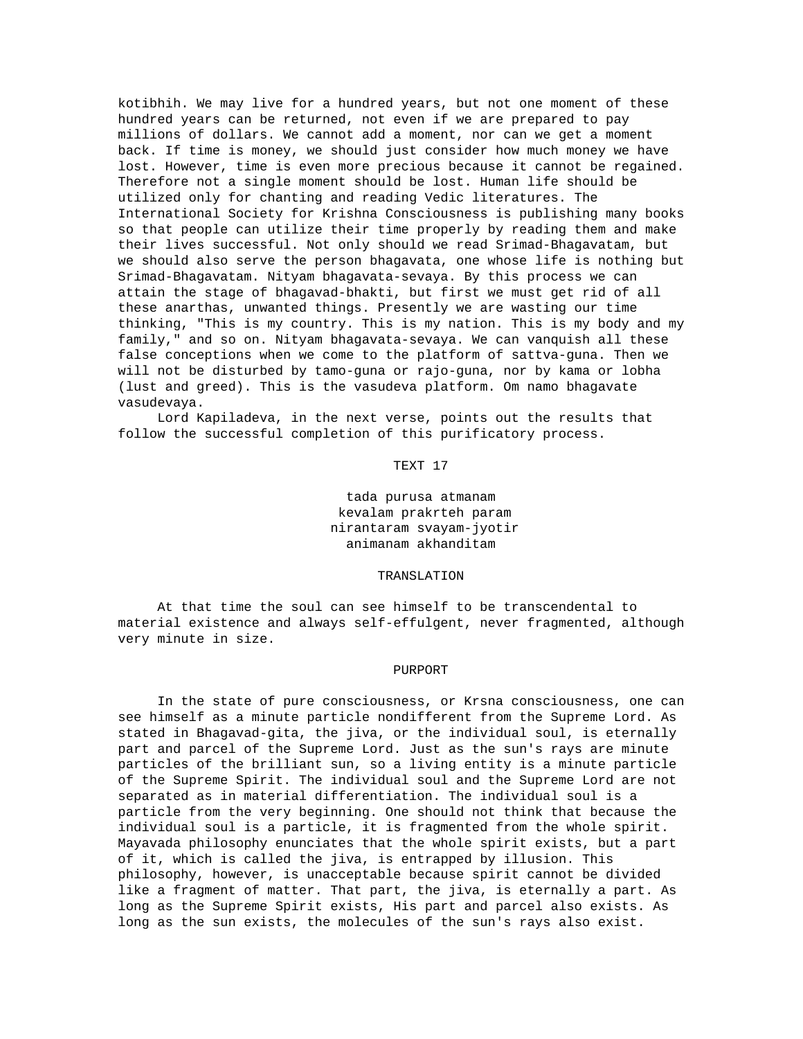kotibhih. We may live for a hundred years, but not one moment of these hundred years can be returned, not even if we are prepared to pay millions of dollars. We cannot add a moment, nor can we get a moment back. If time is money, we should just consider how much money we have lost. However, time is even more precious because it cannot be regained. Therefore not a single moment should be lost. Human life should be utilized only for chanting and reading Vedic literatures. The International Society for Krishna Consciousness is publishing many books so that people can utilize their time properly by reading them and make their lives successful. Not only should we read Srimad-Bhagavatam, but we should also serve the person bhagavata, one whose life is nothing but Srimad-Bhagavatam. Nityam bhagavata-sevaya. By this process we can attain the stage of bhagavad-bhakti, but first we must get rid of all these anarthas, unwanted things. Presently we are wasting our time thinking, "This is my country. This is my nation. This is my body and my family," and so on. Nityam bhagavata-sevaya. We can vanquish all these false conceptions when we come to the platform of sattva-guna. Then we will not be disturbed by tamo-guna or rajo-guna, nor by kama or lobha (lust and greed). This is the vasudeva platform. Om namo bhagavate vasudevaya.

Lord Kapiladeva, in the next verse, points out the results that follow the successful completion of this purificatory process.

### TEXT 17

tada purusa atmanam
kevalam prakrteh param
nirantaram svayam-jyotir
animanam akhanditam

### TRANSLATION

At that time the soul can see himself to be transcendental to material existence and always self-effulgent, never fragmented, although very minute in size.

### PURPORT

In the state of pure consciousness, or Krsna consciousness, one can see himself as a minute particle nondifferent from the Supreme Lord. As stated in Bhagavad-gita, the jiva, or the individual soul, is eternally part and parcel of the Supreme Lord. Just as the sun's rays are minute particles of the brilliant sun, so a living entity is a minute particle of the Supreme Spirit. The individual soul and the Supreme Lord are not separated as in material differentiation. The individual soul is a particle from the very beginning. One should not think that because the individual soul is a particle, it is fragmented from the whole spirit. Mayavada philosophy enunciates that the whole spirit exists, but a part of it, which is called the jiva, is entrapped by illusion. This philosophy, however, is unacceptable because spirit cannot be divided like a fragment of matter. That part, the jiva, is eternally a part. As long as the Supreme Spirit exists, His part and parcel also exists. As long as the sun exists, the molecules of the sun's rays also exist.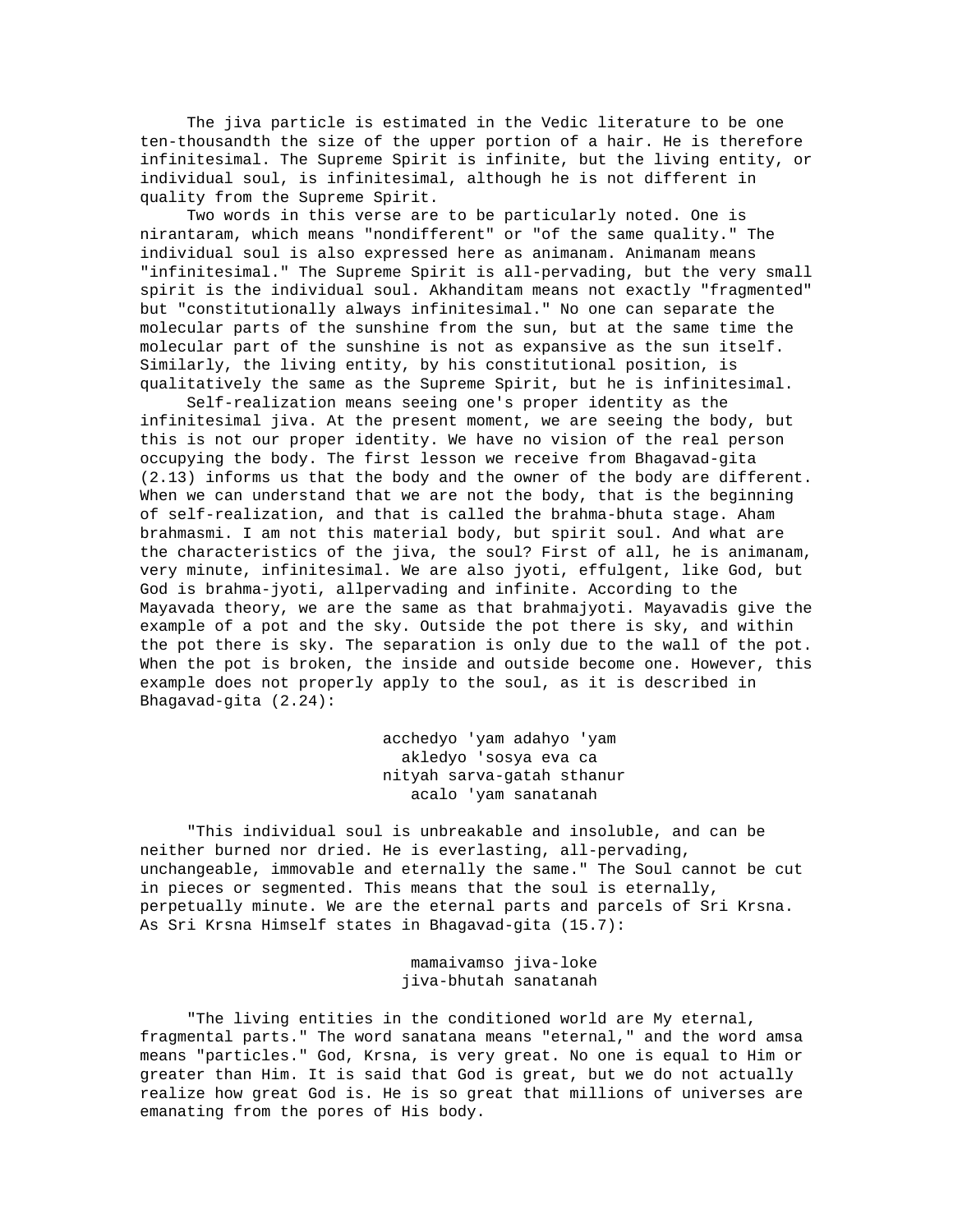The jiva particle is estimated in the Vedic literature to be one ten-thousandth the size of the upper portion of a hair. He is therefore infinitesimal. The Supreme Spirit is infinite, but the living entity, or individual soul, is infinitesimal, although he is not different in quality from the Supreme Spirit.

Two words in this verse are to be particularly noted. One is nirantaram, which means "nondifferent" or "of the same quality." The individual soul is also expressed here as animanam. Animanam means "infinitesimal." The Supreme Spirit is all-pervading, but the very small spirit is the individual soul. Akhanditam means not exactly "fragmented" but "constitutionally always infinitesimal." No one can separate the molecular parts of the sunshine from the sun, but at the same time the molecular part of the sunshine is not as expansive as the sun itself. Similarly, the living entity, by his constitutional position, is qualitatively the same as the Supreme Spirit, but he is infinitesimal.

Self-realization means seeing one's proper identity as the infinitesimal jiva. At the present moment, we are seeing the body, but this is not our proper identity. We have no vision of the real person occupying the body. The first lesson we receive from Bhagavad-gita (2.13) informs us that the body and the owner of the body are different. When we can understand that we are not the body, that is the beginning of self-realization, and that is called the brahma-bhuta stage. Aham brahmasmi. I am not this material body, but spirit soul. And what are the characteristics of the jiva, the soul? First of all, he is animanam, very minute, infinitesimal. We are also jyoti, effulgent, like God, but God is brahma-jyoti, allpervading and infinite. According to the Mayavada theory, we are the same as that brahmajyoti. Mayavadis give the example of a pot and the sky. Outside the pot there is sky, and within the pot there is sky. The separation is only due to the wall of the pot. When the pot is broken, the inside and outside become one. However, this example does not properly apply to the soul, as it is described in Bhagavad-gita (2.24):

> acchedyo 'yam adahyo 'yam
> akledyo 'sosya eva ca
> nityah sarva-gatah sthanur
> acalo 'yam sanatanah

"This individual soul is unbreakable and insoluble, and can be neither burned nor dried. He is everlasting, all-pervading, unchangeable, immovable and eternally the same." The Soul cannot be cut in pieces or segmented. This means that the soul is eternally, perpetually minute. We are the eternal parts and parcels of Sri Krsna. As Sri Krsna Himself states in Bhagavad-gita (15.7):

> mamaivamso jiva-loke
> jiva-bhutah sanatanah

"The living entities in the conditioned world are My eternal, fragmental parts." The word sanatana means "eternal," and the word amsa means "particles." God, Krsna, is very great. No one is equal to Him or greater than Him. It is said that God is great, but we do not actually realize how great God is. He is so great that millions of universes are emanating from the pores of His body.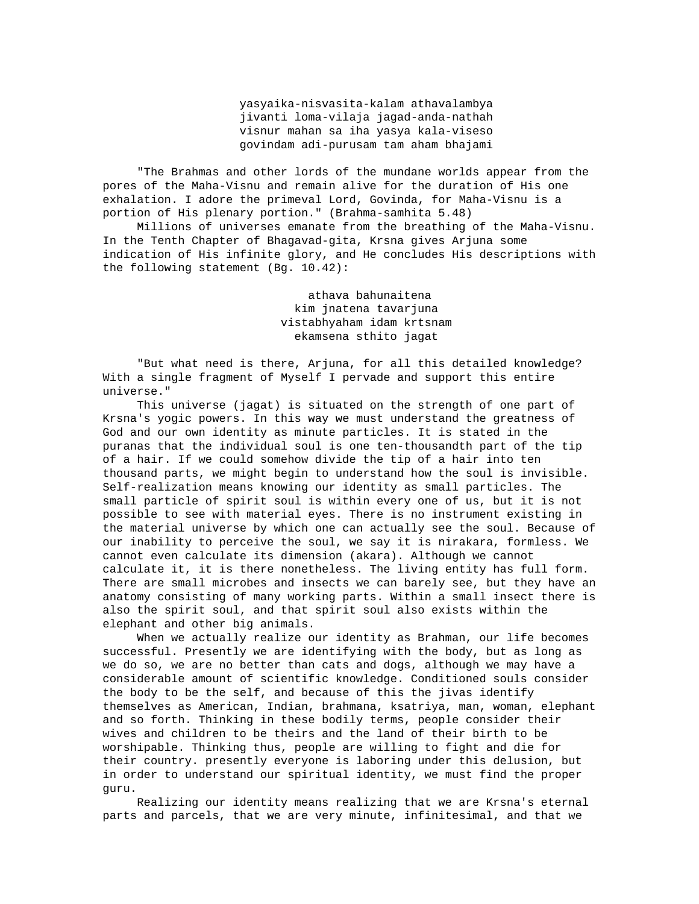yasyaika-nisvasita-kalam athavalambya
jivanti loma-vilaja jagad-anda-nathah
visnur mahan sa iha yasya kala-viseso
govindam adi-purusam tam aham bhajami

"The Brahmas and other lords of the mundane worlds appear from the pores of the Maha-Visnu and remain alive for the duration of His one exhalation. I adore the primeval Lord, Govinda, for Maha-Visnu is a portion of His plenary portion." (Brahma-samhita 5.48)

Millions of universes emanate from the breathing of the Maha-Visnu. In the Tenth Chapter of Bhagavad-gita, Krsna gives Arjuna some indication of His infinite glory, and He concludes His descriptions with the following statement (Bg. 10.42):

athava bahunaitena
kim jnatena tavarjuna
vistabhyaham idam krtsnam
ekamsena sthito jagat

"But what need is there, Arjuna, for all this detailed knowledge? With a single fragment of Myself I pervade and support this entire universe."

This universe (jagat) is situated on the strength of one part of Krsna's yogic powers. In this way we must understand the greatness of God and our own identity as minute particles. It is stated in the puranas that the individual soul is one ten-thousandth part of the tip of a hair. If we could somehow divide the tip of a hair into ten thousand parts, we might begin to understand how the soul is invisible. Self-realization means knowing our identity as small particles. The small particle of spirit soul is within every one of us, but it is not possible to see with material eyes. There is no instrument existing in the material universe by which one can actually see the soul. Because of our inability to perceive the soul, we say it is nirakara, formless. We cannot even calculate its dimension (akara). Although we cannot calculate it, it is there nonetheless. The living entity has full form. There are small microbes and insects we can barely see, but they have an anatomy consisting of many working parts. Within a small insect there is also the spirit soul, and that spirit soul also exists within the elephant and other big animals.

When we actually realize our identity as Brahman, our life becomes successful. Presently we are identifying with the body, but as long as we do so, we are no better than cats and dogs, although we may have a considerable amount of scientific knowledge. Conditioned souls consider the body to be the self, and because of this the jivas identify themselves as American, Indian, brahmana, ksatriya, man, woman, elephant and so forth. Thinking in these bodily terms, people consider their wives and children to be theirs and the land of their birth to be worshipable. Thinking thus, people are willing to fight and die for their country. presently everyone is laboring under this delusion, but in order to understand our spiritual identity, we must find the proper guru.

Realizing our identity means realizing that we are Krsna's eternal parts and parcels, that we are very minute, infinitesimal, and that we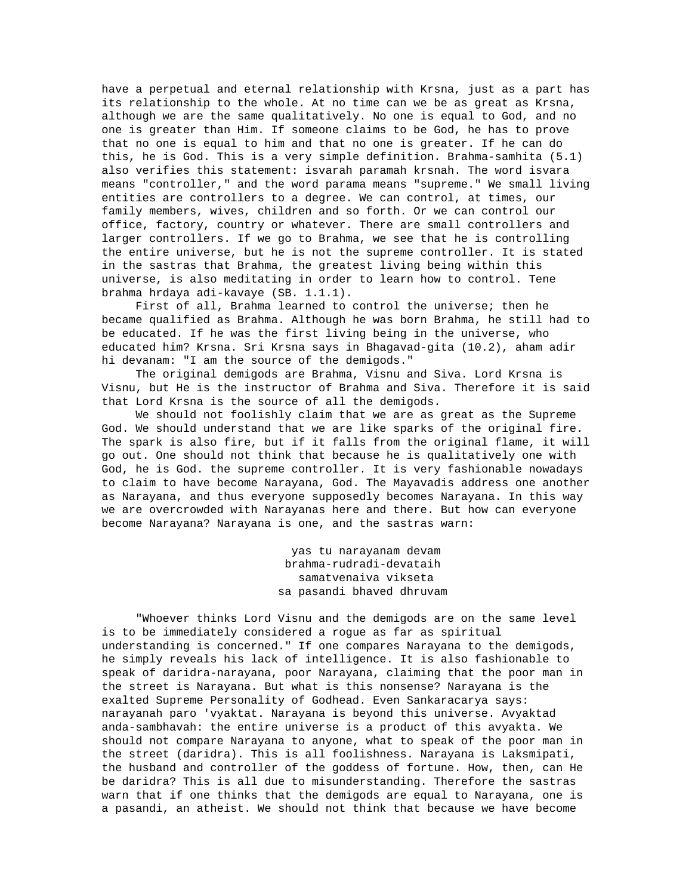have a perpetual and eternal relationship with Krsna, just as a part has its relationship to the whole. At no time can we be as great as Krsna, although we are the same qualitatively. No one is equal to God, and no one is greater than Him. If someone claims to be God, he has to prove that no one is equal to him and that no one is greater. If he can do this, he is God. This is a very simple definition. Brahma-samhita (5.1) also verifies this statement: isvarah paramah krsnah. The word isvara means "controller," and the word parama means "supreme." We small living entities are controllers to a degree. We can control, at times, our family members, wives, children and so forth. Or we can control our office, factory, country or whatever. There are small controllers and larger controllers. If we go to Brahma, we see that he is controlling the entire universe, but he is not the supreme controller. It is stated in the sastras that Brahma, the greatest living being within this universe, is also meditating in order to learn how to control. Tene brahma hrdaya adi-kavaye (SB. 1.1.1).

First of all, Brahma learned to control the universe; then he became qualified as Brahma. Although he was born Brahma, he still had to be educated. If he was the first living being in the universe, who educated him? Krsna. Sri Krsna says in Bhagavad-gita (10.2), aham adir hi devanam: "I am the source of the demigods."

The original demigods are Brahma, Visnu and Siva. Lord Krsna is Visnu, but He is the instructor of Brahma and Siva. Therefore it is said that Lord Krsna is the source of all the demigods.

We should not foolishly claim that we are as great as the Supreme God. We should understand that we are like sparks of the original fire. The spark is also fire, but if it falls from the original flame, it will go out. One should not think that because he is qualitatively one with God, he is God. the supreme controller. It is very fashionable nowadays to claim to have become Narayana, God. The Mayavadis address one another as Narayana, and thus everyone supposedly becomes Narayana. In this way we are overcrowded with Narayanas here and there. But how can everyone become Narayana? Narayana is one, and the sastras warn:

yas tu narayanam devam
brahma-rudradi-devataih
samatvenaiva vikseta
sa pasandi bhaved dhruvam

"Whoever thinks Lord Visnu and the demigods are on the same level is to be immediately considered a rogue as far as spiritual understanding is concerned." If one compares Narayana to the demigods, he simply reveals his lack of intelligence. It is also fashionable to speak of daridra-narayana, poor Narayana, claiming that the poor man in the street is Narayana. But what is this nonsense? Narayana is the exalted Supreme Personality of Godhead. Even Sankaracarya says: narayanah paro 'vyaktat. Narayana is beyond this universe. Avyaktad anda-sambhavah: the entire universe is a product of this avyakta. We should not compare Narayana to anyone, what to speak of the poor man in the street (daridra). This is all foolishness. Narayana is Laksmipati, the husband and controller of the goddess of fortune. How, then, can He be daridra? This is all due to misunderstanding. Therefore the sastras warn that if one thinks that the demigods are equal to Narayana, one is a pasandi, an atheist. We should not think that because we have become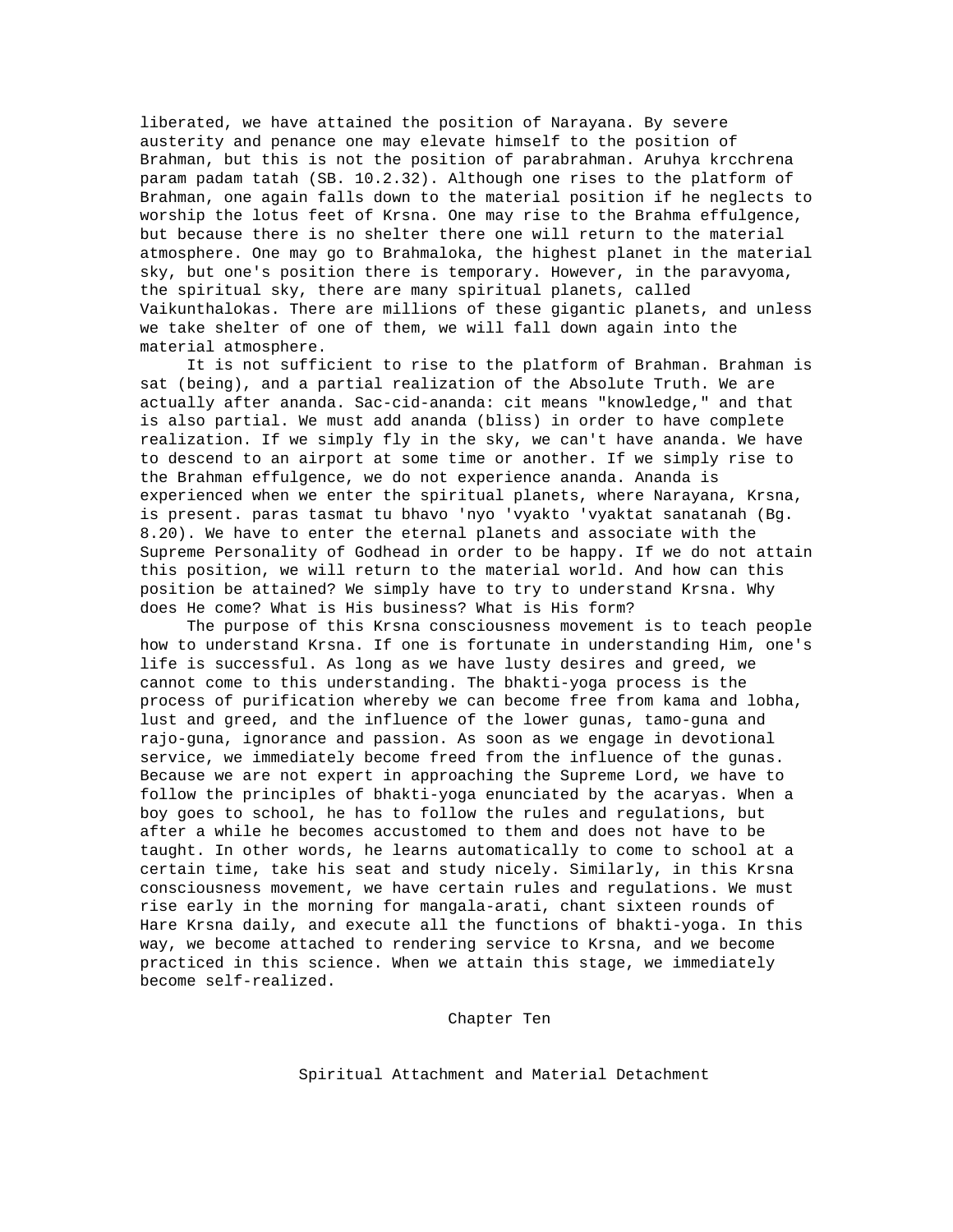liberated, we have attained the position of Narayana. By severe austerity and penance one may elevate himself to the position of Brahman, but this is not the position of parabrahman. Aruhya krcchrena param padam tatah (SB. 10.2.32). Although one rises to the platform of Brahman, one again falls down to the material position if he neglects to worship the lotus feet of Krsna. One may rise to the Brahma effulgence, but because there is no shelter there one will return to the material atmosphere. One may go to Brahmaloka, the highest planet in the material sky, but one's position there is temporary. However, in the paravyoma, the spiritual sky, there are many spiritual planets, called Vaikunthalokas. There are millions of these gigantic planets, and unless we take shelter of one of them, we will fall down again into the material atmosphere.

It is not sufficient to rise to the platform of Brahman. Brahman is sat (being), and a partial realization of the Absolute Truth. We are actually after ananda. Sac-cid-ananda: cit means "knowledge," and that is also partial. We must add ananda (bliss) in order to have complete realization. If we simply fly in the sky, we can't have ananda. We have to descend to an airport at some time or another. If we simply rise to the Brahman effulgence, we do not experience ananda. Ananda is experienced when we enter the spiritual planets, where Narayana, Krsna, is present. paras tasmat tu bhavo 'nyo 'vyakto 'vyaktat sanatanah (Bg. 8.20). We have to enter the eternal planets and associate with the Supreme Personality of Godhead in order to be happy. If we do not attain this position, we will return to the material world. And how can this position be attained? We simply have to try to understand Krsna. Why does He come? What is His business? What is His form?

The purpose of this Krsna consciousness movement is to teach people how to understand Krsna. If one is fortunate in understanding Him, one's life is successful. As long as we have lusty desires and greed, we cannot come to this understanding. The bhakti-yoga process is the process of purification whereby we can become free from kama and lobha, lust and greed, and the influence of the lower gunas, tamo-guna and rajo-guna, ignorance and passion. As soon as we engage in devotional service, we immediately become freed from the influence of the gunas. Because we are not expert in approaching the Supreme Lord, we have to follow the principles of bhakti-yoga enunciated by the acaryas. When a boy goes to school, he has to follow the rules and regulations, but after a while he becomes accustomed to them and does not have to be taught. In other words, he learns automatically to come to school at a certain time, take his seat and study nicely. Similarly, in this Krsna consciousness movement, we have certain rules and regulations. We must rise early in the morning for mangala-arati, chant sixteen rounds of Hare Krsna daily, and execute all the functions of bhakti-yoga. In this way, we become attached to rendering service to Krsna, and we become practiced in this science. When we attain this stage, we immediately become self-realized.

# Chapter Ten

## Spiritual Attachment and Material Detachment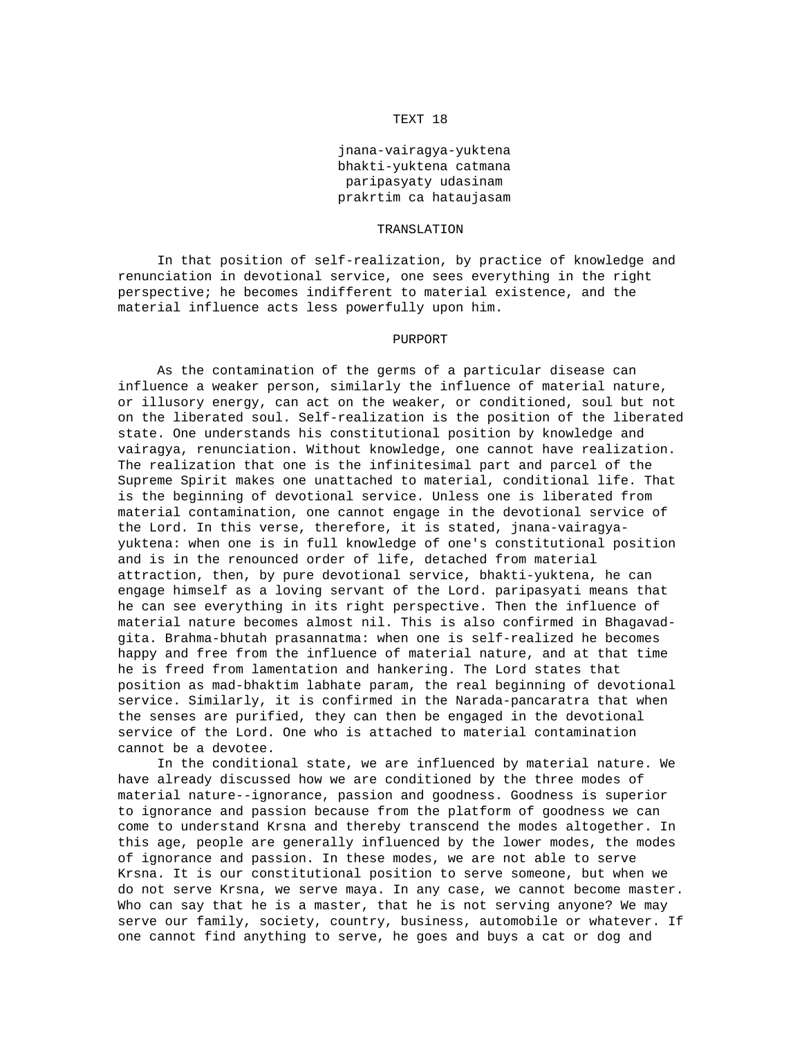## TEXT 18

jnana-vairagya-yuktena
bhakti-yuktena catmana
paripasyaty udasinam
prakrtim ca hataujasam

### TRANSLATION

In that position of self-realization, by practice of knowledge and renunciation in devotional service, one sees everything in the right perspective; he becomes indifferent to material existence, and the material influence acts less powerfully upon him.

### PURPORT

As the contamination of the germs of a particular disease can influence a weaker person, similarly the influence of material nature, or illusory energy, can act on the weaker, or conditioned, soul but not on the liberated soul. Self-realization is the position of the liberated state. One understands his constitutional position by knowledge and vairagya, renunciation. Without knowledge, one cannot have realization. The realization that one is the infinitesimal part and parcel of the Supreme Spirit makes one unattached to material, conditional life. That is the beginning of devotional service. Unless one is liberated from material contamination, one cannot engage in the devotional service of the Lord. In this verse, therefore, it is stated, jnana-vairagya-yuktena: when one is in full knowledge of one's constitutional position and is in the renounced order of life, detached from material attraction, then, by pure devotional service, bhakti-yuktena, he can engage himself as a loving servant of the Lord. paripasyati means that he can see everything in its right perspective. Then the influence of material nature becomes almost nil. This is also confirmed in Bhagavad-gita. Brahma-bhutah prasannatma: when one is self-realized he becomes happy and free from the influence of material nature, and at that time he is freed from lamentation and hankering. The Lord states that position as mad-bhaktim labhate param, the real beginning of devotional service. Similarly, it is confirmed in the Narada-pancaratra that when the senses are purified, they can then be engaged in the devotional service of the Lord. One who is attached to material contamination cannot be a devotee.

In the conditional state, we are influenced by material nature. We have already discussed how we are conditioned by the three modes of material nature--ignorance, passion and goodness. Goodness is superior to ignorance and passion because from the platform of goodness we can come to understand Krsna and thereby transcend the modes altogether. In this age, people are generally influenced by the lower modes, the modes of ignorance and passion. In these modes, we are not able to serve Krsna. It is our constitutional position to serve someone, but when we do not serve Krsna, we serve maya. In any case, we cannot become master. Who can say that he is a master, that he is not serving anyone? We may serve our family, society, country, business, automobile or whatever. If one cannot find anything to serve, he goes and buys a cat or dog and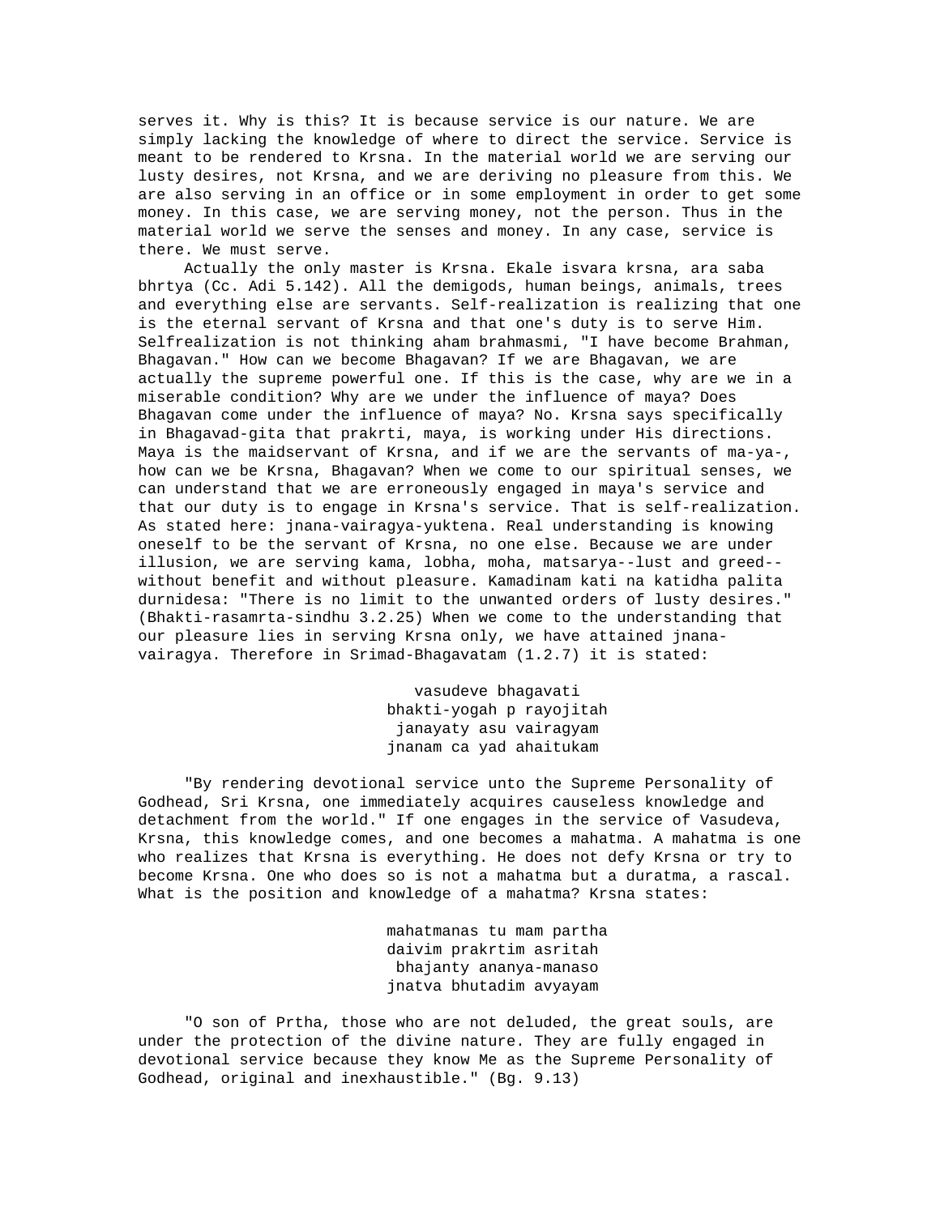serves it. Why is this? It is because service is our nature. We are simply lacking the knowledge of where to direct the service. Service is meant to be rendered to Krsna. In the material world we are serving our lusty desires, not Krsna, and we are deriving no pleasure from this. We are also serving in an office or in some employment in order to get some money. In this case, we are serving money, not the person. Thus in the material world we serve the senses and money. In any case, service is there. We must serve.

Actually the only master is Krsna. Ekale isvara krsna, ara saba bhrtya (Cc. Adi 5.142). All the demigods, human beings, animals, trees and everything else are servants. Self-realization is realizing that one is the eternal servant of Krsna and that one's duty is to serve Him. Selfrealization is not thinking aham brahmasmi, "I have become Brahman, Bhagavan." How can we become Bhagavan? If we are Bhagavan, we are actually the supreme powerful one. If this is the case, why are we in a miserable condition? Why are we under the influence of maya? Does Bhagavan come under the influence of maya? No. Krsna says specifically in Bhagavad-gita that prakrti, maya, is working under His directions. Maya is the maidservant of Krsna, and if we are the servants of ma-ya-, how can we be Krsna, Bhagavan? When we come to our spiritual senses, we can understand that we are erroneously engaged in maya's service and that our duty is to engage in Krsna's service. That is self-realization. As stated here: jnana-vairagya-yuktena. Real understanding is knowing oneself to be the servant of Krsna, no one else. Because we are under illusion, we are serving kama, lobha, moha, matsarya--lust and greed--without benefit and without pleasure. Kamadinam kati na katidha palita durnidesa: "There is no limit to the unwanted orders of lusty desires." (Bhakti-rasamrta-sindhu 3.2.25) When we come to the understanding that our pleasure lies in serving Krsna only, we have attained jnana-vairagya. Therefore in Srimad-Bhagavatam (1.2.7) it is stated:

vasudeve bhagavati
bhakti-yogah p rayojitah
janayaty asu vairagyam
jnanam ca yad ahaitukam

"By rendering devotional service unto the Supreme Personality of Godhead, Sri Krsna, one immediately acquires causeless knowledge and detachment from the world." If one engages in the service of Vasudeva, Krsna, this knowledge comes, and one becomes a mahatma. A mahatma is one who realizes that Krsna is everything. He does not defy Krsna or try to become Krsna. One who does so is not a mahatma but a duratma, a rascal. What is the position and knowledge of a mahatma? Krsna states:

mahatmanas tu mam partha
daivim prakrtim asritah
bhajanty ananya-manaso
jnatva bhutadim avyayam

"O son of Prtha, those who are not deluded, the great souls, are under the protection of the divine nature. They are fully engaged in devotional service because they know Me as the Supreme Personality of Godhead, original and inexhaustible." (Bg. 9.13)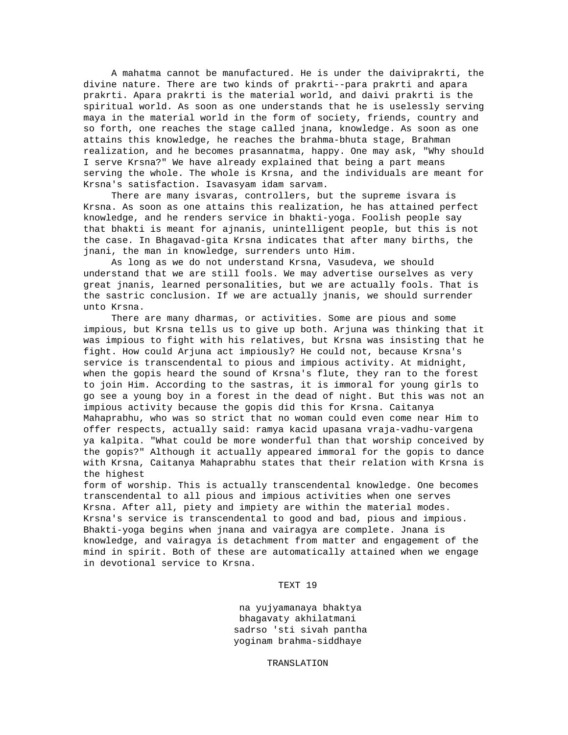A mahatma cannot be manufactured. He is under the daiviprakrti, the divine nature. There are two kinds of prakrti--para prakrti and apara prakrti. Apara prakrti is the material world, and daivi prakrti is the spiritual world. As soon as one understands that he is uselessly serving maya in the material world in the form of society, friends, country and so forth, one reaches the stage called jnana, knowledge. As soon as one attains this knowledge, he reaches the brahma-bhuta stage, Brahman realization, and he becomes prasannatma, happy. One may ask, "Why should I serve Krsna?" We have already explained that being a part means serving the whole. The whole is Krsna, and the individuals are meant for Krsna's satisfaction. Isavasyam idam sarvam.

There are many isvaras, controllers, but the supreme isvara is Krsna. As soon as one attains this realization, he has attained perfect knowledge, and he renders service in bhakti-yoga. Foolish people say that bhakti is meant for ajnanis, unintelligent people, but this is not the case. In Bhagavad-gita Krsna indicates that after many births, the jnani, the man in knowledge, surrenders unto Him.

As long as we do not understand Krsna, Vasudeva, we should understand that we are still fools. We may advertise ourselves as very great jnanis, learned personalities, but we are actually fools. That is the sastric conclusion. If we are actually jnanis, we should surrender unto Krsna.

There are many dharmas, or activities. Some are pious and some impious, but Krsna tells us to give up both. Arjuna was thinking that it was impious to fight with his relatives, but Krsna was insisting that he fight. How could Arjuna act impiously? He could not, because Krsna's service is transcendental to pious and impious activity. At midnight, when the gopis heard the sound of Krsna's flute, they ran to the forest to join Him. According to the sastras, it is immoral for young girls to go see a young boy in a forest in the dead of night. But this was not an impious activity because the gopis did this for Krsna. Caitanya Mahaprabhu, who was so strict that no woman could even come near Him to offer respects, actually said: ramya kacid upasana vraja-vadhu-vargena ya kalpita. "What could be more wonderful than that worship conceived by the gopis?" Although it actually appeared immoral for the gopis to dance with Krsna, Caitanya Mahaprabhu states that their relation with Krsna is the highest form of worship. This is actually transcendental knowledge. One becomes transcendental to all pious and impious activities when one serves Krsna. After all, piety and impiety are within the material modes. Krsna's service is transcendental to good and bad, pious and impious. Bhakti-yoga begins when jnana and vairagya are complete. Jnana is knowledge, and vairagya is detachment from matter and engagement of the mind in spirit. Both of these are automatically attained when we engage in devotional service to Krsna.

TEXT 19

na yujyamanaya bhaktya
bhagavaty akhilatmani
sadrso 'sti sivah pantha
yoginam brahma-siddhaye

TRANSLATION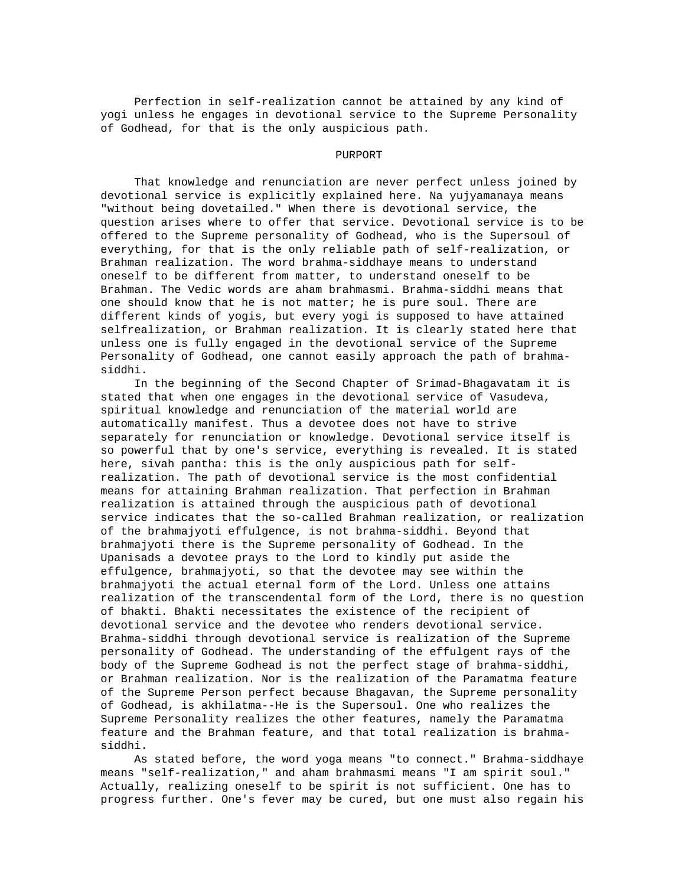Perfection in self-realization cannot be attained by any kind of yogi unless he engages in devotional service to the Supreme Personality of Godhead, for that is the only auspicious path.

## PURPORT

That knowledge and renunciation are never perfect unless joined by devotional service is explicitly explained here. Na yujyamanaya means "without being dovetailed." When there is devotional service, the question arises where to offer that service. Devotional service is to be offered to the Supreme personality of Godhead, who is the Supersoul of everything, for that is the only reliable path of self-realization, or Brahman realization. The word brahma-siddhaye means to understand oneself to be different from matter, to understand oneself to be Brahman. The Vedic words are aham brahmasmi. Brahma-siddhi means that one should know that he is not matter; he is pure soul. There are different kinds of yogis, but every yogi is supposed to have attained selfrealization, or Brahman realization. It is clearly stated here that unless one is fully engaged in the devotional service of the Supreme Personality of Godhead, one cannot easily approach the path of brahma-siddhi.

In the beginning of the Second Chapter of Srimad-Bhagavatam it is stated that when one engages in the devotional service of Vasudeva, spiritual knowledge and renunciation of the material world are automatically manifest. Thus a devotee does not have to strive separately for renunciation or knowledge. Devotional service itself is so powerful that by one's service, everything is revealed. It is stated here, sivah pantha: this is the only auspicious path for self-realization. The path of devotional service is the most confidential means for attaining Brahman realization. That perfection in Brahman realization is attained through the auspicious path of devotional service indicates that the so-called Brahman realization, or realization of the brahmajyoti effulgence, is not brahma-siddhi. Beyond that brahmajyoti there is the Supreme personality of Godhead. In the Upanisads a devotee prays to the Lord to kindly put aside the effulgence, brahmajyoti, so that the devotee may see within the brahmajyoti the actual eternal form of the Lord. Unless one attains realization of the transcendental form of the Lord, there is no question of bhakti. Bhakti necessitates the existence of the recipient of devotional service and the devotee who renders devotional service. Brahma-siddhi through devotional service is realization of the Supreme personality of Godhead. The understanding of the effulgent rays of the body of the Supreme Godhead is not the perfect stage of brahma-siddhi, or Brahman realization. Nor is the realization of the Paramatma feature of the Supreme Person perfect because Bhagavan, the Supreme personality of Godhead, is akhilatma--He is the Supersoul. One who realizes the Supreme Personality realizes the other features, namely the Paramatma feature and the Brahman feature, and that total realization is brahma-siddhi.

As stated before, the word yoga means "to connect." Brahma-siddhaye means "self-realization," and aham brahmasmi means "I am spirit soul." Actually, realizing oneself to be spirit is not sufficient. One has to progress further. One's fever may be cured, but one must also regain his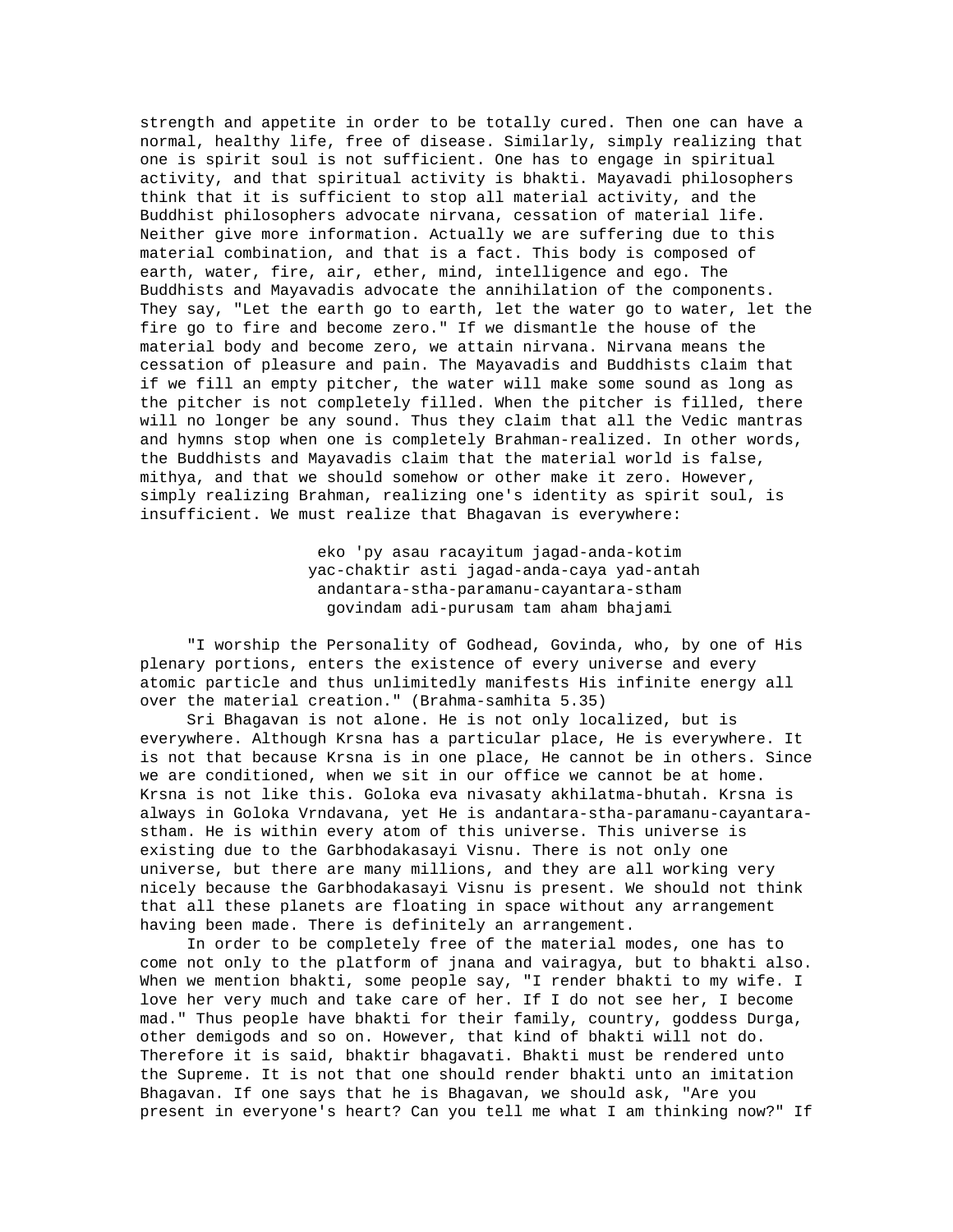strength and appetite in order to be totally cured. Then one can have a normal, healthy life, free of disease. Similarly, simply realizing that one is spirit soul is not sufficient. One has to engage in spiritual activity, and that spiritual activity is bhakti. Mayavadi philosophers think that it is sufficient to stop all material activity, and the Buddhist philosophers advocate nirvana, cessation of material life. Neither give more information. Actually we are suffering due to this material combination, and that is a fact. This body is composed of earth, water, fire, air, ether, mind, intelligence and ego. The Buddhists and Mayavadis advocate the annihilation of the components. They say, "Let the earth go to earth, let the water go to water, let the fire go to fire and become zero." If we dismantle the house of the material body and become zero, we attain nirvana. Nirvana means the cessation of pleasure and pain. The Mayavadis and Buddhists claim that if we fill an empty pitcher, the water will make some sound as long as the pitcher is not completely filled. When the pitcher is filled, there will no longer be any sound. Thus they claim that all the Vedic mantras and hymns stop when one is completely Brahman-realized. In other words, the Buddhists and Mayavadis claim that the material world is false, mithya, and that we should somehow or other make it zero. However, simply realizing Brahman, realizing one's identity as spirit soul, is insufficient. We must realize that Bhagavan is everywhere:

> eko 'py asau racayitum jagad-anda-kotim
> yac-chaktir asti jagad-anda-caya yad-antah
> andantara-stha-paramanu-cayantara-stham
> govindam adi-purusam tam aham bhajami

"I worship the Personality of Godhead, Govinda, who, by one of His plenary portions, enters the existence of every universe and every atomic particle and thus unlimitedly manifests His infinite energy all over the material creation." (Brahma-samhita 5.35)

Sri Bhagavan is not alone. He is not only localized, but is everywhere. Although Krsna has a particular place, He is everywhere. It is not that because Krsna is in one place, He cannot be in others. Since we are conditioned, when we sit in our office we cannot be at home. Krsna is not like this. Goloka eva nivasaty akhilatma-bhutah. Krsna is always in Goloka Vrndavana, yet He is andantara-stha-paramanu-cayantara-stham. He is within every atom of this universe. This universe is existing due to the Garbhodakasayi Visnu. There is not only one universe, but there are many millions, and they are all working very nicely because the Garbhodakasayi Visnu is present. We should not think that all these planets are floating in space without any arrangement having been made. There is definitely an arrangement.

In order to be completely free of the material modes, one has to come not only to the platform of jnana and vairagya, but to bhakti also. When we mention bhakti, some people say, "I render bhakti to my wife. I love her very much and take care of her. If I do not see her, I become mad." Thus people have bhakti for their family, country, goddess Durga, other demigods and so on. However, that kind of bhakti will not do. Therefore it is said, bhaktir bhagavati. Bhakti must be rendered unto the Supreme. It is not that one should render bhakti unto an imitation Bhagavan. If one says that he is Bhagavan, we should ask, "Are you present in everyone's heart? Can you tell me what I am thinking now?" If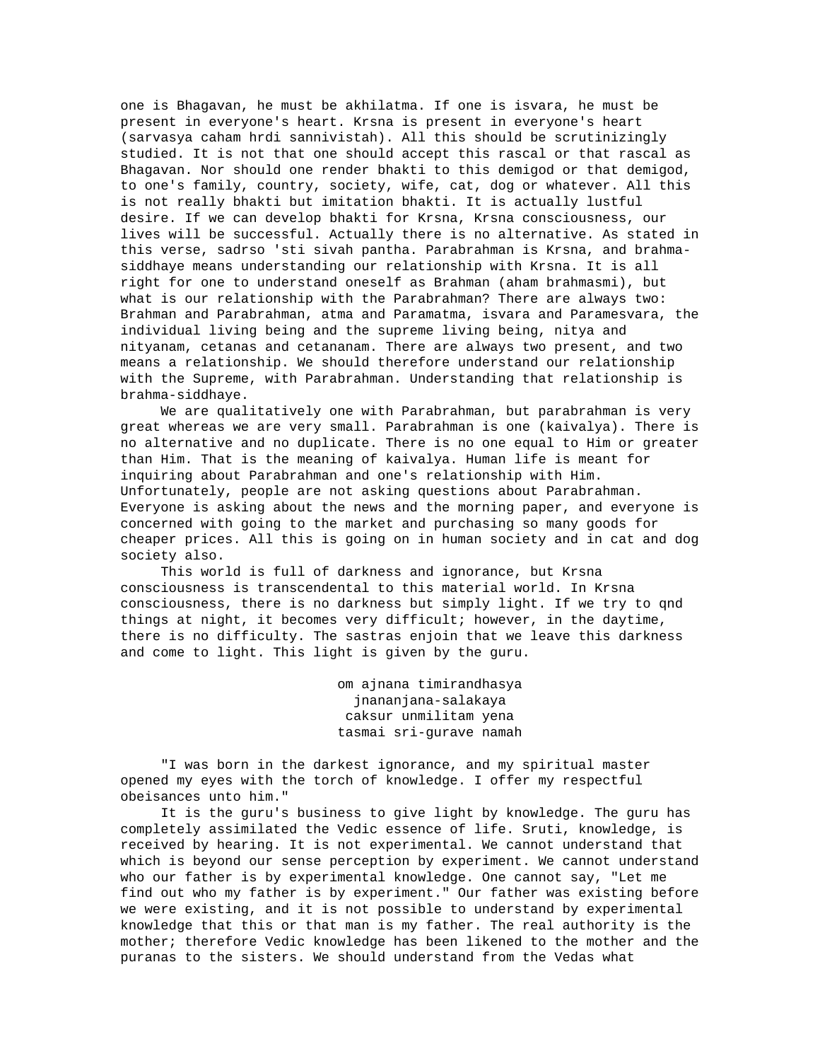one is Bhagavan, he must be akhilatma. If one is isvara, he must be present in everyone's heart. Krsna is present in everyone's heart (sarvasya caham hrdi sannivistah). All this should be scrutinizingly studied. It is not that one should accept this rascal or that rascal as Bhagavan. Nor should one render bhakti to this demigod or that demigod, to one's family, country, society, wife, cat, dog or whatever. All this is not really bhakti but imitation bhakti. It is actually lustful desire. If we can develop bhakti for Krsna, Krsna consciousness, our lives will be successful. Actually there is no alternative. As stated in this verse, sadrso 'sti sivah pantha. Parabrahman is Krsna, and brahma-siddhaye means understanding our relationship with Krsna. It is all right for one to understand oneself as Brahman (aham brahmasmi), but what is our relationship with the Parabrahman? There are always two: Brahman and Parabrahman, atma and Paramatma, isvara and Paramesvara, the individual living being and the supreme living being, nitya and nityanam, cetanas and cetananam. There are always two present, and two means a relationship. We should therefore understand our relationship with the Supreme, with Parabrahman. Understanding that relationship is brahma-siddhaye.

We are qualitatively one with Parabrahman, but parabrahman is very great whereas we are very small. Parabrahman is one (kaivalya). There is no alternative and no duplicate. There is no one equal to Him or greater than Him. That is the meaning of kaivalya. Human life is meant for inquiring about Parabrahman and one's relationship with Him. Unfortunately, people are not asking questions about Parabrahman. Everyone is asking about the news and the morning paper, and everyone is concerned with going to the market and purchasing so many goods for cheaper prices. All this is going on in human society and in cat and dog society also.

This world is full of darkness and ignorance, but Krsna consciousness is transcendental to this material world. In Krsna consciousness, there is no darkness but simply light. If we try to qnd things at night, it becomes very difficult; however, in the daytime, there is no difficulty. The sastras enjoin that we leave this darkness and come to light. This light is given by the guru.

om ajnana timirandhasya
jnananjana-salakaya
caksur unmilitam yena
tasmai sri-gurave namah

"I was born in the darkest ignorance, and my spiritual master opened my eyes with the torch of knowledge. I offer my respectful obeisances unto him."

It is the guru's business to give light by knowledge. The guru has completely assimilated the Vedic essence of life. Sruti, knowledge, is received by hearing. It is not experimental. We cannot understand that which is beyond our sense perception by experiment. We cannot understand who our father is by experimental knowledge. One cannot say, "Let me find out who my father is by experiment." Our father was existing before we were existing, and it is not possible to understand by experimental knowledge that this or that man is my father. The real authority is the mother; therefore Vedic knowledge has been likened to the mother and the puranas to the sisters. We should understand from the Vedas what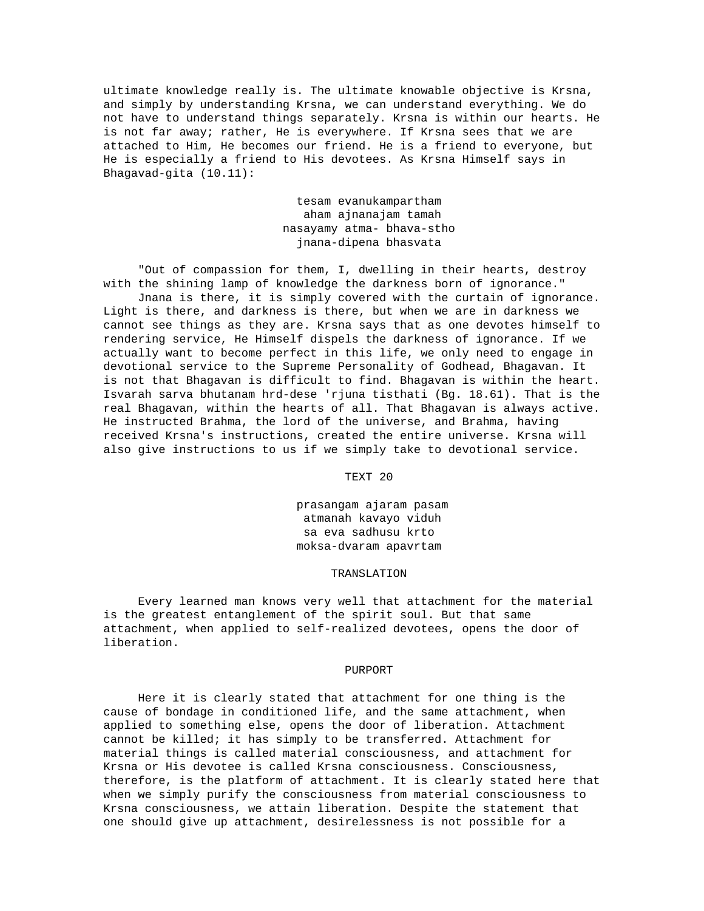ultimate knowledge really is. The ultimate knowable objective is Krsna, and simply by understanding Krsna, we can understand everything. We do not have to understand things separately. Krsna is within our hearts. He is not far away; rather, He is everywhere. If Krsna sees that we are attached to Him, He becomes our friend. He is a friend to everyone, but He is especially a friend to His devotees. As Krsna Himself says in Bhagavad-gita (10.11):

tesam evanukampartham  
aham ajnanajam tamah  
nasayamy atma- bhava-stho  
jnana-dipena bhasvata

"Out of compassion for them, I, dwelling in their hearts, destroy with the shining lamp of knowledge the darkness born of ignorance."

Jnana is there, it is simply covered with the curtain of ignorance. Light is there, and darkness is there, but when we are in darkness we cannot see things as they are. Krsna says that as one devotes himself to rendering service, He Himself dispels the darkness of ignorance. If we actually want to become perfect in this life, we only need to engage in devotional service to the Supreme Personality of Godhead, Bhagavan. It is not that Bhagavan is difficult to find. Bhagavan is within the heart. Isvarah sarva bhutanam hrd-dese 'rjuna tisthati (Bg. 18.61). That is the real Bhagavan, within the hearts of all. That Bhagavan is always active. He instructed Brahma, the lord of the universe, and Brahma, having received Krsna's instructions, created the entire universe. Krsna will also give instructions to us if we simply take to devotional service.

## TEXT 20

prasangam ajaram pasam  
atmanah kavayo viduh  
sa eva sadhusu krto  
moksa-dvaram apavrtam

## TRANSLATION

Every learned man knows very well that attachment for the material is the greatest entanglement of the spirit soul. But that same attachment, when applied to self-realized devotees, opens the door of liberation.

## PURPORT

Here it is clearly stated that attachment for one thing is the cause of bondage in conditioned life, and the same attachment, when applied to something else, opens the door of liberation. Attachment cannot be killed; it has simply to be transferred. Attachment for material things is called material consciousness, and attachment for Krsna or His devotee is called Krsna consciousness. Consciousness, therefore, is the platform of attachment. It is clearly stated here that when we simply purify the consciousness from material consciousness to Krsna consciousness, we attain liberation. Despite the statement that one should give up attachment, desirelessness is not possible for a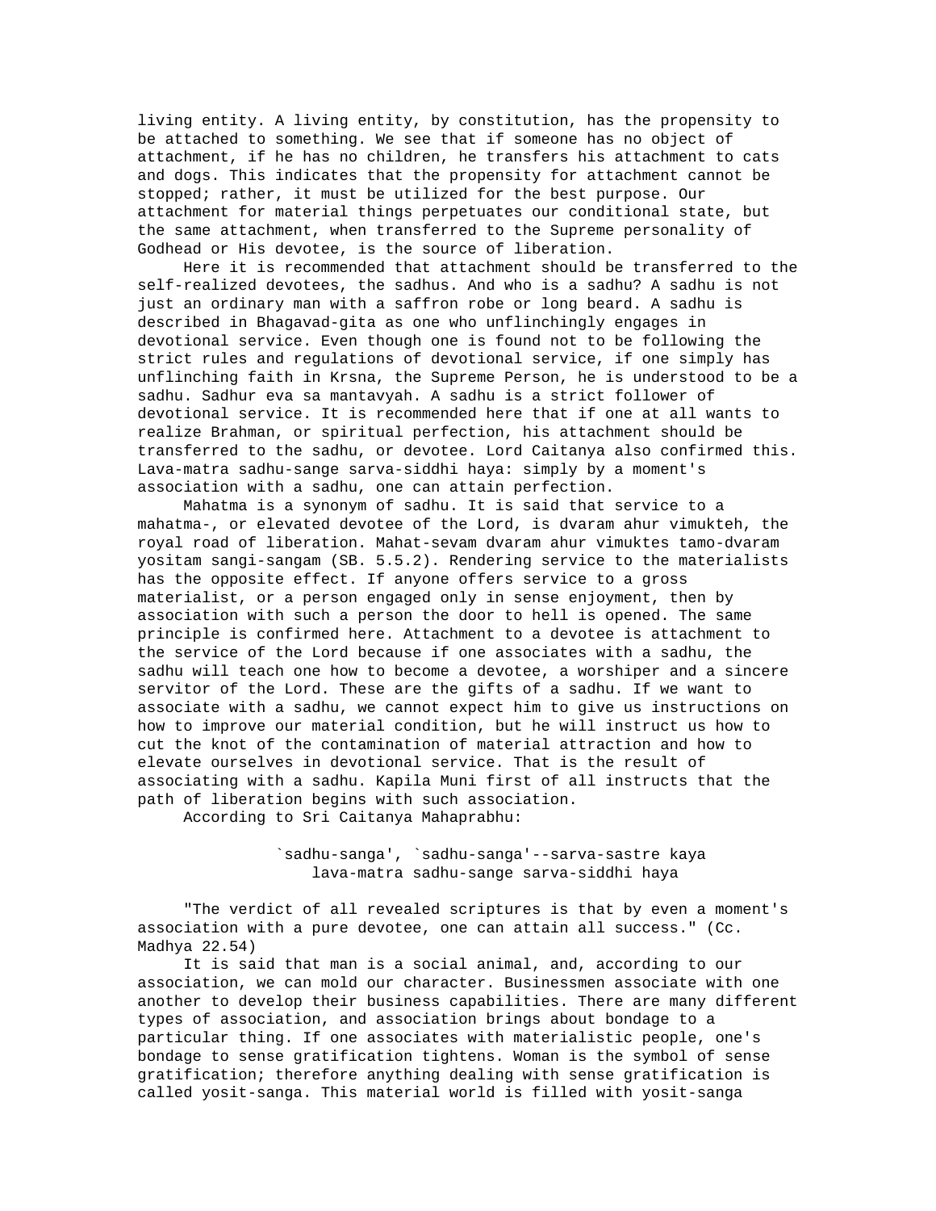living entity. A living entity, by constitution, has the propensity to be attached to something. We see that if someone has no object of attachment, if he has no children, he transfers his attachment to cats and dogs. This indicates that the propensity for attachment cannot be stopped; rather, it must be utilized for the best purpose. Our attachment for material things perpetuates our conditional state, but the same attachment, when transferred to the Supreme personality of Godhead or His devotee, is the source of liberation.

Here it is recommended that attachment should be transferred to the self-realized devotees, the sadhus. And who is a sadhu? A sadhu is not just an ordinary man with a saffron robe or long beard. A sadhu is described in Bhagavad-gita as one who unflinchingly engages in devotional service. Even though one is found not to be following the strict rules and regulations of devotional service, if one simply has unflinching faith in Krsna, the Supreme Person, he is understood to be a sadhu. Sadhur eva sa mantavyah. A sadhu is a strict follower of devotional service. It is recommended here that if one at all wants to realize Brahman, or spiritual perfection, his attachment should be transferred to the sadhu, or devotee. Lord Caitanya also confirmed this. Lava-matra sadhu-sange sarva-siddhi haya: simply by a moment's association with a sadhu, one can attain perfection.

Mahatma is a synonym of sadhu. It is said that service to a mahatma-, or elevated devotee of the Lord, is dvaram ahur vimukteh, the royal road of liberation. Mahat-sevam dvaram ahur vimuktes tamo-dvaram yositam sangi-sangam (SB. 5.5.2). Rendering service to the materialists has the opposite effect. If anyone offers service to a gross materialist, or a person engaged only in sense enjoyment, then by association with such a person the door to hell is opened. The same principle is confirmed here. Attachment to a devotee is attachment to the service of the Lord because if one associates with a sadhu, the sadhu will teach one how to become a devotee, a worshiper and a sincere servitor of the Lord. These are the gifts of a sadhu. If we want to associate with a sadhu, we cannot expect him to give us instructions on how to improve our material condition, but he will instruct us how to cut the knot of the contamination of material attraction and how to elevate ourselves in devotional service. That is the result of associating with a sadhu. Kapila Muni first of all instructs that the path of liberation begins with such association.

According to Sri Caitanya Mahaprabhu:

> `sadhu-sanga', `sadhu-sanga'--sarva-sastre kaya
> lava-matra sadhu-sange sarva-siddhi haya

"The verdict of all revealed scriptures is that by even a moment's association with a pure devotee, one can attain all success." (Cc. Madhya 22.54)

It is said that man is a social animal, and, according to our association, we can mold our character. Businessmen associate with one another to develop their business capabilities. There are many different types of association, and association brings about bondage to a particular thing. If one associates with materialistic people, one's bondage to sense gratification tightens. Woman is the symbol of sense gratification; therefore anything dealing with sense gratification is called yosit-sanga. This material world is filled with yosit-sanga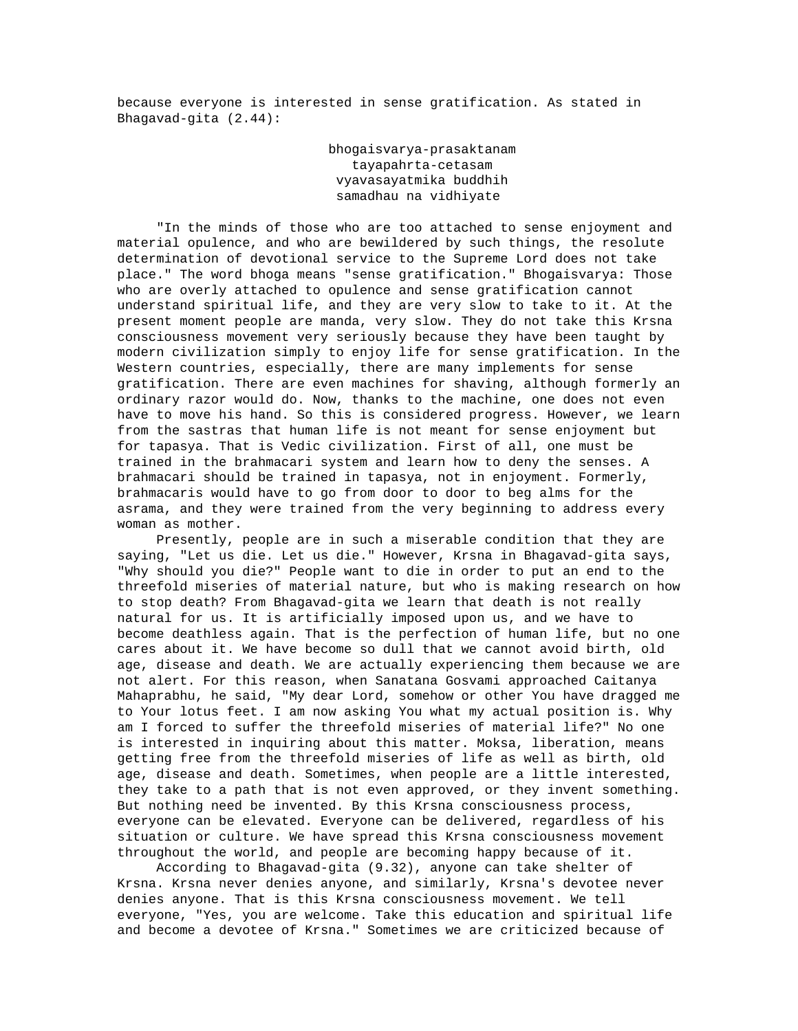because everyone is interested in sense gratification. As stated in Bhagavad-gita (2.44):

bhogaisvarya-prasaktanam
tayapahrta-cetasam
vyavasayatmika buddhih
samadhau na vidhiyate

"In the minds of those who are too attached to sense enjoyment and material opulence, and who are bewildered by such things, the resolute determination of devotional service to the Supreme Lord does not take place." The word bhoga means "sense gratification." Bhogaisvarya: Those who are overly attached to opulence and sense gratification cannot understand spiritual life, and they are very slow to take to it. At the present moment people are manda, very slow. They do not take this Krsna consciousness movement very seriously because they have been taught by modern civilization simply to enjoy life for sense gratification. In the Western countries, especially, there are many implements for sense gratification. There are even machines for shaving, although formerly an ordinary razor would do. Now, thanks to the machine, one does not even have to move his hand. So this is considered progress. However, we learn from the sastras that human life is not meant for sense enjoyment but for tapasya. That is Vedic civilization. First of all, one must be trained in the brahmacari system and learn how to deny the senses. A brahmacari should be trained in tapasya, not in enjoyment. Formerly, brahmacaris would have to go from door to door to beg alms for the asrama, and they were trained from the very beginning to address every woman as mother.

Presently, people are in such a miserable condition that they are saying, "Let us die. Let us die." However, Krsna in Bhagavad-gita says, "Why should you die?" People want to die in order to put an end to the threefold miseries of material nature, but who is making research on how to stop death? From Bhagavad-gita we learn that death is not really natural for us. It is artificially imposed upon us, and we have to become deathless again. That is the perfection of human life, but no one cares about it. We have become so dull that we cannot avoid birth, old age, disease and death. We are actually experiencing them because we are not alert. For this reason, when Sanatana Gosvami approached Caitanya Mahaprabhu, he said, "My dear Lord, somehow or other You have dragged me to Your lotus feet. I am now asking You what my actual position is. Why am I forced to suffer the threefold miseries of material life?" No one is interested in inquiring about this matter. Moksa, liberation, means getting free from the threefold miseries of life as well as birth, old age, disease and death. Sometimes, when people are a little interested, they take to a path that is not even approved, or they invent something. But nothing need be invented. By this Krsna consciousness process, everyone can be elevated. Everyone can be delivered, regardless of his situation or culture. We have spread this Krsna consciousness movement throughout the world, and people are becoming happy because of it.

According to Bhagavad-gita (9.32), anyone can take shelter of Krsna. Krsna never denies anyone, and similarly, Krsna's devotee never denies anyone. That is this Krsna consciousness movement. We tell everyone, "Yes, you are welcome. Take this education and spiritual life and become a devotee of Krsna." Sometimes we are criticized because of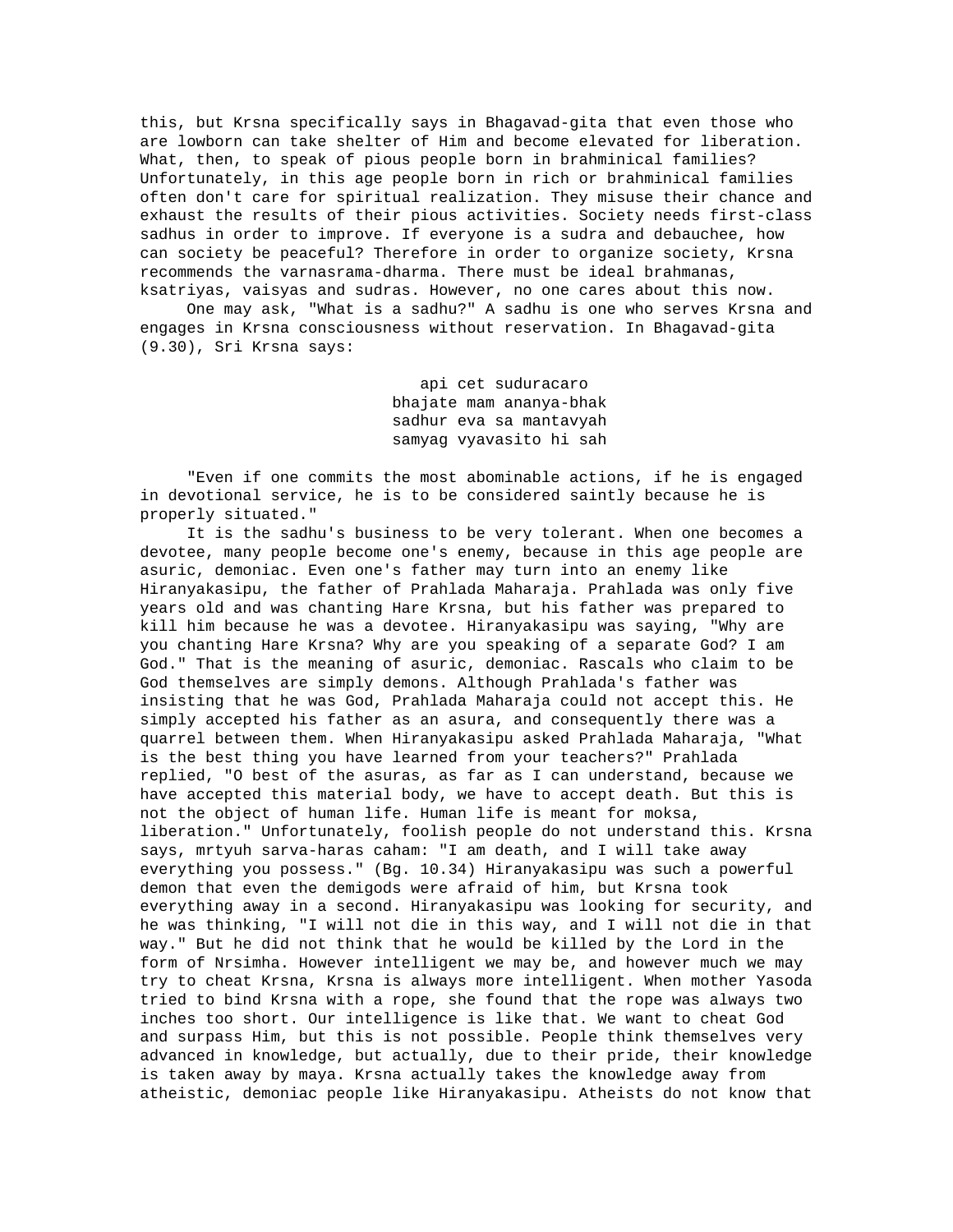this, but Krsna specifically says in Bhagavad-gita that even those who are lowborn can take shelter of Him and become elevated for liberation. What, then, to speak of pious people born in brahminical families? Unfortunately, in this age people born in rich or brahminical families often don't care for spiritual realization. They misuse their chance and exhaust the results of their pious activities. Society needs first-class sadhus in order to improve. If everyone is a sudra and debauchee, how can society be peaceful? Therefore in order to organize society, Krsna recommends the varnasrama-dharma. There must be ideal brahmanas, ksatriyas, vaisyas and sudras. However, no one cares about this now.

One may ask, "What is a sadhu?" A sadhu is one who serves Krsna and engages in Krsna consciousness without reservation. In Bhagavad-gita (9.30), Sri Krsna says:

> api cet suduracaro
> bhajate mam ananya-bhak
> sadhur eva sa mantavyah
> samyag vyavasito hi sah

"Even if one commits the most abominable actions, if he is engaged in devotional service, he is to be considered saintly because he is properly situated."

It is the sadhu's business to be very tolerant. When one becomes a devotee, many people become one's enemy, because in this age people are asuric, demoniac. Even one's father may turn into an enemy like Hiranyakasipu, the father of Prahlada Maharaja. Prahlada was only five years old and was chanting Hare Krsna, but his father was prepared to kill him because he was a devotee. Hiranyakasipu was saying, "Why are you chanting Hare Krsna? Why are you speaking of a separate God? I am God." That is the meaning of asuric, demoniac. Rascals who claim to be God themselves are simply demons. Although Prahlada's father was insisting that he was God, Prahlada Maharaja could not accept this. He simply accepted his father as an asura, and consequently there was a quarrel between them. When Hiranyakasipu asked Prahlada Maharaja, "What is the best thing you have learned from your teachers?" Prahlada replied, "O best of the asuras, as far as I can understand, because we have accepted this material body, we have to accept death. But this is not the object of human life. Human life is meant for moksa, liberation." Unfortunately, foolish people do not understand this. Krsna says, mrtyuh sarva-haras caham: "I am death, and I will take away everything you possess." (Bg. 10.34) Hiranyakasipu was such a powerful demon that even the demigods were afraid of him, but Krsna took everything away in a second. Hiranyakasipu was looking for security, and he was thinking, "I will not die in this way, and I will not die in that way." But he did not think that he would be killed by the Lord in the form of Nrsimha. However intelligent we may be, and however much we may try to cheat Krsna, Krsna is always more intelligent. When mother Yasoda tried to bind Krsna with a rope, she found that the rope was always two inches too short. Our intelligence is like that. We want to cheat God and surpass Him, but this is not possible. People think themselves very advanced in knowledge, but actually, due to their pride, their knowledge is taken away by maya. Krsna actually takes the knowledge away from atheistic, demoniac people like Hiranyakasipu. Atheists do not know that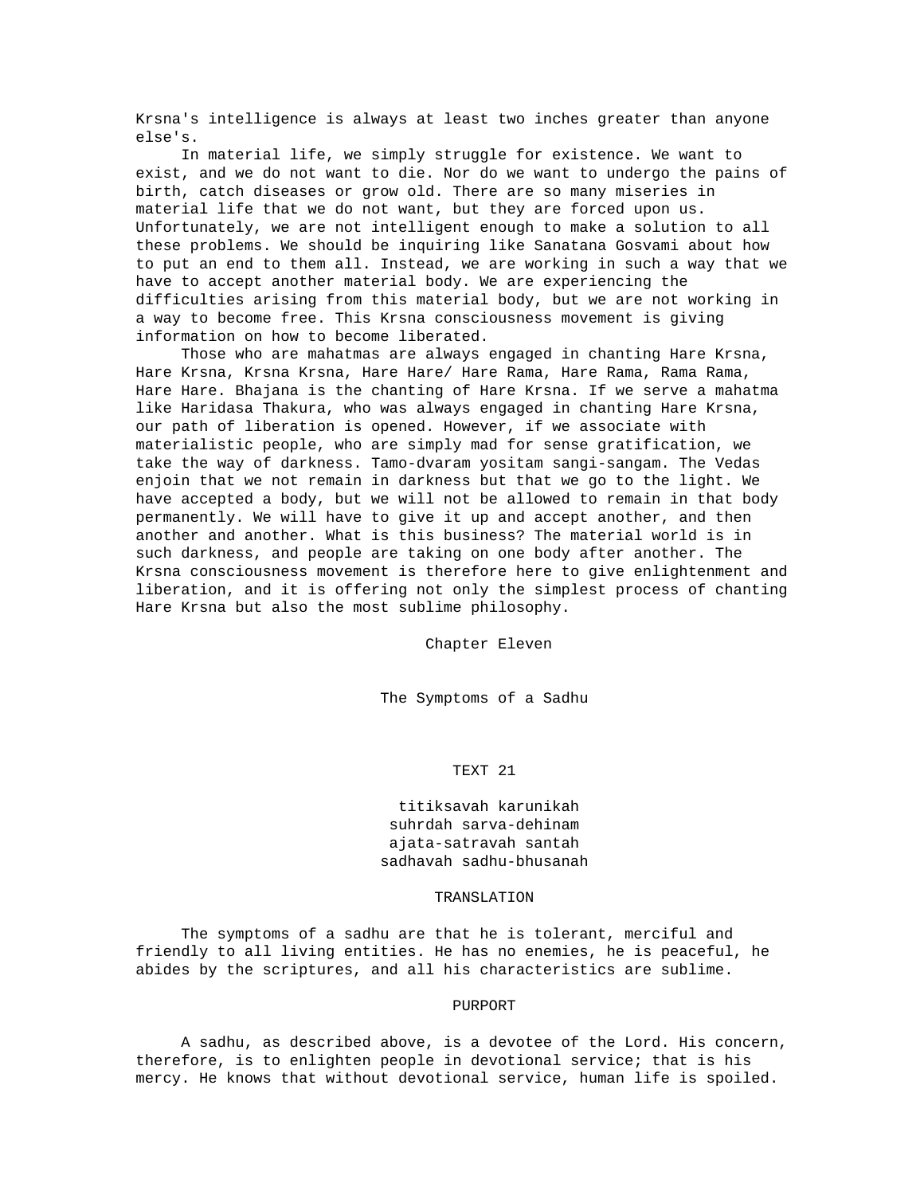Krsna's intelligence is always at least two inches greater than anyone else's.

In material life, we simply struggle for existence. We want to exist, and we do not want to die. Nor do we want to undergo the pains of birth, catch diseases or grow old. There are so many miseries in material life that we do not want, but they are forced upon us. Unfortunately, we are not intelligent enough to make a solution to all these problems. We should be inquiring like Sanatana Gosvami about how to put an end to them all. Instead, we are working in such a way that we have to accept another material body. We are experiencing the difficulties arising from this material body, but we are not working in a way to become free. This Krsna consciousness movement is giving information on how to become liberated.

Those who are mahatmas are always engaged in chanting Hare Krsna, Hare Krsna, Krsna Krsna, Hare Hare/ Hare Rama, Hare Rama, Rama Rama, Hare Hare. Bhajana is the chanting of Hare Krsna. If we serve a mahatma like Haridasa Thakura, who was always engaged in chanting Hare Krsna, our path of liberation is opened. However, if we associate with materialistic people, who are simply mad for sense gratification, we take the way of darkness. Tamo-dvaram yositam sangi-sangam. The Vedas enjoin that we not remain in darkness but that we go to the light. We have accepted a body, but we will not be allowed to remain in that body permanently. We will have to give it up and accept another, and then another and another. What is this business? The material world is in such darkness, and people are taking on one body after another. The Krsna consciousness movement is therefore here to give enlightenment and liberation, and it is offering not only the simplest process of chanting Hare Krsna but also the most sublime philosophy.

# Chapter Eleven

## The Symptoms of a Sadhu

### TEXT 21

titiksavah karunikah
suhrdah sarva-dehinam
ajata-satravah santah
sadhavah sadhu-bhusanah

### TRANSLATION

The symptoms of a sadhu are that he is tolerant, merciful and friendly to all living entities. He has no enemies, he is peaceful, he abides by the scriptures, and all his characteristics are sublime.

### PURPORT

A sadhu, as described above, is a devotee of the Lord. His concern, therefore, is to enlighten people in devotional service; that is his mercy. He knows that without devotional service, human life is spoiled.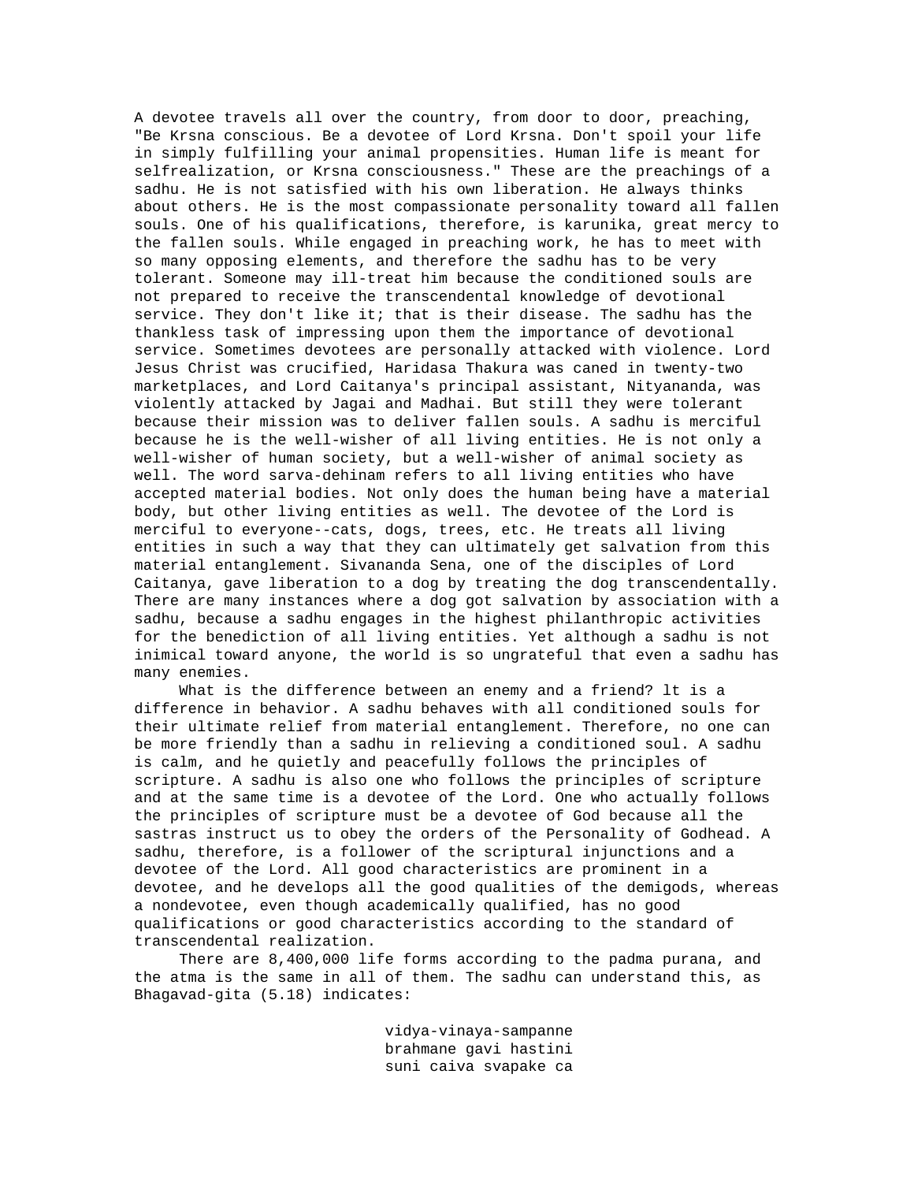A devotee travels all over the country, from door to door, preaching, "Be Krsna conscious. Be a devotee of Lord Krsna. Don't spoil your life in simply fulfilling your animal propensities. Human life is meant for selfrealization, or Krsna consciousness." These are the preachings of a sadhu. He is not satisfied with his own liberation. He always thinks about others. He is the most compassionate personality toward all fallen souls. One of his qualifications, therefore, is karunika, great mercy to the fallen souls. While engaged in preaching work, he has to meet with so many opposing elements, and therefore the sadhu has to be very tolerant. Someone may ill-treat him because the conditioned souls are not prepared to receive the transcendental knowledge of devotional service. They don't like it; that is their disease. The sadhu has the thankless task of impressing upon them the importance of devotional service. Sometimes devotees are personally attacked with violence. Lord Jesus Christ was crucified, Haridasa Thakura was caned in twenty-two marketplaces, and Lord Caitanya's principal assistant, Nityananda, was violently attacked by Jagai and Madhai. But still they were tolerant because their mission was to deliver fallen souls. A sadhu is merciful because he is the well-wisher of all living entities. He is not only a well-wisher of human society, but a well-wisher of animal society as well. The word sarva-dehinam refers to all living entities who have accepted material bodies. Not only does the human being have a material body, but other living entities as well. The devotee of the Lord is merciful to everyone--cats, dogs, trees, etc. He treats all living entities in such a way that they can ultimately get salvation from this material entanglement. Sivananda Sena, one of the disciples of Lord Caitanya, gave liberation to a dog by treating the dog transcendentally. There are many instances where a dog got salvation by association with a sadhu, because a sadhu engages in the highest philanthropic activities for the benediction of all living entities. Yet although a sadhu is not inimical toward anyone, the world is so ungrateful that even a sadhu has many enemies.

What is the difference between an enemy and a friend? lt is a difference in behavior. A sadhu behaves with all conditioned souls for their ultimate relief from material entanglement. Therefore, no one can be more friendly than a sadhu in relieving a conditioned soul. A sadhu is calm, and he quietly and peacefully follows the principles of scripture. A sadhu is also one who follows the principles of scripture and at the same time is a devotee of the Lord. One who actually follows the principles of scripture must be a devotee of God because all the sastras instruct us to obey the orders of the Personality of Godhead. A sadhu, therefore, is a follower of the scriptural injunctions and a devotee of the Lord. All good characteristics are prominent in a devotee, and he develops all the good qualities of the demigods, whereas a nondevotee, even though academically qualified, has no good qualifications or good characteristics according to the standard of transcendental realization.

There are 8,400,000 life forms according to the padma purana, and the atma is the same in all of them. The sadhu can understand this, as Bhagavad-gita (5.18) indicates:

> vidya-vinaya-sampanne
> brahmane gavi hastini
> suni caiva svapake ca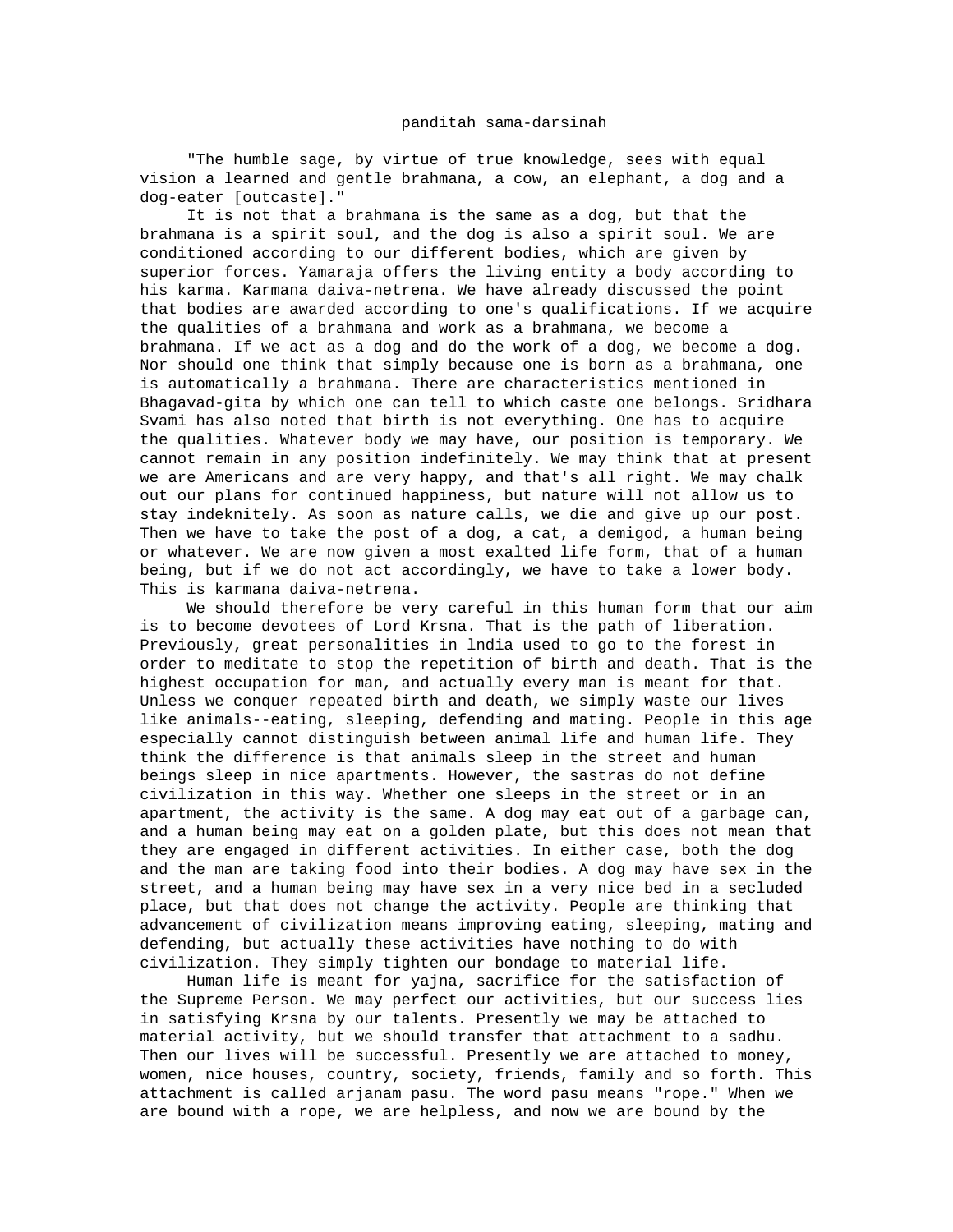panditah sama-darsinah

"The humble sage, by virtue of true knowledge, sees with equal vision a learned and gentle brahmana, a cow, an elephant, a dog and a dog-eater [outcaste]."

It is not that a brahmana is the same as a dog, but that the brahmana is a spirit soul, and the dog is also a spirit soul. We are conditioned according to our different bodies, which are given by superior forces. Yamaraja offers the living entity a body according to his karma. Karmana daiva-netrena. We have already discussed the point that bodies are awarded according to one's qualifications. If we acquire the qualities of a brahmana and work as a brahmana, we become a brahmana. If we act as a dog and do the work of a dog, we become a dog. Nor should one think that simply because one is born as a brahmana, one is automatically a brahmana. There are characteristics mentioned in Bhagavad-gita by which one can tell to which caste one belongs. Sridhara Svami has also noted that birth is not everything. One has to acquire the qualities. Whatever body we may have, our position is temporary. We cannot remain in any position indefinitely. We may think that at present we are Americans and are very happy, and that's all right. We may chalk out our plans for continued happiness, but nature will not allow us to stay indeknitely. As soon as nature calls, we die and give up our post. Then we have to take the post of a dog, a cat, a demigod, a human being or whatever. We are now given a most exalted life form, that of a human being, but if we do not act accordingly, we have to take a lower body. This is karmana daiva-netrena.

We should therefore be very careful in this human form that our aim is to become devotees of Lord Krsna. That is the path of liberation. Previously, great personalities in lndia used to go to the forest in order to meditate to stop the repetition of birth and death. That is the highest occupation for man, and actually every man is meant for that. Unless we conquer repeated birth and death, we simply waste our lives like animals--eating, sleeping, defending and mating. People in this age especially cannot distinguish between animal life and human life. They think the difference is that animals sleep in the street and human beings sleep in nice apartments. However, the sastras do not define civilization in this way. Whether one sleeps in the street or in an apartment, the activity is the same. A dog may eat out of a garbage can, and a human being may eat on a golden plate, but this does not mean that they are engaged in different activities. In either case, both the dog and the man are taking food into their bodies. A dog may have sex in the street, and a human being may have sex in a very nice bed in a secluded place, but that does not change the activity. People are thinking that advancement of civilization means improving eating, sleeping, mating and defending, but actually these activities have nothing to do with civilization. They simply tighten our bondage to material life.

Human life is meant for yajna, sacrifice for the satisfaction of the Supreme Person. We may perfect our activities, but our success lies in satisfying Krsna by our talents. Presently we may be attached to material activity, but we should transfer that attachment to a sadhu. Then our lives will be successful. Presently we are attached to money, women, nice houses, country, society, friends, family and so forth. This attachment is called arjanam pasu. The word pasu means "rope." When we are bound with a rope, we are helpless, and now we are bound by the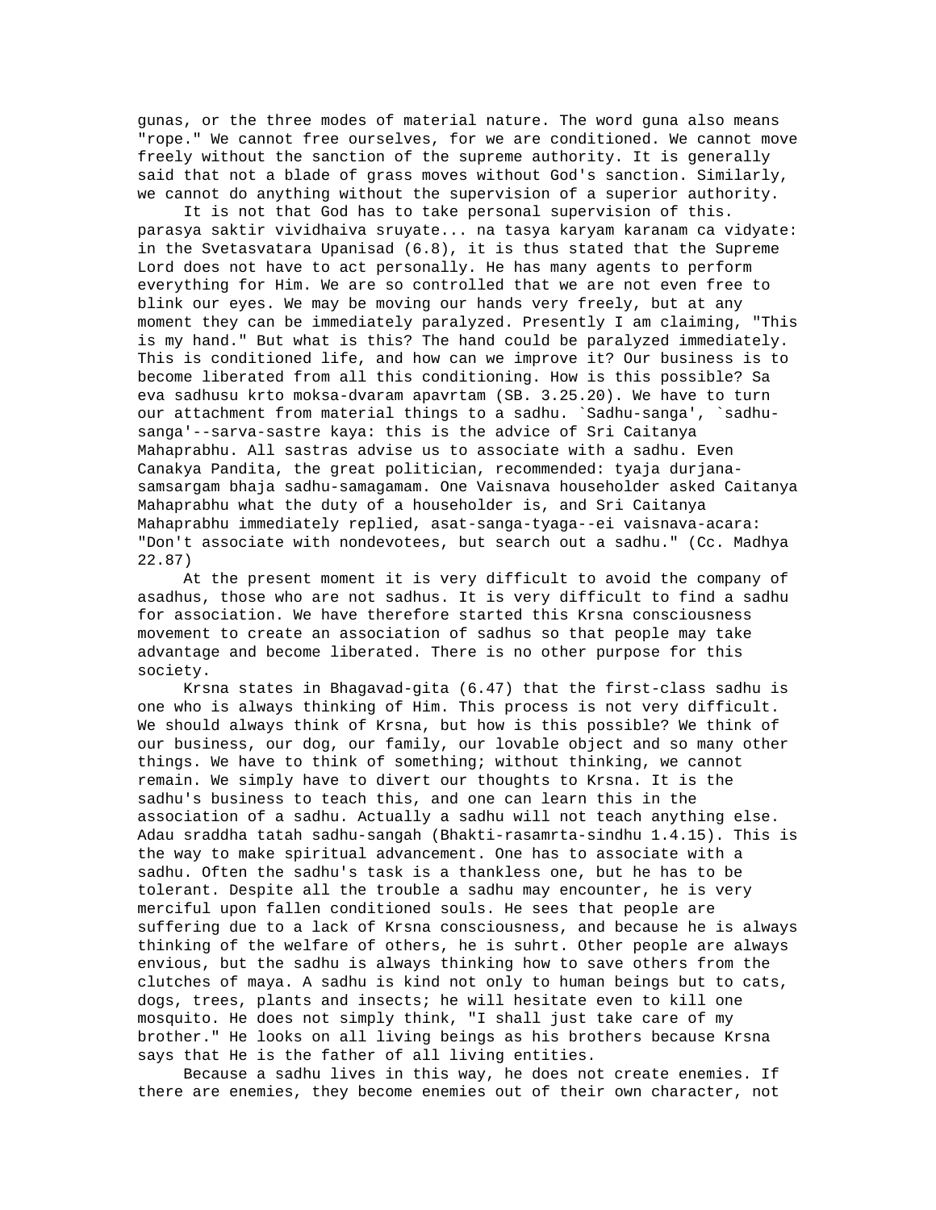gunas, or the three modes of material nature. The word guna also means "rope." We cannot free ourselves, for we are conditioned. We cannot move freely without the sanction of the supreme authority. It is generally said that not a blade of grass moves without God's sanction. Similarly, we cannot do anything without the supervision of a superior authority.

It is not that God has to take personal supervision of this. parasya saktir vividhaiva sruyate... na tasya karyam karanam ca vidyate: in the Svetasvatara Upanisad (6.8), it is thus stated that the Supreme Lord does not have to act personally. He has many agents to perform everything for Him. We are so controlled that we are not even free to blink our eyes. We may be moving our hands very freely, but at any moment they can be immediately paralyzed. Presently I am claiming, "This is my hand." But what is this? The hand could be paralyzed immediately. This is conditioned life, and how can we improve it? Our business is to become liberated from all this conditioning. How is this possible? Sa eva sadhusu krto moksa-dvaram apavrtam (SB. 3.25.20). We have to turn our attachment from material things to a sadhu. `Sadhu-sanga', `sadhu-sanga'--sarva-sastre kaya: this is the advice of Sri Caitanya Mahaprabhu. All sastras advise us to associate with a sadhu. Even Canakya Pandita, the great politician, recommended: tyaja durjana-samsargam bhaja sadhu-samagamam. One Vaisnava householder asked Caitanya Mahaprabhu what the duty of a householder is, and Sri Caitanya Mahaprabhu immediately replied, asat-sanga-tyaga--ei vaisnava-acara: "Don't associate with nondevotees, but search out a sadhu." (Cc. Madhya 22.87)

At the present moment it is very difficult to avoid the company of asadhus, those who are not sadhus. It is very difficult to find a sadhu for association. We have therefore started this Krsna consciousness movement to create an association of sadhus so that people may take advantage and become liberated. There is no other purpose for this society.

Krsna states in Bhagavad-gita (6.47) that the first-class sadhu is one who is always thinking of Him. This process is not very difficult. We should always think of Krsna, but how is this possible? We think of our business, our dog, our family, our lovable object and so many other things. We have to think of something; without thinking, we cannot remain. We simply have to divert our thoughts to Krsna. It is the sadhu's business to teach this, and one can learn this in the association of a sadhu. Actually a sadhu will not teach anything else. Adau sraddha tatah sadhu-sangah (Bhakti-rasamrta-sindhu 1.4.15). This is the way to make spiritual advancement. One has to associate with a sadhu. Often the sadhu's task is a thankless one, but he has to be tolerant. Despite all the trouble a sadhu may encounter, he is very merciful upon fallen conditioned souls. He sees that people are suffering due to a lack of Krsna consciousness, and because he is always thinking of the welfare of others, he is suhrt. Other people are always envious, but the sadhu is always thinking how to save others from the clutches of maya. A sadhu is kind not only to human beings but to cats, dogs, trees, plants and insects; he will hesitate even to kill one mosquito. He does not simply think, "I shall just take care of my brother." He looks on all living beings as his brothers because Krsna says that He is the father of all living entities.

Because a sadhu lives in this way, he does not create enemies. If there are enemies, they become enemies out of their own character, not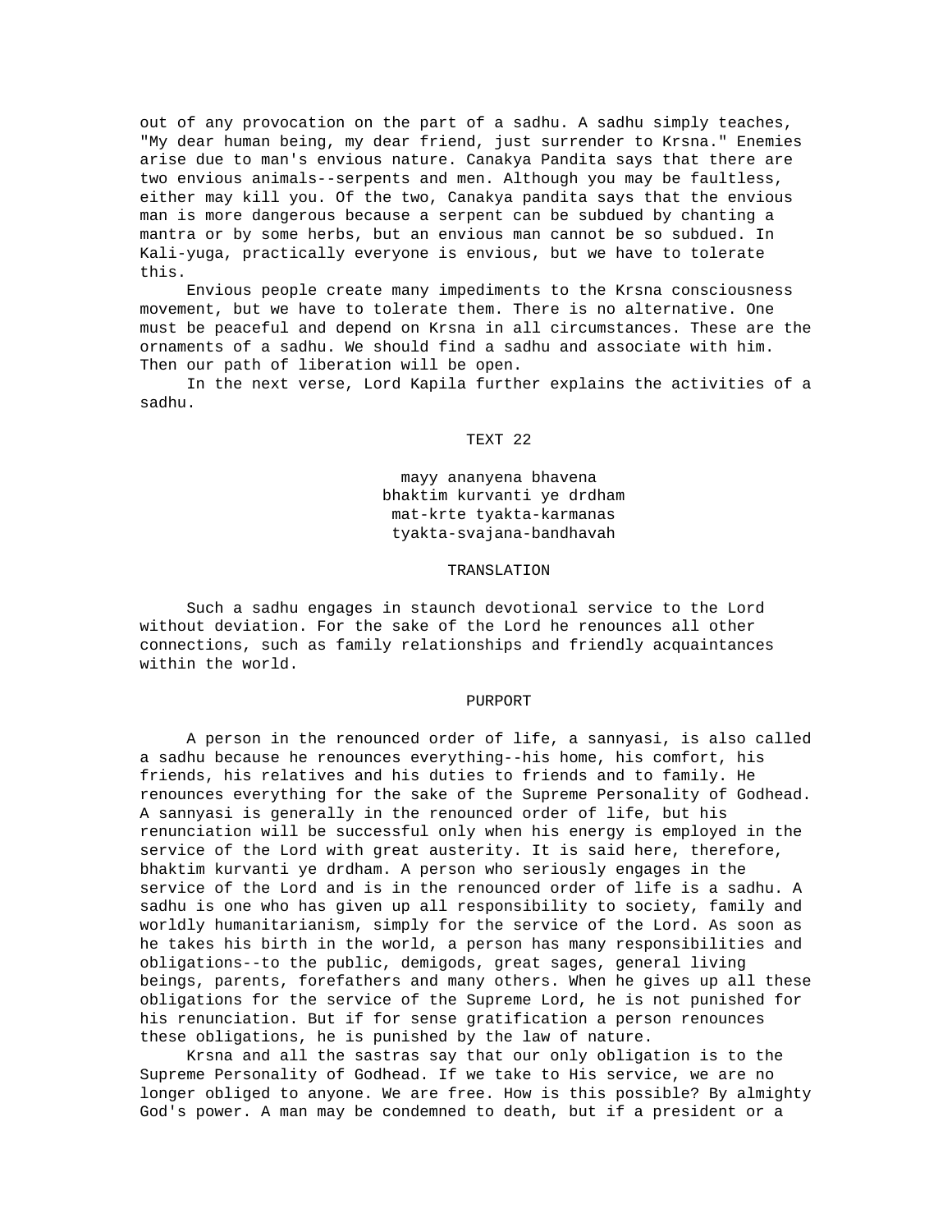out of any provocation on the part of a sadhu. A sadhu simply teaches, "My dear human being, my dear friend, just surrender to Krsna." Enemies arise due to man's envious nature. Canakya Pandita says that there are two envious animals--serpents and men. Although you may be faultless, either may kill you. Of the two, Canakya pandita says that the envious man is more dangerous because a serpent can be subdued by chanting a mantra or by some herbs, but an envious man cannot be so subdued. In Kali-yuga, practically everyone is envious, but we have to tolerate this.

Envious people create many impediments to the Krsna consciousness movement, but we have to tolerate them. There is no alternative. One must be peaceful and depend on Krsna in all circumstances. These are the ornaments of a sadhu. We should find a sadhu and associate with him. Then our path of liberation will be open.

In the next verse, Lord Kapila further explains the activities of a sadhu.

## TEXT 22

mayy ananyena bhavena
bhaktim kurvanti ye drdham
mat-krte tyakta-karmanas
tyakta-svajana-bandhavah

### TRANSLATION

Such a sadhu engages in staunch devotional service to the Lord without deviation. For the sake of the Lord he renounces all other connections, such as family relationships and friendly acquaintances within the world.

### PURPORT

A person in the renounced order of life, a sannyasi, is also called a sadhu because he renounces everything--his home, his comfort, his friends, his relatives and his duties to friends and to family. He renounces everything for the sake of the Supreme Personality of Godhead. A sannyasi is generally in the renounced order of life, but his renunciation will be successful only when his energy is employed in the service of the Lord with great austerity. It is said here, therefore, bhaktim kurvanti ye drdham. A person who seriously engages in the service of the Lord and is in the renounced order of life is a sadhu. A sadhu is one who has given up all responsibility to society, family and worldly humanitarianism, simply for the service of the Lord. As soon as he takes his birth in the world, a person has many responsibilities and obligations--to the public, demigods, great sages, general living beings, parents, forefathers and many others. When he gives up all these obligations for the service of the Supreme Lord, he is not punished for his renunciation. But if for sense gratification a person renounces these obligations, he is punished by the law of nature.

Krsna and all the sastras say that our only obligation is to the Supreme Personality of Godhead. If we take to His service, we are no longer obliged to anyone. We are free. How is this possible? By almighty God's power. A man may be condemned to death, but if a president or a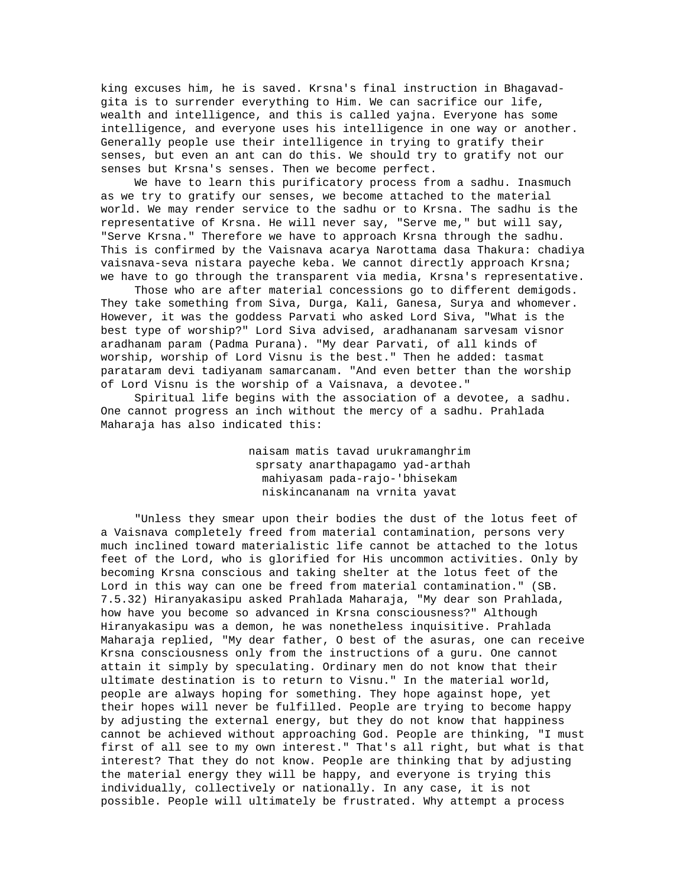king excuses him, he is saved. Krsna's final instruction in Bhagavad-gita is to surrender everything to Him. We can sacrifice our life, wealth and intelligence, and this is called yajna. Everyone has some intelligence, and everyone uses his intelligence in one way or another. Generally people use their intelligence in trying to gratify their senses, but even an ant can do this. We should try to gratify not our senses but Krsna's senses. Then we become perfect.

We have to learn this purificatory process from a sadhu. Inasmuch as we try to gratify our senses, we become attached to the material world. We may render service to the sadhu or to Krsna. The sadhu is the representative of Krsna. He will never say, "Serve me," but will say, "Serve Krsna." Therefore we have to approach Krsna through the sadhu. This is confirmed by the Vaisnava acarya Narottama dasa Thakura: chadiya vaisnava-seva nistara payeche keba. We cannot directly approach Krsna; we have to go through the transparent via media, Krsna's representative.

Those who are after material concessions go to different demigods. They take something from Siva, Durga, Kali, Ganesa, Surya and whomever. However, it was the goddess Parvati who asked Lord Siva, "What is the best type of worship?" Lord Siva advised, aradhananam sarvesam visnor aradhanam param (Padma Purana). "My dear Parvati, of all kinds of worship, worship of Lord Visnu is the best." Then he added: tasmat parataram devi tadiyanam samarcanam. "And even better than the worship of Lord Visnu is the worship of a Vaisnava, a devotee."

Spiritual life begins with the association of a devotee, a sadhu. One cannot progress an inch without the mercy of a sadhu. Prahlada Maharaja has also indicated this:

> naisam matis tavad urukramanghrim
> sprsaty anarthapagamo yad-arthah
> mahiyasam pada-rajo-'bhisekam
> niskincananam na vrnita yavat

"Unless they smear upon their bodies the dust of the lotus feet of a Vaisnava completely freed from material contamination, persons very much inclined toward materialistic life cannot be attached to the lotus feet of the Lord, who is glorified for His uncommon activities. Only by becoming Krsna conscious and taking shelter at the lotus feet of the Lord in this way can one be freed from material contamination." (SB. 7.5.32) Hiranyakasipu asked Prahlada Maharaja, "My dear son Prahlada, how have you become so advanced in Krsna consciousness?" Although Hiranyakasipu was a demon, he was nonetheless inquisitive. Prahlada Maharaja replied, "My dear father, O best of the asuras, one can receive Krsna consciousness only from the instructions of a guru. One cannot attain it simply by speculating. Ordinary men do not know that their ultimate destination is to return to Visnu." In the material world, people are always hoping for something. They hope against hope, yet their hopes will never be fulfilled. People are trying to become happy by adjusting the external energy, but they do not know that happiness cannot be achieved without approaching God. People are thinking, "I must first of all see to my own interest." That's all right, but what is that interest? That they do not know. People are thinking that by adjusting the material energy they will be happy, and everyone is trying this individually, collectively or nationally. In any case, it is not possible. People will ultimately be frustrated. Why attempt a process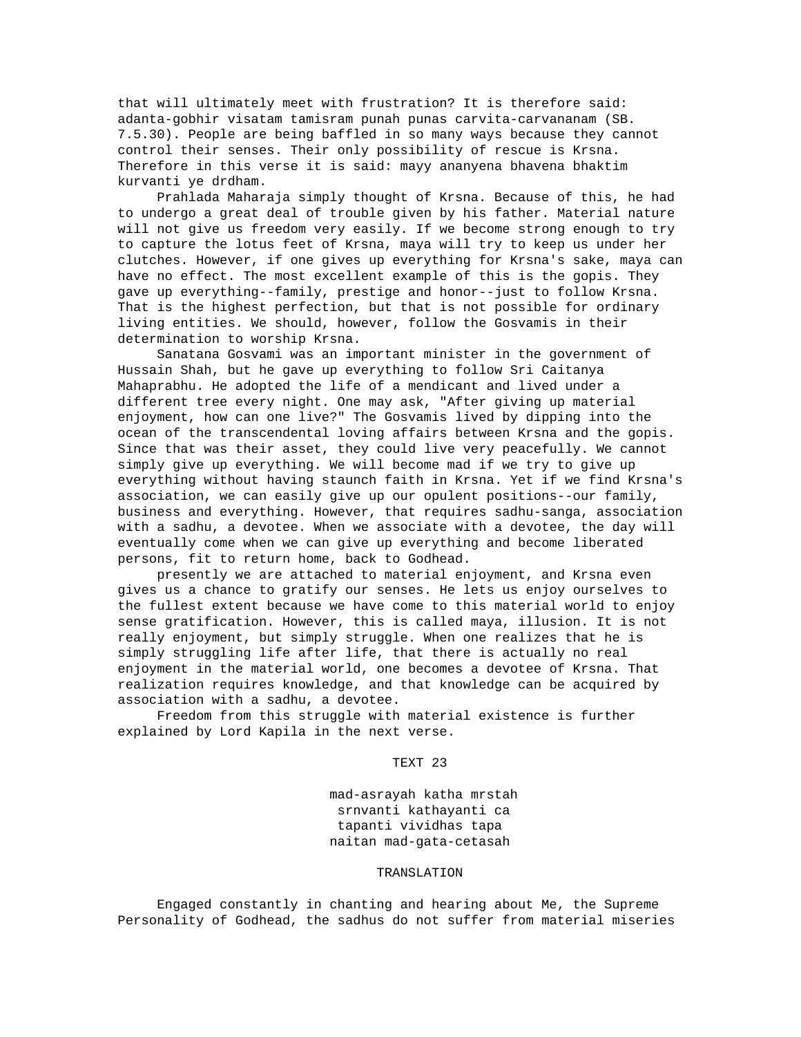that will ultimately meet with frustration? It is therefore said: adanta-gobhir visatam tamisram punah punas carvita-carvananam (SB. 7.5.30). People are being baffled in so many ways because they cannot control their senses. Their only possibility of rescue is Krsna. Therefore in this verse it is said: mayy ananyena bhavena bhaktim kurvanti ye drdham.

Prahlada Maharaja simply thought of Krsna. Because of this, he had to undergo a great deal of trouble given by his father. Material nature will not give us freedom very easily. If we become strong enough to try to capture the lotus feet of Krsna, maya will try to keep us under her clutches. However, if one gives up everything for Krsna's sake, maya can have no effect. The most excellent example of this is the gopis. They gave up everything--family, prestige and honor--just to follow Krsna. That is the highest perfection, but that is not possible for ordinary living entities. We should, however, follow the Gosvamis in their determination to worship Krsna.

Sanatana Gosvami was an important minister in the government of Hussain Shah, but he gave up everything to follow Sri Caitanya Mahaprabhu. He adopted the life of a mendicant and lived under a different tree every night. One may ask, "After giving up material enjoyment, how can one live?" The Gosvamis lived by dipping into the ocean of the transcendental loving affairs between Krsna and the gopis. Since that was their asset, they could live very peacefully. We cannot simply give up everything. We will become mad if we try to give up everything without having staunch faith in Krsna. Yet if we find Krsna's association, we can easily give up our opulent positions--our family, business and everything. However, that requires sadhu-sanga, association with a sadhu, a devotee. When we associate with a devotee, the day will eventually come when we can give up everything and become liberated persons, fit to return home, back to Godhead.

presently we are attached to material enjoyment, and Krsna even gives us a chance to gratify our senses. He lets us enjoy ourselves to the fullest extent because we have come to this material world to enjoy sense gratification. However, this is called maya, illusion. It is not really enjoyment, but simply struggle. When one realizes that he is simply struggling life after life, that there is actually no real enjoyment in the material world, one becomes a devotee of Krsna. That realization requires knowledge, and that knowledge can be acquired by association with a sadhu, a devotee.

Freedom from this struggle with material existence is further explained by Lord Kapila in the next verse.

TEXT 23

mad-asrayah katha mrstah
srnvanti kathayanti ca
tapanti vividhas tapa
naitan mad-gata-cetasah

TRANSLATION

Engaged constantly in chanting and hearing about Me, the Supreme Personality of Godhead, the sadhus do not suffer from material miseries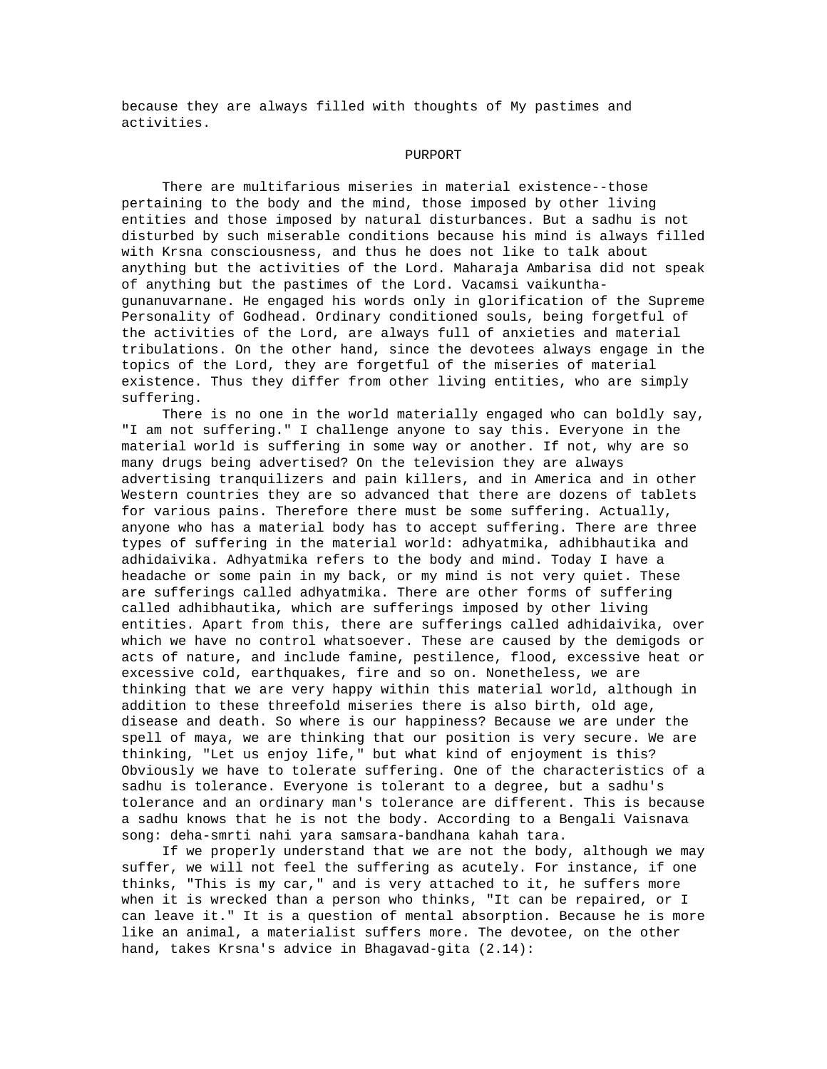because they are always filled with thoughts of My pastimes and activities.

PURPORT

There are multifarious miseries in material existence--those pertaining to the body and the mind, those imposed by other living entities and those imposed by natural disturbances. But a sadhu is not disturbed by such miserable conditions because his mind is always filled with Krsna consciousness, and thus he does not like to talk about anything but the activities of the Lord. Maharaja Ambarisa did not speak of anything but the pastimes of the Lord. Vacamsi vaikuntha-gunanuvarnane. He engaged his words only in glorification of the Supreme Personality of Godhead. Ordinary conditioned souls, being forgetful of the activities of the Lord, are always full of anxieties and material tribulations. On the other hand, since the devotees always engage in the topics of the Lord, they are forgetful of the miseries of material existence. Thus they differ from other living entities, who are simply suffering.

There is no one in the world materially engaged who can boldly say, "I am not suffering." I challenge anyone to say this. Everyone in the material world is suffering in some way or another. If not, why are so many drugs being advertised? On the television they are always advertising tranquilizers and pain killers, and in America and in other Western countries they are so advanced that there are dozens of tablets for various pains. Therefore there must be some suffering. Actually, anyone who has a material body has to accept suffering. There are three types of suffering in the material world: adhyatmika, adhibhautika and adhidaivika. Adhyatmika refers to the body and mind. Today I have a headache or some pain in my back, or my mind is not very quiet. These are sufferings called adhyatmika. There are other forms of suffering called adhibhautika, which are sufferings imposed by other living entities. Apart from this, there are sufferings called adhidaivika, over which we have no control whatsoever. These are caused by the demigods or acts of nature, and include famine, pestilence, flood, excessive heat or excessive cold, earthquakes, fire and so on. Nonetheless, we are thinking that we are very happy within this material world, although in addition to these threefold miseries there is also birth, old age, disease and death. So where is our happiness? Because we are under the spell of maya, we are thinking that our position is very secure. We are thinking, "Let us enjoy life," but what kind of enjoyment is this? Obviously we have to tolerate suffering. One of the characteristics of a sadhu is tolerance. Everyone is tolerant to a degree, but a sadhu's tolerance and an ordinary man's tolerance are different. This is because a sadhu knows that he is not the body. According to a Bengali Vaisnava song: deha-smrti nahi yara samsara-bandhana kahah tara.

If we properly understand that we are not the body, although we may suffer, we will not feel the suffering as acutely. For instance, if one thinks, "This is my car," and is very attached to it, he suffers more when it is wrecked than a person who thinks, "It can be repaired, or I can leave it." It is a question of mental absorption. Because he is more like an animal, a materialist suffers more. The devotee, on the other hand, takes Krsna's advice in Bhagavad-gita (2.14):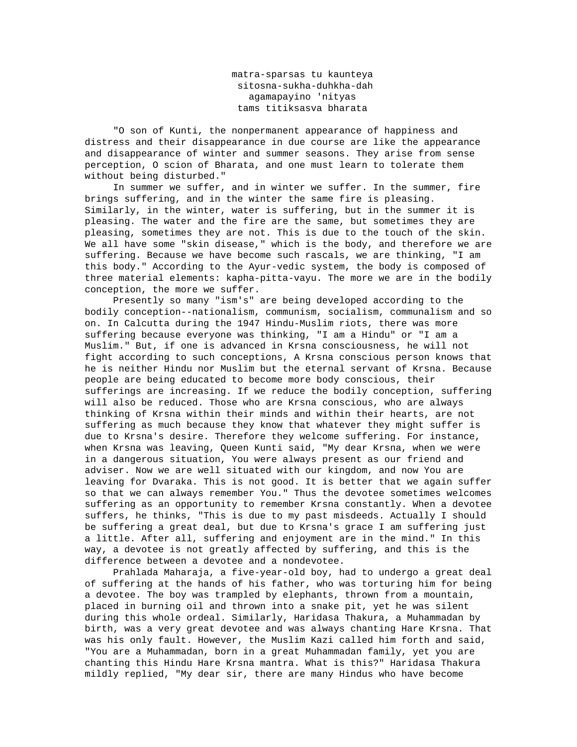matra-sparsas tu kaunteya
sitosna-sukha-duhkha-dah
agamapayino 'nityas
tams titiksasva bharata

"O son of Kunti, the nonpermanent appearance of happiness and distress and their disappearance in due course are like the appearance and disappearance of winter and summer seasons. They arise from sense perception, O scion of Bharata, and one must learn to tolerate them without being disturbed."

In summer we suffer, and in winter we suffer. In the summer, fire brings suffering, and in the winter the same fire is pleasing. Similarly, in the winter, water is suffering, but in the summer it is pleasing. The water and the fire are the same, but sometimes they are pleasing, sometimes they are not. This is due to the touch of the skin. We all have some "skin disease," which is the body, and therefore we are suffering. Because we have become such rascals, we are thinking, "I am this body." According to the Ayur-vedic system, the body is composed of three material elements: kapha-pitta-vayu. The more we are in the bodily conception, the more we suffer.

Presently so many "ism's" are being developed according to the bodily conception--nationalism, communism, socialism, communalism and so on. In Calcutta during the 1947 Hindu-Muslim riots, there was more suffering because everyone was thinking, "I am a Hindu" or "I am a Muslim." But, if one is advanced in Krsna consciousness, he will not fight according to such conceptions, A Krsna conscious person knows that he is neither Hindu nor Muslim but the eternal servant of Krsna. Because people are being educated to become more body conscious, their sufferings are increasing. If we reduce the bodily conception, suffering will also be reduced. Those who are Krsna conscious, who are always thinking of Krsna within their minds and within their hearts, are not suffering as much because they know that whatever they might suffer is due to Krsna's desire. Therefore they welcome suffering. For instance, when Krsna was leaving, Queen Kunti said, "My dear Krsna, when we were in a dangerous situation, You were always present as our friend and adviser. Now we are well situated with our kingdom, and now You are leaving for Dvaraka. This is not good. It is better that we again suffer so that we can always remember You." Thus the devotee sometimes welcomes suffering as an opportunity to remember Krsna constantly. When a devotee suffers, he thinks, "This is due to my past misdeeds. Actually I should be suffering a great deal, but due to Krsna's grace I am suffering just a little. After all, suffering and enjoyment are in the mind." In this way, a devotee is not greatly affected by suffering, and this is the difference between a devotee and a nondevotee.

Prahlada Maharaja, a five-year-old boy, had to undergo a great deal of suffering at the hands of his father, who was torturing him for being a devotee. The boy was trampled by elephants, thrown from a mountain, placed in burning oil and thrown into a snake pit, yet he was silent during this whole ordeal. Similarly, Haridasa Thakura, a Muhammadan by birth, was a very great devotee and was always chanting Hare Krsna. That was his only fault. However, the Muslim Kazi called him forth and said, "You are a Muhammadan, born in a great Muhammadan family, yet you are chanting this Hindu Hare Krsna mantra. What is this?" Haridasa Thakura mildly replied, "My dear sir, there are many Hindus who have become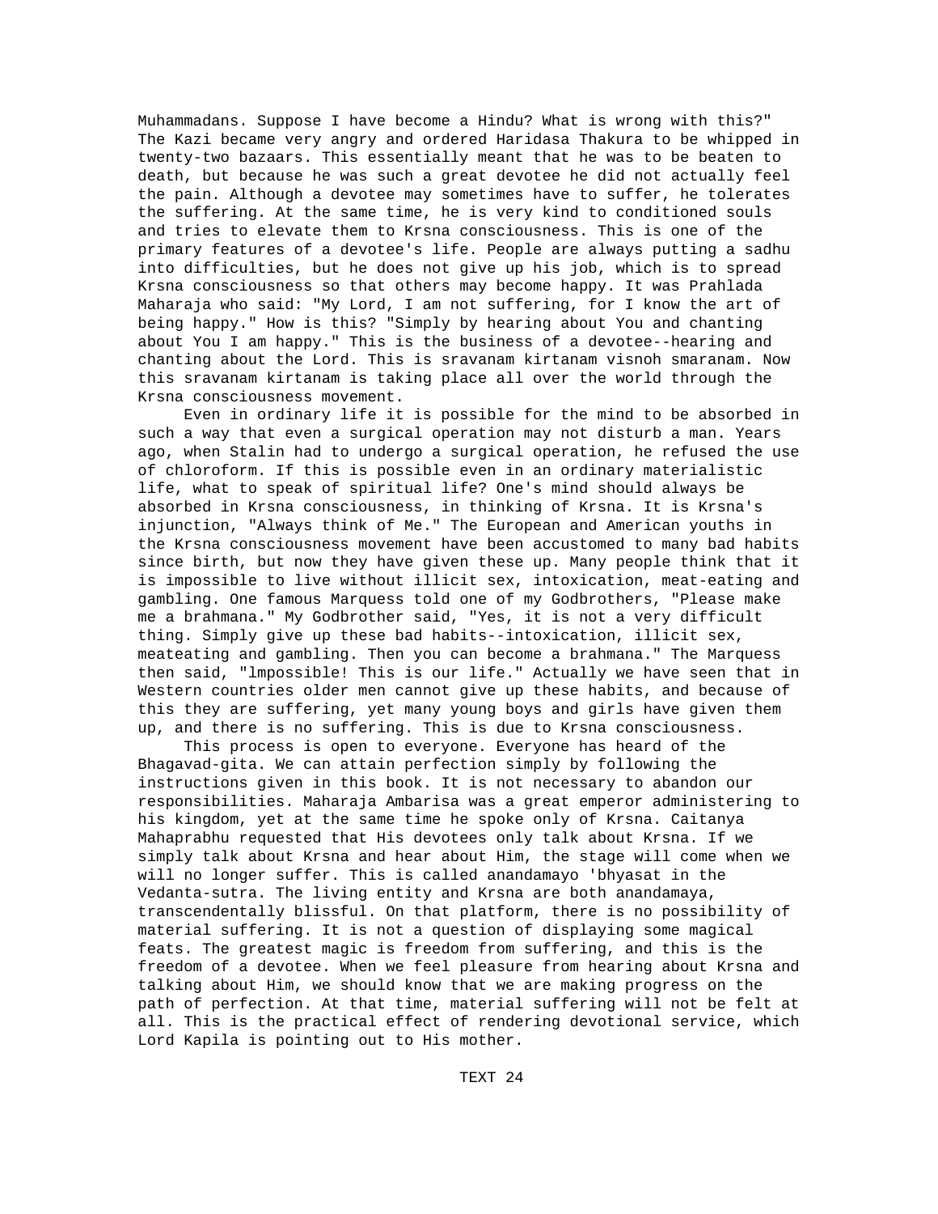Muhammadans. Suppose I have become a Hindu? What is wrong with this?" The Kazi became very angry and ordered Haridasa Thakura to be whipped in twenty-two bazaars. This essentially meant that he was to be beaten to death, but because he was such a great devotee he did not actually feel the pain. Although a devotee may sometimes have to suffer, he tolerates the suffering. At the same time, he is very kind to conditioned souls and tries to elevate them to Krsna consciousness. This is one of the primary features of a devotee's life. People are always putting a sadhu into difficulties, but he does not give up his job, which is to spread Krsna consciousness so that others may become happy. It was Prahlada Maharaja who said: "My Lord, I am not suffering, for I know the art of being happy." How is this? "Simply by hearing about You and chanting about You I am happy." This is the business of a devotee--hearing and chanting about the Lord. This is sravanam kirtanam visnoh smaranam. Now this sravanam kirtanam is taking place all over the world through the Krsna consciousness movement.

Even in ordinary life it is possible for the mind to be absorbed in such a way that even a surgical operation may not disturb a man. Years ago, when Stalin had to undergo a surgical operation, he refused the use of chloroform. If this is possible even in an ordinary materialistic life, what to speak of spiritual life? One's mind should always be absorbed in Krsna consciousness, in thinking of Krsna. It is Krsna's injunction, "Always think of Me." The European and American youths in the Krsna consciousness movement have been accustomed to many bad habits since birth, but now they have given these up. Many people think that it is impossible to live without illicit sex, intoxication, meat-eating and gambling. One famous Marquess told one of my Godbrothers, "Please make me a brahmana." My Godbrother said, "Yes, it is not a very difficult thing. Simply give up these bad habits--intoxication, illicit sex, meateating and gambling. Then you can become a brahmana." The Marquess then said, "lmpossible! This is our life." Actually we have seen that in Western countries older men cannot give up these habits, and because of this they are suffering, yet many young boys and girls have given them up, and there is no suffering. This is due to Krsna consciousness.

This process is open to everyone. Everyone has heard of the Bhagavad-gita. We can attain perfection simply by following the instructions given in this book. It is not necessary to abandon our responsibilities. Maharaja Ambarisa was a great emperor administering to his kingdom, yet at the same time he spoke only of Krsna. Caitanya Mahaprabhu requested that His devotees only talk about Krsna. If we simply talk about Krsna and hear about Him, the stage will come when we will no longer suffer. This is called anandamayo 'bhyasat in the Vedanta-sutra. The living entity and Krsna are both anandamaya, transcendentally blissful. On that platform, there is no possibility of material suffering. It is not a question of displaying some magical feats. The greatest magic is freedom from suffering, and this is the freedom of a devotee. When we feel pleasure from hearing about Krsna and talking about Him, we should know that we are making progress on the path of perfection. At that time, material suffering will not be felt at all. This is the practical effect of rendering devotional service, which Lord Kapila is pointing out to His mother.

TEXT 24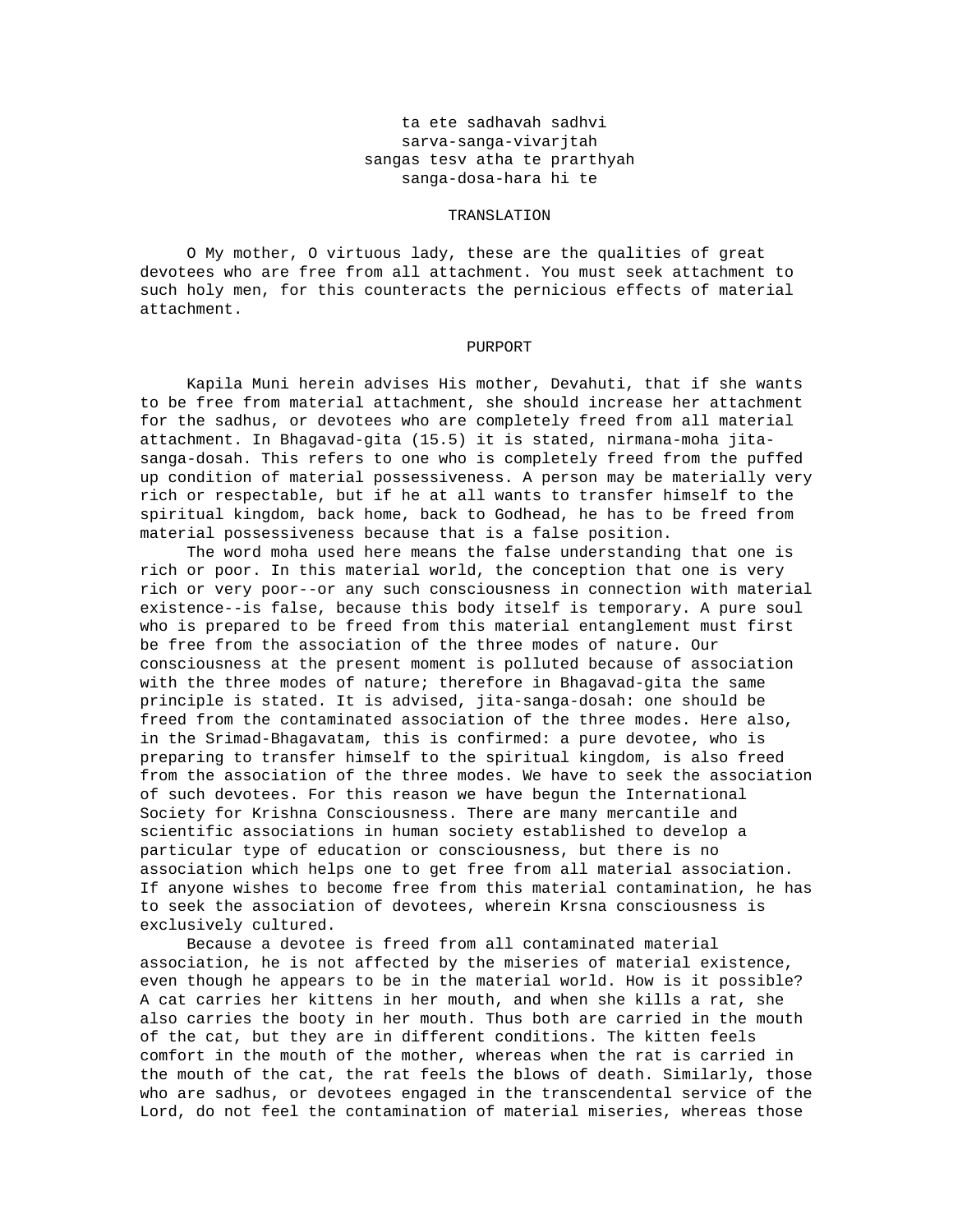ta ete sadhavah sadhvi
sarva-sanga-vivarjtah
sangas tesv atha te prarthyah
sanga-dosa-hara hi te

TRANSLATION

O My mother, O virtuous lady, these are the qualities of great devotees who are free from all attachment. You must seek attachment to such holy men, for this counteracts the pernicious effects of material attachment.

PURPORT

Kapila Muni herein advises His mother, Devahuti, that if she wants to be free from material attachment, she should increase her attachment for the sadhus, or devotees who are completely freed from all material attachment. In Bhagavad-gita (15.5) it is stated, nirmana-moha jita-sanga-dosah. This refers to one who is completely freed from the puffed up condition of material possessiveness. A person may be materially very rich or respectable, but if he at all wants to transfer himself to the spiritual kingdom, back home, back to Godhead, he has to be freed from material possessiveness because that is a false position.

The word moha used here means the false understanding that one is rich or poor. In this material world, the conception that one is very rich or very poor--or any such consciousness in connection with material existence--is false, because this body itself is temporary. A pure soul who is prepared to be freed from this material entanglement must first be free from the association of the three modes of nature. Our consciousness at the present moment is polluted because of association with the three modes of nature; therefore in Bhagavad-gita the same principle is stated. It is advised, jita-sanga-dosah: one should be freed from the contaminated association of the three modes. Here also, in the Srimad-Bhagavatam, this is confirmed: a pure devotee, who is preparing to transfer himself to the spiritual kingdom, is also freed from the association of the three modes. We have to seek the association of such devotees. For this reason we have begun the International Society for Krishna Consciousness. There are many mercantile and scientific associations in human society established to develop a particular type of education or consciousness, but there is no association which helps one to get free from all material association. If anyone wishes to become free from this material contamination, he has to seek the association of devotees, wherein Krsna consciousness is exclusively cultured.

Because a devotee is freed from all contaminated material association, he is not affected by the miseries of material existence, even though he appears to be in the material world. How is it possible? A cat carries her kittens in her mouth, and when she kills a rat, she also carries the booty in her mouth. Thus both are carried in the mouth of the cat, but they are in different conditions. The kitten feels comfort in the mouth of the mother, whereas when the rat is carried in the mouth of the cat, the rat feels the blows of death. Similarly, those who are sadhus, or devotees engaged in the transcendental service of the Lord, do not feel the contamination of material miseries, whereas those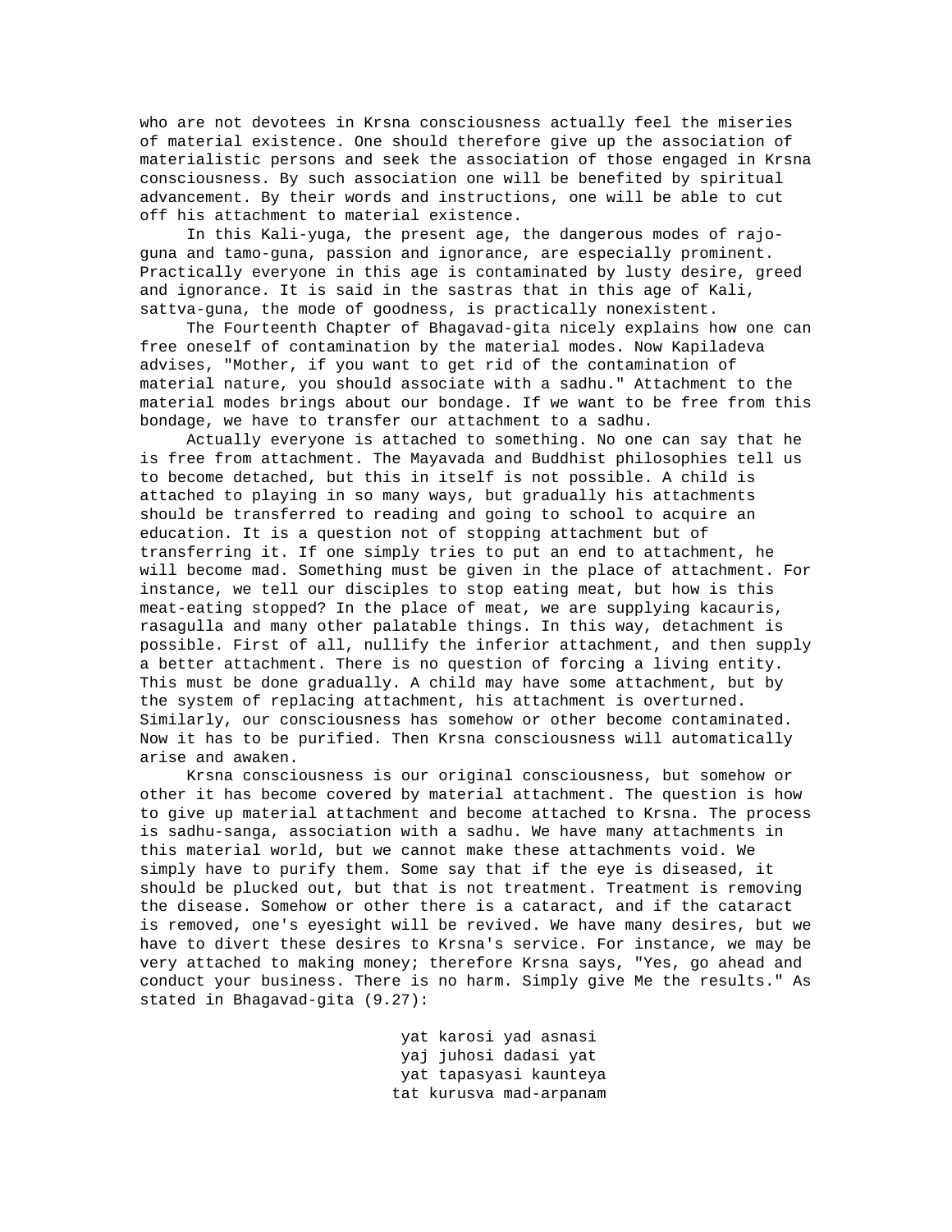who are not devotees in Krsna consciousness actually feel the miseries of material existence. One should therefore give up the association of materialistic persons and seek the association of those engaged in Krsna consciousness. By such association one will be benefited by spiritual advancement. By their words and instructions, one will be able to cut off his attachment to material existence.

In this Kali-yuga, the present age, the dangerous modes of rajo-guna and tamo-guna, passion and ignorance, are especially prominent. Practically everyone in this age is contaminated by lusty desire, greed and ignorance. It is said in the sastras that in this age of Kali, sattva-guna, the mode of goodness, is practically nonexistent.

The Fourteenth Chapter of Bhagavad-gita nicely explains how one can free oneself of contamination by the material modes. Now Kapiladeva advises, "Mother, if you want to get rid of the contamination of material nature, you should associate with a sadhu." Attachment to the material modes brings about our bondage. If we want to be free from this bondage, we have to transfer our attachment to a sadhu.

Actually everyone is attached to something. No one can say that he is free from attachment. The Mayavada and Buddhist philosophies tell us to become detached, but this in itself is not possible. A child is attached to playing in so many ways, but gradually his attachments should be transferred to reading and going to school to acquire an education. It is a question not of stopping attachment but of transferring it. If one simply tries to put an end to attachment, he will become mad. Something must be given in the place of attachment. For instance, we tell our disciples to stop eating meat, but how is this meat-eating stopped? In the place of meat, we are supplying kacauris, rasagulla and many other palatable things. In this way, detachment is possible. First of all, nullify the inferior attachment, and then supply a better attachment. There is no question of forcing a living entity. This must be done gradually. A child may have some attachment, but by the system of replacing attachment, his attachment is overturned. Similarly, our consciousness has somehow or other become contaminated. Now it has to be purified. Then Krsna consciousness will automatically arise and awaken.

Krsna consciousness is our original consciousness, but somehow or other it has become covered by material attachment. The question is how to give up material attachment and become attached to Krsna. The process is sadhu-sanga, association with a sadhu. We have many attachments in this material world, but we cannot make these attachments void. We simply have to purify them. Some say that if the eye is diseased, it should be plucked out, but that is not treatment. Treatment is removing the disease. Somehow or other there is a cataract, and if the cataract is removed, one's eyesight will be revived. We have many desires, but we have to divert these desires to Krsna's service. For instance, we may be very attached to making money; therefore Krsna says, "Yes, go ahead and conduct your business. There is no harm. Simply give Me the results." As stated in Bhagavad-gita (9.27):

> yat karosi yad asnasi
> yaj juhosi dadasi yat
> yat tapasyasi kaunteya
> tat kurusva mad-arpanam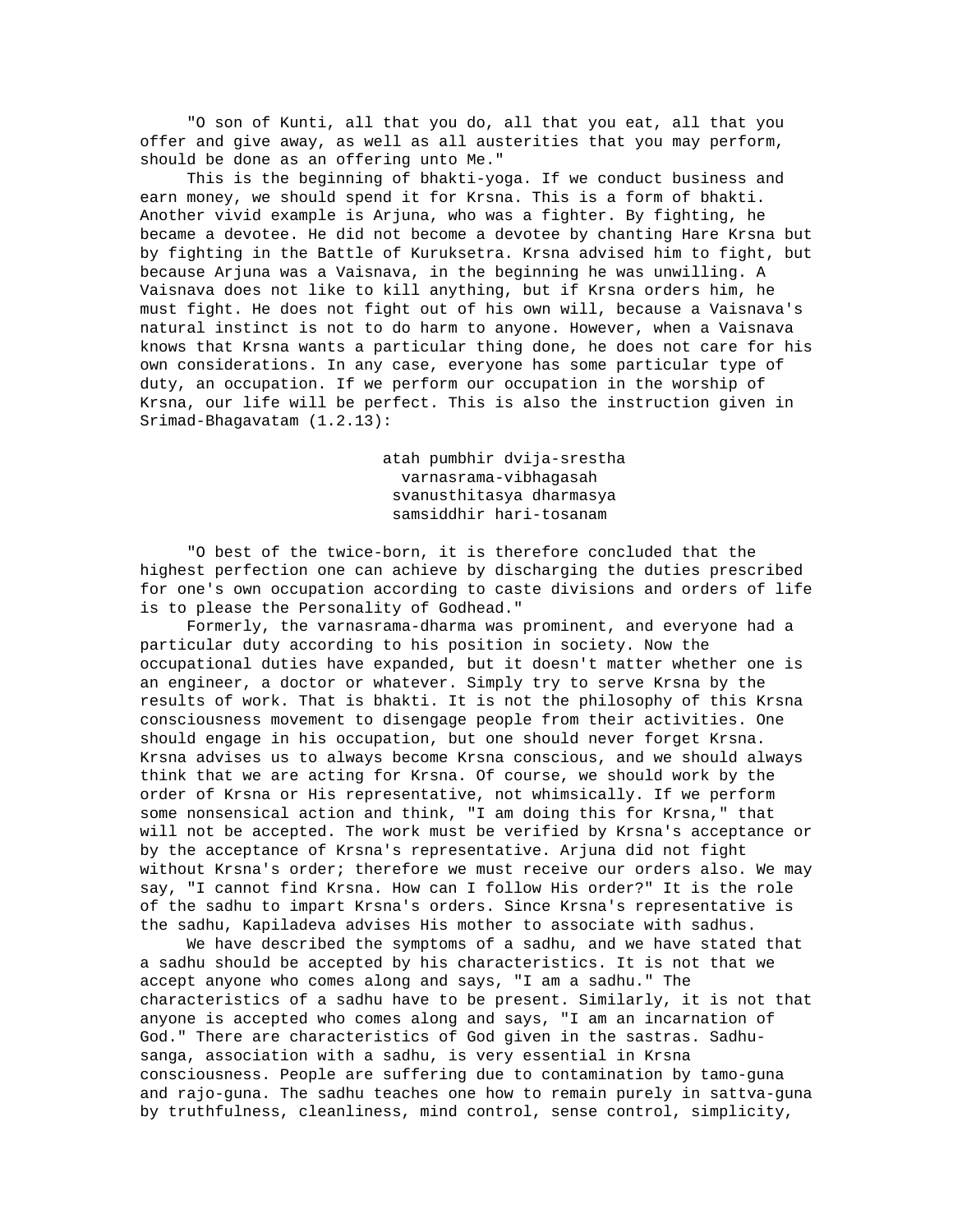"O son of Kunti, all that you do, all that you eat, all that you offer and give away, as well as all austerities that you may perform, should be done as an offering unto Me."

This is the beginning of bhakti-yoga. If we conduct business and earn money, we should spend it for Krsna. This is a form of bhakti. Another vivid example is Arjuna, who was a fighter. By fighting, he became a devotee. He did not become a devotee by chanting Hare Krsna but by fighting in the Battle of Kuruksetra. Krsna advised him to fight, but because Arjuna was a Vaisnava, in the beginning he was unwilling. A Vaisnava does not like to kill anything, but if Krsna orders him, he must fight. He does not fight out of his own will, because a Vaisnava's natural instinct is not to do harm to anyone. However, when a Vaisnava knows that Krsna wants a particular thing done, he does not care for his own considerations. In any case, everyone has some particular type of duty, an occupation. If we perform our occupation in the worship of Krsna, our life will be perfect. This is also the instruction given in Srimad-Bhagavatam (1.2.13):

atah pumbhir dvija-srestha
varnasrama-vibhagasah
svanusthitasya dharmasya
samsiddhir hari-tosanam

"O best of the twice-born, it is therefore concluded that the highest perfection one can achieve by discharging the duties prescribed for one's own occupation according to caste divisions and orders of life is to please the Personality of Godhead."

Formerly, the varnasrama-dharma was prominent, and everyone had a particular duty according to his position in society. Now the occupational duties have expanded, but it doesn't matter whether one is an engineer, a doctor or whatever. Simply try to serve Krsna by the results of work. That is bhakti. It is not the philosophy of this Krsna consciousness movement to disengage people from their activities. One should engage in his occupation, but one should never forget Krsna. Krsna advises us to always become Krsna conscious, and we should always think that we are acting for Krsna. Of course, we should work by the order of Krsna or His representative, not whimsically. If we perform some nonsensical action and think, "I am doing this for Krsna," that will not be accepted. The work must be verified by Krsna's acceptance or by the acceptance of Krsna's representative. Arjuna did not fight without Krsna's order; therefore we must receive our orders also. We may say, "I cannot find Krsna. How can I follow His order?" It is the role of the sadhu to impart Krsna's orders. Since Krsna's representative is the sadhu, Kapiladeva advises His mother to associate with sadhus.

We have described the symptoms of a sadhu, and we have stated that a sadhu should be accepted by his characteristics. It is not that we accept anyone who comes along and says, "I am a sadhu." The characteristics of a sadhu have to be present. Similarly, it is not that anyone is accepted who comes along and says, "I am an incarnation of God." There are characteristics of God given in the sastras. Sadhu-sanga, association with a sadhu, is very essential in Krsna consciousness. People are suffering due to contamination by tamo-guna and rajo-guna. The sadhu teaches one how to remain purely in sattva-guna by truthfulness, cleanliness, mind control, sense control, simplicity,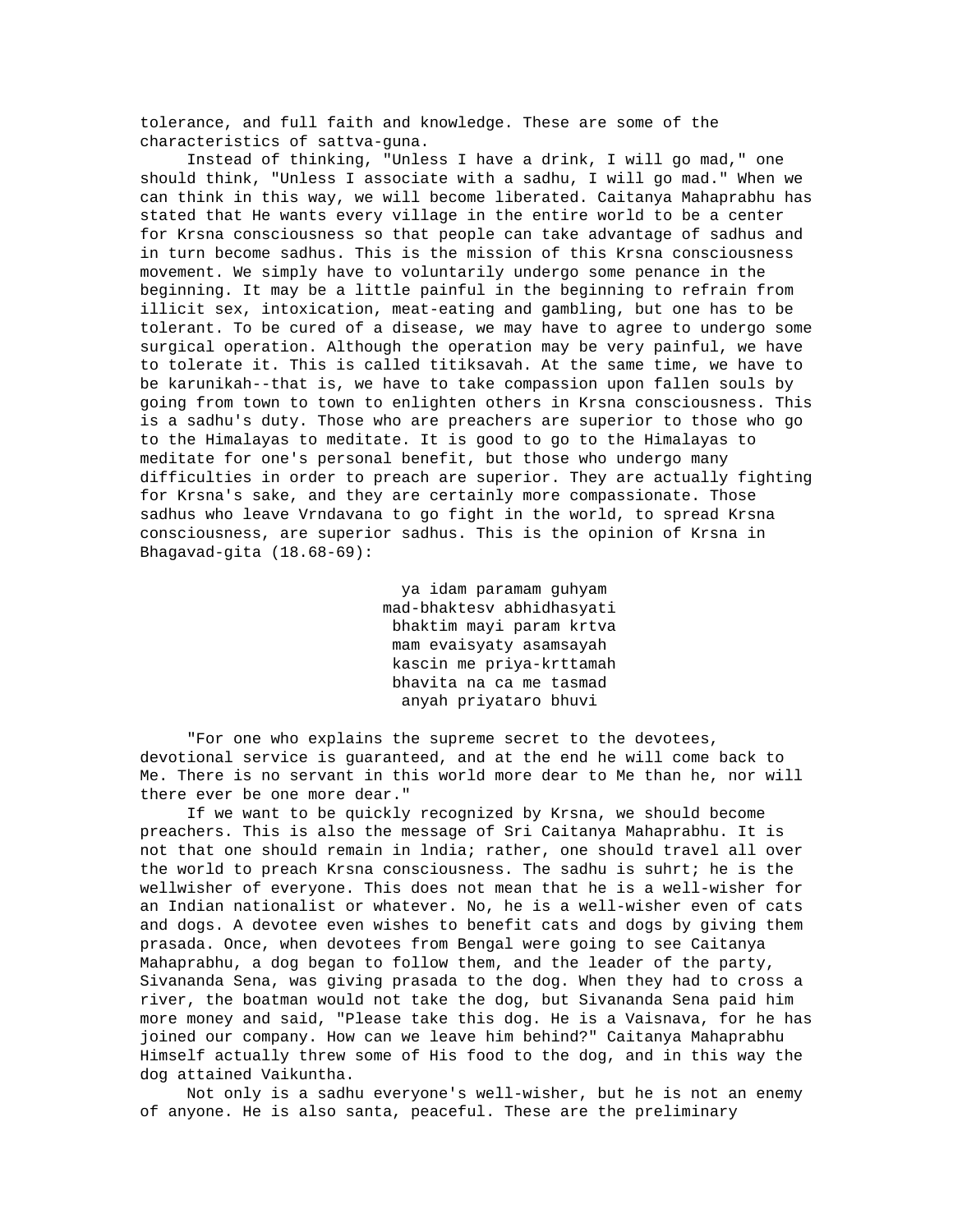tolerance, and full faith and knowledge. These are some of the characteristics of sattva-guna.

Instead of thinking, "Unless I have a drink, I will go mad," one should think, "Unless I associate with a sadhu, I will go mad." When we can think in this way, we will become liberated. Caitanya Mahaprabhu has stated that He wants every village in the entire world to be a center for Krsna consciousness so that people can take advantage of sadhus and in turn become sadhus. This is the mission of this Krsna consciousness movement. We simply have to voluntarily undergo some penance in the beginning. It may be a little painful in the beginning to refrain from illicit sex, intoxication, meat-eating and gambling, but one has to be tolerant. To be cured of a disease, we may have to agree to undergo some surgical operation. Although the operation may be very painful, we have to tolerate it. This is called titiksavah. At the same time, we have to be karunikah--that is, we have to take compassion upon fallen souls by going from town to town to enlighten others in Krsna consciousness. This is a sadhu's duty. Those who are preachers are superior to those who go to the Himalayas to meditate. It is good to go to the Himalayas to meditate for one's personal benefit, but those who undergo many difficulties in order to preach are superior. They are actually fighting for Krsna's sake, and they are certainly more compassionate. Those sadhus who leave Vrndavana to go fight in the world, to spread Krsna consciousness, are superior sadhus. This is the opinion of Krsna in Bhagavad-gita (18.68-69):

> ya idam paramam guhyam
> mad-bhaktesv abhidhasyati
> bhaktim mayi param krtva
> mam evaisyaty asamsayah
> kascin me priya-krttamah
> bhavita na ca me tasmad
> anyah priyataro bhuvi

"For one who explains the supreme secret to the devotees, devotional service is guaranteed, and at the end he will come back to Me. There is no servant in this world more dear to Me than he, nor will there ever be one more dear."

If we want to be quickly recognized by Krsna, we should become preachers. This is also the message of Sri Caitanya Mahaprabhu. It is not that one should remain in India; rather, one should travel all over the world to preach Krsna consciousness. The sadhu is suhrt; he is the wellwisher of everyone. This does not mean that he is a well-wisher for an Indian nationalist or whatever. No, he is a well-wisher even of cats and dogs. A devotee even wishes to benefit cats and dogs by giving them prasada. Once, when devotees from Bengal were going to see Caitanya Mahaprabhu, a dog began to follow them, and the leader of the party, Sivananda Sena, was giving prasada to the dog. When they had to cross a river, the boatman would not take the dog, but Sivananda Sena paid him more money and said, "Please take this dog. He is a Vaisnava, for he has joined our company. How can we leave him behind?" Caitanya Mahaprabhu Himself actually threw some of His food to the dog, and in this way the dog attained Vaikuntha.

Not only is a sadhu everyone's well-wisher, but he is not an enemy of anyone. He is also santa, peaceful. These are the preliminary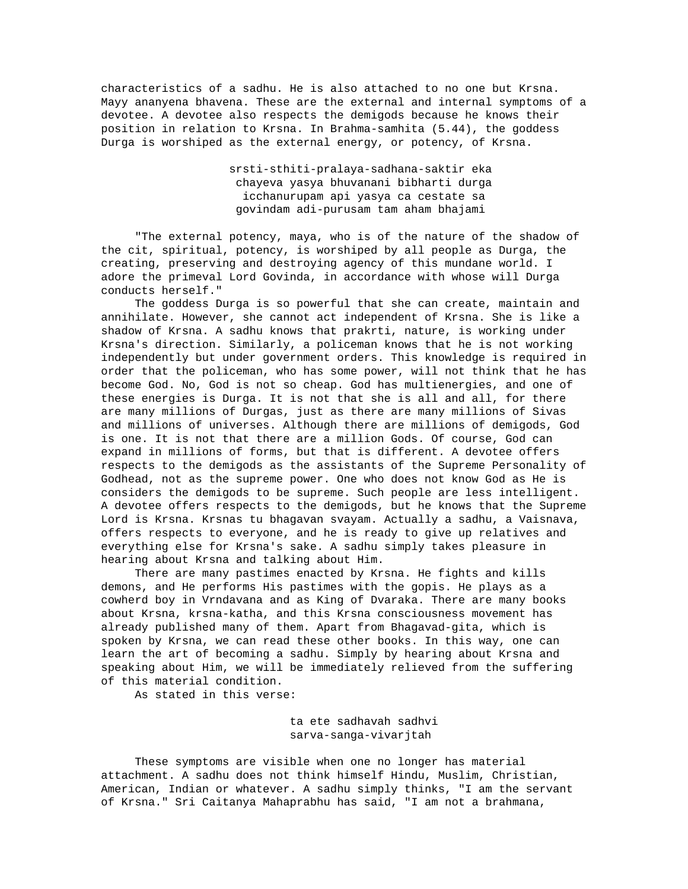characteristics of a sadhu. He is also attached to no one but Krsna. Mayy ananyena bhavena. These are the external and internal symptoms of a devotee. A devotee also respects the demigods because he knows their position in relation to Krsna. In Brahma-samhita (5.44), the goddess Durga is worshiped as the external energy, or potency, of Krsna.

> srsti-sthiti-pralaya-sadhana-saktir eka
> chayeva yasya bhuvanani bibharti durga
> icchanurupam api yasya ca cestate sa
> govindam adi-purusam tam aham bhajami

"The external potency, maya, who is of the nature of the shadow of the cit, spiritual, potency, is worshiped by all people as Durga, the creating, preserving and destroying agency of this mundane world. I adore the primeval Lord Govinda, in accordance with whose will Durga conducts herself."

The goddess Durga is so powerful that she can create, maintain and annihilate. However, she cannot act independent of Krsna. She is like a shadow of Krsna. A sadhu knows that prakrti, nature, is working under Krsna's direction. Similarly, a policeman knows that he is not working independently but under government orders. This knowledge is required in order that the policeman, who has some power, will not think that he has become God. No, God is not so cheap. God has multienergies, and one of these energies is Durga. It is not that she is all and all, for there are many millions of Durgas, just as there are many millions of Sivas and millions of universes. Although there are millions of demigods, God is one. It is not that there are a million Gods. Of course, God can expand in millions of forms, but that is different. A devotee offers respects to the demigods as the assistants of the Supreme Personality of Godhead, not as the supreme power. One who does not know God as He is considers the demigods to be supreme. Such people are less intelligent. A devotee offers respects to the demigods, but he knows that the Supreme Lord is Krsna. Krsnas tu bhagavan svayam. Actually a sadhu, a Vaisnava, offers respects to everyone, and he is ready to give up relatives and everything else for Krsna's sake. A sadhu simply takes pleasure in hearing about Krsna and talking about Him.

There are many pastimes enacted by Krsna. He fights and kills demons, and He performs His pastimes with the gopis. He plays as a cowherd boy in Vrndavana and as King of Dvaraka. There are many books about Krsna, krsna-katha, and this Krsna consciousness movement has already published many of them. Apart from Bhagavad-gita, which is spoken by Krsna, we can read these other books. In this way, one can learn the art of becoming a sadhu. Simply by hearing about Krsna and speaking about Him, we will be immediately relieved from the suffering of this material condition.

As stated in this verse:

> ta ete sadhavah sadhvi
> sarva-sanga-vivarjtah

These symptoms are visible when one no longer has material attachment. A sadhu does not think himself Hindu, Muslim, Christian, American, Indian or whatever. A sadhu simply thinks, "I am the servant of Krsna." Sri Caitanya Mahaprabhu has said, "I am not a brahmana,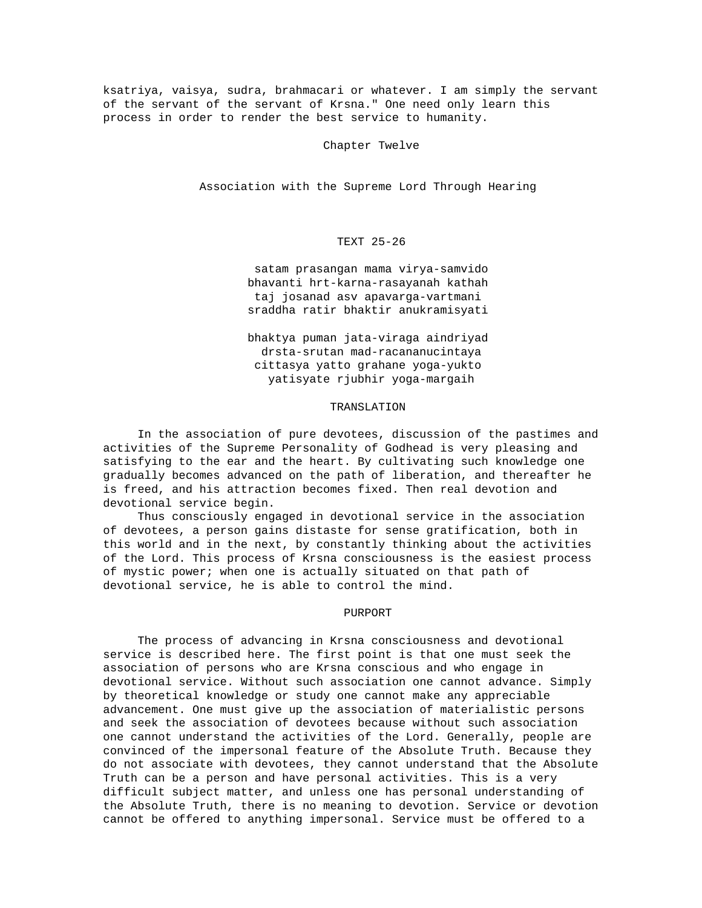ksatriya, vaisya, sudra, brahmacari or whatever. I am simply the servant of the servant of the servant of Krsna." One need only learn this process in order to render the best service to humanity.

## Chapter Twelve

## Association with the Supreme Lord Through Hearing

### TEXT 25-26

satam prasangan mama virya-samvido
bhavanti hrt-karna-rasayanah kathah
taj josanad asv apavarga-vartmani
sraddha ratir bhaktir anukramisyati

bhaktya puman jata-viraga aindriyad
drsta-srutan mad-racananucintaya
cittasya yatto grahane yoga-yukto
yatisyate rjubhir yoga-margaih

### TRANSLATION

In the association of pure devotees, discussion of the pastimes and activities of the Supreme Personality of Godhead is very pleasing and satisfying to the ear and the heart. By cultivating such knowledge one gradually becomes advanced on the path of liberation, and thereafter he is freed, and his attraction becomes fixed. Then real devotion and devotional service begin.

Thus consciously engaged in devotional service in the association of devotees, a person gains distaste for sense gratification, both in this world and in the next, by constantly thinking about the activities of the Lord. This process of Krsna consciousness is the easiest process of mystic power; when one is actually situated on that path of devotional service, he is able to control the mind.

### PURPORT

The process of advancing in Krsna consciousness and devotional service is described here. The first point is that one must seek the association of persons who are Krsna conscious and who engage in devotional service. Without such association one cannot advance. Simply by theoretical knowledge or study one cannot make any appreciable advancement. One must give up the association of materialistic persons and seek the association of devotees because without such association one cannot understand the activities of the Lord. Generally, people are convinced of the impersonal feature of the Absolute Truth. Because they do not associate with devotees, they cannot understand that the Absolute Truth can be a person and have personal activities. This is a very difficult subject matter, and unless one has personal understanding of the Absolute Truth, there is no meaning to devotion. Service or devotion cannot be offered to anything impersonal. Service must be offered to a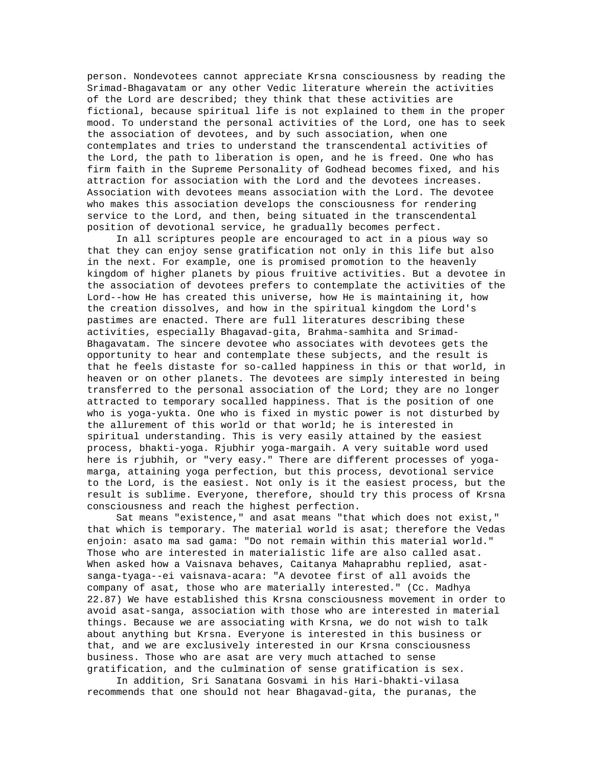person. Nondevotees cannot appreciate Krsna consciousness by reading the Srimad-Bhagavatam or any other Vedic literature wherein the activities of the Lord are described; they think that these activities are fictional, because spiritual life is not explained to them in the proper mood. To understand the personal activities of the Lord, one has to seek the association of devotees, and by such association, when one contemplates and tries to understand the transcendental activities of the Lord, the path to liberation is open, and he is freed. One who has firm faith in the Supreme Personality of Godhead becomes fixed, and his attraction for association with the Lord and the devotees increases. Association with devotees means association with the Lord. The devotee who makes this association develops the consciousness for rendering service to the Lord, and then, being situated in the transcendental position of devotional service, he gradually becomes perfect.

In all scriptures people are encouraged to act in a pious way so that they can enjoy sense gratification not only in this life but also in the next. For example, one is promised promotion to the heavenly kingdom of higher planets by pious fruitive activities. But a devotee in the association of devotees prefers to contemplate the activities of the Lord--how He has created this universe, how He is maintaining it, how the creation dissolves, and how in the spiritual kingdom the Lord's pastimes are enacted. There are full literatures describing these activities, especially Bhagavad-gita, Brahma-samhita and Srimad-Bhagavatam. The sincere devotee who associates with devotees gets the opportunity to hear and contemplate these subjects, and the result is that he feels distaste for so-called happiness in this or that world, in heaven or on other planets. The devotees are simply interested in being transferred to the personal association of the Lord; they are no longer attracted to temporary socalled happiness. That is the position of one who is yoga-yukta. One who is fixed in mystic power is not disturbed by the allurement of this world or that world; he is interested in spiritual understanding. This is very easily attained by the easiest process, bhakti-yoga. Rjubhir yoga-margaih. A very suitable word used here is rjubhih, or "very easy." There are different processes of yoga-marga, attaining yoga perfection, but this process, devotional service to the Lord, is the easiest. Not only is it the easiest process, but the result is sublime. Everyone, therefore, should try this process of Krsna consciousness and reach the highest perfection.

Sat means "existence," and asat means "that which does not exist," that which is temporary. The material world is asat; therefore the Vedas enjoin: asato ma sad gama: "Do not remain within this material world." Those who are interested in materialistic life are also called asat. When asked how a Vaisnava behaves, Caitanya Mahaprabhu replied, asat-sanga-tyaga--ei vaisnava-acara: "A devotee first of all avoids the company of asat, those who are materially interested." (Cc. Madhya 22.87) We have established this Krsna consciousness movement in order to avoid asat-sanga, association with those who are interested in material things. Because we are associating with Krsna, we do not wish to talk about anything but Krsna. Everyone is interested in this business or that, and we are exclusively interested in our Krsna consciousness business. Those who are asat are very much attached to sense gratification, and the culmination of sense gratification is sex.

In addition, Sri Sanatana Gosvami in his Hari-bhakti-vilasa recommends that one should not hear Bhagavad-gita, the puranas, the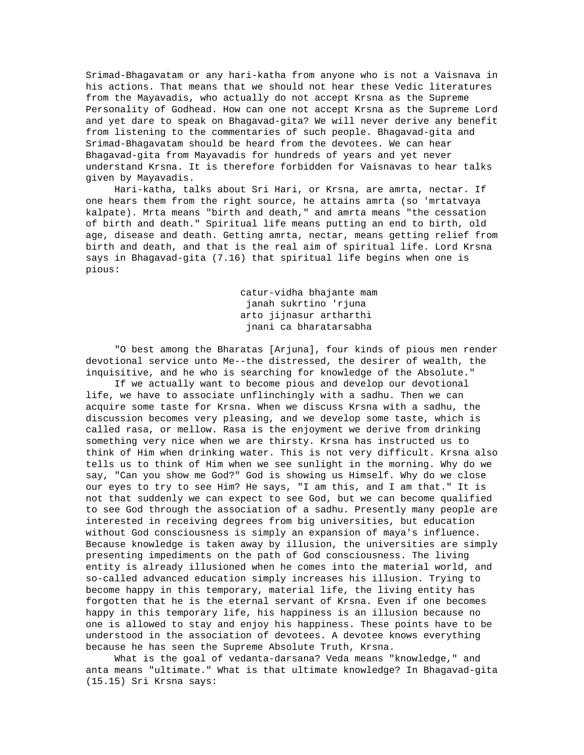Srimad-Bhagavatam or any hari-katha from anyone who is not a Vaisnava in his actions. That means that we should not hear these Vedic literatures from the Mayavadis, who actually do not accept Krsna as the Supreme Personality of Godhead. How can one not accept Krsna as the Supreme Lord and yet dare to speak on Bhagavad-gita? We will never derive any benefit from listening to the commentaries of such people. Bhagavad-gita and Srimad-Bhagavatam should be heard from the devotees. We can hear Bhagavad-gita from Mayavadis for hundreds of years and yet never understand Krsna. It is therefore forbidden for Vaisnavas to hear talks given by Mayavadis.

Hari-katha, talks about Sri Hari, or Krsna, are amrta, nectar. If one hears them from the right source, he attains amrta (so 'mrtatvaya kalpate). Mrta means "birth and death," and amrta means "the cessation of birth and death." Spiritual life means putting an end to birth, old age, disease and death. Getting amrta, nectar, means getting relief from birth and death, and that is the real aim of spiritual life. Lord Krsna says in Bhagavad-gita (7.16) that spiritual life begins when one is pious:

> catur-vidha bhajante mam
> janah sukrtino 'rjuna
> arto jijnasur artharthi
> jnani ca bharatarsabha

"O best among the Bharatas [Arjuna], four kinds of pious men render devotional service unto Me--the distressed, the desirer of wealth, the inquisitive, and he who is searching for knowledge of the Absolute."

If we actually want to become pious and develop our devotional life, we have to associate unflinchingly with a sadhu. Then we can acquire some taste for Krsna. When we discuss Krsna with a sadhu, the discussion becomes very pleasing, and we develop some taste, which is called rasa, or mellow. Rasa is the enjoyment we derive from drinking something very nice when we are thirsty. Krsna has instructed us to think of Him when drinking water. This is not very difficult. Krsna also tells us to think of Him when we see sunlight in the morning. Why do we say, "Can you show me God?" God is showing us Himself. Why do we close our eyes to try to see Him? He says, "I am this, and I am that." It is not that suddenly we can expect to see God, but we can become qualified to see God through the association of a sadhu. Presently many people are interested in receiving degrees from big universities, but education without God consciousness is simply an expansion of maya's influence. Because knowledge is taken away by illusion, the universities are simply presenting impediments on the path of God consciousness. The living entity is already illusioned when he comes into the material world, and so-called advanced education simply increases his illusion. Trying to become happy in this temporary, material life, the living entity has forgotten that he is the eternal servant of Krsna. Even if one becomes happy in this temporary life, his happiness is an illusion because no one is allowed to stay and enjoy his happiness. These points have to be understood in the association of devotees. A devotee knows everything because he has seen the Supreme Absolute Truth, Krsna.

What is the goal of vedanta-darsana? Veda means "knowledge," and anta means "ultimate." What is that ultimate knowledge? In Bhagavad-gita (15.15) Sri Krsna says: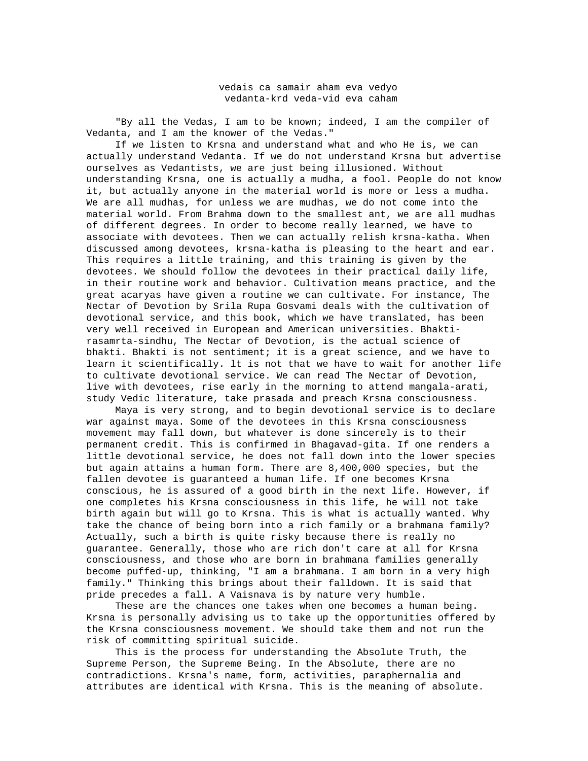vedais ca samair aham eva vedyo
vedanta-krd veda-vid eva caham

"By all the Vedas, I am to be known; indeed, I am the compiler of Vedanta, and I am the knower of the Vedas."

If we listen to Krsna and understand what and who He is, we can actually understand Vedanta. If we do not understand Krsna but advertise ourselves as Vedantists, we are just being illusioned. Without understanding Krsna, one is actually a mudha, a fool. People do not know it, but actually anyone in the material world is more or less a mudha. We are all mudhas, for unless we are mudhas, we do not come into the material world. From Brahma down to the smallest ant, we are all mudhas of different degrees. In order to become really learned, we have to associate with devotees. Then we can actually relish krsna-katha. When discussed among devotees, krsna-katha is pleasing to the heart and ear. This requires a little training, and this training is given by the devotees. We should follow the devotees in their practical daily life, in their routine work and behavior. Cultivation means practice, and the great acaryas have given a routine we can cultivate. For instance, The Nectar of Devotion by Srila Rupa Gosvami deals with the cultivation of devotional service, and this book, which we have translated, has been very well received in European and American universities. Bhakti-rasamrta-sindhu, The Nectar of Devotion, is the actual science of bhakti. Bhakti is not sentiment; it is a great science, and we have to learn it scientifically. lt is not that we have to wait for another life to cultivate devotional service. We can read The Nectar of Devotion, live with devotees, rise early in the morning to attend mangala-arati, study Vedic literature, take prasada and preach Krsna consciousness.

Maya is very strong, and to begin devotional service is to declare war against maya. Some of the devotees in this Krsna consciousness movement may fall down, but whatever is done sincerely is to their permanent credit. This is confirmed in Bhagavad-gita. If one renders a little devotional service, he does not fall down into the lower species but again attains a human form. There are 8,400,000 species, but the fallen devotee is guaranteed a human life. If one becomes Krsna conscious, he is assured of a good birth in the next life. However, if one completes his Krsna consciousness in this life, he will not take birth again but will go to Krsna. This is what is actually wanted. Why take the chance of being born into a rich family or a brahmana family? Actually, such a birth is quite risky because there is really no guarantee. Generally, those who are rich don't care at all for Krsna consciousness, and those who are born in brahmana families generally become puffed-up, thinking, "I am a brahmana. I am born in a very high family." Thinking this brings about their falldown. It is said that pride precedes a fall. A Vaisnava is by nature very humble.

These are the chances one takes when one becomes a human being. Krsna is personally advising us to take up the opportunities offered by the Krsna consciousness movement. We should take them and not run the risk of committing spiritual suicide.

This is the process for understanding the Absolute Truth, the Supreme Person, the Supreme Being. In the Absolute, there are no contradictions. Krsna's name, form, activities, paraphernalia and attributes are identical with Krsna. This is the meaning of absolute.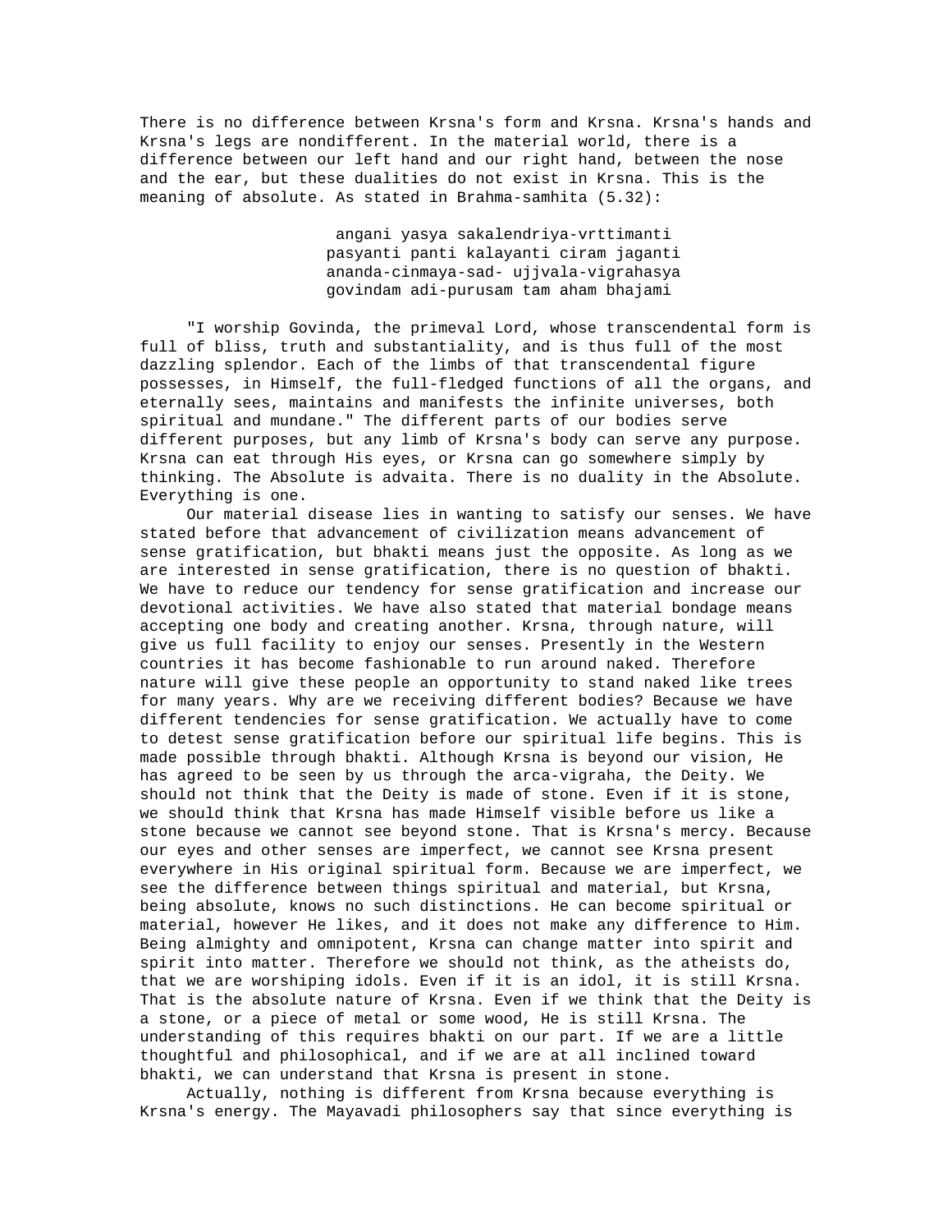There is no difference between Krsna's form and Krsna. Krsna's hands and Krsna's legs are nondifferent. In the material world, there is a difference between our left hand and our right hand, between the nose and the ear, but these dualities do not exist in Krsna. This is the meaning of absolute. As stated in Brahma-samhita (5.32):

> angani yasya sakalendriya-vrttimanti
> pasyanti panti kalayanti ciram jaganti
> ananda-cinmaya-sad- ujjvala-vigrahasya
> govindam adi-purusam tam aham bhajami

"I worship Govinda, the primeval Lord, whose transcendental form is full of bliss, truth and substantiality, and is thus full of the most dazzling splendor. Each of the limbs of that transcendental figure possesses, in Himself, the full-fledged functions of all the organs, and eternally sees, maintains and manifests the infinite universes, both spiritual and mundane." The different parts of our bodies serve different purposes, but any limb of Krsna's body can serve any purpose. Krsna can eat through His eyes, or Krsna can go somewhere simply by thinking. The Absolute is advaita. There is no duality in the Absolute. Everything is one.

Our material disease lies in wanting to satisfy our senses. We have stated before that advancement of civilization means advancement of sense gratification, but bhakti means just the opposite. As long as we are interested in sense gratification, there is no question of bhakti. We have to reduce our tendency for sense gratification and increase our devotional activities. We have also stated that material bondage means accepting one body and creating another. Krsna, through nature, will give us full facility to enjoy our senses. Presently in the Western countries it has become fashionable to run around naked. Therefore nature will give these people an opportunity to stand naked like trees for many years. Why are we receiving different bodies? Because we have different tendencies for sense gratification. We actually have to come to detest sense gratification before our spiritual life begins. This is made possible through bhakti. Although Krsna is beyond our vision, He has agreed to be seen by us through the arca-vigraha, the Deity. We should not think that the Deity is made of stone. Even if it is stone, we should think that Krsna has made Himself visible before us like a stone because we cannot see beyond stone. That is Krsna's mercy. Because our eyes and other senses are imperfect, we cannot see Krsna present everywhere in His original spiritual form. Because we are imperfect, we see the difference between things spiritual and material, but Krsna, being absolute, knows no such distinctions. He can become spiritual or material, however He likes, and it does not make any difference to Him. Being almighty and omnipotent, Krsna can change matter into spirit and spirit into matter. Therefore we should not think, as the atheists do, that we are worshiping idols. Even if it is an idol, it is still Krsna. That is the absolute nature of Krsna. Even if we think that the Deity is a stone, or a piece of metal or some wood, He is still Krsna. The understanding of this requires bhakti on our part. If we are a little thoughtful and philosophical, and if we are at all inclined toward bhakti, we can understand that Krsna is present in stone.

Actually, nothing is different from Krsna because everything is Krsna's energy. The Mayavadi philosophers say that since everything is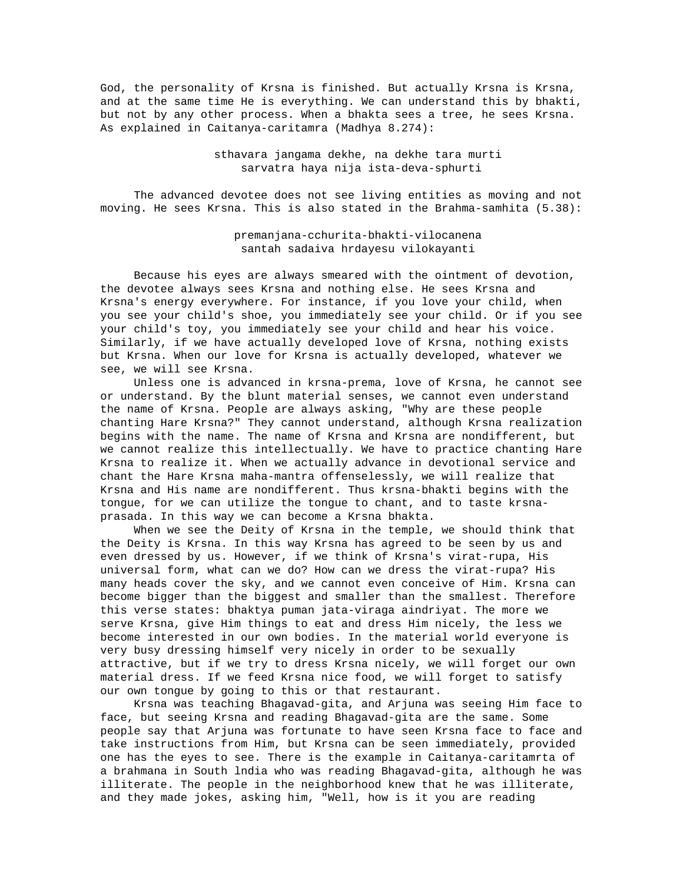God, the personality of Krsna is finished. But actually Krsna is Krsna, and at the same time He is everything. We can understand this by bhakti, but not by any other process. When a bhakta sees a tree, he sees Krsna. As explained in Caitanya-caritamra (Madhya 8.274):

> sthavara jangama dekhe, na dekhe tara murti
> sarvatra haya nija ista-deva-sphurti

The advanced devotee does not see living entities as moving and not moving. He sees Krsna. This is also stated in the Brahma-samhita (5.38):

> premanjana-cchurita-bhakti-vilocanena
> santah sadaiva hrdayesu vilokayanti

Because his eyes are always smeared with the ointment of devotion, the devotee always sees Krsna and nothing else. He sees Krsna and Krsna's energy everywhere. For instance, if you love your child, when you see your child's shoe, you immediately see your child. Or if you see your child's toy, you immediately see your child and hear his voice. Similarly, if we have actually developed love of Krsna, nothing exists but Krsna. When our love for Krsna is actually developed, whatever we see, we will see Krsna.

Unless one is advanced in krsna-prema, love of Krsna, he cannot see or understand. By the blunt material senses, we cannot even understand the name of Krsna. People are always asking, "Why are these people chanting Hare Krsna?" They cannot understand, although Krsna realization begins with the name. The name of Krsna and Krsna are nondifferent, but we cannot realize this intellectually. We have to practice chanting Hare Krsna to realize it. When we actually advance in devotional service and chant the Hare Krsna maha-mantra offenselessly, we will realize that Krsna and His name are nondifferent. Thus krsna-bhakti begins with the tongue, for we can utilize the tongue to chant, and to taste krsna-prasada. In this way we can become a Krsna bhakta.

When we see the Deity of Krsna in the temple, we should think that the Deity is Krsna. In this way Krsna has agreed to be seen by us and even dressed by us. However, if we think of Krsna's virat-rupa, His universal form, what can we do? How can we dress the virat-rupa? His many heads cover the sky, and we cannot even conceive of Him. Krsna can become bigger than the biggest and smaller than the smallest. Therefore this verse states: bhaktya puman jata-viraga aindriyat. The more we serve Krsna, give Him things to eat and dress Him nicely, the less we become interested in our own bodies. In the material world everyone is very busy dressing himself very nicely in order to be sexually attractive, but if we try to dress Krsna nicely, we will forget our own material dress. If we feed Krsna nice food, we will forget to satisfy our own tongue by going to this or that restaurant.

Krsna was teaching Bhagavad-gita, and Arjuna was seeing Him face to face, but seeing Krsna and reading Bhagavad-gita are the same. Some people say that Arjuna was fortunate to have seen Krsna face to face and take instructions from Him, but Krsna can be seen immediately, provided one has the eyes to see. There is the example in Caitanya-caritamrta of a brahmana in South lndia who was reading Bhagavad-gita, although he was illiterate. The people in the neighborhood knew that he was illiterate, and they made jokes, asking him, "Well, how is it you are reading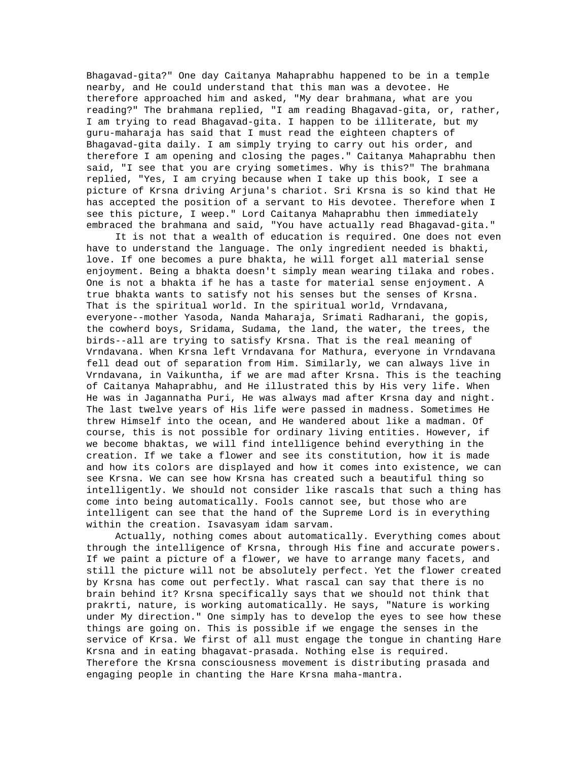Bhagavad-gita?" One day Caitanya Mahaprabhu happened to be in a temple nearby, and He could understand that this man was a devotee. He therefore approached him and asked, "My dear brahmana, what are you reading?" The brahmana replied, "I am reading Bhagavad-gita, or, rather, I am trying to read Bhagavad-gita. I happen to be illiterate, but my guru-maharaja has said that I must read the eighteen chapters of Bhagavad-gita daily. I am simply trying to carry out his order, and therefore I am opening and closing the pages." Caitanya Mahaprabhu then said, "I see that you are crying sometimes. Why is this?" The brahmana replied, "Yes, I am crying because when I take up this book, I see a picture of Krsna driving Arjuna's chariot. Sri Krsna is so kind that He has accepted the position of a servant to His devotee. Therefore when I see this picture, I weep." Lord Caitanya Mahaprabhu then immediately embraced the brahmana and said, "You have actually read Bhagavad-gita."

It is not that a wealth of education is required. One does not even have to understand the language. The only ingredient needed is bhakti, love. If one becomes a pure bhakta, he will forget all material sense enjoyment. Being a bhakta doesn't simply mean wearing tilaka and robes. One is not a bhakta if he has a taste for material sense enjoyment. A true bhakta wants to satisfy not his senses but the senses of Krsna. That is the spiritual world. In the spiritual world, Vrndavana, everyone--mother Yasoda, Nanda Maharaja, Srimati Radharani, the gopis, the cowherd boys, Sridama, Sudama, the land, the water, the trees, the birds--all are trying to satisfy Krsna. That is the real meaning of Vrndavana. When Krsna left Vrndavana for Mathura, everyone in Vrndavana fell dead out of separation from Him. Similarly, we can always live in Vrndavana, in Vaikuntha, if we are mad after Krsna. This is the teaching of Caitanya Mahaprabhu, and He illustrated this by His very life. When He was in Jagannatha Puri, He was always mad after Krsna day and night. The last twelve years of His life were passed in madness. Sometimes He threw Himself into the ocean, and He wandered about like a madman. Of course, this is not possible for ordinary living entities. However, if we become bhaktas, we will find intelligence behind everything in the creation. If we take a flower and see its constitution, how it is made and how its colors are displayed and how it comes into existence, we can see Krsna. We can see how Krsna has created such a beautiful thing so intelligently. We should not consider like rascals that such a thing has come into being automatically. Fools cannot see, but those who are intelligent can see that the hand of the Supreme Lord is in everything within the creation. Isavasyam idam sarvam.

Actually, nothing comes about automatically. Everything comes about through the intelligence of Krsna, through His fine and accurate powers. If we paint a picture of a flower, we have to arrange many facets, and still the picture will not be absolutely perfect. Yet the flower created by Krsna has come out perfectly. What rascal can say that there is no brain behind it? Krsna specifically says that we should not think that prakrti, nature, is working automatically. He says, "Nature is working under My direction." One simply has to develop the eyes to see how these things are going on. This is possible if we engage the senses in the service of Krsa. We first of all must engage the tongue in chanting Hare Krsna and in eating bhagavat-prasada. Nothing else is required. Therefore the Krsna consciousness movement is distributing prasada and engaging people in chanting the Hare Krsna maha-mantra.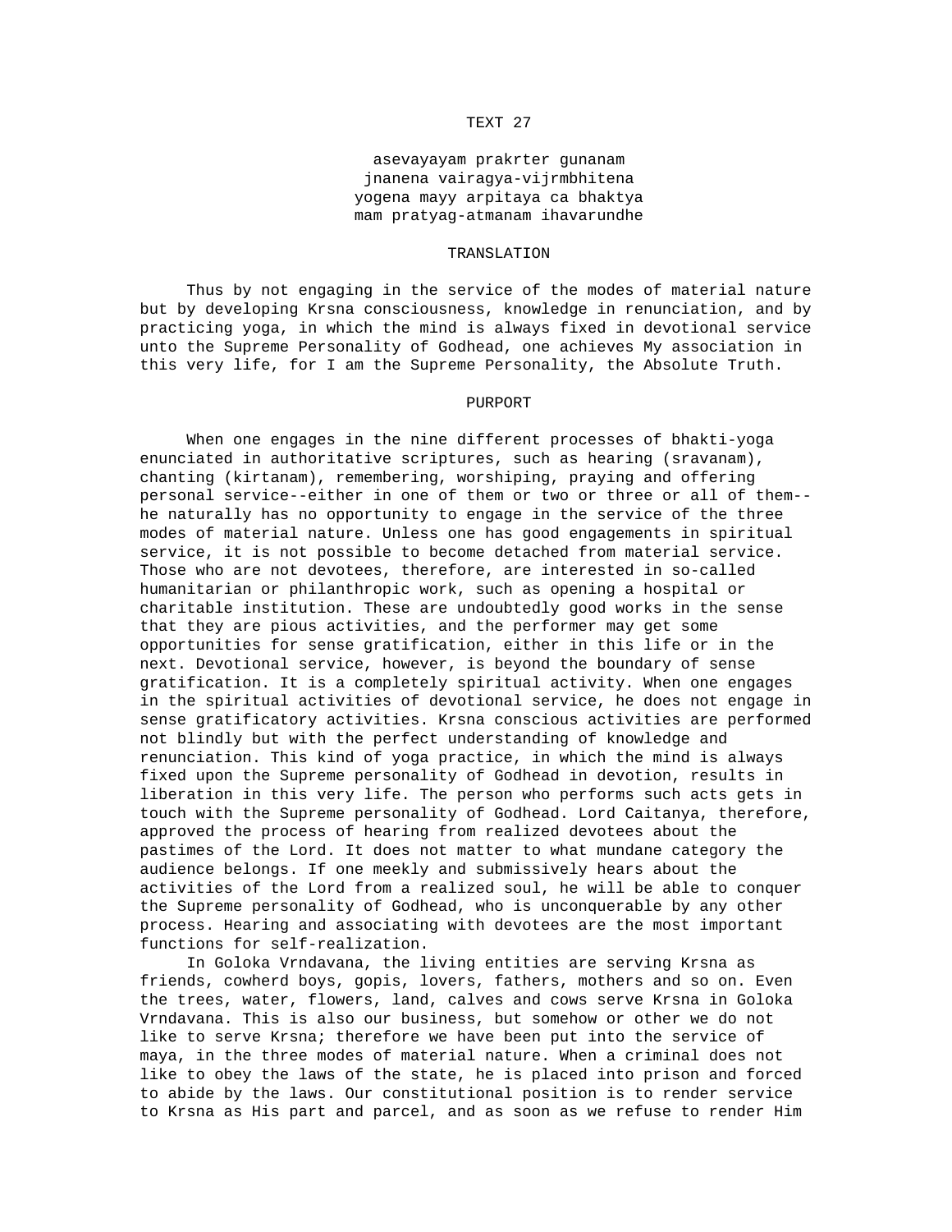### TEXT 27

asevayayam prakrter gunanam
jnanena vairagya-vijrmbhitena
yogena mayy arpitaya ca bhaktya
mam pratyag-atmanam ihavarundhe

### TRANSLATION

Thus by not engaging in the service of the modes of material nature but by developing Krsna consciousness, knowledge in renunciation, and by practicing yoga, in which the mind is always fixed in devotional service unto the Supreme Personality of Godhead, one achieves My association in this very life, for I am the Supreme Personality, the Absolute Truth.

### PURPORT

When one engages in the nine different processes of bhakti-yoga enunciated in authoritative scriptures, such as hearing (sravanam), chanting (kirtanam), remembering, worshiping, praying and offering personal service--either in one of them or two or three or all of them--he naturally has no opportunity to engage in the service of the three modes of material nature. Unless one has good engagements in spiritual service, it is not possible to become detached from material service. Those who are not devotees, therefore, are interested in so-called humanitarian or philanthropic work, such as opening a hospital or charitable institution. These are undoubtedly good works in the sense that they are pious activities, and the performer may get some opportunities for sense gratification, either in this life or in the next. Devotional service, however, is beyond the boundary of sense gratification. It is a completely spiritual activity. When one engages in the spiritual activities of devotional service, he does not engage in sense gratificatory activities. Krsna conscious activities are performed not blindly but with the perfect understanding of knowledge and renunciation. This kind of yoga practice, in which the mind is always fixed upon the Supreme personality of Godhead in devotion, results in liberation in this very life. The person who performs such acts gets in touch with the Supreme personality of Godhead. Lord Caitanya, therefore, approved the process of hearing from realized devotees about the pastimes of the Lord. It does not matter to what mundane category the audience belongs. If one meekly and submissively hears about the activities of the Lord from a realized soul, he will be able to conquer the Supreme personality of Godhead, who is unconquerable by any other process. Hearing and associating with devotees are the most important functions for self-realization.

In Goloka Vrndavana, the living entities are serving Krsna as friends, cowherd boys, gopis, lovers, fathers, mothers and so on. Even the trees, water, flowers, land, calves and cows serve Krsna in Goloka Vrndavana. This is also our business, but somehow or other we do not like to serve Krsna; therefore we have been put into the service of maya, in the three modes of material nature. When a criminal does not like to obey the laws of the state, he is placed into prison and forced to abide by the laws. Our constitutional position is to render service to Krsna as His part and parcel, and as soon as we refuse to render Him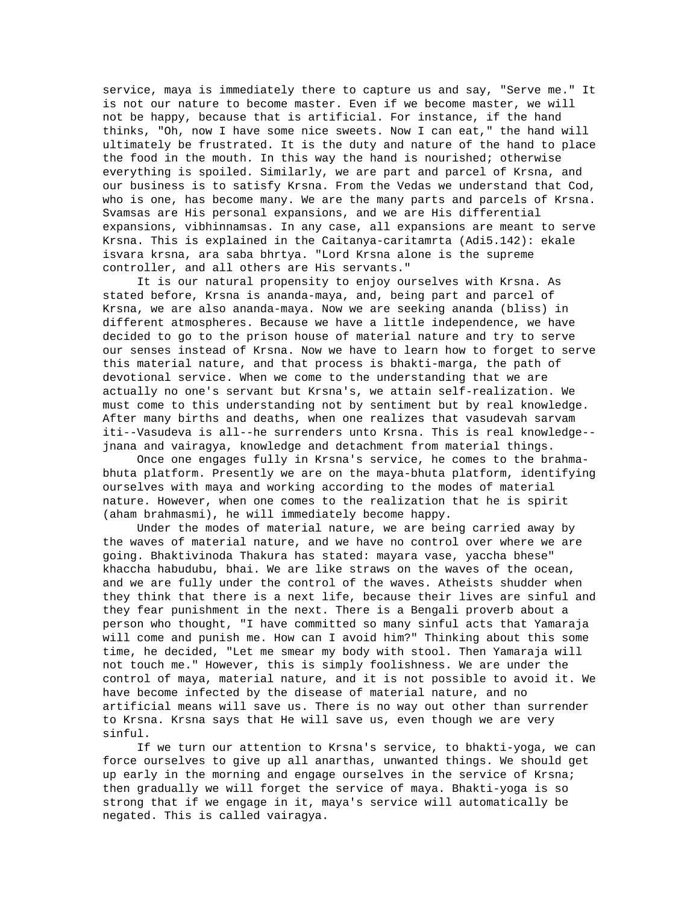service, maya is immediately there to capture us and say, "Serve me." It is not our nature to become master. Even if we become master, we will not be happy, because that is artificial. For instance, if the hand thinks, "Oh, now I have some nice sweets. Now I can eat," the hand will ultimately be frustrated. It is the duty and nature of the hand to place the food in the mouth. In this way the hand is nourished; otherwise everything is spoiled. Similarly, we are part and parcel of Krsna, and our business is to satisfy Krsna. From the Vedas we understand that Cod, who is one, has become many. We are the many parts and parcels of Krsna. Svamsas are His personal expansions, and we are His differential expansions, vibhinnamsas. In any case, all expansions are meant to serve Krsna. This is explained in the Caitanya-caritamrta (Adi5.142): ekale isvara krsna, ara saba bhrtya. "Lord Krsna alone is the supreme controller, and all others are His servants."

It is our natural propensity to enjoy ourselves with Krsna. As stated before, Krsna is ananda-maya, and, being part and parcel of Krsna, we are also ananda-maya. Now we are seeking ananda (bliss) in different atmospheres. Because we have a little independence, we have decided to go to the prison house of material nature and try to serve our senses instead of Krsna. Now we have to learn how to forget to serve this material nature, and that process is bhakti-marga, the path of devotional service. When we come to the understanding that we are actually no one's servant but Krsna's, we attain self-realization. We must come to this understanding not by sentiment but by real knowledge. After many births and deaths, when one realizes that vasudevah sarvam iti--Vasudeva is all--he surrenders unto Krsna. This is real knowledge--jnana and vairagya, knowledge and detachment from material things.

Once one engages fully in Krsna's service, he comes to the brahma-bhuta platform. Presently we are on the maya-bhuta platform, identifying ourselves with maya and working according to the modes of material nature. However, when one comes to the realization that he is spirit (aham brahmasmi), he will immediately become happy.

Under the modes of material nature, we are being carried away by the waves of material nature, and we have no control over where we are going. Bhaktivinoda Thakura has stated: mayara vase, yaccha bhese" khaccha habudubu, bhai. We are like straws on the waves of the ocean, and we are fully under the control of the waves. Atheists shudder when they think that there is a next life, because their lives are sinful and they fear punishment in the next. There is a Bengali proverb about a person who thought, "I have committed so many sinful acts that Yamaraja will come and punish me. How can I avoid him?" Thinking about this some time, he decided, "Let me smear my body with stool. Then Yamaraja will not touch me." However, this is simply foolishness. We are under the control of maya, material nature, and it is not possible to avoid it. We have become infected by the disease of material nature, and no artificial means will save us. There is no way out other than surrender to Krsna. Krsna says that He will save us, even though we are very sinful.

If we turn our attention to Krsna's service, to bhakti-yoga, we can force ourselves to give up all anarthas, unwanted things. We should get up early in the morning and engage ourselves in the service of Krsna; then gradually we will forget the service of maya. Bhakti-yoga is so strong that if we engage in it, maya's service will automatically be negated. This is called vairagya.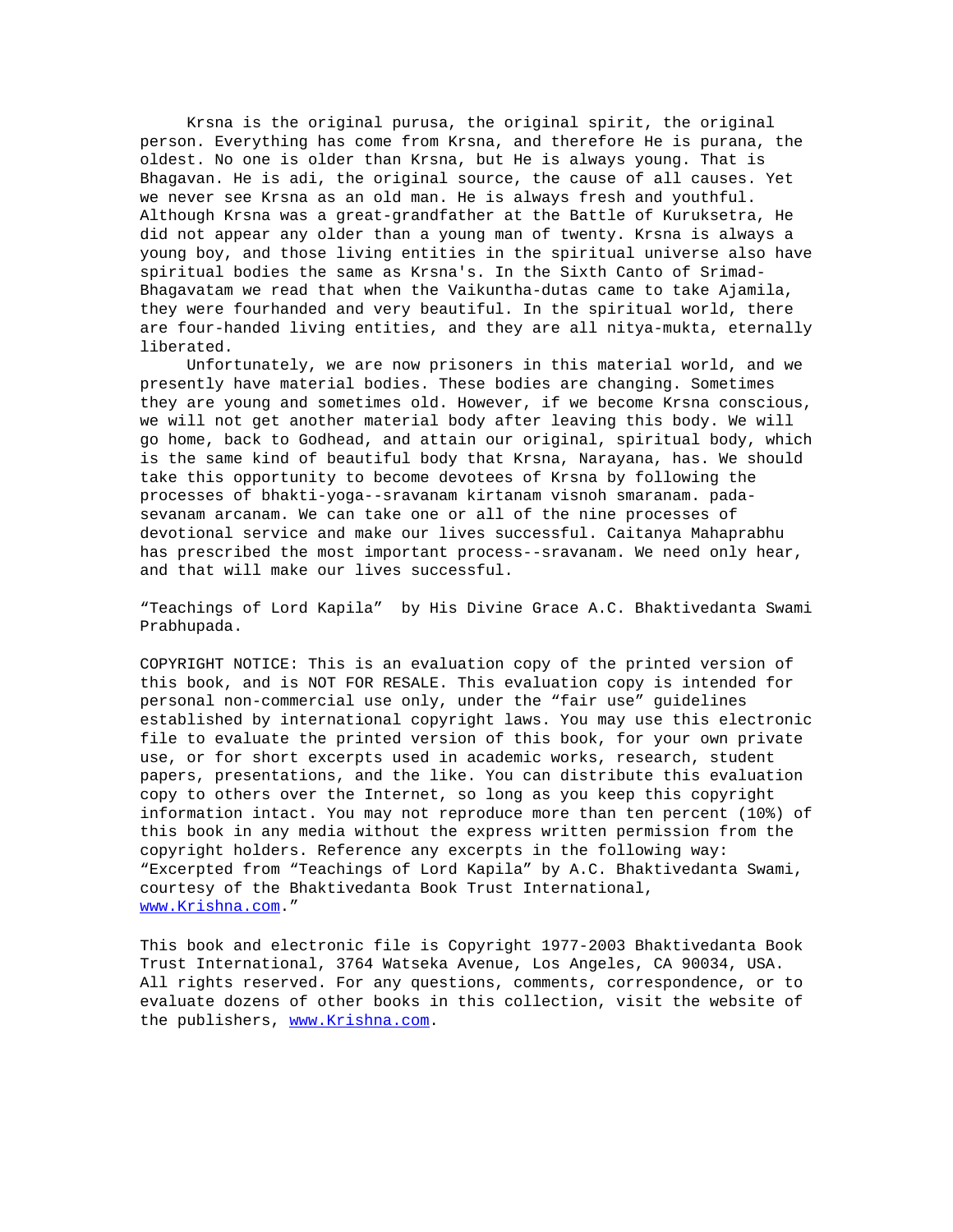Krsna is the original purusa, the original spirit, the original person. Everything has come from Krsna, and therefore He is purana, the oldest. No one is older than Krsna, but He is always young. That is Bhagavan. He is adi, the original source, the cause of all causes. Yet we never see Krsna as an old man. He is always fresh and youthful. Although Krsna was a great-grandfather at the Battle of Kuruksetra, He did not appear any older than a young man of twenty. Krsna is always a young boy, and those living entities in the spiritual universe also have spiritual bodies the same as Krsna's. In the Sixth Canto of Srimad-Bhagavatam we read that when the Vaikuntha-dutas came to take Ajamila, they were fourhanded and very beautiful. In the spiritual world, there are four-handed living entities, and they are all nitya-mukta, eternally liberated.

Unfortunately, we are now prisoners in this material world, and we presently have material bodies. These bodies are changing. Sometimes they are young and sometimes old. However, if we become Krsna conscious, we will not get another material body after leaving this body. We will go home, back to Godhead, and attain our original, spiritual body, which is the same kind of beautiful body that Krsna, Narayana, has. We should take this opportunity to become devotees of Krsna by following the processes of bhakti-yoga--sravanam kirtanam visnoh smaranam. pada-sevanam arcanam. We can take one or all of the nine processes of devotional service and make our lives successful. Caitanya Mahaprabhu has prescribed the most important process--sravanam. We need only hear, and that will make our lives successful.

“Teachings of Lord Kapila” by His Divine Grace A.C. Bhaktivedanta Swami Prabhupada.

COPYRIGHT NOTICE: This is an evaluation copy of the printed version of this book, and is NOT FOR RESALE. This evaluation copy is intended for personal non-commercial use only, under the “fair use” guidelines established by international copyright laws. You may use this electronic file to evaluate the printed version of this book, for your own private use, or for short excerpts used in academic works, research, student papers, presentations, and the like. You can distribute this evaluation copy to others over the Internet, so long as you keep this copyright information intact. You may not reproduce more than ten percent (10%) of this book in any media without the express written permission from the copyright holders. Reference any excerpts in the following way: “Excerpted from “Teachings of Lord Kapila” by A.C. Bhaktivedanta Swami, courtesy of the Bhaktivedanta Book Trust International, www.Krishna.com.”

This book and electronic file is Copyright 1977-2003 Bhaktivedanta Book Trust International, 3764 Watseka Avenue, Los Angeles, CA 90034, USA. All rights reserved. For any questions, comments, correspondence, or to evaluate dozens of other books in this collection, visit the website of the publishers, www.Krishna.com.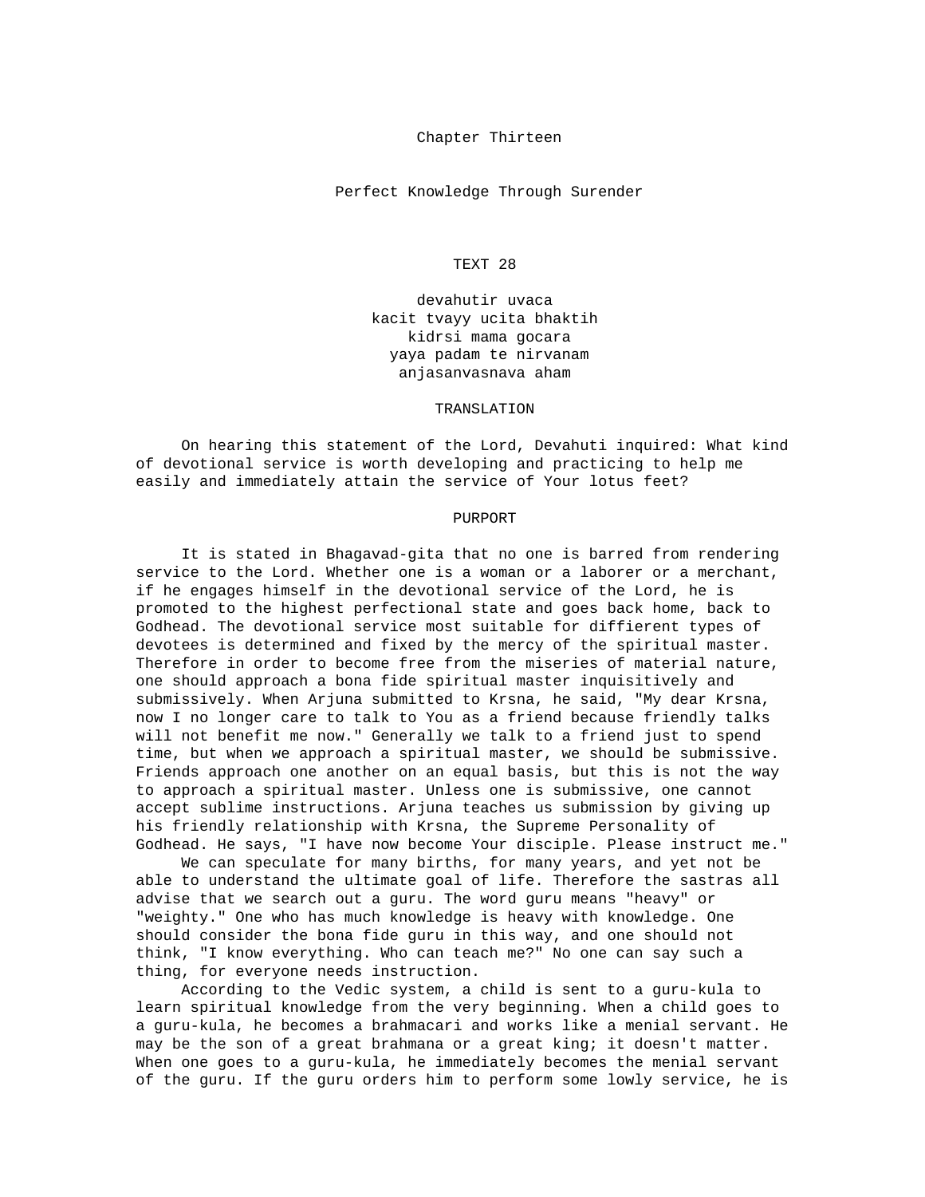# Chapter Thirteen

## Perfect Knowledge Through Surender

### TEXT 28

devahutir uvaca
kacit tvayy ucita bhaktih
kidrsi mama gocara
yaya padam te nirvanam
anjasanvasnava aham

### TRANSLATION

On hearing this statement of the Lord, Devahuti inquired: What kind of devotional service is worth developing and practicing to help me easily and immediately attain the service of Your lotus feet?

### PURPORT

It is stated in Bhagavad-gita that no one is barred from rendering service to the Lord. Whether one is a woman or a laborer or a merchant, if he engages himself in the devotional service of the Lord, he is promoted to the highest perfectional state and goes back home, back to Godhead. The devotional service most suitable for diffierent types of devotees is determined and fixed by the mercy of the spiritual master. Therefore in order to become free from the miseries of material nature, one should approach a bona fide spiritual master inquisitively and submissively. When Arjuna submitted to Krsna, he said, "My dear Krsna, now I no longer care to talk to You as a friend because friendly talks will not benefit me now." Generally we talk to a friend just to spend time, but when we approach a spiritual master, we should be submissive. Friends approach one another on an equal basis, but this is not the way to approach a spiritual master. Unless one is submissive, one cannot accept sublime instructions. Arjuna teaches us submission by giving up his friendly relationship with Krsna, the Supreme Personality of Godhead. He says, "I have now become Your disciple. Please instruct me."

We can speculate for many births, for many years, and yet not be able to understand the ultimate goal of life. Therefore the sastras all advise that we search out a guru. The word guru means "heavy" or "weighty." One who has much knowledge is heavy with knowledge. One should consider the bona fide guru in this way, and one should not think, "I know everything. Who can teach me?" No one can say such a thing, for everyone needs instruction.

According to the Vedic system, a child is sent to a guru-kula to learn spiritual knowledge from the very beginning. When a child goes to a guru-kula, he becomes a brahmacari and works like a menial servant. He may be the son of a great brahmana or a great king; it doesn't matter. When one goes to a guru-kula, he immediately becomes the menial servant of the guru. If the guru orders him to perform some lowly service, he is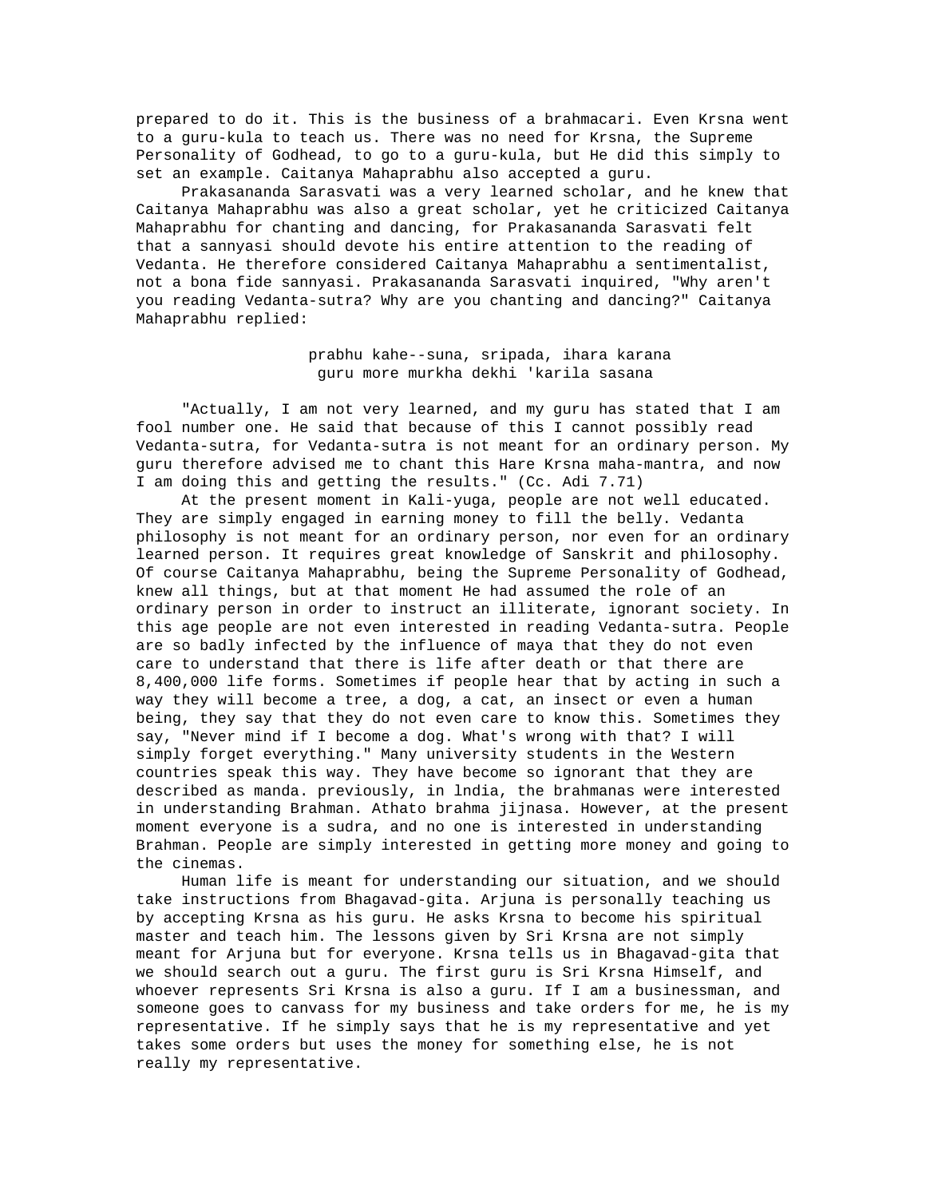prepared to do it. This is the business of a brahmacari. Even Krsna went to a guru-kula to teach us. There was no need for Krsna, the Supreme Personality of Godhead, to go to a guru-kula, but He did this simply to set an example. Caitanya Mahaprabhu also accepted a guru.

Prakasananda Sarasvati was a very learned scholar, and he knew that Caitanya Mahaprabhu was also a great scholar, yet he criticized Caitanya Mahaprabhu for chanting and dancing, for Prakasananda Sarasvati felt that a sannyasi should devote his entire attention to the reading of Vedanta. He therefore considered Caitanya Mahaprabhu a sentimentalist, not a bona fide sannyasi. Prakasananda Sarasvati inquired, "Why aren't you reading Vedanta-sutra? Why are you chanting and dancing?" Caitanya Mahaprabhu replied:

> prabhu kahe--suna, sripada, ihara karana
> guru more murkha dekhi 'karila sasana

"Actually, I am not very learned, and my guru has stated that I am fool number one. He said that because of this I cannot possibly read Vedanta-sutra, for Vedanta-sutra is not meant for an ordinary person. My guru therefore advised me to chant this Hare Krsna maha-mantra, and now I am doing this and getting the results." (Cc. Adi 7.71)

At the present moment in Kali-yuga, people are not well educated. They are simply engaged in earning money to fill the belly. Vedanta philosophy is not meant for an ordinary person, nor even for an ordinary learned person. It requires great knowledge of Sanskrit and philosophy. Of course Caitanya Mahaprabhu, being the Supreme Personality of Godhead, knew all things, but at that moment He had assumed the role of an ordinary person in order to instruct an illiterate, ignorant society. In this age people are not even interested in reading Vedanta-sutra. People are so badly infected by the influence of maya that they do not even care to understand that there is life after death or that there are 8,400,000 life forms. Sometimes if people hear that by acting in such a way they will become a tree, a dog, a cat, an insect or even a human being, they say that they do not even care to know this. Sometimes they say, "Never mind if I become a dog. What's wrong with that? I will simply forget everything." Many university students in the Western countries speak this way. They have become so ignorant that they are described as manda. previously, in lndia, the brahmanas were interested in understanding Brahman. Athato brahma jijnasa. However, at the present moment everyone is a sudra, and no one is interested in understanding Brahman. People are simply interested in getting more money and going to the cinemas.

Human life is meant for understanding our situation, and we should take instructions from Bhagavad-gita. Arjuna is personally teaching us by accepting Krsna as his guru. He asks Krsna to become his spiritual master and teach him. The lessons given by Sri Krsna are not simply meant for Arjuna but for everyone. Krsna tells us in Bhagavad-gita that we should search out a guru. The first guru is Sri Krsna Himself, and whoever represents Sri Krsna is also a guru. If I am a businessman, and someone goes to canvass for my business and take orders for me, he is my representative. If he simply says that he is my representative and yet takes some orders but uses the money for something else, he is not really my representative.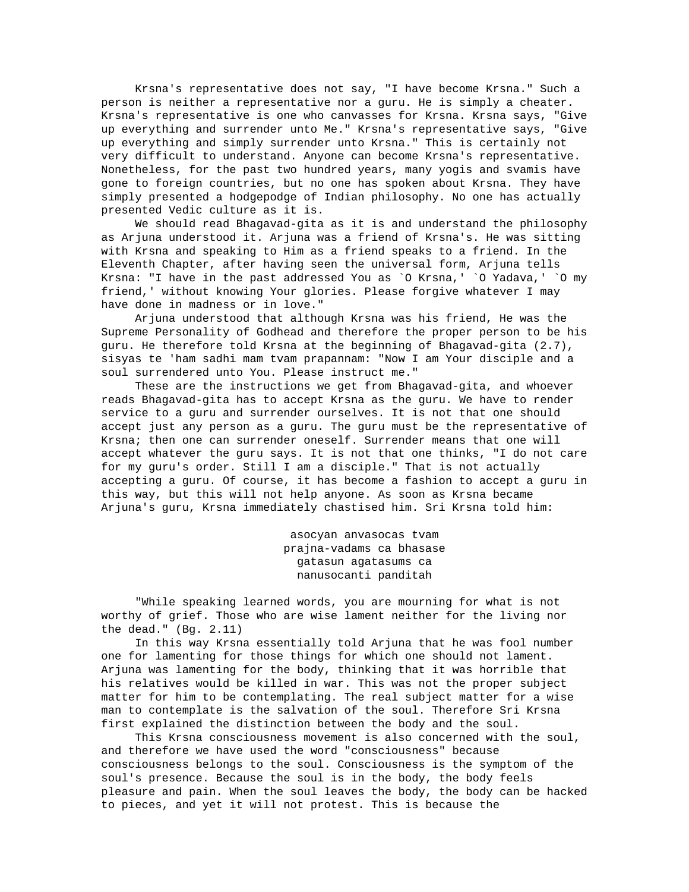Krsna's representative does not say, "I have become Krsna." Such a person is neither a representative nor a guru. He is simply a cheater. Krsna's representative is one who canvasses for Krsna. Krsna says, "Give up everything and surrender unto Me." Krsna's representative says, "Give up everything and simply surrender unto Krsna." This is certainly not very difficult to understand. Anyone can become Krsna's representative. Nonetheless, for the past two hundred years, many yogis and svamis have gone to foreign countries, but no one has spoken about Krsna. They have simply presented a hodgepodge of Indian philosophy. No one has actually presented Vedic culture as it is.

We should read Bhagavad-gita as it is and understand the philosophy as Arjuna understood it. Arjuna was a friend of Krsna's. He was sitting with Krsna and speaking to Him as a friend speaks to a friend. In the Eleventh Chapter, after having seen the universal form, Arjuna tells Krsna: "I have in the past addressed You as `O Krsna,' `O Yadava,' `O my friend,' without knowing Your glories. Please forgive whatever I may have done in madness or in love."

Arjuna understood that although Krsna was his friend, He was the Supreme Personality of Godhead and therefore the proper person to be his guru. He therefore told Krsna at the beginning of Bhagavad-gita (2.7), sisyas te 'ham sadhi mam tvam prapannam: "Now I am Your disciple and a soul surrendered unto You. Please instruct me."

These are the instructions we get from Bhagavad-gita, and whoever reads Bhagavad-gita has to accept Krsna as the guru. We have to render service to a guru and surrender ourselves. It is not that one should accept just any person as a guru. The guru must be the representative of Krsna; then one can surrender oneself. Surrender means that one will accept whatever the guru says. It is not that one thinks, "I do not care for my guru's order. Still I am a disciple." That is not actually accepting a guru. Of course, it has become a fashion to accept a guru in this way, but this will not help anyone. As soon as Krsna became Arjuna's guru, Krsna immediately chastised him. Sri Krsna told him:

asocyan anvasocas tvam
prajna-vadams ca bhasase
gatasun agatasums ca
nanusocanti panditah

"While speaking learned words, you are mourning for what is not worthy of grief. Those who are wise lament neither for the living nor the dead." (Bg. 2.11)

In this way Krsna essentially told Arjuna that he was fool number one for lamenting for those things for which one should not lament. Arjuna was lamenting for the body, thinking that it was horrible that his relatives would be killed in war. This was not the proper subject matter for him to be contemplating. The real subject matter for a wise man to contemplate is the salvation of the soul. Therefore Sri Krsna first explained the distinction between the body and the soul.

This Krsna consciousness movement is also concerned with the soul, and therefore we have used the word "consciousness" because consciousness belongs to the soul. Consciousness is the symptom of the soul's presence. Because the soul is in the body, the body feels pleasure and pain. When the soul leaves the body, the body can be hacked to pieces, and yet it will not protest. This is because the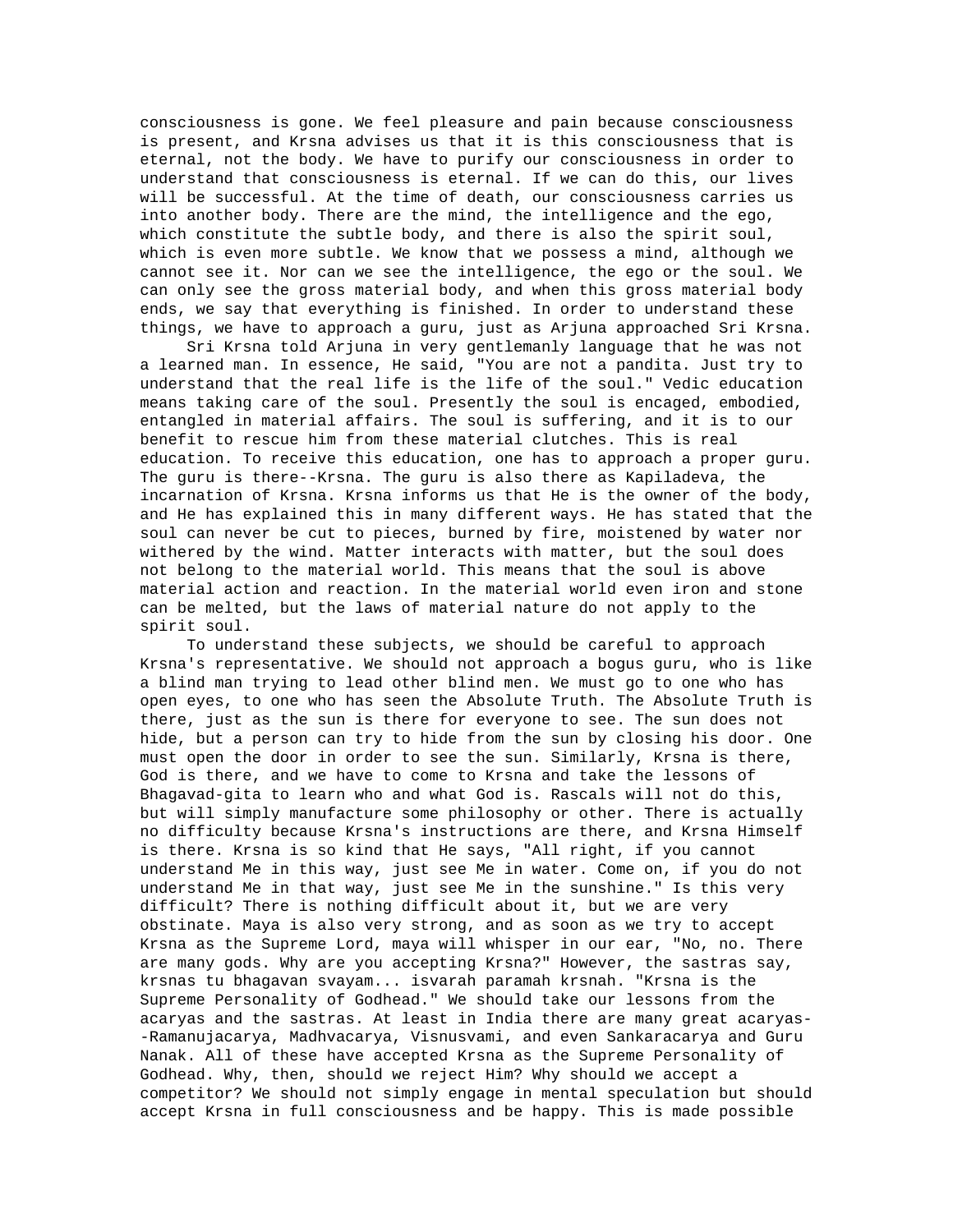consciousness is gone. We feel pleasure and pain because consciousness is present, and Krsna advises us that it is this consciousness that is eternal, not the body. We have to purify our consciousness in order to understand that consciousness is eternal. If we can do this, our lives will be successful. At the time of death, our consciousness carries us into another body. There are the mind, the intelligence and the ego, which constitute the subtle body, and there is also the spirit soul, which is even more subtle. We know that we possess a mind, although we cannot see it. Nor can we see the intelligence, the ego or the soul. We can only see the gross material body, and when this gross material body ends, we say that everything is finished. In order to understand these things, we have to approach a guru, just as Arjuna approached Sri Krsna.

Sri Krsna told Arjuna in very gentlemanly language that he was not a learned man. In essence, He said, "You are not a pandita. Just try to understand that the real life is the life of the soul." Vedic education means taking care of the soul. Presently the soul is encaged, embodied, entangled in material affairs. The soul is suffering, and it is to our benefit to rescue him from these material clutches. This is real education. To receive this education, one has to approach a proper guru. The guru is there--Krsna. The guru is also there as Kapiladeva, the incarnation of Krsna. Krsna informs us that He is the owner of the body, and He has explained this in many different ways. He has stated that the soul can never be cut to pieces, burned by fire, moistened by water nor withered by the wind. Matter interacts with matter, but the soul does not belong to the material world. This means that the soul is above material action and reaction. In the material world even iron and stone can be melted, but the laws of material nature do not apply to the spirit soul.

To understand these subjects, we should be careful to approach Krsna's representative. We should not approach a bogus guru, who is like a blind man trying to lead other blind men. We must go to one who has open eyes, to one who has seen the Absolute Truth. The Absolute Truth is there, just as the sun is there for everyone to see. The sun does not hide, but a person can try to hide from the sun by closing his door. One must open the door in order to see the sun. Similarly, Krsna is there, God is there, and we have to come to Krsna and take the lessons of Bhagavad-gita to learn who and what God is. Rascals will not do this, but will simply manufacture some philosophy or other. There is actually no difficulty because Krsna's instructions are there, and Krsna Himself is there. Krsna is so kind that He says, "All right, if you cannot understand Me in this way, just see Me in water. Come on, if you do not understand Me in that way, just see Me in the sunshine." Is this very difficult? There is nothing difficult about it, but we are very obstinate. Maya is also very strong, and as soon as we try to accept Krsna as the Supreme Lord, maya will whisper in our ear, "No, no. There are many gods. Why are you accepting Krsna?" However, the sastras say, krsnas tu bhagavan svayam... isvarah paramah krsnah. "Krsna is the Supreme Personality of Godhead." We should take our lessons from the acaryas and the sastras. At least in India there are many great acaryas--Ramanujacarya, Madhvacarya, Visnusvami, and even Sankaracarya and Guru Nanak. All of these have accepted Krsna as the Supreme Personality of Godhead. Why, then, should we reject Him? Why should we accept a competitor? We should not simply engage in mental speculation but should accept Krsna in full consciousness and be happy. This is made possible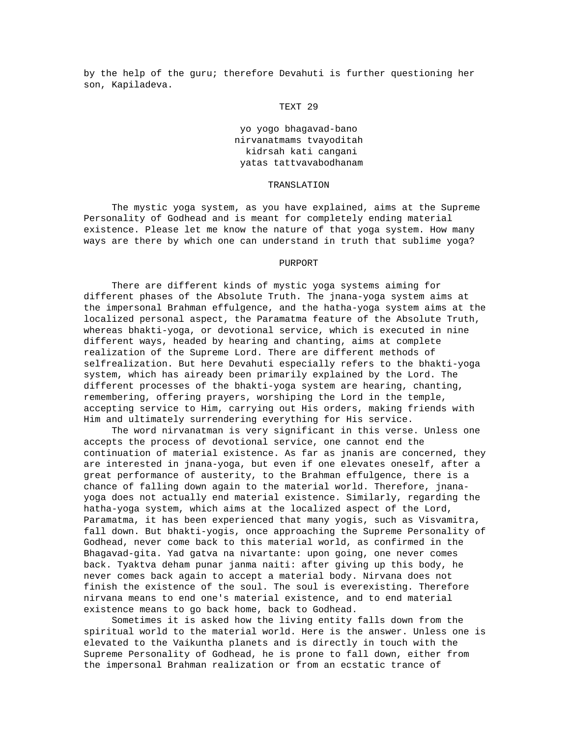by the help of the guru; therefore Devahuti is further questioning her son, Kapiladeva.

## TEXT 29

yo yogo bhagavad-bano
nirvanatmams tvayoditah
kidrsah kati cangani
yatas tattvavabodhanam

## TRANSLATION

The mystic yoga system, as you have explained, aims at the Supreme Personality of Godhead and is meant for completely ending material existence. Please let me know the nature of that yoga system. How many ways are there by which one can understand in truth that sublime yoga?

## PURPORT

There are different kinds of mystic yoga systems aiming for different phases of the Absolute Truth. The jnana-yoga system aims at the impersonal Brahman effulgence, and the hatha-yoga system aims at the localized personal aspect, the Paramatma feature of the Absolute Truth, whereas bhakti-yoga, or devotional service, which is executed in nine different ways, headed by hearing and chanting, aims at complete realization of the Supreme Lord. There are different methods of selfrealization. But here Devahuti especially refers to the bhakti-yoga system, which has already been primarily explained by the Lord. The different processes of the bhakti-yoga system are hearing, chanting, remembering, offering prayers, worshiping the Lord in the temple, accepting service to Him, carrying out His orders, making friends with Him and ultimately surrendering everything for His service.

The word nirvanatman is very significant in this verse. Unless one accepts the process of devotional service, one cannot end the continuation of material existence. As far as jnanis are concerned, they are interested in jnana-yoga, but even if one elevates oneself, after a great performance of austerity, to the Brahman effulgence, there is a chance of falling down again to the material world. Therefore, jnana-yoga does not actually end material existence. Similarly, regarding the hatha-yoga system, which aims at the localized aspect of the Lord, Paramatma, it has been experienced that many yogis, such as Visvamitra, fall down. But bhakti-yogis, once approaching the Supreme Personality of Godhead, never come back to this material world, as confirmed in the Bhagavad-gita. Yad gatva na nivartante: upon going, one never comes back. Tyaktva deham punar janma naiti: after giving up this body, he never comes back again to accept a material body. Nirvana does not finish the existence of the soul. The soul is everexisting. Therefore nirvana means to end one's material existence, and to end material existence means to go back home, back to Godhead.

Sometimes it is asked how the living entity falls down from the spiritual world to the material world. Here is the answer. Unless one is elevated to the Vaikuntha planets and is directly in touch with the Supreme Personality of Godhead, he is prone to fall down, either from the impersonal Brahman realization or from an ecstatic trance of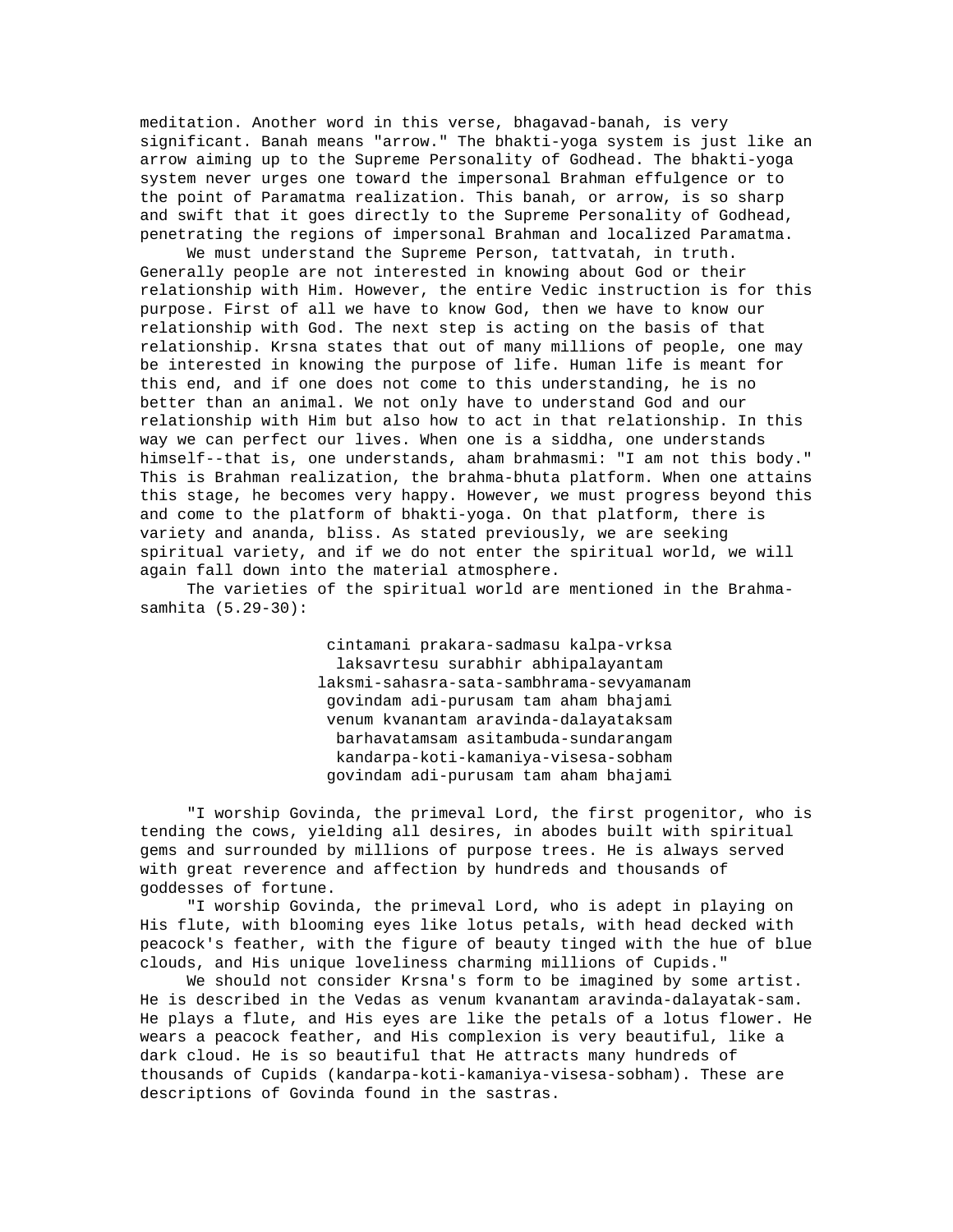meditation. Another word in this verse, bhagavad-banah, is very significant. Banah means "arrow." The bhakti-yoga system is just like an arrow aiming up to the Supreme Personality of Godhead. The bhakti-yoga system never urges one toward the impersonal Brahman effulgence or to the point of Paramatma realization. This banah, or arrow, is so sharp and swift that it goes directly to the Supreme Personality of Godhead, penetrating the regions of impersonal Brahman and localized Paramatma.

We must understand the Supreme Person, tattvatah, in truth. Generally people are not interested in knowing about God or their relationship with Him. However, the entire Vedic instruction is for this purpose. First of all we have to know God, then we have to know our relationship with God. The next step is acting on the basis of that relationship. Krsna states that out of many millions of people, one may be interested in knowing the purpose of life. Human life is meant for this end, and if one does not come to this understanding, he is no better than an animal. We not only have to understand God and our relationship with Him but also how to act in that relationship. In this way we can perfect our lives. When one is a siddha, one understands himself--that is, one understands, aham brahmasmi: "I am not this body." This is Brahman realization, the brahma-bhuta platform. When one attains this stage, he becomes very happy. However, we must progress beyond this and come to the platform of bhakti-yoga. On that platform, there is variety and ananda, bliss. As stated previously, we are seeking spiritual variety, and if we do not enter the spiritual world, we will again fall down into the material atmosphere.

The varieties of the spiritual world are mentioned in the Brahma-samhita (5.29-30):

> cintamani prakara-sadmasu kalpa-vrksa
> laksavrtesu surabhir abhipalayantam
> laksmi-sahasra-sata-sambhrama-sevyamanam
> govindam adi-purusam tam aham bhajami
> venum kvanantam aravinda-dalayataksam
> barhavatamsam asitambuda-sundarangam
> kandarpa-koti-kamaniya-visesa-sobham
> govindam adi-purusam tam aham bhajami

"I worship Govinda, the primeval Lord, the first progenitor, who is tending the cows, yielding all desires, in abodes built with spiritual gems and surrounded by millions of purpose trees. He is always served with great reverence and affection by hundreds and thousands of goddesses of fortune.

"I worship Govinda, the primeval Lord, who is adept in playing on His flute, with blooming eyes like lotus petals, with head decked with peacock's feather, with the figure of beauty tinged with the hue of blue clouds, and His unique loveliness charming millions of Cupids."

We should not consider Krsna's form to be imagined by some artist. He is described in the Vedas as venum kvanantam aravinda-dalayatak-sam. He plays a flute, and His eyes are like the petals of a lotus flower. He wears a peacock feather, and His complexion is very beautiful, like a dark cloud. He is so beautiful that He attracts many hundreds of thousands of Cupids (kandarpa-koti-kamaniya-visesa-sobham). These are descriptions of Govinda found in the sastras.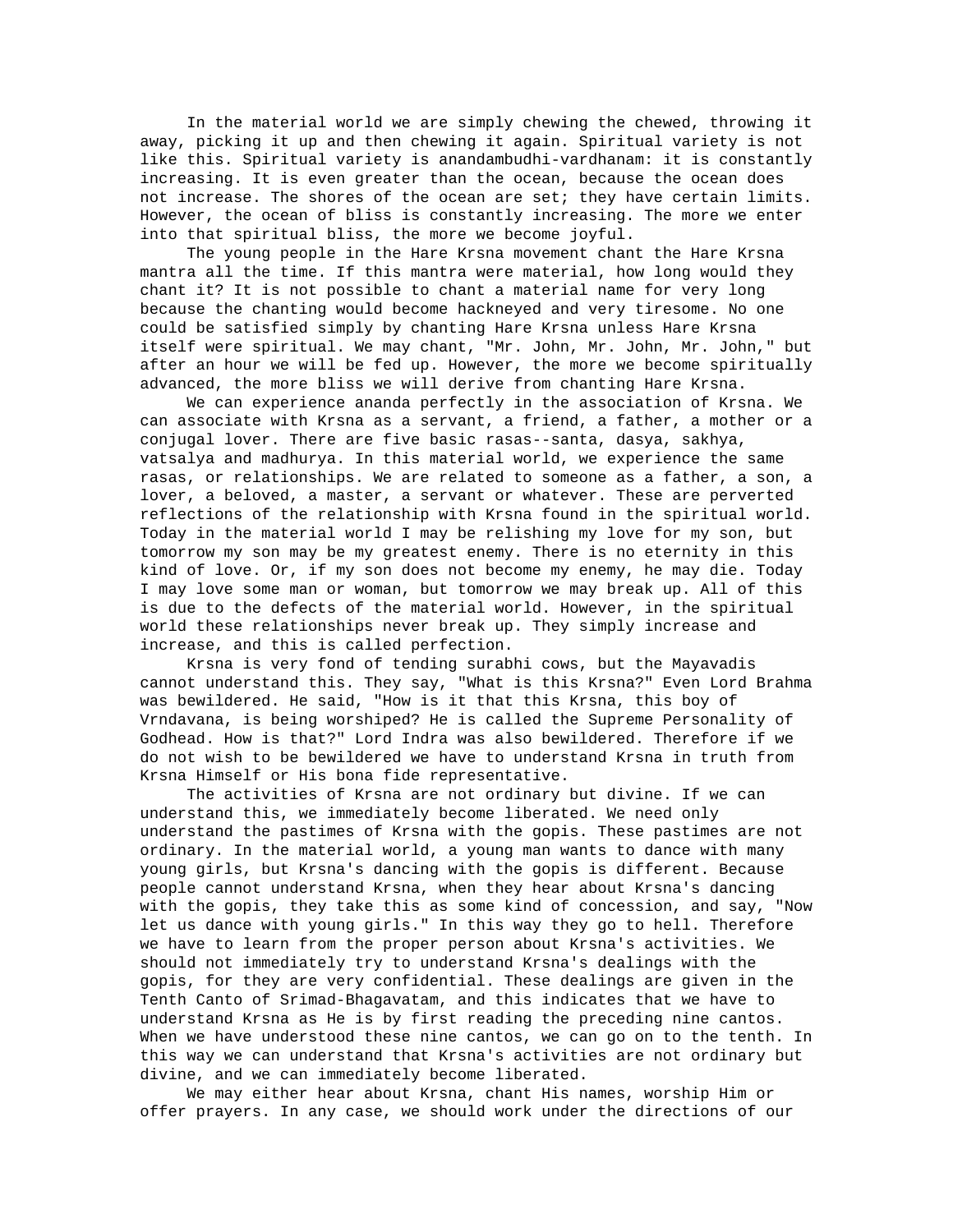In the material world we are simply chewing the chewed, throwing it away, picking it up and then chewing it again. Spiritual variety is not like this. Spiritual variety is anandambudhi-vardhanam: it is constantly increasing. It is even greater than the ocean, because the ocean does not increase. The shores of the ocean are set; they have certain limits. However, the ocean of bliss is constantly increasing. The more we enter into that spiritual bliss, the more we become joyful.

The young people in the Hare Krsna movement chant the Hare Krsna mantra all the time. If this mantra were material, how long would they chant it? It is not possible to chant a material name for very long because the chanting would become hackneyed and very tiresome. No one could be satisfied simply by chanting Hare Krsna unless Hare Krsna itself were spiritual. We may chant, "Mr. John, Mr. John, Mr. John," but after an hour we will be fed up. However, the more we become spiritually advanced, the more bliss we will derive from chanting Hare Krsna.

We can experience ananda perfectly in the association of Krsna. We can associate with Krsna as a servant, a friend, a father, a mother or a conjugal lover. There are five basic rasas--santa, dasya, sakhya, vatsalya and madhurya. In this material world, we experience the same rasas, or relationships. We are related to someone as a father, a son, a lover, a beloved, a master, a servant or whatever. These are perverted reflections of the relationship with Krsna found in the spiritual world. Today in the material world I may be relishing my love for my son, but tomorrow my son may be my greatest enemy. There is no eternity in this kind of love. Or, if my son does not become my enemy, he may die. Today I may love some man or woman, but tomorrow we may break up. All of this is due to the defects of the material world. However, in the spiritual world these relationships never break up. They simply increase and increase, and this is called perfection.

Krsna is very fond of tending surabhi cows, but the Mayavadis cannot understand this. They say, "What is this Krsna?" Even Lord Brahma was bewildered. He said, "How is it that this Krsna, this boy of Vrndavana, is being worshiped? He is called the Supreme Personality of Godhead. How is that?" Lord Indra was also bewildered. Therefore if we do not wish to be bewildered we have to understand Krsna in truth from Krsna Himself or His bona fide representative.

The activities of Krsna are not ordinary but divine. If we can understand this, we immediately become liberated. We need only understand the pastimes of Krsna with the gopis. These pastimes are not ordinary. In the material world, a young man wants to dance with many young girls, but Krsna's dancing with the gopis is different. Because people cannot understand Krsna, when they hear about Krsna's dancing with the gopis, they take this as some kind of concession, and say, "Now let us dance with young girls." In this way they go to hell. Therefore we have to learn from the proper person about Krsna's activities. We should not immediately try to understand Krsna's dealings with the gopis, for they are very confidential. These dealings are given in the Tenth Canto of Srimad-Bhagavatam, and this indicates that we have to understand Krsna as He is by first reading the preceding nine cantos. When we have understood these nine cantos, we can go on to the tenth. In this way we can understand that Krsna's activities are not ordinary but divine, and we can immediately become liberated.

We may either hear about Krsna, chant His names, worship Him or offer prayers. In any case, we should work under the directions of our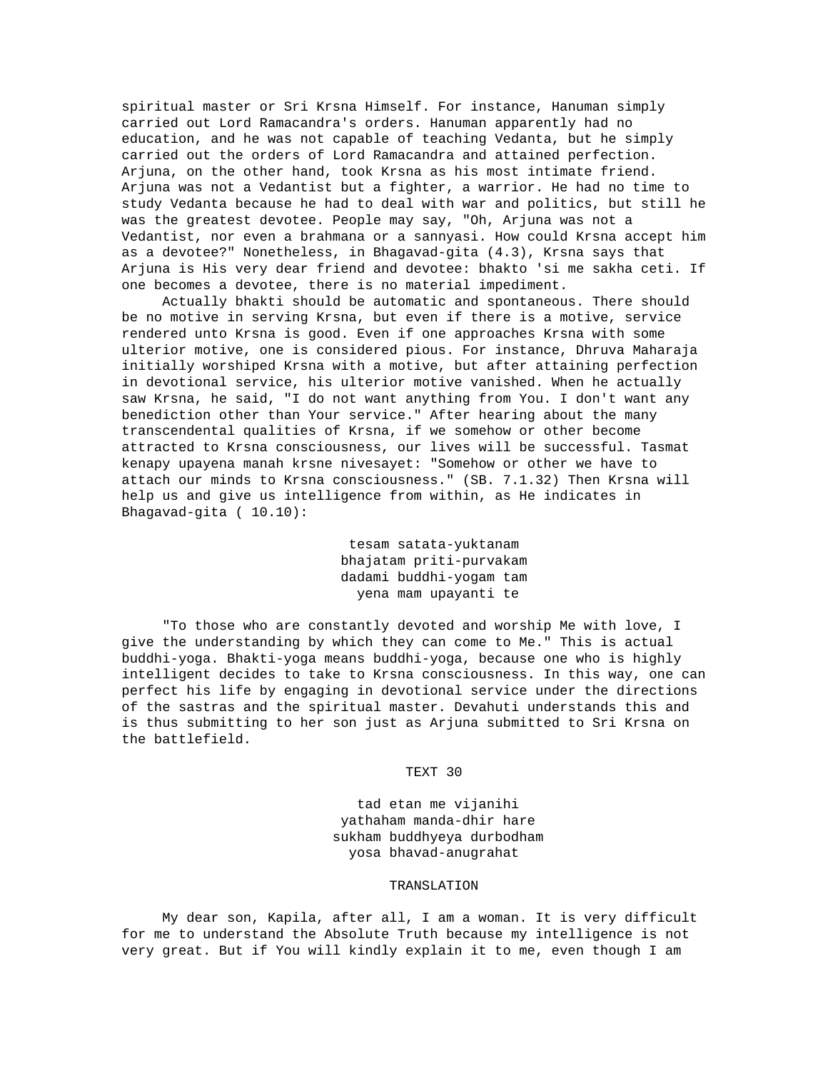spiritual master or Sri Krsna Himself. For instance, Hanuman simply carried out Lord Ramacandra's orders. Hanuman apparently had no education, and he was not capable of teaching Vedanta, but he simply carried out the orders of Lord Ramacandra and attained perfection. Arjuna, on the other hand, took Krsna as his most intimate friend. Arjuna was not a Vedantist but a fighter, a warrior. He had no time to study Vedanta because he had to deal with war and politics, but still he was the greatest devotee. People may say, "Oh, Arjuna was not a Vedantist, nor even a brahmana or a sannyasi. How could Krsna accept him as a devotee?" Nonetheless, in Bhagavad-gita (4.3), Krsna says that Arjuna is His very dear friend and devotee: bhakto 'si me sakha ceti. If one becomes a devotee, there is no material impediment.

Actually bhakti should be automatic and spontaneous. There should be no motive in serving Krsna, but even if there is a motive, service rendered unto Krsna is good. Even if one approaches Krsna with some ulterior motive, one is considered pious. For instance, Dhruva Maharaja initially worshiped Krsna with a motive, but after attaining perfection in devotional service, his ulterior motive vanished. When he actually saw Krsna, he said, "I do not want anything from You. I don't want any benediction other than Your service." After hearing about the many transcendental qualities of Krsna, if we somehow or other become attracted to Krsna consciousness, our lives will be successful. Tasmat kenapy upayena manah krsne nivesayet: "Somehow or other we have to attach our minds to Krsna consciousness." (SB. 7.1.32) Then Krsna will help us and give us intelligence from within, as He indicates in Bhagavad-gita ( 10.10):

tesam satata-yuktanam
bhajatam priti-purvakam
dadami buddhi-yogam tam
yena mam upayanti te

"To those who are constantly devoted and worship Me with love, I give the understanding by which they can come to Me." This is actual buddhi-yoga. Bhakti-yoga means buddhi-yoga, because one who is highly intelligent decides to take to Krsna consciousness. In this way, one can perfect his life by engaging in devotional service under the directions of the sastras and the spiritual master. Devahuti understands this and is thus submitting to her son just as Arjuna submitted to Sri Krsna on the battlefield.

TEXT 30

tad etan me vijanihi
yathaham manda-dhir hare
sukham buddhyeya durbodham
yosa bhavad-anugrahat

TRANSLATION

My dear son, Kapila, after all, I am a woman. It is very difficult for me to understand the Absolute Truth because my intelligence is not very great. But if You will kindly explain it to me, even though I am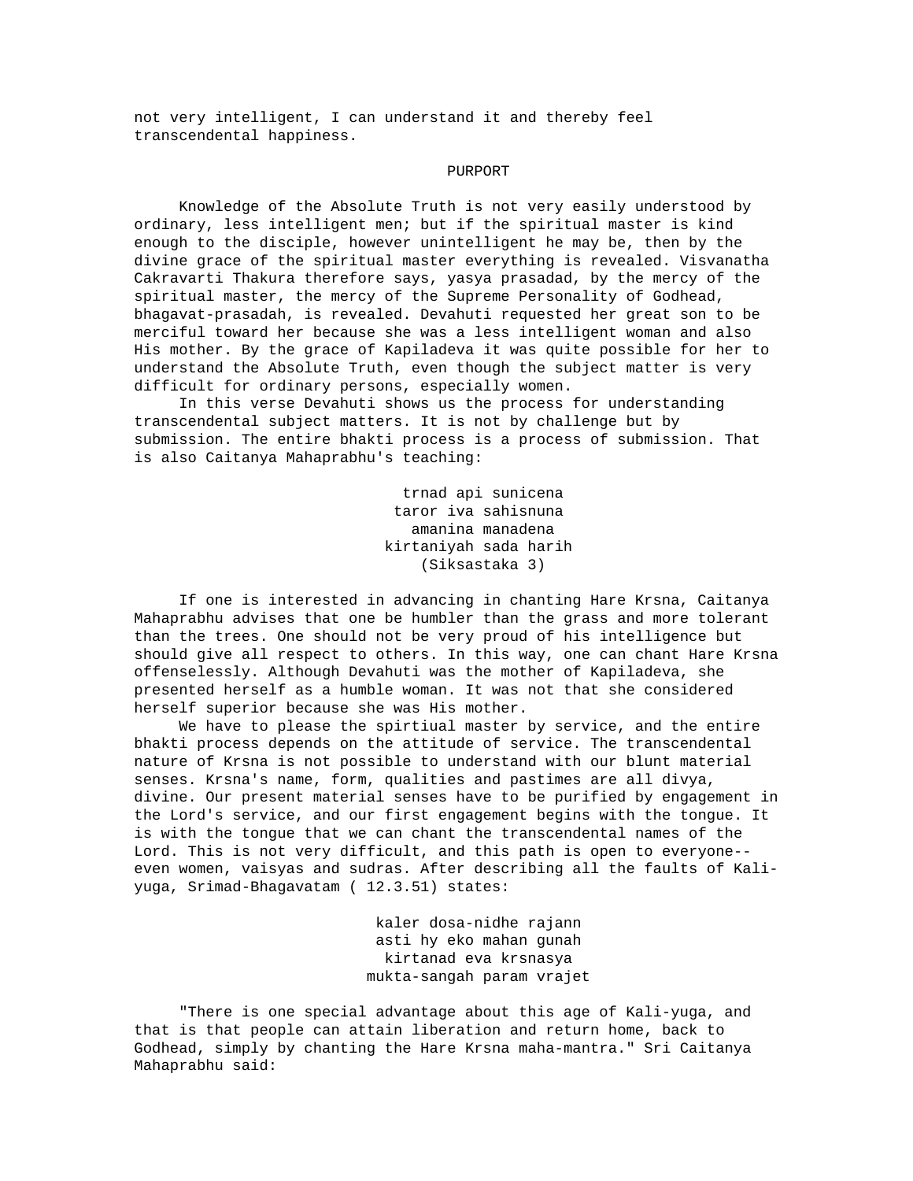not very intelligent, I can understand it and thereby feel transcendental happiness.

PURPORT

Knowledge of the Absolute Truth is not very easily understood by ordinary, less intelligent men; but if the spiritual master is kind enough to the disciple, however unintelligent he may be, then by the divine grace of the spiritual master everything is revealed. Visvanatha Cakravarti Thakura therefore says, yasya prasadad, by the mercy of the spiritual master, the mercy of the Supreme Personality of Godhead, bhagavat-prasadah, is revealed. Devahuti requested her great son to be merciful toward her because she was a less intelligent woman and also His mother. By the grace of Kapiladeva it was quite possible for her to understand the Absolute Truth, even though the subject matter is very difficult for ordinary persons, especially women.

In this verse Devahuti shows us the process for understanding transcendental subject matters. It is not by challenge but by submission. The entire bhakti process is a process of submission. That is also Caitanya Mahaprabhu's teaching:

> trnad api sunicena
> taror iva sahisnuna
> amanina manadena
> kirtaniyah sada harih
> (Siksastaka 3)

If one is interested in advancing in chanting Hare Krsna, Caitanya Mahaprabhu advises that one be humbler than the grass and more tolerant than the trees. One should not be very proud of his intelligence but should give all respect to others. In this way, one can chant Hare Krsna offenselessly. Although Devahuti was the mother of Kapiladeva, she presented herself as a humble woman. It was not that she considered herself superior because she was His mother.

We have to please the spirtiual master by service, and the entire bhakti process depends on the attitude of service. The transcendental nature of Krsna is not possible to understand with our blunt material senses. Krsna's name, form, qualities and pastimes are all divya, divine. Our present material senses have to be purified by engagement in the Lord's service, and our first engagement begins with the tongue. It is with the tongue that we can chant the transcendental names of the Lord. This is not very difficult, and this path is open to everyone--even women, vaisyas and sudras. After describing all the faults of Kali-yuga, Srimad-Bhagavatam ( 12.3.51) states:

> kaler dosa-nidhe rajann
> asti hy eko mahan gunah
> kirtanad eva krsnasya
> mukta-sangah param vrajet

"There is one special advantage about this age of Kali-yuga, and that is that people can attain liberation and return home, back to Godhead, simply by chanting the Hare Krsna maha-mantra." Sri Caitanya Mahaprabhu said: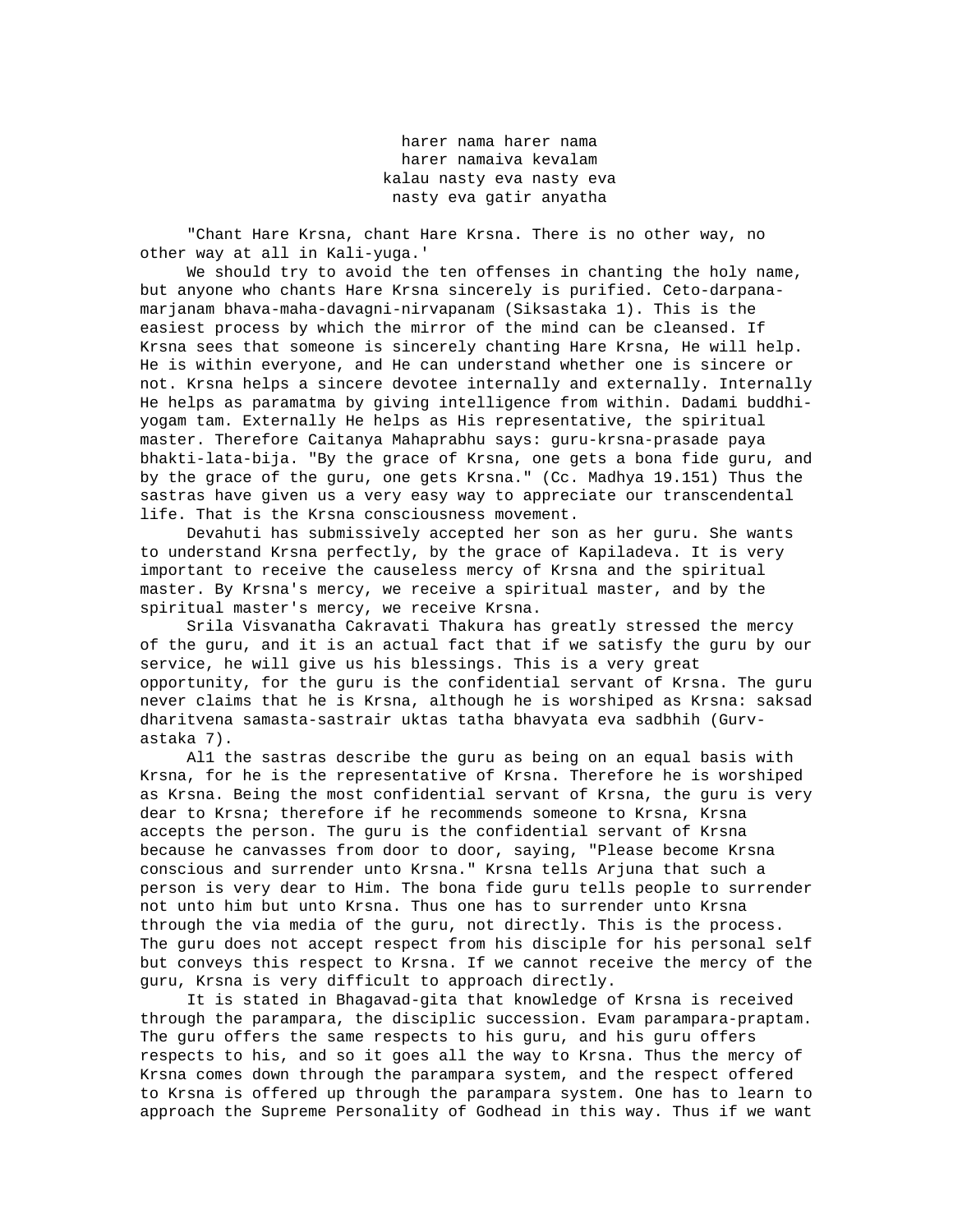harer nama harer nama  
harer namaiva kevalam  
kalau nasty eva nasty eva  
nasty eva gatir anyatha

"Chant Hare Krsna, chant Hare Krsna. There is no other way, no other way at all in Kali-yuga.'

We should try to avoid the ten offenses in chanting the holy name, but anyone who chants Hare Krsna sincerely is purified. Ceto-darpana-marjanam bhava-maha-davagni-nirvapanam (Siksastaka 1). This is the easiest process by which the mirror of the mind can be cleansed. If Krsna sees that someone is sincerely chanting Hare Krsna, He will help. He is within everyone, and He can understand whether one is sincere or not. Krsna helps a sincere devotee internally and externally. Internally He helps as paramatma by giving intelligence from within. Dadami buddhi-yogam tam. Externally He helps as His representative, the spiritual master. Therefore Caitanya Mahaprabhu says: guru-krsna-prasade paya bhakti-lata-bija. "By the grace of Krsna, one gets a bona fide guru, and by the grace of the guru, one gets Krsna." (Cc. Madhya 19.151) Thus the sastras have given us a very easy way to appreciate our transcendental life. That is the Krsna consciousness movement.

Devahuti has submissively accepted her son as her guru. She wants to understand Krsna perfectly, by the grace of Kapiladeva. It is very important to receive the causeless mercy of Krsna and the spiritual master. By Krsna's mercy, we receive a spiritual master, and by the spiritual master's mercy, we receive Krsna.

Srila Visvanatha Cakravati Thakura has greatly stressed the mercy of the guru, and it is an actual fact that if we satisfy the guru by our service, he will give us his blessings. This is a very great opportunity, for the guru is the confidential servant of Krsna. The guru never claims that he is Krsna, although he is worshiped as Krsna: saksad dharitvena samasta-sastrair uktas tatha bhavyata eva sadbhih (Gurv-astaka 7).

Al1 the sastras describe the guru as being on an equal basis with Krsna, for he is the representative of Krsna. Therefore he is worshiped as Krsna. Being the most confidential servant of Krsna, the guru is very dear to Krsna; therefore if he recommends someone to Krsna, Krsna accepts the person. The guru is the confidential servant of Krsna because he canvasses from door to door, saying, "Please become Krsna conscious and surrender unto Krsna." Krsna tells Arjuna that such a person is very dear to Him. The bona fide guru tells people to surrender not unto him but unto Krsna. Thus one has to surrender unto Krsna through the via media of the guru, not directly. This is the process. The guru does not accept respect from his disciple for his personal self but conveys this respect to Krsna. If we cannot receive the mercy of the guru, Krsna is very difficult to approach directly.

It is stated in Bhagavad-gita that knowledge of Krsna is received through the parampara, the disciplic succession. Evam parampara-praptam. The guru offers the same respects to his guru, and his guru offers respects to his, and so it goes all the way to Krsna. Thus the mercy of Krsna comes down through the parampara system, and the respect offered to Krsna is offered up through the parampara system. One has to learn to approach the Supreme Personality of Godhead in this way. Thus if we want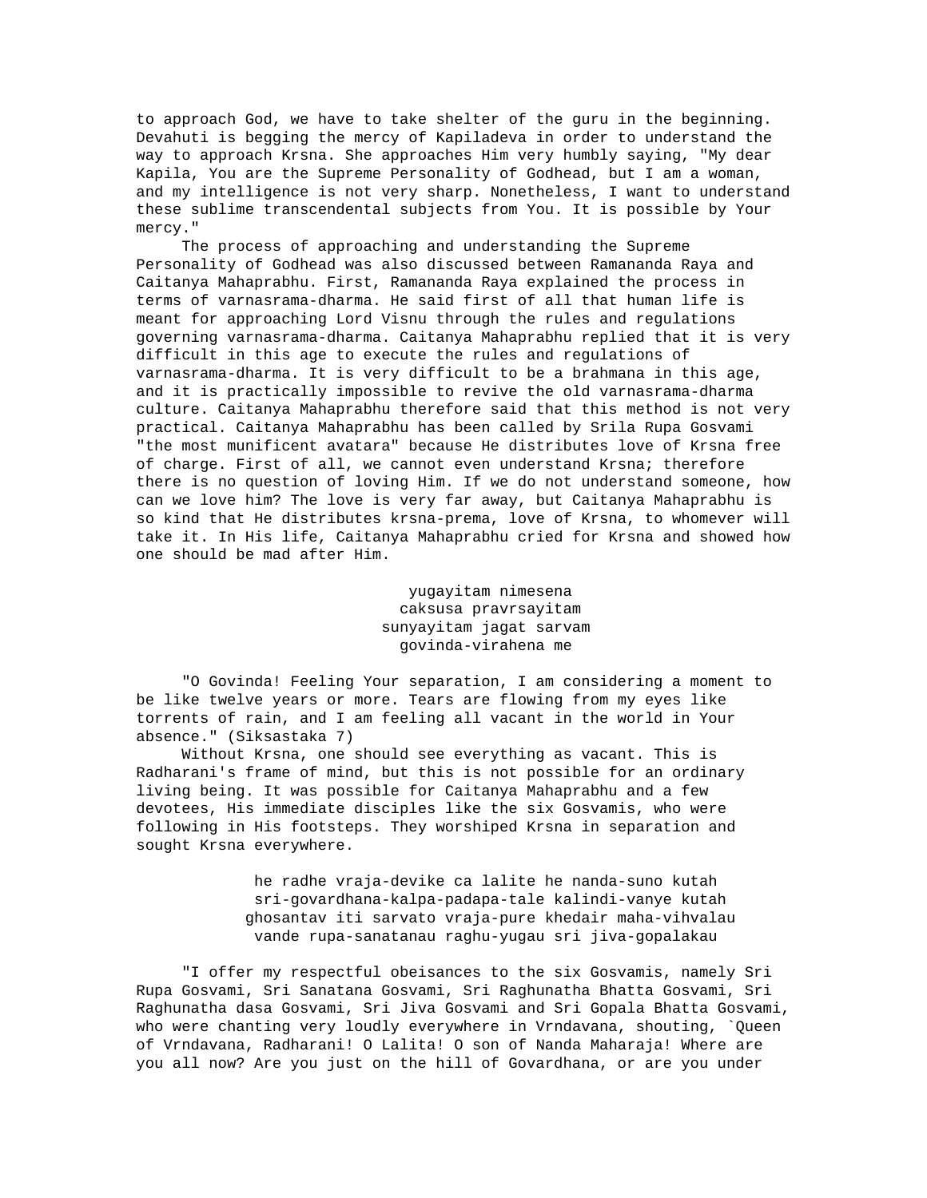to approach God, we have to take shelter of the guru in the beginning. Devahuti is begging the mercy of Kapiladeva in order to understand the way to approach Krsna. She approaches Him very humbly saying, "My dear Kapila, You are the Supreme Personality of Godhead, but I am a woman, and my intelligence is not very sharp. Nonetheless, I want to understand these sublime transcendental subjects from You. It is possible by Your mercy."

The process of approaching and understanding the Supreme Personality of Godhead was also discussed between Ramananda Raya and Caitanya Mahaprabhu. First, Ramananda Raya explained the process in terms of varnasrama-dharma. He said first of all that human life is meant for approaching Lord Visnu through the rules and regulations governing varnasrama-dharma. Caitanya Mahaprabhu replied that it is very difficult in this age to execute the rules and regulations of varnasrama-dharma. It is very difficult to be a brahmana in this age, and it is practically impossible to revive the old varnasrama-dharma culture. Caitanya Mahaprabhu therefore said that this method is not very practical. Caitanya Mahaprabhu has been called by Srila Rupa Gosvami "the most munificent avatara" because He distributes love of Krsna free of charge. First of all, we cannot even understand Krsna; therefore there is no question of loving Him. If we do not understand someone, how can we love him? The love is very far away, but Caitanya Mahaprabhu is so kind that He distributes krsna-prema, love of Krsna, to whomever will take it. In His life, Caitanya Mahaprabhu cried for Krsna and showed how one should be mad after Him.

yugayitam nimesena
caksusa pravrsayitam
sunyayitam jagat sarvam
govinda-virahena me

"O Govinda! Feeling Your separation, I am considering a moment to be like twelve years or more. Tears are flowing from my eyes like torrents of rain, and I am feeling all vacant in the world in Your absence." (Siksastaka 7)

Without Krsna, one should see everything as vacant. This is Radharani's frame of mind, but this is not possible for an ordinary living being. It was possible for Caitanya Mahaprabhu and a few devotees, His immediate disciples like the six Gosvamis, who were following in His footsteps. They worshiped Krsna in separation and sought Krsna everywhere.

he radhe vraja-devike ca lalite he nanda-suno kutah
sri-govardhana-kalpa-padapa-tale kalindi-vanye kutah
ghosantav iti sarvato vraja-pure khedair maha-vihvalau
vande rupa-sanatanau raghu-yugau sri jiva-gopalakau

"I offer my respectful obeisances to the six Gosvamis, namely Sri Rupa Gosvami, Sri Sanatana Gosvami, Sri Raghunatha Bhatta Gosvami, Sri Raghunatha dasa Gosvami, Sri Jiva Gosvami and Sri Gopala Bhatta Gosvami, who were chanting very loudly everywhere in Vrndavana, shouting, `Queen of Vrndavana, Radharani! O Lalita! O son of Nanda Maharaja! Where are you all now? Are you just on the hill of Govardhana, or are you under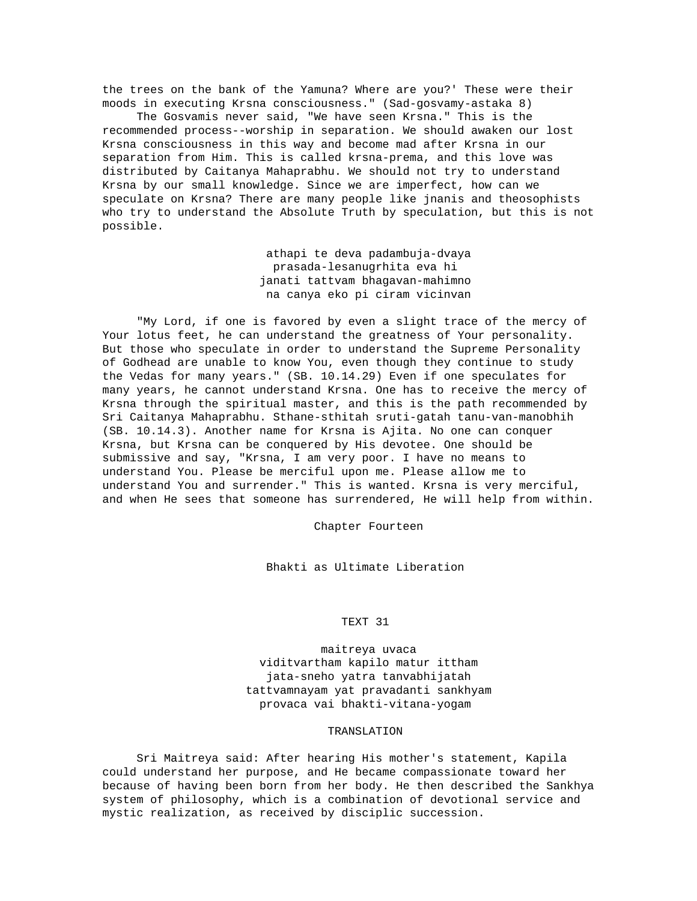the trees on the bank of the Yamuna? Where are you?' These were their moods in executing Krsna consciousness." (Sad-gosvamy-astaka 8)

The Gosvamis never said, "We have seen Krsna." This is the recommended process--worship in separation. We should awaken our lost Krsna consciousness in this way and become mad after Krsna in our separation from Him. This is called krsna-prema, and this love was distributed by Caitanya Mahaprabhu. We should not try to understand Krsna by our small knowledge. Since we are imperfect, how can we speculate on Krsna? There are many people like jnanis and theosophists who try to understand the Absolute Truth by speculation, but this is not possible.

> athapi te deva padambuja-dvaya
> prasada-lesanugrhita eva hi
> janati tattvam bhagavan-mahimno
> na canya eko pi ciram vicinvan

"My Lord, if one is favored by even a slight trace of the mercy of Your lotus feet, he can understand the greatness of Your personality. But those who speculate in order to understand the Supreme Personality of Godhead are unable to know You, even though they continue to study the Vedas for many years." (SB. 10.14.29) Even if one speculates for many years, he cannot understand Krsna. One has to receive the mercy of Krsna through the spiritual master, and this is the path recommended by Sri Caitanya Mahaprabhu. Sthane-sthitah sruti-gatah tanu-van-manobhih (SB. 10.14.3). Another name for Krsna is Ajita. No one can conquer Krsna, but Krsna can be conquered by His devotee. One should be submissive and say, "Krsna, I am very poor. I have no means to understand You. Please be merciful upon me. Please allow me to understand You and surrender." This is wanted. Krsna is very merciful, and when He sees that someone has surrendered, He will help from within.

# Chapter Fourteen

## Bhakti as Ultimate Liberation

### TEXT 31

> maitreya uvaca
> viditvartham kapilo matur ittham
> jata-sneho yatra tanvabhijatah
> tattvamnayam yat pravadanti sankhyam
> provaca vai bhakti-vitana-yogam

### TRANSLATION

Sri Maitreya said: After hearing His mother's statement, Kapila could understand her purpose, and He became compassionate toward her because of having been born from her body. He then described the Sankhya system of philosophy, which is a combination of devotional service and mystic realization, as received by disciplic succession.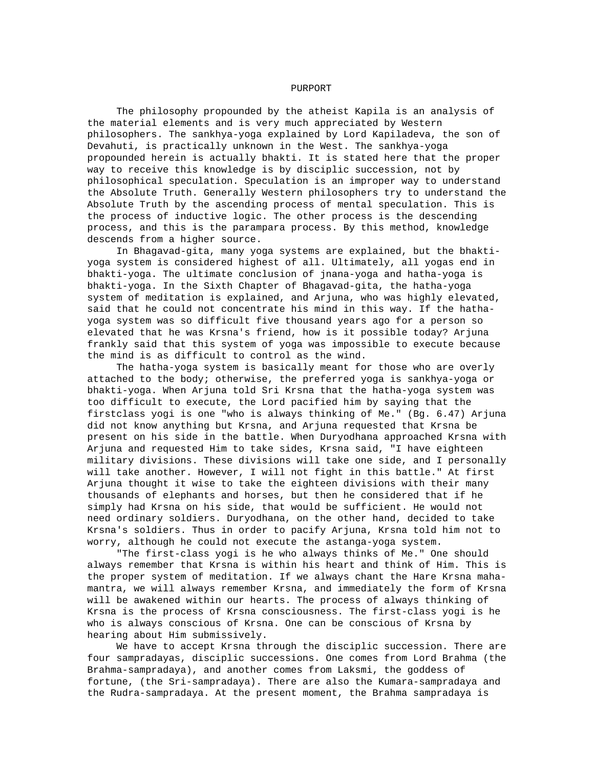PURPORT

The philosophy propounded by the atheist Kapila is an analysis of the material elements and is very much appreciated by Western philosophers. The sankhya-yoga explained by Lord Kapiladeva, the son of Devahuti, is practically unknown in the West. The sankhya-yoga propounded herein is actually bhakti. It is stated here that the proper way to receive this knowledge is by disciplic succession, not by philosophical speculation. Speculation is an improper way to understand the Absolute Truth. Generally Western philosophers try to understand the Absolute Truth by the ascending process of mental speculation. This is the process of inductive logic. The other process is the descending process, and this is the parampara process. By this method, knowledge descends from a higher source.

In Bhagavad-gita, many yoga systems are explained, but the bhakti-yoga system is considered highest of all. Ultimately, all yogas end in bhakti-yoga. The ultimate conclusion of jnana-yoga and hatha-yoga is bhakti-yoga. In the Sixth Chapter of Bhagavad-gita, the hatha-yoga system of meditation is explained, and Arjuna, who was highly elevated, said that he could not concentrate his mind in this way. If the hatha-yoga system was so difficult five thousand years ago for a person so elevated that he was Krsna's friend, how is it possible today? Arjuna frankly said that this system of yoga was impossible to execute because the mind is as difficult to control as the wind.

The hatha-yoga system is basically meant for those who are overly attached to the body; otherwise, the preferred yoga is sankhya-yoga or bhakti-yoga. When Arjuna told Sri Krsna that the hatha-yoga system was too difficult to execute, the Lord pacified him by saying that the firstclass yogi is one "who is always thinking of Me." (Bg. 6.47) Arjuna did not know anything but Krsna, and Arjuna requested that Krsna be present on his side in the battle. When Duryodhana approached Krsna with Arjuna and requested Him to take sides, Krsna said, "I have eighteen military divisions. These divisions will take one side, and I personally will take another. However, I will not fight in this battle." At first Arjuna thought it wise to take the eighteen divisions with their many thousands of elephants and horses, but then he considered that if he simply had Krsna on his side, that would be sufficient. He would not need ordinary soldiers. Duryodhana, on the other hand, decided to take Krsna's soldiers. Thus in order to pacify Arjuna, Krsna told him not to worry, although he could not execute the astanga-yoga system.

"The first-class yogi is he who always thinks of Me." One should always remember that Krsna is within his heart and think of Him. This is the proper system of meditation. If we always chant the Hare Krsna maha-mantra, we will always remember Krsna, and immediately the form of Krsna will be awakened within our hearts. The process of always thinking of Krsna is the process of Krsna consciousness. The first-class yogi is he who is always conscious of Krsna. One can be conscious of Krsna by hearing about Him submissively.

We have to accept Krsna through the disciplic succession. There are four sampradayas, disciplic successions. One comes from Lord Brahma (the Brahma-sampradaya), and another comes from Laksmi, the goddess of fortune, (the Sri-sampradaya). There are also the Kumara-sampradaya and the Rudra-sampradaya. At the present moment, the Brahma sampradaya is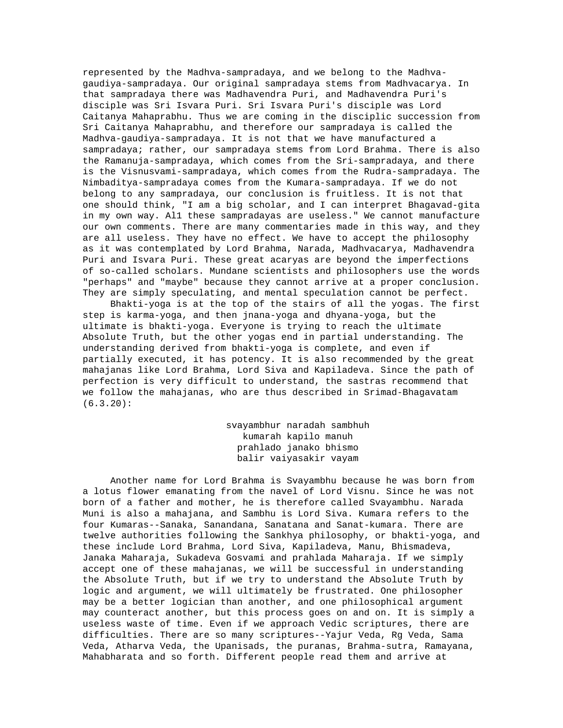represented by the Madhva-sampradaya, and we belong to the Madhva-gaudiya-sampradaya. Our original sampradaya stems from Madhvacarya. In that sampradaya there was Madhavendra Puri, and Madhavendra Puri's disciple was Sri Isvara Puri. Sri Isvara Puri's disciple was Lord Caitanya Mahaprabhu. Thus we are coming in the disciplic succession from Sri Caitanya Mahaprabhu, and therefore our sampradaya is called the Madhva-gaudiya-sampradaya. It is not that we have manufactured a sampradaya; rather, our sampradaya stems from Lord Brahma. There is also the Ramanuja-sampradaya, which comes from the Sri-sampradaya, and there is the Visnusvami-sampradaya, which comes from the Rudra-sampradaya. The Nimbaditya-sampradaya comes from the Kumara-sampradaya. If we do not belong to any sampradaya, our conclusion is fruitless. It is not that one should think, "I am a big scholar, and I can interpret Bhagavad-gita in my own way. Al1 these sampradayas are useless." We cannot manufacture our own comments. There are many commentaries made in this way, and they are all useless. They have no effect. We have to accept the philosophy as it was contemplated by Lord Brahma, Narada, Madhvacarya, Madhavendra Puri and Isvara Puri. These great acaryas are beyond the imperfections of so-called scholars. Mundane scientists and philosophers use the words "perhaps" and "maybe" because they cannot arrive at a proper conclusion. They are simply speculating, and mental speculation cannot be perfect.

Bhakti-yoga is at the top of the stairs of all the yogas. The first step is karma-yoga, and then jnana-yoga and dhyana-yoga, but the ultimate is bhakti-yoga. Everyone is trying to reach the ultimate Absolute Truth, but the other yogas end in partial understanding. The understanding derived from bhakti-yoga is complete, and even if partially executed, it has potency. It is also recommended by the great mahajanas like Lord Brahma, Lord Siva and Kapiladeva. Since the path of perfection is very difficult to understand, the sastras recommend that we follow the mahajanas, who are thus described in Srimad-Bhagavatam (6.3.20):

> svayambhur naradah sambhuh
> kumarah kapilo manuh
> prahlado janako bhismo
> balir vaiyasakir vayam

Another name for Lord Brahma is Svayambhu because he was born from a lotus flower emanating from the navel of Lord Visnu. Since he was not born of a father and mother, he is therefore called Svayambhu. Narada Muni is also a mahajana, and Sambhu is Lord Siva. Kumara refers to the four Kumaras--Sanaka, Sanandana, Sanatana and Sanat-kumara. There are twelve authorities following the Sankhya philosophy, or bhakti-yoga, and these include Lord Brahma, Lord Siva, Kapiladeva, Manu, Bhismadeva, Janaka Maharaja, Sukadeva Gosvami and prahlada Maharaja. If we simply accept one of these mahajanas, we will be successful in understanding the Absolute Truth, but if we try to understand the Absolute Truth by logic and argument, we will ultimately be frustrated. One philosopher may be a better logician than another, and one philosophical argument may counteract another, but this process goes on and on. It is simply a useless waste of time. Even if we approach Vedic scriptures, there are difficulties. There are so many scriptures--Yajur Veda, Rg Veda, Sama Veda, Atharva Veda, the Upanisads, the puranas, Brahma-sutra, Ramayana, Mahabharata and so forth. Different people read them and arrive at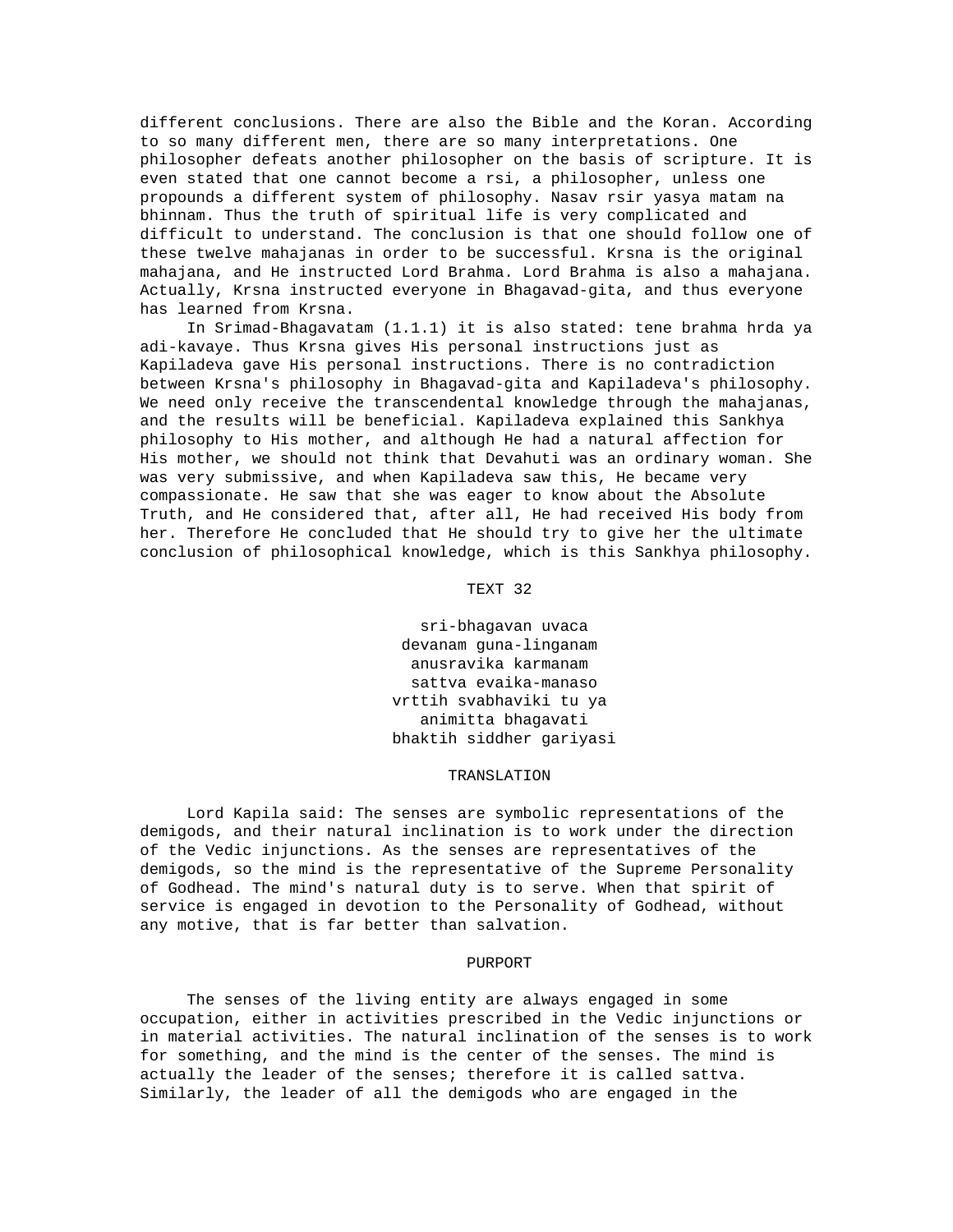different conclusions. There are also the Bible and the Koran. According to so many different men, there are so many interpretations. One philosopher defeats another philosopher on the basis of scripture. It is even stated that one cannot become a rsi, a philosopher, unless one propounds a different system of philosophy. Nasav rsir yasya matam na bhinnam. Thus the truth of spiritual life is very complicated and difficult to understand. The conclusion is that one should follow one of these twelve mahajanas in order to be successful. Krsna is the original mahajana, and He instructed Lord Brahma. Lord Brahma is also a mahajana. Actually, Krsna instructed everyone in Bhagavad-gita, and thus everyone has learned from Krsna.

In Srimad-Bhagavatam (1.1.1) it is also stated: tene brahma hrda ya adi-kavaye. Thus Krsna gives His personal instructions just as Kapiladeva gave His personal instructions. There is no contradiction between Krsna's philosophy in Bhagavad-gita and Kapiladeva's philosophy. We need only receive the transcendental knowledge through the mahajanas, and the results will be beneficial. Kapiladeva explained this Sankhya philosophy to His mother, and although He had a natural affection for His mother, we should not think that Devahuti was an ordinary woman. She was very submissive, and when Kapiladeva saw this, He became very compassionate. He saw that she was eager to know about the Absolute Truth, and He considered that, after all, He had received His body from her. Therefore He concluded that He should try to give her the ultimate conclusion of philosophical knowledge, which is this Sankhya philosophy.

## TEXT 32

sri-bhagavan uvaca
devanam guna-linganam
anusravika karmanam
sattva evaika-manaso
vrttih svabhaviki tu ya
animitta bhagavati
bhaktih siddher gariyasi

## TRANSLATION

Lord Kapila said: The senses are symbolic representations of the demigods, and their natural inclination is to work under the direction of the Vedic injunctions. As the senses are representatives of the demigods, so the mind is the representative of the Supreme Personality of Godhead. The mind's natural duty is to serve. When that spirit of service is engaged in devotion to the Personality of Godhead, without any motive, that is far better than salvation.

## PURPORT

The senses of the living entity are always engaged in some occupation, either in activities prescribed in the Vedic injunctions or in material activities. The natural inclination of the senses is to work for something, and the mind is the center of the senses. The mind is actually the leader of the senses; therefore it is called sattva. Similarly, the leader of all the demigods who are engaged in the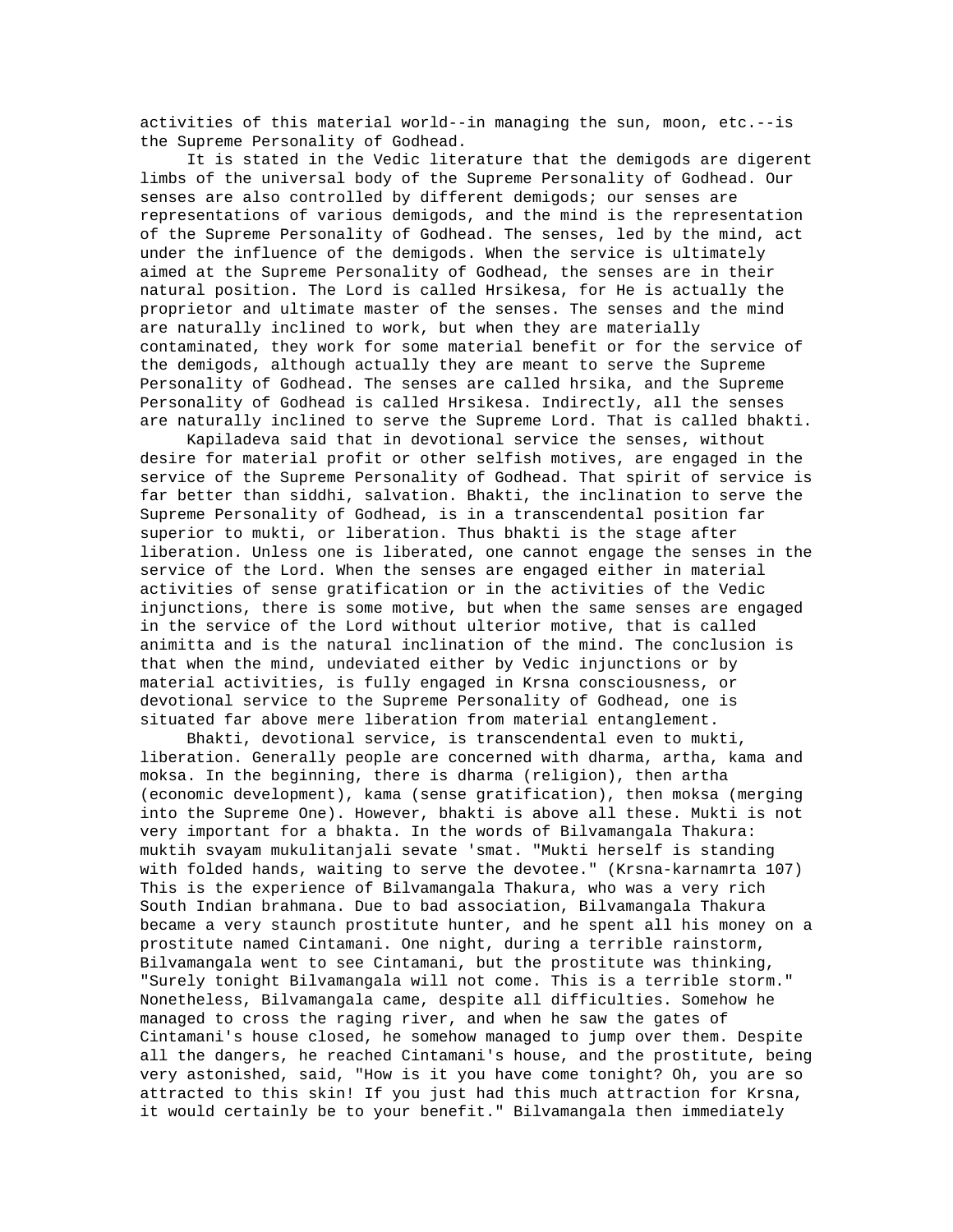activities of this material world--in managing the sun, moon, etc.--is the Supreme Personality of Godhead.

It is stated in the Vedic literature that the demigods are digerent limbs of the universal body of the Supreme Personality of Godhead. Our senses are also controlled by different demigods; our senses are representations of various demigods, and the mind is the representation of the Supreme Personality of Godhead. The senses, led by the mind, act under the influence of the demigods. When the service is ultimately aimed at the Supreme Personality of Godhead, the senses are in their natural position. The Lord is called Hrsikesa, for He is actually the proprietor and ultimate master of the senses. The senses and the mind are naturally inclined to work, but when they are materially contaminated, they work for some material benefit or for the service of the demigods, although actually they are meant to serve the Supreme Personality of Godhead. The senses are called hrsika, and the Supreme Personality of Godhead is called Hrsikesa. Indirectly, all the senses are naturally inclined to serve the Supreme Lord. That is called bhakti.

Kapiladeva said that in devotional service the senses, without desire for material profit or other selfish motives, are engaged in the service of the Supreme Personality of Godhead. That spirit of service is far better than siddhi, salvation. Bhakti, the inclination to serve the Supreme Personality of Godhead, is in a transcendental position far superior to mukti, or liberation. Thus bhakti is the stage after liberation. Unless one is liberated, one cannot engage the senses in the service of the Lord. When the senses are engaged either in material activities of sense gratification or in the activities of the Vedic injunctions, there is some motive, but when the same senses are engaged in the service of the Lord without ulterior motive, that is called animitta and is the natural inclination of the mind. The conclusion is that when the mind, undeviated either by Vedic injunctions or by material activities, is fully engaged in Krsna consciousness, or devotional service to the Supreme Personality of Godhead, one is situated far above mere liberation from material entanglement.

Bhakti, devotional service, is transcendental even to mukti, liberation. Generally people are concerned with dharma, artha, kama and moksa. In the beginning, there is dharma (religion), then artha (economic development), kama (sense gratification), then moksa (merging into the Supreme One). However, bhakti is above all these. Mukti is not very important for a bhakta. In the words of Bilvamangala Thakura: muktih svayam mukulitanjali sevate 'smat. "Mukti herself is standing with folded hands, waiting to serve the devotee." (Krsna-karnamrta 107) This is the experience of Bilvamangala Thakura, who was a very rich South Indian brahmana. Due to bad association, Bilvamangala Thakura became a very staunch prostitute hunter, and he spent all his money on a prostitute named Cintamani. One night, during a terrible rainstorm, Bilvamangala went to see Cintamani, but the prostitute was thinking, "Surely tonight Bilvamangala will not come. This is a terrible storm." Nonetheless, Bilvamangala came, despite all difficulties. Somehow he managed to cross the raging river, and when he saw the gates of Cintamani's house closed, he somehow managed to jump over them. Despite all the dangers, he reached Cintamani's house, and the prostitute, being very astonished, said, "How is it you have come tonight? Oh, you are so attracted to this skin! If you just had this much attraction for Krsna, it would certainly be to your benefit." Bilvamangala then immediately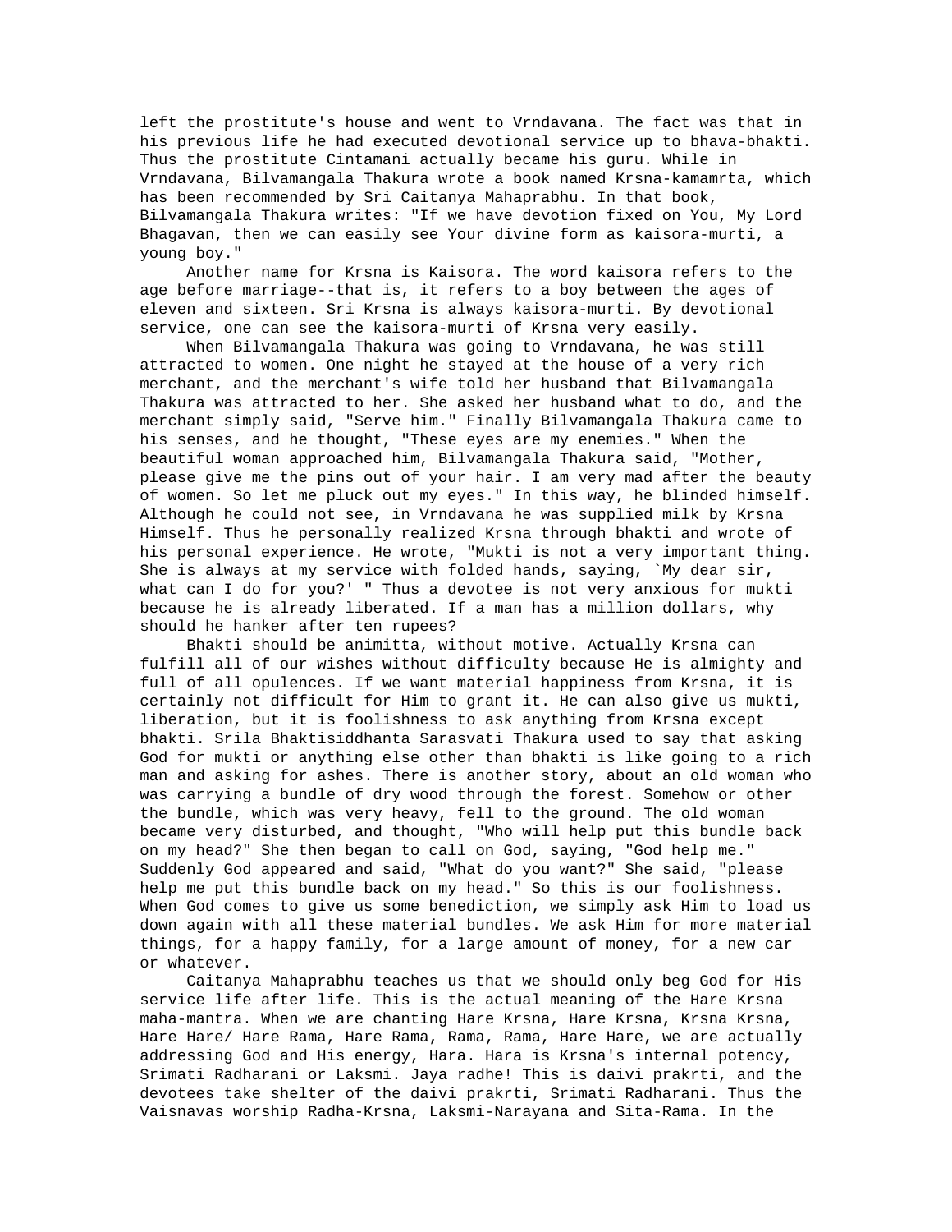left the prostitute's house and went to Vrndavana. The fact was that in his previous life he had executed devotional service up to bhava-bhakti. Thus the prostitute Cintamani actually became his guru. While in Vrndavana, Bilvamangala Thakura wrote a book named Krsna-kamamrta, which has been recommended by Sri Caitanya Mahaprabhu. In that book, Bilvamangala Thakura writes: "If we have devotion fixed on You, My Lord Bhagavan, then we can easily see Your divine form as kaisora-murti, a young boy."

Another name for Krsna is Kaisora. The word kaisora refers to the age before marriage--that is, it refers to a boy between the ages of eleven and sixteen. Sri Krsna is always kaisora-murti. By devotional service, one can see the kaisora-murti of Krsna very easily.

When Bilvamangala Thakura was going to Vrndavana, he was still attracted to women. One night he stayed at the house of a very rich merchant, and the merchant's wife told her husband that Bilvamangala Thakura was attracted to her. She asked her husband what to do, and the merchant simply said, "Serve him." Finally Bilvamangala Thakura came to his senses, and he thought, "These eyes are my enemies." When the beautiful woman approached him, Bilvamangala Thakura said, "Mother, please give me the pins out of your hair. I am very mad after the beauty of women. So let me pluck out my eyes." In this way, he blinded himself. Although he could not see, in Vrndavana he was supplied milk by Krsna Himself. Thus he personally realized Krsna through bhakti and wrote of his personal experience. He wrote, "Mukti is not a very important thing. She is always at my service with folded hands, saying, `My dear sir, what can I do for you?' " Thus a devotee is not very anxious for mukti because he is already liberated. If a man has a million dollars, why should he hanker after ten rupees?

Bhakti should be animitta, without motive. Actually Krsna can fulfill all of our wishes without difficulty because He is almighty and full of all opulences. If we want material happiness from Krsna, it is certainly not difficult for Him to grant it. He can also give us mukti, liberation, but it is foolishness to ask anything from Krsna except bhakti. Srila Bhaktisiddhanta Sarasvati Thakura used to say that asking God for mukti or anything else other than bhakti is like going to a rich man and asking for ashes. There is another story, about an old woman who was carrying a bundle of dry wood through the forest. Somehow or other the bundle, which was very heavy, fell to the ground. The old woman became very disturbed, and thought, "Who will help put this bundle back on my head?" She then began to call on God, saying, "God help me." Suddenly God appeared and said, "What do you want?" She said, "please help me put this bundle back on my head." So this is our foolishness. When God comes to give us some benediction, we simply ask Him to load us down again with all these material bundles. We ask Him for more material things, for a happy family, for a large amount of money, for a new car or whatever.

Caitanya Mahaprabhu teaches us that we should only beg God for His service life after life. This is the actual meaning of the Hare Krsna maha-mantra. When we are chanting Hare Krsna, Hare Krsna, Krsna Krsna, Hare Hare/ Hare Rama, Hare Rama, Rama, Rama, Hare Hare, we are actually addressing God and His energy, Hara. Hara is Krsna's internal potency, Srimati Radharani or Laksmi. Jaya radhe! This is daivi prakrti, and the devotees take shelter of the daivi prakrti, Srimati Radharani. Thus the Vaisnavas worship Radha-Krsna, Laksmi-Narayana and Sita-Rama. In the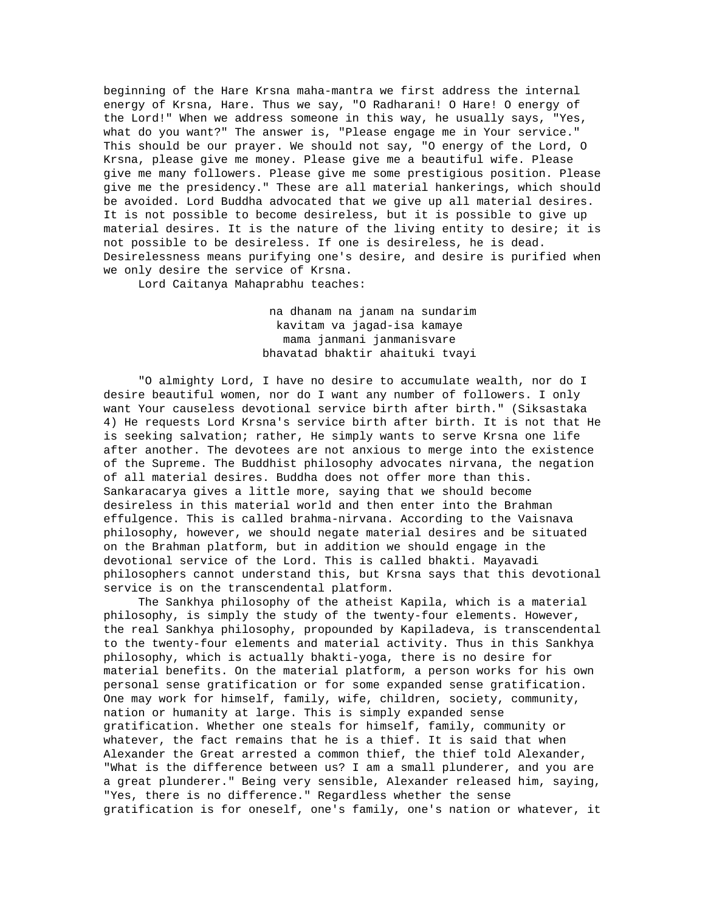beginning of the Hare Krsna maha-mantra we first address the internal energy of Krsna, Hare. Thus we say, "O Radharani! O Hare! O energy of the Lord!" When we address someone in this way, he usually says, "Yes, what do you want?" The answer is, "Please engage me in Your service." This should be our prayer. We should not say, "O energy of the Lord, O Krsna, please give me money. Please give me a beautiful wife. Please give me many followers. Please give me some prestigious position. Please give me the presidency." These are all material hankerings, which should be avoided. Lord Buddha advocated that we give up all material desires. It is not possible to become desireless, but it is possible to give up material desires. It is the nature of the living entity to desire; it is not possible to be desireless. If one is desireless, he is dead. Desirelessness means purifying one's desire, and desire is purified when we only desire the service of Krsna.

Lord Caitanya Mahaprabhu teaches:

> na dhanam na janam na sundarim
> kavitam va jagad-isa kamaye
> mama janmani janmanisvare
> bhavatad bhaktir ahaituki tvayi

"O almighty Lord, I have no desire to accumulate wealth, nor do I desire beautiful women, nor do I want any number of followers. I only want Your causeless devotional service birth after birth." (Siksastaka 4) He requests Lord Krsna's service birth after birth. It is not that He is seeking salvation; rather, He simply wants to serve Krsna one life after another. The devotees are not anxious to merge into the existence of the Supreme. The Buddhist philosophy advocates nirvana, the negation of all material desires. Buddha does not offer more than this. Sankaracarya gives a little more, saying that we should become desireless in this material world and then enter into the Brahman effulgence. This is called brahma-nirvana. According to the Vaisnava philosophy, however, we should negate material desires and be situated on the Brahman platform, but in addition we should engage in the devotional service of the Lord. This is called bhakti. Mayavadi philosophers cannot understand this, but Krsna says that this devotional service is on the transcendental platform.

The Sankhya philosophy of the atheist Kapila, which is a material philosophy, is simply the study of the twenty-four elements. However, the real Sankhya philosophy, propounded by Kapiladeva, is transcendental to the twenty-four elements and material activity. Thus in this Sankhya philosophy, which is actually bhakti-yoga, there is no desire for material benefits. On the material platform, a person works for his own personal sense gratification or for some expanded sense gratification. One may work for himself, family, wife, children, society, community, nation or humanity at large. This is simply expanded sense gratification. Whether one steals for himself, family, community or whatever, the fact remains that he is a thief. It is said that when Alexander the Great arrested a common thief, the thief told Alexander, "What is the difference between us? I am a small plunderer, and you are a great plunderer." Being very sensible, Alexander released him, saying, "Yes, there is no difference." Regardless whether the sense gratification is for oneself, one's family, one's nation or whatever, it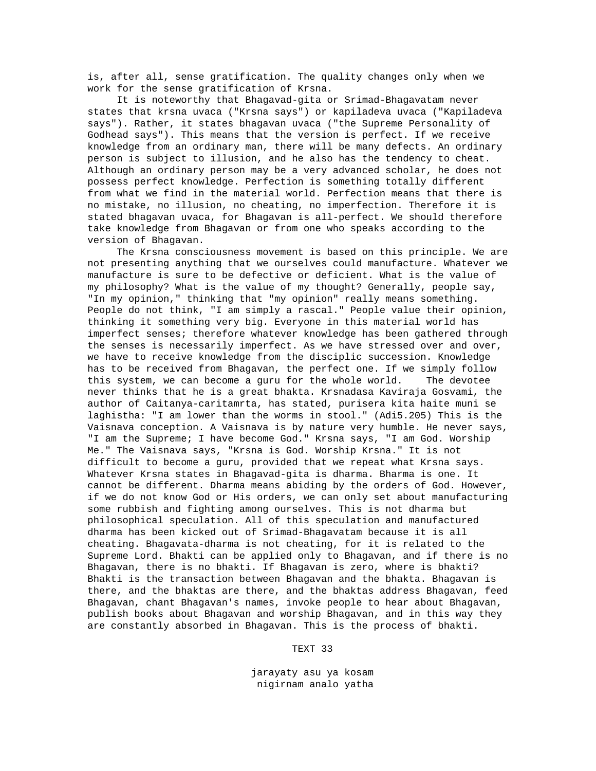is, after all, sense gratification. The quality changes only when we work for the sense gratification of Krsna.

It is noteworthy that Bhagavad-gita or Srimad-Bhagavatam never states that krsna uvaca ("Krsna says") or kapiladeva uvaca ("Kapiladeva says"). Rather, it states bhagavan uvaca ("the Supreme Personality of Godhead says"). This means that the version is perfect. If we receive knowledge from an ordinary man, there will be many defects. An ordinary person is subject to illusion, and he also has the tendency to cheat. Although an ordinary person may be a very advanced scholar, he does not possess perfect knowledge. Perfection is something totally different from what we find in the material world. Perfection means that there is no mistake, no illusion, no cheating, no imperfection. Therefore it is stated bhagavan uvaca, for Bhagavan is all-perfect. We should therefore take knowledge from Bhagavan or from one who speaks according to the version of Bhagavan.

The Krsna consciousness movement is based on this principle. We are not presenting anything that we ourselves could manufacture. Whatever we manufacture is sure to be defective or deficient. What is the value of my philosophy? What is the value of my thought? Generally, people say, "In my opinion," thinking that "my opinion" really means something. People do not think, "I am simply a rascal." People value their opinion, thinking it something very big. Everyone in this material world has imperfect senses; therefore whatever knowledge has been gathered through the senses is necessarily imperfect. As we have stressed over and over, we have to receive knowledge from the disciplic succession. Knowledge has to be received from Bhagavan, the perfect one. If we simply follow this system, we can become a guru for the whole world. The devotee never thinks that he is a great bhakta. Krsnadasa Kaviraja Gosvami, the author of Caitanya-caritamrta, has stated, purisera kita haite muni se laghistha: "I am lower than the worms in stool." (Adi5.205) This is the Vaisnava conception. A Vaisnava is by nature very humble. He never says, "I am the Supreme; I have become God." Krsna says, "I am God. Worship Me." The Vaisnava says, "Krsna is God. Worship Krsna." It is not difficult to become a guru, provided that we repeat what Krsna says. Whatever Krsna states in Bhagavad-gita is dharma. Bharma is one. It cannot be different. Dharma means abiding by the orders of God. However, if we do not know God or His orders, we can only set about manufacturing some rubbish and fighting among ourselves. This is not dharma but philosophical speculation. All of this speculation and manufactured dharma has been kicked out of Srimad-Bhagavatam because it is all cheating. Bhagavata-dharma is not cheating, for it is related to the Supreme Lord. Bhakti can be applied only to Bhagavan, and if there is no Bhagavan, there is no bhakti. If Bhagavan is zero, where is bhakti? Bhakti is the transaction between Bhagavan and the bhakta. Bhagavan is there, and the bhaktas are there, and the bhaktas address Bhagavan, feed Bhagavan, chant Bhagavan's names, invoke people to hear about Bhagavan, publish books about Bhagavan and worship Bhagavan, and in this way they are constantly absorbed in Bhagavan. This is the process of bhakti.

TEXT 33

jarayaty asu ya kosam
nigirnam analo yatha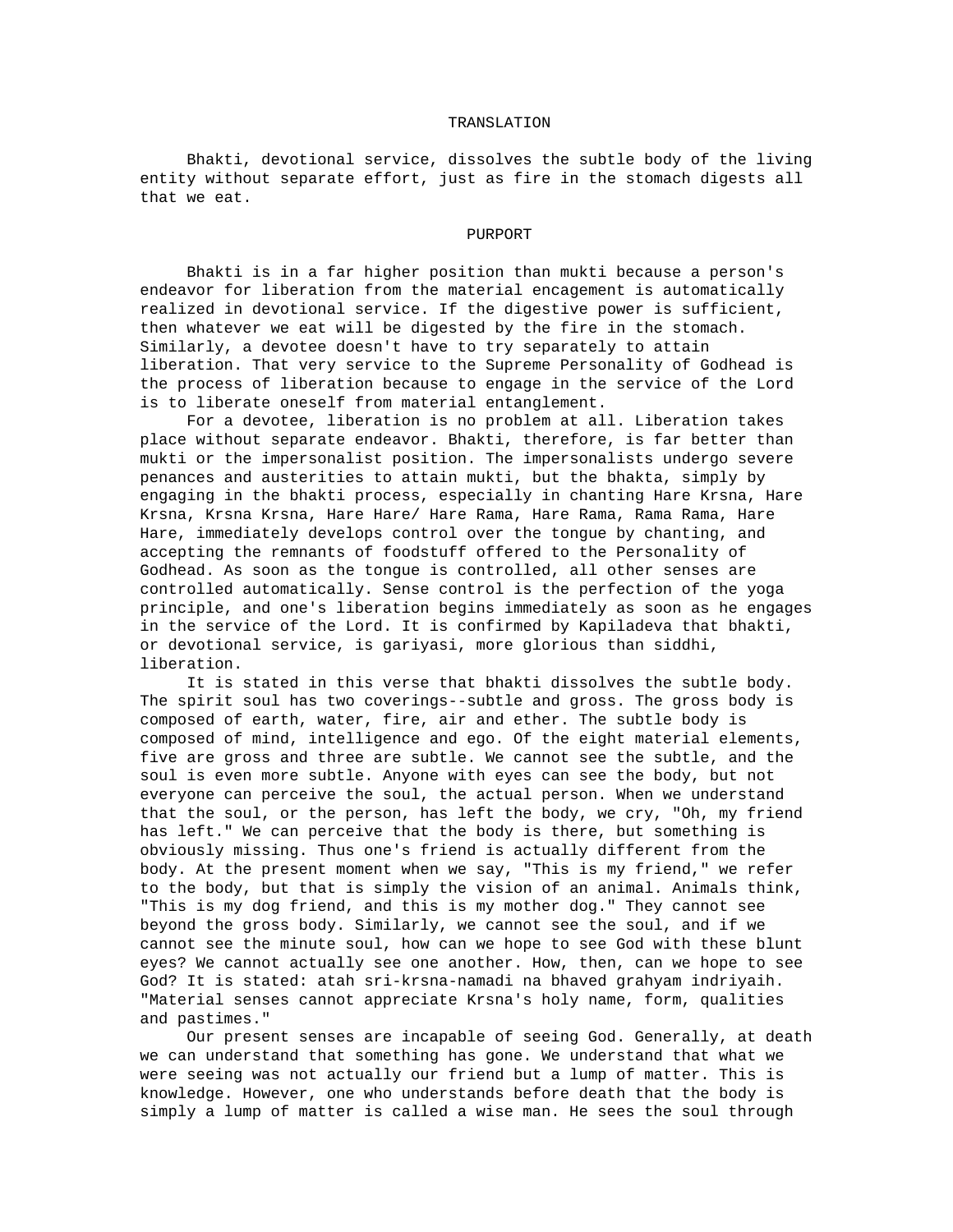TRANSLATION

Bhakti, devotional service, dissolves the subtle body of the living entity without separate effort, just as fire in the stomach digests all that we eat.

PURPORT

Bhakti is in a far higher position than mukti because a person's endeavor for liberation from the material encagement is automatically realized in devotional service. If the digestive power is sufficient, then whatever we eat will be digested by the fire in the stomach. Similarly, a devotee doesn't have to try separately to attain liberation. That very service to the Supreme Personality of Godhead is the process of liberation because to engage in the service of the Lord is to liberate oneself from material entanglement.

For a devotee, liberation is no problem at all. Liberation takes place without separate endeavor. Bhakti, therefore, is far better than mukti or the impersonalist position. The impersonalists undergo severe penances and austerities to attain mukti, but the bhakta, simply by engaging in the bhakti process, especially in chanting Hare Krsna, Hare Krsna, Krsna Krsna, Hare Hare/ Hare Rama, Hare Rama, Rama Rama, Hare Hare, immediately develops control over the tongue by chanting, and accepting the remnants of foodstuff offered to the Personality of Godhead. As soon as the tongue is controlled, all other senses are controlled automatically. Sense control is the perfection of the yoga principle, and one's liberation begins immediately as soon as he engages in the service of the Lord. It is confirmed by Kapiladeva that bhakti, or devotional service, is gariyasi, more glorious than siddhi, liberation.

It is stated in this verse that bhakti dissolves the subtle body. The spirit soul has two coverings--subtle and gross. The gross body is composed of earth, water, fire, air and ether. The subtle body is composed of mind, intelligence and ego. Of the eight material elements, five are gross and three are subtle. We cannot see the subtle, and the soul is even more subtle. Anyone with eyes can see the body, but not everyone can perceive the soul, the actual person. When we understand that the soul, or the person, has left the body, we cry, "Oh, my friend has left." We can perceive that the body is there, but something is obviously missing. Thus one's friend is actually different from the body. At the present moment when we say, "This is my friend," we refer to the body, but that is simply the vision of an animal. Animals think, "This is my dog friend, and this is my mother dog." They cannot see beyond the gross body. Similarly, we cannot see the soul, and if we cannot see the minute soul, how can we hope to see God with these blunt eyes? We cannot actually see one another. How, then, can we hope to see God? It is stated: atah sri-krsna-namadi na bhaved grahyam indriyaih. "Material senses cannot appreciate Krsna's holy name, form, qualities and pastimes."

Our present senses are incapable of seeing God. Generally, at death we can understand that something has gone. We understand that what we were seeing was not actually our friend but a lump of matter. This is knowledge. However, one who understands before death that the body is simply a lump of matter is called a wise man. He sees the soul through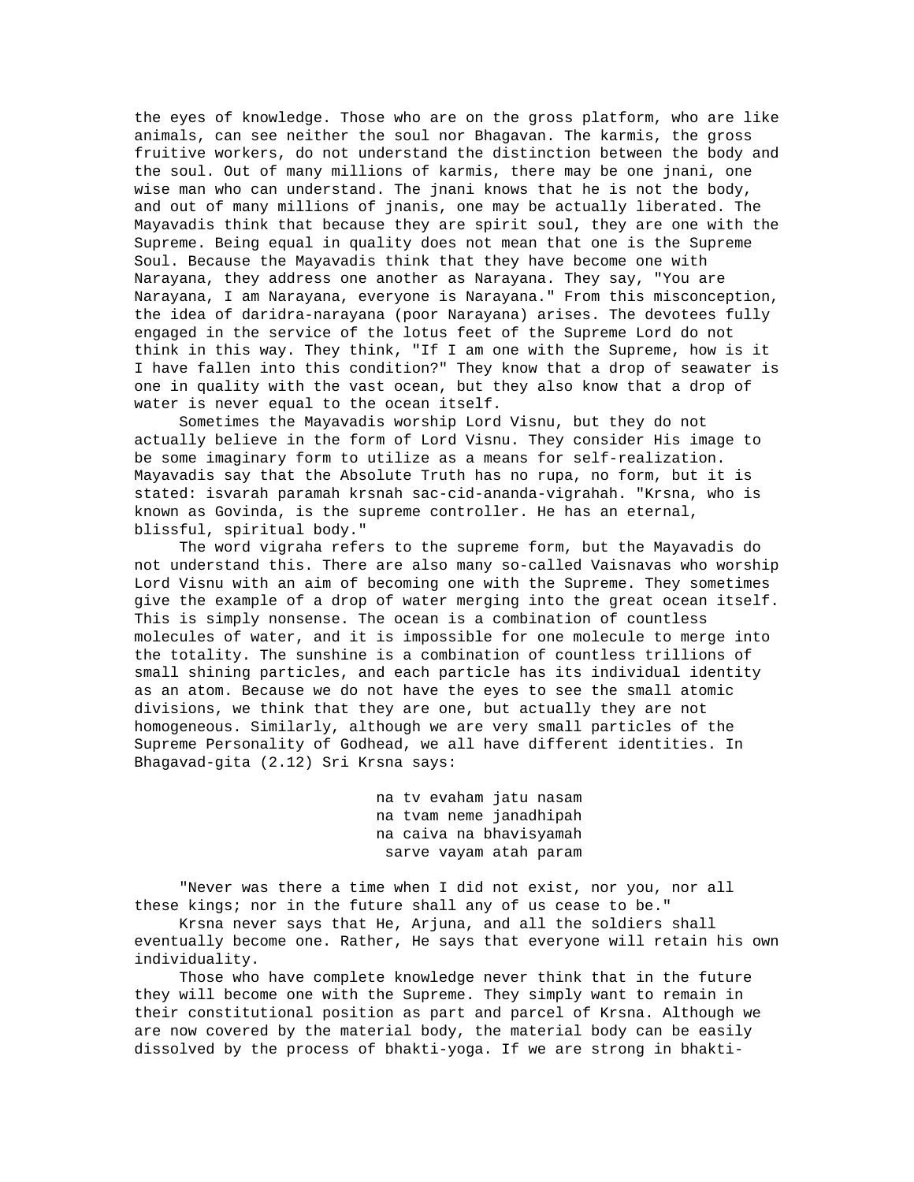the eyes of knowledge. Those who are on the gross platform, who are like animals, can see neither the soul nor Bhagavan. The karmis, the gross fruitive workers, do not understand the distinction between the body and the soul. Out of many millions of karmis, there may be one jnani, one wise man who can understand. The jnani knows that he is not the body, and out of many millions of jnanis, one may be actually liberated. The Mayavadis think that because they are spirit soul, they are one with the Supreme. Being equal in quality does not mean that one is the Supreme Soul. Because the Mayavadis think that they have become one with Narayana, they address one another as Narayana. They say, "You are Narayana, I am Narayana, everyone is Narayana." From this misconception, the idea of daridra-narayana (poor Narayana) arises. The devotees fully engaged in the service of the lotus feet of the Supreme Lord do not think in this way. They think, "If I am one with the Supreme, how is it I have fallen into this condition?" They know that a drop of seawater is one in quality with the vast ocean, but they also know that a drop of water is never equal to the ocean itself.

Sometimes the Mayavadis worship Lord Visnu, but they do not actually believe in the form of Lord Visnu. They consider His image to be some imaginary form to utilize as a means for self-realization. Mayavadis say that the Absolute Truth has no rupa, no form, but it is stated: isvarah paramah krsnah sac-cid-ananda-vigrahah. "Krsna, who is known as Govinda, is the supreme controller. He has an eternal, blissful, spiritual body."

The word vigraha refers to the supreme form, but the Mayavadis do not understand this. There are also many so-called Vaisnavas who worship Lord Visnu with an aim of becoming one with the Supreme. They sometimes give the example of a drop of water merging into the great ocean itself. This is simply nonsense. The ocean is a combination of countless molecules of water, and it is impossible for one molecule to merge into the totality. The sunshine is a combination of countless trillions of small shining particles, and each particle has its individual identity as an atom. Because we do not have the eyes to see the small atomic divisions, we think that they are one, but actually they are not homogeneous. Similarly, although we are very small particles of the Supreme Personality of Godhead, we all have different identities. In Bhagavad-gita (2.12) Sri Krsna says:

> na tv evaham jatu nasam
> na tvam neme janadhipah
> na caiva na bhavisyamah
> sarve vayam atah param

"Never was there a time when I did not exist, nor you, nor all these kings; nor in the future shall any of us cease to be."

Krsna never says that He, Arjuna, and all the soldiers shall eventually become one. Rather, He says that everyone will retain his own individuality.

Those who have complete knowledge never think that in the future they will become one with the Supreme. They simply want to remain in their constitutional position as part and parcel of Krsna. Although we are now covered by the material body, the material body can be easily dissolved by the process of bhakti-yoga. If we are strong in bhakti-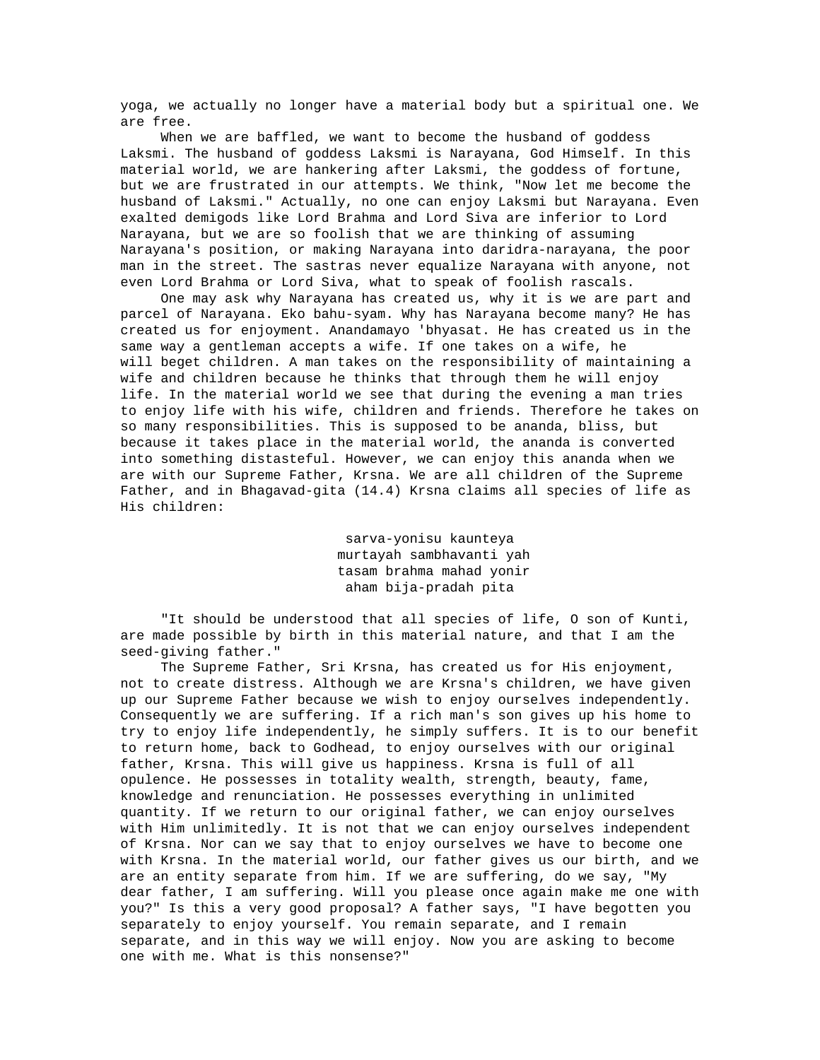yoga, we actually no longer have a material body but a spiritual one. We are free.

When we are baffled, we want to become the husband of goddess Laksmi. The husband of goddess Laksmi is Narayana, God Himself. In this material world, we are hankering after Laksmi, the goddess of fortune, but we are frustrated in our attempts. We think, "Now let me become the husband of Laksmi." Actually, no one can enjoy Laksmi but Narayana. Even exalted demigods like Lord Brahma and Lord Siva are inferior to Lord Narayana, but we are so foolish that we are thinking of assuming Narayana's position, or making Narayana into daridra-narayana, the poor man in the street. The sastras never equalize Narayana with anyone, not even Lord Brahma or Lord Siva, what to speak of foolish rascals.

One may ask why Narayana has created us, why it is we are part and parcel of Narayana. Eko bahu-syam. Why has Narayana become many? He has created us for enjoyment. Anandamayo 'bhyasat. He has created us in the same way a gentleman accepts a wife. If one takes on a wife, he will beget children. A man takes on the responsibility of maintaining a wife and children because he thinks that through them he will enjoy life. In the material world we see that during the evening a man tries to enjoy life with his wife, children and friends. Therefore he takes on so many responsibilities. This is supposed to be ananda, bliss, but because it takes place in the material world, the ananda is converted into something distasteful. However, we can enjoy this ananda when we are with our Supreme Father, Krsna. We are all children of the Supreme Father, and in Bhagavad-gita (14.4) Krsna claims all species of life as His children:

> sarva-yonisu kaunteya
> murtayah sambhavanti yah
> tasam brahma mahad yonir
> aham bija-pradah pita

"It should be understood that all species of life, O son of Kunti, are made possible by birth in this material nature, and that I am the seed-giving father."

The Supreme Father, Sri Krsna, has created us for His enjoyment, not to create distress. Although we are Krsna's children, we have given up our Supreme Father because we wish to enjoy ourselves independently. Consequently we are suffering. If a rich man's son gives up his home to try to enjoy life independently, he simply suffers. It is to our benefit to return home, back to Godhead, to enjoy ourselves with our original father, Krsna. This will give us happiness. Krsna is full of all opulence. He possesses in totality wealth, strength, beauty, fame, knowledge and renunciation. He possesses everything in unlimited quantity. If we return to our original father, we can enjoy ourselves with Him unlimitedly. It is not that we can enjoy ourselves independent of Krsna. Nor can we say that to enjoy ourselves we have to become one with Krsna. In the material world, our father gives us our birth, and we are an entity separate from him. If we are suffering, do we say, "My dear father, I am suffering. Will you please once again make me one with you?" Is this a very good proposal? A father says, "I have begotten you separately to enjoy yourself. You remain separate, and I remain separate, and in this way we will enjoy. Now you are asking to become one with me. What is this nonsense?"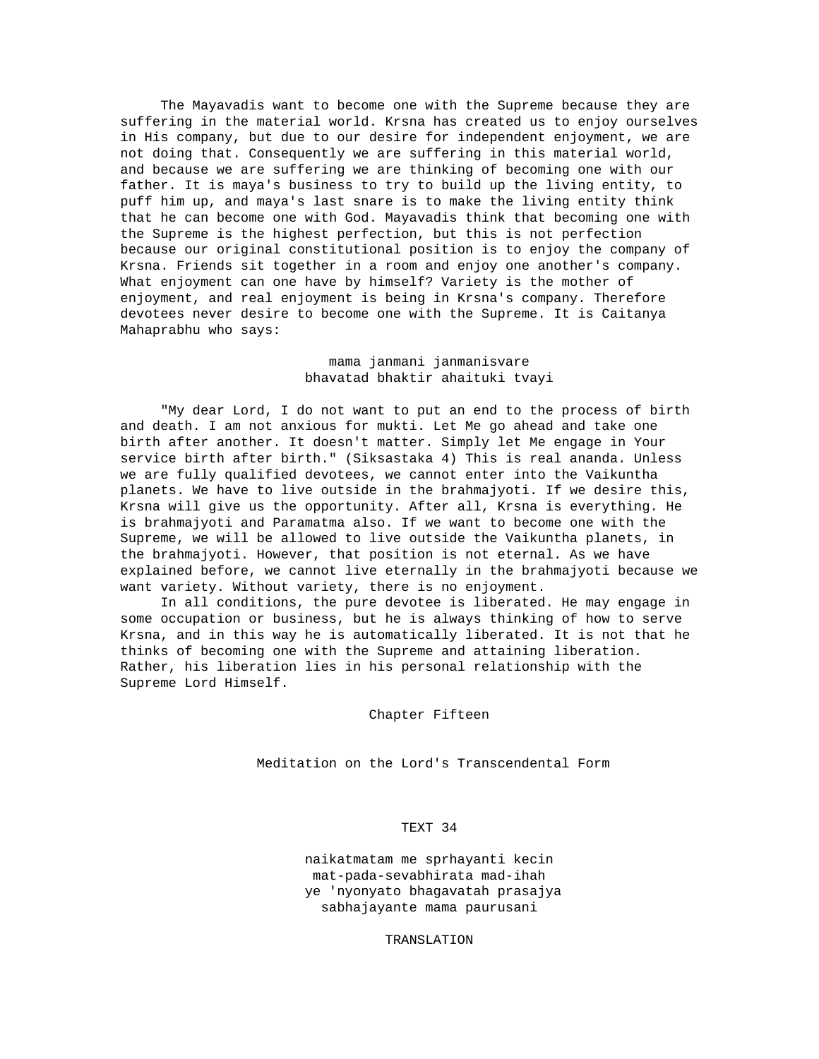The Mayavadis want to become one with the Supreme because they are suffering in the material world. Krsna has created us to enjoy ourselves in His company, but due to our desire for independent enjoyment, we are not doing that. Consequently we are suffering in this material world, and because we are suffering we are thinking of becoming one with our father. It is maya's business to try to build up the living entity, to puff him up, and maya's last snare is to make the living entity think that he can become one with God. Mayavadis think that becoming one with the Supreme is the highest perfection, but this is not perfection because our original constitutional position is to enjoy the company of Krsna. Friends sit together in a room and enjoy one another's company. What enjoyment can one have by himself? Variety is the mother of enjoyment, and real enjoyment is being in Krsna's company. Therefore devotees never desire to become one with the Supreme. It is Caitanya Mahaprabhu who says:

> mama janmani janmanisvare
> bhavatad bhaktir ahaituki tvayi

"My dear Lord, I do not want to put an end to the process of birth and death. I am not anxious for mukti. Let Me go ahead and take one birth after another. It doesn't matter. Simply let Me engage in Your service birth after birth." (Siksastaka 4) This is real ananda. Unless we are fully qualified devotees, we cannot enter into the Vaikuntha planets. We have to live outside in the brahmajyoti. If we desire this, Krsna will give us the opportunity. After all, Krsna is everything. He is brahmajyoti and Paramatma also. If we want to become one with the Supreme, we will be allowed to live outside the Vaikuntha planets, in the brahmajyoti. However, that position is not eternal. As we have explained before, we cannot live eternally in the brahmajyoti because we want variety. Without variety, there is no enjoyment.

In all conditions, the pure devotee is liberated. He may engage in some occupation or business, but he is always thinking of how to serve Krsna, and in this way he is automatically liberated. It is not that he thinks of becoming one with the Supreme and attaining liberation. Rather, his liberation lies in his personal relationship with the Supreme Lord Himself.

# Chapter Fifteen

## Meditation on the Lord's Transcendental Form

### TEXT 34

> naikatmatam me sprhayanti kecin
> mat-pada-sevabhirata mad-ihah
> ye 'nyonyato bhagavatah prasajya
> sabhajayante mama paurusani

### TRANSLATION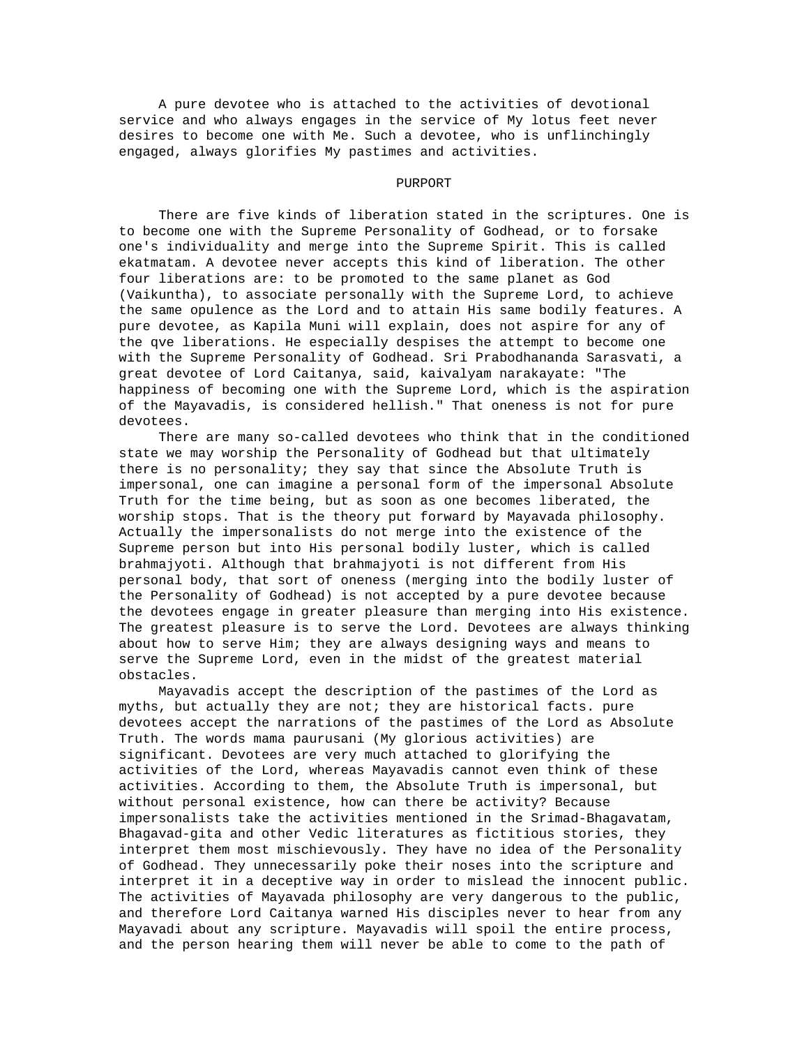A pure devotee who is attached to the activities of devotional service and who always engages in the service of My lotus feet never desires to become one with Me. Such a devotee, who is unflinchingly engaged, always glorifies My pastimes and activities.

PURPORT

There are five kinds of liberation stated in the scriptures. One is to become one with the Supreme Personality of Godhead, or to forsake one's individuality and merge into the Supreme Spirit. This is called ekatmatam. A devotee never accepts this kind of liberation. The other four liberations are: to be promoted to the same planet as God (Vaikuntha), to associate personally with the Supreme Lord, to achieve the same opulence as the Lord and to attain His same bodily features. A pure devotee, as Kapila Muni will explain, does not aspire for any of the qve liberations. He especially despises the attempt to become one with the Supreme Personality of Godhead. Sri Prabodhananda Sarasvati, a great devotee of Lord Caitanya, said, kaivalyam narakayate: "The happiness of becoming one with the Supreme Lord, which is the aspiration of the Mayavadis, is considered hellish." That oneness is not for pure devotees.

There are many so-called devotees who think that in the conditioned state we may worship the Personality of Godhead but that ultimately there is no personality; they say that since the Absolute Truth is impersonal, one can imagine a personal form of the impersonal Absolute Truth for the time being, but as soon as one becomes liberated, the worship stops. That is the theory put forward by Mayavada philosophy. Actually the impersonalists do not merge into the existence of the Supreme person but into His personal bodily luster, which is called brahmajyoti. Although that brahmajyoti is not different from His personal body, that sort of oneness (merging into the bodily luster of the Personality of Godhead) is not accepted by a pure devotee because the devotees engage in greater pleasure than merging into His existence. The greatest pleasure is to serve the Lord. Devotees are always thinking about how to serve Him; they are always designing ways and means to serve the Supreme Lord, even in the midst of the greatest material obstacles.

Mayavadis accept the description of the pastimes of the Lord as myths, but actually they are not; they are historical facts. pure devotees accept the narrations of the pastimes of the Lord as Absolute Truth. The words mama paurusani (My glorious activities) are significant. Devotees are very much attached to glorifying the activities of the Lord, whereas Mayavadis cannot even think of these activities. According to them, the Absolute Truth is impersonal, but without personal existence, how can there be activity? Because impersonalists take the activities mentioned in the Srimad-Bhagavatam, Bhagavad-gita and other Vedic literatures as fictitious stories, they interpret them most mischievously. They have no idea of the Personality of Godhead. They unnecessarily poke their noses into the scripture and interpret it in a deceptive way in order to mislead the innocent public. The activities of Mayavada philosophy are very dangerous to the public, and therefore Lord Caitanya warned His disciples never to hear from any Mayavadi about any scripture. Mayavadis will spoil the entire process, and the person hearing them will never be able to come to the path of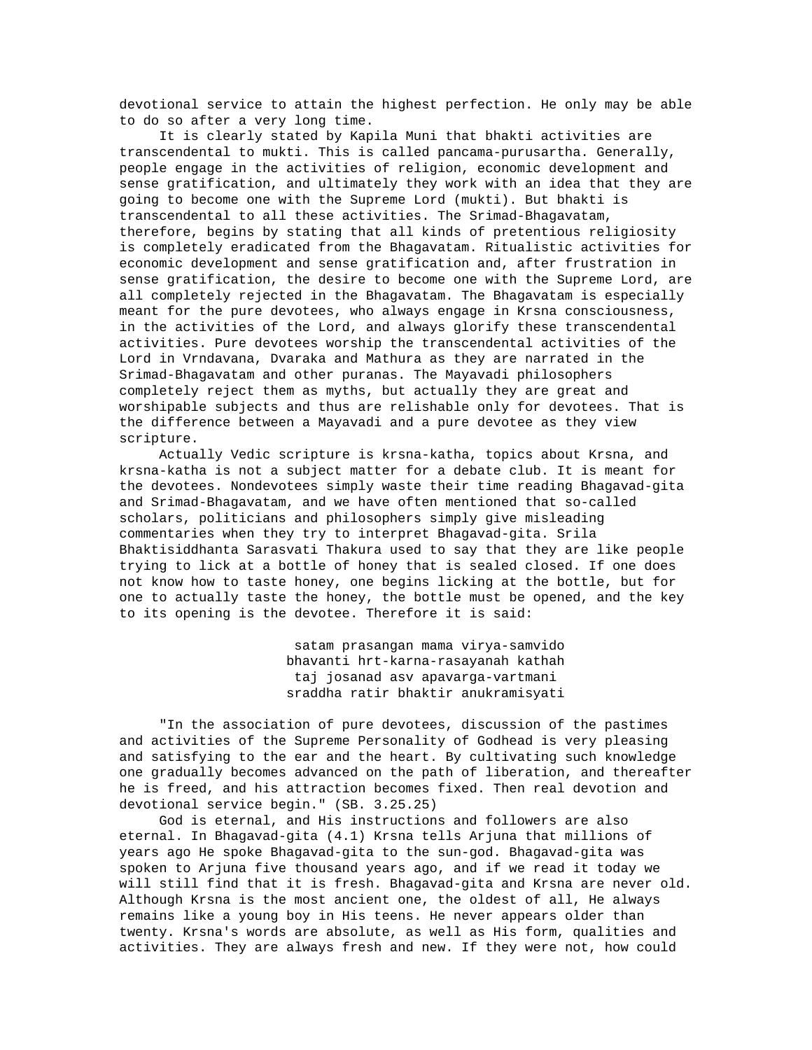devotional service to attain the highest perfection. He only may be able to do so after a very long time.

It is clearly stated by Kapila Muni that bhakti activities are transcendental to mukti. This is called pancama-purusartha. Generally, people engage in the activities of religion, economic development and sense gratification, and ultimately they work with an idea that they are going to become one with the Supreme Lord (mukti). But bhakti is transcendental to all these activities. The Srimad-Bhagavatam, therefore, begins by stating that all kinds of pretentious religiosity is completely eradicated from the Bhagavatam. Ritualistic activities for economic development and sense gratification and, after frustration in sense gratification, the desire to become one with the Supreme Lord, are all completely rejected in the Bhagavatam. The Bhagavatam is especially meant for the pure devotees, who always engage in Krsna consciousness, in the activities of the Lord, and always glorify these transcendental activities. Pure devotees worship the transcendental activities of the Lord in Vrndavana, Dvaraka and Mathura as they are narrated in the Srimad-Bhagavatam and other puranas. The Mayavadi philosophers completely reject them as myths, but actually they are great and worshipable subjects and thus are relishable only for devotees. That is the difference between a Mayavadi and a pure devotee as they view scripture.

Actually Vedic scripture is krsna-katha, topics about Krsna, and krsna-katha is not a subject matter for a debate club. It is meant for the devotees. Nondevotees simply waste their time reading Bhagavad-gita and Srimad-Bhagavatam, and we have often mentioned that so-called scholars, politicians and philosophers simply give misleading commentaries when they try to interpret Bhagavad-gita. Srila Bhaktisiddhanta Sarasvati Thakura used to say that they are like people trying to lick at a bottle of honey that is sealed closed. If one does not know how to taste honey, one begins licking at the bottle, but for one to actually taste the honey, the bottle must be opened, and the key to its opening is the devotee. Therefore it is said:

satam prasangan mama virya-samvido
bhavanti hrt-karna-rasayanah kathah
taj josanad asv apavarga-vartmani
sraddha ratir bhaktir anukramisyati

"In the association of pure devotees, discussion of the pastimes and activities of the Supreme Personality of Godhead is very pleasing and satisfying to the ear and the heart. By cultivating such knowledge one gradually becomes advanced on the path of liberation, and thereafter he is freed, and his attraction becomes fixed. Then real devotion and devotional service begin." (SB. 3.25.25)

God is eternal, and His instructions and followers are also eternal. In Bhagavad-gita (4.1) Krsna tells Arjuna that millions of years ago He spoke Bhagavad-gita to the sun-god. Bhagavad-gita was spoken to Arjuna five thousand years ago, and if we read it today we will still find that it is fresh. Bhagavad-gita and Krsna are never old. Although Krsna is the most ancient one, the oldest of all, He always remains like a young boy in His teens. He never appears older than twenty. Krsna's words are absolute, as well as His form, qualities and activities. They are always fresh and new. If they were not, how could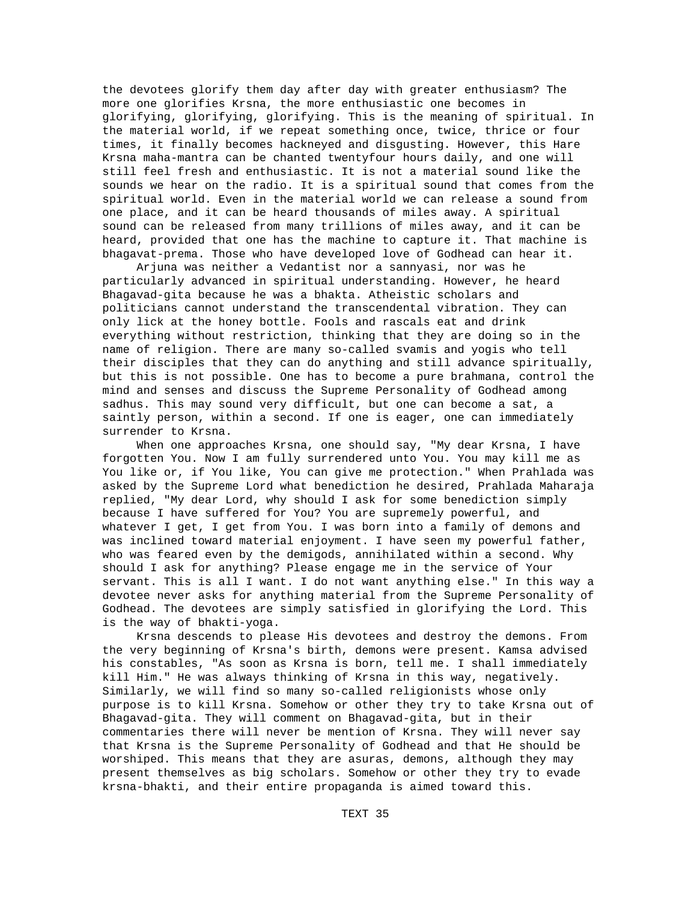the devotees glorify them day after day with greater enthusiasm? The more one glorifies Krsna, the more enthusiastic one becomes in glorifying, glorifying, glorifying. This is the meaning of spiritual. In the material world, if we repeat something once, twice, thrice or four times, it finally becomes hackneyed and disgusting. However, this Hare Krsna maha-mantra can be chanted twentyfour hours daily, and one will still feel fresh and enthusiastic. It is not a material sound like the sounds we hear on the radio. It is a spiritual sound that comes from the spiritual world. Even in the material world we can release a sound from one place, and it can be heard thousands of miles away. A spiritual sound can be released from many trillions of miles away, and it can be heard, provided that one has the machine to capture it. That machine is bhagavat-prema. Those who have developed love of Godhead can hear it.

Arjuna was neither a Vedantist nor a sannyasi, nor was he particularly advanced in spiritual understanding. However, he heard Bhagavad-gita because he was a bhakta. Atheistic scholars and politicians cannot understand the transcendental vibration. They can only lick at the honey bottle. Fools and rascals eat and drink everything without restriction, thinking that they are doing so in the name of religion. There are many so-called svamis and yogis who tell their disciples that they can do anything and still advance spiritually, but this is not possible. One has to become a pure brahmana, control the mind and senses and discuss the Supreme Personality of Godhead among sadhus. This may sound very difficult, but one can become a sat, a saintly person, within a second. If one is eager, one can immediately surrender to Krsna.

When one approaches Krsna, one should say, "My dear Krsna, I have forgotten You. Now I am fully surrendered unto You. You may kill me as You like or, if You like, You can give me protection." When Prahlada was asked by the Supreme Lord what benediction he desired, Prahlada Maharaja replied, "My dear Lord, why should I ask for some benediction simply because I have suffered for You? You are supremely powerful, and whatever I get, I get from You. I was born into a family of demons and was inclined toward material enjoyment. I have seen my powerful father, who was feared even by the demigods, annihilated within a second. Why should I ask for anything? Please engage me in the service of Your servant. This is all I want. I do not want anything else." In this way a devotee never asks for anything material from the Supreme Personality of Godhead. The devotees are simply satisfied in glorifying the Lord. This is the way of bhakti-yoga.

Krsna descends to please His devotees and destroy the demons. From the very beginning of Krsna's birth, demons were present. Kamsa advised his constables, "As soon as Krsna is born, tell me. I shall immediately kill Him." He was always thinking of Krsna in this way, negatively. Similarly, we will find so many so-called religionists whose only purpose is to kill Krsna. Somehow or other they try to take Krsna out of Bhagavad-gita. They will comment on Bhagavad-gita, but in their commentaries there will never be mention of Krsna. They will never say that Krsna is the Supreme Personality of Godhead and that He should be worshiped. This means that they are asuras, demons, although they may present themselves as big scholars. Somehow or other they try to evade krsna-bhakti, and their entire propaganda is aimed toward this.

TEXT 35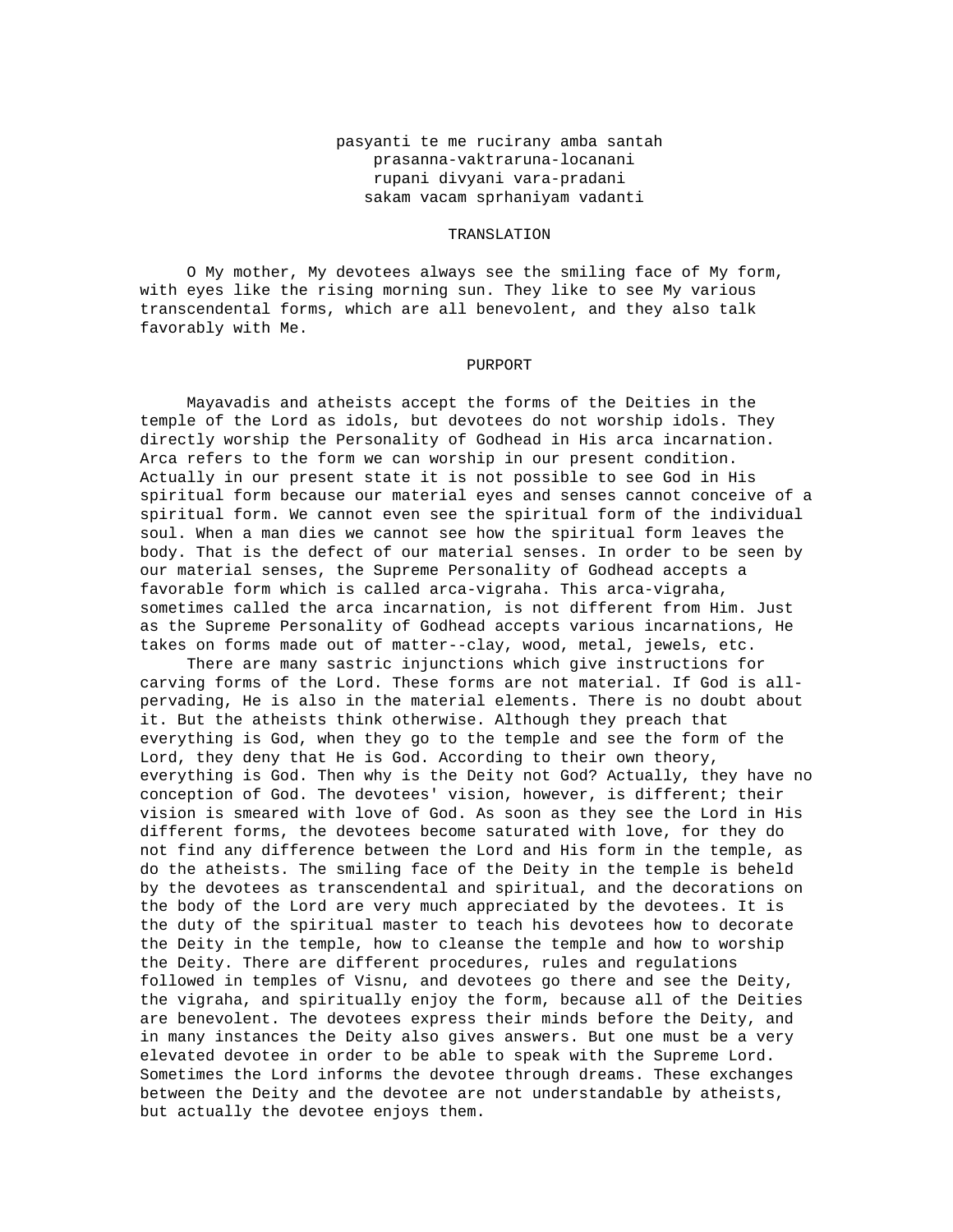pasyanti te me rucirany amba santah
prasanna-vaktraruna-locanani
rupani divyani vara-pradani
sakam vacam sprhaniyam vadanti

## TRANSLATION

O My mother, My devotees always see the smiling face of My form, with eyes like the rising morning sun. They like to see My various transcendental forms, which are all benevolent, and they also talk favorably with Me.

## PURPORT

Mayavadis and atheists accept the forms of the Deities in the temple of the Lord as idols, but devotees do not worship idols. They directly worship the Personality of Godhead in His arca incarnation. Arca refers to the form we can worship in our present condition. Actually in our present state it is not possible to see God in His spiritual form because our material eyes and senses cannot conceive of a spiritual form. We cannot even see the spiritual form of the individual soul. When a man dies we cannot see how the spiritual form leaves the body. That is the defect of our material senses. In order to be seen by our material senses, the Supreme Personality of Godhead accepts a favorable form which is called arca-vigraha. This arca-vigraha, sometimes called the arca incarnation, is not different from Him. Just as the Supreme Personality of Godhead accepts various incarnations, He takes on forms made out of matter--clay, wood, metal, jewels, etc.

There are many sastric injunctions which give instructions for carving forms of the Lord. These forms are not material. If God is all-pervading, He is also in the material elements. There is no doubt about it. But the atheists think otherwise. Although they preach that everything is God, when they go to the temple and see the form of the Lord, they deny that He is God. According to their own theory, everything is God. Then why is the Deity not God? Actually, they have no conception of God. The devotees' vision, however, is different; their vision is smeared with love of God. As soon as they see the Lord in His different forms, the devotees become saturated with love, for they do not find any difference between the Lord and His form in the temple, as do the atheists. The smiling face of the Deity in the temple is beheld by the devotees as transcendental and spiritual, and the decorations on the body of the Lord are very much appreciated by the devotees. It is the duty of the spiritual master to teach his devotees how to decorate the Deity in the temple, how to cleanse the temple and how to worship the Deity. There are different procedures, rules and regulations followed in temples of Visnu, and devotees go there and see the Deity, the vigraha, and spiritually enjoy the form, because all of the Deities are benevolent. The devotees express their minds before the Deity, and in many instances the Deity also gives answers. But one must be a very elevated devotee in order to be able to speak with the Supreme Lord. Sometimes the Lord informs the devotee through dreams. These exchanges between the Deity and the devotee are not understandable by atheists, but actually the devotee enjoys them.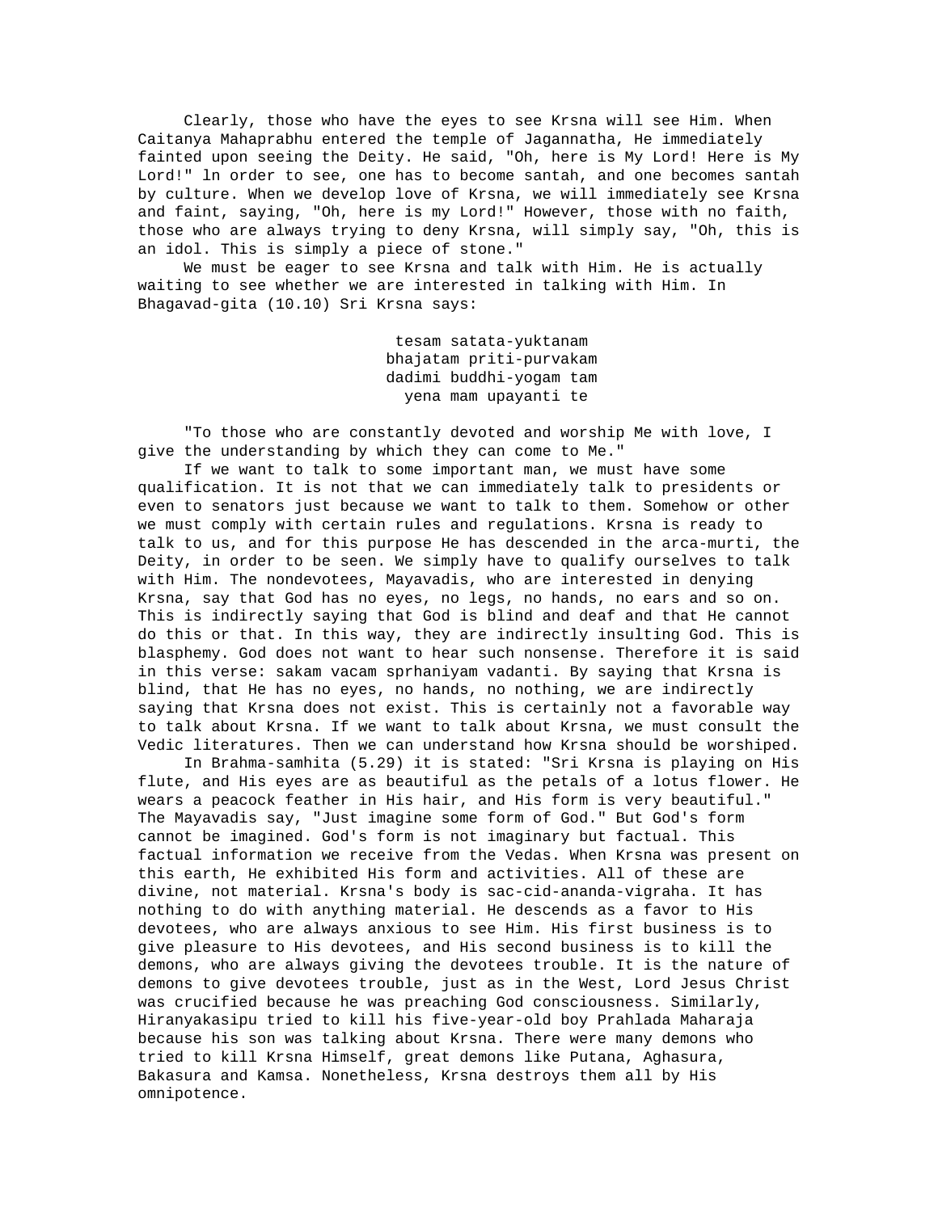Clearly, those who have the eyes to see Krsna will see Him. When Caitanya Mahaprabhu entered the temple of Jagannatha, He immediately fainted upon seeing the Deity. He said, "Oh, here is My Lord! Here is My Lord!" ln order to see, one has to become santah, and one becomes santah by culture. When we develop love of Krsna, we will immediately see Krsna and faint, saying, "Oh, here is my Lord!" However, those with no faith, those who are always trying to deny Krsna, will simply say, "Oh, this is an idol. This is simply a piece of stone."

We must be eager to see Krsna and talk with Him. He is actually waiting to see whether we are interested in talking with Him. In Bhagavad-gita (10.10) Sri Krsna says:

tesam satata-yuktanam
bhajatam priti-purvakam
dadimi buddhi-yogam tam
yena mam upayanti te

"To those who are constantly devoted and worship Me with love, I give the understanding by which they can come to Me."

If we want to talk to some important man, we must have some qualification. It is not that we can immediately talk to presidents or even to senators just because we want to talk to them. Somehow or other we must comply with certain rules and regulations. Krsna is ready to talk to us, and for this purpose He has descended in the arca-murti, the Deity, in order to be seen. We simply have to qualify ourselves to talk with Him. The nondevotees, Mayavadis, who are interested in denying Krsna, say that God has no eyes, no legs, no hands, no ears and so on. This is indirectly saying that God is blind and deaf and that He cannot do this or that. In this way, they are indirectly insulting God. This is blasphemy. God does not want to hear such nonsense. Therefore it is said in this verse: sakam vacam sprhaniyam vadanti. By saying that Krsna is blind, that He has no eyes, no hands, no nothing, we are indirectly saying that Krsna does not exist. This is certainly not a favorable way to talk about Krsna. If we want to talk about Krsna, we must consult the Vedic literatures. Then we can understand how Krsna should be worshiped.

In Brahma-samhita (5.29) it is stated: "Sri Krsna is playing on His flute, and His eyes are as beautiful as the petals of a lotus flower. He wears a peacock feather in His hair, and His form is very beautiful." The Mayavadis say, "Just imagine some form of God." But God's form cannot be imagined. God's form is not imaginary but factual. This factual information we receive from the Vedas. When Krsna was present on this earth, He exhibited His form and activities. All of these are divine, not material. Krsna's body is sac-cid-ananda-vigraha. It has nothing to do with anything material. He descends as a favor to His devotees, who are always anxious to see Him. His first business is to give pleasure to His devotees, and His second business is to kill the demons, who are always giving the devotees trouble. It is the nature of demons to give devotees trouble, just as in the West, Lord Jesus Christ was crucified because he was preaching God consciousness. Similarly, Hiranyakasipu tried to kill his five-year-old boy Prahlada Maharaja because his son was talking about Krsna. There were many demons who tried to kill Krsna Himself, great demons like Putana, Aghasura, Bakasura and Kamsa. Nonetheless, Krsna destroys them all by His omnipotence.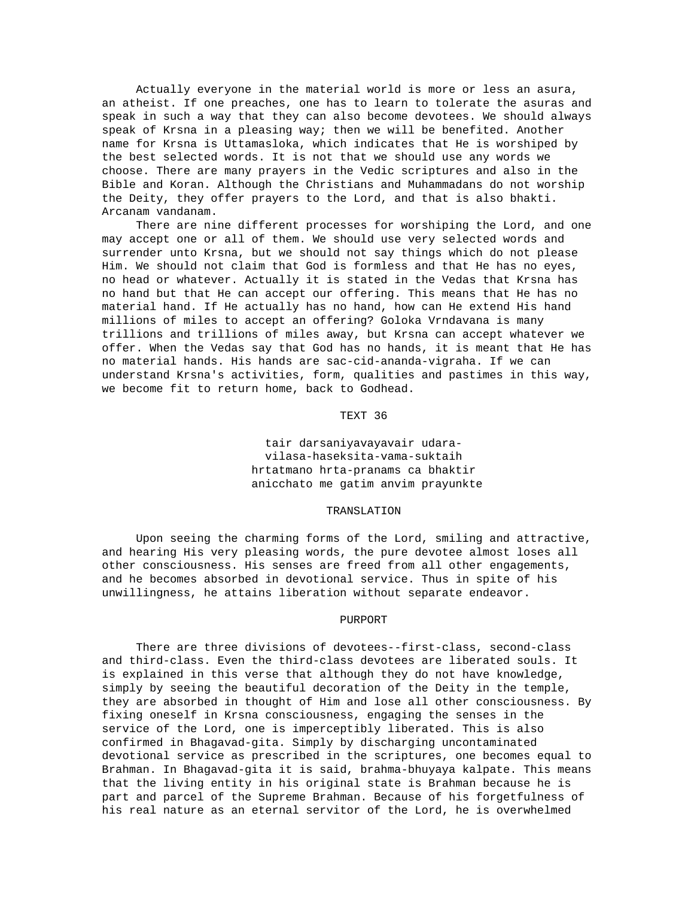Actually everyone in the material world is more or less an asura, an atheist. If one preaches, one has to learn to tolerate the asuras and speak in such a way that they can also become devotees. We should always speak of Krsna in a pleasing way; then we will be benefited. Another name for Krsna is Uttamasloka, which indicates that He is worshiped by the best selected words. It is not that we should use any words we choose. There are many prayers in the Vedic scriptures and also in the Bible and Koran. Although the Christians and Muhammadans do not worship the Deity, they offer prayers to the Lord, and that is also bhakti. Arcanam vandanam.

There are nine different processes for worshiping the Lord, and one may accept one or all of them. We should use very selected words and surrender unto Krsna, but we should not say things which do not please Him. We should not claim that God is formless and that He has no eyes, no head or whatever. Actually it is stated in the Vedas that Krsna has no hand but that He can accept our offering. This means that He has no material hand. If He actually has no hand, how can He extend His hand millions of miles to accept an offering? Goloka Vrndavana is many trillions and trillions of miles away, but Krsna can accept whatever we offer. When the Vedas say that God has no hands, it is meant that He has no material hands. His hands are sac-cid-ananda-vigraha. If we can understand Krsna's activities, form, qualities and pastimes in this way, we become fit to return home, back to Godhead.

### TEXT 36

tair darsaniyavayavair udara-
vilasa-haseksita-vama-suktaih
hrtatmano hrta-pranams ca bhaktir
anicchato me gatim anvim prayunkte

### TRANSLATION

Upon seeing the charming forms of the Lord, smiling and attractive, and hearing His very pleasing words, the pure devotee almost loses all other consciousness. His senses are freed from all other engagements, and he becomes absorbed in devotional service. Thus in spite of his unwillingness, he attains liberation without separate endeavor.

### PURPORT

There are three divisions of devotees--first-class, second-class and third-class. Even the third-class devotees are liberated souls. It is explained in this verse that although they do not have knowledge, simply by seeing the beautiful decoration of the Deity in the temple, they are absorbed in thought of Him and lose all other consciousness. By fixing oneself in Krsna consciousness, engaging the senses in the service of the Lord, one is imperceptibly liberated. This is also confirmed in Bhagavad-gita. Simply by discharging uncontaminated devotional service as prescribed in the scriptures, one becomes equal to Brahman. In Bhagavad-gita it is said, brahma-bhuyaya kalpate. This means that the living entity in his original state is Brahman because he is part and parcel of the Supreme Brahman. Because of his forgetfulness of his real nature as an eternal servitor of the Lord, he is overwhelmed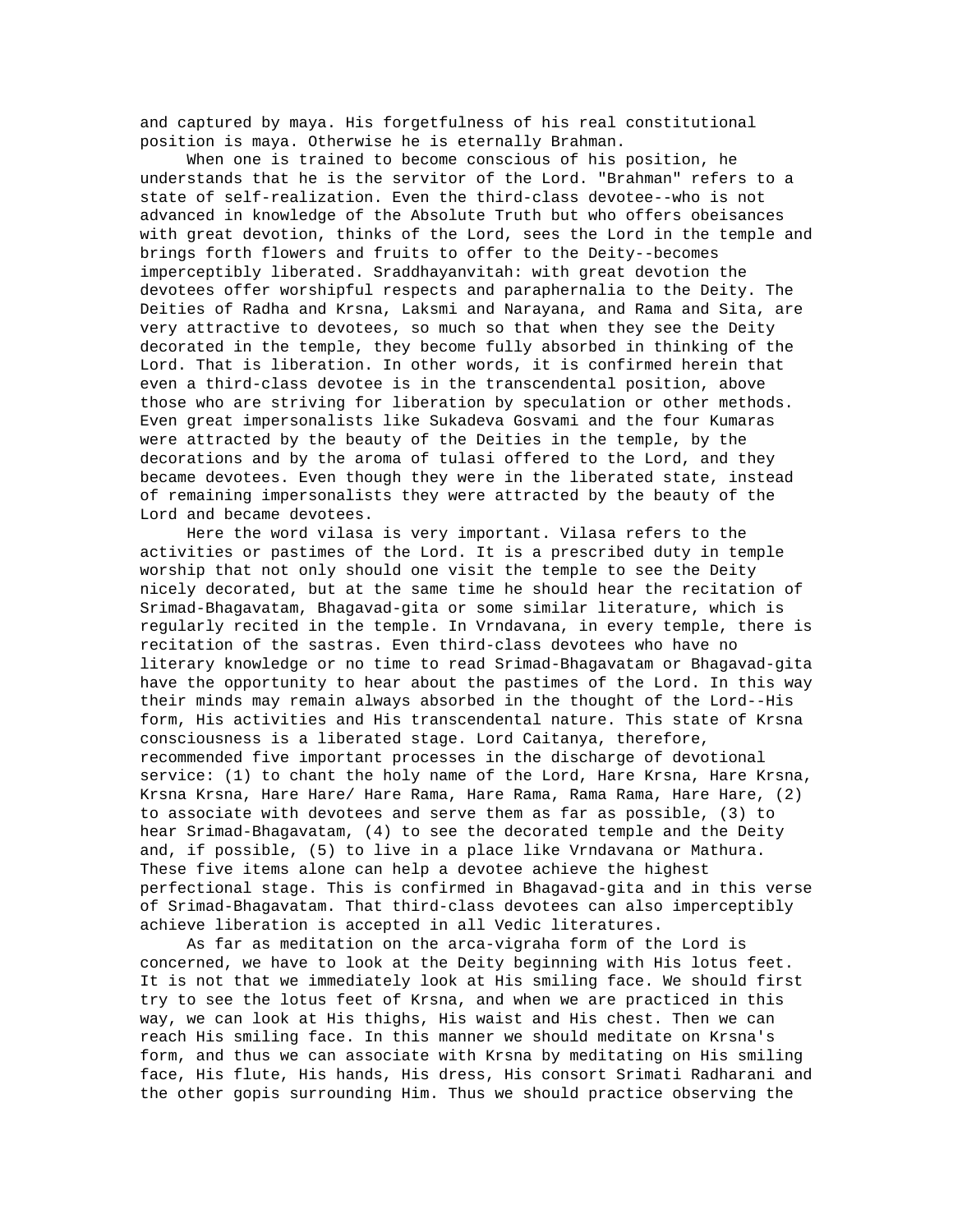and captured by maya. His forgetfulness of his real constitutional position is maya. Otherwise he is eternally Brahman.

When one is trained to become conscious of his position, he understands that he is the servitor of the Lord. "Brahman" refers to a state of self-realization. Even the third-class devotee--who is not advanced in knowledge of the Absolute Truth but who offers obeisances with great devotion, thinks of the Lord, sees the Lord in the temple and brings forth flowers and fruits to offer to the Deity--becomes imperceptibly liberated. Sraddhayanvitah: with great devotion the devotees offer worshipful respects and paraphernalia to the Deity. The Deities of Radha and Krsna, Laksmi and Narayana, and Rama and Sita, are very attractive to devotees, so much so that when they see the Deity decorated in the temple, they become fully absorbed in thinking of the Lord. That is liberation. In other words, it is confirmed herein that even a third-class devotee is in the transcendental position, above those who are striving for liberation by speculation or other methods. Even great impersonalists like Sukadeva Gosvami and the four Kumaras were attracted by the beauty of the Deities in the temple, by the decorations and by the aroma of tulasi offered to the Lord, and they became devotees. Even though they were in the liberated state, instead of remaining impersonalists they were attracted by the beauty of the Lord and became devotees.

Here the word vilasa is very important. Vilasa refers to the activities or pastimes of the Lord. It is a prescribed duty in temple worship that not only should one visit the temple to see the Deity nicely decorated, but at the same time he should hear the recitation of Srimad-Bhagavatam, Bhagavad-gita or some similar literature, which is regularly recited in the temple. In Vrndavana, in every temple, there is recitation of the sastras. Even third-class devotees who have no literary knowledge or no time to read Srimad-Bhagavatam or Bhagavad-gita have the opportunity to hear about the pastimes of the Lord. In this way their minds may remain always absorbed in the thought of the Lord--His form, His activities and His transcendental nature. This state of Krsna consciousness is a liberated stage. Lord Caitanya, therefore, recommended five important processes in the discharge of devotional service: (1) to chant the holy name of the Lord, Hare Krsna, Hare Krsna, Krsna Krsna, Hare Hare/ Hare Rama, Hare Rama, Rama Rama, Hare Hare, (2) to associate with devotees and serve them as far as possible, (3) to hear Srimad-Bhagavatam, (4) to see the decorated temple and the Deity and, if possible, (5) to live in a place like Vrndavana or Mathura. These five items alone can help a devotee achieve the highest perfectional stage. This is confirmed in Bhagavad-gita and in this verse of Srimad-Bhagavatam. That third-class devotees can also imperceptibly achieve liberation is accepted in all Vedic literatures.

As far as meditation on the arca-vigraha form of the Lord is concerned, we have to look at the Deity beginning with His lotus feet. It is not that we immediately look at His smiling face. We should first try to see the lotus feet of Krsna, and when we are practiced in this way, we can look at His thighs, His waist and His chest. Then we can reach His smiling face. In this manner we should meditate on Krsna's form, and thus we can associate with Krsna by meditating on His smiling face, His flute, His hands, His dress, His consort Srimati Radharani and the other gopis surrounding Him. Thus we should practice observing the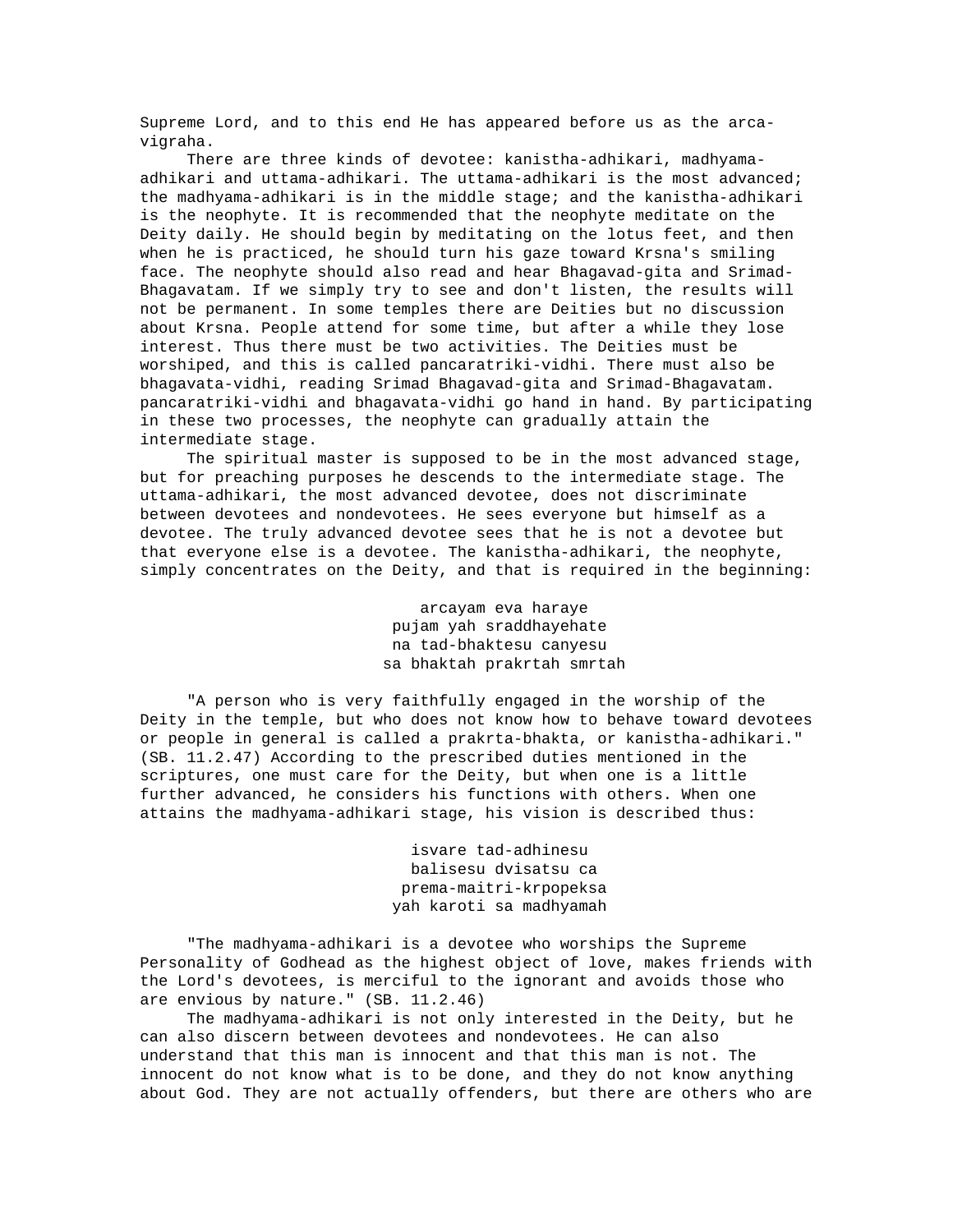Supreme Lord, and to this end He has appeared before us as the arca-vigraha.

There are three kinds of devotee: kanistha-adhikari, madhyama-adhikari and uttama-adhikari. The uttama-adhikari is the most advanced; the madhyama-adhikari is in the middle stage; and the kanistha-adhikari is the neophyte. It is recommended that the neophyte meditate on the Deity daily. He should begin by meditating on the lotus feet, and then when he is practiced, he should turn his gaze toward Krsna's smiling face. The neophyte should also read and hear Bhagavad-gita and Srimad-Bhagavatam. If we simply try to see and don't listen, the results will not be permanent. In some temples there are Deities but no discussion about Krsna. People attend for some time, but after a while they lose interest. Thus there must be two activities. The Deities must be worshiped, and this is called pancaratriki-vidhi. There must also be bhagavata-vidhi, reading Srimad Bhagavad-gita and Srimad-Bhagavatam. pancaratriki-vidhi and bhagavata-vidhi go hand in hand. By participating in these two processes, the neophyte can gradually attain the intermediate stage.

The spiritual master is supposed to be in the most advanced stage, but for preaching purposes he descends to the intermediate stage. The uttama-adhikari, the most advanced devotee, does not discriminate between devotees and nondevotees. He sees everyone but himself as a devotee. The truly advanced devotee sees that he is not a devotee but that everyone else is a devotee. The kanistha-adhikari, the neophyte, simply concentrates on the Deity, and that is required in the beginning:

> arcayam eva haraye
> pujam yah sraddhayehate
> na tad-bhaktesu canyesu
> sa bhaktah prakrtah smrtah

"A person who is very faithfully engaged in the worship of the Deity in the temple, but who does not know how to behave toward devotees or people in general is called a prakrta-bhakta, or kanistha-adhikari." (SB. 11.2.47) According to the prescribed duties mentioned in the scriptures, one must care for the Deity, but when one is a little further advanced, he considers his functions with others. When one attains the madhyama-adhikari stage, his vision is described thus:

> isvare tad-adhinesu
> balisesu dvisatsu ca
> prema-maitri-krpopeksa
> yah karoti sa madhyamah

"The madhyama-adhikari is a devotee who worships the Supreme Personality of Godhead as the highest object of love, makes friends with the Lord's devotees, is merciful to the ignorant and avoids those who are envious by nature." (SB. 11.2.46)

The madhyama-adhikari is not only interested in the Deity, but he can also discern between devotees and nondevotees. He can also understand that this man is innocent and that this man is not. The innocent do not know what is to be done, and they do not know anything about God. They are not actually offenders, but there are others who are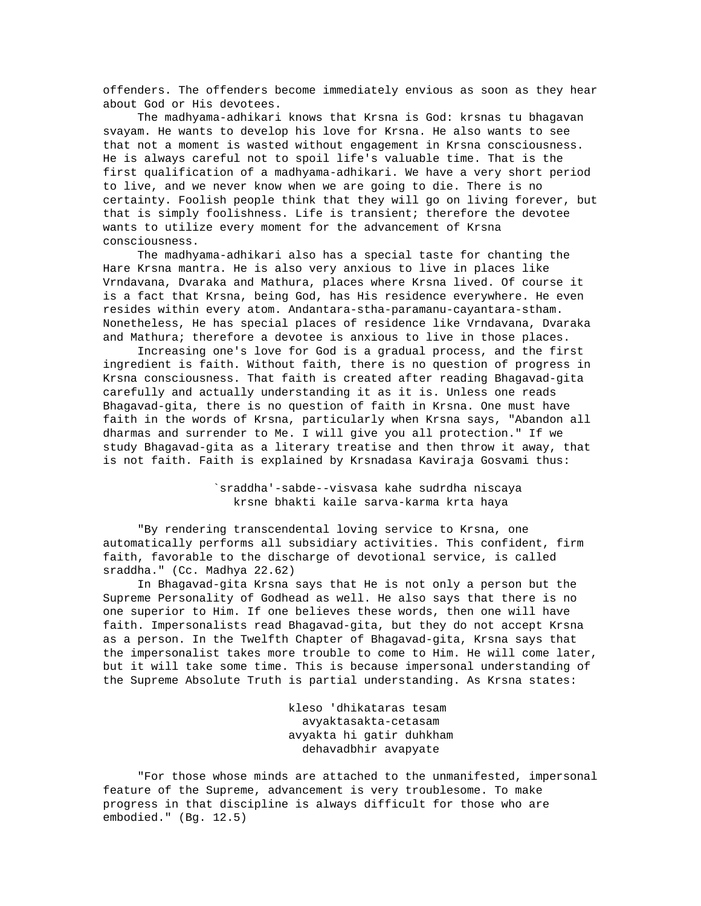offenders. The offenders become immediately envious as soon as they hear about God or His devotees.

The madhyama-adhikari knows that Krsna is God: krsnas tu bhagavan svayam. He wants to develop his love for Krsna. He also wants to see that not a moment is wasted without engagement in Krsna consciousness. He is always careful not to spoil life's valuable time. That is the first qualification of a madhyama-adhikari. We have a very short period to live, and we never know when we are going to die. There is no certainty. Foolish people think that they will go on living forever, but that is simply foolishness. Life is transient; therefore the devotee wants to utilize every moment for the advancement of Krsna consciousness.

The madhyama-adhikari also has a special taste for chanting the Hare Krsna mantra. He is also very anxious to live in places like Vrndavana, Dvaraka and Mathura, places where Krsna lived. Of course it is a fact that Krsna, being God, has His residence everywhere. He even resides within every atom. Andantara-stha-paramanu-cayantara-stham. Nonetheless, He has special places of residence like Vrndavana, Dvaraka and Mathura; therefore a devotee is anxious to live in those places.

Increasing one's love for God is a gradual process, and the first ingredient is faith. Without faith, there is no question of progress in Krsna consciousness. That faith is created after reading Bhagavad-gita carefully and actually understanding it as it is. Unless one reads Bhagavad-gita, there is no question of faith in Krsna. One must have faith in the words of Krsna, particularly when Krsna says, "Abandon all dharmas and surrender to Me. I will give you all protection." If we study Bhagavad-gita as a literary treatise and then throw it away, that is not faith. Faith is explained by Krsnadasa Kaviraja Gosvami thus:

> `sraddha'-sabde--visvasa kahe sudrdha niscaya
> krsne bhakti kaile sarva-karma krta haya

"By rendering transcendental loving service to Krsna, one automatically performs all subsidiary activities. This confident, firm faith, favorable to the discharge of devotional service, is called sraddha." (Cc. Madhya 22.62)

In Bhagavad-gita Krsna says that He is not only a person but the Supreme Personality of Godhead as well. He also says that there is no one superior to Him. If one believes these words, then one will have faith. Impersonalists read Bhagavad-gita, but they do not accept Krsna as a person. In the Twelfth Chapter of Bhagavad-gita, Krsna says that the impersonalist takes more trouble to come to Him. He will come later, but it will take some time. This is because impersonal understanding of the Supreme Absolute Truth is partial understanding. As Krsna states:

> kleso 'dhikataras tesam
> avyaktasakta-cetasam
> avyakta hi gatir duhkham
> dehavadbhir avapyate

"For those whose minds are attached to the unmanifested, impersonal feature of the Supreme, advancement is very troublesome. To make progress in that discipline is always difficult for those who are embodied." (Bg. 12.5)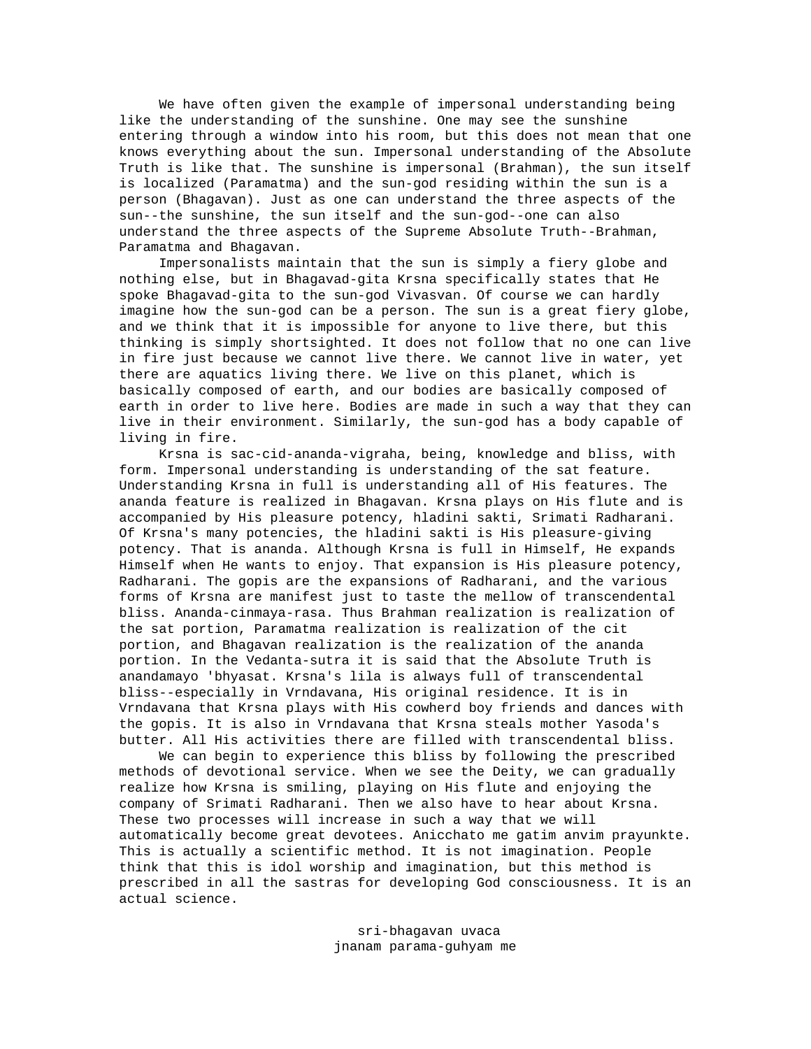We have often given the example of impersonal understanding being like the understanding of the sunshine. One may see the sunshine entering through a window into his room, but this does not mean that one knows everything about the sun. Impersonal understanding of the Absolute Truth is like that. The sunshine is impersonal (Brahman), the sun itself is localized (Paramatma) and the sun-god residing within the sun is a person (Bhagavan). Just as one can understand the three aspects of the sun--the sunshine, the sun itself and the sun-god--one can also understand the three aspects of the Supreme Absolute Truth--Brahman, Paramatma and Bhagavan.

Impersonalists maintain that the sun is simply a fiery globe and nothing else, but in Bhagavad-gita Krsna specifically states that He spoke Bhagavad-gita to the sun-god Vivasvan. Of course we can hardly imagine how the sun-god can be a person. The sun is a great fiery globe, and we think that it is impossible for anyone to live there, but this thinking is simply shortsighted. It does not follow that no one can live in fire just because we cannot live there. We cannot live in water, yet there are aquatics living there. We live on this planet, which is basically composed of earth, and our bodies are basically composed of earth in order to live here. Bodies are made in such a way that they can live in their environment. Similarly, the sun-god has a body capable of living in fire.

Krsna is sac-cid-ananda-vigraha, being, knowledge and bliss, with form. Impersonal understanding is understanding of the sat feature. Understanding Krsna in full is understanding all of His features. The ananda feature is realized in Bhagavan. Krsna plays on His flute and is accompanied by His pleasure potency, hladini sakti, Srimati Radharani. Of Krsna's many potencies, the hladini sakti is His pleasure-giving potency. That is ananda. Although Krsna is full in Himself, He expands Himself when He wants to enjoy. That expansion is His pleasure potency, Radharani. The gopis are the expansions of Radharani, and the various forms of Krsna are manifest just to taste the mellow of transcendental bliss. Ananda-cinmaya-rasa. Thus Brahman realization is realization of the sat portion, Paramatma realization is realization of the cit portion, and Bhagavan realization is the realization of the ananda portion. In the Vedanta-sutra it is said that the Absolute Truth is anandamayo 'bhyasat. Krsna's lila is always full of transcendental bliss--especially in Vrndavana, His original residence. It is in Vrndavana that Krsna plays with His cowherd boy friends and dances with the gopis. It is also in Vrndavana that Krsna steals mother Yasoda's butter. All His activities there are filled with transcendental bliss.

We can begin to experience this bliss by following the prescribed methods of devotional service. When we see the Deity, we can gradually realize how Krsna is smiling, playing on His flute and enjoying the company of Srimati Radharani. Then we also have to hear about Krsna. These two processes will increase in such a way that we will automatically become great devotees. Anicchato me gatim anvim prayunkte. This is actually a scientific method. It is not imagination. People think that this is idol worship and imagination, but this method is prescribed in all the sastras for developing God consciousness. It is an actual science.

sri-bhagavan uvaca
jnanam parama-guhyam me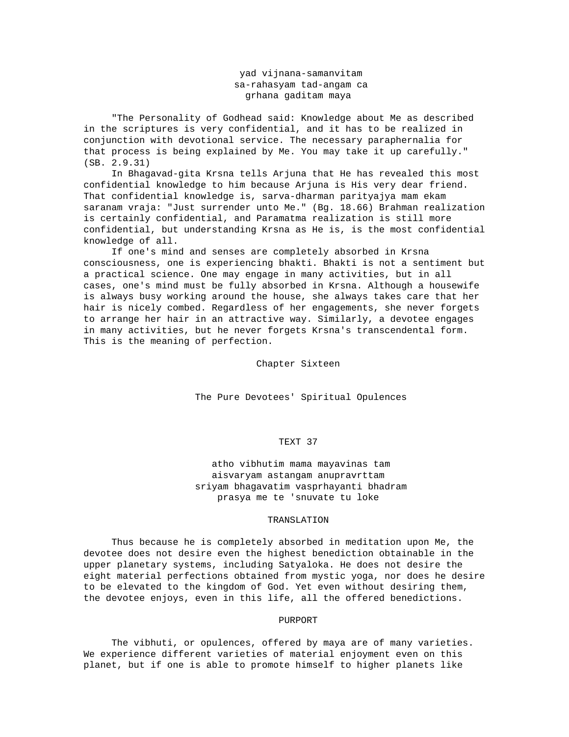yad vijnana-samanvitam  
sa-rahasyam tad-angam ca  
grhana gaditam maya

"The Personality of Godhead said: Knowledge about Me as described in the scriptures is very confidential, and it has to be realized in conjunction with devotional service. The necessary paraphernalia for that process is being explained by Me. You may take it up carefully." (SB. 2.9.31)

In Bhagavad-gita Krsna tells Arjuna that He has revealed this most confidential knowledge to him because Arjuna is His very dear friend. That confidential knowledge is, sarva-dharman parityajya mam ekam saranam vraja: "Just surrender unto Me." (Bg. 18.66) Brahman realization is certainly confidential, and Paramatma realization is still more confidential, but understanding Krsna as He is, is the most confidential knowledge of all.

If one's mind and senses are completely absorbed in Krsna consciousness, one is experiencing bhakti. Bhakti is not a sentiment but a practical science. One may engage in many activities, but in all cases, one's mind must be fully absorbed in Krsna. Although a housewife is always busy working around the house, she always takes care that her hair is nicely combed. Regardless of her engagements, she never forgets to arrange her hair in an attractive way. Similarly, a devotee engages in many activities, but he never forgets Krsna's transcendental form. This is the meaning of perfection.

# Chapter Sixteen

## The Pure Devotees' Spiritual Opulences

### TEXT 37

atho vibhutim mama mayavinas tam  
aisvaryam astangam anupravrttam  
sriyam bhagavatim vasprhayanti bhadram  
prasya me te 'snuvate tu loke

### TRANSLATION

Thus because he is completely absorbed in meditation upon Me, the devotee does not desire even the highest benediction obtainable in the upper planetary systems, including Satyaloka. He does not desire the eight material perfections obtained from mystic yoga, nor does he desire to be elevated to the kingdom of God. Yet even without desiring them, the devotee enjoys, even in this life, all the offered benedictions.

### PURPORT

The vibhuti, or opulences, offered by maya are of many varieties. We experience different varieties of material enjoyment even on this planet, but if one is able to promote himself to higher planets like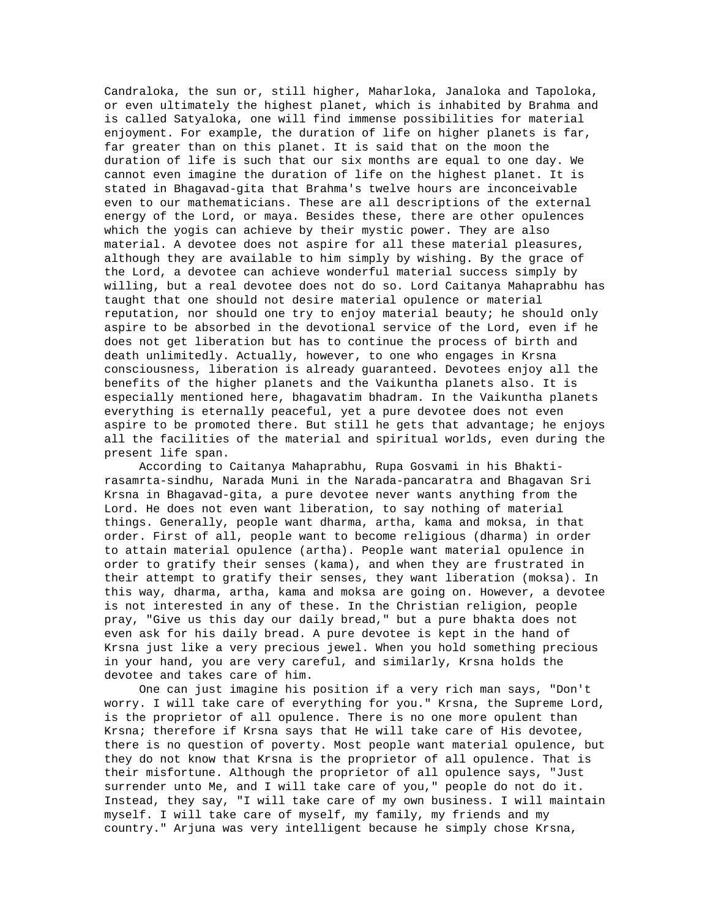Candraloka, the sun or, still higher, Maharloka, Janaloka and Tapoloka, or even ultimately the highest planet, which is inhabited by Brahma and is called Satyaloka, one will find immense possibilities for material enjoyment. For example, the duration of life on higher planets is far, far greater than on this planet. It is said that on the moon the duration of life is such that our six months are equal to one day. We cannot even imagine the duration of life on the highest planet. It is stated in Bhagavad-gita that Brahma's twelve hours are inconceivable even to our mathematicians. These are all descriptions of the external energy of the Lord, or maya. Besides these, there are other opulences which the yogis can achieve by their mystic power. They are also material. A devotee does not aspire for all these material pleasures, although they are available to him simply by wishing. By the grace of the Lord, a devotee can achieve wonderful material success simply by willing, but a real devotee does not do so. Lord Caitanya Mahaprabhu has taught that one should not desire material opulence or material reputation, nor should one try to enjoy material beauty; he should only aspire to be absorbed in the devotional service of the Lord, even if he does not get liberation but has to continue the process of birth and death unlimitedly. Actually, however, to one who engages in Krsna consciousness, liberation is already guaranteed. Devotees enjoy all the benefits of the higher planets and the Vaikuntha planets also. It is especially mentioned here, bhagavatim bhadram. In the Vaikuntha planets everything is eternally peaceful, yet a pure devotee does not even aspire to be promoted there. But still he gets that advantage; he enjoys all the facilities of the material and spiritual worlds, even during the present life span.

According to Caitanya Mahaprabhu, Rupa Gosvami in his Bhakti-rasamrta-sindhu, Narada Muni in the Narada-pancaratra and Bhagavan Sri Krsna in Bhagavad-gita, a pure devotee never wants anything from the Lord. He does not even want liberation, to say nothing of material things. Generally, people want dharma, artha, kama and moksa, in that order. First of all, people want to become religious (dharma) in order to attain material opulence (artha). People want material opulence in order to gratify their senses (kama), and when they are frustrated in their attempt to gratify their senses, they want liberation (moksa). In this way, dharma, artha, kama and moksa are going on. However, a devotee is not interested in any of these. In the Christian religion, people pray, "Give us this day our daily bread," but a pure bhakta does not even ask for his daily bread. A pure devotee is kept in the hand of Krsna just like a very precious jewel. When you hold something precious in your hand, you are very careful, and similarly, Krsna holds the devotee and takes care of him.

One can just imagine his position if a very rich man says, "Don't worry. I will take care of everything for you." Krsna, the Supreme Lord, is the proprietor of all opulence. There is no one more opulent than Krsna; therefore if Krsna says that He will take care of His devotee, there is no question of poverty. Most people want material opulence, but they do not know that Krsna is the proprietor of all opulence. That is their misfortune. Although the proprietor of all opulence says, "Just surrender unto Me, and I will take care of you," people do not do it. Instead, they say, "I will take care of my own business. I will maintain myself. I will take care of myself, my family, my friends and my country." Arjuna was very intelligent because he simply chose Krsna,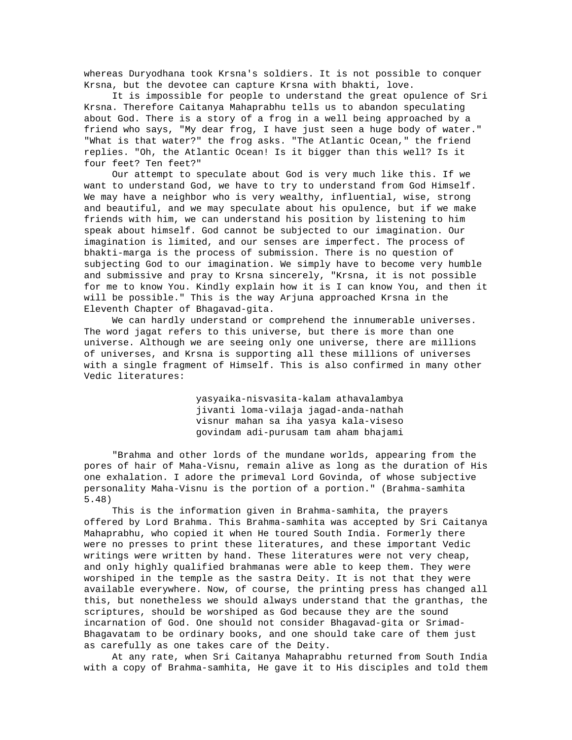whereas Duryodhana took Krsna's soldiers. It is not possible to conquer Krsna, but the devotee can capture Krsna with bhakti, love.

It is impossible for people to understand the great opulence of Sri Krsna. Therefore Caitanya Mahaprabhu tells us to abandon speculating about God. There is a story of a frog in a well being approached by a friend who says, "My dear frog, I have just seen a huge body of water." "What is that water?" the frog asks. "The Atlantic Ocean," the friend replies. "Oh, the Atlantic Ocean! Is it bigger than this well? Is it four feet? Ten feet?"

Our attempt to speculate about God is very much like this. If we want to understand God, we have to try to understand from God Himself. We may have a neighbor who is very wealthy, influential, wise, strong and beautiful, and we may speculate about his opulence, but if we make friends with him, we can understand his position by listening to him speak about himself. God cannot be subjected to our imagination. Our imagination is limited, and our senses are imperfect. The process of bhakti-marga is the process of submission. There is no question of subjecting God to our imagination. We simply have to become very humble and submissive and pray to Krsna sincerely, "Krsna, it is not possible for me to know You. Kindly explain how it is I can know You, and then it will be possible." This is the way Arjuna approached Krsna in the Eleventh Chapter of Bhagavad-gita.

We can hardly understand or comprehend the innumerable universes. The word jagat refers to this universe, but there is more than one universe. Although we are seeing only one universe, there are millions of universes, and Krsna is supporting all these millions of universes with a single fragment of Himself. This is also confirmed in many other Vedic literatures:

> yasyaika-nisvasita-kalam athavalambya
> jivanti loma-vilaja jagad-anda-nathah
> visnur mahan sa iha yasya kala-viseso
> govindam adi-purusam tam aham bhajami

"Brahma and other lords of the mundane worlds, appearing from the pores of hair of Maha-Visnu, remain alive as long as the duration of His one exhalation. I adore the primeval Lord Govinda, of whose subjective personality Maha-Visnu is the portion of a portion." (Brahma-samhita 5.48)

This is the information given in Brahma-samhita, the prayers offered by Lord Brahma. This Brahma-samhita was accepted by Sri Caitanya Mahaprabhu, who copied it when He toured South India. Formerly there were no presses to print these literatures, and these important Vedic writings were written by hand. These literatures were not very cheap, and only highly qualified brahmanas were able to keep them. They were worshiped in the temple as the sastra Deity. It is not that they were available everywhere. Now, of course, the printing press has changed all this, but nonetheless we should always understand that the granthas, the scriptures, should be worshiped as God because they are the sound incarnation of God. One should not consider Bhagavad-gita or Srimad-Bhagavatam to be ordinary books, and one should take care of them just as carefully as one takes care of the Deity.

At any rate, when Sri Caitanya Mahaprabhu returned from South India with a copy of Brahma-samhita, He gave it to His disciples and told them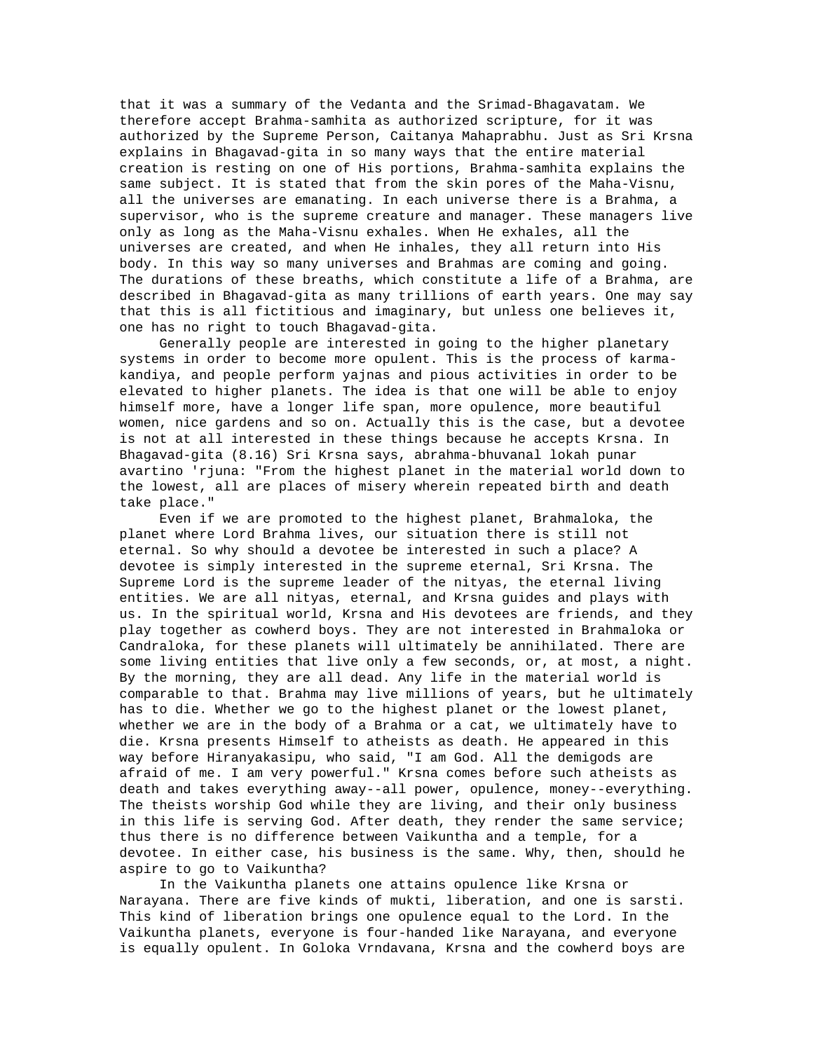that it was a summary of the Vedanta and the Srimad-Bhagavatam. We therefore accept Brahma-samhita as authorized scripture, for it was authorized by the Supreme Person, Caitanya Mahaprabhu. Just as Sri Krsna explains in Bhagavad-gita in so many ways that the entire material creation is resting on one of His portions, Brahma-samhita explains the same subject. It is stated that from the skin pores of the Maha-Visnu, all the universes are emanating. In each universe there is a Brahma, a supervisor, who is the supreme creature and manager. These managers live only as long as the Maha-Visnu exhales. When He exhales, all the universes are created, and when He inhales, they all return into His body. In this way so many universes and Brahmas are coming and going. The durations of these breaths, which constitute a life of a Brahma, are described in Bhagavad-gita as many trillions of earth years. One may say that this is all fictitious and imaginary, but unless one believes it, one has no right to touch Bhagavad-gita.

Generally people are interested in going to the higher planetary systems in order to become more opulent. This is the process of karma-kandiya, and people perform yajnas and pious activities in order to be elevated to higher planets. The idea is that one will be able to enjoy himself more, have a longer life span, more opulence, more beautiful women, nice gardens and so on. Actually this is the case, but a devotee is not at all interested in these things because he accepts Krsna. In Bhagavad-gita (8.16) Sri Krsna says, abrahma-bhuvanal lokah punar avartino 'rjuna: "From the highest planet in the material world down to the lowest, all are places of misery wherein repeated birth and death take place."

Even if we are promoted to the highest planet, Brahmaloka, the planet where Lord Brahma lives, our situation there is still not eternal. So why should a devotee be interested in such a place? A devotee is simply interested in the supreme eternal, Sri Krsna. The Supreme Lord is the supreme leader of the nityas, the eternal living entities. We are all nityas, eternal, and Krsna guides and plays with us. In the spiritual world, Krsna and His devotees are friends, and they play together as cowherd boys. They are not interested in Brahmaloka or Candraloka, for these planets will ultimately be annihilated. There are some living entities that live only a few seconds, or, at most, a night. By the morning, they are all dead. Any life in the material world is comparable to that. Brahma may live millions of years, but he ultimately has to die. Whether we go to the highest planet or the lowest planet, whether we are in the body of a Brahma or a cat, we ultimately have to die. Krsna presents Himself to atheists as death. He appeared in this way before Hiranyakasipu, who said, "I am God. All the demigods are afraid of me. I am very powerful." Krsna comes before such atheists as death and takes everything away--all power, opulence, money--everything. The theists worship God while they are living, and their only business in this life is serving God. After death, they render the same service; thus there is no difference between Vaikuntha and a temple, for a devotee. In either case, his business is the same. Why, then, should he aspire to go to Vaikuntha?

In the Vaikuntha planets one attains opulence like Krsna or Narayana. There are five kinds of mukti, liberation, and one is sarsti. This kind of liberation brings one opulence equal to the Lord. In the Vaikuntha planets, everyone is four-handed like Narayana, and everyone is equally opulent. In Goloka Vrndavana, Krsna and the cowherd boys are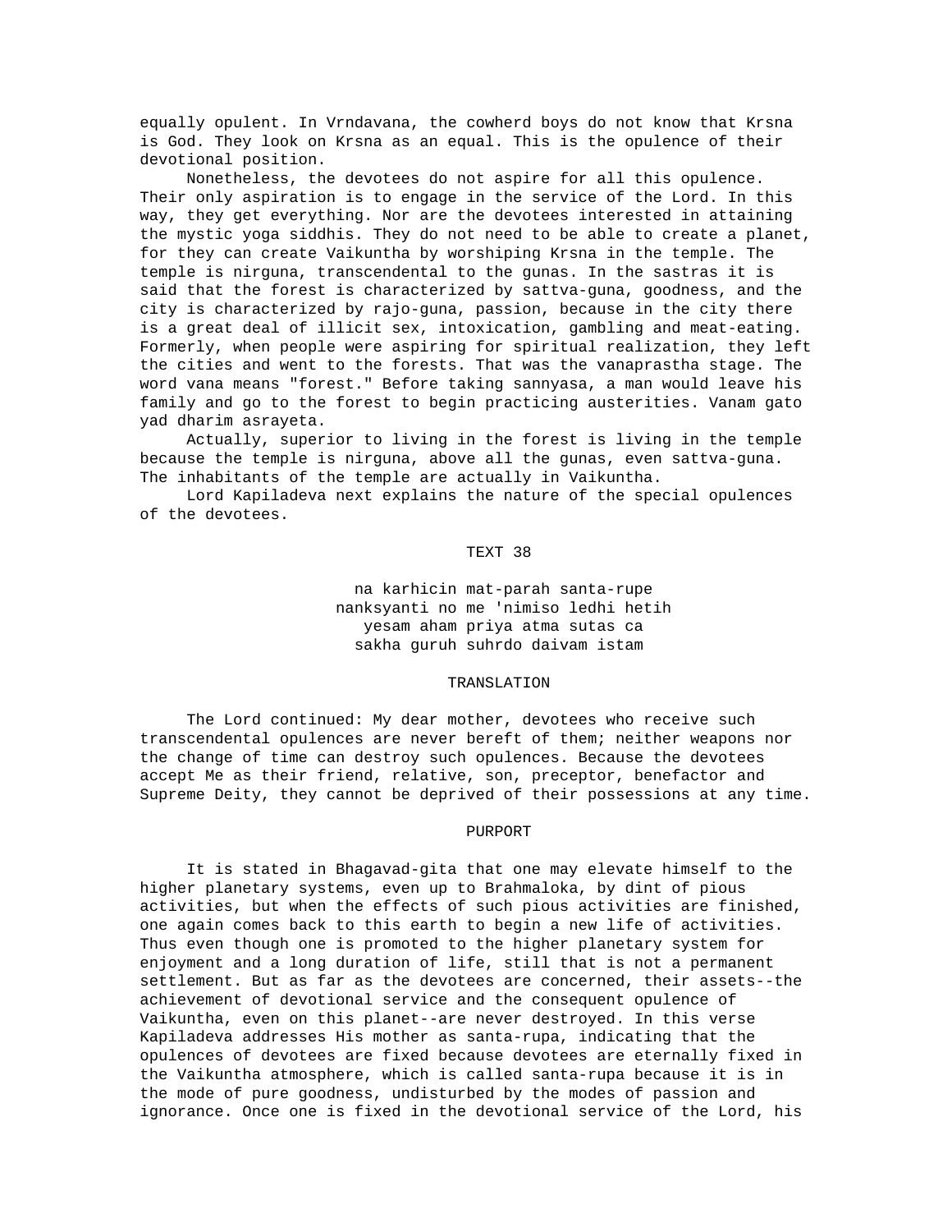equally opulent. In Vrndavana, the cowherd boys do not know that Krsna is God. They look on Krsna as an equal. This is the opulence of their devotional position.

Nonetheless, the devotees do not aspire for all this opulence. Their only aspiration is to engage in the service of the Lord. In this way, they get everything. Nor are the devotees interested in attaining the mystic yoga siddhis. They do not need to be able to create a planet, for they can create Vaikuntha by worshiping Krsna in the temple. The temple is nirguna, transcendental to the gunas. In the sastras it is said that the forest is characterized by sattva-guna, goodness, and the city is characterized by rajo-guna, passion, because in the city there is a great deal of illicit sex, intoxication, gambling and meat-eating. Formerly, when people were aspiring for spiritual realization, they left the cities and went to the forests. That was the vanaprastha stage. The word vana means "forest." Before taking sannyasa, a man would leave his family and go to the forest to begin practicing austerities. Vanam gato yad dharim asrayeta.

Actually, superior to living in the forest is living in the temple because the temple is nirguna, above all the gunas, even sattva-guna. The inhabitants of the temple are actually in Vaikuntha.

Lord Kapiladeva next explains the nature of the special opulences of the devotees.

### TEXT 38

na karhicin mat-parah santa-rupe
nanksyanti no me 'nimiso ledhi hetih
yesam aham priya atma sutas ca
sakha guruh suhrdo daivam istam

### TRANSLATION

The Lord continued: My dear mother, devotees who receive such transcendental opulences are never bereft of them; neither weapons nor the change of time can destroy such opulences. Because the devotees accept Me as their friend, relative, son, preceptor, benefactor and Supreme Deity, they cannot be deprived of their possessions at any time.

### PURPORT

It is stated in Bhagavad-gita that one may elevate himself to the higher planetary systems, even up to Brahmaloka, by dint of pious activities, but when the effects of such pious activities are finished, one again comes back to this earth to begin a new life of activities. Thus even though one is promoted to the higher planetary system for enjoyment and a long duration of life, still that is not a permanent settlement. But as far as the devotees are concerned, their assets--the achievement of devotional service and the consequent opulence of Vaikuntha, even on this planet--are never destroyed. In this verse Kapiladeva addresses His mother as santa-rupa, indicating that the opulences of devotees are fixed because devotees are eternally fixed in the Vaikuntha atmosphere, which is called santa-rupa because it is in the mode of pure goodness, undisturbed by the modes of passion and ignorance. Once one is fixed in the devotional service of the Lord, his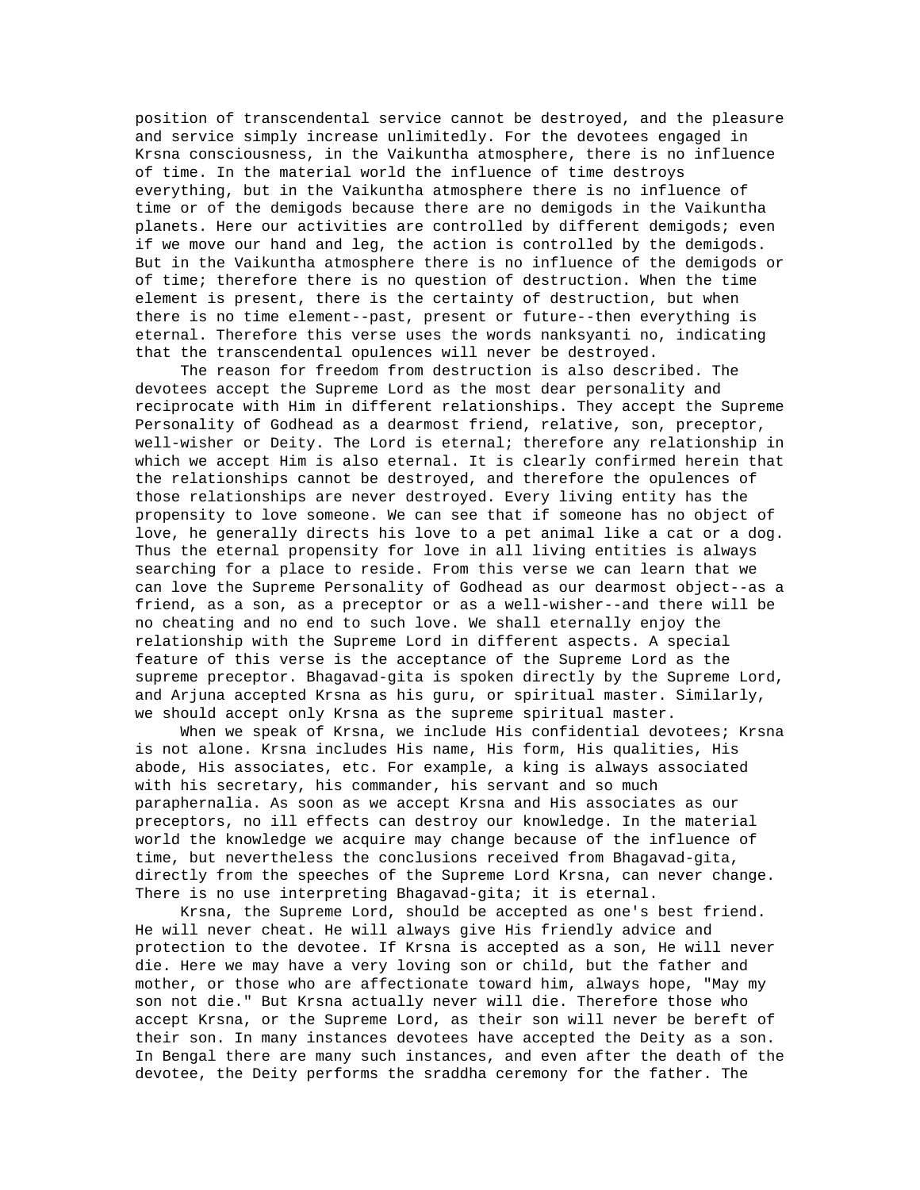position of transcendental service cannot be destroyed, and the pleasure and service simply increase unlimitedly. For the devotees engaged in Krsna consciousness, in the Vaikuntha atmosphere, there is no influence of time. In the material world the influence of time destroys everything, but in the Vaikuntha atmosphere there is no influence of time or of the demigods because there are no demigods in the Vaikuntha planets. Here our activities are controlled by different demigods; even if we move our hand and leg, the action is controlled by the demigods. But in the Vaikuntha atmosphere there is no influence of the demigods or of time; therefore there is no question of destruction. When the time element is present, there is the certainty of destruction, but when there is no time element--past, present or future--then everything is eternal. Therefore this verse uses the words nanksyanti no, indicating that the transcendental opulences will never be destroyed.

The reason for freedom from destruction is also described. The devotees accept the Supreme Lord as the most dear personality and reciprocate with Him in different relationships. They accept the Supreme Personality of Godhead as a dearmost friend, relative, son, preceptor, well-wisher or Deity. The Lord is eternal; therefore any relationship in which we accept Him is also eternal. It is clearly confirmed herein that the relationships cannot be destroyed, and therefore the opulences of those relationships are never destroyed. Every living entity has the propensity to love someone. We can see that if someone has no object of love, he generally directs his love to a pet animal like a cat or a dog. Thus the eternal propensity for love in all living entities is always searching for a place to reside. From this verse we can learn that we can love the Supreme Personality of Godhead as our dearmost object--as a friend, as a son, as a preceptor or as a well-wisher--and there will be no cheating and no end to such love. We shall eternally enjoy the relationship with the Supreme Lord in different aspects. A special feature of this verse is the acceptance of the Supreme Lord as the supreme preceptor. Bhagavad-gita is spoken directly by the Supreme Lord, and Arjuna accepted Krsna as his guru, or spiritual master. Similarly, we should accept only Krsna as the supreme spiritual master.

When we speak of Krsna, we include His confidential devotees; Krsna is not alone. Krsna includes His name, His form, His qualities, His abode, His associates, etc. For example, a king is always associated with his secretary, his commander, his servant and so much paraphernalia. As soon as we accept Krsna and His associates as our preceptors, no ill effects can destroy our knowledge. In the material world the knowledge we acquire may change because of the influence of time, but nevertheless the conclusions received from Bhagavad-gita, directly from the speeches of the Supreme Lord Krsna, can never change. There is no use interpreting Bhagavad-gita; it is eternal.

Krsna, the Supreme Lord, should be accepted as one's best friend. He will never cheat. He will always give His friendly advice and protection to the devotee. If Krsna is accepted as a son, He will never die. Here we may have a very loving son or child, but the father and mother, or those who are affectionate toward him, always hope, "May my son not die." But Krsna actually never will die. Therefore those who accept Krsna, or the Supreme Lord, as their son will never be bereft of their son. In many instances devotees have accepted the Deity as a son. In Bengal there are many such instances, and even after the death of the devotee, the Deity performs the sraddha ceremony for the father. The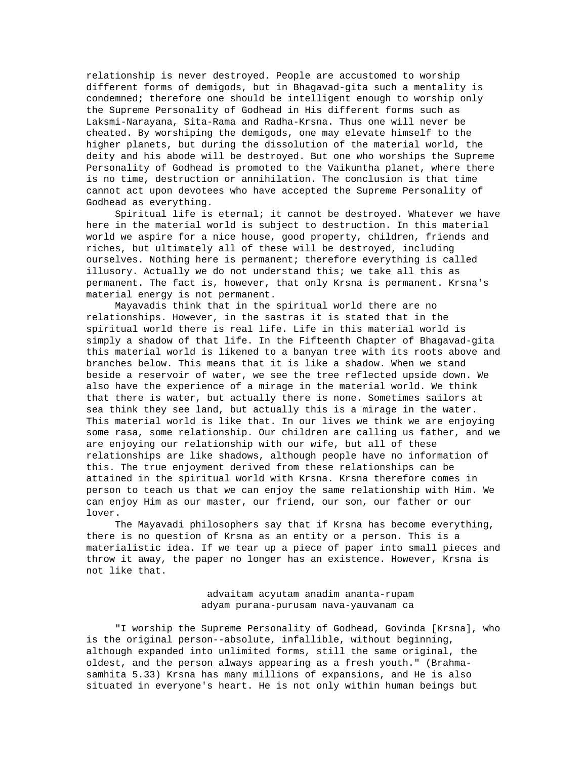relationship is never destroyed. People are accustomed to worship different forms of demigods, but in Bhagavad-gita such a mentality is condemned; therefore one should be intelligent enough to worship only the Supreme Personality of Godhead in His different forms such as Laksmi-Narayana, Sita-Rama and Radha-Krsna. Thus one will never be cheated. By worshiping the demigods, one may elevate himself to the higher planets, but during the dissolution of the material world, the deity and his abode will be destroyed. But one who worships the Supreme Personality of Godhead is promoted to the Vaikuntha planet, where there is no time, destruction or annihilation. The conclusion is that time cannot act upon devotees who have accepted the Supreme Personality of Godhead as everything.

Spiritual life is eternal; it cannot be destroyed. Whatever we have here in the material world is subject to destruction. In this material world we aspire for a nice house, good property, children, friends and riches, but ultimately all of these will be destroyed, including ourselves. Nothing here is permanent; therefore everything is called illusory. Actually we do not understand this; we take all this as permanent. The fact is, however, that only Krsna is permanent. Krsna's material energy is not permanent.

Mayavadis think that in the spiritual world there are no relationships. However, in the sastras it is stated that in the spiritual world there is real life. Life in this material world is simply a shadow of that life. In the Fifteenth Chapter of Bhagavad-gita this material world is likened to a banyan tree with its roots above and branches below. This means that it is like a shadow. When we stand beside a reservoir of water, we see the tree reflected upside down. We also have the experience of a mirage in the material world. We think that there is water, but actually there is none. Sometimes sailors at sea think they see land, but actually this is a mirage in the water. This material world is like that. In our lives we think we are enjoying some rasa, some relationship. Our children are calling us father, and we are enjoying our relationship with our wife, but all of these relationships are like shadows, although people have no information of this. The true enjoyment derived from these relationships can be attained in the spiritual world with Krsna. Krsna therefore comes in person to teach us that we can enjoy the same relationship with Him. We can enjoy Him as our master, our friend, our son, our father or our lover.

The Mayavadi philosophers say that if Krsna has become everything, there is no question of Krsna as an entity or a person. This is a materialistic idea. If we tear up a piece of paper into small pieces and throw it away, the paper no longer has an existence. However, Krsna is not like that.

advaitam acyutam anadim ananta-rupam
adyam purana-purusam nava-yauvanam ca

"I worship the Supreme Personality of Godhead, Govinda [Krsna], who is the original person--absolute, infallible, without beginning, although expanded into unlimited forms, still the same original, the oldest, and the person always appearing as a fresh youth." (Brahma-samhita 5.33) Krsna has many millions of expansions, and He is also situated in everyone's heart. He is not only within human beings but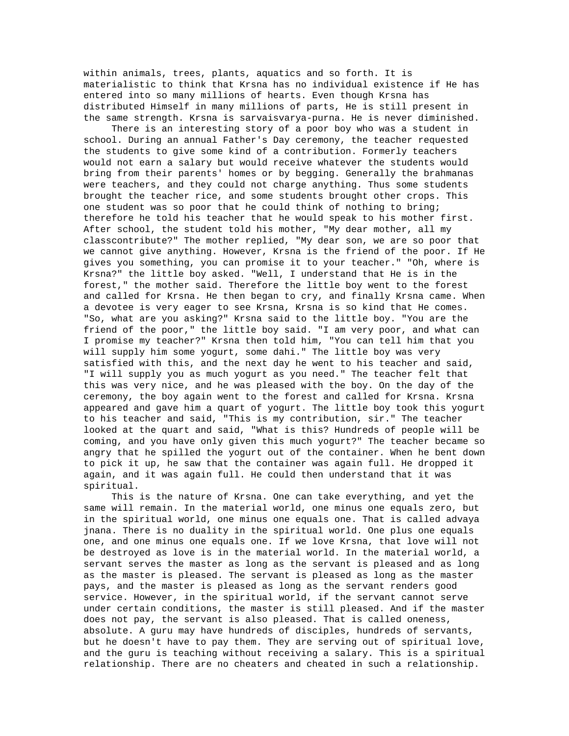within animals, trees, plants, aquatics and so forth. It is materialistic to think that Krsna has no individual existence if He has entered into so many millions of hearts. Even though Krsna has distributed Himself in many millions of parts, He is still present in the same strength. Krsna is sarvaisvarya-purna. He is never diminished.

There is an interesting story of a poor boy who was a student in school. During an annual Father's Day ceremony, the teacher requested the students to give some kind of a contribution. Formerly teachers would not earn a salary but would receive whatever the students would bring from their parents' homes or by begging. Generally the brahmanas were teachers, and they could not charge anything. Thus some students brought the teacher rice, and some students brought other crops. This one student was so poor that he could think of nothing to bring; therefore he told his teacher that he would speak to his mother first. After school, the student told his mother, "My dear mother, all my classcontribute?" The mother replied, "My dear son, we are so poor that we cannot give anything. However, Krsna is the friend of the poor. If He gives you something, you can promise it to your teacher." "Oh, where is Krsna?" the little boy asked. "Well, I understand that He is in the forest," the mother said. Therefore the little boy went to the forest and called for Krsna. He then began to cry, and finally Krsna came. When a devotee is very eager to see Krsna, Krsna is so kind that He comes. "So, what are you asking?" Krsna said to the little boy. "You are the friend of the poor," the little boy said. "I am very poor, and what can I promise my teacher?" Krsna then told him, "You can tell him that you will supply him some yogurt, some dahi." The little boy was very satisfied with this, and the next day he went to his teacher and said, "I will supply you as much yogurt as you need." The teacher felt that this was very nice, and he was pleased with the boy. On the day of the ceremony, the boy again went to the forest and called for Krsna. Krsna appeared and gave him a quart of yogurt. The little boy took this yogurt to his teacher and said, "This is my contribution, sir." The teacher looked at the quart and said, "What is this? Hundreds of people will be coming, and you have only given this much yogurt?" The teacher became so angry that he spilled the yogurt out of the container. When he bent down to pick it up, he saw that the container was again full. He dropped it again, and it was again full. He could then understand that it was spiritual.

This is the nature of Krsna. One can take everything, and yet the same will remain. In the material world, one minus one equals zero, but in the spiritual world, one minus one equals one. That is called advaya jnana. There is no duality in the spiritual world. One plus one equals one, and one minus one equals one. If we love Krsna, that love will not be destroyed as love is in the material world. In the material world, a servant serves the master as long as the servant is pleased and as long as the master is pleased. The servant is pleased as long as the master pays, and the master is pleased as long as the servant renders good service. However, in the spiritual world, if the servant cannot serve under certain conditions, the master is still pleased. And if the master does not pay, the servant is also pleased. That is called oneness, absolute. A guru may have hundreds of disciples, hundreds of servants, but he doesn't have to pay them. They are serving out of spiritual love, and the guru is teaching without receiving a salary. This is a spiritual relationship. There are no cheaters and cheated in such a relationship.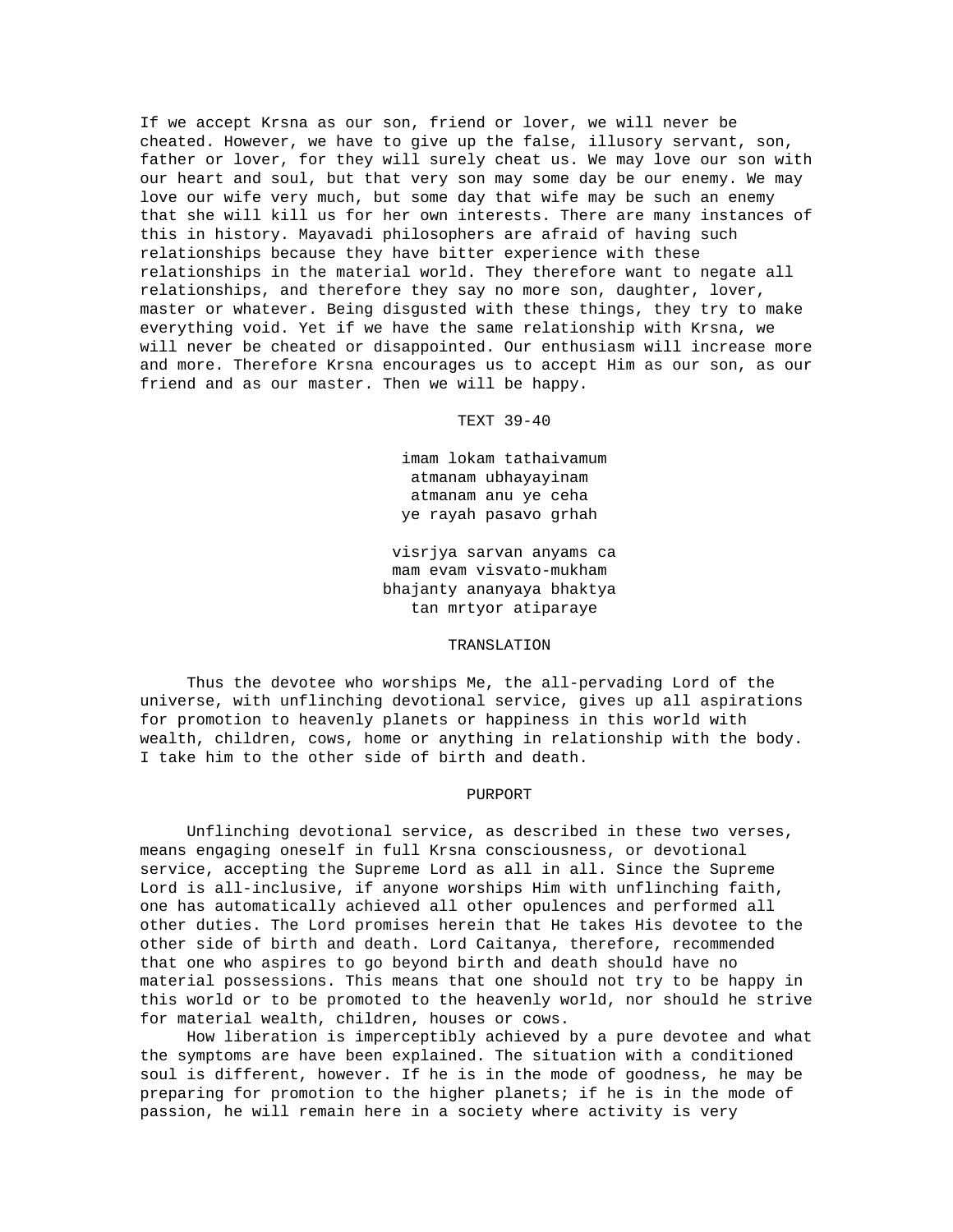If we accept Krsna as our son, friend or lover, we will never be cheated. However, we have to give up the false, illusory servant, son, father or lover, for they will surely cheat us. We may love our son with our heart and soul, but that very son may some day be our enemy. We may love our wife very much, but some day that wife may be such an enemy that she will kill us for her own interests. There are many instances of this in history. Mayavadi philosophers are afraid of having such relationships because they have bitter experience with these relationships in the material world. They therefore want to negate all relationships, and therefore they say no more son, daughter, lover, master or whatever. Being disgusted with these things, they try to make everything void. Yet if we have the same relationship with Krsna, we will never be cheated or disappointed. Our enthusiasm will increase more and more. Therefore Krsna encourages us to accept Him as our son, as our friend and as our master. Then we will be happy.

### TEXT 39-40

imam lokam tathaivamum  
atmanam ubhayayinam  
atmanam anu ye ceha  
ye rayah pasavo grhah

visrjya sarvan anyams ca  
mam evam visvato-mukham  
bhajanty ananyaya bhaktya  
tan mrtyor atiparaye

### TRANSLATION

Thus the devotee who worships Me, the all-pervading Lord of the universe, with unflinching devotional service, gives up all aspirations for promotion to heavenly planets or happiness in this world with wealth, children, cows, home or anything in relationship with the body. I take him to the other side of birth and death.

### PURPORT

Unflinching devotional service, as described in these two verses, means engaging oneself in full Krsna consciousness, or devotional service, accepting the Supreme Lord as all in all. Since the Supreme Lord is all-inclusive, if anyone worships Him with unflinching faith, one has automatically achieved all other opulences and performed all other duties. The Lord promises herein that He takes His devotee to the other side of birth and death. Lord Caitanya, therefore, recommended that one who aspires to go beyond birth and death should have no material possessions. This means that one should not try to be happy in this world or to be promoted to the heavenly world, nor should he strive for material wealth, children, houses or cows.

How liberation is imperceptibly achieved by a pure devotee and what the symptoms are have been explained. The situation with a conditioned soul is different, however. If he is in the mode of goodness, he may be preparing for promotion to the higher planets; if he is in the mode of passion, he will remain here in a society where activity is very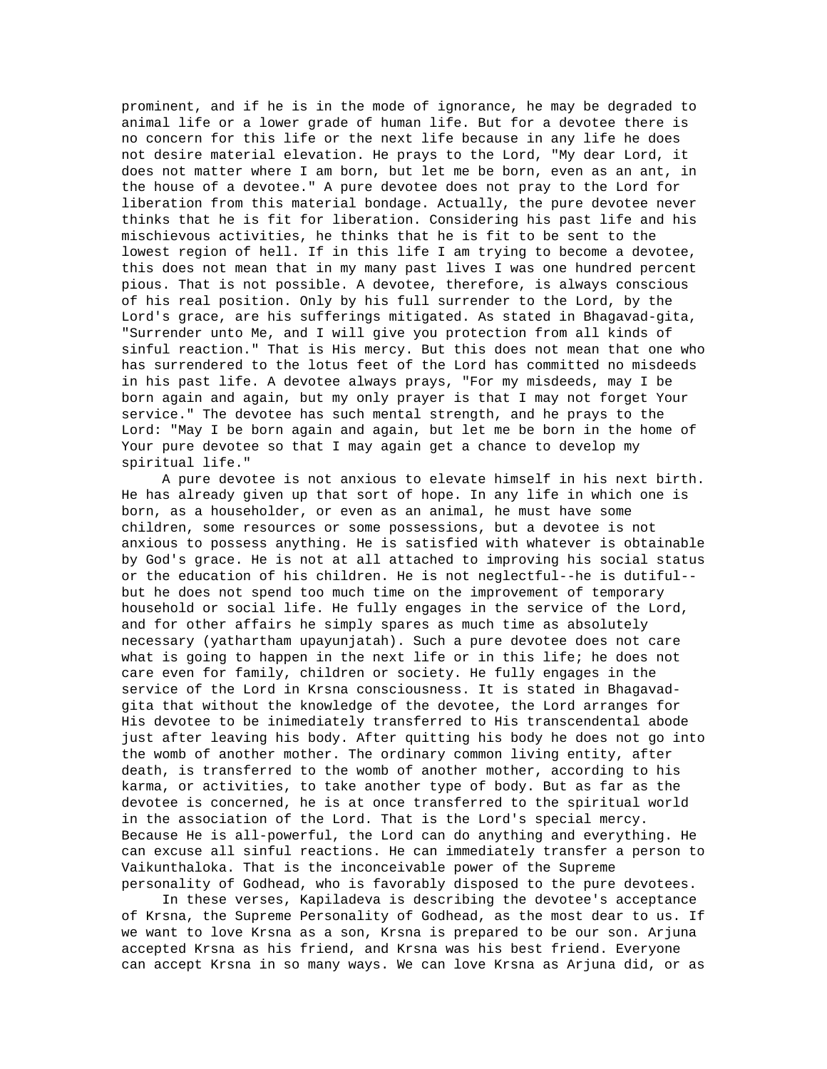prominent, and if he is in the mode of ignorance, he may be degraded to animal life or a lower grade of human life. But for a devotee there is no concern for this life or the next life because in any life he does not desire material elevation. He prays to the Lord, "My dear Lord, it does not matter where I am born, but let me be born, even as an ant, in the house of a devotee." A pure devotee does not pray to the Lord for liberation from this material bondage. Actually, the pure devotee never thinks that he is fit for liberation. Considering his past life and his mischievous activities, he thinks that he is fit to be sent to the lowest region of hell. If in this life I am trying to become a devotee, this does not mean that in my many past lives I was one hundred percent pious. That is not possible. A devotee, therefore, is always conscious of his real position. Only by his full surrender to the Lord, by the Lord's grace, are his sufferings mitigated. As stated in Bhagavad-gita, "Surrender unto Me, and I will give you protection from all kinds of sinful reaction." That is His mercy. But this does not mean that one who has surrendered to the lotus feet of the Lord has committed no misdeeds in his past life. A devotee always prays, "For my misdeeds, may I be born again and again, but my only prayer is that I may not forget Your service." The devotee has such mental strength, and he prays to the Lord: "May I be born again and again, but let me be born in the home of Your pure devotee so that I may again get a chance to develop my spiritual life."

A pure devotee is not anxious to elevate himself in his next birth. He has already given up that sort of hope. In any life in which one is born, as a householder, or even as an animal, he must have some children, some resources or some possessions, but a devotee is not anxious to possess anything. He is satisfied with whatever is obtainable by God's grace. He is not at all attached to improving his social status or the education of his children. He is not neglectful--he is dutiful--but he does not spend too much time on the improvement of temporary household or social life. He fully engages in the service of the Lord, and for other affairs he simply spares as much time as absolutely necessary (yathartham upayunjatah). Such a pure devotee does not care what is going to happen in the next life or in this life; he does not care even for family, children or society. He fully engages in the service of the Lord in Krsna consciousness. It is stated in Bhagavad-gita that without the knowledge of the devotee, the Lord arranges for His devotee to be inimediately transferred to His transcendental abode just after leaving his body. After quitting his body he does not go into the womb of another mother. The ordinary common living entity, after death, is transferred to the womb of another mother, according to his karma, or activities, to take another type of body. But as far as the devotee is concerned, he is at once transferred to the spiritual world in the association of the Lord. That is the Lord's special mercy. Because He is all-powerful, the Lord can do anything and everything. He can excuse all sinful reactions. He can immediately transfer a person to Vaikunthaloka. That is the inconceivable power of the Supreme personality of Godhead, who is favorably disposed to the pure devotees.

In these verses, Kapiladeva is describing the devotee's acceptance of Krsna, the Supreme Personality of Godhead, as the most dear to us. If we want to love Krsna as a son, Krsna is prepared to be our son. Arjuna accepted Krsna as his friend, and Krsna was his best friend. Everyone can accept Krsna in so many ways. We can love Krsna as Arjuna did, or as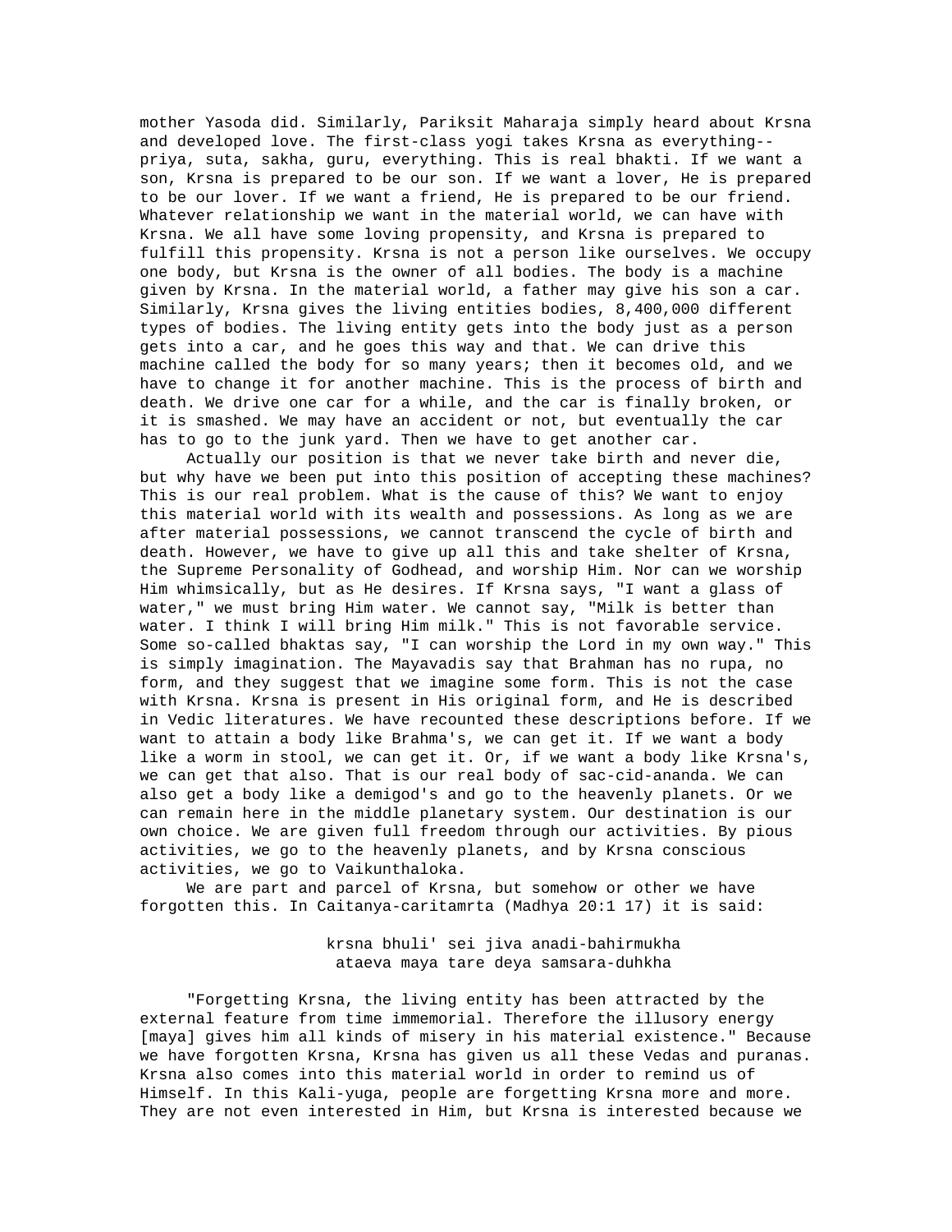mother Yasoda did. Similarly, Pariksit Maharaja simply heard about Krsna and developed love. The first-class yogi takes Krsna as everything--priya, suta, sakha, guru, everything. This is real bhakti. If we want a son, Krsna is prepared to be our son. If we want a lover, He is prepared to be our lover. If we want a friend, He is prepared to be our friend. Whatever relationship we want in the material world, we can have with Krsna. We all have some loving propensity, and Krsna is prepared to fulfill this propensity. Krsna is not a person like ourselves. We occupy one body, but Krsna is the owner of all bodies. The body is a machine given by Krsna. In the material world, a father may give his son a car. Similarly, Krsna gives the living entities bodies, 8,400,000 different types of bodies. The living entity gets into the body just as a person gets into a car, and he goes this way and that. We can drive this machine called the body for so many years; then it becomes old, and we have to change it for another machine. This is the process of birth and death. We drive one car for a while, and the car is finally broken, or it is smashed. We may have an accident or not, but eventually the car has to go to the junk yard. Then we have to get another car.

Actually our position is that we never take birth and never die, but why have we been put into this position of accepting these machines? This is our real problem. What is the cause of this? We want to enjoy this material world with its wealth and possessions. As long as we are after material possessions, we cannot transcend the cycle of birth and death. However, we have to give up all this and take shelter of Krsna, the Supreme Personality of Godhead, and worship Him. Nor can we worship Him whimsically, but as He desires. If Krsna says, "I want a glass of water," we must bring Him water. We cannot say, "Milk is better than water. I think I will bring Him milk." This is not favorable service. Some so-called bhaktas say, "I can worship the Lord in my own way." This is simply imagination. The Mayavadis say that Brahman has no rupa, no form, and they suggest that we imagine some form. This is not the case with Krsna. Krsna is present in His original form, and He is described in Vedic literatures. We have recounted these descriptions before. If we want to attain a body like Brahma's, we can get it. If we want a body like a worm in stool, we can get it. Or, if we want a body like Krsna's, we can get that also. That is our real body of sac-cid-ananda. We can also get a body like a demigod's and go to the heavenly planets. Or we can remain here in the middle planetary system. Our destination is our own choice. We are given full freedom through our activities. By pious activities, we go to the heavenly planets, and by Krsna conscious activities, we go to Vaikunthaloka.

We are part and parcel of Krsna, but somehow or other we have forgotten this. In Caitanya-caritamrta (Madhya 20:1 17) it is said:

> krsna bhuli' sei jiva anadi-bahirmukha
> ataeva maya tare deya samsara-duhkha

"Forgetting Krsna, the living entity has been attracted by the external feature from time immemorial. Therefore the illusory energy [maya] gives him all kinds of misery in his material existence." Because we have forgotten Krsna, Krsna has given us all these Vedas and puranas. Krsna also comes into this material world in order to remind us of Himself. In this Kali-yuga, people are forgetting Krsna more and more. They are not even interested in Him, but Krsna is interested because we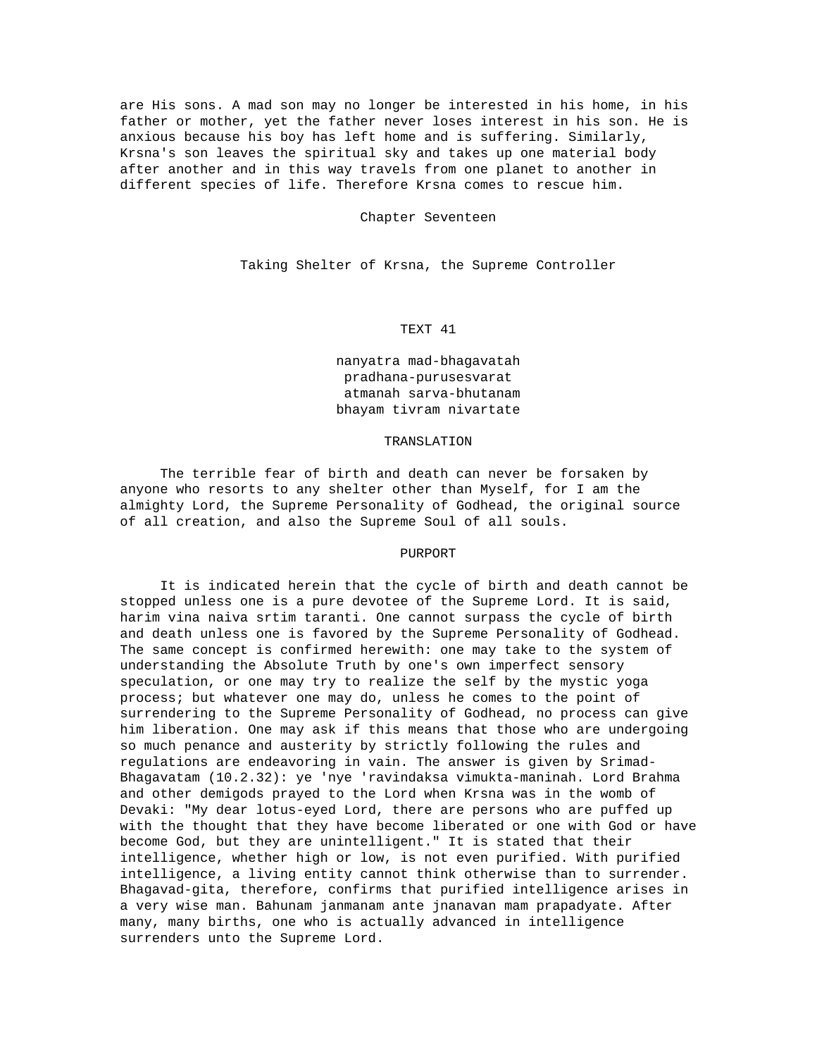are His sons. A mad son may no longer be interested in his home, in his father or mother, yet the father never loses interest in his son. He is anxious because his boy has left home and is suffering. Similarly, Krsna's son leaves the spiritual sky and takes up one material body after another and in this way travels from one planet to another in different species of life. Therefore Krsna comes to rescue him.

# Chapter Seventeen

## Taking Shelter of Krsna, the Supreme Controller

### TEXT 41

nanyatra mad-bhagavatah
pradhana-purusesvarat
atmanah sarva-bhutanam
bhayam tivram nivartate

### TRANSLATION

The terrible fear of birth and death can never be forsaken by anyone who resorts to any shelter other than Myself, for I am the almighty Lord, the Supreme Personality of Godhead, the original source of all creation, and also the Supreme Soul of all souls.

### PURPORT

It is indicated herein that the cycle of birth and death cannot be stopped unless one is a pure devotee of the Supreme Lord. It is said, harim vina naiva srtim taranti. One cannot surpass the cycle of birth and death unless one is favored by the Supreme Personality of Godhead. The same concept is confirmed herewith: one may take to the system of understanding the Absolute Truth by one's own imperfect sensory speculation, or one may try to realize the self by the mystic yoga process; but whatever one may do, unless he comes to the point of surrendering to the Supreme Personality of Godhead, no process can give him liberation. One may ask if this means that those who are undergoing so much penance and austerity by strictly following the rules and regulations are endeavoring in vain. The answer is given by Srimad-Bhagavatam (10.2.32): ye 'nye 'ravindaksa vimukta-maninah. Lord Brahma and other demigods prayed to the Lord when Krsna was in the womb of Devaki: "My dear lotus-eyed Lord, there are persons who are puffed up with the thought that they have become liberated or one with God or have become God, but they are unintelligent." It is stated that their intelligence, whether high or low, is not even purified. With purified intelligence, a living entity cannot think otherwise than to surrender. Bhagavad-gita, therefore, confirms that purified intelligence arises in a very wise man. Bahunam janmanam ante jnanavan mam prapadyate. After many, many births, one who is actually advanced in intelligence surrenders unto the Supreme Lord.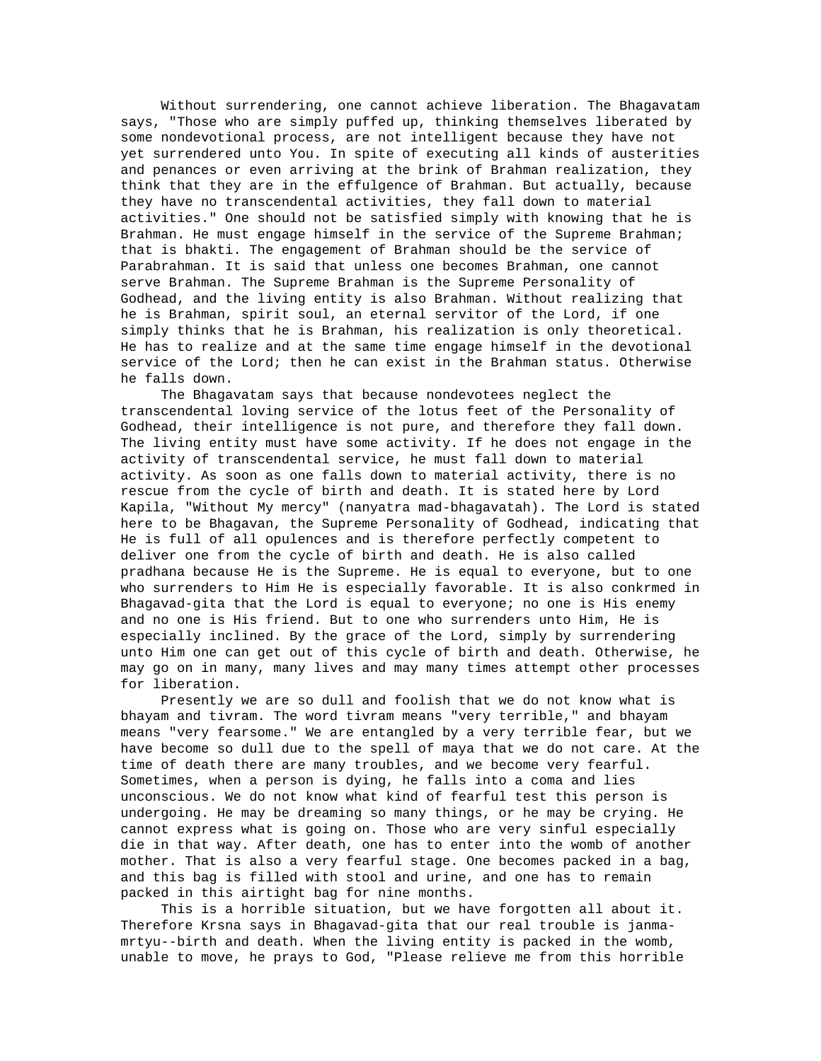Without surrendering, one cannot achieve liberation. The Bhagavatam says, "Those who are simply puffed up, thinking themselves liberated by some nondevotional process, are not intelligent because they have not yet surrendered unto You. In spite of executing all kinds of austerities and penances or even arriving at the brink of Brahman realization, they think that they are in the effulgence of Brahman. But actually, because they have no transcendental activities, they fall down to material activities." One should not be satisfied simply with knowing that he is Brahman. He must engage himself in the service of the Supreme Brahman; that is bhakti. The engagement of Brahman should be the service of Parabrahman. It is said that unless one becomes Brahman, one cannot serve Brahman. The Supreme Brahman is the Supreme Personality of Godhead, and the living entity is also Brahman. Without realizing that he is Brahman, spirit soul, an eternal servitor of the Lord, if one simply thinks that he is Brahman, his realization is only theoretical. He has to realize and at the same time engage himself in the devotional service of the Lord; then he can exist in the Brahman status. Otherwise he falls down.

The Bhagavatam says that because nondevotees neglect the transcendental loving service of the lotus feet of the Personality of Godhead, their intelligence is not pure, and therefore they fall down. The living entity must have some activity. If he does not engage in the activity of transcendental service, he must fall down to material activity. As soon as one falls down to material activity, there is no rescue from the cycle of birth and death. It is stated here by Lord Kapila, "Without My mercy" (nanyatra mad-bhagavatah). The Lord is stated here to be Bhagavan, the Supreme Personality of Godhead, indicating that He is full of all opulences and is therefore perfectly competent to deliver one from the cycle of birth and death. He is also called pradhana because He is the Supreme. He is equal to everyone, but to one who surrenders to Him He is especially favorable. It is also conkrmed in Bhagavad-gita that the Lord is equal to everyone; no one is His enemy and no one is His friend. But to one who surrenders unto Him, He is especially inclined. By the grace of the Lord, simply by surrendering unto Him one can get out of this cycle of birth and death. Otherwise, he may go on in many, many lives and may many times attempt other processes for liberation.

Presently we are so dull and foolish that we do not know what is bhayam and tivram. The word tivram means "very terrible," and bhayam means "very fearsome." We are entangled by a very terrible fear, but we have become so dull due to the spell of maya that we do not care. At the time of death there are many troubles, and we become very fearful. Sometimes, when a person is dying, he falls into a coma and lies unconscious. We do not know what kind of fearful test this person is undergoing. He may be dreaming so many things, or he may be crying. He cannot express what is going on. Those who are very sinful especially die in that way. After death, one has to enter into the womb of another mother. That is also a very fearful stage. One becomes packed in a bag, and this bag is filled with stool and urine, and one has to remain packed in this airtight bag for nine months.

This is a horrible situation, but we have forgotten all about it. Therefore Krsna says in Bhagavad-gita that our real trouble is janma-mrtyu--birth and death. When the living entity is packed in the womb, unable to move, he prays to God, "Please relieve me from this horrible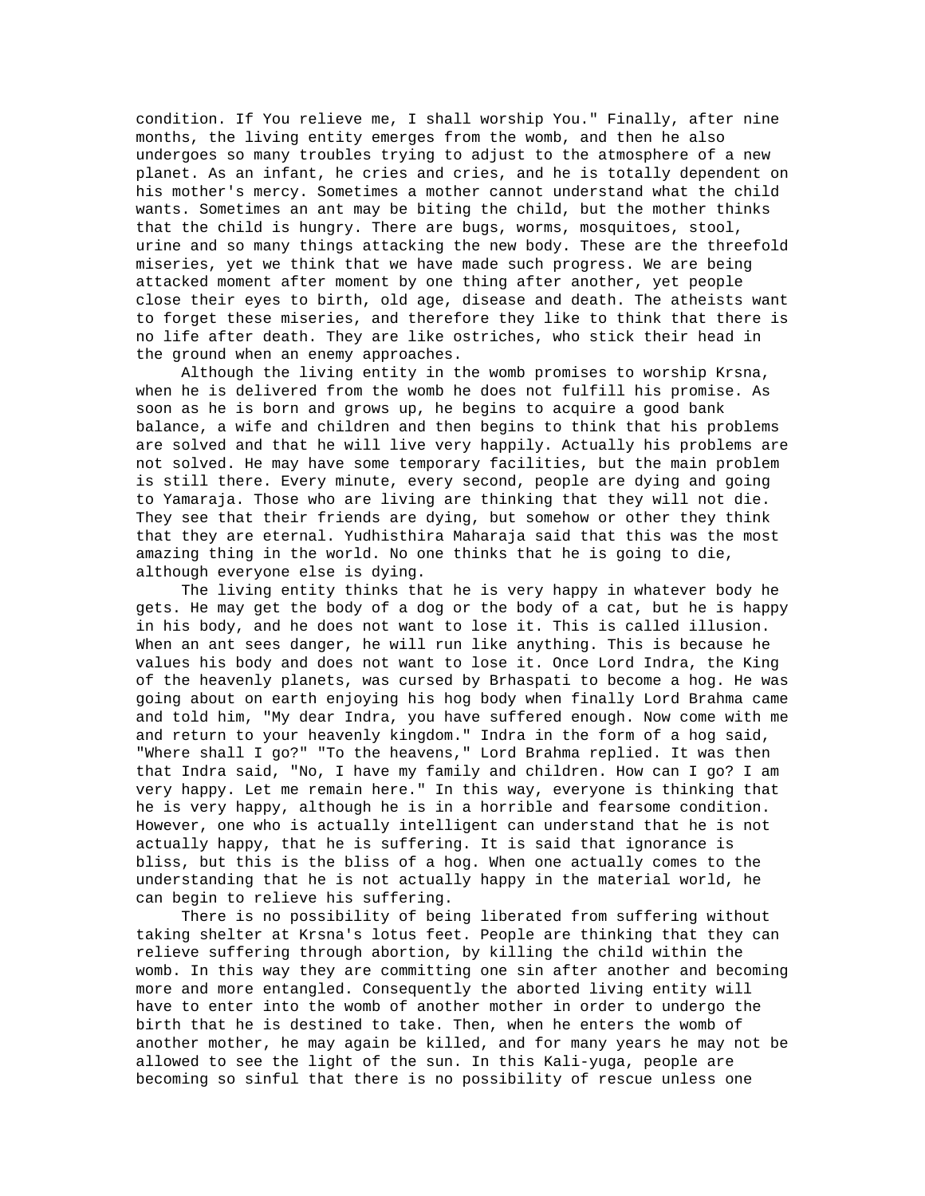condition. If You relieve me, I shall worship You." Finally, after nine months, the living entity emerges from the womb, and then he also undergoes so many troubles trying to adjust to the atmosphere of a new planet. As an infant, he cries and cries, and he is totally dependent on his mother's mercy. Sometimes a mother cannot understand what the child wants. Sometimes an ant may be biting the child, but the mother thinks that the child is hungry. There are bugs, worms, mosquitoes, stool, urine and so many things attacking the new body. These are the threefold miseries, yet we think that we have made such progress. We are being attacked moment after moment by one thing after another, yet people close their eyes to birth, old age, disease and death. The atheists want to forget these miseries, and therefore they like to think that there is no life after death. They are like ostriches, who stick their head in the ground when an enemy approaches.

Although the living entity in the womb promises to worship Krsna, when he is delivered from the womb he does not fulfill his promise. As soon as he is born and grows up, he begins to acquire a good bank balance, a wife and children and then begins to think that his problems are solved and that he will live very happily. Actually his problems are not solved. He may have some temporary facilities, but the main problem is still there. Every minute, every second, people are dying and going to Yamaraja. Those who are living are thinking that they will not die. They see that their friends are dying, but somehow or other they think that they are eternal. Yudhisthira Maharaja said that this was the most amazing thing in the world. No one thinks that he is going to die, although everyone else is dying.

The living entity thinks that he is very happy in whatever body he gets. He may get the body of a dog or the body of a cat, but he is happy in his body, and he does not want to lose it. This is called illusion. When an ant sees danger, he will run like anything. This is because he values his body and does not want to lose it. Once Lord Indra, the King of the heavenly planets, was cursed by Brhaspati to become a hog. He was going about on earth enjoying his hog body when finally Lord Brahma came and told him, "My dear Indra, you have suffered enough. Now come with me and return to your heavenly kingdom." Indra in the form of a hog said, "Where shall I go?" "To the heavens," Lord Brahma replied. It was then that Indra said, "No, I have my family and children. How can I go? I am very happy. Let me remain here." In this way, everyone is thinking that he is very happy, although he is in a horrible and fearsome condition. However, one who is actually intelligent can understand that he is not actually happy, that he is suffering. It is said that ignorance is bliss, but this is the bliss of a hog. When one actually comes to the understanding that he is not actually happy in the material world, he can begin to relieve his suffering.

There is no possibility of being liberated from suffering without taking shelter at Krsna's lotus feet. People are thinking that they can relieve suffering through abortion, by killing the child within the womb. In this way they are committing one sin after another and becoming more and more entangled. Consequently the aborted living entity will have to enter into the womb of another mother in order to undergo the birth that he is destined to take. Then, when he enters the womb of another mother, he may again be killed, and for many years he may not be allowed to see the light of the sun. In this Kali-yuga, people are becoming so sinful that there is no possibility of rescue unless one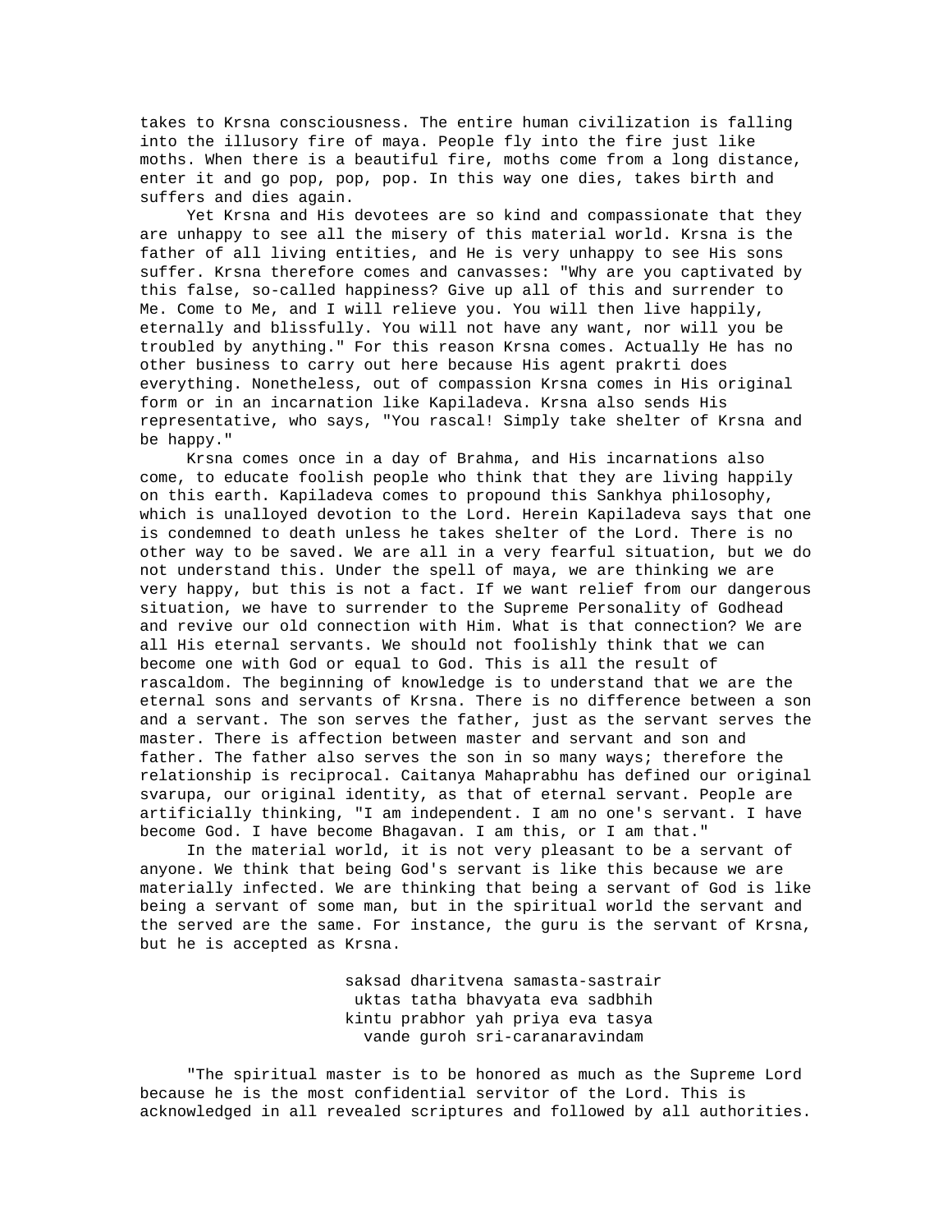takes to Krsna consciousness. The entire human civilization is falling into the illusory fire of maya. People fly into the fire just like moths. When there is a beautiful fire, moths come from a long distance, enter it and go pop, pop, pop. In this way one dies, takes birth and suffers and dies again.

Yet Krsna and His devotees are so kind and compassionate that they are unhappy to see all the misery of this material world. Krsna is the father of all living entities, and He is very unhappy to see His sons suffer. Krsna therefore comes and canvasses: "Why are you captivated by this false, so-called happiness? Give up all of this and surrender to Me. Come to Me, and I will relieve you. You will then live happily, eternally and blissfully. You will not have any want, nor will you be troubled by anything." For this reason Krsna comes. Actually He has no other business to carry out here because His agent prakrti does everything. Nonetheless, out of compassion Krsna comes in His original form or in an incarnation like Kapiladeva. Krsna also sends His representative, who says, "You rascal! Simply take shelter of Krsna and be happy."

Krsna comes once in a day of Brahma, and His incarnations also come, to educate foolish people who think that they are living happily on this earth. Kapiladeva comes to propound this Sankhya philosophy, which is unalloyed devotion to the Lord. Herein Kapiladeva says that one is condemned to death unless he takes shelter of the Lord. There is no other way to be saved. We are all in a very fearful situation, but we do not understand this. Under the spell of maya, we are thinking we are very happy, but this is not a fact. If we want relief from our dangerous situation, we have to surrender to the Supreme Personality of Godhead and revive our old connection with Him. What is that connection? We are all His eternal servants. We should not foolishly think that we can become one with God or equal to God. This is all the result of rascaldom. The beginning of knowledge is to understand that we are the eternal sons and servants of Krsna. There is no difference between a son and a servant. The son serves the father, just as the servant serves the master. There is affection between master and servant and son and father. The father also serves the son in so many ways; therefore the relationship is reciprocal. Caitanya Mahaprabhu has defined our original svarupa, our original identity, as that of eternal servant. People are artificially thinking, "I am independent. I am no one's servant. I have become God. I have become Bhagavan. I am this, or I am that."

In the material world, it is not very pleasant to be a servant of anyone. We think that being God's servant is like this because we are materially infected. We are thinking that being a servant of God is like being a servant of some man, but in the spiritual world the servant and the served are the same. For instance, the guru is the servant of Krsna, but he is accepted as Krsna.

saksad dharitvena samasta-sastrair
uktas tatha bhavyata eva sadbhih
kintu prabhor yah priya eva tasya
vande guroh sri-caranaravindam

"The spiritual master is to be honored as much as the Supreme Lord because he is the most confidential servitor of the Lord. This is acknowledged in all revealed scriptures and followed by all authorities.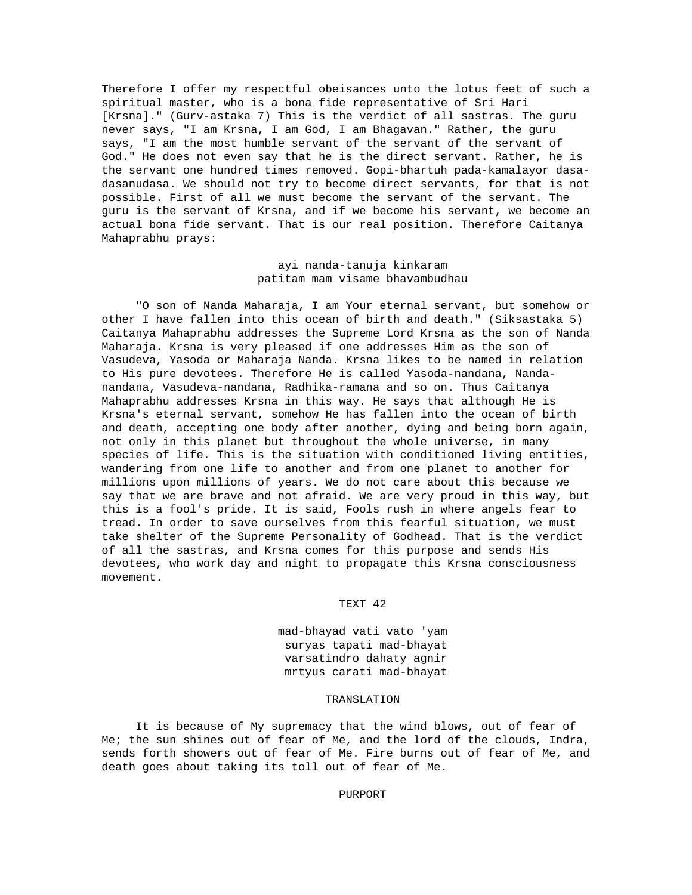Therefore I offer my respectful obeisances unto the lotus feet of such a spiritual master, who is a bona fide representative of Sri Hari [Krsna]." (Gurv-astaka 7) This is the verdict of all sastras. The guru never says, "I am Krsna, I am God, I am Bhagavan." Rather, the guru says, "I am the most humble servant of the servant of the servant of God." He does not even say that he is the direct servant. Rather, he is the servant one hundred times removed. Gopi-bhartuh pada-kamalayor dasa-dasanudasa. We should not try to become direct servants, for that is not possible. First of all we must become the servant of the servant. The guru is the servant of Krsna, and if we become his servant, we become an actual bona fide servant. That is our real position. Therefore Caitanya Mahaprabhu prays:

ayi nanda-tanuja kinkaram
patitam mam visame bhavambudhau

"O son of Nanda Maharaja, I am Your eternal servant, but somehow or other I have fallen into this ocean of birth and death." (Siksastaka 5) Caitanya Mahaprabhu addresses the Supreme Lord Krsna as the son of Nanda Maharaja. Krsna is very pleased if one addresses Him as the son of Vasudeva, Yasoda or Maharaja Nanda. Krsna likes to be named in relation to His pure devotees. Therefore He is called Yasoda-nandana, Nanda-nandana, Vasudeva-nandana, Radhika-ramana and so on. Thus Caitanya Mahaprabhu addresses Krsna in this way. He says that although He is Krsna's eternal servant, somehow He has fallen into the ocean of birth and death, accepting one body after another, dying and being born again, not only in this planet but throughout the whole universe, in many species of life. This is the situation with conditioned living entities, wandering from one life to another and from one planet to another for millions upon millions of years. We do not care about this because we say that we are brave and not afraid. We are very proud in this way, but this is a fool's pride. It is said, Fools rush in where angels fear to tread. In order to save ourselves from this fearful situation, we must take shelter of the Supreme Personality of Godhead. That is the verdict of all the sastras, and Krsna comes for this purpose and sends His devotees, who work day and night to propagate this Krsna consciousness movement.

## TEXT 42

mad-bhayad vati vato 'yam
suryas tapati mad-bhayat
varsatindro dahaty agnir
mrtyus carati mad-bhayat

## TRANSLATION

It is because of My supremacy that the wind blows, out of fear of Me; the sun shines out of fear of Me, and the lord of the clouds, Indra, sends forth showers out of fear of Me. Fire burns out of fear of Me, and death goes about taking its toll out of fear of Me.

## PURPORT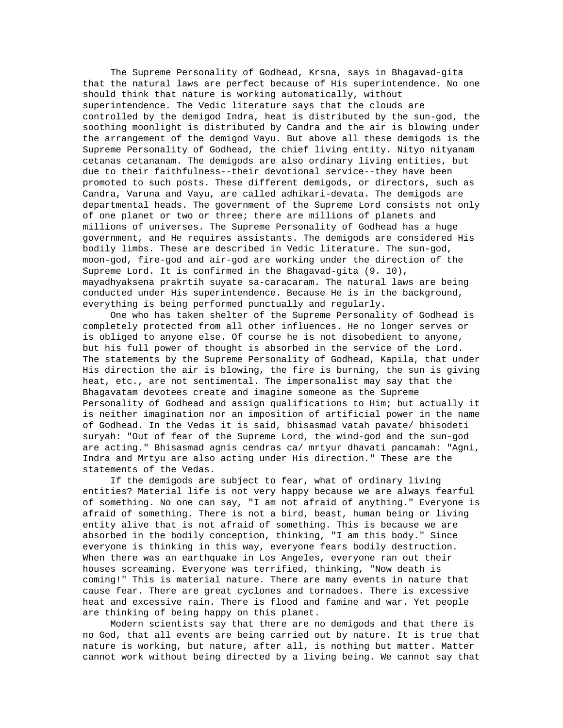The Supreme Personality of Godhead, Krsna, says in Bhagavad-gita that the natural laws are perfect because of His superintendence. No one should think that nature is working automatically, without superintendence. The Vedic literature says that the clouds are controlled by the demigod Indra, heat is distributed by the sun-god, the soothing moonlight is distributed by Candra and the air is blowing under the arrangement of the demigod Vayu. But above all these demigods is the Supreme Personality of Godhead, the chief living entity. Nityo nityanam cetanas cetananam. The demigods are also ordinary living entities, but due to their faithfulness--their devotional service--they have been promoted to such posts. These different demigods, or directors, such as Candra, Varuna and Vayu, are called adhikari-devata. The demigods are departmental heads. The government of the Supreme Lord consists not only of one planet or two or three; there are millions of planets and millions of universes. The Supreme Personality of Godhead has a huge government, and He requires assistants. The demigods are considered His bodily limbs. These are described in Vedic literature. The sun-god, moon-god, fire-god and air-god are working under the direction of the Supreme Lord. It is confirmed in the Bhagavad-gita (9. 10), mayadhyaksena prakrtih suyate sa-caracaram. The natural laws are being conducted under His superintendence. Because He is in the background, everything is being performed punctually and regularly.

One who has taken shelter of the Supreme Personality of Godhead is completely protected from all other influences. He no longer serves or is obliged to anyone else. Of course he is not disobedient to anyone, but his full power of thought is absorbed in the service of the Lord. The statements by the Supreme Personality of Godhead, Kapila, that under His direction the air is blowing, the fire is burning, the sun is giving heat, etc., are not sentimental. The impersonalist may say that the Bhagavatam devotees create and imagine someone as the Supreme Personality of Godhead and assign qualifications to Him; but actually it is neither imagination nor an imposition of artificial power in the name of Godhead. In the Vedas it is said, bhisasmad vatah pavate/ bhisodeti suryah: "Out of fear of the Supreme Lord, the wind-god and the sun-god are acting." Bhisasmad agnis cendras ca/ mrtyur dhavati pancamah: "Agni, Indra and Mrtyu are also acting under His direction." These are the statements of the Vedas.

If the demigods are subject to fear, what of ordinary living entities? Material life is not very happy because we are always fearful of something. No one can say, "I am not afraid of anything." Everyone is afraid of something. There is not a bird, beast, human being or living entity alive that is not afraid of something. This is because we are absorbed in the bodily conception, thinking, "I am this body." Since everyone is thinking in this way, everyone fears bodily destruction. When there was an earthquake in Los Angeles, everyone ran out their houses screaming. Everyone was terrified, thinking, "Now death is coming!" This is material nature. There are many events in nature that cause fear. There are great cyclones and tornadoes. There is excessive heat and excessive rain. There is flood and famine and war. Yet people are thinking of being happy on this planet.

Modern scientists say that there are no demigods and that there is no God, that all events are being carried out by nature. It is true that nature is working, but nature, after all, is nothing but matter. Matter cannot work without being directed by a living being. We cannot say that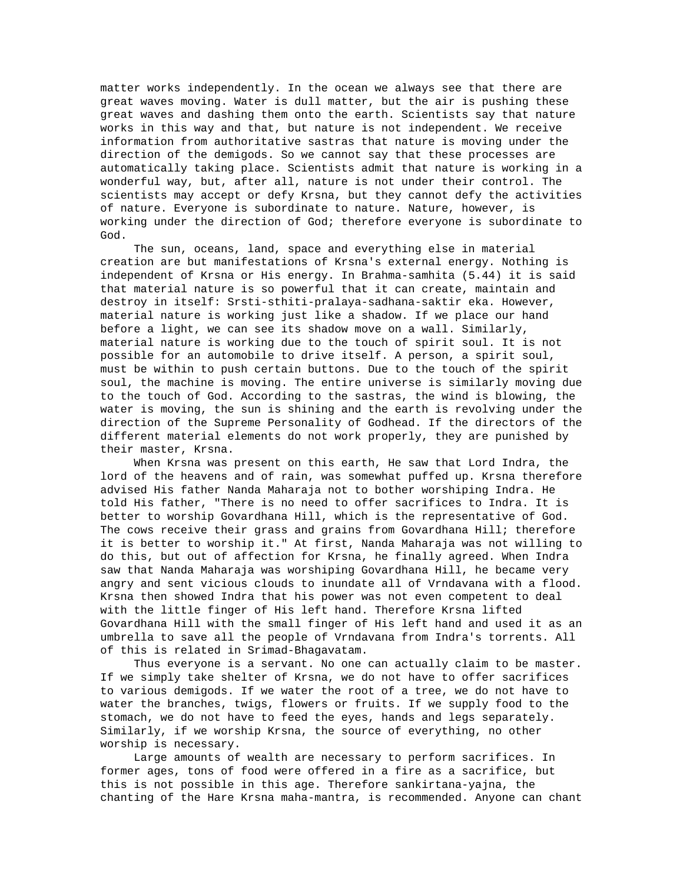matter works independently. In the ocean we always see that there are great waves moving. Water is dull matter, but the air is pushing these great waves and dashing them onto the earth. Scientists say that nature works in this way and that, but nature is not independent. We receive information from authoritative sastras that nature is moving under the direction of the demigods. So we cannot say that these processes are automatically taking place. Scientists admit that nature is working in a wonderful way, but, after all, nature is not under their control. The scientists may accept or defy Krsna, but they cannot defy the activities of nature. Everyone is subordinate to nature. Nature, however, is working under the direction of God; therefore everyone is subordinate to God.

The sun, oceans, land, space and everything else in material creation are but manifestations of Krsna's external energy. Nothing is independent of Krsna or His energy. In Brahma-samhita (5.44) it is said that material nature is so powerful that it can create, maintain and destroy in itself: Srsti-sthiti-pralaya-sadhana-saktir eka. However, material nature is working just like a shadow. If we place our hand before a light, we can see its shadow move on a wall. Similarly, material nature is working due to the touch of spirit soul. It is not possible for an automobile to drive itself. A person, a spirit soul, must be within to push certain buttons. Due to the touch of the spirit soul, the machine is moving. The entire universe is similarly moving due to the touch of God. According to the sastras, the wind is blowing, the water is moving, the sun is shining and the earth is revolving under the direction of the Supreme Personality of Godhead. If the directors of the different material elements do not work properly, they are punished by their master, Krsna.

When Krsna was present on this earth, He saw that Lord Indra, the lord of the heavens and of rain, was somewhat puffed up. Krsna therefore advised His father Nanda Maharaja not to bother worshiping Indra. He told His father, "There is no need to offer sacrifices to Indra. It is better to worship Govardhana Hill, which is the representative of God. The cows receive their grass and grains from Govardhana Hill; therefore it is better to worship it." At first, Nanda Maharaja was not willing to do this, but out of affection for Krsna, he finally agreed. When Indra saw that Nanda Maharaja was worshiping Govardhana Hill, he became very angry and sent vicious clouds to inundate all of Vrndavana with a flood. Krsna then showed Indra that his power was not even competent to deal with the little finger of His left hand. Therefore Krsna lifted Govardhana Hill with the small finger of His left hand and used it as an umbrella to save all the people of Vrndavana from Indra's torrents. All of this is related in Srimad-Bhagavatam.

Thus everyone is a servant. No one can actually claim to be master. If we simply take shelter of Krsna, we do not have to offer sacrifices to various demigods. If we water the root of a tree, we do not have to water the branches, twigs, flowers or fruits. If we supply food to the stomach, we do not have to feed the eyes, hands and legs separately. Similarly, if we worship Krsna, the source of everything, no other worship is necessary.

Large amounts of wealth are necessary to perform sacrifices. In former ages, tons of food were offered in a fire as a sacrifice, but this is not possible in this age. Therefore sankirtana-yajna, the chanting of the Hare Krsna maha-mantra, is recommended. Anyone can chant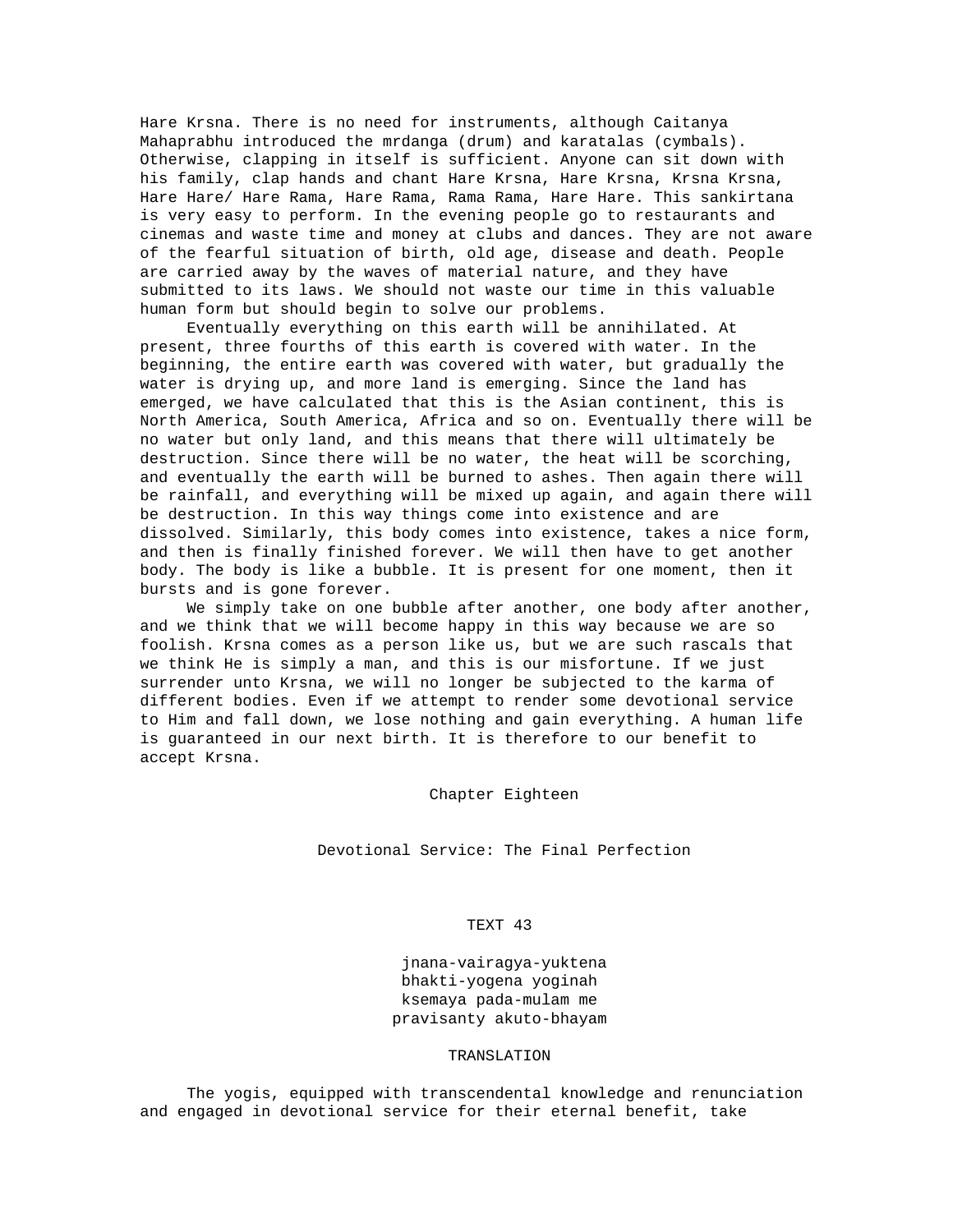Hare Krsna. There is no need for instruments, although Caitanya Mahaprabhu introduced the mrdanga (drum) and karatalas (cymbals). Otherwise, clapping in itself is sufficient. Anyone can sit down with his family, clap hands and chant Hare Krsna, Hare Krsna, Krsna Krsna, Hare Hare/ Hare Rama, Hare Rama, Rama Rama, Hare Hare. This sankirtana is very easy to perform. In the evening people go to restaurants and cinemas and waste time and money at clubs and dances. They are not aware of the fearful situation of birth, old age, disease and death. People are carried away by the waves of material nature, and they have submitted to its laws. We should not waste our time in this valuable human form but should begin to solve our problems.

Eventually everything on this earth will be annihilated. At present, three fourths of this earth is covered with water. In the beginning, the entire earth was covered with water, but gradually the water is drying up, and more land is emerging. Since the land has emerged, we have calculated that this is the Asian continent, this is North America, South America, Africa and so on. Eventually there will be no water but only land, and this means that there will ultimately be destruction. Since there will be no water, the heat will be scorching, and eventually the earth will be burned to ashes. Then again there will be rainfall, and everything will be mixed up again, and again there will be destruction. In this way things come into existence and are dissolved. Similarly, this body comes into existence, takes a nice form, and then is finally finished forever. We will then have to get another body. The body is like a bubble. It is present for one moment, then it bursts and is gone forever.

We simply take on one bubble after another, one body after another, and we think that we will become happy in this way because we are so foolish. Krsna comes as a person like us, but we are such rascals that we think He is simply a man, and this is our misfortune. If we just surrender unto Krsna, we will no longer be subjected to the karma of different bodies. Even if we attempt to render some devotional service to Him and fall down, we lose nothing and gain everything. A human life is guaranteed in our next birth. It is therefore to our benefit to accept Krsna.

# Chapter Eighteen

## Devotional Service: The Final Perfection

### TEXT 43

jnana-vairagya-yuktena
bhakti-yogena yoginah
ksemaya pada-mulam me
pravisanty akuto-bhayam

### TRANSLATION

The yogis, equipped with transcendental knowledge and renunciation and engaged in devotional service for their eternal benefit, take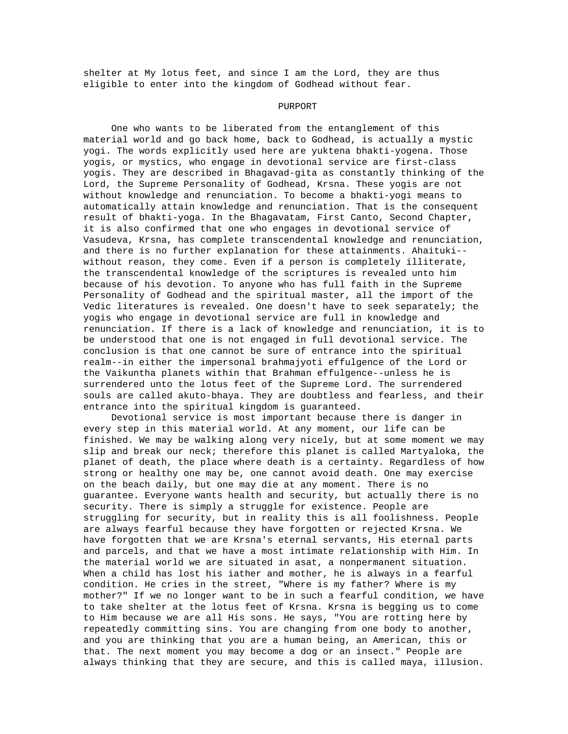shelter at My lotus feet, and since I am the Lord, they are thus eligible to enter into the kingdom of Godhead without fear.

PURPORT

One who wants to be liberated from the entanglement of this material world and go back home, back to Godhead, is actually a mystic yogi. The words explicitly used here are yuktena bhakti-yogena. Those yogis, or mystics, who engage in devotional service are first-class yogis. They are described in Bhagavad-gita as constantly thinking of the Lord, the Supreme Personality of Godhead, Krsna. These yogis are not without knowledge and renunciation. To become a bhakti-yogi means to automatically attain knowledge and renunciation. That is the consequent result of bhakti-yoga. In the Bhagavatam, First Canto, Second Chapter, it is also confirmed that one who engages in devotional service of Vasudeva, Krsna, has complete transcendental knowledge and renunciation, and there is no further explanation for these attainments. Ahaituki--without reason, they come. Even if a person is completely illiterate, the transcendental knowledge of the scriptures is revealed unto him because of his devotion. To anyone who has full faith in the Supreme Personality of Godhead and the spiritual master, all the import of the Vedic literatures is revealed. One doesn't have to seek separately; the yogis who engage in devotional service are full in knowledge and renunciation. If there is a lack of knowledge and renunciation, it is to be understood that one is not engaged in full devotional service. The conclusion is that one cannot be sure of entrance into the spiritual realm--in either the impersonal brahmajyoti effulgence of the Lord or the Vaikuntha planets within that Brahman effulgence--unless he is surrendered unto the lotus feet of the Supreme Lord. The surrendered souls are called akuto-bhaya. They are doubtless and fearless, and their entrance into the spiritual kingdom is guaranteed.

Devotional service is most important because there is danger in every step in this material world. At any moment, our life can be finished. We may be walking along very nicely, but at some moment we may slip and break our neck; therefore this planet is called Martyaloka, the planet of death, the place where death is a certainty. Regardless of how strong or healthy one may be, one cannot avoid death. One may exercise on the beach daily, but one may die at any moment. There is no guarantee. Everyone wants health and security, but actually there is no security. There is simply a struggle for existence. People are struggling for security, but in reality this is all foolishness. People are always fearful because they have forgotten or rejected Krsna. We have forgotten that we are Krsna's eternal servants, His eternal parts and parcels, and that we have a most intimate relationship with Him. In the material world we are situated in asat, a nonpermanent situation. When a child has lost his iather and mother, he is always in a fearful condition. He cries in the street, "Where is my father? Where is my mother?" If we no longer want to be in such a fearful condition, we have to take shelter at the lotus feet of Krsna. Krsna is begging us to come to Him because we are all His sons. He says, "You are rotting here by repeatedly committing sins. You are changing from one body to another, and you are thinking that you are a human being, an American, this or that. The next moment you may become a dog or an insect." People are always thinking that they are secure, and this is called maya, illusion.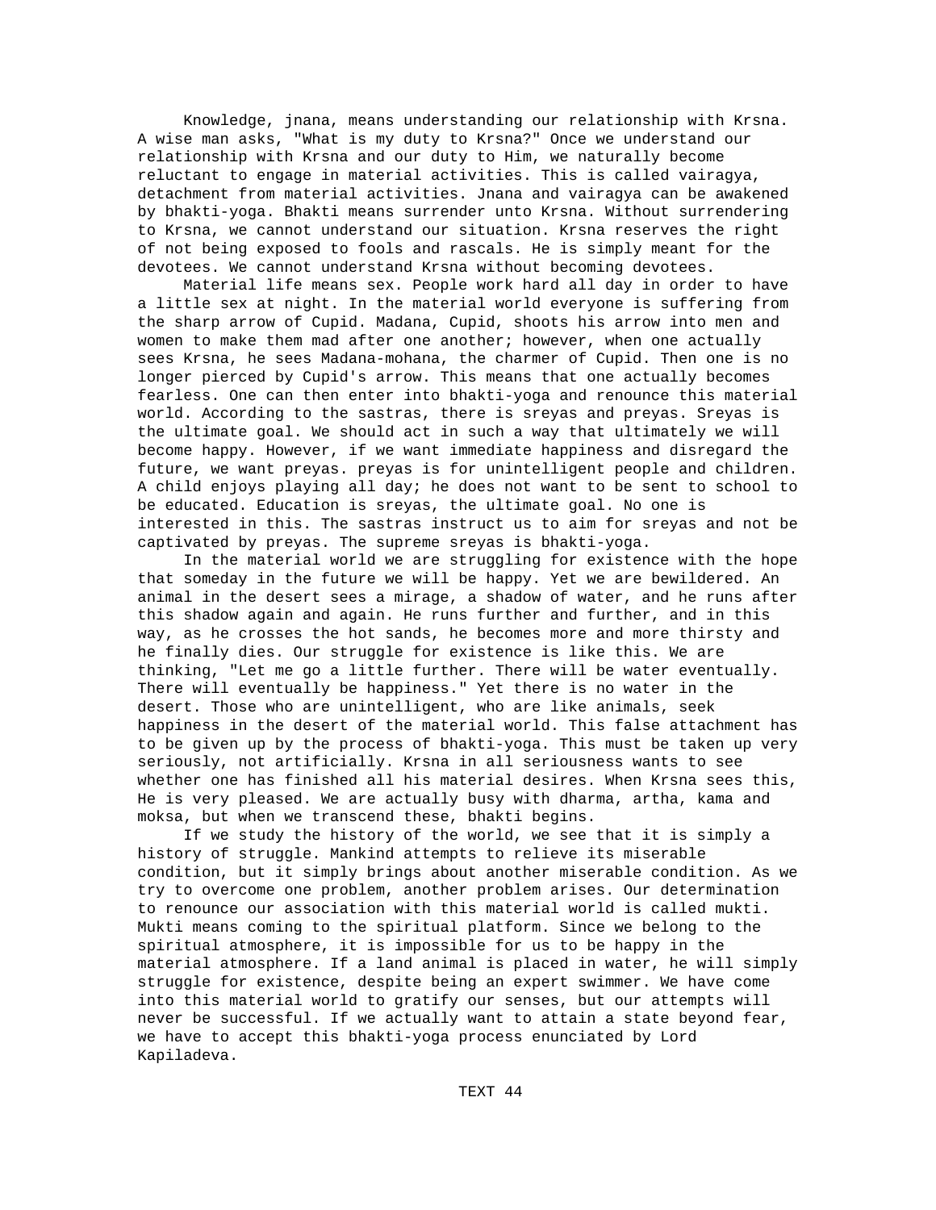Knowledge, jnana, means understanding our relationship with Krsna. A wise man asks, "What is my duty to Krsna?" Once we understand our relationship with Krsna and our duty to Him, we naturally become reluctant to engage in material activities. This is called vairagya, detachment from material activities. Jnana and vairagya can be awakened by bhakti-yoga. Bhakti means surrender unto Krsna. Without surrendering to Krsna, we cannot understand our situation. Krsna reserves the right of not being exposed to fools and rascals. He is simply meant for the devotees. We cannot understand Krsna without becoming devotees.

Material life means sex. People work hard all day in order to have a little sex at night. In the material world everyone is suffering from the sharp arrow of Cupid. Madana, Cupid, shoots his arrow into men and women to make them mad after one another; however, when one actually sees Krsna, he sees Madana-mohana, the charmer of Cupid. Then one is no longer pierced by Cupid's arrow. This means that one actually becomes fearless. One can then enter into bhakti-yoga and renounce this material world. According to the sastras, there is sreyas and preyas. Sreyas is the ultimate goal. We should act in such a way that ultimately we will become happy. However, if we want immediate happiness and disregard the future, we want preyas. preyas is for unintelligent people and children. A child enjoys playing all day; he does not want to be sent to school to be educated. Education is sreyas, the ultimate goal. No one is interested in this. The sastras instruct us to aim for sreyas and not be captivated by preyas. The supreme sreyas is bhakti-yoga.

In the material world we are struggling for existence with the hope that someday in the future we will be happy. Yet we are bewildered. An animal in the desert sees a mirage, a shadow of water, and he runs after this shadow again and again. He runs further and further, and in this way, as he crosses the hot sands, he becomes more and more thirsty and he finally dies. Our struggle for existence is like this. We are thinking, "Let me go a little further. There will be water eventually. There will eventually be happiness." Yet there is no water in the desert. Those who are unintelligent, who are like animals, seek happiness in the desert of the material world. This false attachment has to be given up by the process of bhakti-yoga. This must be taken up very seriously, not artificially. Krsna in all seriousness wants to see whether one has finished all his material desires. When Krsna sees this, He is very pleased. We are actually busy with dharma, artha, kama and moksa, but when we transcend these, bhakti begins.

If we study the history of the world, we see that it is simply a history of struggle. Mankind attempts to relieve its miserable condition, but it simply brings about another miserable condition. As we try to overcome one problem, another problem arises. Our determination to renounce our association with this material world is called mukti. Mukti means coming to the spiritual platform. Since we belong to the spiritual atmosphere, it is impossible for us to be happy in the material atmosphere. If a land animal is placed in water, he will simply struggle for existence, despite being an expert swimmer. We have come into this material world to gratify our senses, but our attempts will never be successful. If we actually want to attain a state beyond fear, we have to accept this bhakti-yoga process enunciated by Lord Kapiladeva.

TEXT 44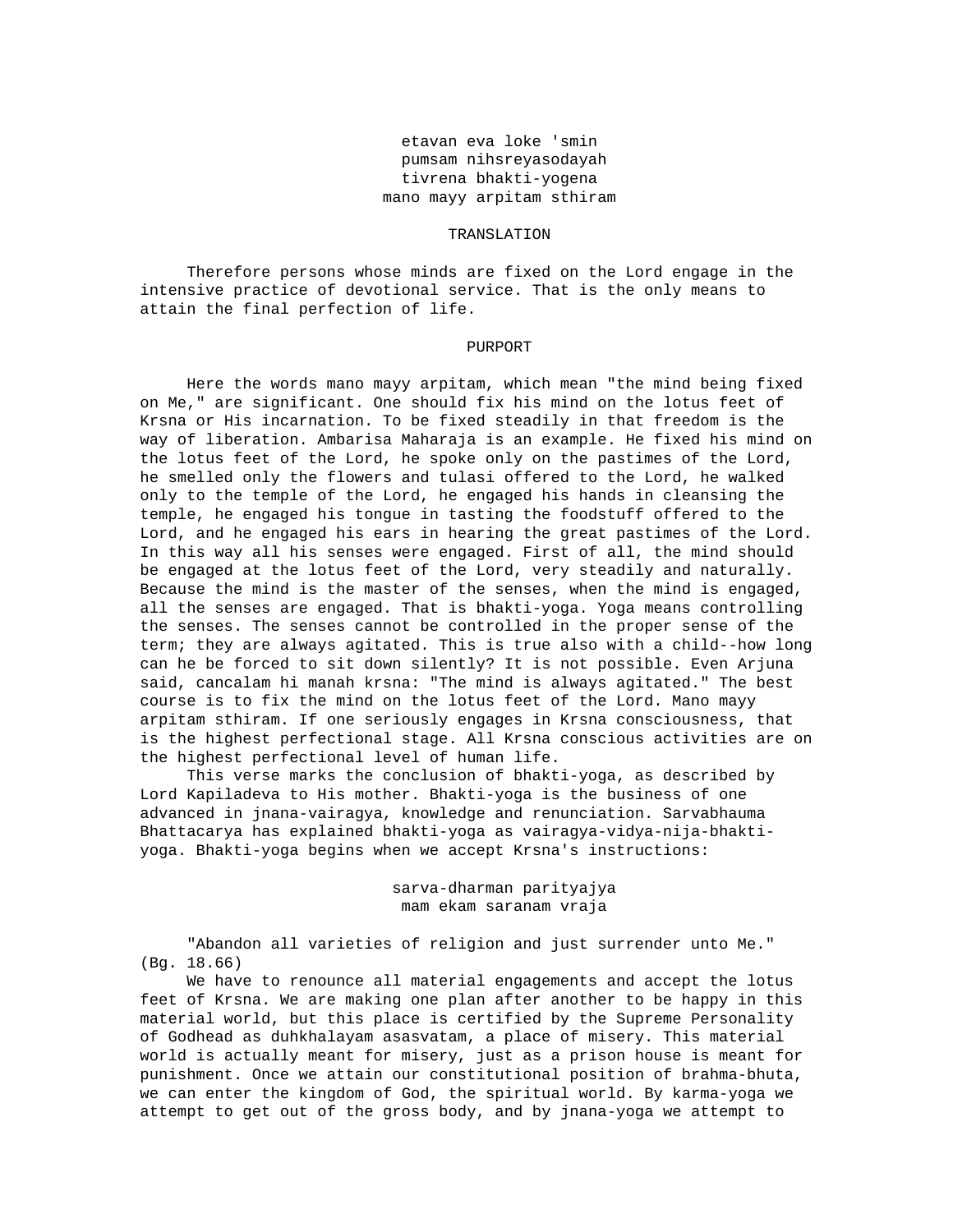etavan eva loke 'smin  
pumsam nihsreyasodayah  
tivrena bhakti-yogena  
mano mayy arpitam sthiram

TRANSLATION

Therefore persons whose minds are fixed on the Lord engage in the intensive practice of devotional service. That is the only means to attain the final perfection of life.

PURPORT

Here the words mano mayy arpitam, which mean "the mind being fixed on Me," are significant. One should fix his mind on the lotus feet of Krsna or His incarnation. To be fixed steadily in that freedom is the way of liberation. Ambarisa Maharaja is an example. He fixed his mind on the lotus feet of the Lord, he spoke only on the pastimes of the Lord, he smelled only the flowers and tulasi offered to the Lord, he walked only to the temple of the Lord, he engaged his hands in cleansing the temple, he engaged his tongue in tasting the foodstuff offered to the Lord, and he engaged his ears in hearing the great pastimes of the Lord. In this way all his senses were engaged. First of all, the mind should be engaged at the lotus feet of the Lord, very steadily and naturally. Because the mind is the master of the senses, when the mind is engaged, all the senses are engaged. That is bhakti-yoga. Yoga means controlling the senses. The senses cannot be controlled in the proper sense of the term; they are always agitated. This is true also with a child--how long can he be forced to sit down silently? It is not possible. Even Arjuna said, cancalam hi manah krsna: "The mind is always agitated." The best course is to fix the mind on the lotus feet of the Lord. Mano mayy arpitam sthiram. If one seriously engages in Krsna consciousness, that is the highest perfectional stage. All Krsna conscious activities are on the highest perfectional level of human life.

This verse marks the conclusion of bhakti-yoga, as described by Lord Kapiladeva to His mother. Bhakti-yoga is the business of one advanced in jnana-vairagya, knowledge and renunciation. Sarvabhauma Bhattacarya has explained bhakti-yoga as vairagya-vidya-nija-bhakti-yoga. Bhakti-yoga begins when we accept Krsna's instructions:

sarva-dharman parityajya  
mam ekam saranam vraja

"Abandon all varieties of religion and just surrender unto Me." (Bg. 18.66)

We have to renounce all material engagements and accept the lotus feet of Krsna. We are making one plan after another to be happy in this material world, but this place is certified by the Supreme Personality of Godhead as duhkhalayam asasvatam, a place of misery. This material world is actually meant for misery, just as a prison house is meant for punishment. Once we attain our constitutional position of brahma-bhuta, we can enter the kingdom of God, the spiritual world. By karma-yoga we attempt to get out of the gross body, and by jnana-yoga we attempt to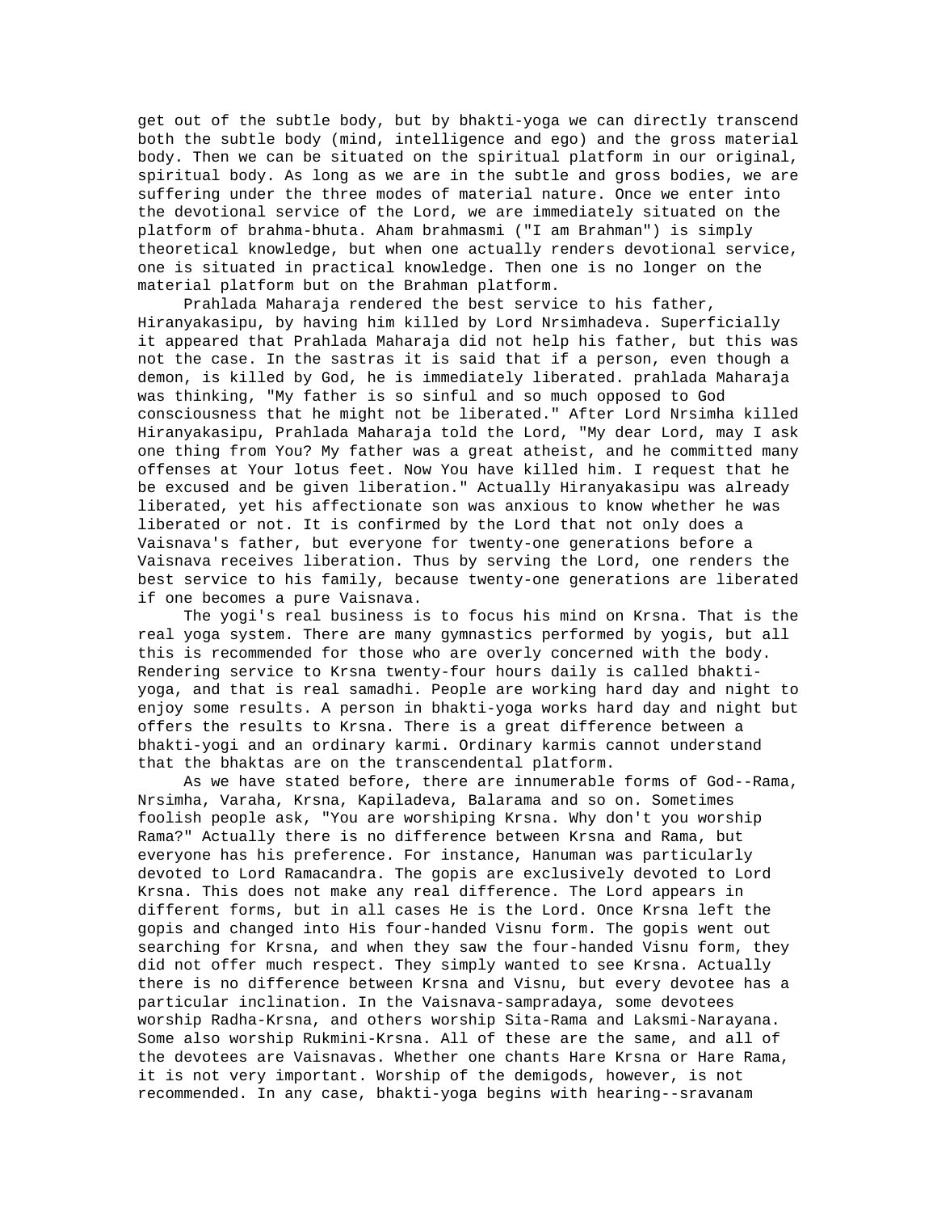get out of the subtle body, but by bhakti-yoga we can directly transcend both the subtle body (mind, intelligence and ego) and the gross material body. Then we can be situated on the spiritual platform in our original, spiritual body. As long as we are in the subtle and gross bodies, we are suffering under the three modes of material nature. Once we enter into the devotional service of the Lord, we are immediately situated on the platform of brahma-bhuta. Aham brahmasmi ("I am Brahman") is simply theoretical knowledge, but when one actually renders devotional service, one is situated in practical knowledge. Then one is no longer on the material platform but on the Brahman platform.

Prahlada Maharaja rendered the best service to his father, Hiranyakasipu, by having him killed by Lord Nrsimhadeva. Superficially it appeared that Prahlada Maharaja did not help his father, but this was not the case. In the sastras it is said that if a person, even though a demon, is killed by God, he is immediately liberated. prahlada Maharaja was thinking, "My father is so sinful and so much opposed to God consciousness that he might not be liberated." After Lord Nrsimha killed Hiranyakasipu, Prahlada Maharaja told the Lord, "My dear Lord, may I ask one thing from You? My father was a great atheist, and he committed many offenses at Your lotus feet. Now You have killed him. I request that he be excused and be given liberation." Actually Hiranyakasipu was already liberated, yet his affectionate son was anxious to know whether he was liberated or not. It is confirmed by the Lord that not only does a Vaisnava's father, but everyone for twenty-one generations before a Vaisnava receives liberation. Thus by serving the Lord, one renders the best service to his family, because twenty-one generations are liberated if one becomes a pure Vaisnava.

The yogi's real business is to focus his mind on Krsna. That is the real yoga system. There are many gymnastics performed by yogis, but all this is recommended for those who are overly concerned with the body. Rendering service to Krsna twenty-four hours daily is called bhakti-yoga, and that is real samadhi. People are working hard day and night to enjoy some results. A person in bhakti-yoga works hard day and night but offers the results to Krsna. There is a great difference between a bhakti-yogi and an ordinary karmi. Ordinary karmis cannot understand that the bhaktas are on the transcendental platform.

As we have stated before, there are innumerable forms of God--Rama, Nrsimha, Varaha, Krsna, Kapiladeva, Balarama and so on. Sometimes foolish people ask, "You are worshiping Krsna. Why don't you worship Rama?" Actually there is no difference between Krsna and Rama, but everyone has his preference. For instance, Hanuman was particularly devoted to Lord Ramacandra. The gopis are exclusively devoted to Lord Krsna. This does not make any real difference. The Lord appears in different forms, but in all cases He is the Lord. Once Krsna left the gopis and changed into His four-handed Visnu form. The gopis went out searching for Krsna, and when they saw the four-handed Visnu form, they did not offer much respect. They simply wanted to see Krsna. Actually there is no difference between Krsna and Visnu, but every devotee has a particular inclination. In the Vaisnava-sampradaya, some devotees worship Radha-Krsna, and others worship Sita-Rama and Laksmi-Narayana. Some also worship Rukmini-Krsna. All of these are the same, and all of the devotees are Vaisnavas. Whether one chants Hare Krsna or Hare Rama, it is not very important. Worship of the demigods, however, is not recommended. In any case, bhakti-yoga begins with hearing--sravanam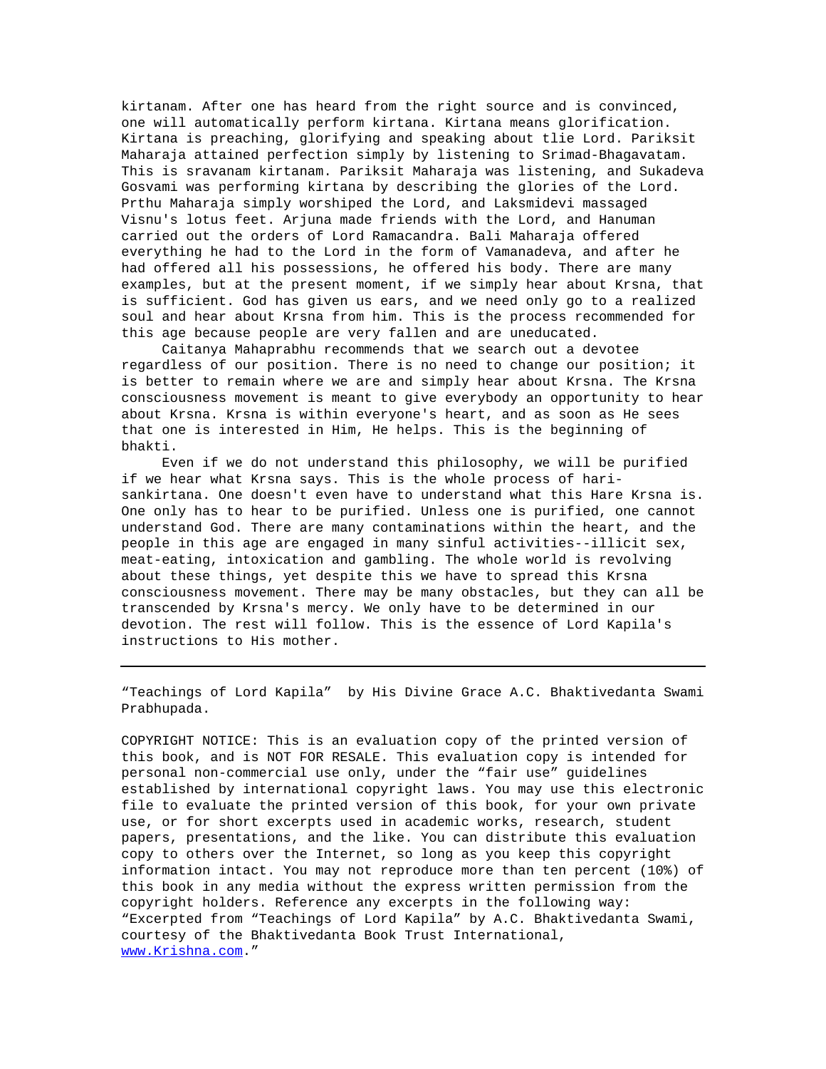kirtanam. After one has heard from the right source and is convinced, one will automatically perform kirtana. Kirtana means glorification. Kirtana is preaching, glorifying and speaking about tlie Lord. Pariksit Maharaja attained perfection simply by listening to Srimad-Bhagavatam. This is sravanam kirtanam. Pariksit Maharaja was listening, and Sukadeva Gosvami was performing kirtana by describing the glories of the Lord. Prthu Maharaja simply worshiped the Lord, and Laksmidevi massaged Visnu's lotus feet. Arjuna made friends with the Lord, and Hanuman carried out the orders of Lord Ramacandra. Bali Maharaja offered everything he had to the Lord in the form of Vamanadeva, and after he had offered all his possessions, he offered his body. There are many examples, but at the present moment, if we simply hear about Krsna, that is sufficient. God has given us ears, and we need only go to a realized soul and hear about Krsna from him. This is the process recommended for this age because people are very fallen and are uneducated.

Caitanya Mahaprabhu recommends that we search out a devotee regardless of our position. There is no need to change our position; it is better to remain where we are and simply hear about Krsna. The Krsna consciousness movement is meant to give everybody an opportunity to hear about Krsna. Krsna is within everyone's heart, and as soon as He sees that one is interested in Him, He helps. This is the beginning of bhakti.

Even if we do not understand this philosophy, we will be purified if we hear what Krsna says. This is the whole process of hari-sankirtana. One doesn't even have to understand what this Hare Krsna is. One only has to hear to be purified. Unless one is purified, one cannot understand God. There are many contaminations within the heart, and the people in this age are engaged in many sinful activities--illicit sex, meat-eating, intoxication and gambling. The whole world is revolving about these things, yet despite this we have to spread this Krsna consciousness movement. There may be many obstacles, but they can all be transcended by Krsna's mercy. We only have to be determined in our devotion. The rest will follow. This is the essence of Lord Kapila's instructions to His mother.

---

“Teachings of Lord Kapila” by His Divine Grace A.C. Bhaktivedanta Swami Prabhupada.

COPYRIGHT NOTICE: This is an evaluation copy of the printed version of this book, and is NOT FOR RESALE. This evaluation copy is intended for personal non-commercial use only, under the “fair use” guidelines established by international copyright laws. You may use this electronic file to evaluate the printed version of this book, for your own private use, or for short excerpts used in academic works, research, student papers, presentations, and the like. You can distribute this evaluation copy to others over the Internet, so long as you keep this copyright information intact. You may not reproduce more than ten percent (10%) of this book in any media without the express written permission from the copyright holders. Reference any excerpts in the following way: “Excerpted from “Teachings of Lord Kapila” by A.C. Bhaktivedanta Swami, courtesy of the Bhaktivedanta Book Trust International, www.Krishna.com.”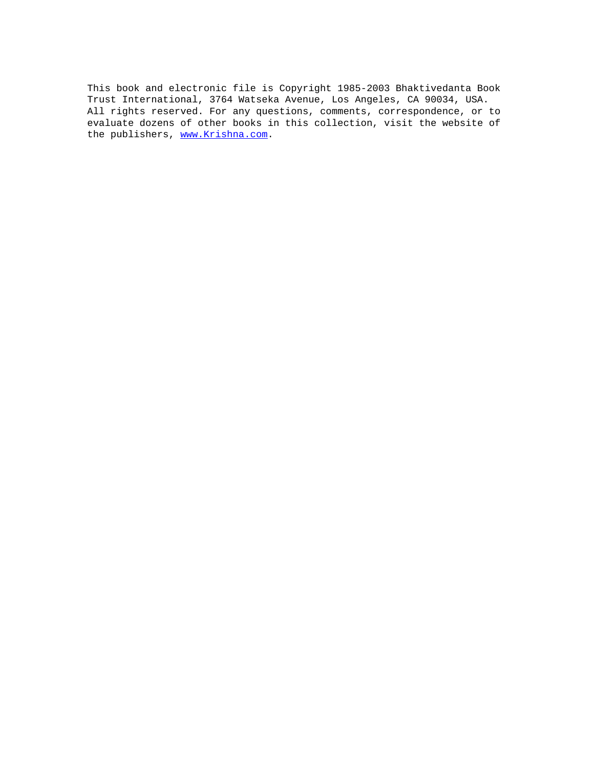This book and electronic file is Copyright 1985-2003 Bhaktivedanta Book Trust International, 3764 Watseka Avenue, Los Angeles, CA 90034, USA. All rights reserved. For any questions, comments, correspondence, or to evaluate dozens of other books in this collection, visit the website of the publishers, www.Krishna.com.